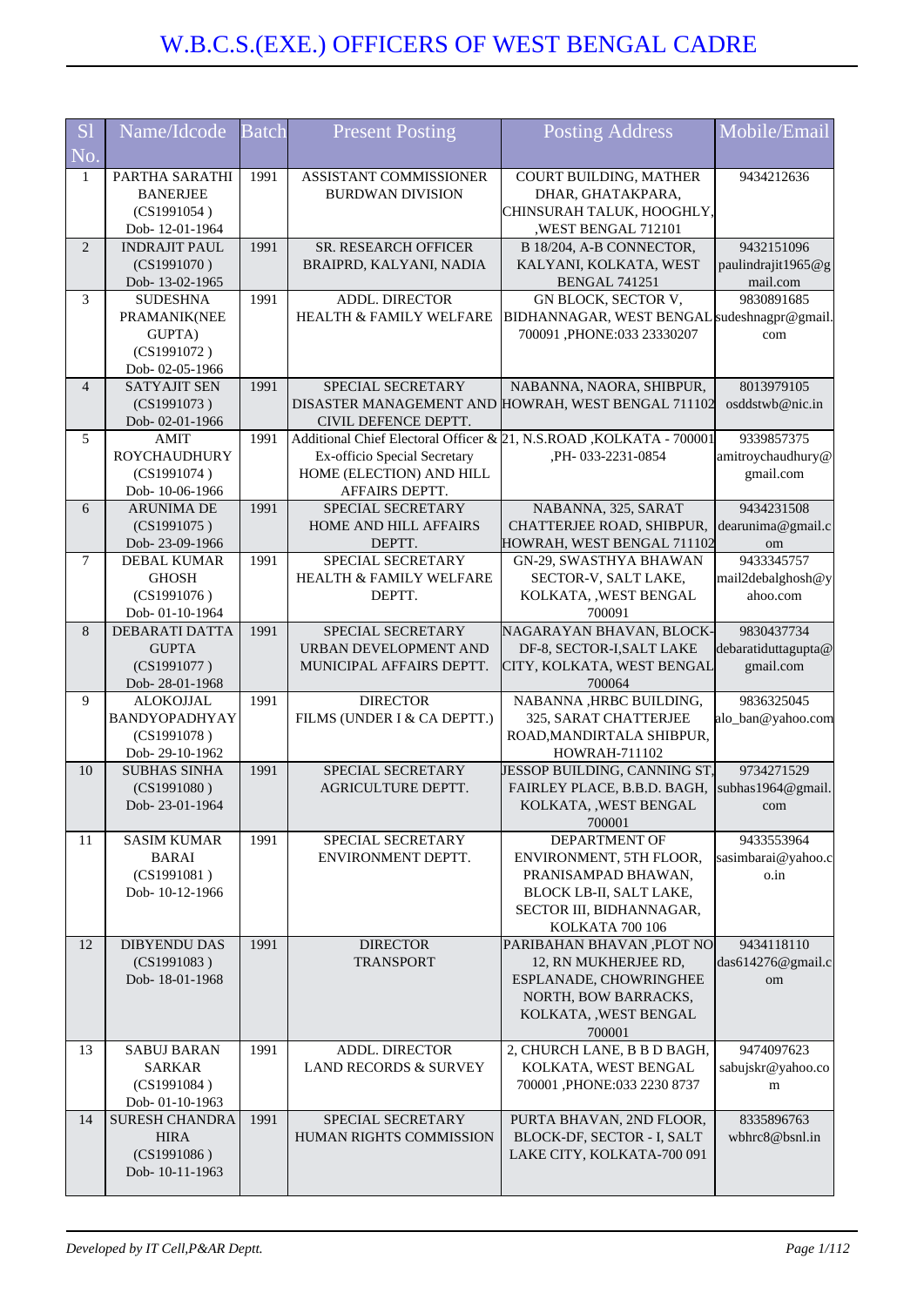# W.B.C.S.(EXE.) OFFICERS OF WEST BENGAL CADRE

| Sl No. | Name/Idcode | Batch | Present Posting | Posting Address | Mobile/Email |
|---|---|---|---|---|---|
| 1 | PARTHA SARATHI BANERJEE (CS1991054 ) Dob- 12-01-1964 | 1991 | ASSISTANT COMMISSIONER BURDWAN DIVISION | COURT BUILDING, MATHER DHAR, GHATAKPARA, CHINSURAH TALUK, HOOGHLY, ,WEST BENGAL 712101 | 9434212636 |
| 2 | INDRAJIT PAUL (CS1991070 ) Dob- 13-02-1965 | 1991 | SR. RESEARCH OFFICER BRAIPRD, KALYANI, NADIA | B 18/204, A-B CONNECTOR, KALYANI, KOLKATA, WEST BENGAL 741251 | 9432151096 paulindrajit1965@gmail.com |
| 3 | SUDESHNA PRAMANIK(NEE GUPTA) (CS1991072 ) Dob- 02-05-1966 | 1991 | ADDL. DIRECTOR HEALTH & FAMILY WELFARE | GN BLOCK, SECTOR V, BIDHANNAGAR, WEST BENGAL 700091 ,PHONE:033 23330207 | 9830891685 sudeshnagpr@gmail.com |
| 4 | SATYAJIT SEN (CS1991073 ) Dob- 02-01-1966 | 1991 | SPECIAL SECRETARY DISASTER MANAGEMENT AND CIVIL DEFENCE DEPTT. | NABANNA, NAORA, SHIBPUR, HOWRAH, WEST BENGAL 711102 | 8013979105 osddstwb@nic.in |
| 5 | AMIT ROYCHAUDHURY (CS1991074 ) Dob- 10-06-1966 | 1991 | Additional Chief Electoral Officer & Ex-officio Special Secretary HOME (ELECTION) AND HILL AFFAIRS DEPTT. | 21, N.S.ROAD ,KOLKATA - 700001 ,PH- 033-2231-0854 | 9339857375 amitroychaudhury@gmail.com |
| 6 | ARUNIMA DE (CS1991075 ) Dob- 23-09-1966 | 1991 | SPECIAL SECRETARY HOME AND HILL AFFAIRS DEPTT. | NABANNA, 325, SARAT CHATTERJEE ROAD, SHIBPUR, HOWRAH, WEST BENGAL 711102 | 9434231508 dearunima@gmail.com |
| 7 | DEBAL KUMAR GHOSH (CS1991076 ) Dob- 01-10-1964 | 1991 | SPECIAL SECRETARY HEALTH & FAMILY WELFARE DEPTT. | GN-29, SWASTHYA BHAWAN SECTOR-V, SALT LAKE, KOLKATA, ,WEST BENGAL 700091 | 9433345757 mail2debalghosh@yahoo.com |
| 8 | DEBARATI DATTA GUPTA (CS1991077 ) Dob- 28-01-1968 | 1991 | SPECIAL SECRETARY URBAN DEVELOPMENT AND MUNICIPAL AFFAIRS DEPTT. | NAGARAYAN BHAVAN, BLOCK-DF-8, SECTOR-I,SALT LAKE CITY, KOLKATA, WEST BENGAL 700064 | 9830437734 debaratiduttagupta@gmail.com |
| 9 | ALOKOJJAL BANDYOPADHYAY (CS1991078 ) Dob- 29-10-1962 | 1991 | DIRECTOR FILMS (UNDER I & CA DEPTT.) | NABANNA ,HRBC BUILDING, 325, SARAT CHATTERJEE ROAD,MANDIRTALA SHIBPUR, HOWRAH-711102 | 9836325045 alo_ban@yahoo.com |
| 10 | SUBHAS SINHA (CS1991080 ) Dob- 23-01-1964 | 1991 | SPECIAL SECRETARY AGRICULTURE DEPTT. | JESSOP BUILDING, CANNING ST, FAIRLEY PLACE, B.B.D. BAGH, KOLKATA, ,WEST BENGAL 700001 | 9734271529 subhas1964@gmail.com |
| 11 | SASIM KUMAR BARAI (CS1991081 ) Dob- 10-12-1966 | 1991 | SPECIAL SECRETARY ENVIRONMENT DEPTT. | DEPARTMENT OF ENVIRONMENT, 5TH FLOOR, PRANISAMPAD BHAWAN, BLOCK LB-II, SALT LAKE, SECTOR III, BIDHANNAGAR, KOLKATA 700 106 | 9433553964 sasimbarai@yahoo.co.in |
| 12 | DIBYENDU DAS (CS1991083 ) Dob- 18-01-1968 | 1991 | DIRECTOR TRANSPORT | PARIBAHAN BHAVAN ,PLOT NO 12, RN MUKHERJEE RD, ESPLANADE, CHOWRINGHEE NORTH, BOW BARRACKS, KOLKATA, ,WEST BENGAL 700001 | 9434118110 das614276@gmail.com |
| 13 | SABUJ BARAN SARKAR (CS1991084 ) Dob- 01-10-1963 | 1991 | ADDL. DIRECTOR LAND RECORDS & SURVEY | 2, CHURCH LANE, B B D BAGH, KOLKATA, WEST BENGAL 700001 ,PHONE:033 2230 8737 | 9474097623 sabujskr@yahoo.com |
| 14 | SURESH CHANDRA HIRA (CS1991086 ) Dob- 10-11-1963 | 1991 | SPECIAL SECRETARY HUMAN RIGHTS COMMISSION | PURTA BHAVAN, 2ND FLOOR, BLOCK-DF, SECTOR - I, SALT LAKE CITY, KOLKATA-700 091 | 8335896763 wbhrc8@bsnl.in |

*Developed by IT Cell,P&AR Deptt.*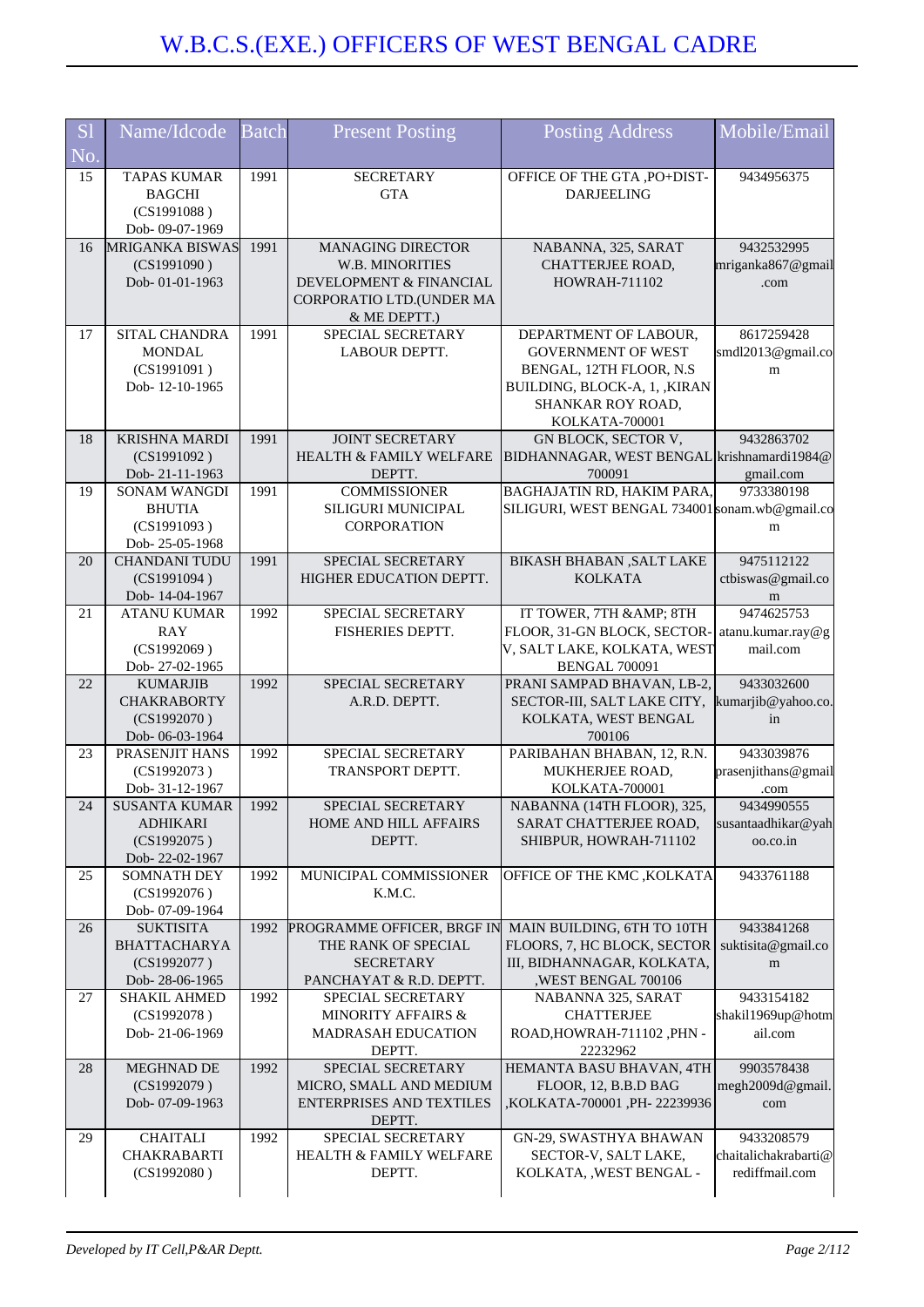# W.B.C.S.(EXE.) OFFICERS OF WEST BENGAL CADRE

| Sl No. | Name/Idcode | Batch | Present Posting | Posting Address | Mobile/Email |
|---|---|---|---|---|---|
| 15 | TAPAS KUMAR BAGCHI (CS1991088 ) Dob- 09-07-1969 | 1991 | SECRETARY GTA | OFFICE OF THE GTA ,PO+DIST-DARJEELING | 9434956375 |
| 16 | MRIGANKA BISWAS (CS1991090 ) Dob- 01-01-1963 | 1991 | MANAGING DIRECTOR W.B. MINORITIES DEVELOPMENT & FINANCIAL CORPORATIO LTD.(UNDER MA & ME DEPTT.) | NABANNA, 325, SARAT CHATTERJEE ROAD, HOWRAH-711102 | 9432532995 mriganka867@gmail.com |
| 17 | SITAL CHANDRA MONDAL (CS1991091 ) Dob- 12-10-1965 | 1991 | SPECIAL SECRETARY LABOUR DEPTT. | DEPARTMENT OF LABOUR, GOVERNMENT OF WEST BENGAL, 12TH FLOOR, N.S BUILDING, BLOCK-A, 1, ,KIRAN SHANKAR ROY ROAD, KOLKATA-700001 | 8617259428 smdl2013@gmail.com |
| 18 | KRISHNA MARDI (CS1991092 ) Dob- 21-11-1963 | 1991 | JOINT SECRETARY HEALTH & FAMILY WELFARE DEPTT. | GN BLOCK, SECTOR V, BIDHANNAGAR, WEST BENGAL 700091 | 9432863702 krishnamardi1984@gmail.com |
| 19 | SONAM WANGDI BHUTIA (CS1991093 ) Dob- 25-05-1968 | 1991 | COMMISSIONER SILIGURI MUNICIPAL CORPORATION | BAGHAJATIN RD, HAKIM PARA, SILIGURI, WEST BENGAL 734001 | 9733380198 sonam.wb@gmail.com |
| 20 | CHANDANI TUDU (CS1991094 ) Dob- 14-04-1967 | 1991 | SPECIAL SECRETARY HIGHER EDUCATION DEPTT. | BIKASH BHABAN ,SALT LAKE KOLKATA | 9475112122 ctbiswas@gmail.com |
| 21 | ATANU KUMAR RAY (CS1992069 ) Dob- 27-02-1965 | 1992 | SPECIAL SECRETARY FISHERIES DEPTT. | IT TOWER, 7TH &AMP; 8TH FLOOR, 31-GN BLOCK, SECTOR-V, SALT LAKE, KOLKATA, WEST BENGAL 700091 | 9474625753 atanu.kumar.ray@gmail.com |
| 22 | KUMARJIB CHAKRABORTY (CS1992070 ) Dob- 06-03-1964 | 1992 | SPECIAL SECRETARY A.R.D. DEPTT. | PRANI SAMPAD BHAVAN, LB-2, SECTOR-III, SALT LAKE CITY, KOLKATA, WEST BENGAL 700106 | 9433032600 kumarjib@yahoo.co.in |
| 23 | PRASENJIT HANS (CS1992073 ) Dob- 31-12-1967 | 1992 | SPECIAL SECRETARY TRANSPORT DEPTT. | PARIBAHAN BHABAN, 12, R.N. MUKHERJEE ROAD, KOLKATA-700001 | 9433039876 prasenjithans@gmail.com |
| 24 | SUSANTA KUMAR ADHIKARI (CS1992075 ) Dob- 22-02-1967 | 1992 | SPECIAL SECRETARY HOME AND HILL AFFAIRS DEPTT. | NABANNA (14TH FLOOR), 325, SARAT CHATTERJEE ROAD, SHIBPUR, HOWRAH-711102 | 9434990555 susantaadhikar@yahoo.co.in |
| 25 | SOMNATH DEY (CS1992076 ) Dob- 07-09-1964 | 1992 | MUNICIPAL COMMISSIONER K.M.C. | OFFICE OF THE KMC ,KOLKATA | 9433761188 |
| 26 | SUKTISITA BHATTACHARYA (CS1992077 ) Dob- 28-06-1965 | 1992 | PROGRAMME OFFICER, BRGF IN THE RANK OF SPECIAL SECRETARY PANCHAYAT & R.D. DEPTT. | MAIN BUILDING, 6TH TO 10TH FLOORS, 7, HC BLOCK, SECTOR III, BIDHANNAGAR, KOLKATA, ,WEST BENGAL 700106 | 9433841268 suktisita@gmail.com |
| 27 | SHAKIL AHMED (CS1992078 ) Dob- 21-06-1969 | 1992 | SPECIAL SECRETARY MINORITY AFFAIRS & MADRASAH EDUCATION DEPTT. | NABANNA 325, SARAT CHATTERJEE ROAD,HOWRAH-711102 ,PHN - 22232962 | 9433154182 shakil1969up@hotmail.com |
| 28 | MEGHNAD DE (CS1992079 ) Dob- 07-09-1963 | 1992 | SPECIAL SECRETARY MICRO, SMALL AND MEDIUM ENTERPRISES AND TEXTILES DEPTT. | HEMANTA BASU BHAVAN, 4TH FLOOR, 12, B.B.D BAG ,KOLKATA-700001 ,PH- 22239936 | 9903578438 megh2009d@gmail.com |
| 29 | CHAITALI CHAKRABARTI (CS1992080 ) | 1992 | SPECIAL SECRETARY HEALTH & FAMILY WELFARE DEPTT. | GN-29, SWASTHYA BHAWAN SECTOR-V, SALT LAKE, KOLKATA, ,WEST BENGAL - | 9433208579 chaitalichakrabarti@rediffmail.com |

*Developed by IT Cell,P&AR Deptt.*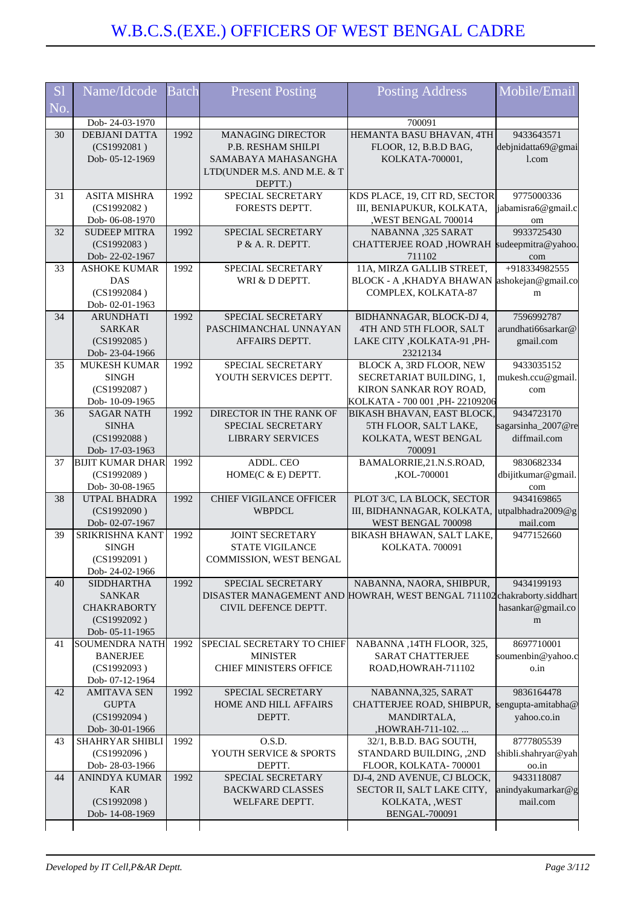# W.B.C.S.(EXE.) OFFICERS OF WEST BENGAL CADRE

| Sl No. | Name/Idcode | Batch | Present Posting | Posting Address | Mobile/Email |
|---|---|---|---|---|---|
| | Dob- 24-03-1970 | | | 700091 | |
| 30 | DEBJANI DATTA (CS1992081 ) Dob- 05-12-1969 | 1992 | MANAGING DIRECTOR P.B. RESHAM SHILPI SAMABAYA MAHASANGHA LTD(UNDER M.S. AND M.E. & T DEPTT.) | HEMANTA BASU BHAVAN, 4TH FLOOR, 12, B.B.D BAG, KOLKATA-700001, | 9433643571 debjnidatta69@gmail.com |
| 31 | ASITA MISHRA (CS1992082 ) Dob- 06-08-1970 | 1992 | SPECIAL SECRETARY FORESTS DEPTT. | KDS PLACE, 19, CIT RD, SECTOR III, BENIAPUKUR, KOLKATA, ,WEST BENGAL 700014 | 9775000336 jabamisra6@gmail.com |
| 32 | SUDEEP MITRA (CS1992083 ) Dob- 22-02-1967 | 1992 | SPECIAL SECRETARY P & A. R. DEPTT. | NABANNA ,325 SARAT CHATTERJEE ROAD ,HOWRAH 711102 | 9933725430 sudeepmitra@yahoo.com |
| 33 | ASHOKE KUMAR DAS (CS1992084 ) Dob- 02-01-1963 | 1992 | SPECIAL SECRETARY WRI & D DEPTT. | 11A, MIRZA GALLIB STREET, BLOCK - A ,KHADYA BHAWAN COMPLEX, KOLKATA-87 | +918334982555 ashokejan@gmail.com |
| 34 | ARUNDHATI SARKAR (CS1992085 ) Dob- 23-04-1966 | 1992 | SPECIAL SECRETARY PASCHIMANCHAL UNNAYAN AFFAIRS DEPTT. | BIDHANNAGAR, BLOCK-DJ 4, 4TH AND 5TH FLOOR, SALT LAKE CITY ,KOLKATA-91 ,PH-23212134 | 7596992787 arundhati66sarkar@gmail.com |
| 35 | MUKESH KUMAR SINGH (CS1992087 ) Dob- 10-09-1965 | 1992 | SPECIAL SECRETARY YOUTH SERVICES DEPTT. | BLOCK A, 3RD FLOOR, NEW SECRETARIAT BUILDING, 1, KIRON SANKAR ROY ROAD, KOLKATA - 700 001 ,PH- 22109206 | 9433035152 mukesh.ccu@gmail.com |
| 36 | SAGAR NATH SINHA (CS1992088 ) Dob- 17-03-1963 | 1992 | DIRECTOR IN THE RANK OF SPECIAL SECRETARY LIBRARY SERVICES | BIKASH BHAVAN, EAST BLOCK, 5TH FLOOR, SALT LAKE, KOLKATA, WEST BENGAL 700091 | 9434723170 sagarsinha_2007@rediffmail.com |
| 37 | BIJIT KUMAR DHAR (CS1992089 ) Dob- 30-08-1965 | 1992 | ADDL. CEO HOME(C & E) DEPTT. | BAMALORRIE,21.N.S.ROAD, ,KOL-700001 | 9830682334 dbijitkumar@gmail.com |
| 38 | UTPAL BHADRA (CS1992090 ) Dob- 02-07-1967 | 1992 | CHIEF VIGILANCE OFFICER WBPDCL | PLOT 3/C, LA BLOCK, SECTOR III, BIDHANNAGAR, KOLKATA, WEST BENGAL 700098 | 9434169865 utpalbhadra2009@gmail.com |
| 39 | SRIKRISHNA KANT SINGH (CS1992091 ) Dob- 24-02-1966 | 1992 | JOINT SECRETARY STATE VIGILANCE COMMISSION, WEST BENGAL | BIKASH BHAWAN, SALT LAKE, KOLKATA. 700091 | 9477152660 |
| 40 | SIDDHARTHA SANKAR CHAKRABORTY (CS1992092 ) Dob- 05-11-1965 | 1992 | SPECIAL SECRETARY DISASTER MANAGEMENT AND CIVIL DEFENCE DEPTT. | NABANNA, NAORA, SHIBPUR, HOWRAH, WEST BENGAL 711102 | 9434199193 chakraborty.siddharthasankar@gmail.com |
| 41 | SOUMENDRA NATH BANERJEE (CS1992093 ) Dob- 07-12-1964 | 1992 | SPECIAL SECRETARY TO CHIEF MINISTER CHIEF MINISTERS OFFICE | NABANNA ,14TH FLOOR, 325, SARAT CHATTERJEE ROAD,HOWRAH-711102 | 8697710001 soumenbin@yahoo.co.in |
| 42 | AMITAVA SEN GUPTA (CS1992094 ) Dob- 30-01-1966 | 1992 | SPECIAL SECRETARY HOME AND HILL AFFAIRS DEPTT. | NABANNA,325, SARAT CHATTERJEE ROAD, SHIBPUR, MANDIRTALA, ,HOWRAH-711-102. ... | 9836164478 sengupta-amitabha@yahoo.co.in |
| 43 | SHAHRYAR SHIBLI (CS1992096 ) Dob- 28-03-1966 | 1992 | O.S.D. YOUTH SERVICE & SPORTS DEPTT. | 32/1, B.B.D. BAG SOUTH, STANDARD BUILDING, ,2ND FLOOR, KOLKATA- 700001 | 8777805539 shibli.shahryar@yahoo.in |
| 44 | ANINDYA KUMAR KAR (CS1992098 ) Dob- 14-08-1969 | 1992 | SPECIAL SECRETARY BACKWARD CLASSES WELFARE DEPTT. | DJ-4, 2ND AVENUE, CJ BLOCK, SECTOR II, SALT LAKE CITY, KOLKATA, ,WEST BENGAL-700091 | 9433118087 anindyakumarkar@gmail.com |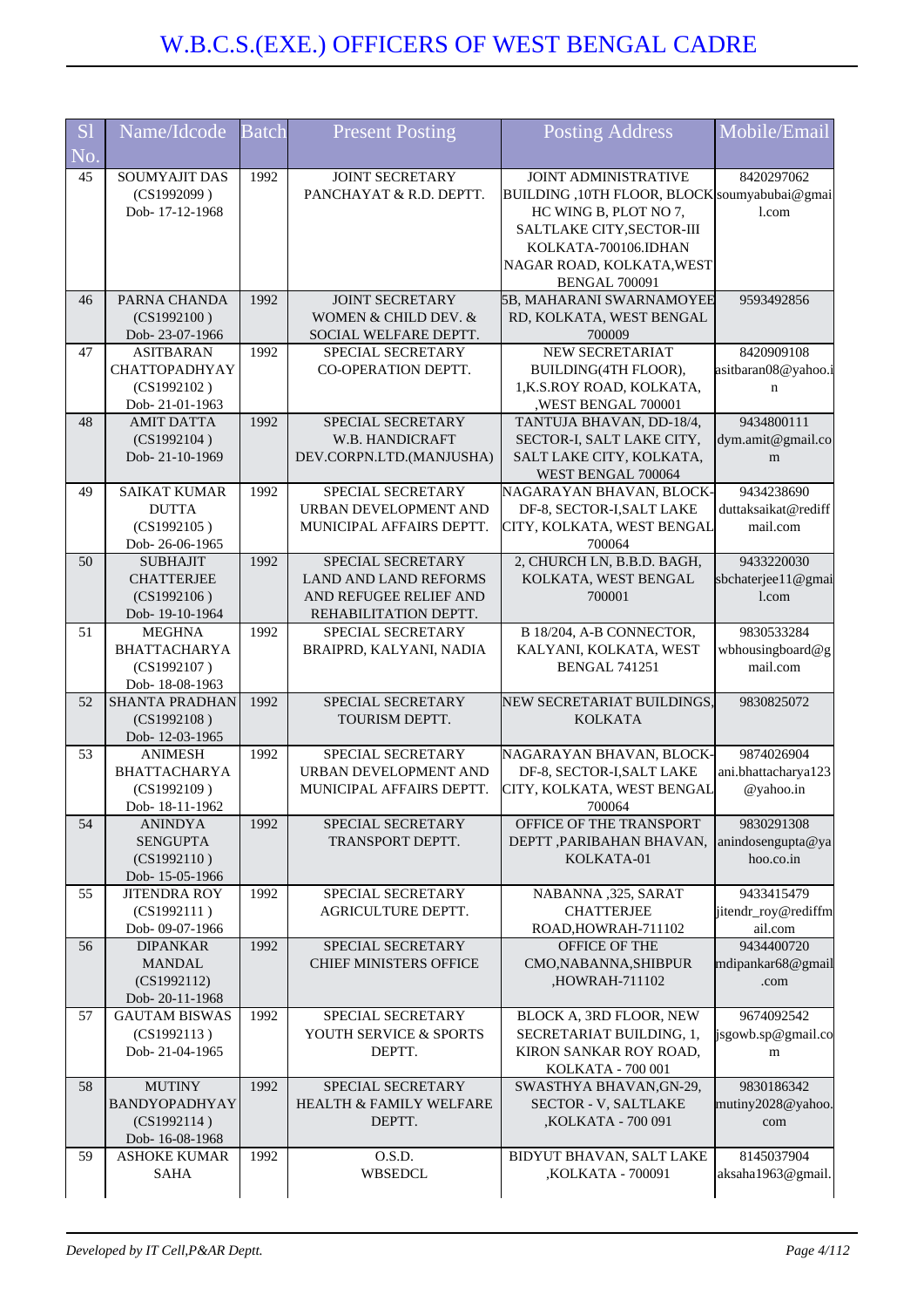# W.B.C.S.(EXE.) OFFICERS OF WEST BENGAL CADRE

| Sl No. | Name/Idcode | Batch | Present Posting | Posting Address | Mobile/Email |
|---|---|---|---|---|---|
| 45 | SOUMYAJIT DAS (CS1992099 ) Dob- 17-12-1968 | 1992 | JOINT SECRETARY PANCHAYAT & R.D. DEPTT. | JOINT ADMINISTRATIVE BUILDING ,10TH FLOOR, BLOCK HC WING B, PLOT NO 7, SALTLAKE CITY,SECTOR-III KOLKATA-700106.IDHAN NAGAR ROAD, KOLKATA,WEST BENGAL 700091 | 8420297062 soumyabubai@gmail.com |
| 46 | PARNA CHANDA (CS1992100 ) Dob- 23-07-1966 | 1992 | JOINT SECRETARY WOMEN & CHILD DEV. & SOCIAL WELFARE DEPTT. | 5B, MAHARANI SWARNAMOYEE RD, KOLKATA, WEST BENGAL 700009 | 9593492856 |
| 47 | ASITBARAN CHATTOPADHYAY (CS1992102 ) Dob- 21-01-1963 | 1992 | SPECIAL SECRETARY CO-OPERATION DEPTT. | NEW SECRETARIAT BUILDING(4TH FLOOR), 1,K.S.ROY ROAD, KOLKATA, ,WEST BENGAL 700001 | 8420909108 asitbaran08@yahoo.in |
| 48 | AMIT DATTA (CS1992104 ) Dob- 21-10-1969 | 1992 | SPECIAL SECRETARY W.B. HANDICRAFT DEV.CORPN.LTD.(MANJUSHA) | TANTUJA BHAVAN, DD-18/4, SECTOR-I, SALT LAKE CITY, SALT LAKE CITY, KOLKATA, WEST BENGAL 700064 | 9434800111 dym.amit@gmail.com |
| 49 | SAIKAT KUMAR DUTTA (CS1992105 ) Dob- 26-06-1965 | 1992 | SPECIAL SECRETARY URBAN DEVELOPMENT AND MUNICIPAL AFFAIRS DEPTT. | NAGARAYAN BHAVAN, BLOCK-DF-8, SECTOR-I,SALT LAKE CITY, KOLKATA, WEST BENGAL 700064 | 9434238690 duttaksaikat@rediffmail.com |
| 50 | SUBHAJIT CHATTERJEE (CS1992106 ) Dob- 19-10-1964 | 1992 | SPECIAL SECRETARY LAND AND LAND REFORMS AND REFUGEE RELIEF AND REHABILITATION DEPTT. | 2, CHURCH LN, B.B.D. BAGH, KOLKATA, WEST BENGAL 700001 | 9433220030 sbchaterjee11@gmail.com |
| 51 | MEGHNA BHATTACHARYA (CS1992107 ) Dob- 18-08-1963 | 1992 | SPECIAL SECRETARY BRAIPRD, KALYANI, NADIA | B 18/204, A-B CONNECTOR, KALYANI, KOLKATA, WEST BENGAL 741251 | 9830533284 wbhousingboard@gmail.com |
| 52 | SHANTA PRADHAN (CS1992108 ) Dob- 12-03-1965 | 1992 | SPECIAL SECRETARY TOURISM DEPTT. | NEW SECRETARIAT BUILDINGS, KOLKATA | 9830825072 |
| 53 | ANIMESH BHATTACHARYA (CS1992109 ) Dob- 18-11-1962 | 1992 | SPECIAL SECRETARY URBAN DEVELOPMENT AND MUNICIPAL AFFAIRS DEPTT. | NAGARAYAN BHAVAN, BLOCK-DF-8, SECTOR-I,SALT LAKE CITY, KOLKATA, WEST BENGAL 700064 | 9874026904 ani.bhattacharya123@yahoo.in |
| 54 | ANINDYA SENGUPTA (CS1992110 ) Dob- 15-05-1966 | 1992 | SPECIAL SECRETARY TRANSPORT DEPTT. | OFFICE OF THE TRANSPORT DEPTT ,PARIBAHAN BHAVAN, KOLKATA-01 | 9830291308 anindosengupta@yahoo.co.in |
| 55 | JITENDRA ROY (CS1992111 ) Dob- 09-07-1966 | 1992 | SPECIAL SECRETARY AGRICULTURE DEPTT. | NABANNA ,325, SARAT CHATTERJEE ROAD,HOWRAH-711102 | 9433415479 jitendr_roy@rediffmail.com |
| 56 | DIPANKAR MANDAL (CS1992112) Dob- 20-11-1968 | 1992 | SPECIAL SECRETARY CHIEF MINISTERS OFFICE | OFFICE OF THE CMO,NABANNA,SHIBPUR ,HOWRAH-711102 | 9434400720 mdipankar68@gmail.com |
| 57 | GAUTAM BISWAS (CS1992113 ) Dob- 21-04-1965 | 1992 | SPECIAL SECRETARY YOUTH SERVICE & SPORTS DEPTT. | BLOCK A, 3RD FLOOR, NEW SECRETARIAT BUILDING, 1, KIRON SANKAR ROY ROAD, KOLKATA - 700 001 | 9674092542 jsgowb.sp@gmail.com |
| 58 | MUTINY BANDYOPADHYAY (CS1992114 ) Dob- 16-08-1968 | 1992 | SPECIAL SECRETARY HEALTH & FAMILY WELFARE DEPTT. | SWASTHYA BHAVAN,GN-29, SECTOR - V, SALTLAKE ,KOLKATA - 700 091 | 9830186342 mutiny2028@yahoo.com |
| 59 | ASHOKE KUMAR SAHA | 1992 | O.S.D. WBSEDCL | BIDYUT BHAVAN, SALT LAKE ,KOLKATA - 700091 | 8145037904 aksaha1963@gmail. |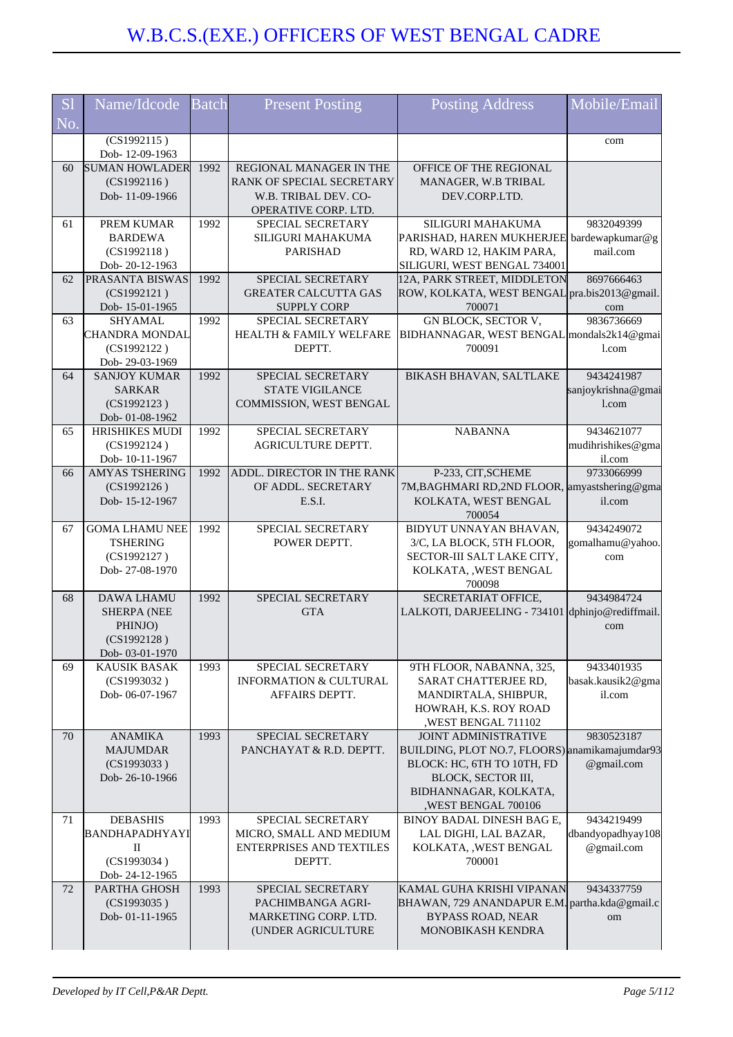# W.B.C.S.(EXE.) OFFICERS OF WEST BENGAL CADRE

| Sl No. | Name/Idcode | Batch | Present Posting | Posting Address | Mobile/Email |
|---|---|---|---|---|---|
| | (CS1992115 ) Dob- 12-09-1963 | | | | com |
| 60 | SUMAN HOWLADER (CS1992116 ) Dob- 11-09-1966 | 1992 | REGIONAL MANAGER IN THE RANK OF SPECIAL SECRETARY W.B. TRIBAL DEV. CO-OPERATIVE CORP. LTD. | OFFICE OF THE REGIONAL MANAGER, W.B TRIBAL DEV.CORP.LTD. | |
| 61 | PREM KUMAR BARDEWA (CS1992118 ) Dob- 20-12-1963 | 1992 | SPECIAL SECRETARY SILIGURI MAHAKUMA PARISHAD | SILIGURI MAHAKUMA PARISHAD, HAREN MUKHERJEE RD, WARD 12, HAKIM PARA, SILIGURI, WEST BENGAL 734001 | 9832049399 bardewapkumar@gmail.com |
| 62 | PRASANTA BISWAS (CS1992121 ) Dob- 15-01-1965 | 1992 | SPECIAL SECRETARY GREATER CALCUTTA GAS SUPPLY CORP | 12A, PARK STREET, MIDDLETON ROW, KOLKATA, WEST BENGAL 700071 | 8697666463 pra.bis2013@gmail.com |
| 63 | SHYAMAL CHANDRA MONDAL (CS1992122 ) Dob- 29-03-1969 | 1992 | SPECIAL SECRETARY HEALTH & FAMILY WELFARE DEPTT. | GN BLOCK, SECTOR V, BIDHANNAGAR, WEST BENGAL 700091 | 9836736669 mondals2k14@gmail.com |
| 64 | SANJOY KUMAR SARKAR (CS1992123 ) Dob- 01-08-1962 | 1992 | SPECIAL SECRETARY STATE VIGILANCE COMMISSION, WEST BENGAL | BIKASH BHAVAN, SALTLAKE | 9434241987 sanjoykrishna@gmail.com |
| 65 | HRISHIKES MUDI (CS1992124 ) Dob- 10-11-1967 | 1992 | SPECIAL SECRETARY AGRICULTURE DEPTT. | NABANNA | 9434621077 mudihrishikes@gmail.com |
| 66 | AMYAS TSHERING (CS1992126 ) Dob- 15-12-1967 | 1992 | ADDL. DIRECTOR IN THE RANK OF ADDL. SECRETARY E.S.I. | P-233, CIT,SCHEME 7M,BAGHMARI RD,2ND FLOOR, KOLKATA, WEST BENGAL 700054 | 9733066999 amyastshering@gmail.com |
| 67 | GOMA LHAMU NEE TSHERING (CS1992127 ) Dob- 27-08-1970 | 1992 | SPECIAL SECRETARY POWER DEPTT. | BIDYUT UNNAYAN BHAVAN, 3/C, LA BLOCK, 5TH FLOOR, SECTOR-III SALT LAKE CITY, KOLKATA, ,WEST BENGAL 700098 | 9434249072 gomalhamu@yahoo.com |
| 68 | DAWA LHAMU SHERPA (NEE PHINJO) (CS1992128 ) Dob- 03-01-1970 | 1992 | SPECIAL SECRETARY GTA | SECRETARIAT OFFICE, LALKOTI, DARJEELING - 734101 | 9434984724 dphinjo@rediffmail.com |
| 69 | KAUSIK BASAK (CS1993032 ) Dob- 06-07-1967 | 1993 | SPECIAL SECRETARY INFORMATION & CULTURAL AFFAIRS DEPTT. | 9TH FLOOR, NABANNA, 325, SARAT CHATTERJEE RD, MANDIRTALA, SHIBPUR, HOWRAH, K.S. ROY ROAD ,WEST BENGAL 711102 | 9433401935 basak.kausik2@gmail.com |
| 70 | ANAMIKA MAJUMDAR (CS1993033 ) Dob- 26-10-1966 | 1993 | SPECIAL SECRETARY PANCHAYAT & R.D. DEPTT. | JOINT ADMINISTRATIVE BUILDING, PLOT NO.7, FLOORS) BLOCK: HC, 6TH TO 10TH, FD BLOCK, SECTOR III, BIDHANNAGAR, KOLKATA, ,WEST BENGAL 700106 | 9830523187 anamikamajumdar93@gmail.com |
| 71 | DEBASHIS BANDHAPADHYAYI II (CS1993034 ) Dob- 24-12-1965 | 1993 | SPECIAL SECRETARY MICRO, SMALL AND MEDIUM ENTERPRISES AND TEXTILES DEPTT. | BINOY BADAL DINESH BAG E, LAL DIGHI, LAL BAZAR, KOLKATA, ,WEST BENGAL 700001 | 9434219499 dbandyopadhyay108@gmail.com |
| 72 | PARTHA GHOSH (CS1993035 ) Dob- 01-11-1965 | 1993 | SPECIAL SECRETARY PACHIMBANGA AGRI-MARKETING CORP. LTD. (UNDER AGRICULTURE | KAMAL GUHA KRISHI VIPANAN BHAWAN, 729 ANANDAPUR E.M. BYPASS ROAD, NEAR MONOBIKASH KENDRA | 9434337759 partha.kda@gmail.com |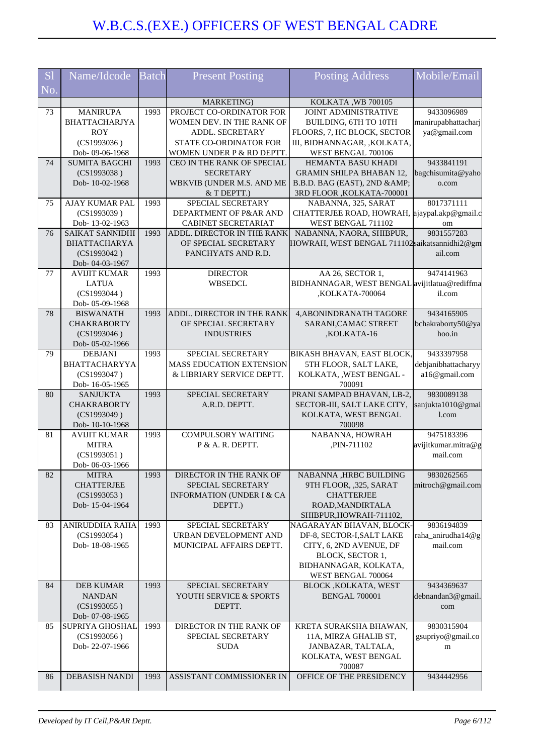| Sl No. | Name/Idcode | Batch | Present Posting | Posting Address | Mobile/Email |
|---|---|---|---|---|---|
| | | | MARKETING) | KOLKATA ,WB 700105 | |
| 73 | MANIRUPA BHATTACHARJYA ROY (CS1993036 ) Dob- 09-06-1968 | 1993 | PROJECT CO-ORDINATOR FOR WOMEN DEV. IN THE RANK OF ADDL. SECRETARY STATE CO-ORDINATOR FOR WOMEN UNDER P & RD DEPTT. | JOINT ADMINISTRATIVE BUILDING, 6TH TO 10TH FLOORS, 7, HC BLOCK, SECTOR III, BIDHANNAGAR, ,KOLKATA, WEST BENGAL 700106 | 9433096989 manirupabhattacharjya@gmail.com |
| 74 | SUMITA BAGCHI (CS1993038 ) Dob- 10-02-1968 | 1993 | CEO IN THE RANK OF SPECIAL SECRETARY WBKVIB (UNDER M.S. AND ME & T DEPTT.) | HEMANTA BASU KHADI GRAMIN SHILPA BHABAN 12, B.B.D. BAG (EAST), 2ND &AMP; 3RD FLOOR ,KOLKATA-700001 | 9433841191 bagchisumita@yahoo.com |
| 75 | AJAY KUMAR PAL (CS1993039 ) Dob- 13-02-1963 | 1993 | SPECIAL SECRETARY DEPARTMENT OF P&AR AND CABINET SECRETARIAT | NABANNA, 325, SARAT CHATTERJEE ROAD, HOWRAH, WEST BENGAL 711102 | 8017371111 ajaypal.akp@gmail.com |
| 76 | SAIKAT SANNIDHI BHATTACHARYA (CS1993042 ) Dob- 04-03-1967 | 1993 | ADDL. DIRECTOR IN THE RANK OF SPECIAL SECRETARY PANCHYATS AND R.D. | NABANNA, NAORA, SHIBPUR, HOWRAH, WEST BENGAL 711102 | 9831557283 saikatsannidhi2@gmail.com |
| 77 | AVIJIT KUMAR LATUA (CS1993044 ) Dob- 05-09-1968 | 1993 | DIRECTOR WBSEDCL | AA 26, SECTOR 1, BIDHANNAGAR, WEST BENGAL ,KOLKATA-700064 | 9474141963 avijitlatua@rediffmail.com |
| 78 | BISWANATH CHAKRABORTY (CS1993046 ) Dob- 05-02-1966 | 1993 | ADDL. DIRECTOR IN THE RANK OF SPECIAL SECRETARY INDUSTRIES | 4,ABONINDRANATH TAGORE SARANI,CAMAC STREET ,KOLKATA-16 | 9434165905 bchakraborty50@yahoo.in |
| 79 | DEBJANI BHATTACHARYYA (CS1993047 ) Dob- 16-05-1965 | 1993 | SPECIAL SECRETARY MASS EDUCATION EXTENSION & LIBRIARY SERVICE DEPTT. | BIKASH BHAVAN, EAST BLOCK, 5TH FLOOR, SALT LAKE, KOLKATA, ,WEST BENGAL - 700091 | 9433397958 debjanibhattacharyya16@gmail.com |
| 80 | SANJUKTA CHAKRABORTY (CS1993049 ) Dob- 10-10-1968 | 1993 | SPECIAL SECRETARY A.R.D. DEPTT. | PRANI SAMPAD BHAVAN, LB-2, SECTOR-III, SALT LAKE CITY, KOLKATA, WEST BENGAL 700098 | 9830089138 sanjukta1010@gmail.com |
| 81 | AVIJIT KUMAR MITRA (CS1993051 ) Dob- 06-03-1966 | 1993 | COMPULSORY WAITING P & A. R. DEPTT. | NABANNA, HOWRAH ,PIN-711102 | 9475183396 avijitkumar.mitra@gmail.com |
| 82 | MITRA CHATTERJEE (CS1993053 ) Dob- 15-04-1964 | 1993 | DIRECTOR IN THE RANK OF SPECIAL SECRETARY INFORMATION (UNDER I & CA DEPTT.) | NABANNA ,HRBC BUILDING 9TH FLOOR, ,325, SARAT CHATTERJEE ROAD,MANDIRTALA SHIBPUR,HOWRAH-711102, | 9830262565 mitroch@gmail.com |
| 83 | ANIRUDDHA RAHA (CS1993054 ) Dob- 18-08-1965 | 1993 | SPECIAL SECRETARY URBAN DEVELOPMENT AND MUNICIPAL AFFAIRS DEPTT. | NAGARAYAN BHAVAN, BLOCK-DF-8, SECTOR-I,SALT LAKE CITY, 6, 2ND AVENUE, DF BLOCK, SECTOR 1, BIDHANNAGAR, KOLKATA, WEST BENGAL 700064 | 9836194839 raha_anirudha14@gmail.com |
| 84 | DEB KUMAR NANDAN (CS1993055 ) Dob- 07-08-1965 | 1993 | SPECIAL SECRETARY YOUTH SERVICE & SPORTS DEPTT. | BLOCK ,KOLKATA, WEST BENGAL 700001 | 9434369637 debnandan3@gmail.com |
| 85 | SUPRIYA GHOSHAL (CS1993056 ) Dob- 22-07-1966 | 1993 | DIRECTOR IN THE RANK OF SPECIAL SECRETARY SUDA | KRETA SURAKSHA BHAWAN, 11A, MIRZA GHALIB ST, JANBAZAR, TALTALA, KOLKATA, WEST BENGAL 700087 | 9830315904 gsupriyo@gmail.com |
| 86 | DEBASISH NANDI | 1993 | ASSISTANT COMMISSIONER IN | OFFICE OF THE PRESIDENCY | 9434442956 |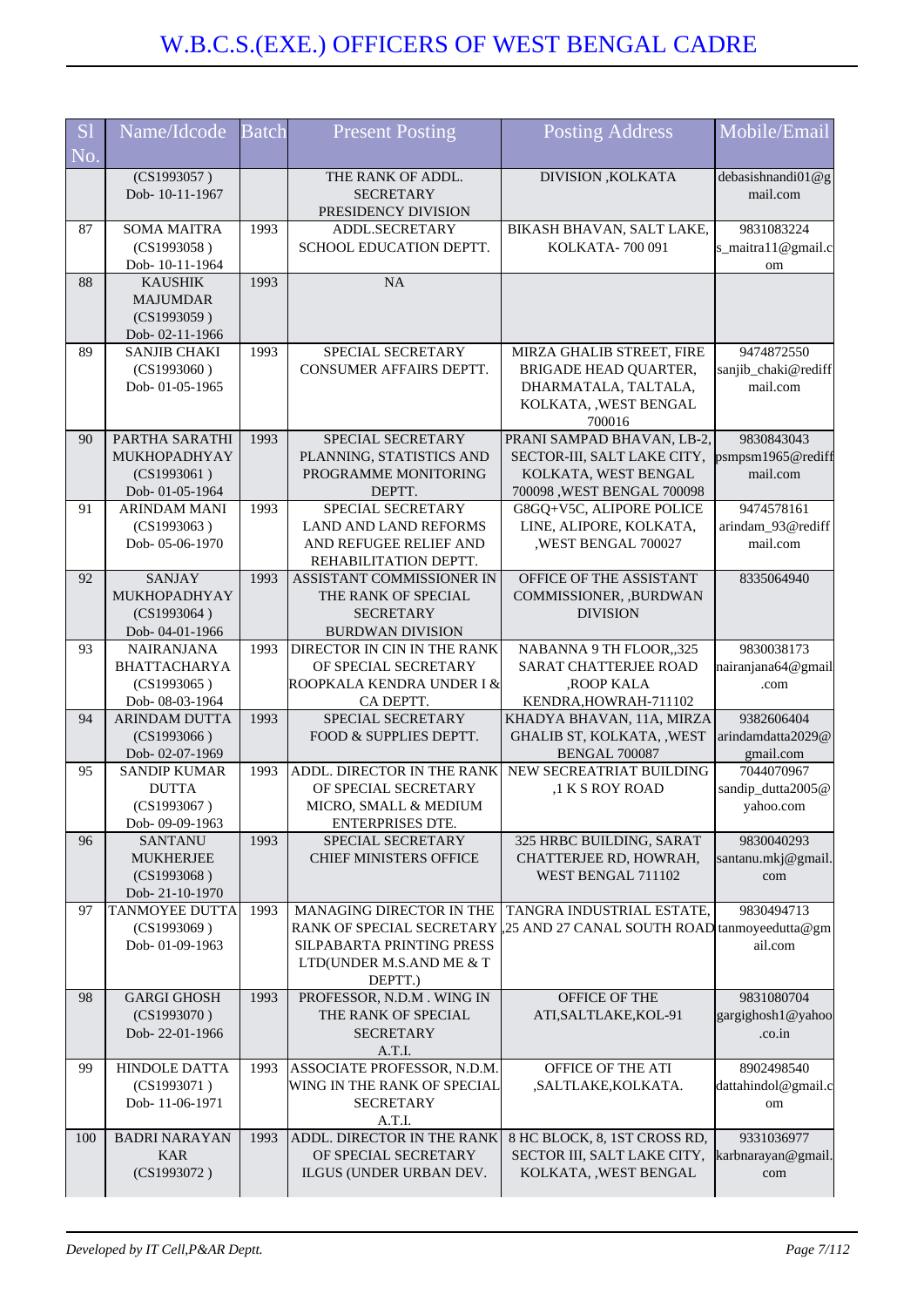# W.B.C.S.(EXE.) OFFICERS OF WEST BENGAL CADRE

| Sl No. | Name/Idcode | Batch | Present Posting | Posting Address | Mobile/Email |
|---|---|---|---|---|---|
| | (CS1993057 ) Dob- 10-11-1967 | | THE RANK OF ADDL. SECRETARY PRESIDENCY DIVISION | DIVISION ,KOLKATA | debasishnandi01@gmail.com |
| 87 | SOMA MAITRA (CS1993058 ) Dob- 10-11-1964 | 1993 | ADDL.SECRETARY SCHOOL EDUCATION DEPTT. | BIKASH BHAVAN, SALT LAKE, KOLKATA- 700 091 | 9831083224 s_maitra11@gmail.com |
| 88 | KAUSHIK MAJUMDAR (CS1993059 ) Dob- 02-11-1966 | 1993 | NA | | |
| 89 | SANJIB CHAKI (CS1993060 ) Dob- 01-05-1965 | 1993 | SPECIAL SECRETARY CONSUMER AFFAIRS DEPTT. | MIRZA GHALIB STREET, FIRE BRIGADE HEAD QUARTER, DHARMATALA, TALTALA, KOLKATA, ,WEST BENGAL 700016 | 9474872550 sanjib_chaki@rediffmail.com |
| 90 | PARTHA SARATHI MUKHOPADHYAY (CS1993061 ) Dob- 01-05-1964 | 1993 | SPECIAL SECRETARY PLANNING, STATISTICS AND PROGRAMME MONITORING DEPTT. | PRANI SAMPAD BHAVAN, LB-2, SECTOR-III, SALT LAKE CITY, KOLKATA, WEST BENGAL 700098 ,WEST BENGAL 700098 | 9830843043 psmpsm1965@rediffmail.com |
| 91 | ARINDAM MANI (CS1993063 ) Dob- 05-06-1970 | 1993 | SPECIAL SECRETARY LAND AND LAND REFORMS AND REFUGEE RELIEF AND REHABILITATION DEPTT. | G8GQ+V5C, ALIPORE POLICE LINE, ALIPORE, KOLKATA, ,WEST BENGAL 700027 | 9474578161 arindam_93@rediffmail.com |
| 92 | SANJAY MUKHOPADHYAY (CS1993064 ) Dob- 04-01-1966 | 1993 | ASSISTANT COMMISSIONER IN THE RANK OF SPECIAL SECRETARY BURDWAN DIVISION | OFFICE OF THE ASSISTANT COMMISSIONER, ,BURDWAN DIVISION | 8335064940 |
| 93 | NAIRANJANA BHATTACHARYA (CS1993065 ) Dob- 08-03-1964 | 1993 | DIRECTOR IN CIN IN THE RANK OF SPECIAL SECRETARY ROOPKALA KENDRA UNDER I & CA DEPTT. | NABANNA 9 TH FLOOR,,325 SARAT CHATTERJEE ROAD ,ROOP KALA KENDRA,HOWRAH-711102 | 9830038173 nairanjana64@gmail.com |
| 94 | ARINDAM DUTTA (CS1993066 ) Dob- 02-07-1969 | 1993 | SPECIAL SECRETARY FOOD & SUPPLIES DEPTT. | KHADYA BHAVAN, 11A, MIRZA GHALIB ST, KOLKATA, ,WEST BENGAL 700087 | 9382606404 arindamdatta2029@gmail.com |
| 95 | SANDIP KUMAR DUTTA (CS1993067 ) Dob- 09-09-1963 | 1993 | ADDL. DIRECTOR IN THE RANK OF SPECIAL SECRETARY MICRO, SMALL & MEDIUM ENTERPRISES DTE. | NEW SECREATRIAT BUILDING ,1 K S ROY ROAD | 7044070967 sandip_dutta2005@yahoo.com |
| 96 | SANTANU MUKHERJEE (CS1993068 ) Dob- 21-10-1970 | 1993 | SPECIAL SECRETARY CHIEF MINISTERS OFFICE | 325 HRBC BUILDING, SARAT CHATTERJEE RD, HOWRAH, WEST BENGAL 711102 | 9830040293 santanu.mkj@gmail.com |
| 97 | TANMOYEE DUTTA (CS1993069 ) Dob- 01-09-1963 | 1993 | MANAGING DIRECTOR IN THE RANK OF SPECIAL SECRETARY SILPABARTA PRINTING PRESS LTD(UNDER M.S.AND ME & T DEPTT.) | TANGRA INDUSTRIAL ESTATE, ,25 AND 27 CANAL SOUTH ROAD | 9830494713 tanmoyeedutta@gmail.com |
| 98 | GARGI GHOSH (CS1993070 ) Dob- 22-01-1966 | 1993 | PROFESSOR, N.D.M . WING IN THE RANK OF SPECIAL SECRETARY A.T.I. | OFFICE OF THE ATI,SALTLAKE,KOL-91 | 9831080704 gargighosh1@yahoo.co.in |
| 99 | HINDOLE DATTA (CS1993071 ) Dob- 11-06-1971 | 1993 | ASSOCIATE PROFESSOR, N.D.M. WING IN THE RANK OF SPECIAL SECRETARY A.T.I. | OFFICE OF THE ATI ,SALTLAKE,KOLKATA. | 8902498540 dattahindol@gmail.com |
| 100 | BADRI NARAYAN KAR (CS1993072 ) | 1993 | ADDL. DIRECTOR IN THE RANK OF SPECIAL SECRETARY ILGUS (UNDER URBAN DEV. | 8 HC BLOCK, 8, 1ST CROSS RD, SECTOR III, SALT LAKE CITY, KOLKATA, ,WEST BENGAL | 9331036977 karbnarayan@gmail.com |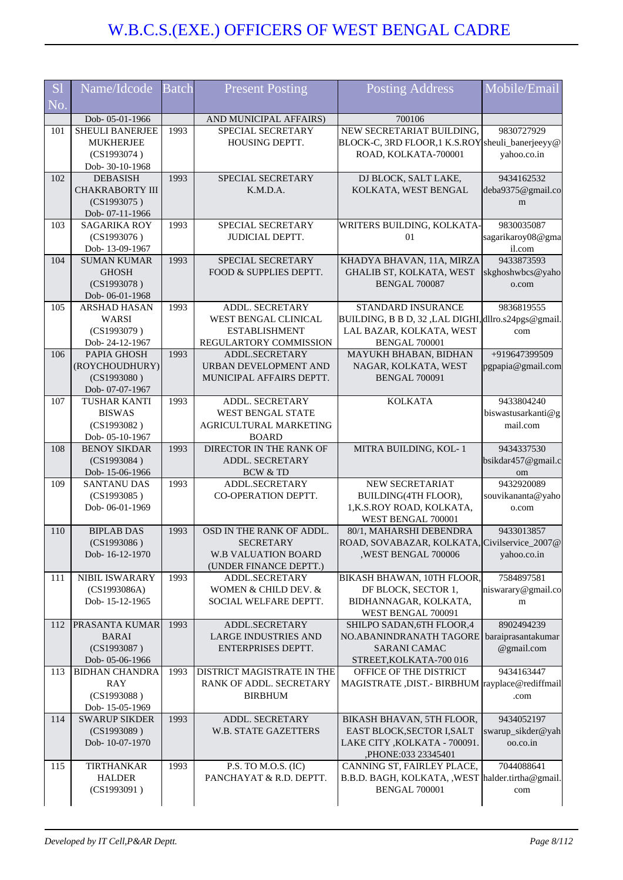# W.B.C.S.(EXE.) OFFICERS OF WEST BENGAL CADRE

| Sl No. | Name/Idcode | Batch | Present Posting | Posting Address | Mobile/Email |
|---|---|---|---|---|---|
| | Dob- 05-01-1966 | | AND MUNICIPAL AFFAIRS) | 700106 | |
| 101 | SHEULI BANERJEE MUKHERJEE (CS1993074 ) Dob- 30-10-1968 | 1993 | SPECIAL SECRETARY HOUSING DEPTT. | NEW SECRETARIAT BUILDING, BLOCK-C, 3RD FLOOR,1 K.S.ROY ROAD, KOLKATA-700001 | 9830727929 sheuli_banerjeeyy@yahoo.co.in |
| 102 | DEBASISH CHAKRABORTY III (CS1993075 ) Dob- 07-11-1966 | 1993 | SPECIAL SECRETARY K.M.D.A. | DJ BLOCK, SALT LAKE, KOLKATA, WEST BENGAL | 9434162532 deba9375@gmail.com |
| 103 | SAGARIKA ROY (CS1993076 ) Dob- 13-09-1967 | 1993 | SPECIAL SECRETARY JUDICIAL DEPTT. | WRITERS BUILDING, KOLKATA-01 | 9830035087 sagarikaroy08@gmail.com |
| 104 | SUMAN KUMAR GHOSH (CS1993078 ) Dob- 06-01-1968 | 1993 | SPECIAL SECRETARY FOOD & SUPPLIES DEPTT. | KHADYA BHAVAN, 11A, MIRZA GHALIB ST, KOLKATA, WEST BENGAL 700087 | 9433873593 skghoshwbcs@yahoo.com |
| 105 | ARSHAD HASAN WARSI (CS1993079 ) Dob- 24-12-1967 | 1993 | ADDL. SECRETARY WEST BENGAL CLINICAL ESTABLISHMENT REGULARTORY COMMISSION | STANDARD INSURANCE BUILDING, B B D, 32 ,LAL DIGHI, LAL BAZAR, KOLKATA, WEST BENGAL 700001 | 9836819555 dllro.s24pgs@gmail.com |
| 106 | PAPIA GHOSH (ROYCHOUDHURY) (CS1993080 ) Dob- 07-07-1967 | 1993 | ADDL.SECRETARY URBAN DEVELOPMENT AND MUNICIPAL AFFAIRS DEPTT. | MAYUKH BHABAN, BIDHAN NAGAR, KOLKATA, WEST BENGAL 700091 | +919647399509 pgpapia@gmail.com |
| 107 | TUSHAR KANTI BISWAS (CS1993082 ) Dob- 05-10-1967 | 1993 | ADDL. SECRETARY WEST BENGAL STATE AGRICULTURAL MARKETING BOARD | KOLKATA | 9433804240 biswastusarkanti@gmail.com |
| 108 | BENOY SIKDAR (CS1993084 ) Dob- 15-06-1966 | 1993 | DIRECTOR IN THE RANK OF ADDL. SECRETARY BCW & TD | MITRA BUILDING, KOL- 1 | 9434337530 bsikdar457@gmail.com |
| 109 | SANTANU DAS (CS1993085 ) Dob- 06-01-1969 | 1993 | ADDL.SECRETARY CO-OPERATION DEPTT. | NEW SECRETARIAT BUILDING(4TH FLOOR), 1,K.S.ROY ROAD, KOLKATA, WEST BENGAL 700001 | 9432920089 souvikananta@yahoo.com |
| 110 | BIPLAB DAS (CS1993086 ) Dob- 16-12-1970 | 1993 | OSD IN THE RANK OF ADDL. SECRETARY W.B VALUATION BOARD (UNDER FINANCE DEPTT.) | 80/1, MAHARSHI DEBENDRA ROAD, SOVABAZAR, KOLKATA, ,WEST BENGAL 700006 | 9433013857 Civilservice_2007@yahoo.co.in |
| 111 | NIBIL ISWARARY (CS1993086A) Dob- 15-12-1965 | 1993 | ADDL.SECRETARY WOMEN & CHILD DEV. & SOCIAL WELFARE DEPTT. | BIKASH BHAWAN, 10TH FLOOR, DF BLOCK, SECTOR 1, BIDHANNAGAR, KOLKATA, WEST BENGAL 700091 | 7584897581 niswarary@gmail.com |
| 112 | PRASANTA KUMAR BARAI (CS1993087 ) Dob- 05-06-1966 | 1993 | ADDL.SECRETARY LARGE INDUSTRIES AND ENTERPRISES DEPTT. | SHILPO SADAN,6TH FLOOR,4 NO.ABANINDRANATH TAGORE SARANI CAMAC STREET,KOLKATA-700 016 | 8902494239 baraiprasantakumar@gmail.com |
| 113 | BIDHAN CHANDRA RAY (CS1993088 ) Dob- 15-05-1969 | 1993 | DISTRICT MAGISTRATE IN THE RANK OF ADDL. SECRETARY BIRBHUM | OFFICE OF THE DISTRICT MAGISTRATE ,DIST.- BIRBHUM | 9434163447 rayplace@rediffmail.com |
| 114 | SWARUP SIKDER (CS1993089 ) Dob- 10-07-1970 | 1993 | ADDL. SECRETARY W.B. STATE GAZETTERS | BIKASH BHAWAN, 5TH FLOOR, EAST BLOCK,SECTOR I,SALT LAKE CITY ,KOLKATA - 700091. ,PHONE:033 23345401 | 9434052197 swarup_sikder@yahoo.co.in |
| 115 | TIRTHANKAR HALDER (CS1993091 ) | 1993 | P.S. TO M.O.S. (IC) PANCHAYAT & R.D. DEPTT. | CANNING ST, FAIRLEY PLACE, B.B.D. BAGH, KOLKATA, ,WEST BENGAL 700001 | 7044088641 halder.tirtha@gmail.com |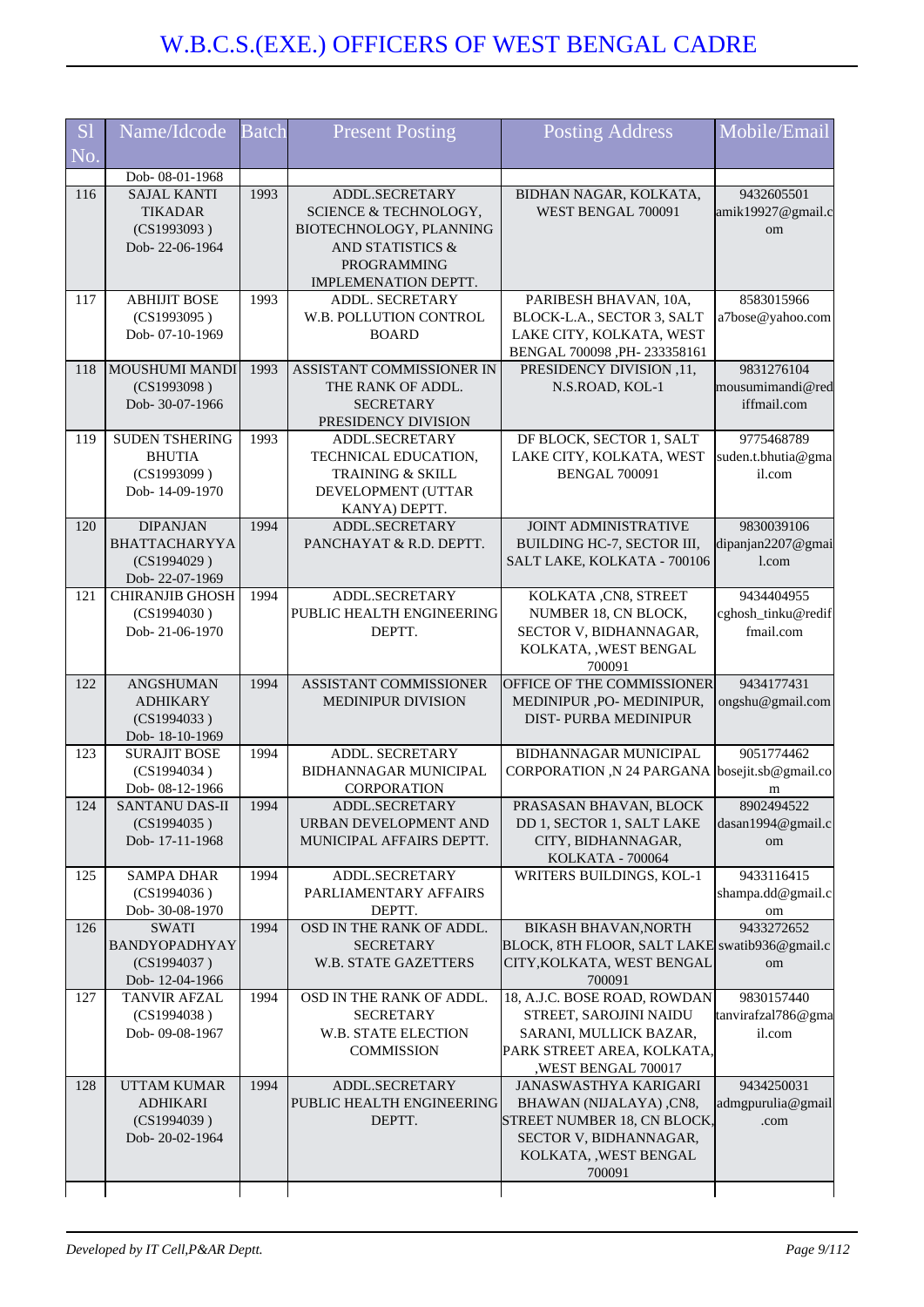# W.B.C.S.(EXE.) OFFICERS OF WEST BENGAL CADRE

| Sl No. | Name/Idcode | Batch | Present Posting | Posting Address | Mobile/Email |
|---|---|---|---|---|---|
| | Dob- 08-01-1968 | | | | |
| 116 | SAJAL KANTI TIKADAR (CS1993093 ) Dob- 22-06-1964 | 1993 | ADDL.SECRETARY SCIENCE & TECHNOLOGY, BIOTECHNOLOGY, PLANNING AND STATISTICS & PROGRAMMING IMPLEMENATION DEPTT. | BIDHAN NAGAR, KOLKATA, WEST BENGAL 700091 | 9432605501 amik19927@gmail.com |
| 117 | ABHIJIT BOSE (CS1993095 ) Dob- 07-10-1969 | 1993 | ADDL. SECRETARY W.B. POLLUTION CONTROL BOARD | PARIBESH BHAVAN, 10A, BLOCK-L.A., SECTOR 3, SALT LAKE CITY, KOLKATA, WEST BENGAL 700098 ,PH- 233358161 | 8583015966 a7bose@yahoo.com |
| 118 | MOUSHUMI MANDI (CS1993098 ) Dob- 30-07-1966 | 1993 | ASSISTANT COMMISSIONER IN THE RANK OF ADDL. SECRETARY PRESIDENCY DIVISION | PRESIDENCY DIVISION ,11, N.S.ROAD, KOL-1 | 9831276104 mousumimandi@rediffmail.com |
| 119 | SUDEN TSHERING BHUTIA (CS1993099 ) Dob- 14-09-1970 | 1993 | ADDL.SECRETARY TECHNICAL EDUCATION, TRAINING & SKILL DEVELOPMENT (UTTAR KANYA) DEPTT. | DF BLOCK, SECTOR 1, SALT LAKE CITY, KOLKATA, WEST BENGAL 700091 | 9775468789 suden.t.bhutia@gmail.com |
| 120 | DIPANJAN BHATTACHARYYA (CS1994029 ) Dob- 22-07-1969 | 1994 | ADDL.SECRETARY PANCHAYAT & R.D. DEPTT. | JOINT ADMINISTRATIVE BUILDING HC-7, SECTOR III, SALT LAKE, KOLKATA - 700106 | 9830039106 dipanjan2207@gmail.com |
| 121 | CHIRANJIB GHOSH (CS1994030 ) Dob- 21-06-1970 | 1994 | ADDL.SECRETARY PUBLIC HEALTH ENGINEERING DEPTT. | KOLKATA ,CN8, STREET NUMBER 18, CN BLOCK, SECTOR V, BIDHANNAGAR, KOLKATA, ,WEST BENGAL 700091 | 9434404955 cghosh_tinku@rediffmail.com |
| 122 | ANGSHUMAN ADHIKARY (CS1994033 ) Dob- 18-10-1969 | 1994 | ASSISTANT COMMISSIONER MEDINIPUR DIVISION | OFFICE OF THE COMMISSIONER MEDINIPUR ,PO- MEDINIPUR, DIST- PURBA MEDINIPUR | 9434177431 ongshu@gmail.com |
| 123 | SURAJIT BOSE (CS1994034 ) Dob- 08-12-1966 | 1994 | ADDL. SECRETARY BIDHANNAGAR MUNICIPAL CORPORATION | BIDHANNAGAR MUNICIPAL CORPORATION ,N 24 PARGANA | 9051774462 bosejit.sb@gmail.com |
| 124 | SANTANU DAS-II (CS1994035 ) Dob- 17-11-1968 | 1994 | ADDL.SECRETARY URBAN DEVELOPMENT AND MUNICIPAL AFFAIRS DEPTT. | PRASASAN BHAVAN, BLOCK DD 1, SECTOR 1, SALT LAKE CITY, BIDHANNAGAR, KOLKATA - 700064 | 8902494522 dasan1994@gmail.com |
| 125 | SAMPA DHAR (CS1994036 ) Dob- 30-08-1970 | 1994 | ADDL.SECRETARY PARLIAMENTARY AFFAIRS DEPTT. | WRITERS BUILDINGS, KOL-1 | 9433116415 shampa.dd@gmail.com |
| 126 | SWATI BANDYOPADHYAY (CS1994037 ) Dob- 12-04-1966 | 1994 | OSD IN THE RANK OF ADDL. SECRETARY W.B. STATE GAZETTERS | BIKASH BHAVAN,NORTH BLOCK, 8TH FLOOR, SALT LAKE CITY,KOLKATA, WEST BENGAL 700091 | 9433272652 swatib936@gmail.com |
| 127 | TANVIR AFZAL (CS1994038 ) Dob- 09-08-1967 | 1994 | OSD IN THE RANK OF ADDL. SECRETARY W.B. STATE ELECTION COMMISSION | 18, A.J.C. BOSE ROAD, ROWDAN STREET, SAROJINI NAIDU SARANI, MULLICK BAZAR, PARK STREET AREA, KOLKATA, ,WEST BENGAL 700017 | 9830157440 tanvirafzal786@gmail.com |
| 128 | UTTAM KUMAR ADHIKARI (CS1994039 ) Dob- 20-02-1964 | 1994 | ADDL.SECRETARY PUBLIC HEALTH ENGINEERING DEPTT. | JANASWASTHYA KARIGARI BHAWAN (NIJALAYA) ,CN8, STREET NUMBER 18, CN BLOCK, SECTOR V, BIDHANNAGAR, KOLKATA, ,WEST BENGAL 700091 | 9434250031 admgpurulia@gmail.com |

*Developed by IT Cell,P&AR Deptt.*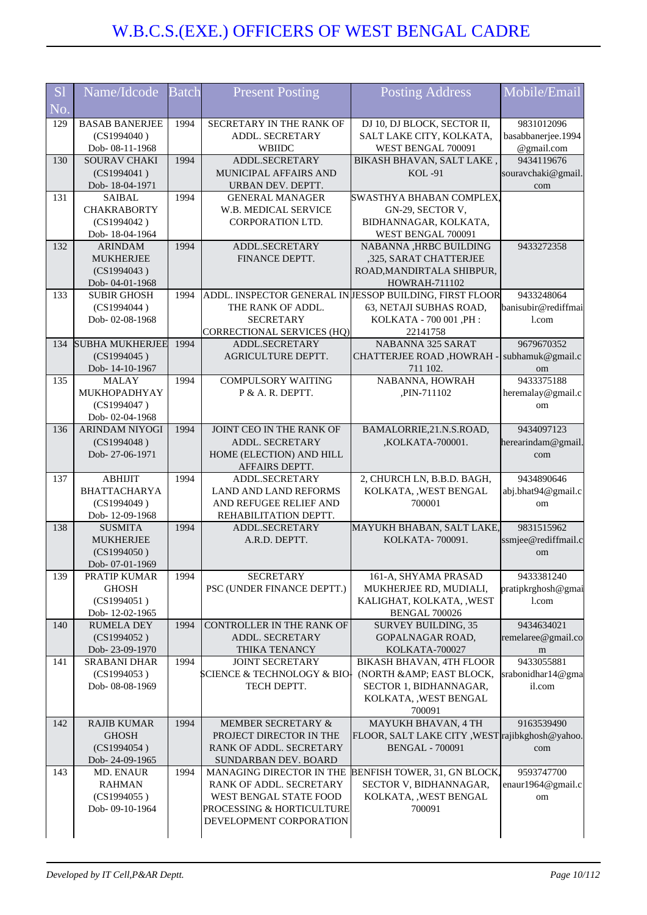# W.B.C.S.(EXE.) OFFICERS OF WEST BENGAL CADRE

| Sl No. | Name/Idcode | Batch | Present Posting | Posting Address | Mobile/Email |
|---|---|---|---|---|---|
| 129 | BASAB BANERJEE (CS1994040 ) Dob- 08-11-1968 | 1994 | SECRETARY IN THE RANK OF ADDL. SECRETARY WBIIDC | DJ 10, DJ BLOCK, SECTOR II, SALT LAKE CITY, KOLKATA, WEST BENGAL 700091 | 9831012096 basabbanerjee.1994@gmail.com |
| 130 | SOURAV CHAKI (CS1994041 ) Dob- 18-04-1971 | 1994 | ADDL.SECRETARY MUNICIPAL AFFAIRS AND URBAN DEV. DEPTT. | BIKASH BHAVAN, SALT LAKE , KOL -91 | 9434119676 souravchaki@gmail.com |
| 131 | SAIBAL CHAKRABORTY (CS1994042 ) Dob- 18-04-1964 | 1994 | GENERAL MANAGER W.B. MEDICAL SERVICE CORPORATION LTD. | SWASTHYA BHABAN COMPLEX, GN-29, SECTOR V, BIDHANNAGAR, KOLKATA, WEST BENGAL 700091 | |
| 132 | ARINDAM MUKHERJEE (CS1994043 ) Dob- 04-01-1968 | 1994 | ADDL.SECRETARY FINANCE DEPTT. | NABANNA ,HRBC BUILDING ,325, SARAT CHATTERJEE ROAD,MANDIRTALA SHIBPUR, HOWRAH-711102 | 9433272358 |
| 133 | SUBIR GHOSH (CS1994044 ) Dob- 02-08-1968 | 1994 | ADDL. INSPECTOR GENERAL IN THE RANK OF ADDL. SECRETARY CORRECTIONAL SERVICES (HQ) | JESSOP BUILDING, FIRST FLOOR 63, NETAJI SUBHAS ROAD, KOLKATA - 700 001 ,PH : 22141758 | 9433248064 banisubir@rediffmail.com |
| 134 | SUBHA MUKHERJEE (CS1994045 ) Dob- 14-10-1967 | 1994 | ADDL.SECRETARY AGRICULTURE DEPTT. | NABANNA 325 SARAT CHATTERJEE ROAD ,HOWRAH - 711 102. | 9679670352 subhamuk@gmail.com |
| 135 | MALAY MUKHOPADHYAY (CS1994047 ) Dob- 02-04-1968 | 1994 | COMPULSORY WAITING P & A. R. DEPTT. | NABANNA, HOWRAH ,PIN-711102 | 9433375188 heremalay@gmail.com |
| 136 | ARINDAM NIYOGI (CS1994048 ) Dob- 27-06-1971 | 1994 | JOINT CEO IN THE RANK OF ADDL. SECRETARY HOME (ELECTION) AND HILL AFFAIRS DEPTT. | BAMALORRIE,21.N.S.ROAD, ,KOLKATA-700001. | 9434097123 herearindam@gmail.com |
| 137 | ABHIJIT BHATTACHARYA (CS1994049 ) Dob- 12-09-1968 | 1994 | ADDL.SECRETARY LAND AND LAND REFORMS AND REFUGEE RELIEF AND REHABILITATION DEPTT. | 2, CHURCH LN, B.B.D. BAGH, KOLKATA, ,WEST BENGAL 700001 | 9434890646 abj.bhat94@gmail.com |
| 138 | SUSMITA MUKHERJEE (CS1994050 ) Dob- 07-01-1969 | 1994 | ADDL.SECRETARY A.R.D. DEPTT. | MAYUKH BHABAN, SALT LAKE, KOLKATA- 700091. | 9831515962 ssmjee@rediffmail.com |
| 139 | PRATIP KUMAR GHOSH (CS1994051 ) Dob- 12-02-1965 | 1994 | SECRETARY PSC (UNDER FINANCE DEPTT.) | 161-A, SHYAMA PRASAD MUKHERJEE RD, MUDIALI, KALIGHAT, KOLKATA, ,WEST BENGAL 700026 | 9433381240 pratipkrghosh@gmail.com |
| 140 | RUMELA DEY (CS1994052 ) Dob- 23-09-1970 | 1994 | CONTROLLER IN THE RANK OF ADDL. SECRETARY THIKA TENANCY | SURVEY BUILDING, 35 GOPALNAGAR ROAD, KOLKATA-700027 | 9434634021 remelaree@gmail.com |
| 141 | SRABANI DHAR (CS1994053 ) Dob- 08-08-1969 | 1994 | JOINT SECRETARY SCIENCE & TECHNOLOGY & BIO-TECH DEPTT. | BIKASH BHAVAN, 4TH FLOOR (NORTH &AMP; EAST BLOCK, SECTOR 1, BIDHANNAGAR, KOLKATA, ,WEST BENGAL 700091 | 9433055881 srabonidhar14@gmail.com |
| 142 | RAJIB KUMAR GHOSH (CS1994054 ) Dob- 24-09-1965 | 1994 | MEMBER SECRETARY & PROJECT DIRECTOR IN THE RANK OF ADDL. SECRETARY SUNDARBAN DEV. BOARD | MAYUKH BHAVAN, 4 TH FLOOR, SALT LAKE CITY ,WEST BENGAL - 700091 | 9163539490 rajibkghosh@yahoo.com |
| 143 | MD. ENAUR RAHMAN (CS1994055 ) Dob- 09-10-1964 | 1994 | MANAGING DIRECTOR IN THE RANK OF ADDL. SECRETARY WEST BENGAL STATE FOOD PROCESSING & HORTICULTURE DEVELOPMENT CORPORATION | BENFISH TOWER, 31, GN BLOCK, SECTOR V, BIDHANNAGAR, KOLKATA, ,WEST BENGAL 700091 | 9593747700 enaur1964@gmail.com |

*Developed by IT Cell,P&AR Deptt.*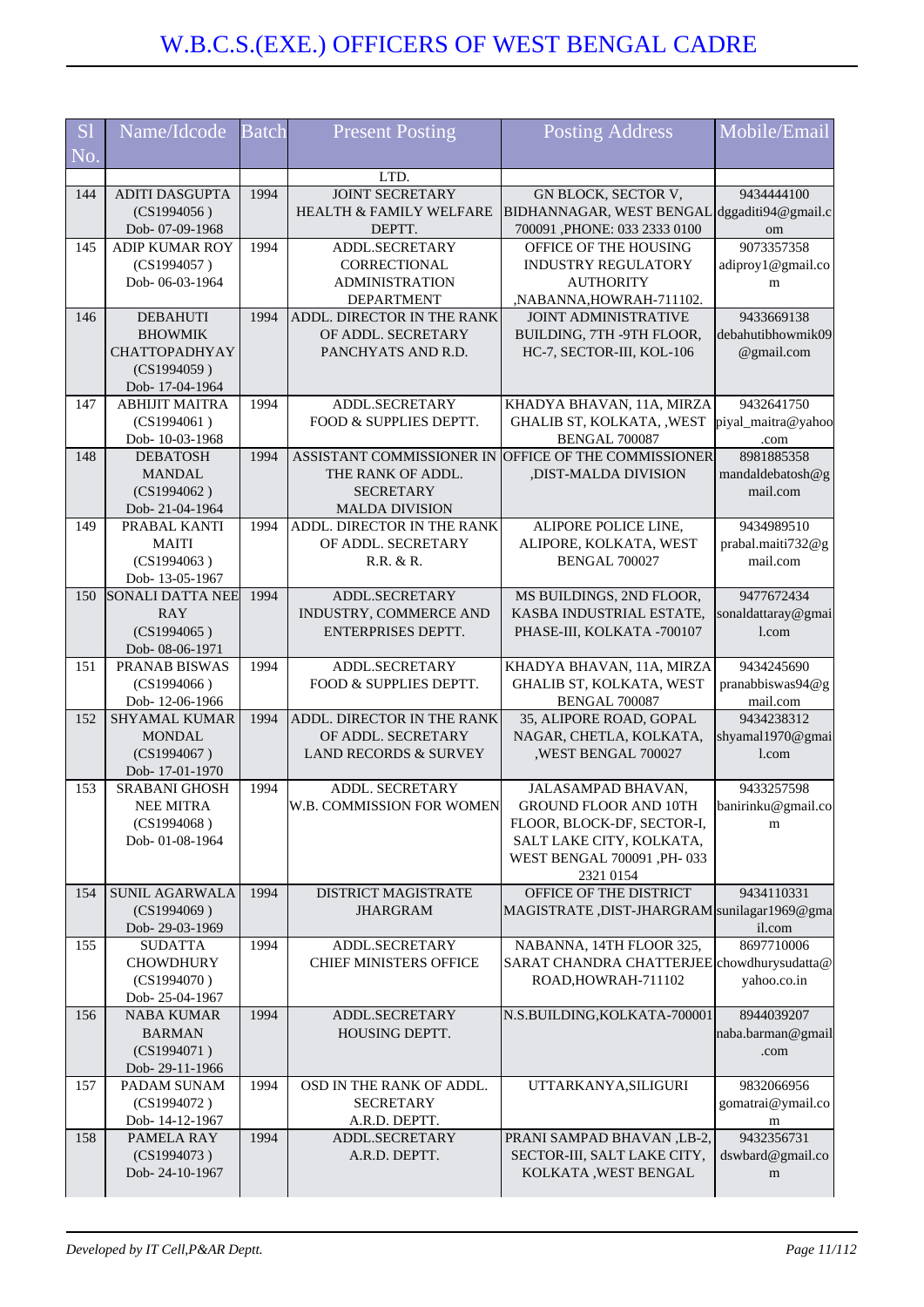# W.B.C.S.(EXE.) OFFICERS OF WEST BENGAL CADRE

| Sl No. | Name/Idcode | Batch | Present Posting | Posting Address | Mobile/Email |
|---|---|---|---|---|---|
| | | | LTD. | | |
| 144 | ADITI DASGUPTA (CS1994056 ) Dob- 07-09-1968 | 1994 | JOINT SECRETARY HEALTH & FAMILY WELFARE DEPTT. | GN BLOCK, SECTOR V, BIDHANNAGAR, WEST BENGAL 700091 ,PHONE: 033 2333 0100 | 9434444100 dggaditi94@gmail.com |
| 145 | ADIP KUMAR ROY (CS1994057 ) Dob- 06-03-1964 | 1994 | ADDL.SECRETARY CORRECTIONAL ADMINISTRATION DEPARTMENT | OFFICE OF THE HOUSING INDUSTRY REGULATORY AUTHORITY ,NABANNA,HOWRAH-711102. | 9073357358 adiproy1@gmail.com |
| 146 | DEBAHUTI BHOWMIK CHATTOPADHYAY (CS1994059 ) Dob- 17-04-1964 | 1994 | ADDL. DIRECTOR IN THE RANK OF ADDL. SECRETARY PANCHYATS AND R.D. | JOINT ADMINISTRATIVE BUILDING, 7TH -9TH FLOOR, HC-7, SECTOR-III, KOL-106 | 9433669138 debahutibhowmik09@gmail.com |
| 147 | ABHIJIT MAITRA (CS1994061 ) Dob- 10-03-1968 | 1994 | ADDL.SECRETARY FOOD & SUPPLIES DEPTT. | KHADYA BHAVAN, 11A, MIRZA GHALIB ST, KOLKATA, ,WEST BENGAL 700087 | 9432641750 piyal_maitra@yahoo.com |
| 148 | DEBATOSH MANDAL (CS1994062 ) Dob- 21-04-1964 | 1994 | ASSISTANT COMMISSIONER IN THE RANK OF ADDL. SECRETARY MALDA DIVISION | OFFICE OF THE COMMISSIONER ,DIST-MALDA DIVISION | 8981885358 mandaldebatosh@gmail.com |
| 149 | PRABAL KANTI MAITI (CS1994063 ) Dob- 13-05-1967 | 1994 | ADDL. DIRECTOR IN THE RANK OF ADDL. SECRETARY R.R. & R. | ALIPORE POLICE LINE, ALIPORE, KOLKATA, WEST BENGAL 700027 | 9434989510 prabal.maiti732@gmail.com |
| 150 | SONALI DATTA NEE RAY (CS1994065 ) Dob- 08-06-1971 | 1994 | ADDL.SECRETARY INDUSTRY, COMMERCE AND ENTERPRISES DEPTT. | MS BUILDINGS, 2ND FLOOR, KASBA INDUSTRIAL ESTATE, PHASE-III, KOLKATA -700107 | 9477672434 sonaldattaray@gmail.com |
| 151 | PRANAB BISWAS (CS1994066 ) Dob- 12-06-1966 | 1994 | ADDL.SECRETARY FOOD & SUPPLIES DEPTT. | KHADYA BHAVAN, 11A, MIRZA GHALIB ST, KOLKATA, WEST BENGAL 700087 | 9434245690 pranabbiswas94@gmail.com |
| 152 | SHYAMAL KUMAR MONDAL (CS1994067 ) Dob- 17-01-1970 | 1994 | ADDL. DIRECTOR IN THE RANK OF ADDL. SECRETARY LAND RECORDS & SURVEY | 35, ALIPORE ROAD, GOPAL NAGAR, CHETLA, KOLKATA, ,WEST BENGAL 700027 | 9434238312 shyamal1970@gmail.com |
| 153 | SRABANI GHOSH NEE MITRA (CS1994068 ) Dob- 01-08-1964 | 1994 | ADDL. SECRETARY W.B. COMMISSION FOR WOMEN | JALASAMPAD BHAVAN, GROUND FLOOR AND 10TH FLOOR, BLOCK-DF, SECTOR-I, SALT LAKE CITY, KOLKATA, WEST BENGAL 700091 ,PH- 033 2321 0154 | 9433257598 banirinku@gmail.com |
| 154 | SUNIL AGARWALA (CS1994069 ) Dob- 29-03-1969 | 1994 | DISTRICT MAGISTRATE JHARGRAM | OFFICE OF THE DISTRICT MAGISTRATE ,DIST-JHARGRAM | 9434110331 sunilagar1969@gmail.com |
| 155 | SUDATTA CHOWDHURY (CS1994070 ) Dob- 25-04-1967 | 1994 | ADDL.SECRETARY CHIEF MINISTERS OFFICE | NABANNA, 14TH FLOOR 325, SARAT CHANDRA CHATTERJEE ROAD,HOWRAH-711102 | 8697710006 chowdhurysudatta@yahoo.co.in |
| 156 | NABA KUMAR BARMAN (CS1994071 ) Dob- 29-11-1966 | 1994 | ADDL.SECRETARY HOUSING DEPTT. | N.S.BUILDING,KOLKATA-700001 | 8944039207 naba.barman@gmail.com |
| 157 | PADAM SUNAM (CS1994072 ) Dob- 14-12-1967 | 1994 | OSD IN THE RANK OF ADDL. SECRETARY A.R.D. DEPTT. | UTTARKANYA,SILIGURI | 9832066956 gomatrai@ymail.com |
| 158 | PAMELA RAY (CS1994073 ) Dob- 24-10-1967 | 1994 | ADDL.SECRETARY A.R.D. DEPTT. | PRANI SAMPAD BHAVAN ,LB-2, SECTOR-III, SALT LAKE CITY, KOLKATA ,WEST BENGAL | 9432356731 dswbard@gmail.com |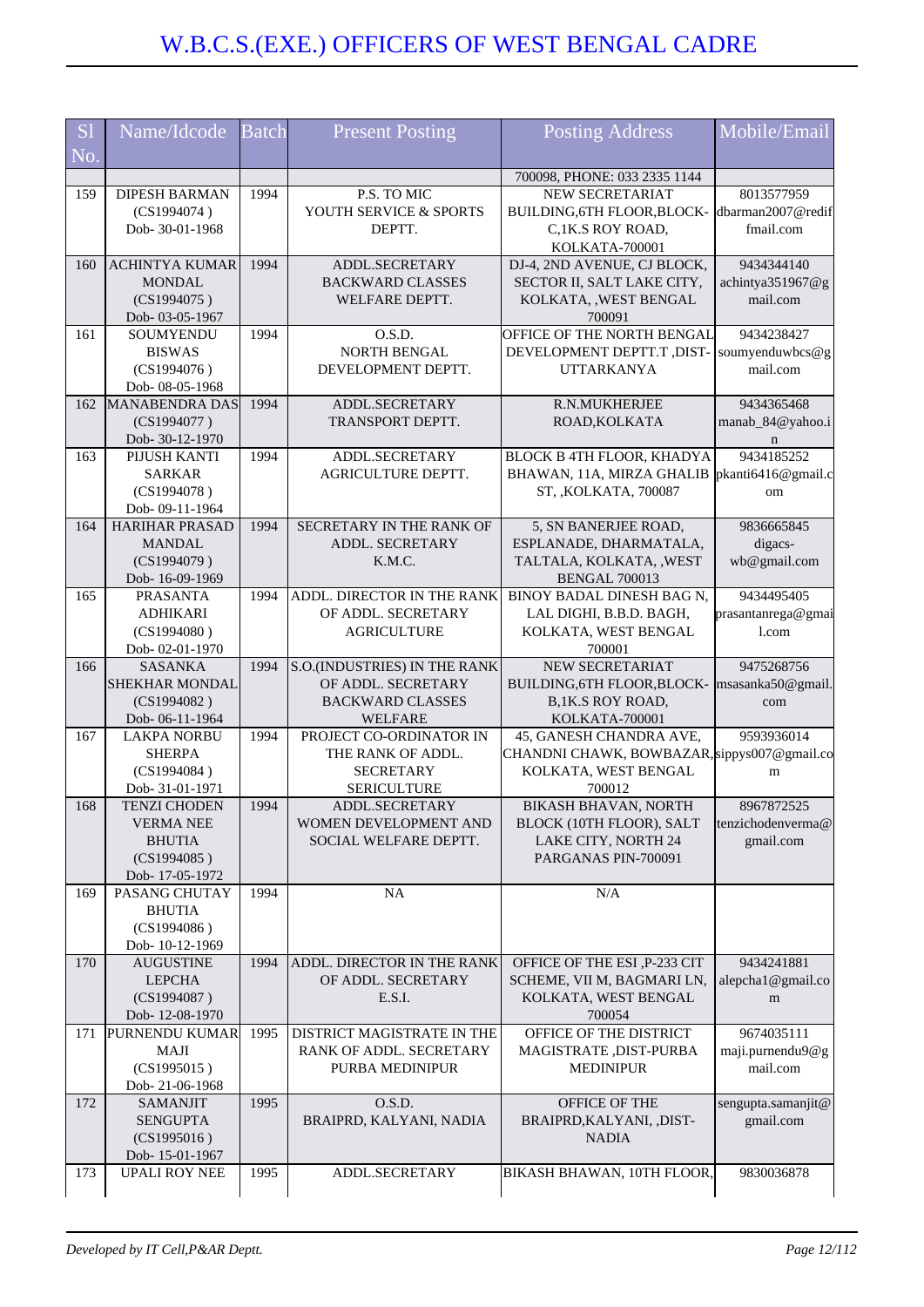# W.B.C.S.(EXE.) OFFICERS OF WEST BENGAL CADRE

| Sl No. | Name/Idcode | Batch | Present Posting | Posting Address | Mobile/Email |
|---|---|---|---|---|---|
| | | | | 700098, PHONE: 033 2335 1144 | |
| 159 | DIPESH BARMAN (CS1994074 ) Dob- 30-01-1968 | 1994 | P.S. TO MIC YOUTH SERVICE & SPORTS DEPTT. | NEW SECRETARIAT BUILDING,6TH FLOOR,BLOCK-C,1K.S ROY ROAD, KOLKATA-700001 | 8013577959 dbarman2007@rediffmail.com |
| 160 | ACHINTYA KUMAR MONDAL (CS1994075 ) Dob- 03-05-1967 | 1994 | ADDL.SECRETARY BACKWARD CLASSES WELFARE DEPTT. | DJ-4, 2ND AVENUE, CJ BLOCK, SECTOR II, SALT LAKE CITY, KOLKATA, ,WEST BENGAL 700091 | 9434344140 achintya351967@gmail.com |
| 161 | SOUMYENDU BISWAS (CS1994076 ) Dob- 08-05-1968 | 1994 | O.S.D. NORTH BENGAL DEVELOPMENT DEPTT. | OFFICE OF THE NORTH BENGAL DEVELOPMENT DEPTT.T ,DIST-UTTARKANYA | 9434238427 soumyenduwbcs@gmail.com |
| 162 | MANABENDRA DAS (CS1994077 ) Dob- 30-12-1970 | 1994 | ADDL.SECRETARY TRANSPORT DEPTT. | R.N.MUKHERJEE ROAD,KOLKATA | 9434365468 manab_84@yahoo.in |
| 163 | PIJUSH KANTI SARKAR (CS1994078 ) Dob- 09-11-1964 | 1994 | ADDL.SECRETARY AGRICULTURE DEPTT. | BLOCK B 4TH FLOOR, KHADYA BHAWAN, 11A, MIRZA GHALIB ST, ,KOLKATA, 700087 | 9434185252 pkanti6416@gmail.com |
| 164 | HARIHAR PRASAD MANDAL (CS1994079 ) Dob- 16-09-1969 | 1994 | SECRETARY IN THE RANK OF ADDL. SECRETARY K.M.C. | 5, SN BANERJEE ROAD, ESPLANADE, DHARMATALA, TALTALA, KOLKATA, ,WEST BENGAL 700013 | 9836665845 digacs-wb@gmail.com |
| 165 | PRASANTA ADHIKARI (CS1994080 ) Dob- 02-01-1970 | 1994 | ADDL. DIRECTOR IN THE RANK OF ADDL. SECRETARY AGRICULTURE | BINOY BADAL DINESH BAG N, LAL DIGHI, B.B.D. BAGH, KOLKATA, WEST BENGAL 700001 | 9434495405 prasantanrega@gmail.com |
| 166 | SASANKA SHEKHAR MONDAL (CS1994082 ) Dob- 06-11-1964 | 1994 | S.O.(INDUSTRIES) IN THE RANK OF ADDL. SECRETARY BACKWARD CLASSES WELFARE | NEW SECRETARIAT BUILDING,6TH FLOOR,BLOCK-B,1K.S ROY ROAD, KOLKATA-700001 | 9475268756 msasanka50@gmail.com |
| 167 | LAKPA NORBU SHERPA (CS1994084 ) Dob- 31-01-1971 | 1994 | PROJECT CO-ORDINATOR IN THE RANK OF ADDL. SECRETARY SERICULTURE | 45, GANESH CHANDRA AVE, CHANDNI CHAWK, BOWBAZAR, KOLKATA, WEST BENGAL 700012 | 9593936014 sippys007@gmail.com |
| 168 | TENZI CHODEN VERMA NEE BHUTIA (CS1994085 ) Dob- 17-05-1972 | 1994 | ADDL.SECRETARY WOMEN DEVELOPMENT AND SOCIAL WELFARE DEPTT. | BIKASH BHAVAN, NORTH BLOCK (10TH FLOOR), SALT LAKE CITY, NORTH 24 PARGANAS PIN-700091 | 8967872525 tenzichodenverma@gmail.com |
| 169 | PASANG CHUTAY BHUTIA (CS1994086 ) Dob- 10-12-1969 | 1994 | NA | N/A | |
| 170 | AUGUSTINE LEPCHA (CS1994087 ) Dob- 12-08-1970 | 1994 | ADDL. DIRECTOR IN THE RANK OF ADDL. SECRETARY E.S.I. | OFFICE OF THE ESI ,P-233 CIT SCHEME, VII M, BAGMARI LN, KOLKATA, WEST BENGAL 700054 | 9434241881 alepcha1@gmail.com |
| 171 | PURNENDU KUMAR MAJI (CS1995015 ) Dob- 21-06-1968 | 1995 | DISTRICT MAGISTRATE IN THE RANK OF ADDL. SECRETARY PURBA MEDINIPUR | OFFICE OF THE DISTRICT MAGISTRATE ,DIST-PURBA MEDINIPUR | 9674035111 maji.purnendu9@gmail.com |
| 172 | SAMANJIT SENGUPTA (CS1995016 ) Dob- 15-01-1967 | 1995 | O.S.D. BRAIPRD, KALYANI, NADIA | OFFICE OF THE BRAIPRD,KALYANI, ,DIST-NADIA | sengupta.samanjit@gmail.com |
| 173 | UPALI ROY NEE | 1995 | ADDL.SECRETARY | BIKASH BHAWAN, 10TH FLOOR, | 9830036878 |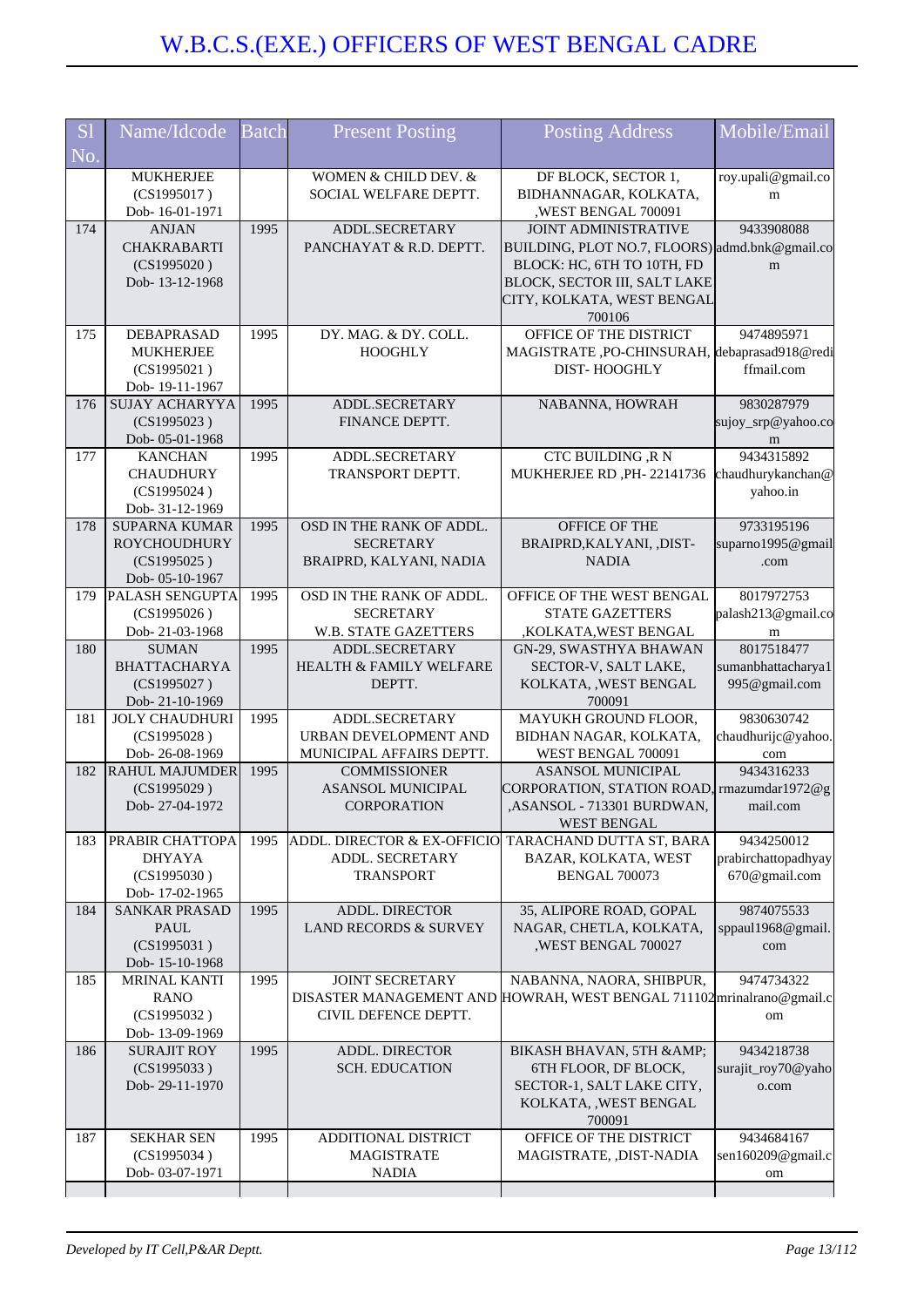# W.B.C.S.(EXE.) OFFICERS OF WEST BENGAL CADRE

| Sl No. | Name/Idcode | Batch | Present Posting | Posting Address | Mobile/Email |
|---|---|---|---|---|---|
| | MUKHERJEE (CS1995017 ) Dob- 16-01-1971 | | WOMEN & CHILD DEV. & SOCIAL WELFARE DEPTT. | DF BLOCK, SECTOR 1, BIDHANNAGAR, KOLKATA, ,WEST BENGAL 700091 | roy.upali@gmail.com |
| 174 | ANJAN CHAKRABARTI (CS1995020 ) Dob- 13-12-1968 | 1995 | ADDL.SECRETARY PANCHAYAT & R.D. DEPTT. | JOINT ADMINISTRATIVE BUILDING, PLOT NO.7, FLOORS) BLOCK: HC, 6TH TO 10TH, FD BLOCK, SECTOR III, SALT LAKE CITY, KOLKATA, WEST BENGAL 700106 | 9433908088 admd.bnk@gmail.com |
| 175 | DEBAPRASAD MUKHERJEE (CS1995021 ) Dob- 19-11-1967 | 1995 | DY. MAG. & DY. COLL. HOOGHLY | OFFICE OF THE DISTRICT MAGISTRATE ,PO-CHINSURAH, DIST- HOOGHLY | 9474895971 debaprasad918@rediffmail.com |
| 176 | SUJAY ACHARYYA (CS1995023 ) Dob- 05-01-1968 | 1995 | ADDL.SECRETARY FINANCE DEPTT. | NABANNA, HOWRAH | 9830287979 sujoy_srp@yahoo.com |
| 177 | KANCHAN CHAUDHURY (CS1995024 ) Dob- 31-12-1969 | 1995 | ADDL.SECRETARY TRANSPORT DEPTT. | CTC BUILDING ,R N MUKHERJEE RD ,PH- 22141736 | 9434315892 chaudhurykanchan@yahoo.in |
| 178 | SUPARNA KUMAR ROYCHOUDHURY (CS1995025 ) Dob- 05-10-1967 | 1995 | OSD IN THE RANK OF ADDL. SECRETARY BRAIPRD, KALYANI, NADIA | OFFICE OF THE BRAIPRD,KALYANI, ,DIST- NADIA | 9733195196 suparno1995@gmail.com |
| 179 | PALASH SENGUPTA (CS1995026 ) Dob- 21-03-1968 | 1995 | OSD IN THE RANK OF ADDL. SECRETARY W.B. STATE GAZETTERS | OFFICE OF THE WEST BENGAL STATE GAZETTERS ,KOLKATA,WEST BENGAL | 8017972753 palash213@gmail.com |
| 180 | SUMAN BHATTACHARYA (CS1995027 ) Dob- 21-10-1969 | 1995 | ADDL.SECRETARY HEALTH & FAMILY WELFARE DEPTT. | GN-29, SWASTHYA BHAWAN SECTOR-V, SALT LAKE, KOLKATA, ,WEST BENGAL 700091 | 8017518477 sumanbhattacharya1995@gmail.com |
| 181 | JOLY CHAUDHURI (CS1995028 ) Dob- 26-08-1969 | 1995 | ADDL.SECRETARY URBAN DEVELOPMENT AND MUNICIPAL AFFAIRS DEPTT. | MAYUKH GROUND FLOOR, BIDHAN NAGAR, KOLKATA, WEST BENGAL 700091 | 9830630742 chaudhurijc@yahoo.com |
| 182 | RAHUL MAJUMDER (CS1995029 ) Dob- 27-04-1972 | 1995 | COMMISSIONER ASANSOL MUNICIPAL CORPORATION | ASANSOL MUNICIPAL CORPORATION, STATION ROAD, ,ASANSOL - 713301 BURDWAN, WEST BENGAL | 9434316233 rmazumdar1972@gmail.com |
| 183 | PRABIR CHATTOPADHYAYA (CS1995030 ) Dob- 17-02-1965 | 1995 | ADDL. DIRECTOR & EX-OFFICIO ADDL. SECRETARY TRANSPORT | TARACHAND DUTTA ST, BARA BAZAR, KOLKATA, WEST BENGAL 700073 | 9434250012 prabirchattopadhyay670@gmail.com |
| 184 | SANKAR PRASAD PAUL (CS1995031 ) Dob- 15-10-1968 | 1995 | ADDL. DIRECTOR LAND RECORDS & SURVEY | 35, ALIPORE ROAD, GOPAL NAGAR, CHETLA, KOLKATA, ,WEST BENGAL 700027 | 9874075533 sppaul1968@gmail.com |
| 185 | MRINAL KANTI RANO (CS1995032 ) Dob- 13-09-1969 | 1995 | JOINT SECRETARY DISASTER MANAGEMENT AND CIVIL DEFENCE DEPTT. | NABANNA, NAORA, SHIBPUR, HOWRAH, WEST BENGAL 711102 | 9474734322 mrinalrano@gmail.com |
| 186 | SURAJIT ROY (CS1995033 ) Dob- 29-11-1970 | 1995 | ADDL. DIRECTOR SCH. EDUCATION | BIKASH BHAVAN, 5TH &AMP; 6TH FLOOR, DF BLOCK, SECTOR-1, SALT LAKE CITY, KOLKATA, ,WEST BENGAL 700091 | 9434218738 surajit_roy70@yahoo.com |
| 187 | SEKHAR SEN (CS1995034 ) Dob- 03-07-1971 | 1995 | ADDITIONAL DISTRICT MAGISTRATE NADIA | OFFICE OF THE DISTRICT MAGISTRATE, ,DIST-NADIA | 9434684167 sen160209@gmail.com |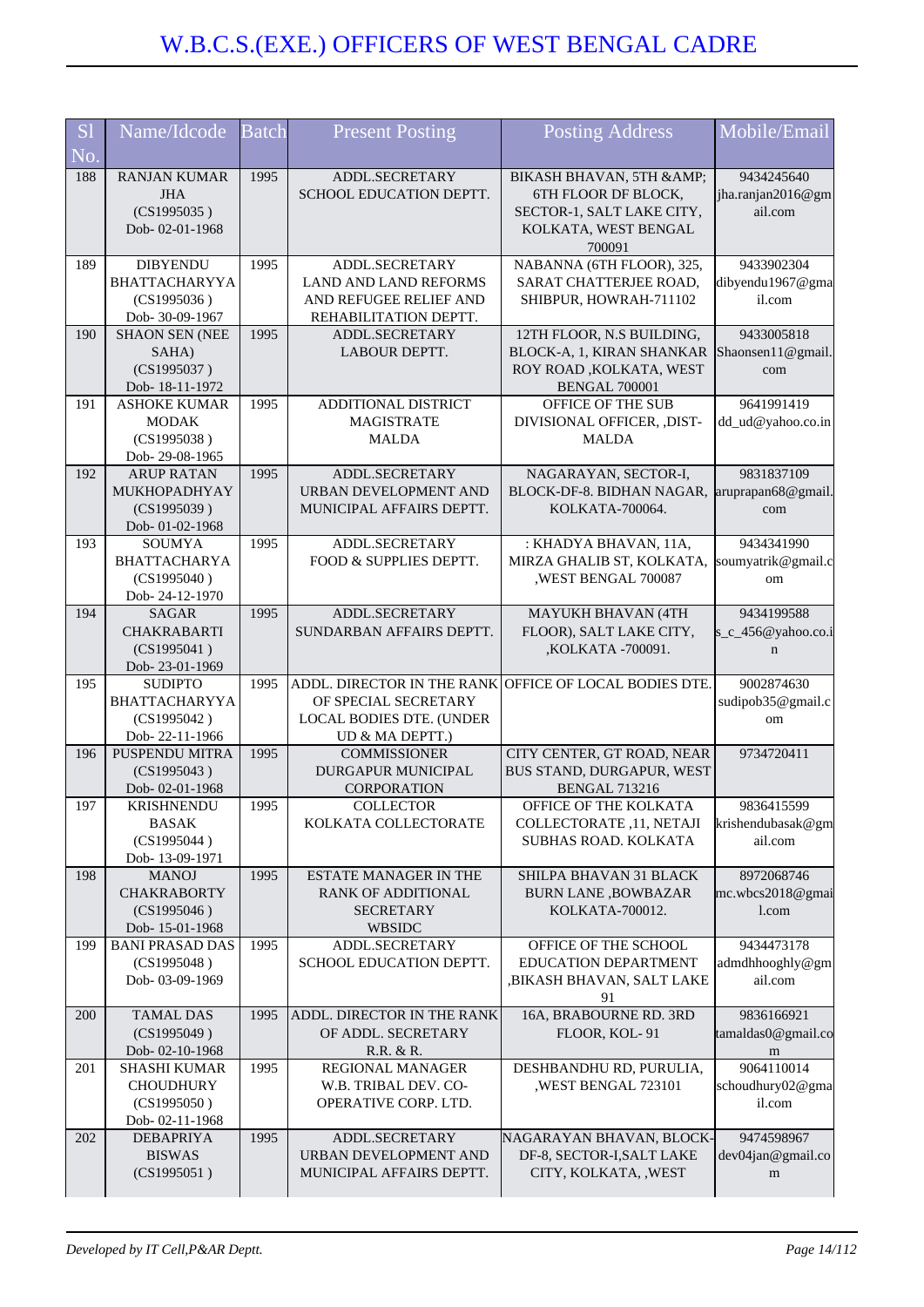# W.B.C.S.(EXE.) OFFICERS OF WEST BENGAL CADRE

| Sl No. | Name/Idcode | Batch | Present Posting | Posting Address | Mobile/Email |
|---|---|---|---|---|---|
| 188 | RANJAN KUMAR JHA (CS1995035 ) Dob- 02-01-1968 | 1995 | ADDL.SECRETARY SCHOOL EDUCATION DEPTT. | BIKASH BHAVAN, 5TH &AMP; 6TH FLOOR DF BLOCK, SECTOR-1, SALT LAKE CITY, KOLKATA, WEST BENGAL 700091 | 9434245640 jha.ranjan2016@gmail.com |
| 189 | DIBYENDU BHATTACHARYYA (CS1995036 ) Dob- 30-09-1967 | 1995 | ADDL.SECRETARY LAND AND LAND REFORMS AND REFUGEE RELIEF AND REHABILITATION DEPTT. | NABANNA (6TH FLOOR), 325, SARAT CHATTERJEE ROAD, SHIBPUR, HOWRAH-711102 | 9433902304 dibyendu1967@gmail.com |
| 190 | SHAON SEN (NEE SAHA) (CS1995037 ) Dob- 18-11-1972 | 1995 | ADDL.SECRETARY LABOUR DEPTT. | 12TH FLOOR, N.S BUILDING, BLOCK-A, 1, KIRAN SHANKAR ROY ROAD ,KOLKATA, WEST BENGAL 700001 | 9433005818 Shaonsen11@gmail.com |
| 191 | ASHOKE KUMAR MODAK (CS1995038 ) Dob- 29-08-1965 | 1995 | ADDITIONAL DISTRICT MAGISTRATE MALDA | OFFICE OF THE SUB DIVISIONAL OFFICER, ,DIST-MALDA | 9641991419 dd_ud@yahoo.co.in |
| 192 | ARUP RATAN MUKHOPADHYAY (CS1995039 ) Dob- 01-02-1968 | 1995 | ADDL.SECRETARY URBAN DEVELOPMENT AND MUNICIPAL AFFAIRS DEPTT. | NAGARAYAN, SECTOR-I, BLOCK-DF-8. BIDHAN NAGAR, KOLKATA-700064. | 9831837109 aruprapan68@gmail.com |
| 193 | SOUMYA BHATTACHARYA (CS1995040 ) Dob- 24-12-1970 | 1995 | ADDL.SECRETARY FOOD & SUPPLIES DEPTT. | : KHADYA BHAVAN, 11A, MIRZA GHALIB ST, KOLKATA, ,WEST BENGAL 700087 | 9434341990 soumyatrik@gmail.com |
| 194 | SAGAR CHAKRABARTI (CS1995041 ) Dob- 23-01-1969 | 1995 | ADDL.SECRETARY SUNDARBAN AFFAIRS DEPTT. | MAYUKH BHAVAN (4TH FLOOR), SALT LAKE CITY, ,KOLKATA -700091. | 9434199588 s_c_456@yahoo.co.in |
| 195 | SUDIPTO BHATTACHARYYA (CS1995042 ) Dob- 22-11-1966 | 1995 | ADDL. DIRECTOR IN THE RANK OF SPECIAL SECRETARY LOCAL BODIES DTE. (UNDER UD & MA DEPTT.) | OFFICE OF LOCAL BODIES DTE. | 9002874630 sudipob35@gmail.com |
| 196 | PUSPENDU MITRA (CS1995043 ) Dob- 02-01-1968 | 1995 | COMMISSIONER DURGAPUR MUNICIPAL CORPORATION | CITY CENTER, GT ROAD, NEAR BUS STAND, DURGAPUR, WEST BENGAL 713216 | 9734720411 |
| 197 | KRISHNENDU BASAK (CS1995044 ) Dob- 13-09-1971 | 1995 | COLLECTOR KOLKATA COLLECTORATE | OFFICE OF THE KOLKATA COLLECTORATE ,11, NETAJI SUBHAS ROAD. KOLKATA | 9836415599 krishendubasak@gmail.com |
| 198 | MANOJ CHAKRABORTY (CS1995046 ) Dob- 15-01-1968 | 1995 | ESTATE MANAGER IN THE RANK OF ADDITIONAL SECRETARY WBSIDC | SHILPA BHAVAN 31 BLACK BURN LANE ,BOWBAZAR KOLKATA-700012. | 8972068746 mc.wbcs2018@gmail.com |
| 199 | BANI PRASAD DAS (CS1995048 ) Dob- 03-09-1969 | 1995 | ADDL.SECRETARY SCHOOL EDUCATION DEPTT. | OFFICE OF THE SCHOOL EDUCATION DEPARTMENT ,BIKASH BHAVAN, SALT LAKE 91 | 9434473178 admdhhooghly@gmail.com |
| 200 | TAMAL DAS (CS1995049 ) Dob- 02-10-1968 | 1995 | ADDL. DIRECTOR IN THE RANK OF ADDL. SECRETARY R.R. & R. | 16A, BRABOURNE RD. 3RD FLOOR, KOL- 91 | 9836166921 tamaldas0@gmail.com |
| 201 | SHASHI KUMAR CHOUDHURY (CS1995050 ) Dob- 02-11-1968 | 1995 | REGIONAL MANAGER W.B. TRIBAL DEV. CO-OPERATIVE CORP. LTD. | DESHBANDHU RD, PURULIA, ,WEST BENGAL 723101 | 9064110014 schoudhury02@gmail.com |
| 202 | DEBAPRIYA BISWAS (CS1995051 ) | 1995 | ADDL.SECRETARY URBAN DEVELOPMENT AND MUNICIPAL AFFAIRS DEPTT. | NAGARAYAN BHAVAN, BLOCK-DF-8, SECTOR-I,SALT LAKE CITY, KOLKATA, ,WEST | 9474598967 dev04jan@gmail.com |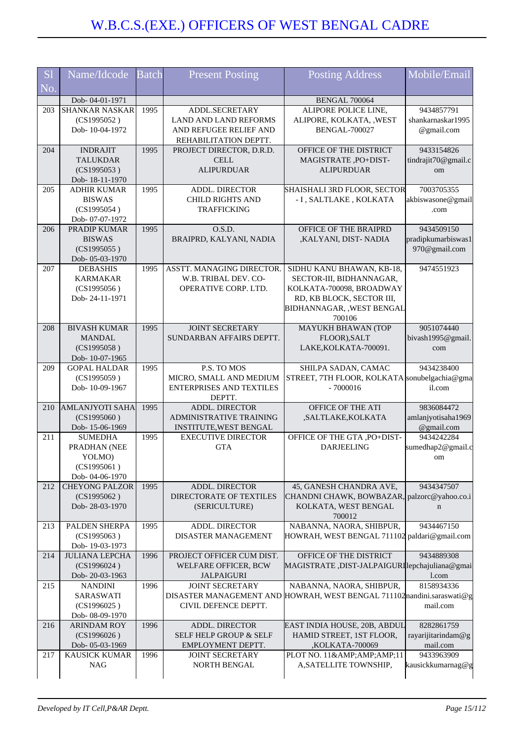# W.B.C.S.(EXE.) OFFICERS OF WEST BENGAL CADRE

| Sl No. | Name/Idcode | Batch | Present Posting | Posting Address | Mobile/Email |
|---|---|---|---|---|---|
| | Dob- 04-01-1971 | | | BENGAL 700064 | |
| 203 | SHANKAR NASKAR (CS1995052 ) Dob- 10-04-1972 | 1995 | ADDL.SECRETARY LAND AND LAND REFORMS AND REFUGEE RELIEF AND REHABILITATION DEPTT. | ALIPORE POLICE LINE, ALIPORE, KOLKATA, ,WEST BENGAL-700027 | 9434857791 shankarnaskar1995@gmail.com |
| 204 | INDRAJIT TALUKDAR (CS1995053 ) Dob- 18-11-1970 | 1995 | PROJECT DIRECTOR, D.R.D. CELL ALIPURDUAR | OFFICE OF THE DISTRICT MAGISTRATE ,PO+DIST-ALIPURDUAR | 9433154826 tindrajit70@gmail.com |
| 205 | ADHIR KUMAR BISWAS (CS1995054 ) Dob- 07-07-1972 | 1995 | ADDL. DIRECTOR CHILD RIGHTS AND TRAFFICKING | SHAISHALI 3RD FLOOR, SECTOR - I , SALTLAKE , KOLKATA | 7003705355 akbiswasone@gmail.com |
| 206 | PRADIP KUMAR BISWAS (CS1995055 ) Dob- 05-03-1970 | 1995 | O.S.D. BRAIPRD, KALYANI, NADIA | OFFICE OF THE BRAIPRD ,KALYANI, DIST- NADIA | 9434509150 pradipkumarbiswas1970@gmail.com |
| 207 | DEBASHIS KARMAKAR (CS1995056 ) Dob- 24-11-1971 | 1995 | ASSTT. MANAGING DIRECTOR. W.B. TRIBAL DEV. CO-OPERATIVE CORP. LTD. | SIDHU KANU BHAWAN, KB-18, SECTOR-III, BIDHANNAGAR, KOLKATA-700098, BROADWAY RD, KB BLOCK, SECTOR III, BIDHANNAGAR, ,WEST BENGAL 700106 | 9474551923 |
| 208 | BIVASH KUMAR MANDAL (CS1995058 ) Dob- 10-07-1965 | 1995 | JOINT SECRETARY SUNDARBAN AFFAIRS DEPTT. | MAYUKH BHAWAN (TOP FLOOR),SALT LAKE,KOLKATA-700091. | 9051074440 bivash1995@gmail.com |
| 209 | GOPAL HALDAR (CS1995059 ) Dob- 10-09-1967 | 1995 | P.S. TO MOS MICRO, SMALL AND MEDIUM ENTERPRISES AND TEXTILES DEPTT. | SHILPA SADAN, CAMAC STREET, 7TH FLOOR, KOLKATA - 7000016 | 9434238400 sonubelgachia@gmail.com |
| 210 | AMLANJYOTI SAHA (CS1995060 ) Dob- 15-06-1969 | 1995 | ADDL. DIRECTOR ADMINISTRATIVE TRAINING INSTITUTE,WEST BENGAL | OFFICE OF THE ATI ,SALTLAKE,KOLKATA | 9836084472 amlanjyotisaha1969@gmail.com |
| 211 | SUMEDHA PRADHAN (NEE YOLMO) (CS1995061 ) Dob- 04-06-1970 | 1995 | EXECUTIVE DIRECTOR GTA | OFFICE OF THE GTA ,PO+DIST-DARJEELING | 9434242284 sumedhap2@gmail.com |
| 212 | CHEYONG PALZOR (CS1995062 ) Dob- 28-03-1970 | 1995 | ADDL. DIRECTOR DIRECTORATE OF TEXTILES (SERICULTURE) | 45, GANESH CHANDRA AVE, CHANDNI CHAWK, BOWBAZAR, KOLKATA, WEST BENGAL 700012 | 9434347507 palzorc@yahoo.co.in |
| 213 | PALDEN SHERPA (CS1995063 ) Dob- 19-03-1973 | 1995 | ADDL. DIRECTOR DISASTER MANAGEMENT | NABANNA, NAORA, SHIBPUR, HOWRAH, WEST BENGAL 711102 | 9434467150 paldari@gmail.com |
| 214 | JULIANA LEPCHA (CS1996024 ) Dob- 20-03-1963 | 1996 | PROJECT OFFICER CUM DIST. WELFARE OFFICER, BCW JALPAIGURI | OFFICE OF THE DISTRICT MAGISTRATE ,DIST-JALPAIGURI | 9434889308 lepchajuliana@gmail.com |
| 215 | NANDINI SARASWATI (CS1996025 ) Dob- 08-09-1970 | 1996 | JOINT SECRETARY DISASTER MANAGEMENT AND CIVIL DEFENCE DEPTT. | NABANNA, NAORA, SHIBPUR, HOWRAH, WEST BENGAL 711102 | 8158934336 nandini.saraswati@gmail.com |
| 216 | ARINDAM ROY (CS1996026 ) Dob- 05-03-1969 | 1996 | ADDL. DIRECTOR SELF HELP GROUP & SELF EMPLOYMENT DEPTT. | EAST INDIA HOUSE, 20B, ABDUL HAMID STREET, 1ST FLOOR, ,KOLKATA-700069 | 8282861759 rayarijitarindam@gmail.com |
| 217 | KAUSICK KUMAR NAG | 1996 | JOINT SECRETARY NORTH BENGAL | PLOT NO. 11&AMP;AMP;AMP;11 A,SATELLITE TOWNSHIP, | 9433963909 kausickkumarnag@g |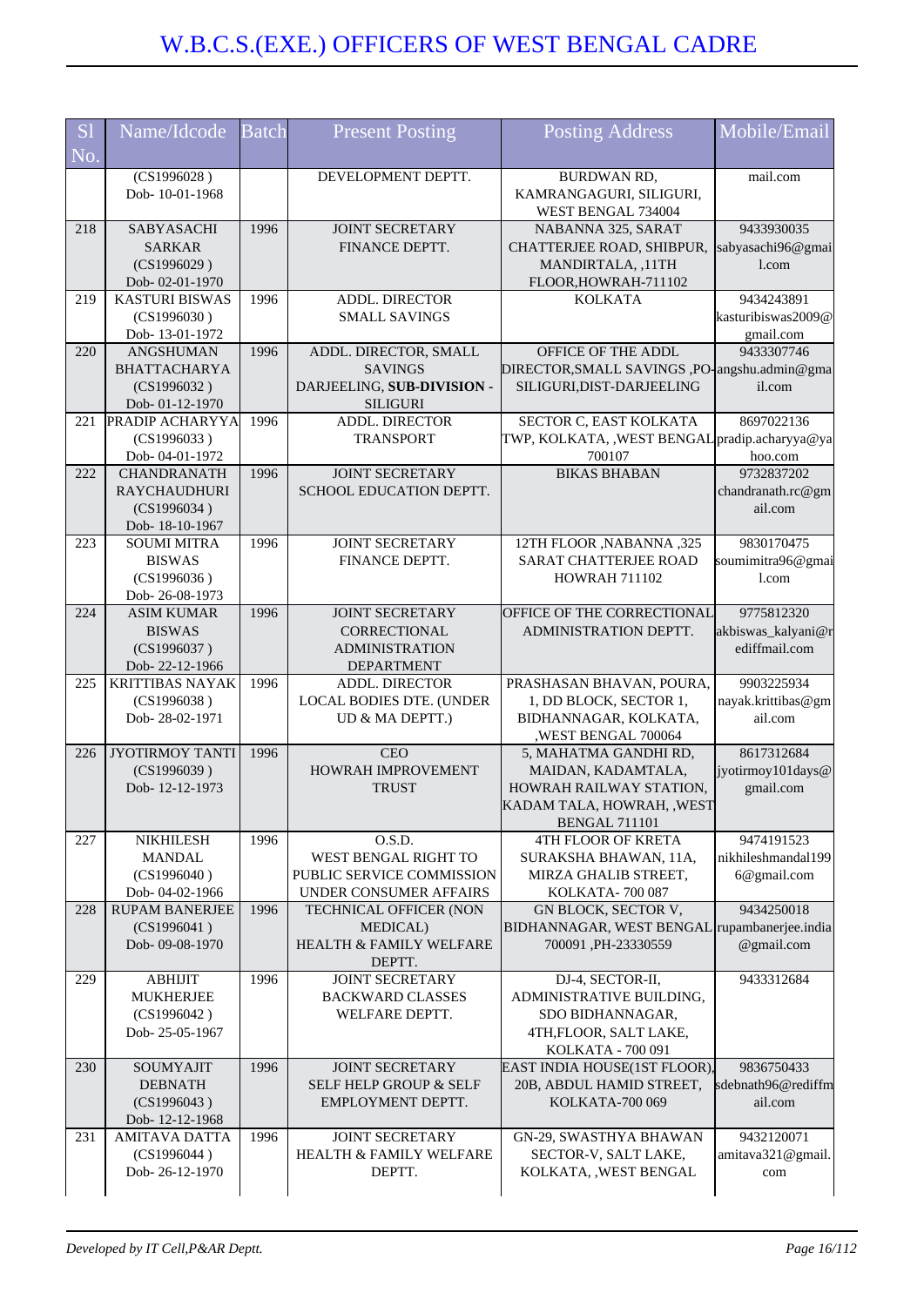# W.B.C.S.(EXE.) OFFICERS OF WEST BENGAL CADRE

| Sl No. | Name/Idcode | Batch | Present Posting | Posting Address | Mobile/Email |
|---|---|---|---|---|---|
| | (CS1996028 ) Dob- 10-01-1968 | | DEVELOPMENT DEPTT. | BURDWAN RD, KAMRANGAGURI, SILIGURI, WEST BENGAL 734004 | mail.com |
| 218 | SABYASACHI SARKAR (CS1996029 ) Dob- 02-01-1970 | 1996 | JOINT SECRETARY FINANCE DEPTT. | NABANNA 325, SARAT CHATTERJEE ROAD, SHIBPUR, MANDIRTALA, ,11TH FLOOR,HOWRAH-711102 | 9433930035 sabyasachi96@gmail.com |
| 219 | KASTURI BISWAS (CS1996030 ) Dob- 13-01-1972 | 1996 | ADDL. DIRECTOR SMALL SAVINGS | KOLKATA | 9434243891 kasturibiswas2009@gmail.com |
| 220 | ANGSHUMAN BHATTACHARYA (CS1996032 ) Dob- 01-12-1970 | 1996 | ADDL. DIRECTOR, SMALL SAVINGS DARJEELING, **SUB-DIVISION - SILIGURI** | OFFICE OF THE ADDL DIRECTOR,SMALL SAVINGS ,PO-SILIGURI,DIST-DARJEELING | 9433307746 angshu.admin@gmail.com |
| 221 | PRADIP ACHARYYA (CS1996033 ) Dob- 04-01-1972 | 1996 | ADDL. DIRECTOR TRANSPORT | SECTOR C, EAST KOLKATA TWP, KOLKATA, ,WEST BENGAL 700107 | 8697022136 pradip.acharyya@yahoo.com |
| 222 | CHANDRANATH RAYCHAUDHURI (CS1996034 ) Dob- 18-10-1967 | 1996 | JOINT SECRETARY SCHOOL EDUCATION DEPTT. | BIKAS BHABAN | 9732837202 chandranath.rc@gmail.com |
| 223 | SOUMI MITRA BISWAS (CS1996036 ) Dob- 26-08-1973 | 1996 | JOINT SECRETARY FINANCE DEPTT. | 12TH FLOOR ,NABANNA ,325 SARAT CHATTERJEE ROAD HOWRAH 711102 | 9830170475 soumimitra96@gmail.com |
| 224 | ASIM KUMAR BISWAS (CS1996037 ) Dob- 22-12-1966 | 1996 | JOINT SECRETARY CORRECTIONAL ADMINISTRATION DEPARTMENT | OFFICE OF THE CORRECTIONAL ADMINISTRATION DEPTT. | 9775812320 akbiswas_kalyani@rediffmail.com |
| 225 | KRITTIBAS NAYAK (CS1996038 ) Dob- 28-02-1971 | 1996 | ADDL. DIRECTOR LOCAL BODIES DTE. (UNDER UD & MA DEPTT.) | PRASHASAN BHAVAN, POURA, 1, DD BLOCK, SECTOR 1, BIDHANNAGAR, KOLKATA, ,WEST BENGAL 700064 | 9903225934 nayak.krittibas@gmail.com |
| 226 | JYOTIRMOY TANTI (CS1996039 ) Dob- 12-12-1973 | 1996 | CEO HOWRAH IMPROVEMENT TRUST | 5, MAHATMA GANDHI RD, MAIDAN, KADAMTALA, HOWRAH RAILWAY STATION, KADAM TALA, HOWRAH, ,WEST BENGAL 711101 | 8617312684 jyotirmoy101days@gmail.com |
| 227 | NIKHILESH MANDAL (CS1996040 ) Dob- 04-02-1966 | 1996 | O.S.D. WEST BENGAL RIGHT TO PUBLIC SERVICE COMMISSION UNDER CONSUMER AFFAIRS | 4TH FLOOR OF KRETA SURAKSHA BHAWAN, 11A, MIRZA GHALIB STREET, KOLKATA- 700 087 | 9474191523 nikhileshmandal1996@gmail.com |
| 228 | RUPAM BANERJEE (CS1996041 ) Dob- 09-08-1970 | 1996 | TECHNICAL OFFICER (NON MEDICAL) HEALTH & FAMILY WELFARE DEPTT. | GN BLOCK, SECTOR V, BIDHANNAGAR, WEST BENGAL 700091 ,PH-23330559 | rupambanerjee.india@gmail.com |
| 229 | ABHIJIT MUKHERJEE (CS1996042 ) Dob- 25-05-1967 | 1996 | JOINT SECRETARY BACKWARD CLASSES WELFARE DEPTT. | DJ-4, SECTOR-II, ADMINISTRATIVE BUILDING, SDO BIDHANNAGAR, 4TH,FLOOR, SALT LAKE, KOLKATA - 700 091 | 9433312684 |
| 230 | SOUMYAJIT DEBNATH (CS1996043 ) Dob- 12-12-1968 | 1996 | JOINT SECRETARY SELF HELP GROUP & SELF EMPLOYMENT DEPTT. | EAST INDIA HOUSE(1ST FLOOR), 20B, ABDUL HAMID STREET, KOLKATA-700 069 | 9836750433 sdebnath96@rediffmail.com |
| 231 | AMITAVA DATTA (CS1996044 ) Dob- 26-12-1970 | 1996 | JOINT SECRETARY HEALTH & FAMILY WELFARE DEPTT. | GN-29, SWASTHYA BHAWAN SECTOR-V, SALT LAKE, KOLKATA, ,WEST BENGAL | 9432120071 amitava321@gmail.com |

*Developed by IT Cell,P&AR Deptt.*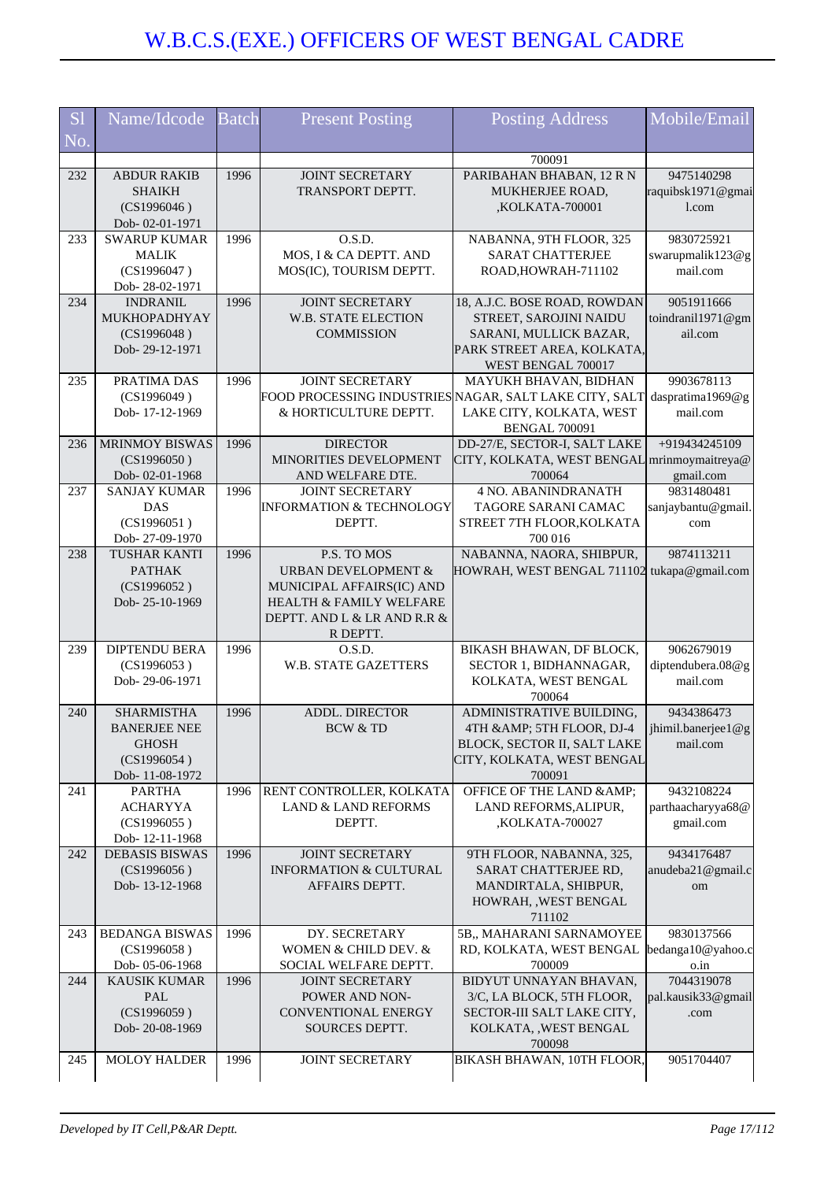# W.B.C.S.(EXE.) OFFICERS OF WEST BENGAL CADRE

| Sl No. | Name/Idcode | Batch | Present Posting | Posting Address | Mobile/Email |
|---|---|---|---|---|---|
| | | | | 700091 | |
| 232 | ABDUR RAKIB SHAIKH (CS1996046 ) Dob- 02-01-1971 | 1996 | JOINT SECRETARY TRANSPORT DEPTT. | PARIBAHAN BHABAN, 12 R N MUKHERJEE ROAD, ,KOLKATA-700001 | 9475140298 raquibsk1971@gmail.com |
| 233 | SWARUP KUMAR MALIK (CS1996047 ) Dob- 28-02-1971 | 1996 | O.S.D. MOS, I & CA DEPTT. AND MOS(IC), TOURISM DEPTT. | NABANNA, 9TH FLOOR, 325 SARAT CHATTERJEE ROAD,HOWRAH-711102 | 9830725921 swarupmalik123@gmail.com |
| 234 | INDRANIL MUKHOPADHYAY (CS1996048 ) Dob- 29-12-1971 | 1996 | JOINT SECRETARY W.B. STATE ELECTION COMMISSION | 18, A.J.C. BOSE ROAD, ROWDAN STREET, SAROJINI NAIDU SARANI, MULLICK BAZAR, PARK STREET AREA, KOLKATA, WEST BENGAL 700017 | 9051911666 toindranil1971@gmail.com |
| 235 | PRATIMA DAS (CS1996049 ) Dob- 17-12-1969 | 1996 | JOINT SECRETARY FOOD PROCESSING INDUSTRIES & HORTICULTURE DEPTT. | MAYUKH BHAVAN, BIDHAN NAGAR, SALT LAKE CITY, SALT LAKE CITY, KOLKATA, WEST BENGAL 700091 | 9903678113 daspratima1969@gmail.com |
| 236 | MRINMOY BISWAS (CS1996050 ) Dob- 02-01-1968 | 1996 | DIRECTOR MINORITIES DEVELOPMENT AND WELFARE DTE. | DD-27/E, SECTOR-I, SALT LAKE CITY, KOLKATA, WEST BENGAL 700064 | +919434245109 mrinmoymaitreya@gmail.com |
| 237 | SANJAY KUMAR DAS (CS1996051 ) Dob- 27-09-1970 | 1996 | JOINT SECRETARY INFORMATION & TECHNOLOGY DEPTT. | 4 NO. ABANINDRANATH TAGORE SARANI CAMAC STREET 7TH FLOOR,KOLKATA 700 016 | 9831480481 sanjaybantu@gmail.com |
| 238 | TUSHAR KANTI PATHAK (CS1996052 ) Dob- 25-10-1969 | 1996 | P.S. TO MOS URBAN DEVELOPMENT & MUNICIPAL AFFAIRS(IC) AND HEALTH & FAMILY WELFARE DEPTT. AND L & LR AND R.R & R DEPTT. | NABANNA, NAORA, SHIBPUR, HOWRAH, WEST BENGAL 711102 | 9874113211 tukapa@gmail.com |
| 239 | DIPTENDU BERA (CS1996053 ) Dob- 29-06-1971 | 1996 | O.S.D. W.B. STATE GAZETTERS | BIKASH BHAWAN, DF BLOCK, SECTOR 1, BIDHANNAGAR, KOLKATA, WEST BENGAL 700064 | 9062679019 diptendubera.08@gmail.com |
| 240 | SHARMISTHA BANERJEE NEE GHOSH (CS1996054 ) Dob- 11-08-1972 | 1996 | ADDL. DIRECTOR BCW & TD | ADMINISTRATIVE BUILDING, 4TH &AMP; 5TH FLOOR, DJ-4 BLOCK, SECTOR II, SALT LAKE CITY, KOLKATA, WEST BENGAL 700091 | 9434386473 jhimil.banerjee1@gmail.com |
| 241 | PARTHA ACHARYYA (CS1996055 ) Dob- 12-11-1968 | 1996 | RENT CONTROLLER, KOLKATA LAND & LAND REFORMS DEPTT. | OFFICE OF THE LAND &AMP; LAND REFORMS,ALIPUR, ,KOLKATA-700027 | 9432108224 parthaacharyya68@gmail.com |
| 242 | DEBASIS BISWAS (CS1996056 ) Dob- 13-12-1968 | 1996 | JOINT SECRETARY INFORMATION & CULTURAL AFFAIRS DEPTT. | 9TH FLOOR, NABANNA, 325, SARAT CHATTERJEE RD, MANDIRTALA, SHIBPUR, HOWRAH, ,WEST BENGAL 711102 | 9434176487 anudeba21@gmail.com |
| 243 | BEDANGA BISWAS (CS1996058 ) Dob- 05-06-1968 | 1996 | DY. SECRETARY WOMEN & CHILD DEV. & SOCIAL WELFARE DEPTT. | 5B,, MAHARANI SARNAMOYEE RD, KOLKATA, WEST BENGAL 700009 | 9830137566 bedanga10@yahoo.co.in |
| 244 | KAUSIK KUMAR PAL (CS1996059 ) Dob- 20-08-1969 | 1996 | JOINT SECRETARY POWER AND NON-CONVENTIONAL ENERGY SOURCES DEPTT. | BIDYUT UNNAYAN BHAVAN, 3/C, LA BLOCK, 5TH FLOOR, SECTOR-III SALT LAKE CITY, KOLKATA, ,WEST BENGAL 700098 | 7044319078 pal.kausik33@gmail.com |
| 245 | MOLOY HALDER | 1996 | JOINT SECRETARY | BIKASH BHAWAN, 10TH FLOOR, | 9051704407 |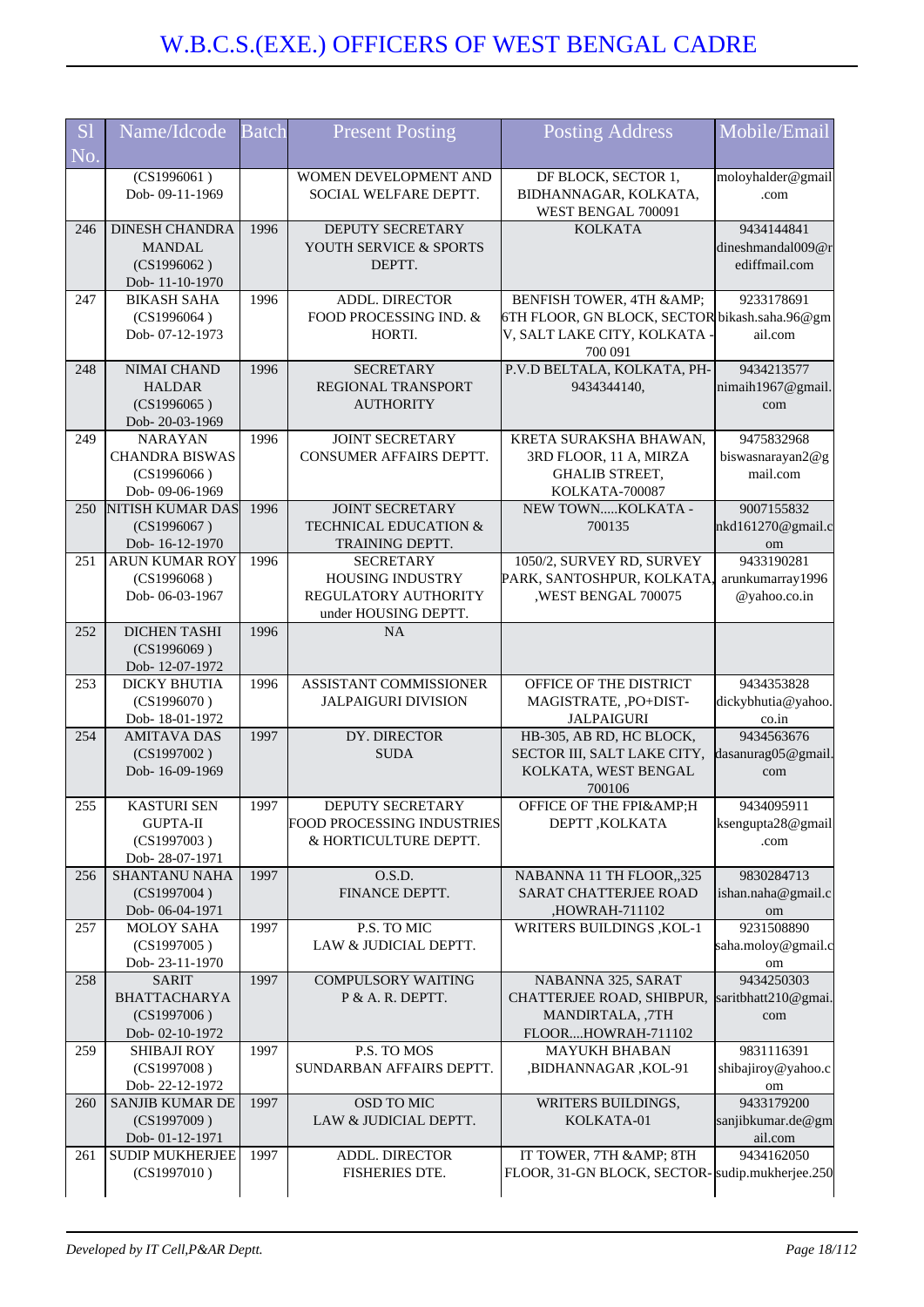# W.B.C.S.(EXE.) OFFICERS OF WEST BENGAL CADRE

| Sl No. | Name/Idcode | Batch | Present Posting | Posting Address | Mobile/Email |
|---|---|---|---|---|---|
| | (CS1996061 ) Dob- 09-11-1969 | | WOMEN DEVELOPMENT AND SOCIAL WELFARE DEPTT. | DF BLOCK, SECTOR 1, BIDHANNAGAR, KOLKATA, WEST BENGAL 700091 | moloyhalder@gmail.com |
| 246 | DINESH CHANDRA MANDAL (CS1996062 ) Dob- 11-10-1970 | 1996 | DEPUTY SECRETARY YOUTH SERVICE & SPORTS DEPTT. | KOLKATA | 9434144841 dineshmandal009@rediffmail.com |
| 247 | BIKASH SAHA (CS1996064 ) Dob- 07-12-1973 | 1996 | ADDL. DIRECTOR FOOD PROCESSING IND. & HORTI. | BENFISH TOWER, 4TH &AMP; 6TH FLOOR, GN BLOCK, SECTOR V, SALT LAKE CITY, KOLKATA - 700 091 | 9233178691 bikash.saha.96@gmail.com |
| 248 | NIMAI CHAND HALDAR (CS1996065 ) Dob- 20-03-1969 | 1996 | SECRETARY REGIONAL TRANSPORT AUTHORITY | P.V.D BELTALA, KOLKATA, PH- 9434344140, | 9434213577 nimaih1967@gmail.com |
| 249 | NARAYAN CHANDRA BISWAS (CS1996066 ) Dob- 09-06-1969 | 1996 | JOINT SECRETARY CONSUMER AFFAIRS DEPTT. | KRETA SURAKSHA BHAWAN, 3RD FLOOR, 11 A, MIRZA GHALIB STREET, KOLKATA-700087 | 9475832968 biswasnarayan2@gmail.com |
| 250 | NITISH KUMAR DAS (CS1996067 ) Dob- 16-12-1970 | 1996 | JOINT SECRETARY TECHNICAL EDUCATION & TRAINING DEPTT. | NEW TOWN.....KOLKATA - 700135 | 9007155832 nkd161270@gmail.com |
| 251 | ARUN KUMAR ROY (CS1996068 ) Dob- 06-03-1967 | 1996 | SECRETARY HOUSING INDUSTRY REGULATORY AUTHORITY under HOUSING DEPTT. | 1050/2, SURVEY RD, SURVEY PARK, SANTOSHPUR, KOLKATA, ,WEST BENGAL 700075 | 9433190281 arunkumarray1996@yahoo.co.in |
| 252 | DICHEN TASHI (CS1996069 ) Dob- 12-07-1972 | 1996 | NA | | |
| 253 | DICKY BHUTIA (CS1996070 ) Dob- 18-01-1972 | 1996 | ASSISTANT COMMISSIONER JALPAIGURI DIVISION | OFFICE OF THE DISTRICT MAGISTRATE, ,PO+DIST- JALPAIGURI | 9434353828 dickybhutia@yahoo.co.in |
| 254 | AMITAVA DAS (CS1997002 ) Dob- 16-09-1969 | 1997 | DY. DIRECTOR SUDA | HB-305, AB RD, HC BLOCK, SECTOR III, SALT LAKE CITY, KOLKATA, WEST BENGAL 700106 | 9434563676 dasanurag05@gmail.com |
| 255 | KASTURI SEN GUPTA-II (CS1997003 ) Dob- 28-07-1971 | 1997 | DEPUTY SECRETARY FOOD PROCESSING INDUSTRIES & HORTICULTURE DEPTT. | OFFICE OF THE FPI&AMP;H DEPTT ,KOLKATA | 9434095911 ksengupta28@gmail.com |
| 256 | SHANTANU NAHA (CS1997004 ) Dob- 06-04-1971 | 1997 | O.S.D. FINANCE DEPTT. | NABANNA 11 TH FLOOR,,325 SARAT CHATTERJEE ROAD ,HOWRAH-711102 | 9830284713 ishan.naha@gmail.com |
| 257 | MOLOY SAHA (CS1997005 ) Dob- 23-11-1970 | 1997 | P.S. TO MIC LAW & JUDICIAL DEPTT. | WRITERS BUILDINGS ,KOL-1 | 9231508890 saha.moloy@gmail.com |
| 258 | SARIT BHATTACHARYA (CS1997006 ) Dob- 02-10-1972 | 1997 | COMPULSORY WAITING P & A. R. DEPTT. | NABANNA 325, SARAT CHATTERJEE ROAD, SHIBPUR, MANDIRTALA, ,7TH FLOOR....HOWRAH-711102 | 9434250303 saritbhatt210@gmail.com |
| 259 | SHIBAJI ROY (CS1997008 ) Dob- 22-12-1972 | 1997 | P.S. TO MOS SUNDARBAN AFFAIRS DEPTT. | MAYUKH BHABAN ,BIDHANNAGAR ,KOL-91 | 9831116391 shibajiroy@yahoo.com |
| 260 | SANJIB KUMAR DE (CS1997009 ) Dob- 01-12-1971 | 1997 | OSD TO MIC LAW & JUDICIAL DEPTT. | WRITERS BUILDINGS, KOLKATA-01 | 9433179200 sanjibkumar.de@gmail.com |
| 261 | SUDIP MUKHERJEE (CS1997010 ) | 1997 | ADDL. DIRECTOR FISHERIES DTE. | IT TOWER, 7TH &AMP; 8TH FLOOR, 31-GN BLOCK, SECTOR- | 9434162050 sudip.mukherjee.250 |

*Developed by IT Cell,P&AR Deptt.*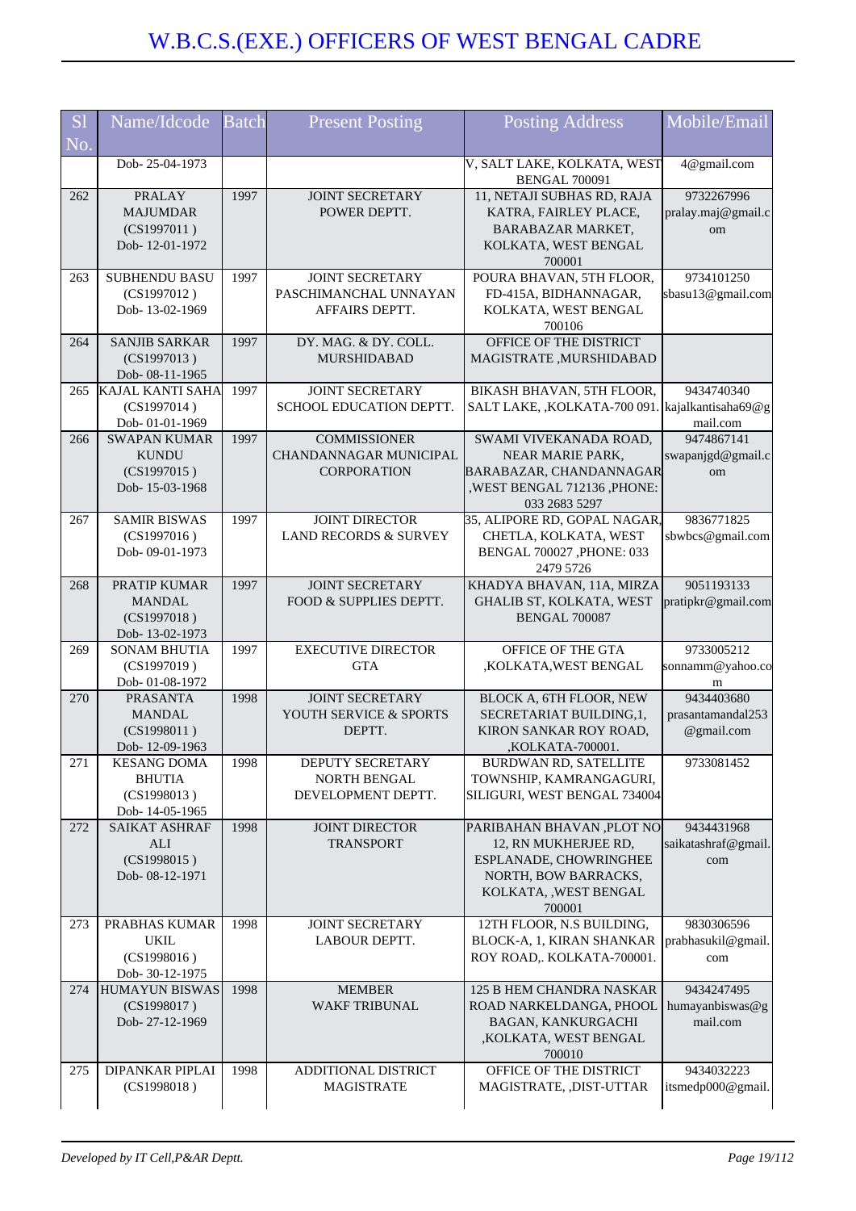| Sl No. | Name/Idcode | Batch | Present Posting | Posting Address | Mobile/Email |
|---|---|---|---|---|---|
| | Dob- 25-04-1973 | | | V, SALT LAKE, KOLKATA, WEST BENGAL 700091 | 4@gmail.com |
| 262 | PRALAY MAJUMDAR (CS1997011 ) Dob- 12-01-1972 | 1997 | JOINT SECRETARY POWER DEPTT. | 11, NETAJI SUBHAS RD, RAJA KATRA, FAIRLEY PLACE, BARABAZAR MARKET, KOLKATA, WEST BENGAL 700001 | 9732267996 pralay.maj@gmail.com |
| 263 | SUBHENDU BASU (CS1997012 ) Dob- 13-02-1969 | 1997 | JOINT SECRETARY PASCHIMANCHAL UNNAYAN AFFAIRS DEPTT. | POURA BHAVAN, 5TH FLOOR, FD-415A, BIDHANNAGAR, KOLKATA, WEST BENGAL 700106 | 9734101250 sbasu13@gmail.com |
| 264 | SANJIB SARKAR (CS1997013 ) Dob- 08-11-1965 | 1997 | DY. MAG. & DY. COLL. MURSHIDABAD | OFFICE OF THE DISTRICT MAGISTRATE ,MURSHIDABAD | |
| 265 | KAJAL KANTI SAHA (CS1997014 ) Dob- 01-01-1969 | 1997 | JOINT SECRETARY SCHOOL EDUCATION DEPTT. | BIKASH BHAVAN, 5TH FLOOR, SALT LAKE, ,KOLKATA-700 091. | 9434740340 kajalkantisaha69@gmail.com |
| 266 | SWAPAN KUMAR KUNDU (CS1997015 ) Dob- 15-03-1968 | 1997 | COMMISSIONER CHANDANNAGAR MUNICIPAL CORPORATION | SWAMI VIVEKANADA ROAD, NEAR MARIE PARK, BARABAZAR, CHANDANNAGAR ,WEST BENGAL 712136 ,PHONE: 033 2683 5297 | 9474867141 swapanjgd@gmail.com |
| 267 | SAMIR BISWAS (CS1997016 ) Dob- 09-01-1973 | 1997 | JOINT DIRECTOR LAND RECORDS & SURVEY | 35, ALIPORE RD, GOPAL NAGAR, CHETLA, KOLKATA, WEST BENGAL 700027 ,PHONE: 033 2479 5726 | 9836771825 sbwbcs@gmail.com |
| 268 | PRATIP KUMAR MANDAL (CS1997018 ) Dob- 13-02-1973 | 1997 | JOINT SECRETARY FOOD & SUPPLIES DEPTT. | KHADYA BHAVAN, 11A, MIRZA GHALIB ST, KOLKATA, WEST BENGAL 700087 | 9051193133 pratipkr@gmail.com |
| 269 | SONAM BHUTIA (CS1997019 ) Dob- 01-08-1972 | 1997 | EXECUTIVE DIRECTOR GTA | OFFICE OF THE GTA ,KOLKATA,WEST BENGAL | 9733005212 sonnamm@yahoo.com |
| 270 | PRASANTA MANDAL (CS1998011 ) Dob- 12-09-1963 | 1998 | JOINT SECRETARY YOUTH SERVICE & SPORTS DEPTT. | BLOCK A, 6TH FLOOR, NEW SECRETARIAT BUILDING,1, KIRON SANKAR ROY ROAD, ,KOLKATA-700001. | 9434403680 prasantamandal253@gmail.com |
| 271 | KESANG DOMA BHUTIA (CS1998013 ) Dob- 14-05-1965 | 1998 | DEPUTY SECRETARY NORTH BENGAL DEVELOPMENT DEPTT. | BURDWAN RD, SATELLITE TOWNSHIP, KAMRANGAGURI, SILIGURI, WEST BENGAL 734004 | 9733081452 |
| 272 | SAIKAT ASHRAF ALI (CS1998015 ) Dob- 08-12-1971 | 1998 | JOINT DIRECTOR TRANSPORT | PARIBAHAN BHAVAN ,PLOT NO 12, RN MUKHERJEE RD, ESPLANADE, CHOWRINGHEE NORTH, BOW BARRACKS, KOLKATA, ,WEST BENGAL 700001 | 9434431968 saikatashraf@gmail.com |
| 273 | PRABHAS KUMAR UKIL (CS1998016 ) Dob- 30-12-1975 | 1998 | JOINT SECRETARY LABOUR DEPTT. | 12TH FLOOR, N.S BUILDING, BLOCK-A, 1, KIRAN SHANKAR ROY ROAD,. KOLKATA-700001. | 9830306596 prabhasukil@gmail.com |
| 274 | HUMAYUN BISWAS (CS1998017 ) Dob- 27-12-1969 | 1998 | MEMBER WAKF TRIBUNAL | 125 B HEM CHANDRA NASKAR ROAD NARKELDANGA, PHOOL BAGAN, KANKURGACHI ,KOLKATA, WEST BENGAL 700010 | 9434247495 humayanbiswas@gmail.com |
| 275 | DIPANKAR PIPLAI (CS1998018 ) | 1998 | ADDITIONAL DISTRICT MAGISTRATE | OFFICE OF THE DISTRICT MAGISTRATE, ,DIST-UTTAR | 9434032223 itsmedp000@gmail. |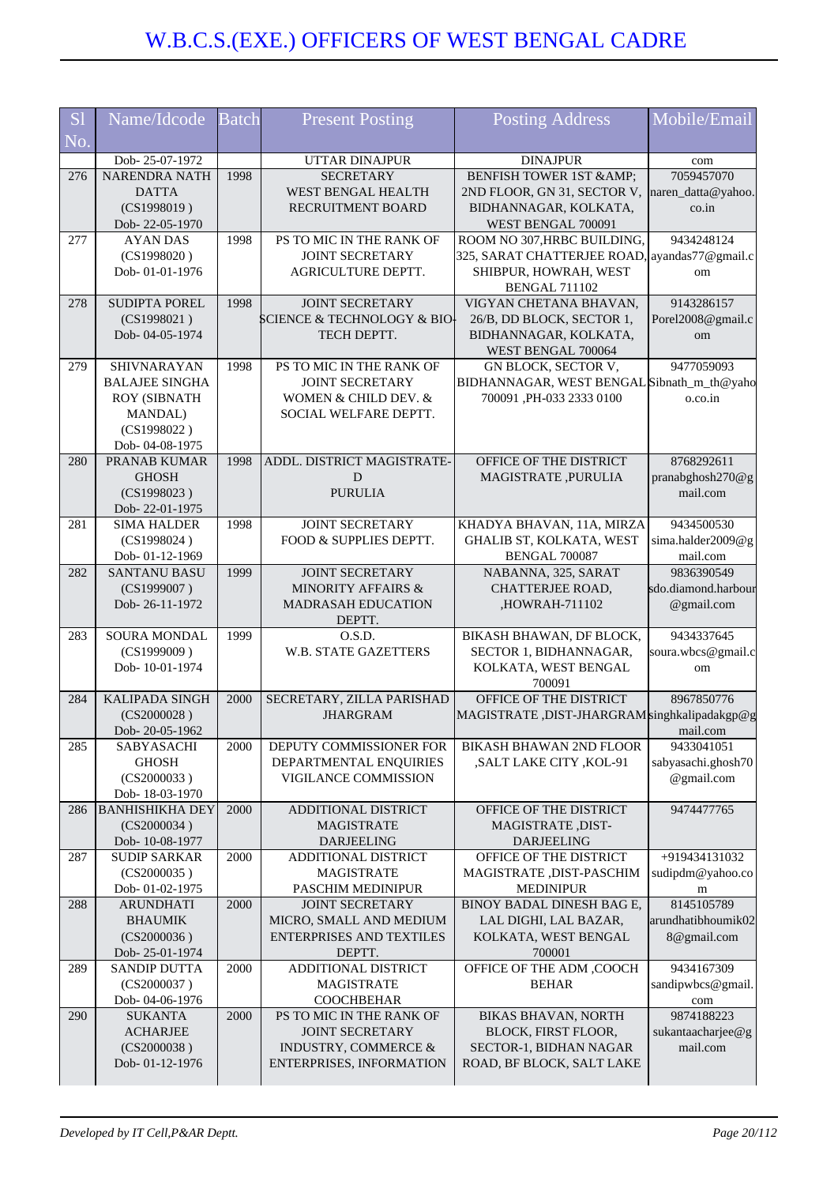# W.B.C.S.(EXE.) OFFICERS OF WEST BENGAL CADRE

| Sl No. | Name/Idcode | Batch | Present Posting | Posting Address | Mobile/Email |
|---|---|---|---|---|---|
| | Dob- 25-07-1972 | | UTTAR DINAJPUR | DINAJPUR | com |
| 276 | NARENDRA NATH DATTA (CS1998019 ) Dob- 22-05-1970 | 1998 | SECRETARY WEST BENGAL HEALTH RECRUITMENT BOARD | BENFISH TOWER 1ST &AMP; 2ND FLOOR, GN 31, SECTOR V, BIDHANNAGAR, KOLKATA, WEST BENGAL 700091 | 7059457070 naren_datta@yahoo.co.in |
| 277 | AYAN DAS (CS1998020 ) Dob- 01-01-1976 | 1998 | PS TO MIC IN THE RANK OF JOINT SECRETARY AGRICULTURE DEPTT. | ROOM NO 307,HRBC BUILDING, 325, SARAT CHATTERJEE ROAD, SHIBPUR, HOWRAH, WEST BENGAL 711102 | 9434248124 ayandas77@gmail.com |
| 278 | SUDIPTA POREL (CS1998021 ) Dob- 04-05-1974 | 1998 | JOINT SECRETARY SCIENCE & TECHNOLOGY & BIO-TECH DEPTT. | VIGYAN CHETANA BHAVAN, 26/B, DD BLOCK, SECTOR 1, BIDHANNAGAR, KOLKATA, WEST BENGAL 700064 | 9143286157 Porel2008@gmail.com |
| 279 | SHIVNARAYAN BALAJEE SINGHA ROY (SIBNATH MANDAL) (CS1998022 ) Dob- 04-08-1975 | 1998 | PS TO MIC IN THE RANK OF JOINT SECRETARY WOMEN & CHILD DEV. & SOCIAL WELFARE DEPTT. | GN BLOCK, SECTOR V, BIDHANNAGAR, WEST BENGAL 700091 ,PH-033 2333 0100 | 9477059093 Sibnath_m_th@yahoo.co.in |
| 280 | PRANAB KUMAR GHOSH (CS1998023 ) Dob- 22-01-1975 | 1998 | ADDL. DISTRICT MAGISTRATE-D PURULIA | OFFICE OF THE DISTRICT MAGISTRATE ,PURULIA | 8768292611 pranabghosh270@gmail.com |
| 281 | SIMA HALDER (CS1998024 ) Dob- 01-12-1969 | 1998 | JOINT SECRETARY FOOD & SUPPLIES DEPTT. | KHADYA BHAVAN, 11A, MIRZA GHALIB ST, KOLKATA, WEST BENGAL 700087 | 9434500530 sima.halder2009@gmail.com |
| 282 | SANTANU BASU (CS1999007 ) Dob- 26-11-1972 | 1999 | JOINT SECRETARY MINORITY AFFAIRS & MADRASAH EDUCATION DEPTT. | NABANNA, 325, SARAT CHATTERJEE ROAD, ,HOWRAH-711102 | 9836390549 sdo.diamond.harbour@gmail.com |
| 283 | SOURA MONDAL (CS1999009 ) Dob- 10-01-1974 | 1999 | O.S.D. W.B. STATE GAZETTERS | BIKASH BHAWAN, DF BLOCK, SECTOR 1, BIDHANNAGAR, KOLKATA, WEST BENGAL 700091 | 9434337645 soura.wbcs@gmail.com |
| 284 | KALIPADA SINGH (CS2000028 ) Dob- 20-05-1962 | 2000 | SECRETARY, ZILLA PARISHAD JHARGRAM | OFFICE OF THE DISTRICT MAGISTRATE ,DIST-JHARGRAM | 8967850776 singhkalipadakgp@gmail.com |
| 285 | SABYASACHI GHOSH (CS2000033 ) Dob- 18-03-1970 | 2000 | DEPUTY COMMISSIONER FOR DEPARTMENTAL ENQUIRIES VIGILANCE COMMISSION | BIKASH BHAWAN 2ND FLOOR ,SALT LAKE CITY ,KOL-91 | 9433041051 sabyasachi.ghosh70@gmail.com |
| 286 | BANHISHIKHA DEY (CS2000034 ) Dob- 10-08-1977 | 2000 | ADDITIONAL DISTRICT MAGISTRATE DARJEELING | OFFICE OF THE DISTRICT MAGISTRATE ,DIST-DARJEELING | 9474477765 |
| 287 | SUDIP SARKAR (CS2000035 ) Dob- 01-02-1975 | 2000 | ADDITIONAL DISTRICT MAGISTRATE PASCHIM MEDINIPUR | OFFICE OF THE DISTRICT MAGISTRATE ,DIST-PASCHIM MEDINIPUR | +919434131032 sudipdm@yahoo.com |
| 288 | ARUNDHATI BHAUMIK (CS2000036 ) Dob- 25-01-1974 | 2000 | JOINT SECRETARY MICRO, SMALL AND MEDIUM ENTERPRISES AND TEXTILES DEPTT. | BINOY BADAL DINESH BAG E, LAL DIGHI, LAL BAZAR, KOLKATA, WEST BENGAL 700001 | 8145105789 arundhatibhoumik028@gmail.com |
| 289 | SANDIP DUTTA (CS2000037 ) Dob- 04-06-1976 | 2000 | ADDITIONAL DISTRICT MAGISTRATE COOCHBEHAR | OFFICE OF THE ADM ,COOCH BEHAR | 9434167309 sandipwbcs@gmail.com |
| 290 | SUKANTA ACHARJEE (CS2000038 ) Dob- 01-12-1976 | 2000 | PS TO MIC IN THE RANK OF JOINT SECRETARY INDUSTRY, COMMERCE & ENTERPRISES, INFORMATION | BIKAS BHAVAN, NORTH BLOCK, FIRST FLOOR, SECTOR-1, BIDHAN NAGAR ROAD, BF BLOCK, SALT LAKE | 9874188223 sukantaacharjee@gmail.com |

*Developed by IT Cell,P&AR Deptt.*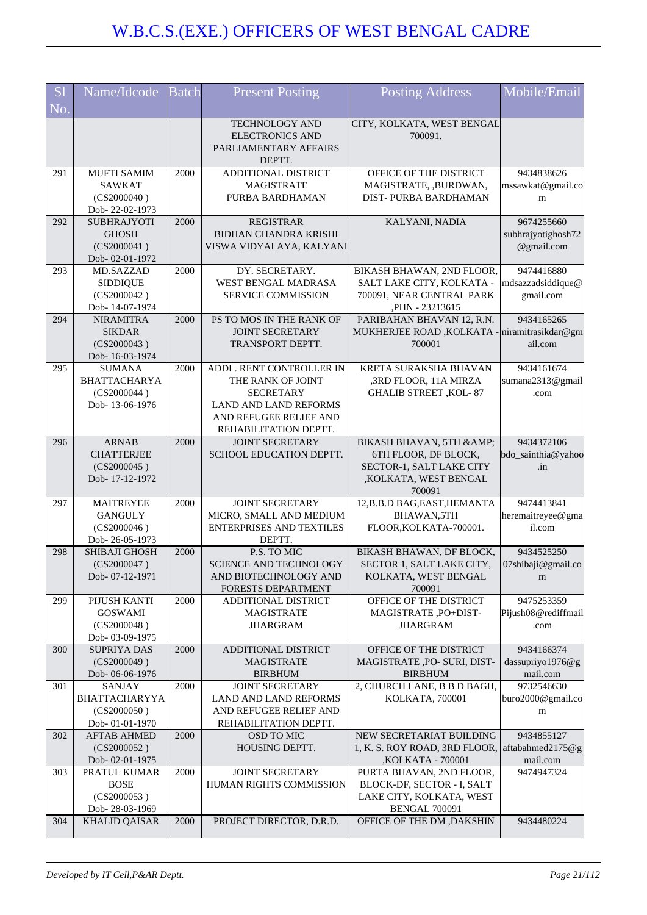# W.B.C.S.(EXE.) OFFICERS OF WEST BENGAL CADRE

| Sl No. | Name/Idcode | Batch | Present Posting | Posting Address | Mobile/Email |
|---|---|---|---|---|---|
| | | | TECHNOLOGY AND ELECTRONICS AND PARLIAMENTARY AFFAIRS DEPTT. | CITY, KOLKATA, WEST BENGAL 700091. | |
| 291 | MUFTI SAMIM SAWKAT (CS2000040 ) Dob- 22-02-1973 | 2000 | ADDITIONAL DISTRICT MAGISTRATE PURBA BARDHAMAN | OFFICE OF THE DISTRICT MAGISTRATE, ,BURDWAN, DIST- PURBA BARDHAMAN | 9434838626 mssawkat@gmail.com |
| 292 | SUBHRAJYOTI GHOSH (CS2000041 ) Dob- 02-01-1972 | 2000 | REGISTRAR BIDHAN CHANDRA KRISHI VISWA VIDYALAYA, KALYANI | KALYANI, NADIA | 9674255660 subhrajyotighosh72@gmail.com |
| 293 | MD.SAZZAD SIDDIQUE (CS2000042 ) Dob- 14-07-1974 | 2000 | DY. SECRETARY. WEST BENGAL MADRASA SERVICE COMMISSION | BIKASH BHAWAN, 2ND FLOOR, SALT LAKE CITY, KOLKATA - 700091, NEAR CENTRAL PARK ,PHN - 23213615 | 9474416880 mdsazzadsiddique@gmail.com |
| 294 | NIRAMITRA SIKDAR (CS2000043 ) Dob- 16-03-1974 | 2000 | PS TO MOS IN THE RANK OF JOINT SECRETARY TRANSPORT DEPTT. | PARIBAHAN BHAVAN 12, R.N. MUKHERJEE ROAD ,KOLKATA - 700001 | 9434165265 niramitrasikdar@gmail.com |
| 295 | SUMANA BHATTACHARYA (CS2000044 ) Dob- 13-06-1976 | 2000 | ADDL. RENT CONTROLLER IN THE RANK OF JOINT SECRETARY LAND AND LAND REFORMS AND REFUGEE RELIEF AND REHABILITATION DEPTT. | KRETA SURAKSHA BHAVAN ,3RD FLOOR, 11A MIRZA GHALIB STREET ,KOL- 87 | 9434161674 sumana2313@gmail.com |
| 296 | ARNAB CHATTERJEE (CS2000045 ) Dob- 17-12-1972 | 2000 | JOINT SECRETARY SCHOOL EDUCATION DEPTT. | BIKASH BHAWAN, 5TH &AMP; 6TH FLOOR, DF BLOCK, SECTOR-1, SALT LAKE CITY ,KOLKATA, WEST BENGAL 700091 | 9434372106 bdo_sainthia@yahoo.in |
| 297 | MAITREYEE GANGULY (CS2000046 ) Dob- 26-05-1973 | 2000 | JOINT SECRETARY MICRO, SMALL AND MEDIUM ENTERPRISES AND TEXTILES DEPTT. | 12,B.B.D BAG,EAST,HEMANTA BHAWAN,5TH FLOOR,KOLKATA-700001. | 9474413841 heremaitreyee@gmail.com |
| 298 | SHIBAJI GHOSH (CS2000047 ) Dob- 07-12-1971 | 2000 | P.S. TO MIC SCIENCE AND TECHNOLOGY AND BIOTECHNOLOGY AND FORESTS DEPARTMENT | BIKASH BHAWAN, DF BLOCK, SECTOR 1, SALT LAKE CITY, KOLKATA, WEST BENGAL 700091 | 9434525250 07shibaji@gmail.com |
| 299 | PIJUSH KANTI GOSWAMI (CS2000048 ) Dob- 03-09-1975 | 2000 | ADDITIONAL DISTRICT MAGISTRATE JHARGRAM | OFFICE OF THE DISTRICT MAGISTRATE ,PO+DIST-JHARGRAM | 9475253359 Pijush08@rediffmail.com |
| 300 | SUPRIYA DAS (CS2000049 ) Dob- 06-06-1976 | 2000 | ADDITIONAL DISTRICT MAGISTRATE BIRBHUM | OFFICE OF THE DISTRICT MAGISTRATE ,PO- SURI, DIST-BIRBHUM | 9434166374 dassupriyo1976@gmail.com |
| 301 | SANJAY BHATTACHARYYA (CS2000050 ) Dob- 01-01-1970 | 2000 | JOINT SECRETARY LAND AND LAND REFORMS AND REFUGEE RELIEF AND REHABILITATION DEPTT. | 2, CHURCH LANE, B B D BAGH, KOLKATA, 700001 | 9732546630 buro2000@gmail.com |
| 302 | AFTAB AHMED (CS2000052 ) Dob- 02-01-1975 | 2000 | OSD TO MIC HOUSING DEPTT. | NEW SECRETARIAT BUILDING 1, K. S. ROY ROAD, 3RD FLOOR, ,KOLKATA - 700001 | 9434855127 aftabahmed2175@gmail.com |
| 303 | PRATUL KUMAR BOSE (CS2000053 ) Dob- 28-03-1969 | 2000 | JOINT SECRETARY HUMAN RIGHTS COMMISSION | PURTA BHAVAN, 2ND FLOOR, BLOCK-DF, SECTOR - I, SALT LAKE CITY, KOLKATA, WEST BENGAL 700091 | 9474947324 |
| 304 | KHALID QAISAR | 2000 | PROJECT DIRECTOR, D.R.D. | OFFICE OF THE DM ,DAKSHIN | 9434480224 |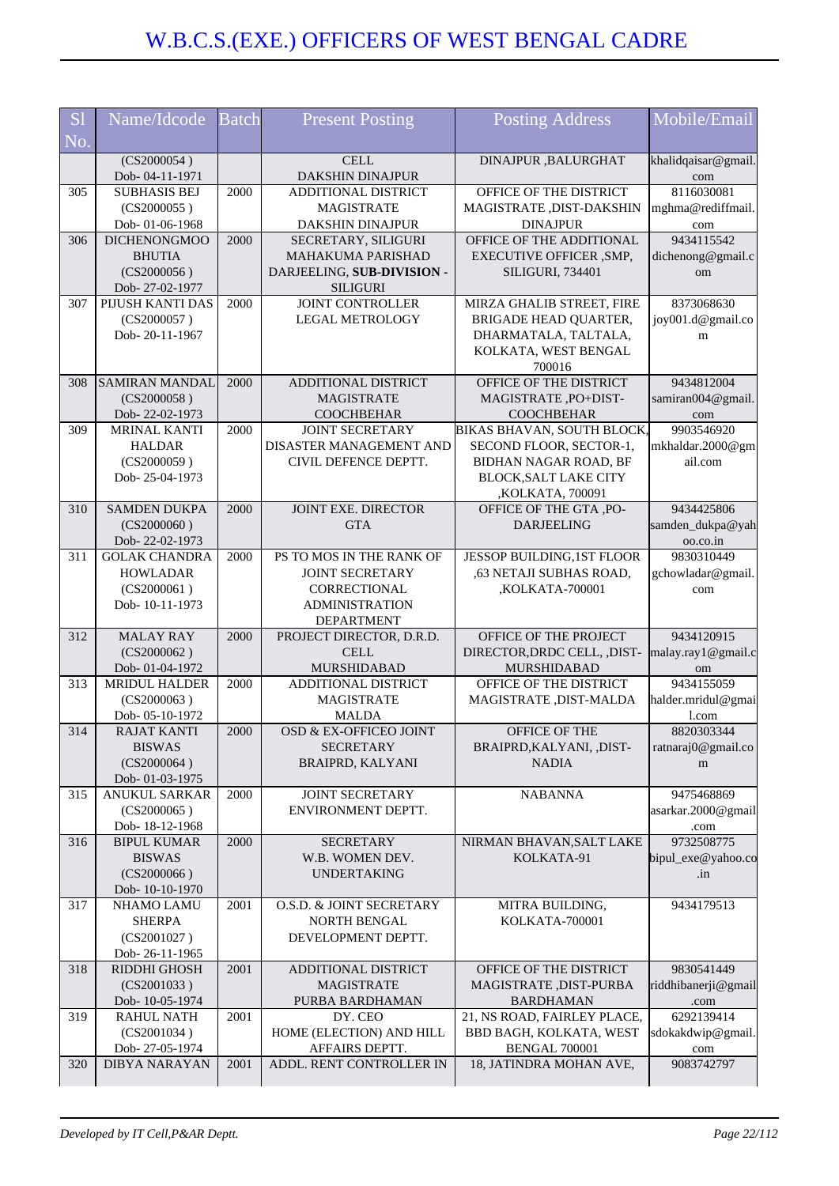# W.B.C.S.(EXE.) OFFICERS OF WEST BENGAL CADRE

| Sl No. | Name/Idcode | Batch | Present Posting | Posting Address | Mobile/Email |
|---|---|---|---|---|---|
| | (CS2000054 ) Dob- 04-11-1971 | | CELL DAKSHIN DINAJPUR | DINAJPUR ,BALURGHAT | khalidqaisar@gmail.com |
| 305 | SUBHASIS BEJ (CS2000055 ) Dob- 01-06-1968 | 2000 | ADDITIONAL DISTRICT MAGISTRATE DAKSHIN DINAJPUR | OFFICE OF THE DISTRICT MAGISTRATE ,DIST-DAKSHIN DINAJPUR | 8116030081 mghma@rediffmail.com |
| 306 | DICHENONGMOO BHUTIA (CS2000056 ) Dob- 27-02-1977 | 2000 | SECRETARY, SILIGURI MAHAKUMA PARISHAD DARJEELING, **SUB-DIVISION - SILIGURI** | OFFICE OF THE ADDITIONAL EXECUTIVE OFFICER ,SMP, SILIGURI, 734401 | 9434115542 dichenong@gmail.com |
| 307 | PIJUSH KANTI DAS (CS2000057 ) Dob- 20-11-1967 | 2000 | JOINT CONTROLLER LEGAL METROLOGY | MIRZA GHALIB STREET, FIRE BRIGADE HEAD QUARTER, DHARMATALA, TALTALA, KOLKATA, WEST BENGAL 700016 | 8373068630 joy001.d@gmail.com |
| 308 | SAMIRAN MANDAL (CS2000058 ) Dob- 22-02-1973 | 2000 | ADDITIONAL DISTRICT MAGISTRATE COOCHBEHAR | OFFICE OF THE DISTRICT MAGISTRATE ,PO+DIST-COOCHBEHAR | 9434812004 samiran004@gmail.com |
| 309 | MRINAL KANTI HALDAR (CS2000059 ) Dob- 25-04-1973 | 2000 | JOINT SECRETARY DISASTER MANAGEMENT AND CIVIL DEFENCE DEPTT. | BIKAS BHAVAN, SOUTH BLOCK, SECOND FLOOR, SECTOR-1, BIDHAN NAGAR ROAD, BF BLOCK,SALT LAKE CITY ,KOLKATA, 700091 | 9903546920 mkhaldar.2000@gmail.com |
| 310 | SAMDEN DUKPA (CS2000060 ) Dob- 22-02-1973 | 2000 | JOINT EXE. DIRECTOR GTA | OFFICE OF THE GTA ,PO-DARJEELING | 9434425806 samden_dukpa@yahoo.co.in |
| 311 | GOLAK CHANDRA HOWLADAR (CS2000061 ) Dob- 10-11-1973 | 2000 | PS TO MOS IN THE RANK OF JOINT SECRETARY CORRECTIONAL ADMINISTRATION DEPARTMENT | JESSOP BUILDING,1ST FLOOR ,63 NETAJI SUBHAS ROAD, ,KOLKATA-700001 | 9830310449 gchowladar@gmail.com |
| 312 | MALAY RAY (CS2000062 ) Dob- 01-04-1972 | 2000 | PROJECT DIRECTOR, D.R.D. CELL MURSHIDABAD | OFFICE OF THE PROJECT DIRECTOR,DRDC CELL, ,DIST-MURSHIDABAD | 9434120915 malay.ray1@gmail.com |
| 313 | MRIDUL HALDER (CS2000063 ) Dob- 05-10-1972 | 2000 | ADDITIONAL DISTRICT MAGISTRATE MALDA | OFFICE OF THE DISTRICT MAGISTRATE ,DIST-MALDA | 9434155059 halder.mridul@gmail.com |
| 314 | RAJAT KANTI BISWAS (CS2000064 ) Dob- 01-03-1975 | 2000 | OSD & EX-OFFICEO JOINT SECRETARY BRAIPRD, KALYANI | OFFICE OF THE BRAIPRD,KALYANI, ,DIST-NADIA | 8820303344 ratnaraj0@gmail.com |
| 315 | ANUKUL SARKAR (CS2000065 ) Dob- 18-12-1968 | 2000 | JOINT SECRETARY ENVIRONMENT DEPTT. | NABANNA | 9475468869 asarkar.2000@gmail.com |
| 316 | BIPUL KUMAR BISWAS (CS2000066 ) Dob- 10-10-1970 | 2000 | SECRETARY W.B. WOMEN DEV. UNDERTAKING | NIRMAN BHAVAN,SALT LAKE KOLKATA-91 | 9732508775 bipul_exe@yahoo.co.in |
| 317 | NHAMO LAMU SHERPA (CS2001027 ) Dob- 26-11-1965 | 2001 | O.S.D. & JOINT SECRETARY NORTH BENGAL DEVELOPMENT DEPTT. | MITRA BUILDING, KOLKATA-700001 | 9434179513 |
| 318 | RIDDHI GHOSH (CS2001033 ) Dob- 10-05-1974 | 2001 | ADDITIONAL DISTRICT MAGISTRATE PURBA BARDHAMAN | OFFICE OF THE DISTRICT MAGISTRATE ,DIST-PURBA BARDHAMAN | 9830541449 riddhibanerji@gmail.com |
| 319 | RAHUL NATH (CS2001034 ) Dob- 27-05-1974 | 2001 | DY. CEO HOME (ELECTION) AND HILL AFFAIRS DEPTT. | 21, NS ROAD, FAIRLEY PLACE, BBD BAGH, KOLKATA, WEST BENGAL 700001 | 6292139414 sdokakdwip@gmail.com |
| 320 | DIBYA NARAYAN | 2001 | ADDL. RENT CONTROLLER IN | 18, JATINDRA MOHAN AVE, | 9083742797 |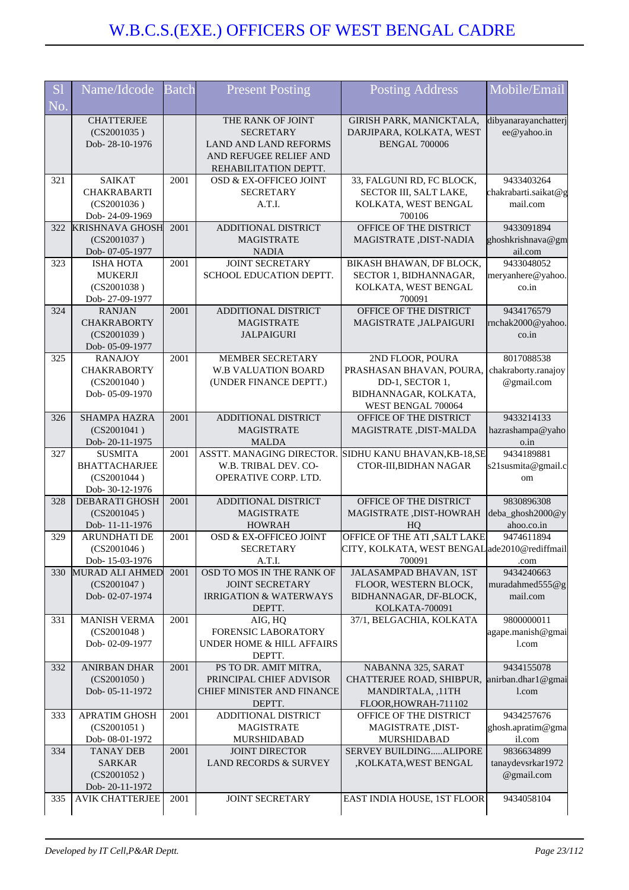# W.B.C.S.(EXE.) OFFICERS OF WEST BENGAL CADRE

| Sl No. | Name/Idcode | Batch | Present Posting | Posting Address | Mobile/Email |
|---|---|---|---|---|---|
| | CHATTERJEE (CS2001035 ) Dob- 28-10-1976 | | THE RANK OF JOINT SECRETARY LAND AND LAND REFORMS AND REFUGEE RELIEF AND REHABILITATION DEPTT. | GIRISH PARK, MANICKTALA, DARJIPARA, KOLKATA, WEST BENGAL 700006 | dibyanarayanchatterjee@yahoo.in |
| 321 | SAIKAT CHAKRABARTI (CS2001036 ) Dob- 24-09-1969 | 2001 | OSD & EX-OFFICEO JOINT SECRETARY A.T.I. | 33, FALGUNI RD, FC BLOCK, SECTOR III, SALT LAKE, KOLKATA, WEST BENGAL 700106 | 9433403264 chakrabarti.saikat@gmail.com |
| 322 | KRISHNAVA GHOSH (CS2001037 ) Dob- 07-05-1977 | 2001 | ADDITIONAL DISTRICT MAGISTRATE NADIA | OFFICE OF THE DISTRICT MAGISTRATE ,DIST-NADIA | 9433091894 ghoshkrishnava@gmail.com |
| 323 | ISHA HOTA MUKERJI (CS2001038 ) Dob- 27-09-1977 | 2001 | JOINT SECRETARY SCHOOL EDUCATION DEPTT. | BIKASH BHAWAN, DF BLOCK, SECTOR 1, BIDHANNAGAR, KOLKATA, WEST BENGAL 700091 | 9433048052 meryanhere@yahoo.co.in |
| 324 | RANJAN CHAKRABORTY (CS2001039 ) Dob- 05-09-1977 | 2001 | ADDITIONAL DISTRICT MAGISTRATE JALPAIGURI | OFFICE OF THE DISTRICT MAGISTRATE ,JALPAIGURI | 9434176579 rnchak2000@yahoo.co.in |
| 325 | RANAJOY CHAKRABORTY (CS2001040 ) Dob- 05-09-1970 | 2001 | MEMBER SECRETARY W.B VALUATION BOARD (UNDER FINANCE DEPTT.) | 2ND FLOOR, POURA PRASHASAN BHAVAN, POURA, DD-1, SECTOR 1, BIDHANNAGAR, KOLKATA, WEST BENGAL 700064 | 8017088538 chakraborty.ranajoy@gmail.com |
| 326 | SHAMPA HAZRA (CS2001041 ) Dob- 20-11-1975 | 2001 | ADDITIONAL DISTRICT MAGISTRATE MALDA | OFFICE OF THE DISTRICT MAGISTRATE ,DIST-MALDA | 9433214133 hazrashampa@yahoo.in |
| 327 | SUSMITA BHATTACHARJEE (CS2001044 ) Dob- 30-12-1976 | 2001 | ASSTT. MANAGING DIRECTOR. W.B. TRIBAL DEV. CO-OPERATIVE CORP. LTD. | SIDHU KANU BHAVAN,KB-18,SECTOR-III,BIDHAN NAGAR | 9434189881 s21susmita@gmail.com |
| 328 | DEBARATI GHOSH (CS2001045 ) Dob- 11-11-1976 | 2001 | ADDITIONAL DISTRICT MAGISTRATE HOWRAH | OFFICE OF THE DISTRICT MAGISTRATE ,DIST-HOWRAH HQ | 9830896308 deba_ghosh2000@yahoo.co.in |
| 329 | ARUNDHATI DE (CS2001046 ) Dob- 15-03-1976 | 2001 | OSD & EX-OFFICEO JOINT SECRETARY A.T.I. | OFFICE OF THE ATI ,SALT LAKE CITY, KOLKATA, WEST BENGAL 700091 | 9474611894 ade2010@rediffmail.com |
| 330 | MURAD ALI AHMED (CS2001047 ) Dob- 02-07-1974 | 2001 | OSD TO MOS IN THE RANK OF JOINT SECRETARY IRRIGATION & WATERWAYS DEPTT. | JALASAMPAD BHAVAN, 1ST FLOOR, WESTERN BLOCK, BIDHANNAGAR, DF-BLOCK, KOLKATA-700091 | 9434240663 muradahmed555@gmail.com |
| 331 | MANISH VERMA (CS2001048 ) Dob- 02-09-1977 | 2001 | AIG, HQ FORENSIC LABORATORY UNDER HOME & HILL AFFAIRS DEPTT. | 37/1, BELGACHIA, KOLKATA | 9800000011 agape.manish@gmail.com |
| 332 | ANIRBAN DHAR (CS2001050 ) Dob- 05-11-1972 | 2001 | PS TO DR. AMIT MITRA, PRINCIPAL CHIEF ADVISOR CHIEF MINISTER AND FINANCE DEPTT. | NABANNA 325, SARAT CHATTERJEE ROAD, SHIBPUR, MANDIRTALA, ,11TH FLOOR,HOWRAH-711102 | 9434155078 anirban.dhar1@gmail.com |
| 333 | APRATIM GHOSH (CS2001051 ) Dob- 08-01-1972 | 2001 | ADDITIONAL DISTRICT MAGISTRATE MURSHIDABAD | OFFICE OF THE DISTRICT MAGISTRATE ,DIST-MURSHIDABAD | 9434257676 ghosh.apratim@gmail.com |
| 334 | TANAY DEB SARKAR (CS2001052 ) Dob- 20-11-1972 | 2001 | JOINT DIRECTOR LAND RECORDS & SURVEY | SERVEY BUILDING.....ALIPORE ,KOLKATA,WEST BENGAL | 9836634899 tanaydevsrkar1972@gmail.com |
| 335 | AVIK CHATTERJEE | 2001 | JOINT SECRETARY | EAST INDIA HOUSE, 1ST FLOOR | 9434058104 |

*Developed by IT Cell,P&AR Deptt.*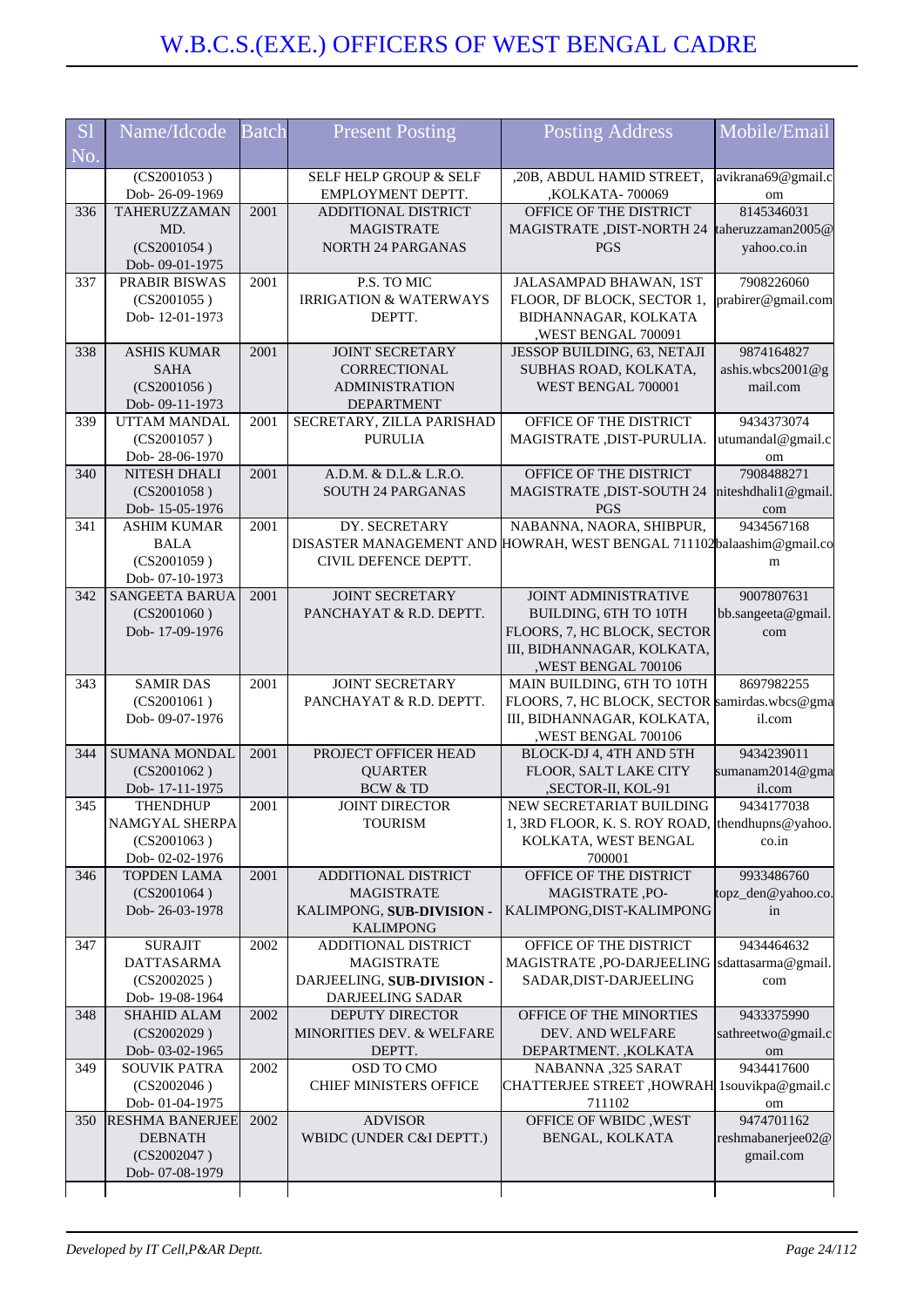# W.B.C.S.(EXE.) OFFICERS OF WEST BENGAL CADRE

| Sl No. | Name/Idcode | Batch | Present Posting | Posting Address | Mobile/Email |
|---|---|---|---|---|---|
| | (CS2001053 ) Dob- 26-09-1969 | | SELF HELP GROUP & SELF EMPLOYMENT DEPTT. | ,20B, ABDUL HAMID STREET, ,KOLKATA- 700069 | avikrana69@gmail.com |
| 336 | TAHERUZZAMAN MD. (CS2001054 ) Dob- 09-01-1975 | 2001 | ADDITIONAL DISTRICT MAGISTRATE NORTH 24 PARGANAS | OFFICE OF THE DISTRICT MAGISTRATE ,DIST-NORTH 24 PGS | 8145346031 taheruzzaman2005@yahoo.co.in |
| 337 | PRABIR BISWAS (CS2001055 ) Dob- 12-01-1973 | 2001 | P.S. TO MIC IRRIGATION & WATERWAYS DEPTT. | JALASAMPAD BHAWAN, 1ST FLOOR, DF BLOCK, SECTOR 1, BIDHANNAGAR, KOLKATA ,WEST BENGAL 700091 | 7908226060 prabirer@gmail.com |
| 338 | ASHIS KUMAR SAHA (CS2001056 ) Dob- 09-11-1973 | 2001 | JOINT SECRETARY CORRECTIONAL ADMINISTRATION DEPARTMENT | JESSOP BUILDING, 63, NETAJI SUBHAS ROAD, KOLKATA, WEST BENGAL 700001 | 9874164827 ashis.wbcs2001@gmail.com |
| 339 | UTTAM MANDAL (CS2001057 ) Dob- 28-06-1970 | 2001 | SECRETARY, ZILLA PARISHAD PURULIA | OFFICE OF THE DISTRICT MAGISTRATE ,DIST-PURULIA. | 9434373074 utumandal@gmail.com |
| 340 | NITESH DHALI (CS2001058 ) Dob- 15-05-1976 | 2001 | A.D.M. & D.L.& L.R.O. SOUTH 24 PARGANAS | OFFICE OF THE DISTRICT MAGISTRATE ,DIST-SOUTH 24 PGS | 7908488271 niteshdhali1@gmail.com |
| 341 | ASHIM KUMAR BALA (CS2001059 ) Dob- 07-10-1973 | 2001 | DY. SECRETARY DISASTER MANAGEMENT AND CIVIL DEFENCE DEPTT. | NABANNA, NAORA, SHIBPUR, HOWRAH, WEST BENGAL 711102 | 9434567168 balaashim@gmail.com |
| 342 | SANGEETA BARUA (CS2001060 ) Dob- 17-09-1976 | 2001 | JOINT SECRETARY PANCHAYAT & R.D. DEPTT. | JOINT ADMINISTRATIVE BUILDING, 6TH TO 10TH FLOORS, 7, HC BLOCK, SECTOR III, BIDHANNAGAR, KOLKATA, ,WEST BENGAL 700106 | 9007807631 bb.sangeeta@gmail.com |
| 343 | SAMIR DAS (CS2001061 ) Dob- 09-07-1976 | 2001 | JOINT SECRETARY PANCHAYAT & R.D. DEPTT. | MAIN BUILDING, 6TH TO 10TH FLOORS, 7, HC BLOCK, SECTOR III, BIDHANNAGAR, KOLKATA, ,WEST BENGAL 700106 | 8697982255 samirdas.wbcs@gmail.com |
| 344 | SUMANA MONDAL (CS2001062 ) Dob- 17-11-1975 | 2001 | PROJECT OFFICER HEAD QUARTER BCW & TD | BLOCK-DJ 4, 4TH AND 5TH FLOOR, SALT LAKE CITY ,SECTOR-II, KOL-91 | 9434239011 sumanam2014@gmail.com |
| 345 | THENDHUP NAMGYAL SHERPA (CS2001063 ) Dob- 02-02-1976 | 2001 | JOINT DIRECTOR TOURISM | NEW SECRETARIAT BUILDING 1, 3RD FLOOR, K. S. ROY ROAD, KOLKATA, WEST BENGAL 700001 | 9434177038 thendhupns@yahoo.co.in |
| 346 | TOPDEN LAMA (CS2001064 ) Dob- 26-03-1978 | 2001 | ADDITIONAL DISTRICT MAGISTRATE KALIMPONG, **SUB-DIVISION -** KALIMPONG | OFFICE OF THE DISTRICT MAGISTRATE ,PO-KALIMPONG,DIST-KALIMPONG | 9933486760 topz_den@yahoo.co.in |
| 347 | SURAJIT DATTASARMA (CS2002025 ) Dob- 19-08-1964 | 2002 | ADDITIONAL DISTRICT MAGISTRATE DARJEELING, **SUB-DIVISION -** DARJEELING SADAR | OFFICE OF THE DISTRICT MAGISTRATE ,PO-DARJEELING SADAR,DIST-DARJEELING | 9434464632 sdattasarma@gmail.com |
| 348 | SHAHID ALAM (CS2002029 ) Dob- 03-02-1965 | 2002 | DEPUTY DIRECTOR MINORITIES DEV. & WELFARE DEPTT. | OFFICE OF THE MINORTIES DEV. AND WELFARE DEPARTMENT. ,KOLKATA | 9433375990 sathreetwo@gmail.com |
| 349 | SOUVIK PATRA (CS2002046 ) Dob- 01-04-1975 | 2002 | OSD TO CMO CHIEF MINISTERS OFFICE | NABANNA ,325 SARAT CHATTERJEE STREET ,HOWRAH 711102 | 9434417600 1souvikpa@gmail.com |
| 350 | RESHMA BANERJEE DEBNATH (CS2002047 ) Dob- 07-08-1979 | 2002 | ADVISOR WBIDC (UNDER C&I DEPTT.) | OFFICE OF WBIDC ,WEST BENGAL, KOLKATA | 9474701162 reshmabanerjee02@gmail.com |

*Developed by IT Cell,P&AR Deptt.*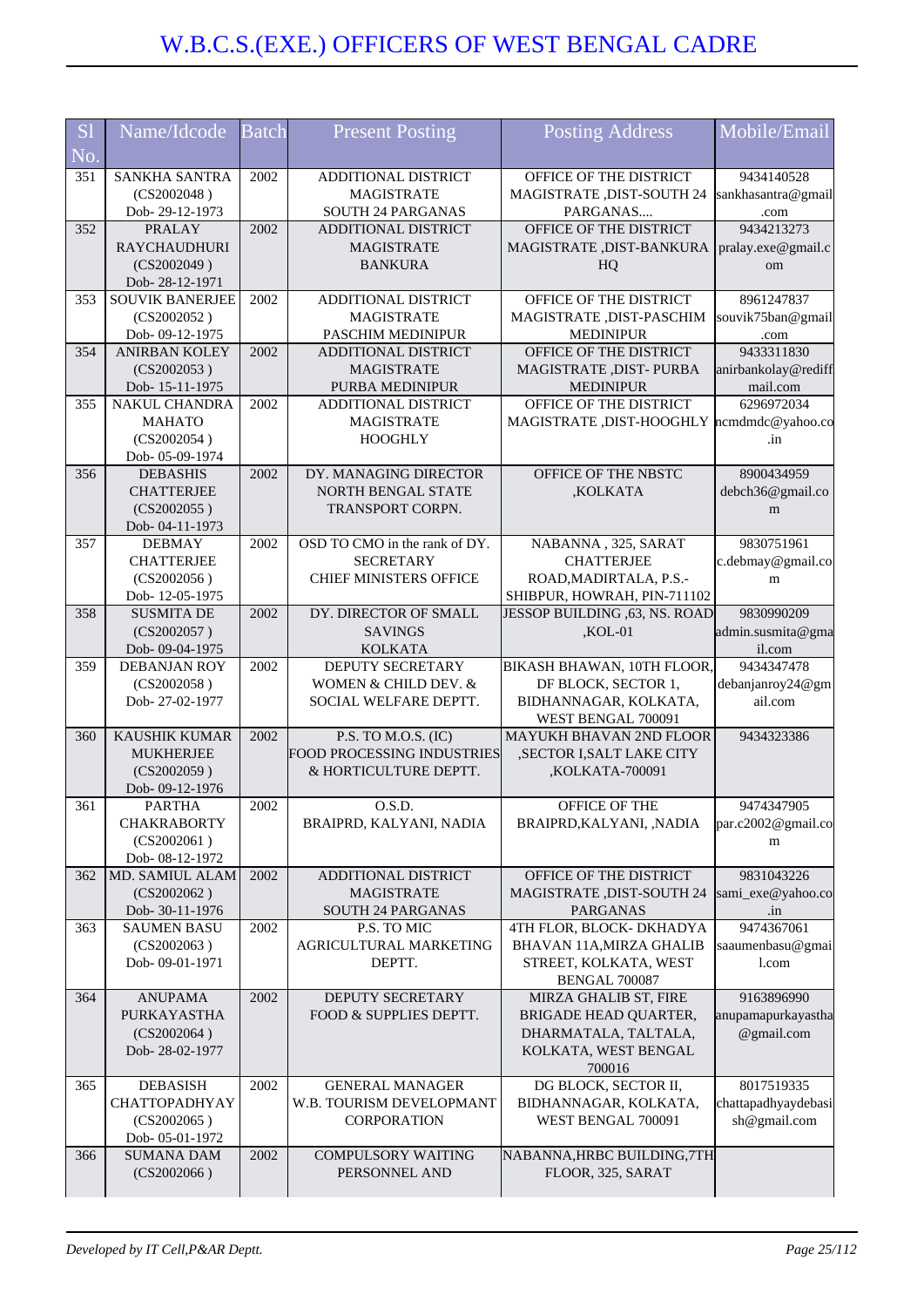# W.B.C.S.(EXE.) OFFICERS OF WEST BENGAL CADRE

| Sl No. | Name/Idcode | Batch | Present Posting | Posting Address | Mobile/Email |
|---|---|---|---|---|---|
| 351 | SANKHA SANTRA (CS2002048 ) Dob- 29-12-1973 | 2002 | ADDITIONAL DISTRICT MAGISTRATE SOUTH 24 PARGANAS | OFFICE OF THE DISTRICT MAGISTRATE ,DIST-SOUTH 24 PARGANAS.... | 9434140528 sankhasantra@gmail.com |
| 352 | PRALAY RAYCHAUDHURI (CS2002049 ) Dob- 28-12-1971 | 2002 | ADDITIONAL DISTRICT MAGISTRATE BANKURA | OFFICE OF THE DISTRICT MAGISTRATE ,DIST-BANKURA HQ | 9434213273 pralay.exe@gmail.com |
| 353 | SOUVIK BANERJEE (CS2002052 ) Dob- 09-12-1975 | 2002 | ADDITIONAL DISTRICT MAGISTRATE PASCHIM MEDINIPUR | OFFICE OF THE DISTRICT MAGISTRATE ,DIST-PASCHIM MEDINIPUR | 8961247837 souvik75ban@gmail.com |
| 354 | ANIRBAN KOLEY (CS2002053 ) Dob- 15-11-1975 | 2002 | ADDITIONAL DISTRICT MAGISTRATE PURBA MEDINIPUR | OFFICE OF THE DISTRICT MAGISTRATE ,DIST- PURBA MEDINIPUR | 9433311830 anirbankolay@rediffmail.com |
| 355 | NAKUL CHANDRA MAHATO (CS2002054 ) Dob- 05-09-1974 | 2002 | ADDITIONAL DISTRICT MAGISTRATE HOOGHLY | OFFICE OF THE DISTRICT MAGISTRATE ,DIST-HOOGHLY | 6296972034 ncmdmdc@yahoo.co.in |
| 356 | DEBASHIS CHATTERJEE (CS2002055 ) Dob- 04-11-1973 | 2002 | DY. MANAGING DIRECTOR NORTH BENGAL STATE TRANSPORT CORPN. | OFFICE OF THE NBSTC ,KOLKATA | 8900434959 debch36@gmail.com |
| 357 | DEBMAY CHATTERJEE (CS2002056 ) Dob- 12-05-1975 | 2002 | OSD TO CMO in the rank of DY. SECRETARY CHIEF MINISTERS OFFICE | NABANNA , 325, SARAT CHATTERJEE ROAD,MADIRTALA, P.S.-SHIBPUR, HOWRAH, PIN-711102 | 9830751961 c.debmay@gmail.com |
| 358 | SUSMITA DE (CS2002057 ) Dob- 09-04-1975 | 2002 | DY. DIRECTOR OF SMALL SAVINGS KOLKATA | JESSOP BUILDING ,63, NS. ROAD ,KOL-01 | 9830990209 admin.susmita@gmail.com |
| 359 | DEBANJAN ROY (CS2002058 ) Dob- 27-02-1977 | 2002 | DEPUTY SECRETARY WOMEN & CHILD DEV. & SOCIAL WELFARE DEPTT. | BIKASH BHAWAN, 10TH FLOOR, DF BLOCK, SECTOR 1, BIDHANNAGAR, KOLKATA, WEST BENGAL 700091 | 9434347478 debanjanroy24@gmail.com |
| 360 | KAUSHIK KUMAR MUKHERJEE (CS2002059 ) Dob- 09-12-1976 | 2002 | P.S. TO M.O.S. (IC) FOOD PROCESSING INDUSTRIES & HORTICULTURE DEPTT. | MAYUKH BHAVAN 2ND FLOOR ,SECTOR I,SALT LAKE CITY ,KOLKATA-700091 | 9434323386 |
| 361 | PARTHA CHAKRABORTY (CS2002061 ) Dob- 08-12-1972 | 2002 | O.S.D. BRAIPRD, KALYANI, NADIA | OFFICE OF THE BRAIPRD,KALYANI, ,NADIA | 9474347905 par.c2002@gmail.com |
| 362 | MD. SAMIUL ALAM (CS2002062 ) Dob- 30-11-1976 | 2002 | ADDITIONAL DISTRICT MAGISTRATE SOUTH 24 PARGANAS | OFFICE OF THE DISTRICT MAGISTRATE ,DIST-SOUTH 24 PARGANAS | 9831043226 sami_exe@yahoo.co.in |
| 363 | SAUMEN BASU (CS2002063 ) Dob- 09-01-1971 | 2002 | P.S. TO MIC AGRICULTURAL MARKETING DEPTT. | 4TH FLOR, BLOCK- DKHADYA BHAVAN 11A,MIRZA GHALIB STREET, KOLKATA, WEST BENGAL 700087 | 9474367061 saaumenbasu@gmail.com |
| 364 | ANUPAMA PURKAYASTHA (CS2002064 ) Dob- 28-02-1977 | 2002 | DEPUTY SECRETARY FOOD & SUPPLIES DEPTT. | MIRZA GHALIB ST, FIRE BRIGADE HEAD QUARTER, DHARMATALA, TALTALA, KOLKATA, WEST BENGAL 700016 | 9163896990 anupamapurkayastha@gmail.com |
| 365 | DEBASISH CHATTOPADHYAY (CS2002065 ) Dob- 05-01-1972 | 2002 | GENERAL MANAGER W.B. TOURISM DEVELOPMANT CORPORATION | DG BLOCK, SECTOR II, BIDHANNAGAR, KOLKATA, WEST BENGAL 700091 | 8017519335 chattapadhyaydebasish@gmail.com |
| 366 | SUMANA DAM (CS2002066 ) | 2002 | COMPULSORY WAITING PERSONNEL AND | NABANNA,HRBC BUILDING,7TH FLOOR, 325, SARAT | |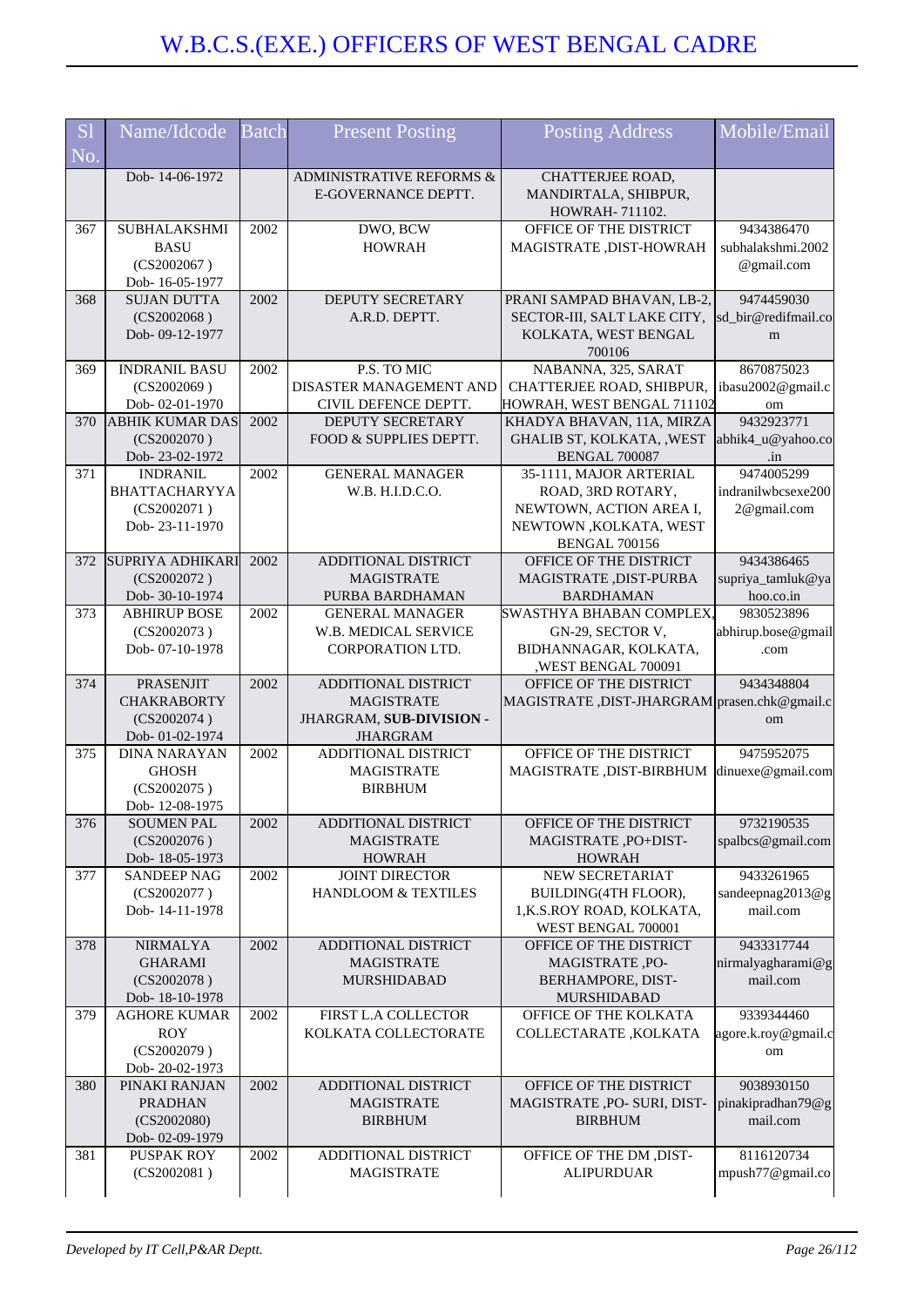# W.B.C.S.(EXE.) OFFICERS OF WEST BENGAL CADRE

| Sl No. | Name/Idcode | Batch | Present Posting | Posting Address | Mobile/Email |
|---|---|---|---|---|---|
| | Dob- 14-06-1972 | | ADMINISTRATIVE REFORMS & E-GOVERNANCE DEPTT. | CHATTERJEE ROAD, MANDIRTALA, SHIBPUR, HOWRAH- 711102. | |
| 367 | SUBHALAKSHMI BASU (CS2002067 ) Dob- 16-05-1977 | 2002 | DWO, BCW HOWRAH | OFFICE OF THE DISTRICT MAGISTRATE ,DIST-HOWRAH | 9434386470 subhalakshmi.2002 @gmail.com |
| 368 | SUJAN DUTTA (CS2002068 ) Dob- 09-12-1977 | 2002 | DEPUTY SECRETARY A.R.D. DEPTT. | PRANI SAMPAD BHAVAN, LB-2, SECTOR-III, SALT LAKE CITY, KOLKATA, WEST BENGAL 700106 | 9474459030 sd_bir@redifmail.com |
| 369 | INDRANIL BASU (CS2002069 ) Dob- 02-01-1970 | 2002 | P.S. TO MIC DISASTER MANAGEMENT AND CIVIL DEFENCE DEPTT. | NABANNA, 325, SARAT CHATTERJEE ROAD, SHIBPUR, HOWRAH, WEST BENGAL 711102 | 8670875023 ibasu2002@gmail.com |
| 370 | ABHIK KUMAR DAS (CS2002070 ) Dob- 23-02-1972 | 2002 | DEPUTY SECRETARY FOOD & SUPPLIES DEPTT. | KHADYA BHAVAN, 11A, MIRZA GHALIB ST, KOLKATA, ,WEST BENGAL 700087 | 9432923771 abhik4_u@yahoo.co.in |
| 371 | INDRANIL BHATTACHARYYA (CS2002071 ) Dob- 23-11-1970 | 2002 | GENERAL MANAGER W.B. H.I.D.C.O. | 35-1111, MAJOR ARTERIAL ROAD, 3RD ROTARY, NEWTOWN, ACTION AREA I, NEWTOWN ,KOLKATA, WEST BENGAL 700156 | 9474005299 indranilwbcsexe2002@gmail.com |
| 372 | SUPRIYA ADHIKARI (CS2002072 ) Dob- 30-10-1974 | 2002 | ADDITIONAL DISTRICT MAGISTRATE PURBA BARDHAMAN | OFFICE OF THE DISTRICT MAGISTRATE ,DIST-PURBA BARDHAMAN | 9434386465 supriya_tamluk@yahoo.co.in |
| 373 | ABHIRUP BOSE (CS2002073 ) Dob- 07-10-1978 | 2002 | GENERAL MANAGER W.B. MEDICAL SERVICE CORPORATION LTD. | SWASTHYA BHABAN COMPLEX, GN-29, SECTOR V, BIDHANNAGAR, KOLKATA, ,WEST BENGAL 700091 | 9830523896 abhirup.bose@gmail.com |
| 374 | PRASENJIT CHAKRABORTY (CS2002074 ) Dob- 01-02-1974 | 2002 | ADDITIONAL DISTRICT MAGISTRATE JHARGRAM, **SUB-DIVISION - JHARGRAM** | OFFICE OF THE DISTRICT MAGISTRATE ,DIST-JHARGRAM | 9434348804 prasen.chk@gmail.com |
| 375 | DINA NARAYAN GHOSH (CS2002075 ) Dob- 12-08-1975 | 2002 | ADDITIONAL DISTRICT MAGISTRATE BIRBHUM | OFFICE OF THE DISTRICT MAGISTRATE ,DIST-BIRBHUM | 9475952075 dinuexe@gmail.com |
| 376 | SOUMEN PAL (CS2002076 ) Dob- 18-05-1973 | 2002 | ADDITIONAL DISTRICT MAGISTRATE HOWRAH | OFFICE OF THE DISTRICT MAGISTRATE ,PO+DIST-HOWRAH | 9732190535 spalbcs@gmail.com |
| 377 | SANDEEP NAG (CS2002077 ) Dob- 14-11-1978 | 2002 | JOINT DIRECTOR HANDLOOM & TEXTILES | NEW SECRETARIAT BUILDING(4TH FLOOR), 1,K.S.ROY ROAD, KOLKATA, WEST BENGAL 700001 | 9433261965 sandeepnag2013@gmail.com |
| 378 | NIRMALYA GHARAMI (CS2002078 ) Dob- 18-10-1978 | 2002 | ADDITIONAL DISTRICT MAGISTRATE MURSHIDABAD | OFFICE OF THE DISTRICT MAGISTRATE ,PO-BERHAMPORE, DIST-MURSHIDABAD | 9433317744 nirmalyagharami@gmail.com |
| 379 | AGHORE KUMAR ROY (CS2002079 ) Dob- 20-02-1973 | 2002 | FIRST L.A COLLECTOR KOLKATA COLLECTORATE | OFFICE OF THE KOLKATA COLLECTARATE ,KOLKATA | 9339344460 agore.k.roy@gmail.com |
| 380 | PINAKI RANJAN PRADHAN (CS2002080) Dob- 02-09-1979 | 2002 | ADDITIONAL DISTRICT MAGISTRATE BIRBHUM | OFFICE OF THE DISTRICT MAGISTRATE ,PO- SURI, DIST-BIRBHUM | 9038930150 pinakipradhan79@gmail.com |
| 381 | PUSPAK ROY (CS2002081 ) | 2002 | ADDITIONAL DISTRICT MAGISTRATE | OFFICE OF THE DM ,DIST-ALIPURDUAR | 8116120734 mpush77@gmail.co |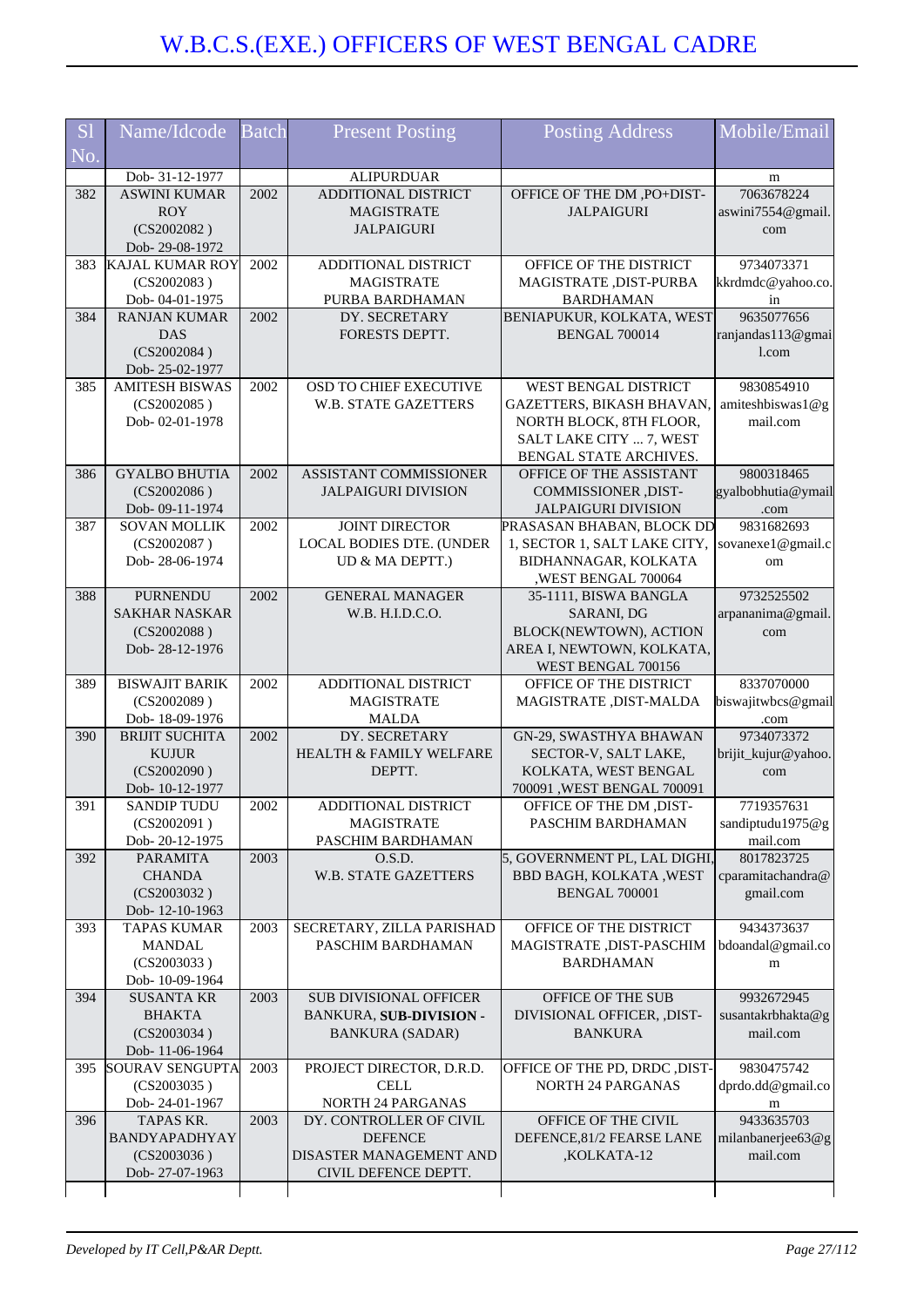# W.B.C.S.(EXE.) OFFICERS OF WEST BENGAL CADRE

| Sl No. | Name/Idcode | Batch | Present Posting | Posting Address | Mobile/Email |
|---|---|---|---|---|---|
| | Dob- 31-12-1977 | | ALIPURDUAR | | m |
| 382 | ASWINI KUMAR ROY (CS2002082 ) Dob- 29-08-1972 | 2002 | ADDITIONAL DISTRICT MAGISTRATE JALPAIGURI | OFFICE OF THE DM ,PO+DIST-JALPAIGURI | 7063678224 aswini7554@gmail.com |
| 383 | KAJAL KUMAR ROY (CS2002083 ) Dob- 04-01-1975 | 2002 | ADDITIONAL DISTRICT MAGISTRATE PURBA BARDHAMAN | OFFICE OF THE DISTRICT MAGISTRATE ,DIST-PURBA BARDHAMAN | 9734073371 kkrdmdc@yahoo.co.in |
| 384 | RANJAN KUMAR DAS (CS2002084 ) Dob- 25-02-1977 | 2002 | DY. SECRETARY FORESTS DEPTT. | BENIAPUKUR, KOLKATA, WEST BENGAL 700014 | 9635077656 ranjandas113@gmail.com |
| 385 | AMITESH BISWAS (CS2002085 ) Dob- 02-01-1978 | 2002 | OSD TO CHIEF EXECUTIVE W.B. STATE GAZETTERS | WEST BENGAL DISTRICT GAZETTERS, BIKASH BHAVAN, NORTH BLOCK, 8TH FLOOR, SALT LAKE CITY ... 7, WEST BENGAL STATE ARCHIVES. | 9830854910 amiteshbiswas1@gmail.com |
| 386 | GYALBO BHUTIA (CS2002086 ) Dob- 09-11-1974 | 2002 | ASSISTANT COMMISSIONER JALPAIGURI DIVISION | OFFICE OF THE ASSISTANT COMMISSIONER ,DIST-JALPAIGURI DIVISION | 9800318465 gyalbobhutia@ymail.com |
| 387 | SOVAN MOLLIK (CS2002087 ) Dob- 28-06-1974 | 2002 | JOINT DIRECTOR LOCAL BODIES DTE. (UNDER UD & MA DEPTT.) | PRASASAN BHABAN, BLOCK DD 1, SECTOR 1, SALT LAKE CITY, BIDHANNAGAR, KOLKATA ,WEST BENGAL 700064 | 9831682693 sovanexe1@gmail.com |
| 388 | PURNENDU SAKHAR NASKAR (CS2002088 ) Dob- 28-12-1976 | 2002 | GENERAL MANAGER W.B. H.I.D.C.O. | 35-1111, BISWA BANGLA SARANI, DG BLOCK(NEWTOWN), ACTION AREA I, NEWTOWN, KOLKATA, WEST BENGAL 700156 | 9732525502 arpananima@gmail.com |
| 389 | BISWAJIT BARIK (CS2002089 ) Dob- 18-09-1976 | 2002 | ADDITIONAL DISTRICT MAGISTRATE MALDA | OFFICE OF THE DISTRICT MAGISTRATE ,DIST-MALDA | 8337070000 biswajitwbcs@gmail.com |
| 390 | BRIJIT SUCHITA KUJUR (CS2002090 ) Dob- 10-12-1977 | 2002 | DY. SECRETARY HEALTH & FAMILY WELFARE DEPTT. | GN-29, SWASTHYA BHAWAN SECTOR-V, SALT LAKE, KOLKATA, WEST BENGAL 700091 ,WEST BENGAL 700091 | 9734073372 brijit_kujur@yahoo.com |
| 391 | SANDIP TUDU (CS2002091 ) Dob- 20-12-1975 | 2002 | ADDITIONAL DISTRICT MAGISTRATE PASCHIM BARDHAMAN | OFFICE OF THE DM ,DIST-PASCHIM BARDHAMAN | 7719357631 sandiptudu1975@gmail.com |
| 392 | PARAMITA CHANDA (CS2003032 ) Dob- 12-10-1963 | 2003 | O.S.D. W.B. STATE GAZETTERS | 5, GOVERNMENT PL, LAL DIGHI, BBD BAGH, KOLKATA ,WEST BENGAL 700001 | 8017823725 cparamitachandra@gmail.com |
| 393 | TAPAS KUMAR MANDAL (CS2003033 ) Dob- 10-09-1964 | 2003 | SECRETARY, ZILLA PARISHAD PASCHIM BARDHAMAN | OFFICE OF THE DISTRICT MAGISTRATE ,DIST-PASCHIM BARDHAMAN | 9434373637 bdoandal@gmail.com |
| 394 | SUSANTA KR BHAKTA (CS2003034 ) Dob- 11-06-1964 | 2003 | SUB DIVISIONAL OFFICER BANKURA, **SUB-DIVISION** - BANKURA (SADAR) | OFFICE OF THE SUB DIVISIONAL OFFICER, ,DIST-BANKURA | 9932672945 susantakrbhakta@gmail.com |
| 395 | SOURAV SENGUPTA (CS2003035 ) Dob- 24-01-1967 | 2003 | PROJECT DIRECTOR, D.R.D. CELL NORTH 24 PARGANAS | OFFICE OF THE PD, DRDC ,DIST-NORTH 24 PARGANAS | 9830475742 dprdo.dd@gmail.com |
| 396 | TAPAS KR. BANDYAPADHYAY (CS2003036 ) Dob- 27-07-1963 | 2003 | DY. CONTROLLER OF CIVIL DEFENCE DISASTER MANAGEMENT AND CIVIL DEFENCE DEPTT. | OFFICE OF THE CIVIL DEFENCE,81/2 FEARSE LANE ,KOLKATA-12 | 9433635703 milanbanerjee63@gmail.com |

*Developed by IT Cell,P&AR Deptt.*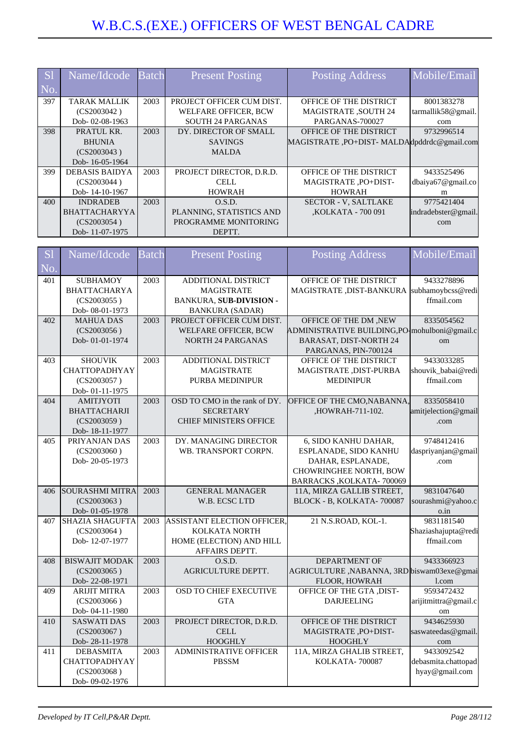# W.B.C.S.(EXE.) OFFICERS OF WEST BENGAL CADRE

| Sl No. | Name/Idcode | Batch | Present Posting | Posting Address | Mobile/Email |
|---|---|---|---|---|---|
| 397 | TARAK MALLIK (CS2003042 ) Dob- 02-08-1963 | 2003 | PROJECT OFFICER CUM DIST. WELFARE OFFICER, BCW SOUTH 24 PARGANAS | OFFICE OF THE DISTRICT MAGISTRATE ,SOUTH 24 PARGANAS-700027 | 8001383278 tarmallik58@gmail.com |
| 398 | PRATUL KR. BHUNIA (CS2003043 ) Dob- 16-05-1964 | 2003 | DY. DIRECTOR OF SMALL SAVINGS MALDA | OFFICE OF THE DISTRICT MAGISTRATE ,PO+DIST- MALDA | 9732996514 dpddrdc@gmail.com |
| 399 | DEBASIS BAIDYA (CS2003044 ) Dob- 14-10-1967 | 2003 | PROJECT DIRECTOR, D.R.D. CELL HOWRAH | OFFICE OF THE DISTRICT MAGISTRATE ,PO+DIST- HOWRAH | 9433525496 dbaiya67@gmail.com |
| 400 | INDRADEB BHATTACHARYYA (CS2003054 ) Dob- 11-07-1975 | 2003 | O.S.D. PLANNING, STATISTICS AND PROGRAMME MONITORING DEPTT. | SECTOR - V, SALTLAKE ,KOLKATA - 700 091 | 9775421404 indradebster@gmail.com |
| 401 | SUBHAMOY BHATTACHARYA (CS2003055 ) Dob- 08-01-1973 | 2003 | ADDITIONAL DISTRICT MAGISTRATE BANKURA, **SUB-DIVISION - BANKURA (SADAR)** | OFFICE OF THE DISTRICT MAGISTRATE ,DIST-BANKURA | 9433278896 subhamoybcss@rediffmail.com |
| 402 | MAHUA DAS (CS2003056 ) Dob- 01-01-1974 | 2003 | PROJECT OFFICER CUM DIST. WELFARE OFFICER, BCW NORTH 24 PARGANAS | OFFICE OF THE DM ,NEW ADMINISTRATIVE BUILDING,PO-BARASAT, DIST-NORTH 24 PARGANAS, PIN-700124 | 8335054562 mohulboni@gmail.com |
| 403 | SHOUVIK CHATTOPADHYAY (CS2003057 ) Dob- 01-11-1975 | 2003 | ADDITIONAL DISTRICT MAGISTRATE PURBA MEDINIPUR | OFFICE OF THE DISTRICT MAGISTRATE ,DIST-PURBA MEDINIPUR | 9433033285 shouvik_babai@rediffmail.com |
| 404 | AMITJYOTI BHATTACHARJI (CS2003059 ) Dob- 18-11-1977 | 2003 | OSD TO CMO in the rank of DY. SECRETARY CHIEF MINISTERS OFFICE | OFFICE OF THE CMO,NABANNA, ,HOWRAH-711-102. | 8335058410 amitjelection@gmail.com |
| 405 | PRIYANJAN DAS (CS2003060 ) Dob- 20-05-1973 | 2003 | DY. MANAGING DIRECTOR WB. TRANSPORT CORPN. | 6, SIDO KANHU DAHAR, ESPLANADE, SIDO KANHU DAHAR, ESPLANADE, CHOWRINGHEE NORTH, BOW BARRACKS ,KOLKATA- 700069 | 9748412416 daspriyanjan@gmail.com |
| 406 | SOURASHMI MITRA (CS2003063 ) Dob- 01-05-1978 | 2003 | GENERAL MANAGER W.B. ECSC LTD | 11A, MIRZA GALLIB STREET, BLOCK - B, KOLKATA- 700087 | 9831047640 sourashmi@yahoo.co.in |
| 407 | SHAZIA SHAGUFTA (CS2003064 ) Dob- 12-07-1977 | 2003 | ASSISTANT ELECTION OFFICER, KOLKATA NORTH HOME (ELECTION) AND HILL AFFAIRS DEPTT. | 21 N.S.ROAD, KOL-1. | 9831181540 Shaziashajupta@rediffmail.com |
| 408 | BISWAJIT MODAK (CS2003065 ) Dob- 22-08-1971 | 2003 | O.S.D. AGRICULTURE DEPTT. | DEPARTMENT OF AGRICULTURE ,NABANNA, 3RD FLOOR, HOWRAH | 9433366923 biswam03exe@gmail.com |
| 409 | ARIJIT MITRA (CS2003066 ) Dob- 04-11-1980 | 2003 | OSD TO CHIEF EXECUTIVE GTA | OFFICE OF THE GTA ,DIST- DARJEELING | 9593472432 arijitmittra@gmail.com |
| 410 | SASWATI DAS (CS2003067 ) Dob- 28-11-1978 | 2003 | PROJECT DIRECTOR, D.R.D. CELL HOOGHLY | OFFICE OF THE DISTRICT MAGISTRATE ,PO+DIST- HOOGHLY | 9434625930 saswateedas@gmail.com |
| 411 | DEBASMITA CHATTOPADHYAY (CS2003068 ) Dob- 09-02-1976 | 2003 | ADMINISTRATIVE OFFICER PBSSM | 11A, MIRZA GHALIB STREET, KOLKATA- 700087 | 9433092542 debasmita.chattopadhyay@gmail.com |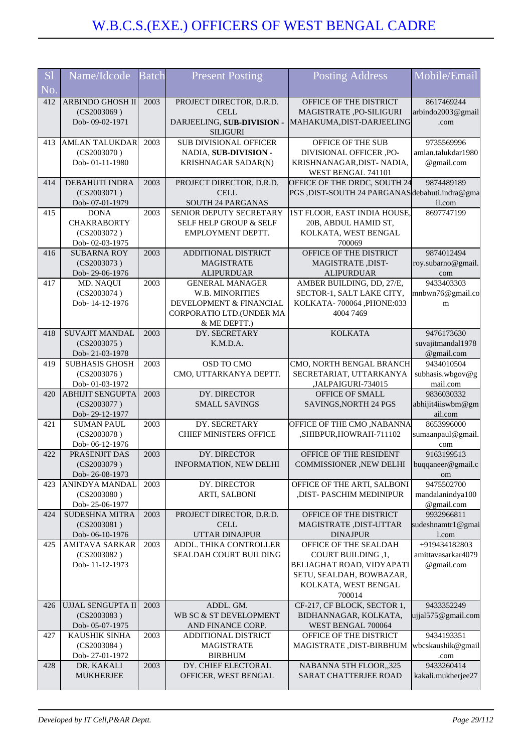# W.B.C.S.(EXE.) OFFICERS OF WEST BENGAL CADRE

| Sl No. | Name/Idcode | Batch | Present Posting | Posting Address | Mobile/Email |
|---|---|---|---|---|---|
| 412 | ARBINDO GHOSH II (CS2003069 ) Dob- 09-02-1971 | 2003 | PROJECT DIRECTOR, D.R.D. CELL DARJEELING, **SUB-DIVISION - SILIGURI** | OFFICE OF THE DISTRICT MAGISTRATE ,PO-SILIGURI MAHAKUMA,DIST-DARJEELING | 8617469244 arbindo2003@gmail.com |
| 413 | AMLAN TALUKDAR (CS2003070 ) Dob- 01-11-1980 | 2003 | SUB DIVISIONAL OFFICER NADIA, **SUB-DIVISION - KRISHNAGAR SADAR(N)** | OFFICE OF THE SUB DIVISIONAL OFFICER ,PO-KRISHNANAGAR,DIST- NADIA, WEST BENGAL 741101 | 9735569996 amlan.talukdar1980@gmail.com |
| 414 | DEBAHUTI INDRA (CS2003071 ) Dob- 07-01-1979 | 2003 | PROJECT DIRECTOR, D.R.D. CELL SOUTH 24 PARGANAS | OFFICE OF THE DRDC, SOUTH 24 PGS ,DIST-SOUTH 24 PARGANAS | 9874489189 debahuti.indra@gmail.com |
| 415 | DONA CHAKRABORTY (CS2003072 ) Dob- 02-03-1975 | 2003 | SENIOR DEPUTY SECRETARY SELF HELP GROUP & SELF EMPLOYMENT DEPTT. | 1ST FLOOR, EAST INDIA HOUSE, 20B, ABDUL HAMID ST, KOLKATA, WEST BENGAL 700069 | 8697747199 |
| 416 | SUBARNA ROY (CS2003073 ) Dob- 29-06-1976 | 2003 | ADDITIONAL DISTRICT MAGISTRATE ALIPURDUAR | OFFICE OF THE DISTRICT MAGISTRATE ,DIST-ALIPURDUAR | 9874012494 roy.subarno@gmail.com |
| 417 | MD. NAQUI (CS2003074 ) Dob- 14-12-1976 | 2003 | GENERAL MANAGER W.B. MINORITIES DEVELOPMENT & FINANCIAL CORPORATIO LTD.(UNDER MA & ME DEPTT.) | AMBER BUILDING, DD, 27/E, SECTOR-1, SALT LAKE CITY, KOLKATA- 700064 ,PHONE:033 4004 7469 | 9433403303 mnbwn76@gmail.com |
| 418 | SUVAJIT MANDAL (CS2003075 ) Dob- 21-03-1978 | 2003 | DY. SECRETARY K.M.D.A. | KOLKATA | 9476173630 suvajitmandal1978@gmail.com |
| 419 | SUBHASIS GHOSH (CS2003076 ) Dob- 01-03-1972 | 2003 | OSD TO CMO CMO, UTTARKANYA DEPTT. | CMO, NORTH BENGAL BRANCH SECRETARIAT, UTTARKANYA ,JALPAIGURI-734015 | 9434010504 subhasis.wbgov@gmail.com |
| 420 | ABHIJIT SENGUPTA (CS2003077 ) Dob- 29-12-1977 | 2003 | DY. DIRECTOR SMALL SAVINGS | OFFICE OF SMALL SAVINGS,NORTH 24 PGS | 9836030332 abhijit4iiswbm@gmail.com |
| 421 | SUMAN PAUL (CS2003078 ) Dob- 06-12-1976 | 2003 | DY. SECRETARY CHIEF MINISTERS OFFICE | OFFICE OF THE CMO ,NABANNA ,SHIBPUR,HOWRAH-711102 | 8653996000 sumaanpaul@gmail.com |
| 422 | PRASENJIT DAS (CS2003079 ) Dob- 26-08-1973 | 2003 | DY. DIRECTOR INFORMATION, NEW DELHI | OFFICE OF THE RESIDENT COMMISSIONER ,NEW DELHI | 9163199513 buqqaneer@gmail.com |
| 423 | ANINDYA MANDAL (CS2003080 ) Dob- 25-06-1977 | 2003 | DY. DIRECTOR ARTI, SALBONI | OFFICE OF THE ARTI, SALBONI ,DIST- PASCHIM MEDINIPUR | 9475502700 mandalanindya100@gmail.com |
| 424 | SUDESHNA MITRA (CS2003081 ) Dob- 06-10-1976 | 2003 | PROJECT DIRECTOR, D.R.D. CELL UTTAR DINAJPUR | OFFICE OF THE DISTRICT MAGISTRATE ,DIST-UTTAR DINAJPUR | 9932966811 sudeshnamtr1@gmail.com |
| 425 | AMITAVA SARKAR (CS2003082 ) Dob- 11-12-1973 | 2003 | ADDL. THIKA CONTROLLER SEALDAH COURT BUILDING | OFFICE OF THE SEALDAH COURT BUILDING ,1, BELIAGHAT ROAD, VIDYAPATI SETU, SEALDAH, BOWBAZAR, KOLKATA, WEST BENGAL 700014 | +919434182803 amittavasarkar4079@gmail.com |
| 426 | UJJAL SENGUPTA II (CS2003083 ) Dob- 05-07-1975 | 2003 | ADDL. GM. WB SC & ST DEVELOPMENT AND FINANCE CORP. | CF-217, CF BLOCK, SECTOR 1, BIDHANNAGAR, KOLKATA, WEST BENGAL 700064 | 9433352249 ujjal575@gmail.com |
| 427 | KAUSHIK SINHA (CS2003084 ) Dob- 27-01-1972 | 2003 | ADDITIONAL DISTRICT MAGISTRATE BIRBHUM | OFFICE OF THE DISTRICT MAGISTRATE ,DIST-BIRBHUM | 9434193351 wbcskaushik@gmail.com |
| 428 | DR. KAKALI MUKHERJEE | 2003 | DY. CHIEF ELECTORAL OFFICER, WEST BENGAL | NABANNA 5TH FLOOR,,325 SARAT CHATTERJEE ROAD | 9433260414 kakali.mukherjee27 |

*Developed by IT Cell,P&AR Deptt.*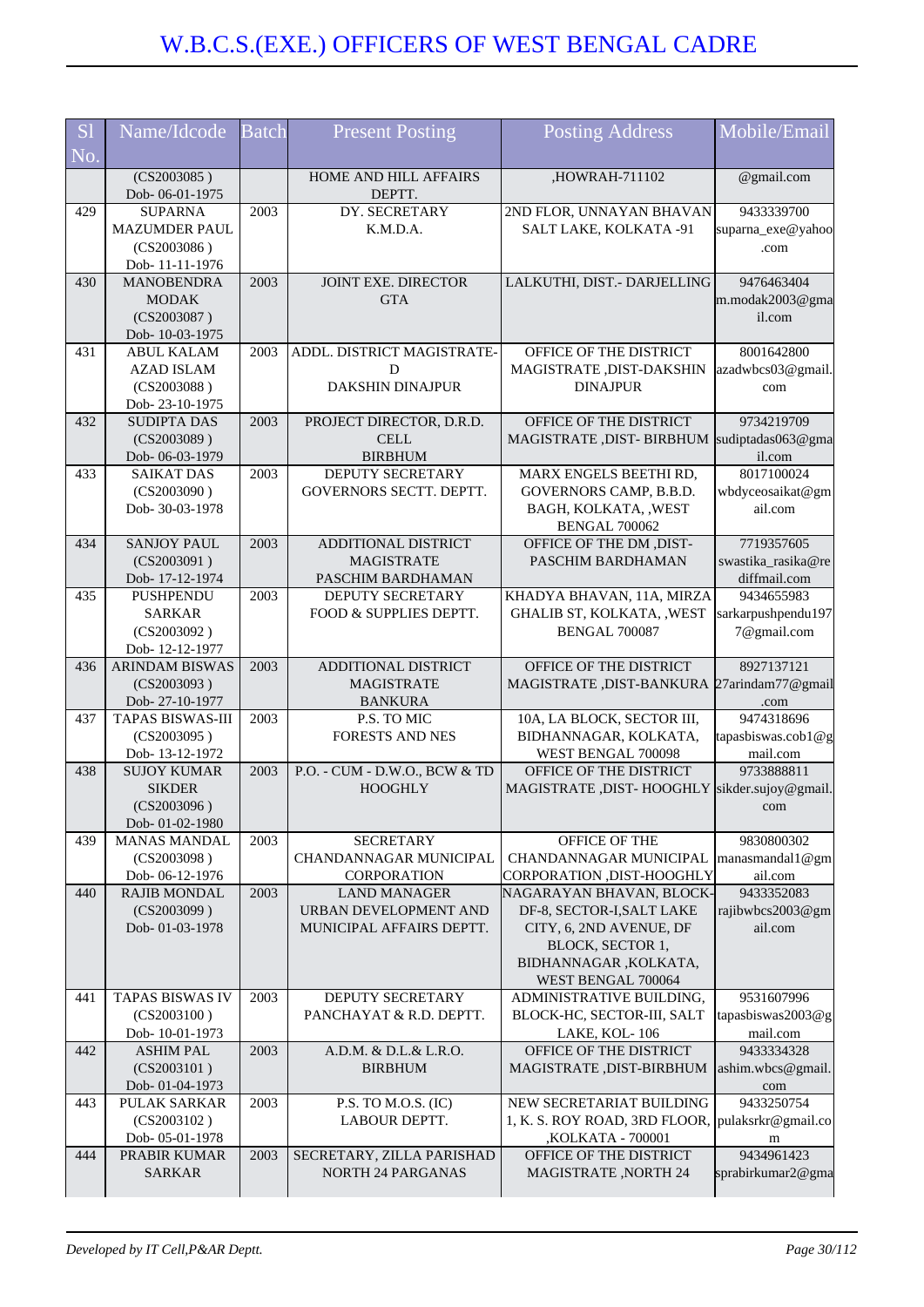# W.B.C.S.(EXE.) OFFICERS OF WEST BENGAL CADRE

| Sl No. | Name/Idcode | Batch | Present Posting | Posting Address | Mobile/Email |
|---|---|---|---|---|---|
| | (CS2003085 ) Dob- 06-01-1975 | | HOME AND HILL AFFAIRS DEPTT. | ,HOWRAH-711102 | @gmail.com |
| 429 | SUPARNA MAZUMDER PAUL (CS2003086 ) Dob- 11-11-1976 | 2003 | DY. SECRETARY K.M.D.A. | 2ND FLOR, UNNAYAN BHAVAN SALT LAKE, KOLKATA -91 | 9433339700 suparna_exe@yahoo.com |
| 430 | MANOBENDRA MODAK (CS2003087 ) Dob- 10-03-1975 | 2003 | JOINT EXE. DIRECTOR GTA | LALKUTHI, DIST.- DARJELLING | 9476463404 m.modak2003@gmail.com |
| 431 | ABUL KALAM AZAD ISLAM (CS2003088 ) Dob- 23-10-1975 | 2003 | ADDL. DISTRICT MAGISTRATE-D DAKSHIN DINAJPUR | OFFICE OF THE DISTRICT MAGISTRATE ,DIST-DAKSHIN DINAJPUR | 8001642800 azadwbcs03@gmail.com |
| 432 | SUDIPTA DAS (CS2003089 ) Dob- 06-03-1979 | 2003 | PROJECT DIRECTOR, D.R.D. CELL BIRBHUM | OFFICE OF THE DISTRICT MAGISTRATE ,DIST- BIRBHUM | 9734219709 sudiptadas063@gmail.com |
| 433 | SAIKAT DAS (CS2003090 ) Dob- 30-03-1978 | 2003 | DEPUTY SECRETARY GOVERNORS SECTT. DEPTT. | MARX ENGELS BEETHI RD, GOVERNORS CAMP, B.B.D. BAGH, KOLKATA, ,WEST BENGAL 700062 | 8017100024 wbdyceosaikat@gmail.com |
| 434 | SANJOY PAUL (CS2003091 ) Dob- 17-12-1974 | 2003 | ADDITIONAL DISTRICT MAGISTRATE PASCHIM BARDHAMAN | OFFICE OF THE DM ,DIST-PASCHIM BARDHAMAN | 7719357605 swastika_rasika@rediffmail.com |
| 435 | PUSHPENDU SARKAR (CS2003092 ) Dob- 12-12-1977 | 2003 | DEPUTY SECRETARY FOOD & SUPPLIES DEPTT. | KHADYA BHAVAN, 11A, MIRZA GHALIB ST, KOLKATA, ,WEST BENGAL 700087 | 9434655983 sarkarpushpendu1977@gmail.com |
| 436 | ARINDAM BISWAS (CS2003093 ) Dob- 27-10-1977 | 2003 | ADDITIONAL DISTRICT MAGISTRATE BANKURA | OFFICE OF THE DISTRICT MAGISTRATE ,DIST-BANKURA | 8927137121 27arindam77@gmail.com |
| 437 | TAPAS BISWAS-III (CS2003095 ) Dob- 13-12-1972 | 2003 | P.S. TO MIC FORESTS AND NES | 10A, LA BLOCK, SECTOR III, BIDHANNAGAR, KOLKATA, WEST BENGAL 700098 | 9474318696 tapasbiswas.cob1@gmail.com |
| 438 | SUJOY KUMAR SIKDER (CS2003096 ) Dob- 01-02-1980 | 2003 | P.O. - CUM - D.W.O., BCW & TD HOOGHLY | OFFICE OF THE DISTRICT MAGISTRATE ,DIST- HOOGHLY | 9733888811 sikder.sujoy@gmail.com |
| 439 | MANAS MANDAL (CS2003098 ) Dob- 06-12-1976 | 2003 | SECRETARY CHANDANNAGAR MUNICIPAL CORPORATION | OFFICE OF THE CHANDANNAGAR MUNICIPAL CORPORATION ,DIST-HOOGHLY | 9830800302 manasmandal1@gmail.com |
| 440 | RAJIB MONDAL (CS2003099 ) Dob- 01-03-1978 | 2003 | LAND MANAGER URBAN DEVELOPMENT AND MUNICIPAL AFFAIRS DEPTT. | NAGARAYAN BHAVAN, BLOCK-DF-8, SECTOR-I,SALT LAKE CITY, 6, 2ND AVENUE, DF BLOCK, SECTOR 1, BIDHANNAGAR ,KOLKATA, WEST BENGAL 700064 | 9433352083 rajibwbcs2003@gmail.com |
| 441 | TAPAS BISWAS IV (CS2003100 ) Dob- 10-01-1973 | 2003 | DEPUTY SECRETARY PANCHAYAT & R.D. DEPTT. | ADMINISTRATIVE BUILDING, BLOCK-HC, SECTOR-III, SALT LAKE, KOL- 106 | 9531607996 tapasbiswas2003@gmail.com |
| 442 | ASHIM PAL (CS2003101 ) Dob- 01-04-1973 | 2003 | A.D.M. & D.L.& L.R.O. BIRBHUM | OFFICE OF THE DISTRICT MAGISTRATE ,DIST-BIRBHUM | 9433334328 ashim.wbcs@gmail.com |
| 443 | PULAK SARKAR (CS2003102 ) Dob- 05-01-1978 | 2003 | P.S. TO M.O.S. (IC) LABOUR DEPTT. | NEW SECRETARIAT BUILDING 1, K. S. ROY ROAD, 3RD FLOOR, ,KOLKATA - 700001 | 9433250754 pulaksrkr@gmail.com |
| 444 | PRABIR KUMAR SARKAR | 2003 | SECRETARY, ZILLA PARISHAD NORTH 24 PARGANAS | OFFICE OF THE DISTRICT MAGISTRATE ,NORTH 24 | 9434961423 sprabirkumar2@gma |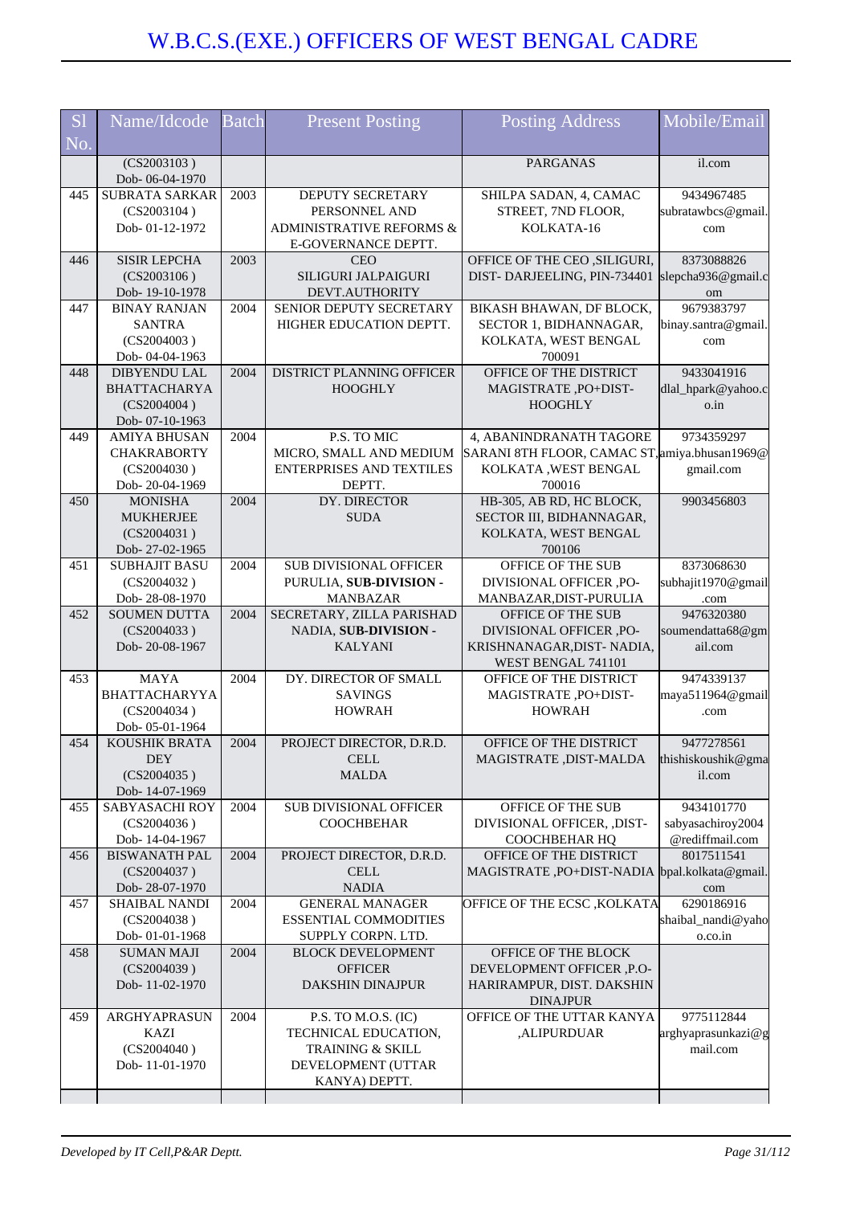# W.B.C.S.(EXE.) OFFICERS OF WEST BENGAL CADRE

| Sl No. | Name/Idcode | Batch | Present Posting | Posting Address | Mobile/Email |
|---|---|---|---|---|---|
| | (CS2003103 ) Dob- 06-04-1970 | | | PARGANAS | il.com |
| 445 | SUBRATA SARKAR (CS2003104 ) Dob- 01-12-1972 | 2003 | DEPUTY SECRETARY PERSONNEL AND ADMINISTRATIVE REFORMS & E-GOVERNANCE DEPTT. | SHILPA SADAN, 4, CAMAC STREET, 7ND FLOOR, KOLKATA-16 | 9434967485 subratawbcs@gmail.com |
| 446 | SISIR LEPCHA (CS2003106 ) Dob- 19-10-1978 | 2003 | CEO SILIGURI JALPAIGURI DEVT.AUTHORITY | OFFICE OF THE CEO ,SILIGURI, DIST- DARJEELING, PIN-734401 | 8373088826 slepcha936@gmail.com |
| 447 | BINAY RANJAN SANTRA (CS2004003 ) Dob- 04-04-1963 | 2004 | SENIOR DEPUTY SECRETARY HIGHER EDUCATION DEPTT. | BIKASH BHAWAN, DF BLOCK, SECTOR 1, BIDHANNAGAR, KOLKATA, WEST BENGAL 700091 | 9679383797 binay.santra@gmail.com |
| 448 | DIBYENDU LAL BHATTACHARYA (CS2004004 ) Dob- 07-10-1963 | 2004 | DISTRICT PLANNING OFFICER HOOGHLY | OFFICE OF THE DISTRICT MAGISTRATE ,PO+DIST-HOOGHLY | 9433041916 dlal_hpark@yahoo.co.in |
| 449 | AMIYA BHUSAN CHAKRABORTY (CS2004030 ) Dob- 20-04-1969 | 2004 | P.S. TO MIC MICRO, SMALL AND MEDIUM ENTERPRISES AND TEXTILES DEPTT. | 4, ABANINDRANATH TAGORE SARANI 8TH FLOOR, CAMAC ST, KOLKATA ,WEST BENGAL 700016 | 9734359297 amiya.bhusan1969@gmail.com |
| 450 | MONISHA MUKHERJEE (CS2004031 ) Dob- 27-02-1965 | 2004 | DY. DIRECTOR SUDA | HB-305, AB RD, HC BLOCK, SECTOR III, BIDHANNAGAR, KOLKATA, WEST BENGAL 700106 | 9903456803 |
| 451 | SUBHAJIT BASU (CS2004032 ) Dob- 28-08-1970 | 2004 | SUB DIVISIONAL OFFICER PURULIA, **SUB-DIVISION - MANBAZAR** | OFFICE OF THE SUB DIVISIONAL OFFICER ,PO-MANBAZAR,DIST-PURULIA | 8373068630 subhajit1970@gmail.com |
| 452 | SOUMEN DUTTA (CS2004033 ) Dob- 20-08-1967 | 2004 | SECRETARY, ZILLA PARISHAD NADIA, **SUB-DIVISION - KALYANI** | OFFICE OF THE SUB DIVISIONAL OFFICER ,PO-KRISHNANAGAR,DIST- NADIA, WEST BENGAL 741101 | 9476320380 soumendatta68@gmail.com |
| 453 | MAYA BHATTACHARYYA (CS2004034 ) Dob- 05-01-1964 | 2004 | DY. DIRECTOR OF SMALL SAVINGS HOWRAH | OFFICE OF THE DISTRICT MAGISTRATE ,PO+DIST-HOWRAH | 9474339137 maya511964@gmail.com |
| 454 | KOUSHIK BRATA DEY (CS2004035 ) Dob- 14-07-1969 | 2004 | PROJECT DIRECTOR, D.R.D. CELL MALDA | OFFICE OF THE DISTRICT MAGISTRATE ,DIST-MALDA | 9477278561 thishiskoushik@gmail.com |
| 455 | SABYASACHI ROY (CS2004036 ) Dob- 14-04-1967 | 2004 | SUB DIVISIONAL OFFICER COOCHBEHAR | OFFICE OF THE SUB DIVISIONAL OFFICER, ,DIST-COOCHBEHAR HQ | 9434101770 sabyasachiroy2004@rediffmail.com |
| 456 | BISWANATH PAL (CS2004037 ) Dob- 28-07-1970 | 2004 | PROJECT DIRECTOR, D.R.D. CELL NADIA | OFFICE OF THE DISTRICT MAGISTRATE ,PO+DIST-NADIA | 8017511541 bpal.kolkata@gmail.com |
| 457 | SHAIBAL NANDI (CS2004038 ) Dob- 01-01-1968 | 2004 | GENERAL MANAGER ESSENTIAL COMMODITIES SUPPLY CORPN. LTD. | OFFICE OF THE ECSC ,KOLKATA | 6290186916 shaibal_nandi@yahoo.co.in |
| 458 | SUMAN MAJI (CS2004039 ) Dob- 11-02-1970 | 2004 | BLOCK DEVELOPMENT OFFICER DAKSHIN DINAJPUR | OFFICE OF THE BLOCK DEVELOPMENT OFFICER ,P.O-HARIRAMPUR, DIST. DAKSHIN DINAJPUR | |
| 459 | ARGHYAPRASUN KAZI (CS2004040 ) Dob- 11-01-1970 | 2004 | P.S. TO M.O.S. (IC) TECHNICAL EDUCATION, TRAINING & SKILL DEVELOPMENT (UTTAR KANYA) DEPTT. | OFFICE OF THE UTTAR KANYA ,ALIPURDUAR | 9775112844 arghyaprasunkazi@gmail.com |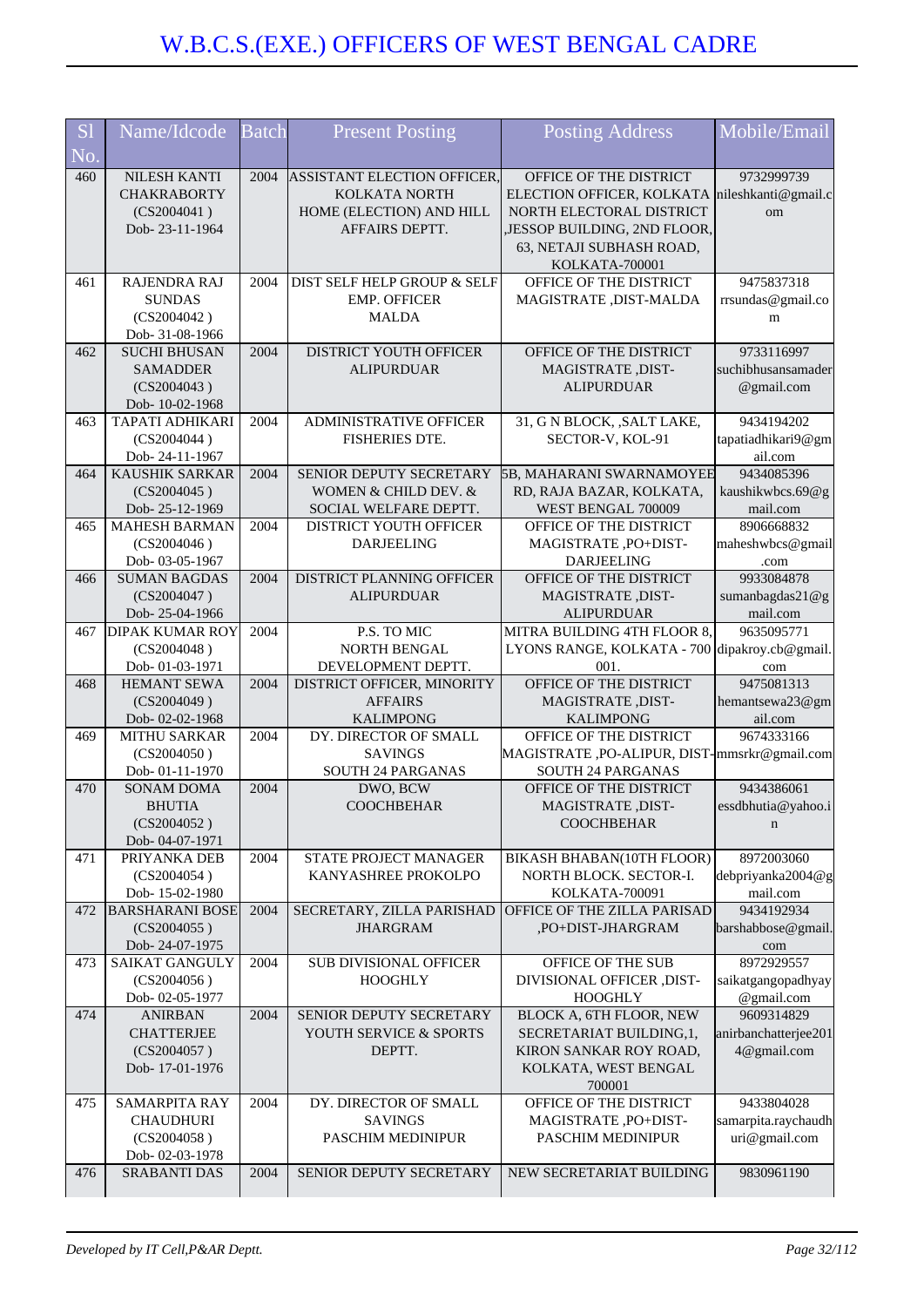# W.B.C.S.(EXE.) OFFICERS OF WEST BENGAL CADRE

| Sl No. | Name/Idcode | Batch | Present Posting | Posting Address | Mobile/Email |
|---|---|---|---|---|---|
| 460 | NILESH KANTI CHAKRABORTY (CS2004041 ) Dob- 23-11-1964 | 2004 | ASSISTANT ELECTION OFFICER, KOLKATA NORTH HOME (ELECTION) AND HILL AFFAIRS DEPTT. | OFFICE OF THE DISTRICT ELECTION OFFICER, KOLKATA NORTH ELECTORAL DISTRICT ,JESSOP BUILDING, 2ND FLOOR, 63, NETAJI SUBHASH ROAD, KOLKATA-700001 | 9732999739 nileshkanti@gmail.com |
| 461 | RAJENDRA RAJ SUNDAS (CS2004042 ) Dob- 31-08-1966 | 2004 | DIST SELF HELP GROUP & SELF EMP. OFFICER MALDA | OFFICE OF THE DISTRICT MAGISTRATE ,DIST-MALDA | 9475837318 rrsundas@gmail.com |
| 462 | SUCHI BHUSAN SAMADDER (CS2004043 ) Dob- 10-02-1968 | 2004 | DISTRICT YOUTH OFFICER ALIPURDUAR | OFFICE OF THE DISTRICT MAGISTRATE ,DIST-ALIPURDUAR | 9733116997 suchibhusansamader@gmail.com |
| 463 | TAPATI ADHIKARI (CS2004044 ) Dob- 24-11-1967 | 2004 | ADMINISTRATIVE OFFICER FISHERIES DTE. | 31, G N BLOCK, ,SALT LAKE, SECTOR-V, KOL-91 | 9434194202 tapatiadhikari9@gmail.com |
| 464 | KAUSHIK SARKAR (CS2004045 ) Dob- 25-12-1969 | 2004 | SENIOR DEPUTY SECRETARY WOMEN & CHILD DEV. & SOCIAL WELFARE DEPTT. | 5B, MAHARANI SWARNAMOYEE RD, RAJA BAZAR, KOLKATA, WEST BENGAL 700009 | 9434085396 kaushikwbcs.69@gmail.com |
| 465 | MAHESH BARMAN (CS2004046 ) Dob- 03-05-1967 | 2004 | DISTRICT YOUTH OFFICER DARJEELING | OFFICE OF THE DISTRICT MAGISTRATE ,PO+DIST-DARJEELING | 8906668832 maheshwbcs@gmail.com |
| 466 | SUMAN BAGDAS (CS2004047 ) Dob- 25-04-1966 | 2004 | DISTRICT PLANNING OFFICER ALIPURDUAR | OFFICE OF THE DISTRICT MAGISTRATE ,DIST-ALIPURDUAR | 9933084878 sumanbagdas21@gmail.com |
| 467 | DIPAK KUMAR ROY (CS2004048 ) Dob- 01-03-1971 | 2004 | P.S. TO MIC NORTH BENGAL DEVELOPMENT DEPTT. | MITRA BUILDING 4TH FLOOR 8, LYONS RANGE, KOLKATA - 700 001. | 9635095771 dipakroy.cb@gmail.com |
| 468 | HEMANT SEWA (CS2004049 ) Dob- 02-02-1968 | 2004 | DISTRICT OFFICER, MINORITY AFFAIRS KALIMPONG | OFFICE OF THE DISTRICT MAGISTRATE ,DIST-KALIMPONG | 9475081313 hemantsewa23@gmail.com |
| 469 | MITHU SARKAR (CS2004050 ) Dob- 01-11-1970 | 2004 | DY. DIRECTOR OF SMALL SAVINGS SOUTH 24 PARGANAS | OFFICE OF THE DISTRICT MAGISTRATE ,PO-ALIPUR, DIST-SOUTH 24 PARGANAS | 9674333166 mmsrkr@gmail.com |
| 470 | SONAM DOMA BHUTIA (CS2004052 ) Dob- 04-07-1971 | 2004 | DWO, BCW COOCHBEHAR | OFFICE OF THE DISTRICT MAGISTRATE ,DIST-COOCHBEHAR | 9434386061 essdbhutia@yahoo.in |
| 471 | PRIYANKA DEB (CS2004054 ) Dob- 15-02-1980 | 2004 | STATE PROJECT MANAGER KANYASHREE PROKOLPO | BIKASH BHABAN(10TH FLOOR) NORTH BLOCK. SECTOR-I. KOLKATA-700091 | 8972003060 debpriyanka2004@gmail.com |
| 472 | BARSHARANI BOSE (CS2004055 ) Dob- 24-07-1975 | 2004 | SECRETARY, ZILLA PARISHAD JHARGRAM | OFFICE OF THE ZILLA PARISAD ,PO+DIST-JHARGRAM | 9434192934 barshabbose@gmail.com |
| 473 | SAIKAT GANGULY (CS2004056 ) Dob- 02-05-1977 | 2004 | SUB DIVISIONAL OFFICER HOOGHLY | OFFICE OF THE SUB DIVISIONAL OFFICER ,DIST-HOOGHLY | 8972929557 saikatgangopadhyay@gmail.com |
| 474 | ANIRBAN CHATTERJEE (CS2004057 ) Dob- 17-01-1976 | 2004 | SENIOR DEPUTY SECRETARY YOUTH SERVICE & SPORTS DEPTT. | BLOCK A, 6TH FLOOR, NEW SECRETARIAT BUILDING,1, KIRON SANKAR ROY ROAD, KOLKATA, WEST BENGAL 700001 | 9609314829 anirbanchatterjee2014@gmail.com |
| 475 | SAMARPITA RAY CHAUDHURI (CS2004058 ) Dob- 02-03-1978 | 2004 | DY. DIRECTOR OF SMALL SAVINGS PASCHIM MEDINIPUR | OFFICE OF THE DISTRICT MAGISTRATE ,PO+DIST-PASCHIM MEDINIPUR | 9433804028 samarpita.raychaudhuri@gmail.com |
| 476 | SRABANTI DAS | 2004 | SENIOR DEPUTY SECRETARY | NEW SECRETARIAT BUILDING | 9830961190 |

*Developed by IT Cell,P&AR Deptt.*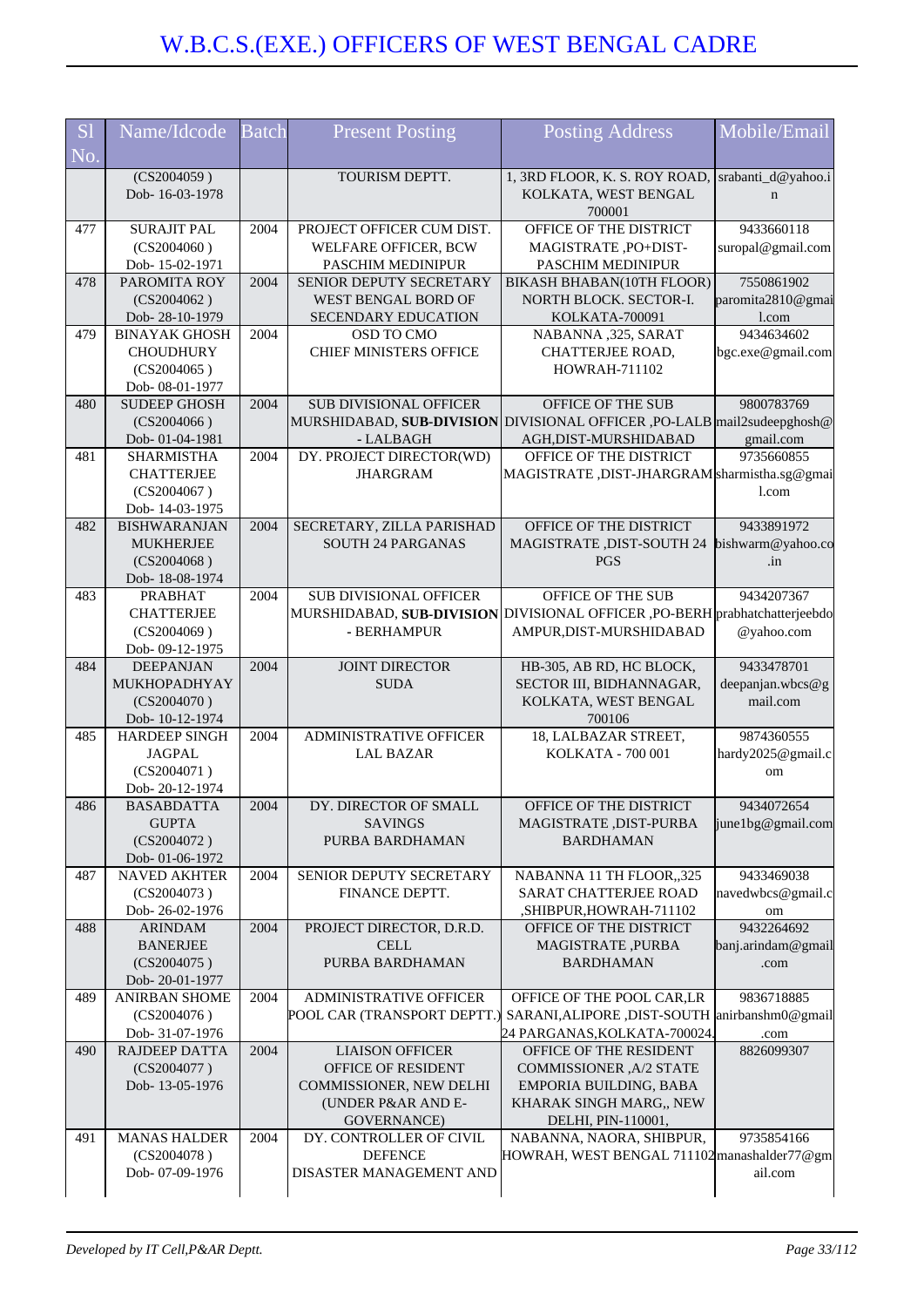# W.B.C.S.(EXE.) OFFICERS OF WEST BENGAL CADRE

| Sl No. | Name/Idcode | Batch | Present Posting | Posting Address | Mobile/Email |
|---|---|---|---|---|---|
| | (CS2004059 ) Dob- 16-03-1978 | | TOURISM DEPTT. | 1, 3RD FLOOR, K. S. ROY ROAD, KOLKATA, WEST BENGAL 700001 | srabanti_d@yahoo.in |
| 477 | SURAJIT PAL (CS2004060 ) Dob- 15-02-1971 | 2004 | PROJECT OFFICER CUM DIST. WELFARE OFFICER, BCW PASCHIM MEDINIPUR | OFFICE OF THE DISTRICT MAGISTRATE ,PO+DIST-PASCHIM MEDINIPUR | 9433660118 suropal@gmail.com |
| 478 | PAROMITA ROY (CS2004062 ) Dob- 28-10-1979 | 2004 | SENIOR DEPUTY SECRETARY WEST BENGAL BORD OF SECENDARY EDUCATION | BIKASH BHABAN(10TH FLOOR) NORTH BLOCK. SECTOR-I. KOLKATA-700091 | 7550861902 paromita2810@gmail.com |
| 479 | BINAYAK GHOSH CHOUDHURY (CS2004065 ) Dob- 08-01-1977 | 2004 | OSD TO CMO CHIEF MINISTERS OFFICE | NABANNA ,325, SARAT CHATTERJEE ROAD, HOWRAH-711102 | 9434634602 bgc.exe@gmail.com |
| 480 | SUDEEP GHOSH (CS2004066 ) Dob- 01-04-1981 | 2004 | SUB DIVISIONAL OFFICER MURSHIDABAD, **SUB-DIVISION** - LALBAGH | OFFICE OF THE SUB DIVISIONAL OFFICER ,PO-LALBAGH,DIST-MURSHIDABAD | 9800783769 mail2sudeepghosh@gmail.com |
| 481 | SHARMISTHA CHATTERJEE (CS2004067 ) Dob- 14-03-1975 | 2004 | DY. PROJECT DIRECTOR(WD) JHARGRAM | OFFICE OF THE DISTRICT MAGISTRATE ,DIST-JHARGRAM | 9735660855 sharmistha.sg@gmail.com |
| 482 | BISHWARANJAN MUKHERJEE (CS2004068 ) Dob- 18-08-1974 | 2004 | SECRETARY, ZILLA PARISHAD SOUTH 24 PARGANAS | OFFICE OF THE DISTRICT MAGISTRATE ,DIST-SOUTH 24 PGS | 9433891972 bishwarm@yahoo.co.in |
| 483 | PRABHAT CHATTERJEE (CS2004069 ) Dob- 09-12-1975 | 2004 | SUB DIVISIONAL OFFICER MURSHIDABAD, **SUB-DIVISION** - BERHAMPUR | OFFICE OF THE SUB DIVISIONAL OFFICER ,PO-BERHAMPUR,DIST-MURSHIDABAD | 9434207367 prabhatchatterjeebdo@yahoo.com |
| 484 | DEEPANJAN MUKHOPADHYAY (CS2004070 ) Dob- 10-12-1974 | 2004 | JOINT DIRECTOR SUDA | HB-305, AB RD, HC BLOCK, SECTOR III, BIDHANNAGAR, KOLKATA, WEST BENGAL 700106 | 9433478701 deepanjan.wbcs@gmail.com |
| 485 | HARDEEP SINGH JAGPAL (CS2004071 ) Dob- 20-12-1974 | 2004 | ADMINISTRATIVE OFFICER LAL BAZAR | 18, LALBAZAR STREET, KOLKATA - 700 001 | 9874360555 hardy2025@gmail.com |
| 486 | BASABDATTA GUPTA (CS2004072 ) Dob- 01-06-1972 | 2004 | DY. DIRECTOR OF SMALL SAVINGS PURBA BARDHAMAN | OFFICE OF THE DISTRICT MAGISTRATE ,DIST-PURBA BARDHAMAN | 9434072654 june1bg@gmail.com |
| 487 | NAVED AKHTER (CS2004073 ) Dob- 26-02-1976 | 2004 | SENIOR DEPUTY SECRETARY FINANCE DEPTT. | NABANNA 11 TH FLOOR,,325 SARAT CHATTERJEE ROAD ,SHIBPUR,HOWRAH-711102 | 9433469038 navedwbcs@gmail.com |
| 488 | ARINDAM BANERJEE (CS2004075 ) Dob- 20-01-1977 | 2004 | PROJECT DIRECTOR, D.R.D. CELL PURBA BARDHAMAN | OFFICE OF THE DISTRICT MAGISTRATE ,PURBA BARDHAMAN | 9432264692 banj.arindam@gmail.com |
| 489 | ANIRBAN SHOME (CS2004076 ) Dob- 31-07-1976 | 2004 | ADMINISTRATIVE OFFICER POOL CAR (TRANSPORT DEPTT.) | OFFICE OF THE POOL CAR,LR SARANI,ALIPORE ,DIST-SOUTH 24 PARGANAS,KOLKATA-700024. | 9836718885 anirbanshm0@gmail.com |
| 490 | RAJDEEP DATTA (CS2004077 ) Dob- 13-05-1976 | 2004 | LIAISON OFFICER OFFICE OF RESIDENT COMMISSIONER, NEW DELHI (UNDER P&AR AND E-GOVERNANCE) | OFFICE OF THE RESIDENT COMMISSIONER ,A/2 STATE EMPORIA BUILDING, BABA KHARAK SINGH MARG,, NEW DELHI, PIN-110001, | 8826099307 |
| 491 | MANAS HALDER (CS2004078 ) Dob- 07-09-1976 | 2004 | DY. CONTROLLER OF CIVIL DEFENCE DISASTER MANAGEMENT AND | NABANNA, NAORA, SHIBPUR, HOWRAH, WEST BENGAL 711102 | 9735854166 manashalder77@gmail.com |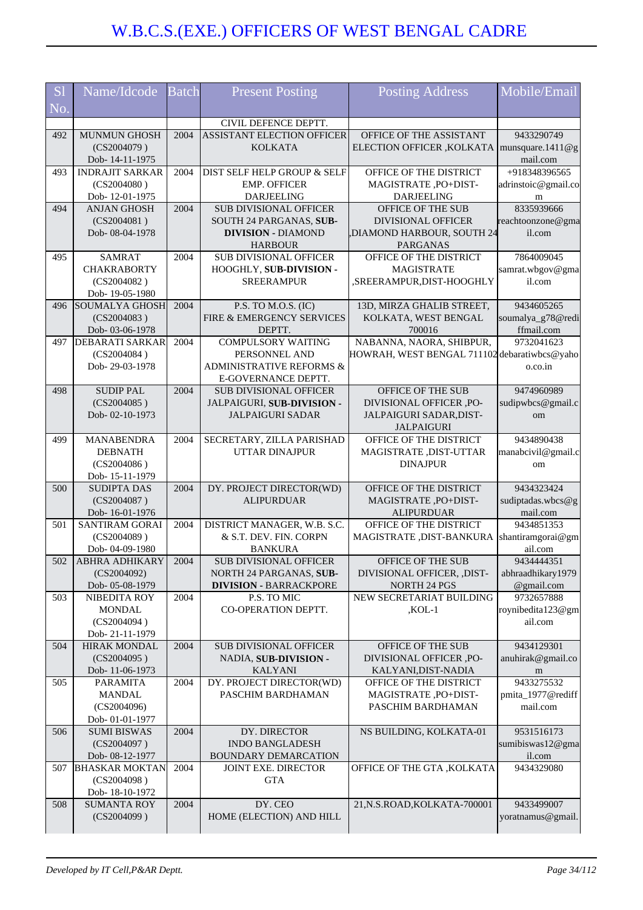# W.B.C.S.(EXE.) OFFICERS OF WEST BENGAL CADRE

| Sl No. | Name/Idcode | Batch | Present Posting | Posting Address | Mobile/Email |
|---|---|---|---|---|---|
| | | | CIVIL DEFENCE DEPTT. | | |
| 492 | MUNMUN GHOSH (CS2004079 ) Dob- 14-11-1975 | 2004 | ASSISTANT ELECTION OFFICER KOLKATA | OFFICE OF THE ASSISTANT ELECTION OFFICER ,KOLKATA | 9433290749 munsquare.1411@gmail.com |
| 493 | INDRAJIT SARKAR (CS2004080 ) Dob- 12-01-1975 | 2004 | DIST SELF HELP GROUP & SELF EMP. OFFICER DARJEELING | OFFICE OF THE DISTRICT MAGISTRATE ,PO+DIST-DARJEELING | +918348396565 adrinstoic@gmail.com |
| 494 | ANJAN GHOSH (CS2004081 ) Dob- 08-04-1978 | 2004 | SUB DIVISIONAL OFFICER SOUTH 24 PARGANAS, **SUB-DIVISION** - DIAMOND HARBOUR | OFFICE OF THE SUB DIVISIONAL OFFICER ,DIAMOND HARBOUR, SOUTH 24 PARGANAS | 8335939666 reachtoonzone@gmail.com |
| 495 | SAMRAT CHAKRABORTY (CS2004082 ) Dob- 19-05-1980 | 2004 | SUB DIVISIONAL OFFICER HOOGHLY, **SUB-DIVISION** - SREERAMPUR | OFFICE OF THE DISTRICT MAGISTRATE ,SREERAMPUR,DIST-HOOGHLY | 7864009045 samrat.wbgov@gmail.com |
| 496 | SOUMALYA GHOSH (CS2004083 ) Dob- 03-06-1978 | 2004 | P.S. TO M.O.S. (IC) FIRE & EMERGENCY SERVICES DEPTT. | 13D, MIRZA GHALIB STREET, KOLKATA, WEST BENGAL 700016 | 9434605265 soumalya_g78@rediffmail.com |
| 497 | DEBARATI SARKAR (CS2004084 ) Dob- 29-03-1978 | 2004 | COMPULSORY WAITING PERSONNEL AND ADMINISTRATIVE REFORMS & E-GOVERNANCE DEPTT. | NABANNA, NAORA, SHIBPUR, HOWRAH, WEST BENGAL 711102 | debaratiwbcs@yahoo.co.in |
| 498 | SUDIP PAL (CS2004085 ) Dob- 02-10-1973 | 2004 | SUB DIVISIONAL OFFICER JALPAIGURI, **SUB-DIVISION** - JALPAIGURI SADAR | OFFICE OF THE SUB DIVISIONAL OFFICER ,PO-JALPAIGURI SADAR,DIST-JALPAIGURI | 9474960989 sudipwbcs@gmail.com |
| 499 | MANABENDRA DEBNATH (CS2004086 ) Dob- 15-11-1979 | 2004 | SECRETARY, ZILLA PARISHAD UTTAR DINAJPUR | OFFICE OF THE DISTRICT MAGISTRATE ,DIST-UTTAR DINAJPUR | 9434890438 manabcivil@gmail.com |
| 500 | SUDIPTA DAS (CS2004087 ) Dob- 16-01-1976 | 2004 | DY. PROJECT DIRECTOR(WD) ALIPURDUAR | OFFICE OF THE DISTRICT MAGISTRATE ,PO+DIST-ALIPURDUAR | 9434323424 sudiptadas.wbcs@gmail.com |
| 501 | SANTIRAM GORAI (CS2004089 ) Dob- 04-09-1980 | 2004 | DISTRICT MANAGER, W.B. S.C. & S.T. DEV. FIN. CORPN BANKURA | OFFICE OF THE DISTRICT MAGISTRATE ,DIST-BANKURA | 9434851353 shantiramgorai@gmail.com |
| 502 | ABHRA ADHIKARY (CS2004092) Dob- 05-08-1979 | 2004 | SUB DIVISIONAL OFFICER NORTH 24 PARGANAS, **SUB-DIVISION** - BARRACKPORE | OFFICE OF THE SUB DIVISIONAL OFFICER, ,DIST-NORTH 24 PGS | 9434444351 abhraadhikary1979@gmail.com |
| 503 | NIBEDITA ROY MONDAL (CS2004094 ) Dob- 21-11-1979 | 2004 | P.S. TO MIC CO-OPERATION DEPTT. | NEW SECRETARIAT BUILDING ,KOL-1 | 9732657888 roynibedita123@gmail.com |
| 504 | HIRAK MONDAL (CS2004095 ) Dob- 11-06-1973 | 2004 | SUB DIVISIONAL OFFICER NADIA, **SUB-DIVISION** - KALYANI | OFFICE OF THE SUB DIVISIONAL OFFICER ,PO-KALYANI,DIST-NADIA | 9434129301 anuhirak@gmail.com |
| 505 | PARAMITA MANDAL (CS2004096) Dob- 01-01-1977 | 2004 | DY. PROJECT DIRECTOR(WD) PASCHIM BARDHAMAN | OFFICE OF THE DISTRICT MAGISTRATE ,PO+DIST-PASCHIM BARDHAMAN | 9433275532 pmita_1977@rediffmail.com |
| 506 | SUMI BISWAS (CS2004097 ) Dob- 08-12-1977 | 2004 | DY. DIRECTOR INDO BANGLADESH BOUNDARY DEMARCATION | NS BUILDING, KOLKATA-01 | 9531516173 sumibiswas12@gmail.com |
| 507 | BHASKAR MOKTAN (CS2004098 ) Dob- 18-10-1972 | 2004 | JOINT EXE. DIRECTOR GTA | OFFICE OF THE GTA ,KOLKATA | 9434329080 |
| 508 | SUMANTA ROY (CS2004099 ) | 2004 | DY. CEO HOME (ELECTION) AND HILL | 21,N.S.ROAD,KOLKATA-700001 | 9433499007 yoratnamus@gmail. |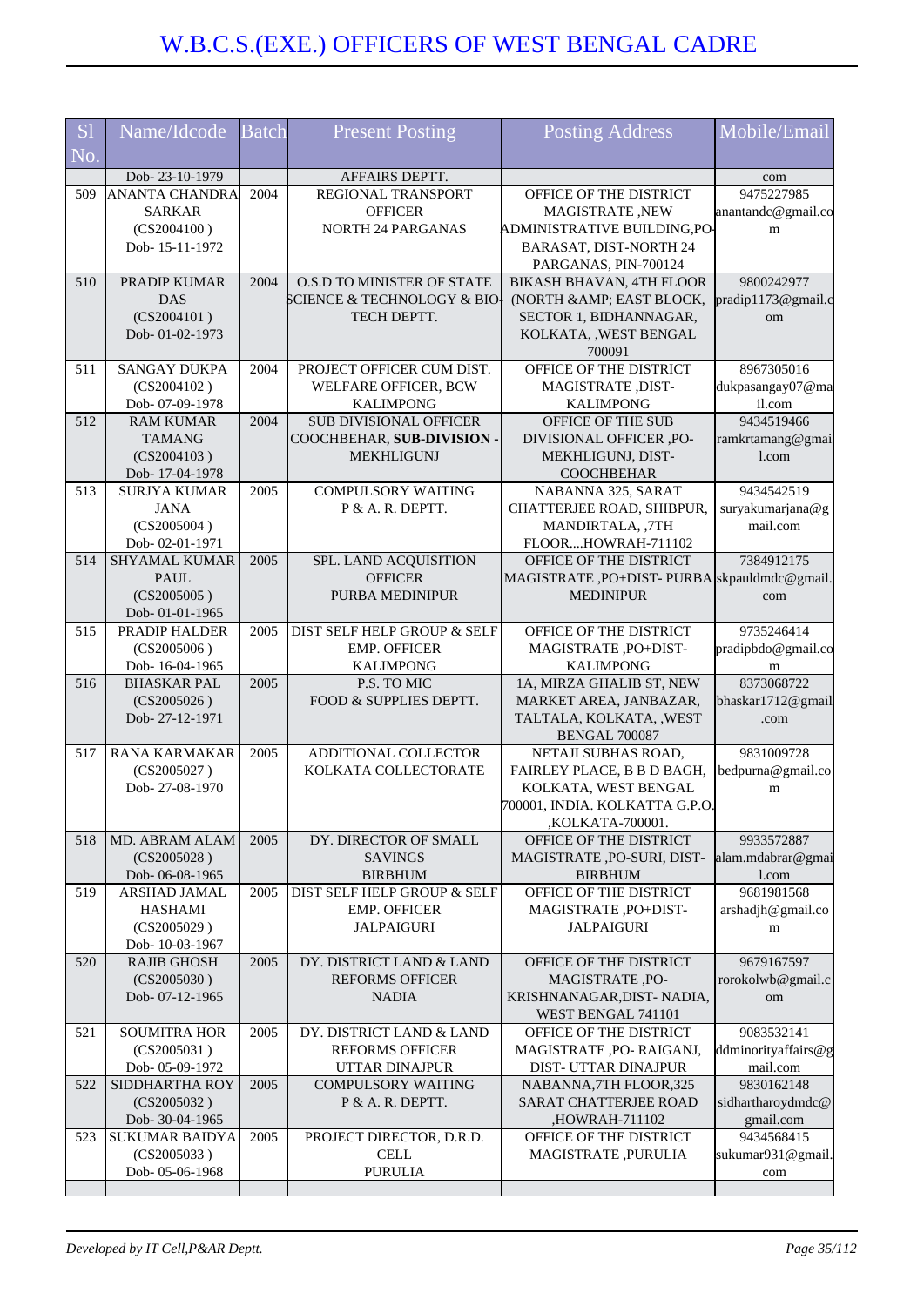# W.B.C.S.(EXE.) OFFICERS OF WEST BENGAL CADRE

| Sl No. | Name/Idcode | Batch | Present Posting | Posting Address | Mobile/Email |
|---|---|---|---|---|---|
| | Dob- 23-10-1979 | | AFFAIRS DEPTT. | | com |
| 509 | ANANTA CHANDRA SARKAR (CS2004100 ) Dob- 15-11-1972 | 2004 | REGIONAL TRANSPORT OFFICER NORTH 24 PARGANAS | OFFICE OF THE DISTRICT MAGISTRATE ,NEW ADMINISTRATIVE BUILDING,PO-BARASAT, DIST-NORTH 24 PARGANAS, PIN-700124 | 9475227985 anantandc@gmail.com |
| 510 | PRADIP KUMAR DAS (CS2004101 ) Dob- 01-02-1973 | 2004 | O.S.D TO MINISTER OF STATE SCIENCE & TECHNOLOGY & BIO-TECH DEPTT. | BIKASH BHAVAN, 4TH FLOOR (NORTH &AMP; EAST BLOCK, SECTOR 1, BIDHANNAGAR, KOLKATA, ,WEST BENGAL 700091 | 9800242977 pradip1173@gmail.com |
| 511 | SANGAY DUKPA (CS2004102 ) Dob- 07-09-1978 | 2004 | PROJECT OFFICER CUM DIST. WELFARE OFFICER, BCW KALIMPONG | OFFICE OF THE DISTRICT MAGISTRATE ,DIST-KALIMPONG | 8967305016 dukpasangay07@mail.com |
| 512 | RAM KUMAR TAMANG (CS2004103 ) Dob- 17-04-1978 | 2004 | SUB DIVISIONAL OFFICER COOCHBEHAR, **SUB-DIVISION - MEKHLIGUNJ** | OFFICE OF THE SUB DIVISIONAL OFFICER ,PO-MEKHLIGUNJ, DIST-COOCHBEHAR | 9434519466 ramkrtamang@gmail.com |
| 513 | SURJYA KUMAR JANA (CS2005004 ) Dob- 02-01-1971 | 2005 | COMPULSORY WAITING P & A. R. DEPTT. | NABANNA 325, SARAT CHATTERJEE ROAD, SHIBPUR, MANDIRTALA, ,7TH FLOOR....HOWRAH-711102 | 9434542519 suryakumarjana@gmail.com |
| 514 | SHYAMAL KUMAR PAUL (CS2005005 ) Dob- 01-01-1965 | 2005 | SPL. LAND ACQUISITION OFFICER PURBA MEDINIPUR | OFFICE OF THE DISTRICT MAGISTRATE ,PO+DIST- PURBA MEDINIPUR | 7384912175 skpauldmdc@gmail.com |
| 515 | PRADIP HALDER (CS2005006 ) Dob- 16-04-1965 | 2005 | DIST SELF HELP GROUP & SELF EMP. OFFICER KALIMPONG | OFFICE OF THE DISTRICT MAGISTRATE ,PO+DIST-KALIMPONG | 9735246414 pradipbdo@gmail.com |
| 516 | BHASKAR PAL (CS2005026 ) Dob- 27-12-1971 | 2005 | P.S. TO MIC FOOD & SUPPLIES DEPTT. | 1A, MIRZA GHALIB ST, NEW MARKET AREA, JANBAZAR, TALTALA, KOLKATA, ,WEST BENGAL 700087 | 8373068722 bhaskar1712@gmail.com |
| 517 | RANA KARMAKAR (CS2005027 ) Dob- 27-08-1970 | 2005 | ADDITIONAL COLLECTOR KOLKATA COLLECTORATE | NETAJI SUBHAS ROAD, FAIRLEY PLACE, B B D BAGH, KOLKATA, WEST BENGAL 700001, INDIA. KOLKATA G.P.O. ,KOLKATA-700001. | 9831009728 bedpurna@gmail.com |
| 518 | MD. ABRAM ALAM (CS2005028 ) Dob- 06-08-1965 | 2005 | DY. DIRECTOR OF SMALL SAVINGS BIRBHUM | OFFICE OF THE DISTRICT MAGISTRATE ,PO-SURI, DIST-BIRBHUM | 9933572887 alam.mdabrar@gmail.com |
| 519 | ARSHAD JAMAL HASHAMI (CS2005029 ) Dob- 10-03-1967 | 2005 | DIST SELF HELP GROUP & SELF EMP. OFFICER JALPAIGURI | OFFICE OF THE DISTRICT MAGISTRATE ,PO+DIST-JALPAIGURI | 9681981568 arshadjh@gmail.com |
| 520 | RAJIB GHOSH (CS2005030 ) Dob- 07-12-1965 | 2005 | DY. DISTRICT LAND & LAND REFORMS OFFICER NADIA | OFFICE OF THE DISTRICT MAGISTRATE ,PO-KRISHNANAGAR,DIST- NADIA, WEST BENGAL 741101 | 9679167597 rorokolwb@gmail.com |
| 521 | SOUMITRA HOR (CS2005031 ) Dob- 05-09-1972 | 2005 | DY. DISTRICT LAND & LAND REFORMS OFFICER UTTAR DINAJPUR | OFFICE OF THE DISTRICT MAGISTRATE ,PO- RAIGANJ, DIST- UTTAR DINAJPUR | 9083532141 ddminorityaffairs@gmail.com |
| 522 | SIDDHARTHA ROY (CS2005032 ) Dob- 30-04-1965 | 2005 | COMPULSORY WAITING P & A. R. DEPTT. | NABANNA,7TH FLOOR,325 SARAT CHATTERJEE ROAD ,HOWRAH-711102 | 9830162148 sidhartharoydmdc@gmail.com |
| 523 | SUKUMAR BAIDYA (CS2005033 ) Dob- 05-06-1968 | 2005 | PROJECT DIRECTOR, D.R.D. CELL PURULIA | OFFICE OF THE DISTRICT MAGISTRATE ,PURULIA | 9434568415 sukumar931@gmail.com |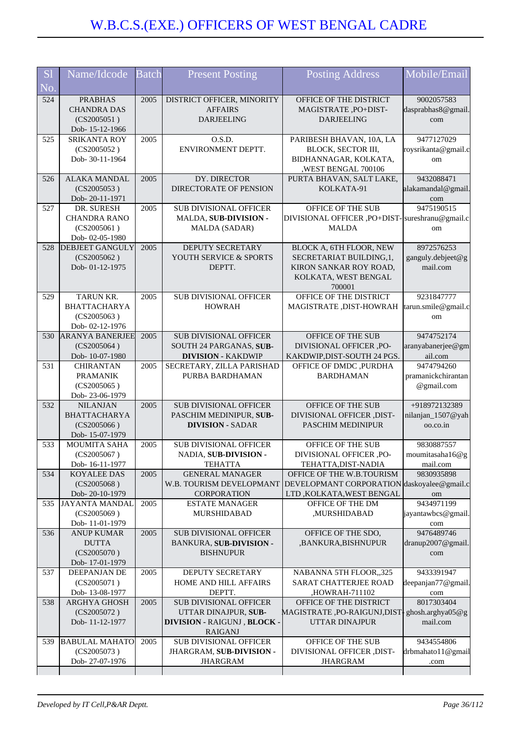# W.B.C.S.(EXE.) OFFICERS OF WEST BENGAL CADRE

| Sl No. | Name/Idcode | Batch | Present Posting | Posting Address | Mobile/Email |
|---|---|---|---|---|---|
| 524 | PRABHAS CHANDRA DAS (CS2005051 ) Dob- 15-12-1966 | 2005 | DISTRICT OFFICER, MINORITY AFFAIRS DARJEELING | OFFICE OF THE DISTRICT MAGISTRATE ,PO+DIST-DARJEELING | 9002057583 dasprabhas8@gmail.com |
| 525 | SRIKANTA ROY (CS2005052 ) Dob- 30-11-1964 | 2005 | O.S.D. ENVIRONMENT DEPTT. | PARIBESH BHAVAN, 10A, LA BLOCK, SECTOR III, BIDHANNAGAR, KOLKATA, ,WEST BENGAL 700106 | 9477127029 roysrikanta@gmail.com |
| 526 | ALAKA MANDAL (CS2005053 ) Dob- 20-11-1971 | 2005 | DY. DIRECTOR DIRECTORATE OF PENSION | PURTA BHAVAN, SALT LAKE, KOLKATA-91 | 9432088471 alakamandal@gmail.com |
| 527 | DR. SURESH CHANDRA RANO (CS2005061 ) Dob- 02-05-1980 | 2005 | SUB DIVISIONAL OFFICER MALDA, **SUB-DIVISION -** MALDA (SADAR) | OFFICE OF THE SUB DIVISIONAL OFFICER ,PO+DIST-MALDA | 9475190515 sureshranu@gmail.com |
| 528 | DEBJEET GANGULY (CS2005062 ) Dob- 01-12-1975 | 2005 | DEPUTY SECRETARY YOUTH SERVICE & SPORTS DEPTT. | BLOCK A, 6TH FLOOR, NEW SECRETARIAT BUILDING,1, KIRON SANKAR ROY ROAD, KOLKATA, WEST BENGAL 700001 | 8972576253 ganguly.debjeet@gmail.com |
| 529 | TARUN KR. BHATTACHARYA (CS2005063 ) Dob- 02-12-1976 | 2005 | SUB DIVISIONAL OFFICER HOWRAH | OFFICE OF THE DISTRICT MAGISTRATE ,DIST-HOWRAH | 9231847777 tarun.smile@gmail.com |
| 530 | ARANYA BANERJEE (CS2005064 ) Dob- 10-07-1980 | 2005 | SUB DIVISIONAL OFFICER SOUTH 24 PARGANAS, **SUB-DIVISION -** KAKDWIP | OFFICE OF THE SUB DIVISIONAL OFFICER ,PO-KAKDWIP,DIST-SOUTH 24 PGS. | 9474752174 aranyabanerjee@gmail.com |
| 531 | CHIRANTAN PRAMANIK (CS2005065 ) Dob- 23-06-1979 | 2005 | SECRETARY, ZILLA PARISHAD PURBA BARDHAMAN | OFFICE OF DMDC ,PURDHA BARDHAMAN | 9474794260 pramanickchirantan@gmail.com |
| 532 | NILANJAN BHATTACHARYA (CS2005066 ) Dob- 15-07-1979 | 2005 | SUB DIVISIONAL OFFICER PASCHIM MEDINIPUR, **SUB-DIVISION -** SADAR | OFFICE OF THE SUB DIVISIONAL OFFICER ,DIST-PASCHIM MEDINIPUR | +918972132389 nilanjan_1507@yahoo.co.in |
| 533 | MOUMITA SAHA (CS2005067 ) Dob- 16-11-1977 | 2005 | SUB DIVISIONAL OFFICER NADIA, **SUB-DIVISION -** TEHATTA | OFFICE OF THE SUB DIVISIONAL OFFICER ,PO-TEHATTA,DIST-NADIA | 9830887557 moumitasaha16@gmail.com |
| 534 | KOYALEE DAS (CS2005068 ) Dob- 20-10-1979 | 2005 | GENERAL MANAGER W.B. TOURISM DEVELOPMANT CORPORATION | OFFICE OF THE W.B.TOURISM DEVELOPMANT CORPORATION LTD ,KOLKATA,WEST BENGAL | 9830935898 daskoyalee@gmail.com |
| 535 | JAYANTA MANDAL (CS2005069 ) Dob- 11-01-1979 | 2005 | ESTATE MANAGER MURSHIDABAD | OFFICE OF THE DM ,MURSHIDABAD | 9434971199 jayantawbcs@gmail.com |
| 536 | ANUP KUMAR DUTTA (CS2005070 ) Dob- 17-01-1979 | 2005 | SUB DIVISIONAL OFFICER BANKURA, **SUB-DIVISION -** BISHNUPUR | OFFICE OF THE SDO, ,BANKURA,BISHNUPUR | 9476489746 dranup2007@gmail.com |
| 537 | DEEPANJAN DE (CS2005071 ) Dob- 13-08-1977 | 2005 | DEPUTY SECRETARY HOME AND HILL AFFAIRS DEPTT. | NABANNA 5TH FLOOR,,325 SARAT CHATTERJEE ROAD ,HOWRAH-711102 | 9433391947 deepanjan77@gmail.com |
| 538 | ARGHYA GHOSH (CS2005072 ) Dob- 11-12-1977 | 2005 | SUB DIVISIONAL OFFICER UTTAR DINAJPUR, **SUB-DIVISION -** RAIGUNJ , **BLOCK -** RAIGANJ | OFFICE OF THE DISTRICT MAGISTRATE ,PO-RAIGUNJ,DIST-UTTAR DINAJPUR | 8017303404 ghosh.arghya05@gmail.com |
| 539 | BABULAL MAHATO (CS2005073 ) Dob- 27-07-1976 | 2005 | SUB DIVISIONAL OFFICER JHARGRAM, **SUB-DIVISION -** JHARGRAM | OFFICE OF THE SUB DIVISIONAL OFFICER ,DIST-JHARGRAM | 9434554806 drbmahato11@gmail.com |

*Developed by IT Cell,P&AR Deptt.*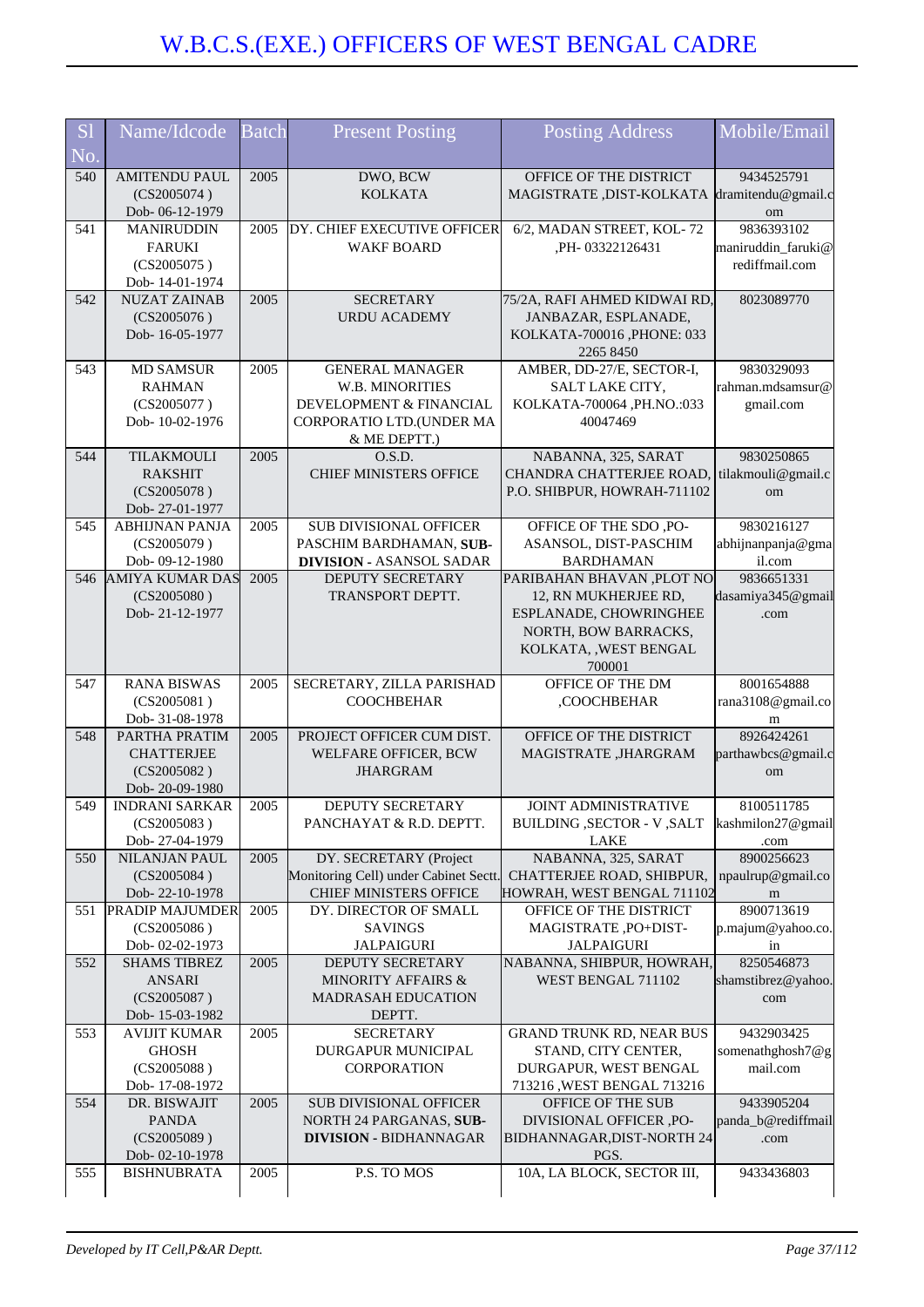# W.B.C.S.(EXE.) OFFICERS OF WEST BENGAL CADRE

| Sl No. | Name/Idcode | Batch | Present Posting | Posting Address | Mobile/Email |
|---|---|---|---|---|---|
| 540 | AMITENDU PAUL (CS2005074 ) Dob- 06-12-1979 | 2005 | DWO, BCW KOLKATA | OFFICE OF THE DISTRICT MAGISTRATE ,DIST-KOLKATA | 9434525791 dramitendu@gmail.com |
| 541 | MANIRUDDIN FARUKI (CS2005075 ) Dob- 14-01-1974 | 2005 | DY. CHIEF EXECUTIVE OFFICER WAKF BOARD | 6/2, MADAN STREET, KOL- 72 ,PH- 03322126431 | 9836393102 maniruddin_faruki@rediffmail.com |
| 542 | NUZAT ZAINAB (CS2005076 ) Dob- 16-05-1977 | 2005 | SECRETARY URDU ACADEMY | 75/2A, RAFI AHMED KIDWAI RD, JANBAZAR, ESPLANADE, KOLKATA-700016 ,PHONE: 033 2265 8450 | 8023089770 |
| 543 | MD SAMSUR RAHMAN (CS2005077 ) Dob- 10-02-1976 | 2005 | GENERAL MANAGER W.B. MINORITIES DEVELOPMENT & FINANCIAL CORPORATIO LTD.(UNDER MA & ME DEPTT.) | AMBER, DD-27/E, SECTOR-I, SALT LAKE CITY, KOLKATA-700064 ,PH.NO.:033 40047469 | 9830329093 rahman.mdsamsur@gmail.com |
| 544 | TILAKMOULI RAKSHIT (CS2005078 ) Dob- 27-01-1977 | 2005 | O.S.D. CHIEF MINISTERS OFFICE | NABANNA, 325, SARAT CHANDRA CHATTERJEE ROAD, P.O. SHIBPUR, HOWRAH-711102 | 9830250865 tilakmouli@gmail.com |
| 545 | ABHIJNAN PANJA (CS2005079 ) Dob- 09-12-1980 | 2005 | SUB DIVISIONAL OFFICER PASCHIM BARDHAMAN, **SUB-DIVISION** - ASANSOL SADAR | OFFICE OF THE SDO ,PO-ASANSOL, DIST-PASCHIM BARDHAMAN | 9830216127 abhijnanpanja@gmail.com |
| 546 | AMIYA KUMAR DAS (CS2005080 ) Dob- 21-12-1977 | 2005 | DEPUTY SECRETARY TRANSPORT DEPTT. | PARIBAHAN BHAVAN ,PLOT NO 12, RN MUKHERJEE RD, ESPLANADE, CHOWRINGHEE NORTH, BOW BARRACKS, KOLKATA, ,WEST BENGAL 700001 | 9836651331 dasamiya345@gmail.com |
| 547 | RANA BISWAS (CS2005081 ) Dob- 31-08-1978 | 2005 | SECRETARY, ZILLA PARISHAD COOCHBEHAR | OFFICE OF THE DM ,COOCHBEHAR | 8001654888 rana3108@gmail.com |
| 548 | PARTHA PRATIM CHATTERJEE (CS2005082 ) Dob- 20-09-1980 | 2005 | PROJECT OFFICER CUM DIST. WELFARE OFFICER, BCW JHARGRAM | OFFICE OF THE DISTRICT MAGISTRATE ,JHARGRAM | 8926424261 parthawbcs@gmail.com |
| 549 | INDRANI SARKAR (CS2005083 ) Dob- 27-04-1979 | 2005 | DEPUTY SECRETARY PANCHAYAT & R.D. DEPTT. | JOINT ADMINISTRATIVE BUILDING ,SECTOR - V ,SALT LAKE | 8100511785 kashmilon27@gmail.com |
| 550 | NILANJAN PAUL (CS2005084 ) Dob- 22-10-1978 | 2005 | DY. SECRETARY (Project Monitoring Cell) under Cabinet Sectt. CHIEF MINISTERS OFFICE | NABANNA, 325, SARAT CHATTERJEE ROAD, SHIBPUR, HOWRAH, WEST BENGAL 711102 | 8900256623 npaulrup@gmail.com |
| 551 | PRADIP MAJUMDER (CS2005086 ) Dob- 02-02-1973 | 2005 | DY. DIRECTOR OF SMALL SAVINGS JALPAIGURI | OFFICE OF THE DISTRICT MAGISTRATE ,PO+DIST-JALPAIGURI | 8900713619 p.majum@yahoo.co.in |
| 552 | SHAMS TIBREZ ANSARI (CS2005087 ) Dob- 15-03-1982 | 2005 | DEPUTY SECRETARY MINORITY AFFAIRS & MADRASAH EDUCATION DEPTT. | NABANNA, SHIBPUR, HOWRAH, WEST BENGAL 711102 | 8250546873 shamstibrez@yahoo.com |
| 553 | AVIJIT KUMAR GHOSH (CS2005088 ) Dob- 17-08-1972 | 2005 | SECRETARY DURGAPUR MUNICIPAL CORPORATION | GRAND TRUNK RD, NEAR BUS STAND, CITY CENTER, DURGAPUR, WEST BENGAL 713216 ,WEST BENGAL 713216 | 9432903425 somenathghosh7@gmail.com |
| 554 | DR. BISWAJIT PANDA (CS2005089 ) Dob- 02-10-1978 | 2005 | SUB DIVISIONAL OFFICER NORTH 24 PARGANAS, **SUB-DIVISION** - BIDHANNAGAR | OFFICE OF THE SUB DIVISIONAL OFFICER ,PO-BIDHANNAGAR,DIST-NORTH 24 PGS. | 9433905204 panda_b@rediffmail.com |
| 555 | BISHNUBRATA | 2005 | P.S. TO MOS | 10A, LA BLOCK, SECTOR III, | 9433436803 |

*Developed by IT Cell,P&AR Deptt.*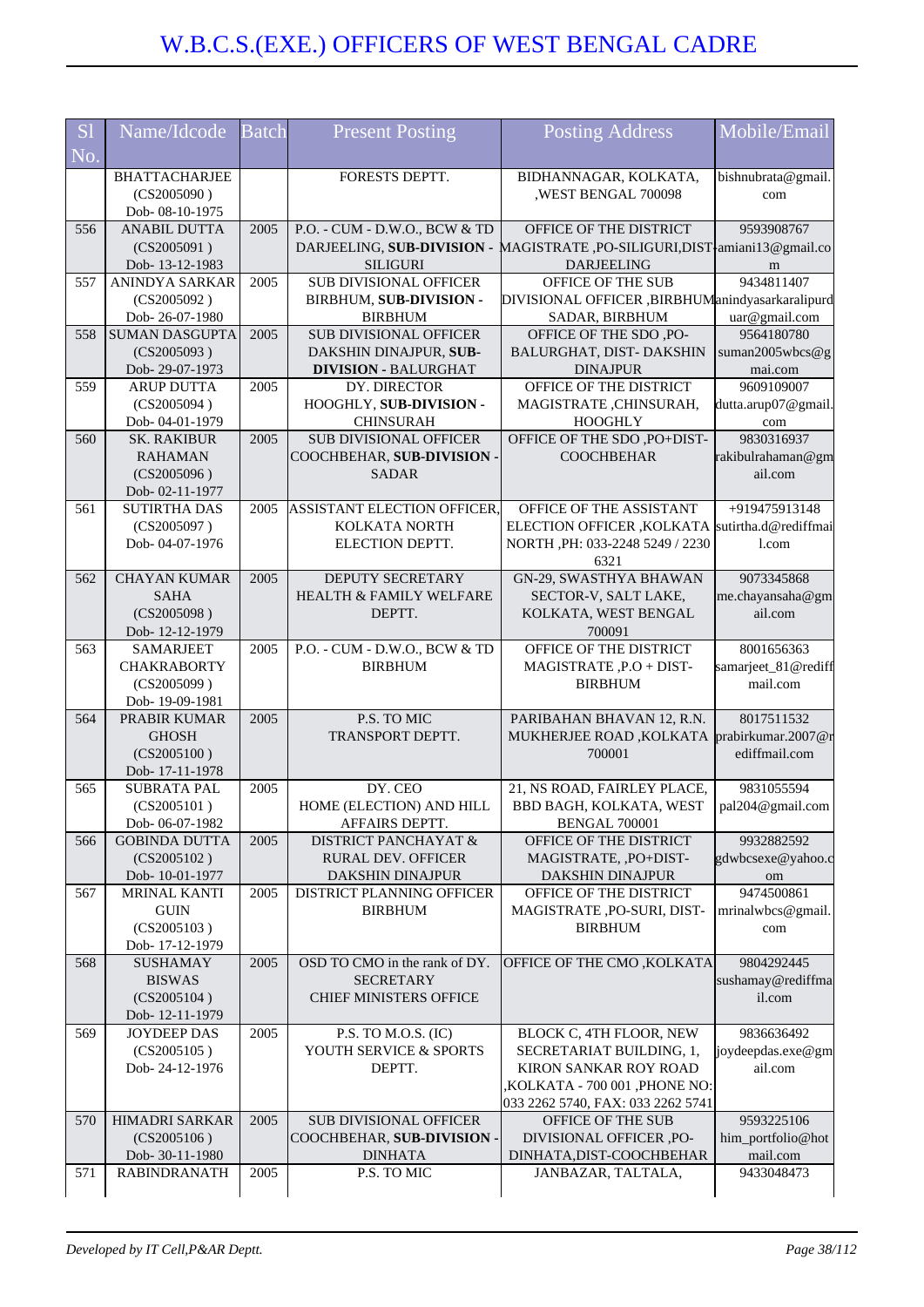# W.B.C.S.(EXE.) OFFICERS OF WEST BENGAL CADRE

| Sl No. | Name/Idcode | Batch | Present Posting | Posting Address | Mobile/Email |
|---|---|---|---|---|---|
| | BHATTACHARJEE (CS2005090 ) Dob- 08-10-1975 | | FORESTS DEPTT. | BIDHANNAGAR, KOLKATA, ,WEST BENGAL 700098 | bishnubrata@gmail.com |
| 556 | ANABIL DUTTA (CS2005091 ) Dob- 13-12-1983 | 2005 | P.O. - CUM - D.W.O., BCW & TD DARJEELING, **SUB-DIVISION -** SILIGURI | OFFICE OF THE DISTRICT MAGISTRATE ,PO-SILIGURI,DIST-DARJEELING | 9593908767 amiani13@gmail.com |
| 557 | ANINDYA SARKAR (CS2005092 ) Dob- 26-07-1980 | 2005 | SUB DIVISIONAL OFFICER BIRBHUM, **SUB-DIVISION -** BIRBHUM | OFFICE OF THE SUB DIVISIONAL OFFICER ,BIRBHUM SADAR, BIRBHUM | 9434811407 anindyasarkaralipurduar@gmail.com |
| 558 | SUMAN DASGUPTA (CS2005093 ) Dob- 29-07-1973 | 2005 | SUB DIVISIONAL OFFICER DAKSHIN DINAJPUR, **SUB-DIVISION -** BALURGHAT | OFFICE OF THE SDO ,PO-BALURGHAT, DIST- DAKSHIN DINAJPUR | 9564180780 suman2005wbcs@gmai.com |
| 559 | ARUP DUTTA (CS2005094 ) Dob- 04-01-1979 | 2005 | DY. DIRECTOR HOOGHLY, **SUB-DIVISION -** CHINSURAH | OFFICE OF THE DISTRICT MAGISTRATE ,CHINSURAH, HOOGHLY | 9609109007 dutta.arup07@gmail.com |
| 560 | SK. RAKIBUR RAHAMAN (CS2005096 ) Dob- 02-11-1977 | 2005 | SUB DIVISIONAL OFFICER COOCHBEHAR, **SUB-DIVISION -** SADAR | OFFICE OF THE SDO ,PO+DIST-COOCHBEHAR | 9830316937 rakibulrahaman@gmail.com |
| 561 | SUTIRTHA DAS (CS2005097 ) Dob- 04-07-1976 | 2005 | ASSISTANT ELECTION OFFICER, KOLKATA NORTH ELECTION DEPTT. | OFFICE OF THE ASSISTANT ELECTION OFFICER ,KOLKATA NORTH ,PH: 033-2248 5249 / 2230 6321 | +919475913148 sutirtha.d@rediffmail.com |
| 562 | CHAYAN KUMAR SAHA (CS2005098 ) Dob- 12-12-1979 | 2005 | DEPUTY SECRETARY HEALTH & FAMILY WELFARE DEPTT. | GN-29, SWASTHYA BHAWAN SECTOR-V, SALT LAKE, KOLKATA, WEST BENGAL 700091 | 9073345868 me.chayansaha@gmail.com |
| 563 | SAMARJEET CHAKRABORTY (CS2005099 ) Dob- 19-09-1981 | 2005 | P.O. - CUM - D.W.O., BCW & TD BIRBHUM | OFFICE OF THE DISTRICT MAGISTRATE ,P.O + DIST-BIRBHUM | 8001656363 samarjeet_81@rediffmail.com |
| 564 | PRABIR KUMAR GHOSH (CS2005100 ) Dob- 17-11-1978 | 2005 | P.S. TO MIC TRANSPORT DEPTT. | PARIBAHAN BHAVAN 12, R.N. MUKHERJEE ROAD ,KOLKATA 700001 | 8017511532 prabirkumar.2007@rediffmail.com |
| 565 | SUBRATA PAL (CS2005101 ) Dob- 06-07-1982 | 2005 | DY. CEO HOME (ELECTION) AND HILL AFFAIRS DEPTT. | 21, NS ROAD, FAIRLEY PLACE, BBD BAGH, KOLKATA, WEST BENGAL 700001 | 9831055594 pal204@gmail.com |
| 566 | GOBINDA DUTTA (CS2005102 ) Dob- 10-01-1977 | 2005 | DISTRICT PANCHAYAT & RURAL DEV. OFFICER DAKSHIN DINAJPUR | OFFICE OF THE DISTRICT MAGISTRATE, ,PO+DIST-DAKSHIN DINAJPUR | 9932882592 gdwbcsexe@yahoo.com |
| 567 | MRINAL KANTI GUIN (CS2005103 ) Dob- 17-12-1979 | 2005 | DISTRICT PLANNING OFFICER BIRBHUM | OFFICE OF THE DISTRICT MAGISTRATE ,PO-SURI, DIST-BIRBHUM | 9474500861 mrinalwbcs@gmail.com |
| 568 | SUSHAMAY BISWAS (CS2005104 ) Dob- 12-11-1979 | 2005 | OSD TO CMO in the rank of DY. SECRETARY CHIEF MINISTERS OFFICE | OFFICE OF THE CMO ,KOLKATA | 9804292445 sushamay@rediffmail.com |
| 569 | JOYDEEP DAS (CS2005105 ) Dob- 24-12-1976 | 2005 | P.S. TO M.O.S. (IC) YOUTH SERVICE & SPORTS DEPTT. | BLOCK C, 4TH FLOOR, NEW SECRETARIAT BUILDING, 1, KIRON SANKAR ROY ROAD ,KOLKATA - 700 001 ,PHONE NO: 033 2262 5740, FAX: 033 2262 5741 | 9836636492 joydeepdas.exe@gmail.com |
| 570 | HIMADRI SARKAR (CS2005106 ) Dob- 30-11-1980 | 2005 | SUB DIVISIONAL OFFICER COOCHBEHAR, **SUB-DIVISION -** DINHATA | OFFICE OF THE SUB DIVISIONAL OFFICER ,PO-DINHATA,DIST-COOCHBEHAR | 9593225106 him_portfolio@hotmail.com |
| 571 | RABINDRANATH | 2005 | P.S. TO MIC | JANBAZAR, TALTALA, | 9433048473 |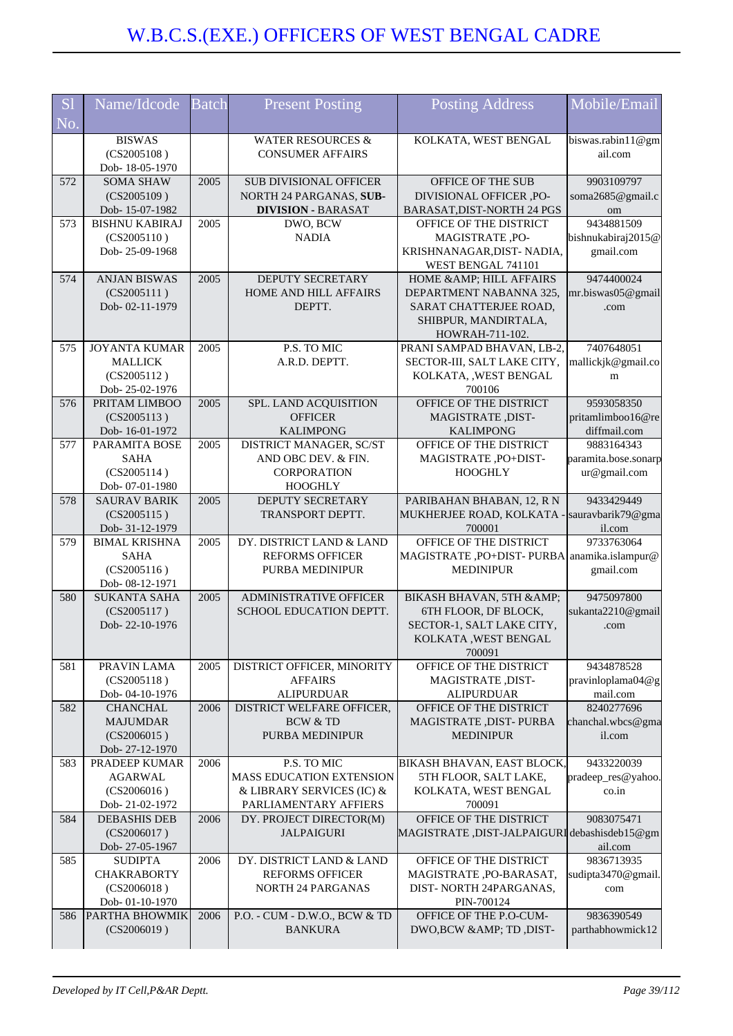# W.B.C.S.(EXE.) OFFICERS OF WEST BENGAL CADRE

| Sl No. | Name/Idcode | Batch | Present Posting | Posting Address | Mobile/Email |
|---|---|---|---|---|---|
| | BISWAS (CS2005108 ) Dob- 18-05-1970 | | WATER RESOURCES & CONSUMER AFFAIRS | KOLKATA, WEST BENGAL | biswas.rabin11@gmail.com |
| 572 | SOMA SHAW (CS2005109 ) Dob- 15-07-1982 | 2005 | SUB DIVISIONAL OFFICER NORTH 24 PARGANAS, **SUB-DIVISION** - BARASAT | OFFICE OF THE SUB DIVISIONAL OFFICER ,PO-BARASAT,DIST-NORTH 24 PGS | 9903109797 soma2685@gmail.com |
| 573 | BISHNU KABIRAJ (CS2005110 ) Dob- 25-09-1968 | 2005 | DWO, BCW NADIA | OFFICE OF THE DISTRICT MAGISTRATE ,PO-KRISHNANAGAR,DIST- NADIA, WEST BENGAL 741101 | 9434881509 bishnukabiraj2015@gmail.com |
| 574 | ANJAN BISWAS (CS2005111 ) Dob- 02-11-1979 | 2005 | DEPUTY SECRETARY HOME AND HILL AFFAIRS DEPTT. | HOME &AMP; HILL AFFAIRS DEPARTMENT NABANNA 325, SARAT CHATTERJEE ROAD, SHIBPUR, MANDIRTALA, HOWRAH-711-102. | 9474400024 mr.biswas05@gmail.com |
| 575 | JOYANTA KUMAR MALLICK (CS2005112 ) Dob- 25-02-1976 | 2005 | P.S. TO MIC A.R.D. DEPTT. | PRANI SAMPAD BHAVAN, LB-2, SECTOR-III, SALT LAKE CITY, KOLKATA, ,WEST BENGAL 700106 | 7407648051 mallickjk@gmail.com |
| 576 | PRITAM LIMBOO (CS2005113 ) Dob- 16-01-1972 | 2005 | SPL. LAND ACQUISITION OFFICER KALIMPONG | OFFICE OF THE DISTRICT MAGISTRATE ,DIST-KALIMPONG | 9593058350 pritamlimboo16@rediffmail.com |
| 577 | PARAMITA BOSE SAHA (CS2005114 ) Dob- 07-01-1980 | 2005 | DISTRICT MANAGER, SC/ST AND OBC DEV. & FIN. CORPORATION HOOGHLY | OFFICE OF THE DISTRICT MAGISTRATE ,PO+DIST-HOOGHLY | 9883164343 paramita.bose.sonarpur@gmail.com |
| 578 | SAURAV BARIK (CS2005115 ) Dob- 31-12-1979 | 2005 | DEPUTY SECRETARY TRANSPORT DEPTT. | PARIBAHAN BHABAN, 12, R N MUKHERJEE ROAD, KOLKATA - 700001 | 9433429449 sauravbarik79@gmail.com |
| 579 | BIMAL KRISHNA SAHA (CS2005116 ) Dob- 08-12-1971 | 2005 | DY. DISTRICT LAND & LAND REFORMS OFFICER PURBA MEDINIPUR | OFFICE OF THE DISTRICT MAGISTRATE ,PO+DIST- PURBA MEDINIPUR | 9733763064 anamika.islampur@gmail.com |
| 580 | SUKANTA SAHA (CS2005117 ) Dob- 22-10-1976 | 2005 | ADMINISTRATIVE OFFICER SCHOOL EDUCATION DEPTT. | BIKASH BHAVAN, 5TH &AMP; 6TH FLOOR, DF BLOCK, SECTOR-1, SALT LAKE CITY, KOLKATA ,WEST BENGAL 700091 | 9475097800 sukanta2210@gmail.com |
| 581 | PRAVIN LAMA (CS2005118 ) Dob- 04-10-1976 | 2005 | DISTRICT OFFICER, MINORITY AFFAIRS ALIPURDUAR | OFFICE OF THE DISTRICT MAGISTRATE ,DIST-ALIPURDUAR | 9434878528 pravinloplama04@gmail.com |
| 582 | CHANCHAL MAJUMDAR (CS2006015 ) Dob- 27-12-1970 | 2006 | DISTRICT WELFARE OFFICER, BCW & TD PURBA MEDINIPUR | OFFICE OF THE DISTRICT MAGISTRATE ,DIST- PURBA MEDINIPUR | 8240277696 chanchal.wbcs@gmail.com |
| 583 | PRADEEP KUMAR AGARWAL (CS2006016 ) Dob- 21-02-1972 | 2006 | P.S. TO MIC MASS EDUCATION EXTENSION & LIBRARY SERVICES (IC) & PARLIAMENTARY AFFIERS | BIKASH BHAVAN, EAST BLOCK, 5TH FLOOR, SALT LAKE, KOLKATA, WEST BENGAL 700091 | 9433220039 pradeep_res@yahoo.co.in |
| 584 | DEBASHIS DEB (CS2006017 ) Dob- 27-05-1967 | 2006 | DY. PROJECT DIRECTOR(M) JALPAIGURI | OFFICE OF THE DISTRICT MAGISTRATE ,DIST-JALPAIGURI | 9083075471 debashisdeb15@gmail.com |
| 585 | SUDIPTA CHAKRABORTY (CS2006018 ) Dob- 01-10-1970 | 2006 | DY. DISTRICT LAND & LAND REFORMS OFFICER NORTH 24 PARGANAS | OFFICE OF THE DISTRICT MAGISTRATE ,PO-BARASAT, DIST- NORTH 24PARGANAS, PIN-700124 | 9836713935 sudipta3470@gmail.com |
| 586 | PARTHA BHOWMIK (CS2006019 ) | 2006 | P.O. - CUM - D.W.O., BCW & TD BANKURA | OFFICE OF THE P.O-CUM-DWO,BCW &AMP; TD ,DIST- | 9836390549 parthabhowmick12 |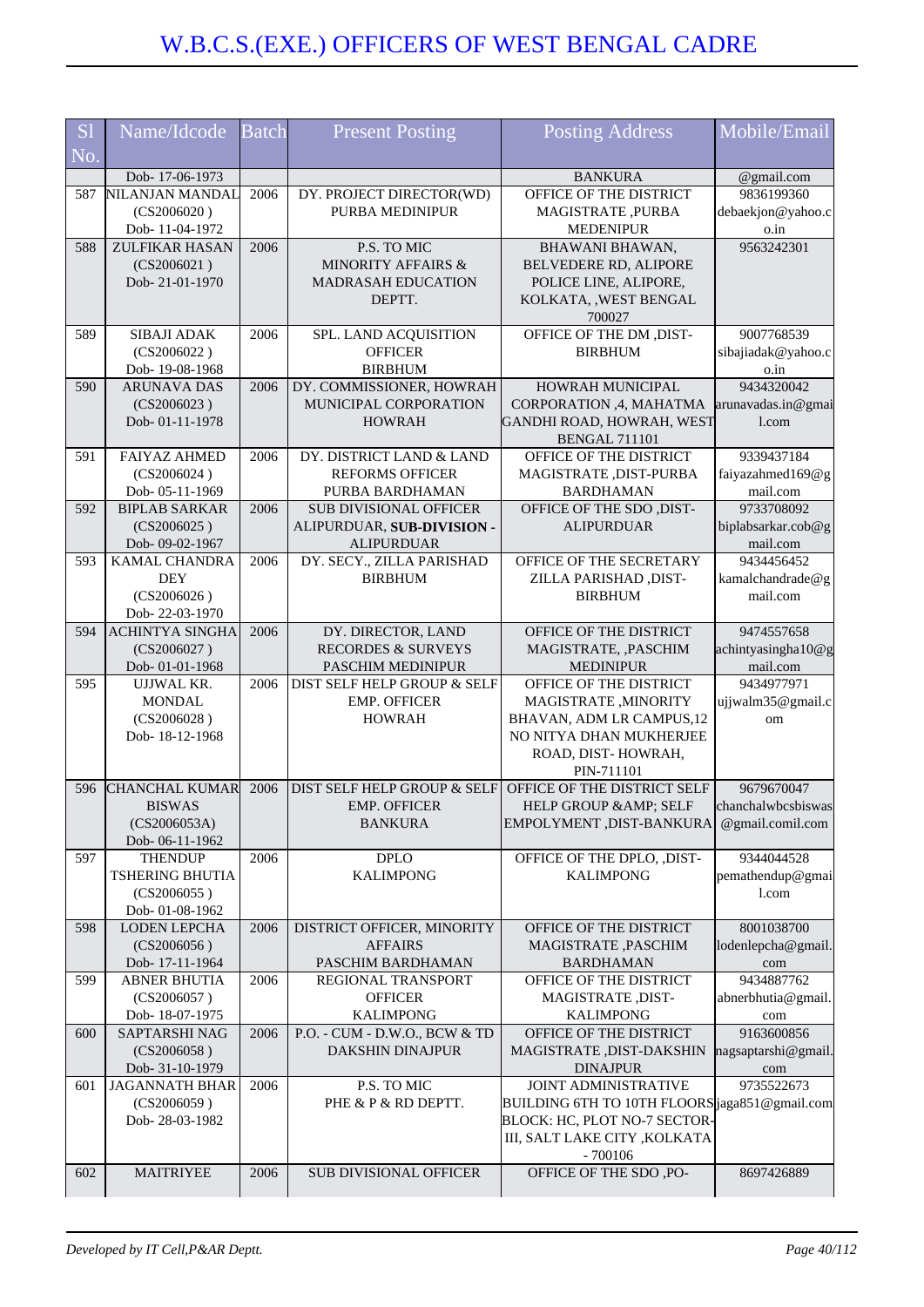# W.B.C.S.(EXE.) OFFICERS OF WEST BENGAL CADRE

| Sl No. | Name/Idcode | Batch | Present Posting | Posting Address | Mobile/Email |
|---|---|---|---|---|---|
| | Dob- 17-06-1973 | | | BANKURA | @gmail.com |
| 587 | NILANJAN MANDAL (CS2006020 ) Dob- 11-04-1972 | 2006 | DY. PROJECT DIRECTOR(WD) PURBA MEDINIPUR | OFFICE OF THE DISTRICT MAGISTRATE ,PURBA MEDENIPUR | 9836199360 debaekjon@yahoo.co.in |
| 588 | ZULFIKAR HASAN (CS2006021 ) Dob- 21-01-1970 | 2006 | P.S. TO MIC MINORITY AFFAIRS & MADRASAH EDUCATION DEPTT. | BHAWANI BHAWAN, BELVEDERE RD, ALIPORE POLICE LINE, ALIPORE, KOLKATA, ,WEST BENGAL 700027 | 9563242301 |
| 589 | SIBAJI ADAK (CS2006022 ) Dob- 19-08-1968 | 2006 | SPL. LAND ACQUISITION OFFICER BIRBHUM | OFFICE OF THE DM ,DIST-BIRBHUM | 9007768539 sibajiadak@yahoo.co.in |
| 590 | ARUNAVA DAS (CS2006023 ) Dob- 01-11-1978 | 2006 | DY. COMMISSIONER, HOWRAH MUNICIPAL CORPORATION HOWRAH | HOWRAH MUNICIPAL CORPORATION ,4, MAHATMA GANDHI ROAD, HOWRAH, WEST BENGAL 711101 | 9434320042 arunavadas.in@gmail.com |
| 591 | FAIYAZ AHMED (CS2006024 ) Dob- 05-11-1969 | 2006 | DY. DISTRICT LAND & LAND REFORMS OFFICER PURBA BARDHAMAN | OFFICE OF THE DISTRICT MAGISTRATE ,DIST-PURBA BARDHAMAN | 9339437184 faiyazahmed169@gmail.com |
| 592 | BIPLAB SARKAR (CS2006025 ) Dob- 09-02-1967 | 2006 | SUB DIVISIONAL OFFICER ALIPURDUAR, **SUB-DIVISION - ALIPURDUAR** | OFFICE OF THE SDO ,DIST-ALIPURDUAR | 9733708092 biplabsarkar.cob@gmail.com |
| 593 | KAMAL CHANDRA DEY (CS2006026 ) Dob- 22-03-1970 | 2006 | DY. SECY., ZILLA PARISHAD BIRBHUM | OFFICE OF THE SECRETARY ZILLA PARISHAD ,DIST-BIRBHUM | 9434456452 kamalchandrade@gmail.com |
| 594 | ACHINTYA SINGHA (CS2006027 ) Dob- 01-01-1968 | 2006 | DY. DIRECTOR, LAND RECORDES & SURVEYS PASCHIM MEDINIPUR | OFFICE OF THE DISTRICT MAGISTRATE, ,PASCHIM MEDINIPUR | 9474557658 achintyasingha10@gmail.com |
| 595 | UJJWAL KR. MONDAL (CS2006028 ) Dob- 18-12-1968 | 2006 | DIST SELF HELP GROUP & SELF EMP. OFFICER HOWRAH | OFFICE OF THE DISTRICT MAGISTRATE ,MINORITY BHAVAN, ADM LR CAMPUS,12 NO NITYA DHAN MUKHERJEE ROAD, DIST- HOWRAH, PIN-711101 | 9434977971 ujjwalm35@gmail.com |
| 596 | CHANCHAL KUMAR BISWAS (CS2006053A) Dob- 06-11-1962 | 2006 | DIST SELF HELP GROUP & SELF EMP. OFFICER BANKURA | OFFICE OF THE DISTRICT SELF HELP GROUP &AMP; SELF EMPOLYMENT ,DIST-BANKURA | 9679670047 chanchalwbcsbiswas@gmail.comil.com |
| 597 | THENDUP TSHERING BHUTIA (CS2006055 ) Dob- 01-08-1962 | 2006 | DPLO KALIMPONG | OFFICE OF THE DPLO, ,DIST-KALIMPONG | 9344044528 pemathendup@gmail.com |
| 598 | LODEN LEPCHA (CS2006056 ) Dob- 17-11-1964 | 2006 | DISTRICT OFFICER, MINORITY AFFAIRS PASCHIM BARDHAMAN | OFFICE OF THE DISTRICT MAGISTRATE ,PASCHIM BARDHAMAN | 8001038700 lodenlepcha@gmail.com |
| 599 | ABNER BHUTIA (CS2006057 ) Dob- 18-07-1975 | 2006 | REGIONAL TRANSPORT OFFICER KALIMPONG | OFFICE OF THE DISTRICT MAGISTRATE ,DIST-KALIMPONG | 9434887762 abnerbhutia@gmail.com |
| 600 | SAPTARSHI NAG (CS2006058 ) Dob- 31-10-1979 | 2006 | P.O. - CUM - D.W.O., BCW & TD DAKSHIN DINAJPUR | OFFICE OF THE DISTRICT MAGISTRATE ,DIST-DAKSHIN DINAJPUR | 9163600856 nagsaptarshi@gmail.com |
| 601 | JAGANNATH BHAR (CS2006059 ) Dob- 28-03-1982 | 2006 | P.S. TO MIC PHE & P & RD DEPTT. | JOINT ADMINISTRATIVE BUILDING 6TH TO 10TH FLOORS BLOCK: HC, PLOT NO-7 SECTOR-III, SALT LAKE CITY ,KOLKATA - 700106 | 9735522673 jaga851@gmail.com |
| 602 | MAITRIYEE | 2006 | SUB DIVISIONAL OFFICER | OFFICE OF THE SDO ,PO- | 8697426889 |

*Developed by IT Cell,P&AR Deptt.*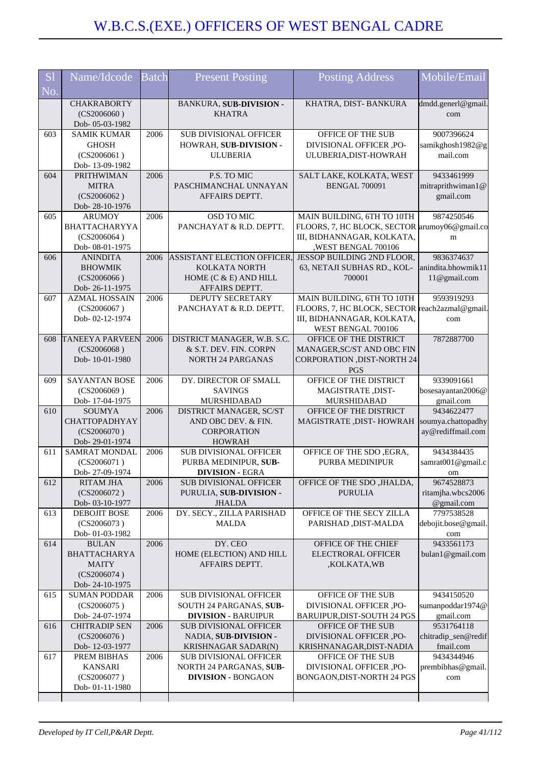# W.B.C.S.(EXE.) OFFICERS OF WEST BENGAL CADRE

| Sl No. | Name/Idcode | Batch | Present Posting | Posting Address | Mobile/Email |
|---|---|---|---|---|---|
| | CHAKRABORTY (CS2006060 ) Dob- 05-03-1982 | | BANKURA, **SUB-DIVISION -** KHATRA | KHATRA, DIST- BANKURA | dmdd.generl@gmail.com |
| 603 | SAMIK KUMAR GHOSH (CS2006061 ) Dob- 13-09-1982 | 2006 | SUB DIVISIONAL OFFICER HOWRAH, **SUB-DIVISION -** ULUBERIA | OFFICE OF THE SUB DIVISIONAL OFFICER ,PO-ULUBERIA,DIST-HOWRAH | 9007396624 samikghosh1982@gmail.com |
| 604 | PRITHWIMAN MITRA (CS2006062 ) Dob- 28-10-1976 | 2006 | P.S. TO MIC PASCHIMANCHAL UNNAYAN AFFAIRS DEPTT. | SALT LAKE, KOLKATA, WEST BENGAL 700091 | 9433461999 mitraprithwiman1@gmail.com |
| 605 | ARUMOY BHATTACHARYYA (CS2006064 ) Dob- 08-01-1975 | 2006 | OSD TO MIC PANCHAYAT & R.D. DEPTT. | MAIN BUILDING, 6TH TO 10TH FLOORS, 7, HC BLOCK, SECTOR III, BIDHANNAGAR, KOLKATA, ,WEST BENGAL 700106 | 9874250546 arumoy06@gmail.com |
| 606 | ANINDITA BHOWMIK (CS2006066 ) Dob- 26-11-1975 | 2006 | ASSISTANT ELECTION OFFICER, KOLKATA NORTH HOME (C & E) AND HILL AFFAIRS DEPTT. | JESSOP BUILDING 2ND FLOOR, 63, NETAJI SUBHAS RD., KOL-700001 | 9836374637 anindita.bhowmik1111@gmail.com |
| 607 | AZMAL HOSSAIN (CS2006067 ) Dob- 02-12-1974 | 2006 | DEPUTY SECRETARY PANCHAYAT & R.D. DEPTT. | MAIN BUILDING, 6TH TO 10TH FLOORS, 7, HC BLOCK, SECTOR III, BIDHANNAGAR, KOLKATA, WEST BENGAL 700106 | 9593919293 reach2azmal@gmail.com |
| 608 | TANEEYA PARVEEN (CS2006068 ) Dob- 10-01-1980 | 2006 | DISTRICT MANAGER, W.B. S.C. & S.T. DEV. FIN. CORPN NORTH 24 PARGANAS | OFFICE OF THE DISTRICT MANAGER,SC/ST AND OBC FIN CORPORATION ,DIST-NORTH 24 PGS | 7872887700 |
| 609 | SAYANTAN BOSE (CS2006069 ) Dob- 17-04-1975 | 2006 | DY. DIRECTOR OF SMALL SAVINGS MURSHIDABAD | OFFICE OF THE DISTRICT MAGISTRATE ,DIST-MURSHIDABAD | 9339091661 bosesayantan2006@gmail.com |
| 610 | SOUMYA CHATTOPADHYAY (CS2006070 ) Dob- 29-01-1974 | 2006 | DISTRICT MANAGER, SC/ST AND OBC DEV. & FIN. CORPORATION HOWRAH | OFFICE OF THE DISTRICT MAGISTRATE ,DIST- HOWRAH | 9434622477 soumya.chattopadhyay@rediffmail.com |
| 611 | SAMRAT MONDAL (CS2006071 ) Dob- 27-09-1974 | 2006 | SUB DIVISIONAL OFFICER PURBA MEDINIPUR, **SUB-DIVISION** - EGRA | OFFICE OF THE SDO ,EGRA, PURBA MEDINIPUR | 9434384435 samrat001@gmail.com |
| 612 | RITAM JHA (CS2006072 ) Dob- 03-10-1977 | 2006 | SUB DIVISIONAL OFFICER PURULIA, **SUB-DIVISION -** JHALDA | OFFICE OF THE SDO ,JHALDA, PURULIA | 9674528873 ritamjha.wbcs2006@gmail.com |
| 613 | DEBOJIT BOSE (CS2006073 ) Dob- 01-03-1982 | 2006 | DY. SECY., ZILLA PARISHAD MALDA | OFFICE OF THE SECY ZILLA PARISHAD ,DIST-MALDA | 7797538528 debojit.bose@gmail.com |
| 614 | BULAN BHATTACHARYA MAITY (CS2006074 ) Dob- 24-10-1975 | 2006 | DY. CEO HOME (ELECTION) AND HILL AFFAIRS DEPTT. | OFFICE OF THE CHIEF ELECTRORAL OFFICER ,KOLKATA,WB | 9433561173 bulan1@gmail.com |
| 615 | SUMAN PODDAR (CS2006075 ) Dob- 24-07-1974 | 2006 | SUB DIVISIONAL OFFICER SOUTH 24 PARGANAS, **SUB-DIVISION** - BARUIPUR | OFFICE OF THE SUB DIVISIONAL OFFICER ,PO-BARUIPUR,DIST-SOUTH 24 PGS | 9434150520 sumanpoddar1974@gmail.com |
| 616 | CHITRADIP SEN (CS2006076 ) Dob- 12-03-1977 | 2006 | SUB DIVISIONAL OFFICER NADIA, **SUB-DIVISION -** KRISHNAGAR SADAR(N) | OFFICE OF THE SUB DIVISIONAL OFFICER ,PO-KRISHNANAGAR,DIST-NADIA | 9531764118 chitradip_sen@rediffmail.com |
| 617 | PREM BIBHAS KANSARI (CS2006077 ) Dob- 01-11-1980 | 2006 | SUB DIVISIONAL OFFICER NORTH 24 PARGANAS, **SUB-DIVISION** - BONGAON | OFFICE OF THE SUB DIVISIONAL OFFICER ,PO-BONGAON,DIST-NORTH 24 PGS | 9434344946 prembibhas@gmail.com |

*Developed by IT Cell,P&AR Deptt.*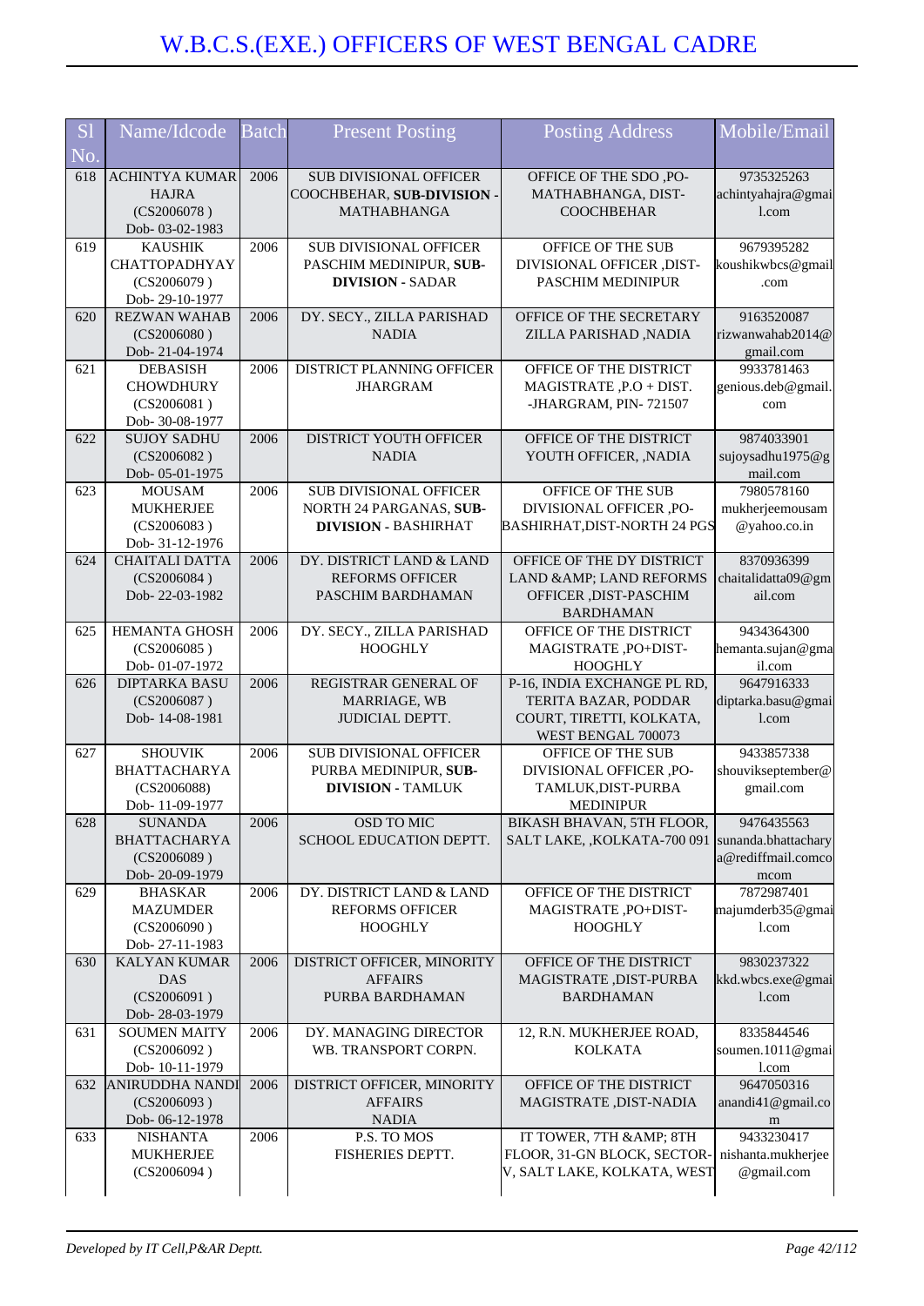# W.B.C.S.(EXE.) OFFICERS OF WEST BENGAL CADRE

| Sl No. | Name/Idcode | Batch | Present Posting | Posting Address | Mobile/Email |
|---|---|---|---|---|---|
| 618 | ACHINTYA KUMAR HAJRA (CS2006078 ) Dob- 03-02-1983 | 2006 | SUB DIVISIONAL OFFICER COOCHBEHAR, **SUB-DIVISION** - MATHABHANGA | OFFICE OF THE SDO ,PO-MATHABHANGA, DIST-COOCHBEHAR | 9735325263 achintyahajra@gmail.com |
| 619 | KAUSHIK CHATTOPADHYAY (CS2006079 ) Dob- 29-10-1977 | 2006 | SUB DIVISIONAL OFFICER PASCHIM MEDINIPUR, **SUB-DIVISION** - SADAR | OFFICE OF THE SUB DIVISIONAL OFFICER ,DIST-PASCHIM MEDINIPUR | 9679395282 koushikwbcs@gmail.com |
| 620 | REZWAN WAHAB (CS2006080 ) Dob- 21-04-1974 | 2006 | DY. SECY., ZILLA PARISHAD NADIA | OFFICE OF THE SECRETARY ZILLA PARISHAD ,NADIA | 9163520087 rizwanwahab2014@gmail.com |
| 621 | DEBASISH CHOWDHURY (CS2006081 ) Dob- 30-08-1977 | 2006 | DISTRICT PLANNING OFFICER JHARGRAM | OFFICE OF THE DISTRICT MAGISTRATE ,P.O + DIST. -JHARGRAM, PIN- 721507 | 9933781463 genious.deb@gmail.com |
| 622 | SUJOY SADHU (CS2006082 ) Dob- 05-01-1975 | 2006 | DISTRICT YOUTH OFFICER NADIA | OFFICE OF THE DISTRICT YOUTH OFFICER, ,NADIA | 9874033901 sujoysadhu1975@gmail.com |
| 623 | MOUSAM MUKHERJEE (CS2006083 ) Dob- 31-12-1976 | 2006 | SUB DIVISIONAL OFFICER NORTH 24 PARGANAS, **SUB-DIVISION** - BASHIRHAT | OFFICE OF THE SUB DIVISIONAL OFFICER ,PO-BASHIRHAT,DIST-NORTH 24 PGS | 7980578160 mukherjeemousam@yahoo.co.in |
| 624 | CHAITALI DATTA (CS2006084 ) Dob- 22-03-1982 | 2006 | DY. DISTRICT LAND & LAND REFORMS OFFICER PASCHIM BARDHAMAN | OFFICE OF THE DY DISTRICT LAND &AMP; LAND REFORMS OFFICER ,DIST-PASCHIM BARDHAMAN | 8370936399 chaitalidatta09@gmail.com |
| 625 | HEMANTA GHOSH (CS2006085 ) Dob- 01-07-1972 | 2006 | DY. SECY., ZILLA PARISHAD HOOGHLY | OFFICE OF THE DISTRICT MAGISTRATE ,PO+DIST-HOOGHLY | 9434364300 hemanta.sujan@gmail.com |
| 626 | DIPTARKA BASU (CS2006087 ) Dob- 14-08-1981 | 2006 | REGISTRAR GENERAL OF MARRIAGE, WB JUDICIAL DEPTT. | P-16, INDIA EXCHANGE PL RD, TERITA BAZAR, PODDAR COURT, TIRETTI, KOLKATA, WEST BENGAL 700073 | 9647916333 diptarka.basu@gmail.com |
| 627 | SHOUVIK BHATTACHARYA (CS2006088) Dob- 11-09-1977 | 2006 | SUB DIVISIONAL OFFICER PURBA MEDINIPUR, **SUB-DIVISION** - TAMLUK | OFFICE OF THE SUB DIVISIONAL OFFICER ,PO-TAMLUK,DIST-PURBA MEDINIPUR | 9433857338 shouvikseptember@gmail.com |
| 628 | SUNANDA BHATTACHARYA (CS2006089 ) Dob- 20-09-1979 | 2006 | OSD TO MIC SCHOOL EDUCATION DEPTT. | BIKASH BHAVAN, 5TH FLOOR, SALT LAKE, ,KOLKATA-700 091 | 9476435563 sunanda.bhattacharya@rediffmail.comcomcom |
| 629 | BHASKAR MAZUMDER (CS2006090 ) Dob- 27-11-1983 | 2006 | DY. DISTRICT LAND & LAND REFORMS OFFICER HOOGHLY | OFFICE OF THE DISTRICT MAGISTRATE ,PO+DIST-HOOGHLY | 7872987401 majumderb35@gmail.com |
| 630 | KALYAN KUMAR DAS (CS2006091 ) Dob- 28-03-1979 | 2006 | DISTRICT OFFICER, MINORITY AFFAIRS PURBA BARDHAMAN | OFFICE OF THE DISTRICT MAGISTRATE ,DIST-PURBA BARDHAMAN | 9830237322 kkd.wbcs.exe@gmail.com |
| 631 | SOUMEN MAITY (CS2006092 ) Dob- 10-11-1979 | 2006 | DY. MANAGING DIRECTOR WB. TRANSPORT CORPN. | 12, R.N. MUKHERJEE ROAD, KOLKATA | 8335844546 soumen.1011@gmail.com |
| 632 | ANIRUDDHA NANDI (CS2006093 ) Dob- 06-12-1978 | 2006 | DISTRICT OFFICER, MINORITY AFFAIRS NADIA | OFFICE OF THE DISTRICT MAGISTRATE ,DIST-NADIA | 9647050316 anandi41@gmail.com |
| 633 | NISHANTA MUKHERJEE (CS2006094 ) | 2006 | P.S. TO MOS FISHERIES DEPTT. | IT TOWER, 7TH &AMP; 8TH FLOOR, 31-GN BLOCK, SECTOR-V, SALT LAKE, KOLKATA, WEST | 9433230417 nishanta.mukherjee@gmail.com |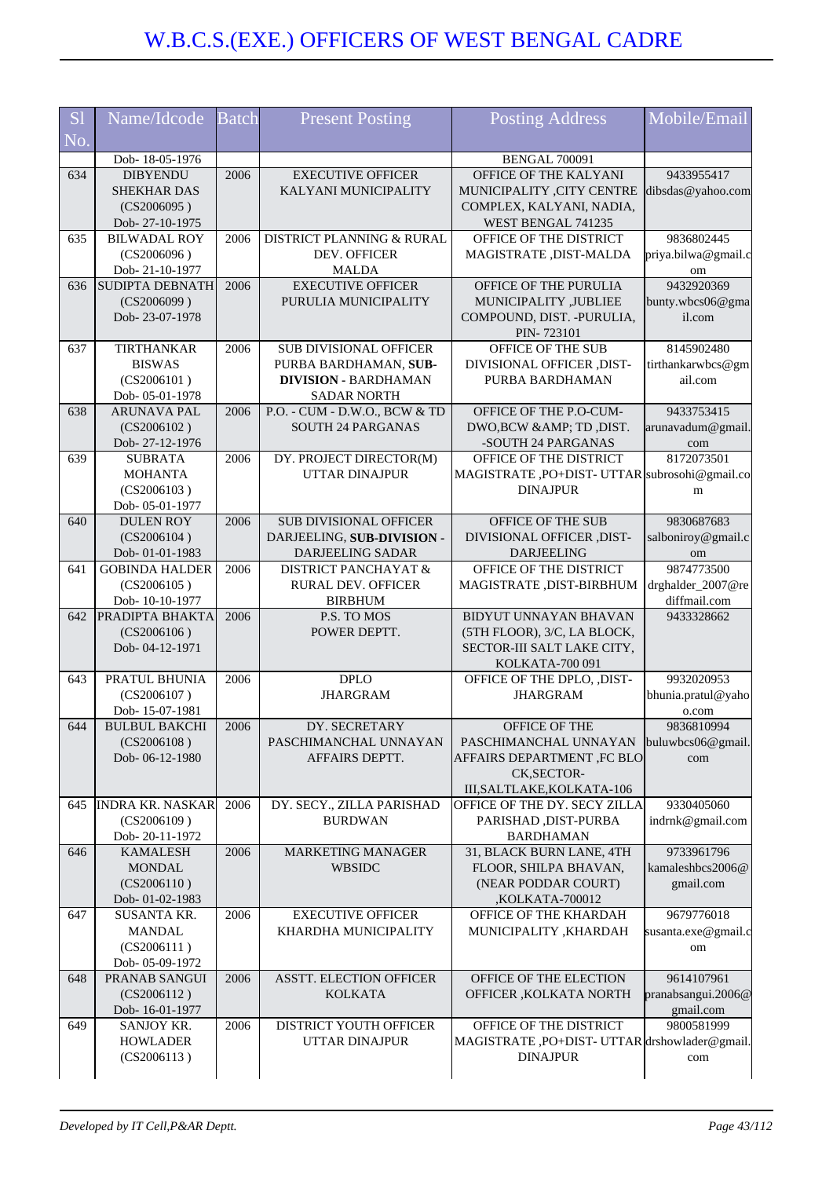# W.B.C.S.(EXE.) OFFICERS OF WEST BENGAL CADRE

| Sl No. | Name/Idcode | Batch | Present Posting | Posting Address | Mobile/Email |
|---|---|---|---|---|---|
| | Dob- 18-05-1976 | | | BENGAL 700091 | |
| 634 | DIBYENDU SHEKHAR DAS (CS2006095 ) Dob- 27-10-1975 | 2006 | EXECUTIVE OFFICER KALYANI MUNICIPALITY | OFFICE OF THE KALYANI MUNICIPALITY ,CITY CENTRE COMPLEX, KALYANI, NADIA, WEST BENGAL 741235 | 9433955417 dibsdas@yahoo.com |
| 635 | BILWADAL ROY (CS2006096 ) Dob- 21-10-1977 | 2006 | DISTRICT PLANNING & RURAL DEV. OFFICER MALDA | OFFICE OF THE DISTRICT MAGISTRATE ,DIST-MALDA | 9836802445 priya.bilwa@gmail.com |
| 636 | SUDIPTA DEBNATH (CS2006099 ) Dob- 23-07-1978 | 2006 | EXECUTIVE OFFICER PURULIA MUNICIPALITY | OFFICE OF THE PURULIA MUNICIPALITY ,JUBLIEE COMPOUND, DIST. -PURULIA, PIN- 723101 | 9432920369 bunty.wbcs06@gmail.com |
| 637 | TIRTHANKAR BISWAS (CS2006101 ) Dob- 05-01-1978 | 2006 | SUB DIVISIONAL OFFICER PURBA BARDHAMAN, **SUB-DIVISION** - BARDHAMAN SADAR NORTH | OFFICE OF THE SUB DIVISIONAL OFFICER ,DIST-PURBA BARDHAMAN | 8145902480 tirthankarwbcs@gmail.com |
| 638 | ARUNAVA PAL (CS2006102 ) Dob- 27-12-1976 | 2006 | P.O. - CUM - D.W.O., BCW & TD SOUTH 24 PARGANAS | OFFICE OF THE P.O-CUM-DWO,BCW &AMP; TD ,DIST. -SOUTH 24 PARGANAS | 9433753415 arunavadum@gmail.com |
| 639 | SUBRATA MOHANTA (CS2006103 ) Dob- 05-01-1977 | 2006 | DY. PROJECT DIRECTOR(M) UTTAR DINAJPUR | OFFICE OF THE DISTRICT MAGISTRATE ,PO+DIST- UTTAR DINAJPUR | 8172073501 subrosohi@gmail.com |
| 640 | DULEN ROY (CS2006104 ) Dob- 01-01-1983 | 2006 | SUB DIVISIONAL OFFICER DARJEELING, **SUB-DIVISION** - DARJEELING SADAR | OFFICE OF THE SUB DIVISIONAL OFFICER ,DIST-DARJEELING | 9830687683 salboniroy@gmail.com |
| 641 | GOBINDA HALDER (CS2006105 ) Dob- 10-10-1977 | 2006 | DISTRICT PANCHAYAT & RURAL DEV. OFFICER BIRBHUM | OFFICE OF THE DISTRICT MAGISTRATE ,DIST-BIRBHUM | 9874773500 drghalder_2007@rediffmail.com |
| 642 | PRADIPTA BHAKTA (CS2006106 ) Dob- 04-12-1971 | 2006 | P.S. TO MOS POWER DEPTT. | BIDYUT UNNAYAN BHAVAN (5TH FLOOR), 3/C, LA BLOCK, SECTOR-III SALT LAKE CITY, KOLKATA-700 091 | 9433328662 |
| 643 | PRATUL BHUNIA (CS2006107 ) Dob- 15-07-1981 | 2006 | DPLO JHARGRAM | OFFICE OF THE DPLO, ,DIST-JHARGRAM | 9932020953 bhunia.pratul@yahoo.com |
| 644 | BULBUL BAKCHI (CS2006108 ) Dob- 06-12-1980 | 2006 | DY. SECRETARY PASCHIMANCHAL UNNAYAN AFFAIRS DEPTT. | OFFICE OF THE PASCHIMANCHAL UNNAYAN AFFAIRS DEPARTMENT ,FC BLOCK,SECTOR-III,SALTLAKE,KOLKATA-106 | 9836810994 buluwbcs06@gmail.com |
| 645 | INDRA KR. NASKAR (CS2006109 ) Dob- 20-11-1972 | 2006 | DY. SECY., ZILLA PARISHAD BURDWAN | OFFICE OF THE DY. SECY ZILLA PARISHAD ,DIST-PURBA BARDHAMAN | 9330405060 indrnk@gmail.com |
| 646 | KAMALESH MONDAL (CS2006110 ) Dob- 01-02-1983 | 2006 | MARKETING MANAGER WBSIDC | 31, BLACK BURN LANE, 4TH FLOOR, SHILPA BHAVAN, (NEAR PODDAR COURT) ,KOLKATA-700012 | 9733961796 kamaleshbcs2006@gmail.com |
| 647 | SUSANTA KR. MANDAL (CS2006111 ) Dob- 05-09-1972 | 2006 | EXECUTIVE OFFICER KHARDHA MUNICIPALITY | OFFICE OF THE KHARDAH MUNICIPALITY ,KHARDAH | 9679776018 susanta.exe@gmail.com |
| 648 | PRANAB SANGUI (CS2006112 ) Dob- 16-01-1977 | 2006 | ASSTT. ELECTION OFFICER KOLKATA | OFFICE OF THE ELECTION OFFICER ,KOLKATA NORTH | 9614107961 pranabsangui.2006@gmail.com |
| 649 | SANJOY KR. HOWLADER (CS2006113 ) | 2006 | DISTRICT YOUTH OFFICER UTTAR DINAJPUR | OFFICE OF THE DISTRICT MAGISTRATE ,PO+DIST- UTTAR DINAJPUR | 9800581999 drshowlader@gmail.com |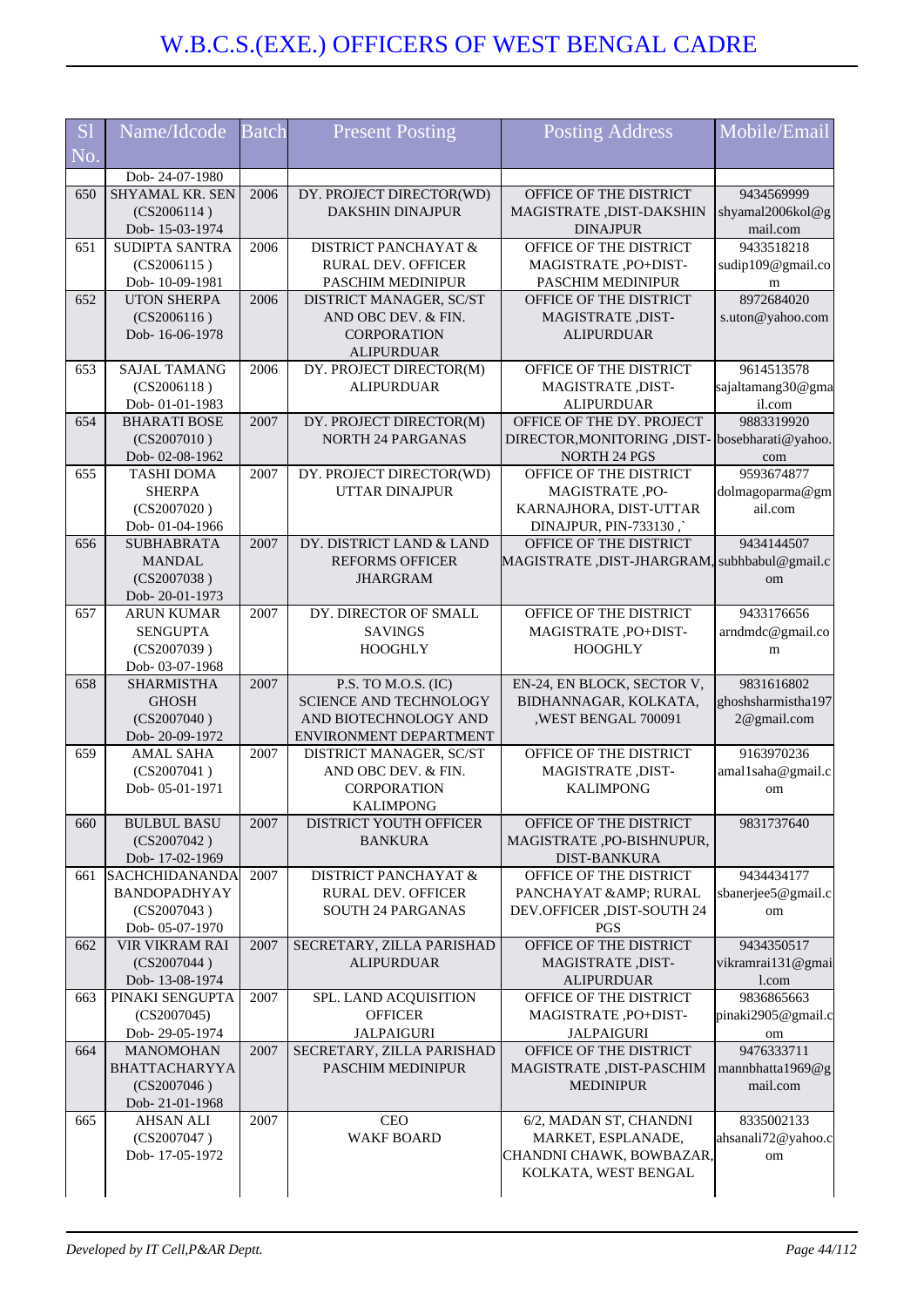# W.B.C.S.(EXE.) OFFICERS OF WEST BENGAL CADRE

| Sl No. | Name/Idcode | Batch | Present Posting | Posting Address | Mobile/Email |
|---|---|---|---|---|---|
| | Dob- 24-07-1980 | | | | |
| 650 | SHYAMAL KR. SEN (CS2006114 ) Dob- 15-03-1974 | 2006 | DY. PROJECT DIRECTOR(WD) DAKSHIN DINAJPUR | OFFICE OF THE DISTRICT MAGISTRATE ,DIST-DAKSHIN DINAJPUR | 9434569999 shyamal2006kol@gmail.com |
| 651 | SUDIPTA SANTRA (CS2006115 ) Dob- 10-09-1981 | 2006 | DISTRICT PANCHAYAT & RURAL DEV. OFFICER PASCHIM MEDINIPUR | OFFICE OF THE DISTRICT MAGISTRATE ,PO+DIST-PASCHIM MEDINIPUR | 9433518218 sudip109@gmail.com |
| 652 | UTON SHERPA (CS2006116 ) Dob- 16-06-1978 | 2006 | DISTRICT MANAGER, SC/ST AND OBC DEV. & FIN. CORPORATION ALIPURDUAR | OFFICE OF THE DISTRICT MAGISTRATE ,DIST-ALIPURDUAR | 8972684020 s.uton@yahoo.com |
| 653 | SAJAL TAMANG (CS2006118 ) Dob- 01-01-1983 | 2006 | DY. PROJECT DIRECTOR(M) ALIPURDUAR | OFFICE OF THE DISTRICT MAGISTRATE ,DIST-ALIPURDUAR | 9614513578 sajaltamang30@gmail.com |
| 654 | BHARATI BOSE (CS2007010 ) Dob- 02-08-1962 | 2007 | DY. PROJECT DIRECTOR(M) NORTH 24 PARGANAS | OFFICE OF THE DY. PROJECT DIRECTOR,MONITORING ,DIST-NORTH 24 PGS | 9883319920 bosebharati@yahoo.com |
| 655 | TASHI DOMA SHERPA (CS2007020 ) Dob- 01-04-1966 | 2007 | DY. PROJECT DIRECTOR(WD) UTTAR DINAJPUR | OFFICE OF THE DISTRICT MAGISTRATE ,PO-KARNAJHORA, DIST-UTTAR DINAJPUR, PIN-733130 ,` | 9593674877 dolmagoparma@gmail.com |
| 656 | SUBHABRATA MANDAL (CS2007038 ) Dob- 20-01-1973 | 2007 | DY. DISTRICT LAND & LAND REFORMS OFFICER JHARGRAM | OFFICE OF THE DISTRICT MAGISTRATE ,DIST-JHARGRAM, | 9434144507 subhbabul@gmail.com |
| 657 | ARUN KUMAR SENGUPTA (CS2007039 ) Dob- 03-07-1968 | 2007 | DY. DIRECTOR OF SMALL SAVINGS HOOGHLY | OFFICE OF THE DISTRICT MAGISTRATE ,PO+DIST-HOOGHLY | 9433176656 arndmdc@gmail.com |
| 658 | SHARMISTHA GHOSH (CS2007040 ) Dob- 20-09-1972 | 2007 | P.S. TO M.O.S. (IC) SCIENCE AND TECHNOLOGY AND BIOTECHNOLOGY AND ENVIRONMENT DEPARTMENT | EN-24, EN BLOCK, SECTOR V, BIDHANNAGAR, KOLKATA, ,WEST BENGAL 700091 | 9831616802 ghoshsharmistha1972@gmail.com |
| 659 | AMAL SAHA (CS2007041 ) Dob- 05-01-1971 | 2007 | DISTRICT MANAGER, SC/ST AND OBC DEV. & FIN. CORPORATION KALIMPONG | OFFICE OF THE DISTRICT MAGISTRATE ,DIST-KALIMPONG | 9163970236 amal1saha@gmail.com |
| 660 | BULBUL BASU (CS2007042 ) Dob- 17-02-1969 | 2007 | DISTRICT YOUTH OFFICER BANKURA | OFFICE OF THE DISTRICT MAGISTRATE ,PO-BISHNUPUR, DIST-BANKURA | 9831737640 |
| 661 | SACHCHIDANANDA BANDOPADHYAY (CS2007043 ) Dob- 05-07-1970 | 2007 | DISTRICT PANCHAYAT & RURAL DEV. OFFICER SOUTH 24 PARGANAS | OFFICE OF THE DISTRICT PANCHAYAT &AMP; RURAL DEV.OFFICER ,DIST-SOUTH 24 PGS | 9434434177 sbanerjee5@gmail.com |
| 662 | VIR VIKRAM RAI (CS2007044 ) Dob- 13-08-1974 | 2007 | SECRETARY, ZILLA PARISHAD ALIPURDUAR | OFFICE OF THE DISTRICT MAGISTRATE ,DIST-ALIPURDUAR | 9434350517 vikramrai131@gmail.com |
| 663 | PINAKI SENGUPTA (CS2007045) Dob- 29-05-1974 | 2007 | SPL. LAND ACQUISITION OFFICER JALPAIGURI | OFFICE OF THE DISTRICT MAGISTRATE ,PO+DIST-JALPAIGURI | 9836865663 pinaki2905@gmail.com |
| 664 | MANOMOHAN BHATTACHARYYA (CS2007046 ) Dob- 21-01-1968 | 2007 | SECRETARY, ZILLA PARISHAD PASCHIM MEDINIPUR | OFFICE OF THE DISTRICT MAGISTRATE ,DIST-PASCHIM MEDINIPUR | 9476333711 mannbhatta1969@gmail.com |
| 665 | AHSAN ALI (CS2007047 ) Dob- 17-05-1972 | 2007 | CEO WAKF BOARD | 6/2, MADAN ST, CHANDNI MARKET, ESPLANADE, CHANDNI CHAWK, BOWBAZAR, KOLKATA, WEST BENGAL | 8335002133 ahsanali72@yahoo.com |

*Developed by IT Cell,P&AR Deptt.*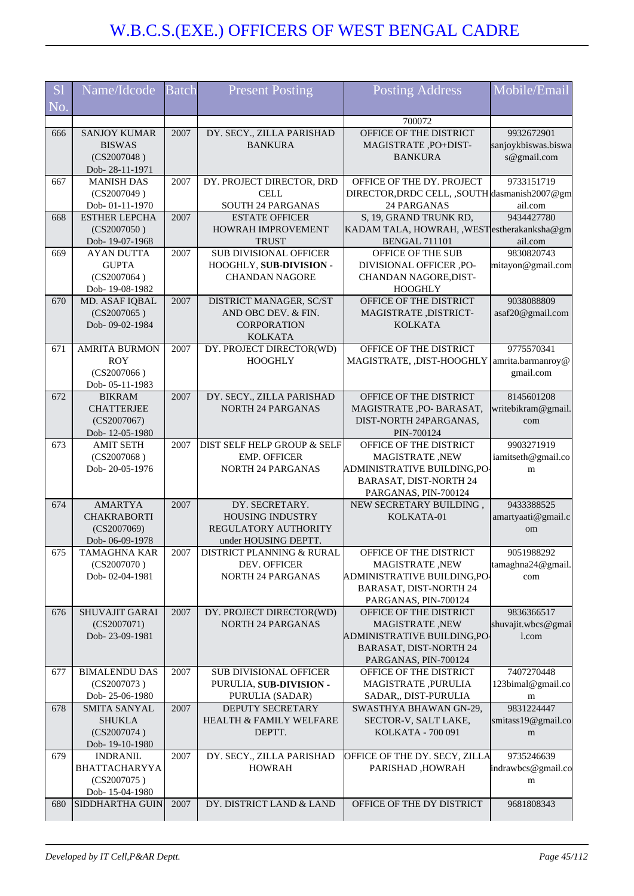# W.B.C.S.(EXE.) OFFICERS OF WEST BENGAL CADRE

| Sl No. | Name/Idcode | Batch | Present Posting | Posting Address | Mobile/Email |
|---|---|---|---|---|---|
| | | | | 700072 | |
| 666 | SANJOY KUMAR BISWAS (CS2007048 ) Dob- 28-11-1971 | 2007 | DY. SECY., ZILLA PARISHAD BANKURA | OFFICE OF THE DISTRICT MAGISTRATE ,PO+DIST-BANKURA | 9932672901 sanjoykbiswas.biswas@gmail.com |
| 667 | MANISH DAS (CS2007049 ) Dob- 01-11-1970 | 2007 | DY. PROJECT DIRECTOR, DRD CELL SOUTH 24 PARGANAS | OFFICE OF THE DY. PROJECT DIRECTOR,DRDC CELL, ,SOUTH 24 PARGANAS | 9733151719 dasmanish2007@gmail.com |
| 668 | ESTHER LEPCHA (CS2007050 ) Dob- 19-07-1968 | 2007 | ESTATE OFFICER HOWRAH IMPROVEMENT TRUST | S, 19, GRAND TRUNK RD, KADAM TALA, HOWRAH, ,WEST BENGAL 711101 | 9434427780 estherakanksha@gmail.com |
| 669 | AYAN DUTTA GUPTA (CS2007064 ) Dob- 19-08-1982 | 2007 | SUB DIVISIONAL OFFICER HOOGHLY, **SUB-DIVISION -** CHANDAN NAGORE | OFFICE OF THE SUB DIVISIONAL OFFICER ,PO-CHANDAN NAGORE,DIST-HOOGHLY | 9830820743 mitayon@gmail.com |
| 670 | MD. ASAF IQBAL (CS2007065 ) Dob- 09-02-1984 | 2007 | DISTRICT MANAGER, SC/ST AND OBC DEV. & FIN. CORPORATION KOLKATA | OFFICE OF THE DISTRICT MAGISTRATE ,DISTRICT-KOLKATA | 9038088809 asaf20@gmail.com |
| 671 | AMRITA BURMON ROY (CS2007066 ) Dob- 05-11-1983 | 2007 | DY. PROJECT DIRECTOR(WD) HOOGHLY | OFFICE OF THE DISTRICT MAGISTRATE, ,DIST-HOOGHLY | 9775570341 amrita.barmanroy@gmail.com |
| 672 | BIKRAM CHATTERJEE (CS2007067) Dob- 12-05-1980 | 2007 | DY. SECY., ZILLA PARISHAD NORTH 24 PARGANAS | OFFICE OF THE DISTRICT MAGISTRATE ,PO- BARASAT, DIST-NORTH 24PARGANAS, PIN-700124 | 8145601208 writebikram@gmail.com |
| 673 | AMIT SETH (CS2007068 ) Dob- 20-05-1976 | 2007 | DIST SELF HELP GROUP & SELF EMP. OFFICER NORTH 24 PARGANAS | OFFICE OF THE DISTRICT MAGISTRATE ,NEW ADMINISTRATIVE BUILDING,PO-BARASAT, DIST-NORTH 24 PARGANAS, PIN-700124 | 9903271919 iamitseth@gmail.com |
| 674 | AMARTYA CHAKRABORTI (CS2007069) Dob- 06-09-1978 | 2007 | DY. SECRETARY. HOUSING INDUSTRY REGULATORY AUTHORITY under HOUSING DEPTT. | NEW SECRETARY BUILDING , KOLKATA-01 | 9433388525 amartyaati@gmail.com |
| 675 | TAMAGHNA KAR (CS2007070 ) Dob- 02-04-1981 | 2007 | DISTRICT PLANNING & RURAL DEV. OFFICER NORTH 24 PARGANAS | OFFICE OF THE DISTRICT MAGISTRATE ,NEW ADMINISTRATIVE BUILDING,PO-BARASAT, DIST-NORTH 24 PARGANAS, PIN-700124 | 9051988292 tamaghna24@gmail.com |
| 676 | SHUVAJIT GARAI (CS2007071) Dob- 23-09-1981 | 2007 | DY. PROJECT DIRECTOR(WD) NORTH 24 PARGANAS | OFFICE OF THE DISTRICT MAGISTRATE ,NEW ADMINISTRATIVE BUILDING,PO-BARASAT, DIST-NORTH 24 PARGANAS, PIN-700124 | 9836366517 shuvajit.wbcs@gmail.com |
| 677 | BIMALENDU DAS (CS2007073 ) Dob- 25-06-1980 | 2007 | SUB DIVISIONAL OFFICER PURULIA, **SUB-DIVISION -** PURULIA (SADAR) | OFFICE OF THE DISTRICT MAGISTRATE ,PURULIA SADAR,, DIST-PURULIA | 7407270448 123bimal@gmail.com |
| 678 | SMITA SANYAL SHUKLA (CS2007074 ) Dob- 19-10-1980 | 2007 | DEPUTY SECRETARY HEALTH & FAMILY WELFARE DEPTT. | SWASTHYA BHAWAN GN-29, SECTOR-V, SALT LAKE, KOLKATA - 700 091 | 9831224447 smitass19@gmail.com |
| 679 | INDRANIL BHATTACHARYYA (CS2007075 ) Dob- 15-04-1980 | 2007 | DY. SECY., ZILLA PARISHAD HOWRAH | OFFICE OF THE DY. SECY, ZILLA PARISHAD ,HOWRAH | 9735246639 indrawbcs@gmail.com |
| 680 | SIDDHARTHA GUIN | 2007 | DY. DISTRICT LAND & LAND | OFFICE OF THE DY DISTRICT | 9681808343 |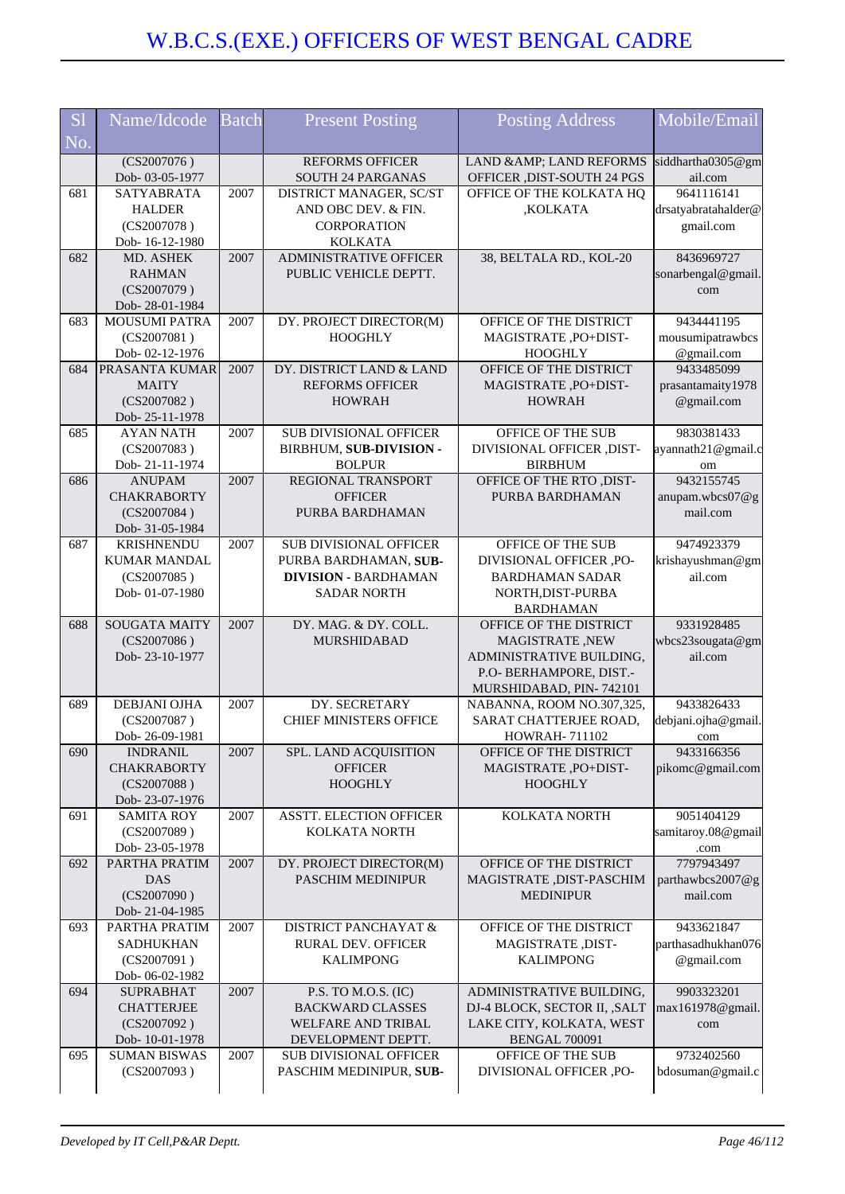| Sl No. | Name/Idcode | Batch | Present Posting | Posting Address | Mobile/Email |
|---|---|---|---|---|---|
| | (CS2007076 ) Dob- 03-05-1977 | | REFORMS OFFICER SOUTH 24 PARGANAS | LAND &AMP; LAND REFORMS OFFICER ,DIST-SOUTH 24 PGS | siddhartha0305@gmail.com |
| 681 | SATYABRATA HALDER (CS2007078 ) Dob- 16-12-1980 | 2007 | DISTRICT MANAGER, SC/ST AND OBC DEV. & FIN. CORPORATION KOLKATA | OFFICE OF THE KOLKATA HQ ,KOLKATA | 9641116141 drsatyabratahalder@gmail.com |
| 682 | MD. ASHEK RAHMAN (CS2007079 ) Dob- 28-01-1984 | 2007 | ADMINISTRATIVE OFFICER PUBLIC VEHICLE DEPTT. | 38, BELTALA RD., KOL-20 | 8436969727 sonarbengal@gmail.com |
| 683 | MOUSUMI PATRA (CS2007081 ) Dob- 02-12-1976 | 2007 | DY. PROJECT DIRECTOR(M) HOOGHLY | OFFICE OF THE DISTRICT MAGISTRATE ,PO+DIST-HOOGHLY | 9434441195 mousumipatrawbcs@gmail.com |
| 684 | PRASANTA KUMAR MAITY (CS2007082 ) Dob- 25-11-1978 | 2007 | DY. DISTRICT LAND & LAND REFORMS OFFICER HOWRAH | OFFICE OF THE DISTRICT MAGISTRATE ,PO+DIST-HOWRAH | 9433485099 prasantamaity1978@gmail.com |
| 685 | AYAN NATH (CS2007083 ) Dob- 21-11-1974 | 2007 | SUB DIVISIONAL OFFICER BIRBHUM, **SUB-DIVISION** - BOLPUR | OFFICE OF THE SUB DIVISIONAL OFFICER ,DIST-BIRBHUM | 9830381433 ayannath21@gmail.com |
| 686 | ANUPAM CHAKRABORTY (CS2007084 ) Dob- 31-05-1984 | 2007 | REGIONAL TRANSPORT OFFICER PURBA BARDHAMAN | OFFICE OF THE RTO ,DIST-PURBA BARDHAMAN | 9432155745 anupam.wbcs07@gmail.com |
| 687 | KRISHNENDU KUMAR MANDAL (CS2007085 ) Dob- 01-07-1980 | 2007 | SUB DIVISIONAL OFFICER PURBA BARDHAMAN, **SUB-DIVISION** - BARDHAMAN SADAR NORTH | OFFICE OF THE SUB DIVISIONAL OFFICER ,PO-BARDHAMAN SADAR NORTH,DIST-PURBA BARDHAMAN | 9474923379 krishayushman@gmail.com |
| 688 | SOUGATA MAITY (CS2007086 ) Dob- 23-10-1977 | 2007 | DY. MAG. & DY. COLL. MURSHIDABAD | OFFICE OF THE DISTRICT MAGISTRATE ,NEW ADMINISTRATIVE BUILDING, P.O- BERHAMPORE, DIST.-MURSHIDABAD, PIN- 742101 | 9331928485 wbcs23sougata@gmail.com |
| 689 | DEBJANI OJHA (CS2007087 ) Dob- 26-09-1981 | 2007 | DY. SECRETARY CHIEF MINISTERS OFFICE | NABANNA, ROOM NO.307,325, SARAT CHATTERJEE ROAD, HOWRAH- 711102 | 9433826433 debjani.ojha@gmail.com |
| 690 | INDRANIL CHAKRABORTY (CS2007088 ) Dob- 23-07-1976 | 2007 | SPL. LAND ACQUISITION OFFICER HOOGHLY | OFFICE OF THE DISTRICT MAGISTRATE ,PO+DIST-HOOGHLY | 9433166356 pikomc@gmail.com |
| 691 | SAMITA ROY (CS2007089 ) Dob- 23-05-1978 | 2007 | ASSTT. ELECTION OFFICER KOLKATA NORTH | KOLKATA NORTH | 9051404129 samitaroy.08@gmail.com |
| 692 | PARTHA PRATIM DAS (CS2007090 ) Dob- 21-04-1985 | 2007 | DY. PROJECT DIRECTOR(M) PASCHIM MEDINIPUR | OFFICE OF THE DISTRICT MAGISTRATE ,DIST-PASCHIM MEDINIPUR | 7797943497 parthawbcs2007@gmail.com |
| 693 | PARTHA PRATIM SADHUKHAN (CS2007091 ) Dob- 06-02-1982 | 2007 | DISTRICT PANCHAYAT & RURAL DEV. OFFICER KALIMPONG | OFFICE OF THE DISTRICT MAGISTRATE ,DIST-KALIMPONG | 9433621847 parthasadhukhan076@gmail.com |
| 694 | SUPRABHAT CHATTERJEE (CS2007092 ) Dob- 10-01-1978 | 2007 | P.S. TO M.O.S. (IC) BACKWARD CLASSES WELFARE AND TRIBAL DEVELOPMENT DEPTT. | ADMINISTRATIVE BUILDING, DJ-4 BLOCK, SECTOR II, ,SALT LAKE CITY, KOLKATA, WEST BENGAL 700091 | 9903323201 max161978@gmail.com |
| 695 | SUMAN BISWAS (CS2007093 ) | 2007 | SUB DIVISIONAL OFFICER PASCHIM MEDINIPUR, **SUB-** | OFFICE OF THE SUB DIVISIONAL OFFICER ,PO- | 9732402560 bdosuman@gmail.c |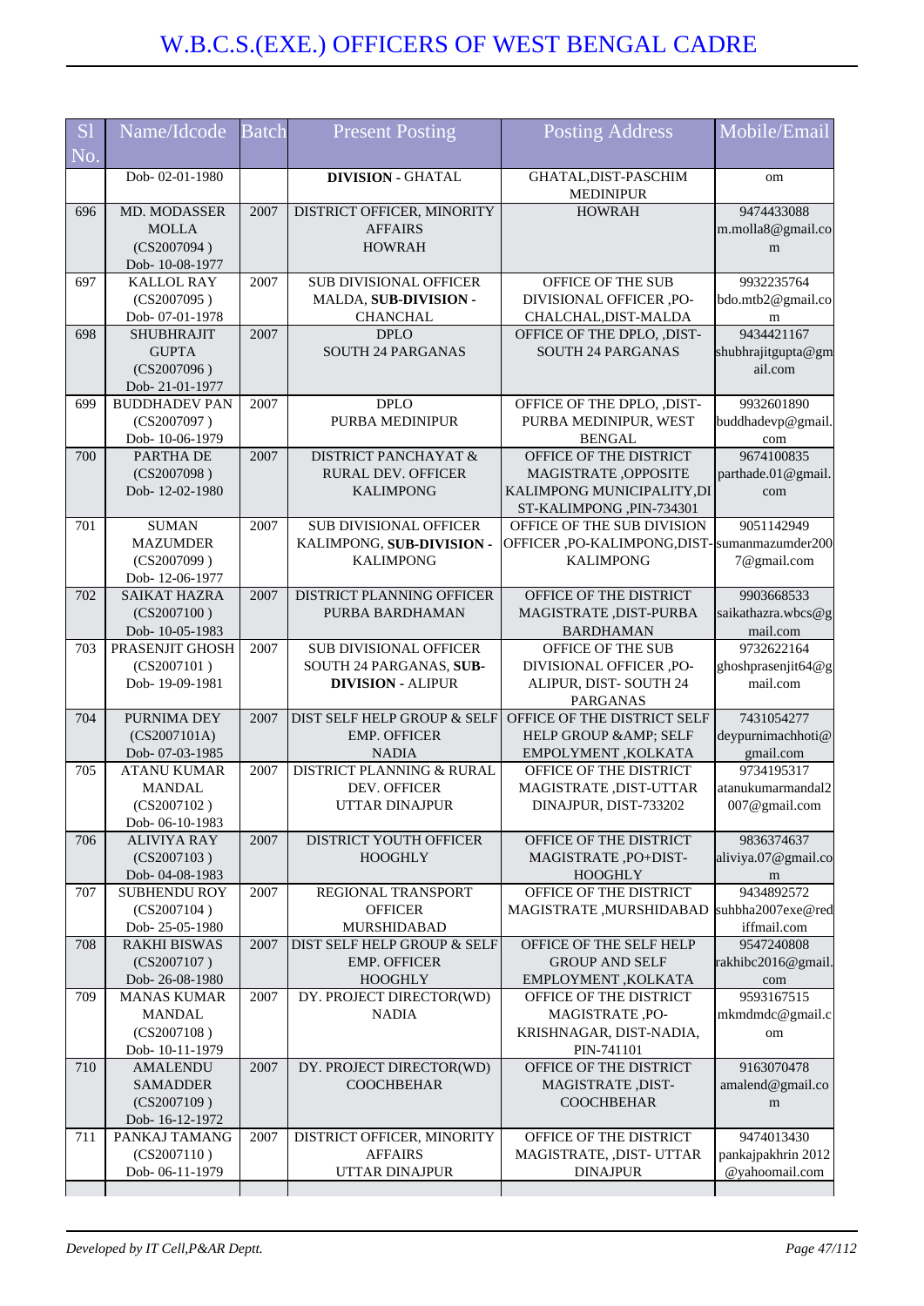# W.B.C.S.(EXE.) OFFICERS OF WEST BENGAL CADRE

| Sl No. | Name/Idcode | Batch | Present Posting | Posting Address | Mobile/Email |
|---|---|---|---|---|---|
| | Dob- 02-01-1980 | | **DIVISION** - GHATAL | GHATAL,DIST-PASCHIM MEDINIPUR | om |
| 696 | MD. MODASSER MOLLA (CS2007094 ) Dob- 10-08-1977 | 2007 | DISTRICT OFFICER, MINORITY AFFAIRS HOWRAH | HOWRAH | 9474433088 m.molla8@gmail.com |
| 697 | KALLOL RAY (CS2007095 ) Dob- 07-01-1978 | 2007 | SUB DIVISIONAL OFFICER MALDA, **SUB-DIVISION** - CHANCHAL | OFFICE OF THE SUB DIVISIONAL OFFICER ,PO-CHALCHAL,DIST-MALDA | 9932235764 bdo.mtb2@gmail.com |
| 698 | SHUBHRAJIT GUPTA (CS2007096 ) Dob- 21-01-1977 | 2007 | DPLO SOUTH 24 PARGANAS | OFFICE OF THE DPLO, ,DIST-SOUTH 24 PARGANAS | 9434421167 shubhrajitgupta@gmail.com |
| 699 | BUDDHADEV PAN (CS2007097 ) Dob- 10-06-1979 | 2007 | DPLO PURBA MEDINIPUR | OFFICE OF THE DPLO, ,DIST-PURBA MEDINIPUR, WEST BENGAL | 9932601890 buddhadevp@gmail.com |
| 700 | PARTHA DE (CS2007098 ) Dob- 12-02-1980 | 2007 | DISTRICT PANCHAYAT & RURAL DEV. OFFICER KALIMPONG | OFFICE OF THE DISTRICT MAGISTRATE ,OPPOSITE KALIMPONG MUNICIPALITY,DIST-KALIMPONG ,PIN-734301 | 9674100835 parthade.01@gmail.com |
| 701 | SUMAN MAZUMDER (CS2007099 ) Dob- 12-06-1977 | 2007 | SUB DIVISIONAL OFFICER KALIMPONG, **SUB-DIVISION** - KALIMPONG | OFFICE OF THE SUB DIVISION OFFICER ,PO-KALIMPONG,DIST-KALIMPONG | 9051142949 sumanmazumder2007@gmail.com |
| 702 | SAIKAT HAZRA (CS2007100 ) Dob- 10-05-1983 | 2007 | DISTRICT PLANNING OFFICER PURBA BARDHAMAN | OFFICE OF THE DISTRICT MAGISTRATE ,DIST-PURBA BARDHAMAN | 9903668533 saikathazra.wbcs@gmail.com |
| 703 | PRASENJIT GHOSH (CS2007101 ) Dob- 19-09-1981 | 2007 | SUB DIVISIONAL OFFICER SOUTH 24 PARGANAS, **SUB-DIVISION** - ALIPUR | OFFICE OF THE SUB DIVISIONAL OFFICER ,PO-ALIPUR, DIST- SOUTH 24 PARGANAS | 9732622164 ghoshprasenjit64@gmail.com |
| 704 | PURNIMA DEY (CS2007101A) Dob- 07-03-1985 | 2007 | DIST SELF HELP GROUP & SELF EMP. OFFICER NADIA | OFFICE OF THE DISTRICT SELF HELP GROUP &AMP; SELF EMPOLYMENT ,KOLKATA | 7431054277 deypurnimachhoti@gmail.com |
| 705 | ATANU KUMAR MANDAL (CS2007102 ) Dob- 06-10-1983 | 2007 | DISTRICT PLANNING & RURAL DEV. OFFICER UTTAR DINAJPUR | OFFICE OF THE DISTRICT MAGISTRATE ,DIST-UTTAR DINAJPUR, DIST-733202 | 9734195317 atanukumarmandal2007@gmail.com |
| 706 | ALIVIYA RAY (CS2007103 ) Dob- 04-08-1983 | 2007 | DISTRICT YOUTH OFFICER HOOGHLY | OFFICE OF THE DISTRICT MAGISTRATE ,PO+DIST-HOOGHLY | 9836374637 aliviya.07@gmail.com |
| 707 | SUBHENDU ROY (CS2007104 ) Dob- 25-05-1980 | 2007 | REGIONAL TRANSPORT OFFICER MURSHIDABAD | OFFICE OF THE DISTRICT MAGISTRATE ,MURSHIDABAD | 9434892572 subhha2007exe@rediffmail.com |
| 708 | RAKHI BISWAS (CS2007107 ) Dob- 26-08-1980 | 2007 | DIST SELF HELP GROUP & SELF EMP. OFFICER HOOGHLY | OFFICE OF THE SELF HELP GROUP AND SELF EMPLOYMENT ,KOLKATA | 9547240808 rakhibc2016@gmail.com |
| 709 | MANAS KUMAR MANDAL (CS2007108 ) Dob- 10-11-1979 | 2007 | DY. PROJECT DIRECTOR(WD) NADIA | OFFICE OF THE DISTRICT MAGISTRATE ,PO-KRISHNAGAR, DIST-NADIA, PIN-741101 | 9593167515 mkmdmdc@gmail.com |
| 710 | AMALENDU SAMADDER (CS2007109 ) Dob- 16-12-1972 | 2007 | DY. PROJECT DIRECTOR(WD) COOCHBEHAR | OFFICE OF THE DISTRICT MAGISTRATE ,DIST-COOCHBEHAR | 9163070478 amalend@gmail.com |
| 711 | PANKAJ TAMANG (CS2007110 ) Dob- 06-11-1979 | 2007 | DISTRICT OFFICER, MINORITY AFFAIRS UTTAR DINAJPUR | OFFICE OF THE DISTRICT MAGISTRATE, ,DIST- UTTAR DINAJPUR | 9474013430 pankajpakhrin 2012@yahoomail.com |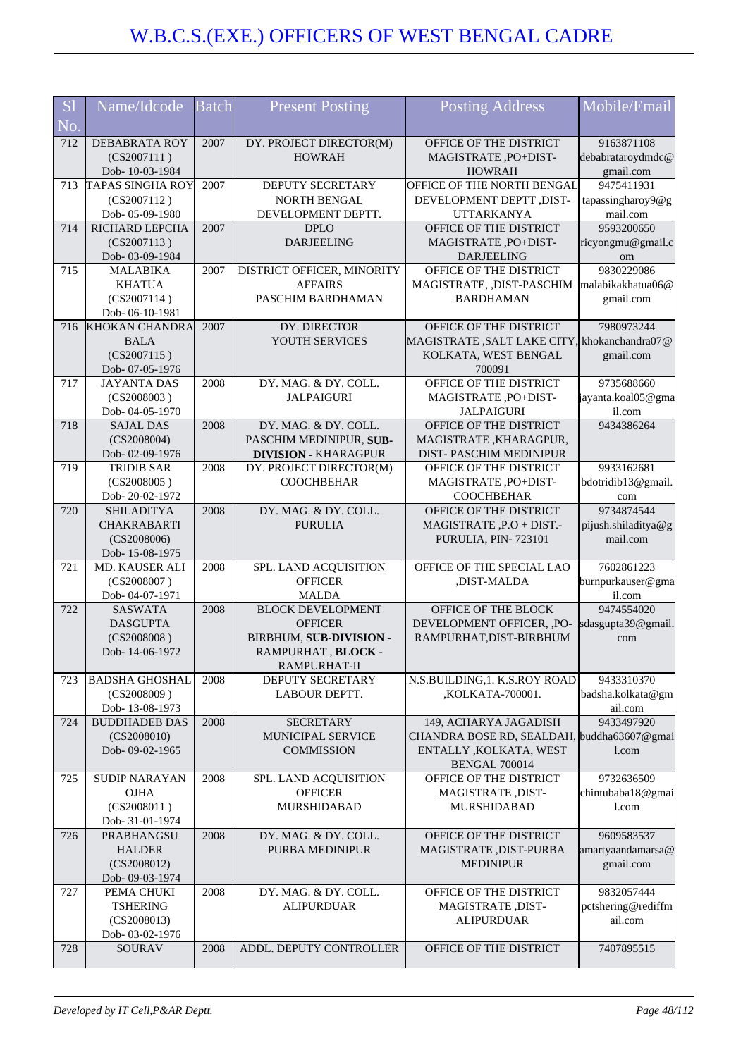# W.B.C.S.(EXE.) OFFICERS OF WEST BENGAL CADRE

| Sl No. | Name/Idcode | Batch | Present Posting | Posting Address | Mobile/Email |
|---|---|---|---|---|---|
| 712 | DEBABRATA ROY (CS2007111 ) Dob- 10-03-1984 | 2007 | DY. PROJECT DIRECTOR(M) HOWRAH | OFFICE OF THE DISTRICT MAGISTRATE ,PO+DIST-HOWRAH | 9163871108 debabrataroydmdc@gmail.com |
| 713 | TAPAS SINGHA ROY (CS2007112 ) Dob- 05-09-1980 | 2007 | DEPUTY SECRETARY NORTH BENGAL DEVELOPMENT DEPTT. | OFFICE OF THE NORTH BENGAL DEVELOPMENT DEPTT ,DIST-UTTARKANYA | 9475411931 tapassingharoy9@gmail.com |
| 714 | RICHARD LEPCHA (CS2007113 ) Dob- 03-09-1984 | 2007 | DPLO DARJEELING | OFFICE OF THE DISTRICT MAGISTRATE ,PO+DIST-DARJEELING | 9593200650 ricyongmu@gmail.com |
| 715 | MALABIKA KHATUA (CS2007114 ) Dob- 06-10-1981 | 2007 | DISTRICT OFFICER, MINORITY AFFAIRS PASCHIM BARDHAMAN | OFFICE OF THE DISTRICT MAGISTRATE, ,DIST-PASCHIM BARDHAMAN | 9830229086 malabikakhatua06@gmail.com |
| 716 | KHOKAN CHANDRA BALA (CS2007115 ) Dob- 07-05-1976 | 2007 | DY. DIRECTOR YOUTH SERVICES | OFFICE OF THE DISTRICT MAGISTRATE ,SALT LAKE CITY, KOLKATA, WEST BENGAL 700091 | 7980973244 khokanchandra07@gmail.com |
| 717 | JAYANTA DAS (CS2008003 ) Dob- 04-05-1970 | 2008 | DY. MAG. & DY. COLL. JALPAIGURI | OFFICE OF THE DISTRICT MAGISTRATE ,PO+DIST-JALPAIGURI | 9735688660 jayanta.koal05@gmail.com |
| 718 | SAJAL DAS (CS2008004) Dob- 02-09-1976 | 2008 | DY. MAG. & DY. COLL. PASCHIM MEDINIPUR, **SUB-DIVISION** - KHARAGPUR | OFFICE OF THE DISTRICT MAGISTRATE ,KHARAGPUR, DIST- PASCHIM MEDINIPUR | 9434386264 |
| 719 | TRIDIB SAR (CS2008005 ) Dob- 20-02-1972 | 2008 | DY. PROJECT DIRECTOR(M) COOCHBEHAR | OFFICE OF THE DISTRICT MAGISTRATE ,PO+DIST-COOCHBEHAR | 9933162681 bdotridib13@gmail.com |
| 720 | SHILADITYA CHAKRABARTI (CS2008006) Dob- 15-08-1975 | 2008 | DY. MAG. & DY. COLL. PURULIA | OFFICE OF THE DISTRICT MAGISTRATE ,P.O + DIST.-PURULIA, PIN- 723101 | 9734874544 pijush.shiladitya@gmail.com |
| 721 | MD. KAUSER ALI (CS2008007 ) Dob- 04-07-1971 | 2008 | SPL. LAND ACQUISITION OFFICER MALDA | OFFICE OF THE SPECIAL LAO ,DIST-MALDA | 7602861223 burnpurkauser@gmail.com |
| 722 | SASWATA DASGUPTA (CS2008008 ) Dob- 14-06-1972 | 2008 | BLOCK DEVELOPMENT OFFICER BIRBHUM, **SUB-DIVISION** - RAMPURHAT , **BLOCK** - RAMPURHAT-II | OFFICE OF THE BLOCK DEVELOPMENT OFFICER, ,PO-RAMPURHAT,DIST-BIRBHUM | 9474554020 sdasgupta39@gmail.com |
| 723 | BADSHA GHOSHAL (CS2008009 ) Dob- 13-08-1973 | 2008 | DEPUTY SECRETARY LABOUR DEPTT. | N.S.BUILDING,1. K.S.ROY ROAD ,KOLKATA-700001. | 9433310370 badsha.kolkata@gmail.com |
| 724 | BUDDHADEB DAS (CS2008010) Dob- 09-02-1965 | 2008 | SECRETARY MUNICIPAL SERVICE COMMISSION | 149, ACHARYA JAGADISH CHANDRA BOSE RD, SEALDAH, ENTALLY ,KOLKATA, WEST BENGAL 700014 | 9433497920 buddha63607@gmail.com |
| 725 | SUDIP NARAYAN OJHA (CS2008011 ) Dob- 31-01-1974 | 2008 | SPL. LAND ACQUISITION OFFICER MURSHIDABAD | OFFICE OF THE DISTRICT MAGISTRATE ,DIST-MURSHIDABAD | 9732636509 chintubaba18@gmail.com |
| 726 | PRABHANGSU HALDER (CS2008012) Dob- 09-03-1974 | 2008 | DY. MAG. & DY. COLL. PURBA MEDINIPUR | OFFICE OF THE DISTRICT MAGISTRATE ,DIST-PURBA MEDINIPUR | 9609583537 amartyaandamarsa@gmail.com |
| 727 | PEMA CHUKI TSHERING (CS2008013) Dob- 03-02-1976 | 2008 | DY. MAG. & DY. COLL. ALIPURDUAR | OFFICE OF THE DISTRICT MAGISTRATE ,DIST-ALIPURDUAR | 9832057444 pctshering@rediffmail.com |
| 728 | SOURAV | 2008 | ADDL. DEPUTY CONTROLLER | OFFICE OF THE DISTRICT | 7407895515 |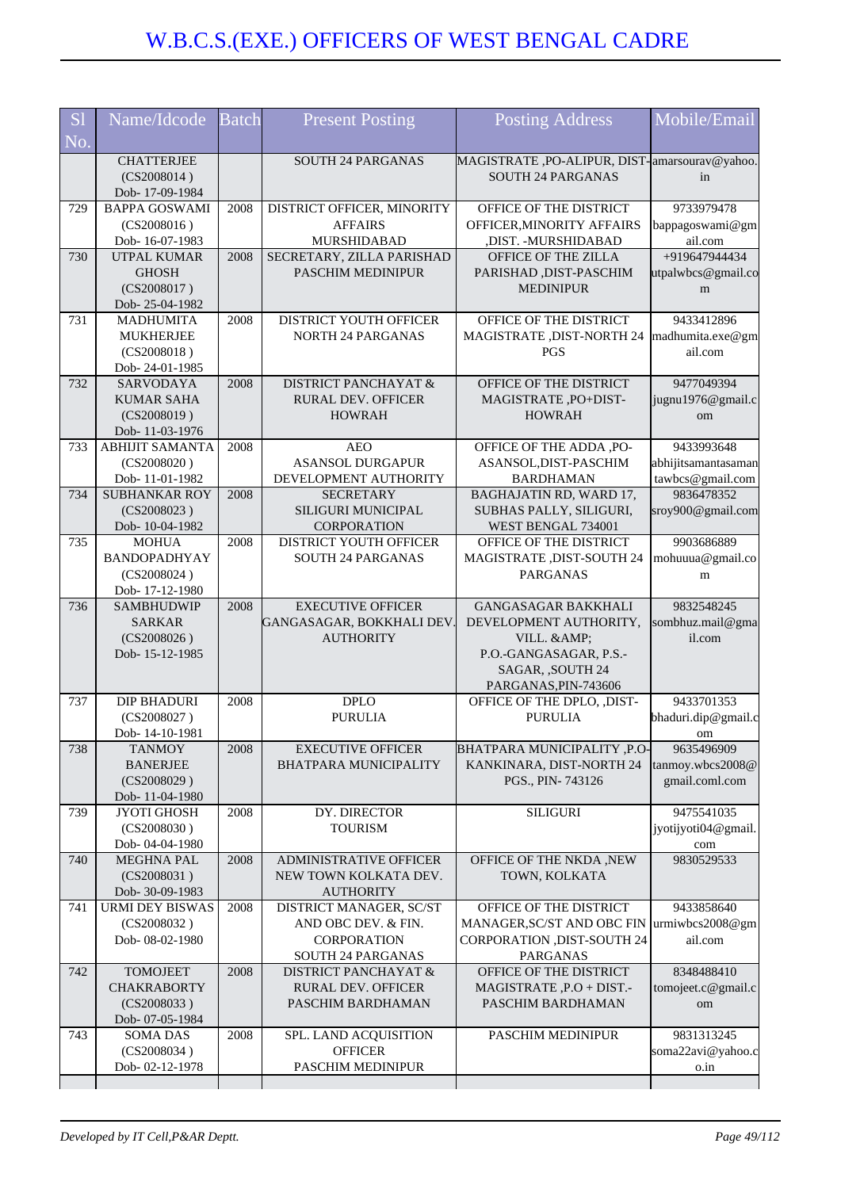# W.B.C.S.(EXE.) OFFICERS OF WEST BENGAL CADRE

| Sl No. | Name/Idcode | Batch | Present Posting | Posting Address | Mobile/Email |
|---|---|---|---|---|---|
| | CHATTERJEE (CS2008014 ) Dob- 17-09-1984 | | SOUTH 24 PARGANAS | MAGISTRATE ,PO-ALIPUR, DIST-SOUTH 24 PARGANAS | amarsourav@yahoo.in |
| 729 | BAPPA GOSWAMI (CS2008016 ) Dob- 16-07-1983 | 2008 | DISTRICT OFFICER, MINORITY AFFAIRS MURSHIDABAD | OFFICE OF THE DISTRICT OFFICER,MINORITY AFFAIRS ,DIST. -MURSHIDABAD | 9733979478 bappagoswami@gmail.com |
| 730 | UTPAL KUMAR GHOSH (CS2008017 ) Dob- 25-04-1982 | 2008 | SECRETARY, ZILLA PARISHAD PASCHIM MEDINIPUR | OFFICE OF THE ZILLA PARISHAD ,DIST-PASCHIM MEDINIPUR | +919647944434 utpalwbcs@gmail.com |
| 731 | MADHUMITA MUKHERJEE (CS2008018 ) Dob- 24-01-1985 | 2008 | DISTRICT YOUTH OFFICER NORTH 24 PARGANAS | OFFICE OF THE DISTRICT MAGISTRATE ,DIST-NORTH 24 PGS | 9433412896 madhumita.exe@gmail.com |
| 732 | SARVODAYA KUMAR SAHA (CS2008019 ) Dob- 11-03-1976 | 2008 | DISTRICT PANCHAYAT & RURAL DEV. OFFICER HOWRAH | OFFICE OF THE DISTRICT MAGISTRATE ,PO+DIST-HOWRAH | 9477049394 jugnu1976@gmail.com |
| 733 | ABHIJIT SAMANTA (CS2008020 ) Dob- 11-01-1982 | 2008 | AEO ASANSOL DURGAPUR DEVELOPMENT AUTHORITY | OFFICE OF THE ADDA ,PO-ASANSOL,DIST-PASCHIM BARDHAMAN | 9433993648 abhijitsamantasamantawbcs@gmail.com |
| 734 | SUBHANKAR ROY (CS2008023 ) Dob- 10-04-1982 | 2008 | SECRETARY SILIGURI MUNICIPAL CORPORATION | BAGHAJATIN RD, WARD 17, SUBHAS PALLY, SILIGURI, WEST BENGAL 734001 | 9836478352 sroy900@gmail.com |
| 735 | MOHUA BANDOPADHYAY (CS2008024 ) Dob- 17-12-1980 | 2008 | DISTRICT YOUTH OFFICER SOUTH 24 PARGANAS | OFFICE OF THE DISTRICT MAGISTRATE ,DIST-SOUTH 24 PARGANAS | 9903686889 mohuuua@gmail.com |
| 736 | SAMBHUDWIP SARKAR (CS2008026 ) Dob- 15-12-1985 | 2008 | EXECUTIVE OFFICER GANGASAGAR, BOKKHALI DEV. AUTHORITY | GANGASAGAR BAKKHALI DEVELOPMENT AUTHORITY, VILL. &AMP; P.O.-GANGASAGAR, P.S.-SAGAR, ,SOUTH 24 PARGANAS,PIN-743606 | 9832548245 sombhuz.mail@gmail.com |
| 737 | DIP BHADURI (CS2008027 ) Dob- 14-10-1981 | 2008 | DPLO PURULIA | OFFICE OF THE DPLO, ,DIST-PURULIA | 9433701353 bhaduri.dip@gmail.com |
| 738 | TANMOY BANERJEE (CS2008029 ) Dob- 11-04-1980 | 2008 | EXECUTIVE OFFICER BHATPARA MUNICIPALITY | BHATPARA MUNICIPALITY ,P.O-KANKINARA, DIST-NORTH 24 PGS., PIN- 743126 | 9635496909 tanmoy.wbcs2008@gmail.coml.com |
| 739 | JYOTI GHOSH (CS2008030 ) Dob- 04-04-1980 | 2008 | DY. DIRECTOR TOURISM | SILIGURI | 9475541035 jyotijyoti04@gmail.com |
| 740 | MEGHNA PAL (CS2008031 ) Dob- 30-09-1983 | 2008 | ADMINISTRATIVE OFFICER NEW TOWN KOLKATA DEV. AUTHORITY | OFFICE OF THE NKDA ,NEW TOWN, KOLKATA | 9830529533 |
| 741 | URMI DEY BISWAS (CS2008032 ) Dob- 08-02-1980 | 2008 | DISTRICT MANAGER, SC/ST AND OBC DEV. & FIN. CORPORATION SOUTH 24 PARGANAS | OFFICE OF THE DISTRICT MANAGER,SC/ST AND OBC FIN CORPORATION ,DIST-SOUTH 24 PARGANAS | 9433858640 urmiwbcs2008@gmail.com |
| 742 | TOMOJEET CHAKRABORTY (CS2008033 ) Dob- 07-05-1984 | 2008 | DISTRICT PANCHAYAT & RURAL DEV. OFFICER PASCHIM BARDHAMAN | OFFICE OF THE DISTRICT MAGISTRATE ,P.O + DIST.-PASCHIM BARDHAMAN | 8348488410 tomojeet.c@gmail.com |
| 743 | SOMA DAS (CS2008034 ) Dob- 02-12-1978 | 2008 | SPL. LAND ACQUISITION OFFICER PASCHIM MEDINIPUR | PASCHIM MEDINIPUR | 9831313245 soma22avi@yahoo.co.in |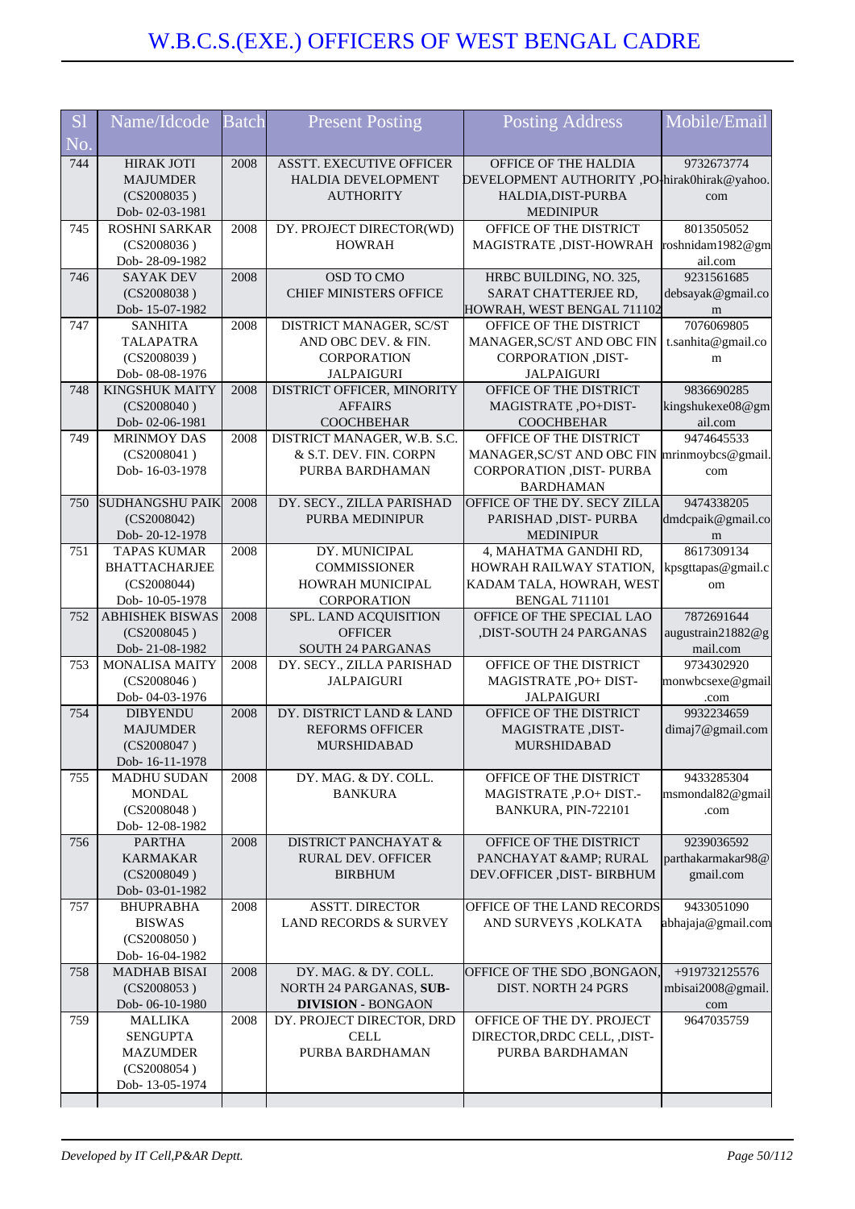# W.B.C.S.(EXE.) OFFICERS OF WEST BENGAL CADRE

| Sl No. | Name/Idcode | Batch | Present Posting | Posting Address | Mobile/Email |
|---|---|---|---|---|---|
| 744 | HIRAK JOTI MAJUMDER (CS2008035 ) Dob- 02-03-1981 | 2008 | ASSTT. EXECUTIVE OFFICER HALDIA DEVELOPMENT AUTHORITY | OFFICE OF THE HALDIA DEVELOPMENT AUTHORITY ,PO-HALDIA,DIST-PURBA MEDINIPUR | 9732673774 hirak0hirak@yahoo.com |
| 745 | ROSHNI SARKAR (CS2008036 ) Dob- 28-09-1982 | 2008 | DY. PROJECT DIRECTOR(WD) HOWRAH | OFFICE OF THE DISTRICT MAGISTRATE ,DIST-HOWRAH | 8013505052 roshnidam1982@gmail.com |
| 746 | SAYAK DEV (CS2008038 ) Dob- 15-07-1982 | 2008 | OSD TO CMO CHIEF MINISTERS OFFICE | HRBC BUILDING, NO. 325, SARAT CHATTERJEE RD, HOWRAH, WEST BENGAL 711102 | 9231561685 debsayak@gmail.com |
| 747 | SANHITA TALAPATRA (CS2008039 ) Dob- 08-08-1976 | 2008 | DISTRICT MANAGER, SC/ST AND OBC DEV. & FIN. CORPORATION JALPAIGURI | OFFICE OF THE DISTRICT MANAGER,SC/ST AND OBC FIN CORPORATION ,DIST-JALPAIGURI | 7076069805 t.sanhita@gmail.com |
| 748 | KINGSHUK MAITY (CS2008040 ) Dob- 02-06-1981 | 2008 | DISTRICT OFFICER, MINORITY AFFAIRS COOCHBEHAR | OFFICE OF THE DISTRICT MAGISTRATE ,PO+DIST-COOCHBEHAR | 9836690285 kingshukexe08@gmail.com |
| 749 | MRINMOY DAS (CS2008041 ) Dob- 16-03-1978 | 2008 | DISTRICT MANAGER, W.B. S.C. & S.T. DEV. FIN. CORPN PURBA BARDHAMAN | OFFICE OF THE DISTRICT MANAGER,SC/ST AND OBC FIN CORPORATION ,DIST- PURBA BARDHAMAN | 9474645533 mrinmoybcs@gmail.com |
| 750 | SUDHANGSHU PAIK (CS2008042) Dob- 20-12-1978 | 2008 | DY. SECY., ZILLA PARISHAD PURBA MEDINIPUR | OFFICE OF THE DY. SECY ZILLA PARISHAD ,DIST- PURBA MEDINIPUR | 9474338205 dmdcpaik@gmail.com |
| 751 | TAPAS KUMAR BHATTACHARJEE (CS2008044) Dob- 10-05-1978 | 2008 | DY. MUNICIPAL COMMISSIONER HOWRAH MUNICIPAL CORPORATION | 4, MAHATMA GANDHI RD, HOWRAH RAILWAY STATION, KADAM TALA, HOWRAH, WEST BENGAL 711101 | 8617309134 kpsgttapas@gmail.com |
| 752 | ABHISHEK BISWAS (CS2008045 ) Dob- 21-08-1982 | 2008 | SPL. LAND ACQUISITION OFFICER SOUTH 24 PARGANAS | OFFICE OF THE SPECIAL LAO ,DIST-SOUTH 24 PARGANAS | 7872691644 augustrain21882@gmail.com |
| 753 | MONALISA MAITY (CS2008046 ) Dob- 04-03-1976 | 2008 | DY. SECY., ZILLA PARISHAD JALPAIGURI | OFFICE OF THE DISTRICT MAGISTRATE ,PO+ DIST-JALPAIGURI | 9734302920 monwbcsexe@gmail.com |
| 754 | DIBYENDU MAJUMDER (CS2008047 ) Dob- 16-11-1978 | 2008 | DY. DISTRICT LAND & LAND REFORMS OFFICER MURSHIDABAD | OFFICE OF THE DISTRICT MAGISTRATE ,DIST-MURSHIDABAD | 9932234659 dimaj7@gmail.com |
| 755 | MADHU SUDAN MONDAL (CS2008048 ) Dob- 12-08-1982 | 2008 | DY. MAG. & DY. COLL. BANKURA | OFFICE OF THE DISTRICT MAGISTRATE ,P.O+ DIST.-BANKURA, PIN-722101 | 9433285304 msmondal82@gmail.com |
| 756 | PARTHA KARMAKAR (CS2008049 ) Dob- 03-01-1982 | 2008 | DISTRICT PANCHAYAT & RURAL DEV. OFFICER BIRBHUM | OFFICE OF THE DISTRICT PANCHAYAT &AMP; RURAL DEV.OFFICER ,DIST- BIRBHUM | 9239036592 parthakarmakar98@gmail.com |
| 757 | BHUPRABHA BISWAS (CS2008050 ) Dob- 16-04-1982 | 2008 | ASSTT. DIRECTOR LAND RECORDS & SURVEY | OFFICE OF THE LAND RECORDS AND SURVEYS ,KOLKATA | 9433051090 abhajaja@gmail.com |
| 758 | MADHAB BISAI (CS2008053 ) Dob- 06-10-1980 | 2008 | DY. MAG. & DY. COLL. NORTH 24 PARGANAS, **SUB-DIVISION** - BONGAON | OFFICE OF THE SDO ,BONGAON, DIST. NORTH 24 PGRS | +919732125576 mbisai2008@gmail.com |
| 759 | MALLIKA SENGUPTA MAZUMDER (CS2008054 ) Dob- 13-05-1974 | 2008 | DY. PROJECT DIRECTOR, DRD CELL PURBA BARDHAMAN | OFFICE OF THE DY. PROJECT DIRECTOR,DRDC CELL, ,DIST-PURBA BARDHAMAN | 9647035759 |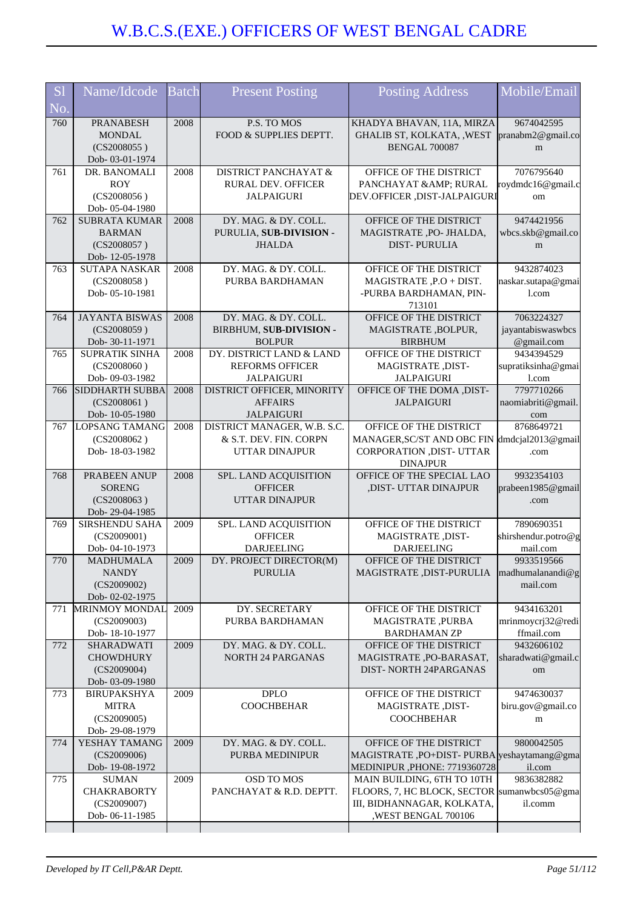# W.B.C.S.(EXE.) OFFICERS OF WEST BENGAL CADRE

| Sl No. | Name/Idcode | Batch | Present Posting | Posting Address | Mobile/Email |
|---|---|---|---|---|---|
| 760 | PRANABESH MONDAL (CS2008055 ) Dob- 03-01-1974 | 2008 | P.S. TO MOS FOOD & SUPPLIES DEPTT. | KHADYA BHAVAN, 11A, MIRZA GHALIB ST, KOLKATA, ,WEST BENGAL 700087 | 9674042595 pranabm2@gmail.com |
| 761 | DR. BANOMALI ROY (CS2008056 ) Dob- 05-04-1980 | 2008 | DISTRICT PANCHAYAT & RURAL DEV. OFFICER JALPAIGURI | OFFICE OF THE DISTRICT PANCHAYAT &AMP; RURAL DEV.OFFICER ,DIST-JALPAIGURI | 7076795640 roydmdc16@gmail.com |
| 762 | SUBRATA KUMAR BARMAN (CS2008057 ) Dob- 12-05-1978 | 2008 | DY. MAG. & DY. COLL. PURULIA, **SUB-DIVISION - JHALDA** | OFFICE OF THE DISTRICT MAGISTRATE ,PO- JHALDA, DIST- PURULIA | 9474421956 wbcs.skb@gmail.com |
| 763 | SUTAPA NASKAR (CS2008058 ) Dob- 05-10-1981 | 2008 | DY. MAG. & DY. COLL. PURBA BARDHAMAN | OFFICE OF THE DISTRICT MAGISTRATE ,P.O + DIST. -PURBA BARDHAMAN, PIN- 713101 | 9432874023 naskar.sutapa@gmail.com |
| 764 | JAYANTA BISWAS (CS2008059 ) Dob- 30-11-1971 | 2008 | DY. MAG. & DY. COLL. BIRBHUM, **SUB-DIVISION - BOLPUR** | OFFICE OF THE DISTRICT MAGISTRATE ,BOLPUR, BIRBHUM | 7063224327 jayantabiswaswbcs@gmail.com |
| 765 | SUPRATIK SINHA (CS2008060 ) Dob- 09-03-1982 | 2008 | DY. DISTRICT LAND & LAND REFORMS OFFICER JALPAIGURI | OFFICE OF THE DISTRICT MAGISTRATE ,DIST- JALPAIGURI | 9434394529 supratiksinha@gmail.com |
| 766 | SIDDHARTH SUBBA (CS2008061 ) Dob- 10-05-1980 | 2008 | DISTRICT OFFICER, MINORITY AFFAIRS JALPAIGURI | OFFICE OF THE DOMA ,DIST- JALPAIGURI | 7797710266 naomiabriti@gmail.com |
| 767 | LOPSANG TAMANG (CS2008062 ) Dob- 18-03-1982 | 2008 | DISTRICT MANAGER, W.B. S.C. & S.T. DEV. FIN. CORPN UTTAR DINAJPUR | OFFICE OF THE DISTRICT MANAGER,SC/ST AND OBC FIN CORPORATION ,DIST- UTTAR DINAJPUR | 8768649721 dmdcjal2013@gmail.com |
| 768 | PRABEEN ANUP SORENG (CS2008063 ) Dob- 29-04-1985 | 2008 | SPL. LAND ACQUISITION OFFICER UTTAR DINAJPUR | OFFICE OF THE SPECIAL LAO ,DIST- UTTAR DINAJPUR | 9932354103 prabeen1985@gmail.com |
| 769 | SIRSHENDU SAHA (CS2009001) Dob- 04-10-1973 | 2009 | SPL. LAND ACQUISITION OFFICER DARJEELING | OFFICE OF THE DISTRICT MAGISTRATE ,DIST- DARJEELING | 7890690351 shirshendur.potro@gmail.com |
| 770 | MADHUMALA NANDY (CS2009002) Dob- 02-02-1975 | 2009 | DY. PROJECT DIRECTOR(M) PURULIA | OFFICE OF THE DISTRICT MAGISTRATE ,DIST-PURULIA | 9933519566 madhumalanandi@gmail.com |
| 771 | MRINMOY MONDAL (CS2009003) Dob- 18-10-1977 | 2009 | DY. SECRETARY PURBA BARDHAMAN | OFFICE OF THE DISTRICT MAGISTRATE ,PURBA BARDHAMAN ZP | 9434163201 mrinmoycrj32@rediffmail.com |
| 772 | SHARADWATI CHOWDHURY (CS2009004) Dob- 03-09-1980 | 2009 | DY. MAG. & DY. COLL. NORTH 24 PARGANAS | OFFICE OF THE DISTRICT MAGISTRATE ,PO-BARASAT, DIST- NORTH 24PARGANAS | 9432606102 sharadwati@gmail.com |
| 773 | BIRUPAKSHYA MITRA (CS2009005) Dob- 29-08-1979 | 2009 | DPLO COOCHBEHAR | OFFICE OF THE DISTRICT MAGISTRATE ,DIST- COOCHBEHAR | 9474630037 biru.gov@gmail.com |
| 774 | YESHAY TAMANG (CS2009006) Dob- 19-08-1972 | 2009 | DY. MAG. & DY. COLL. PURBA MEDINIPUR | OFFICE OF THE DISTRICT MAGISTRATE ,PO+DIST- PURBA MEDINIPUR ,PHONE: 7719360728 | 9800042505 yeshaytamang@gmail.com |
| 775 | SUMAN CHAKRABORTY (CS2009007) Dob- 06-11-1985 | 2009 | OSD TO MOS PANCHAYAT & R.D. DEPTT. | MAIN BUILDING, 6TH TO 10TH FLOORS, 7, HC BLOCK, SECTOR III, BIDHANNAGAR, KOLKATA, ,WEST BENGAL 700106 | 9836382882 sumanwbcs05@gmail.comm |

*Developed by IT Cell,P&AR Deptt.*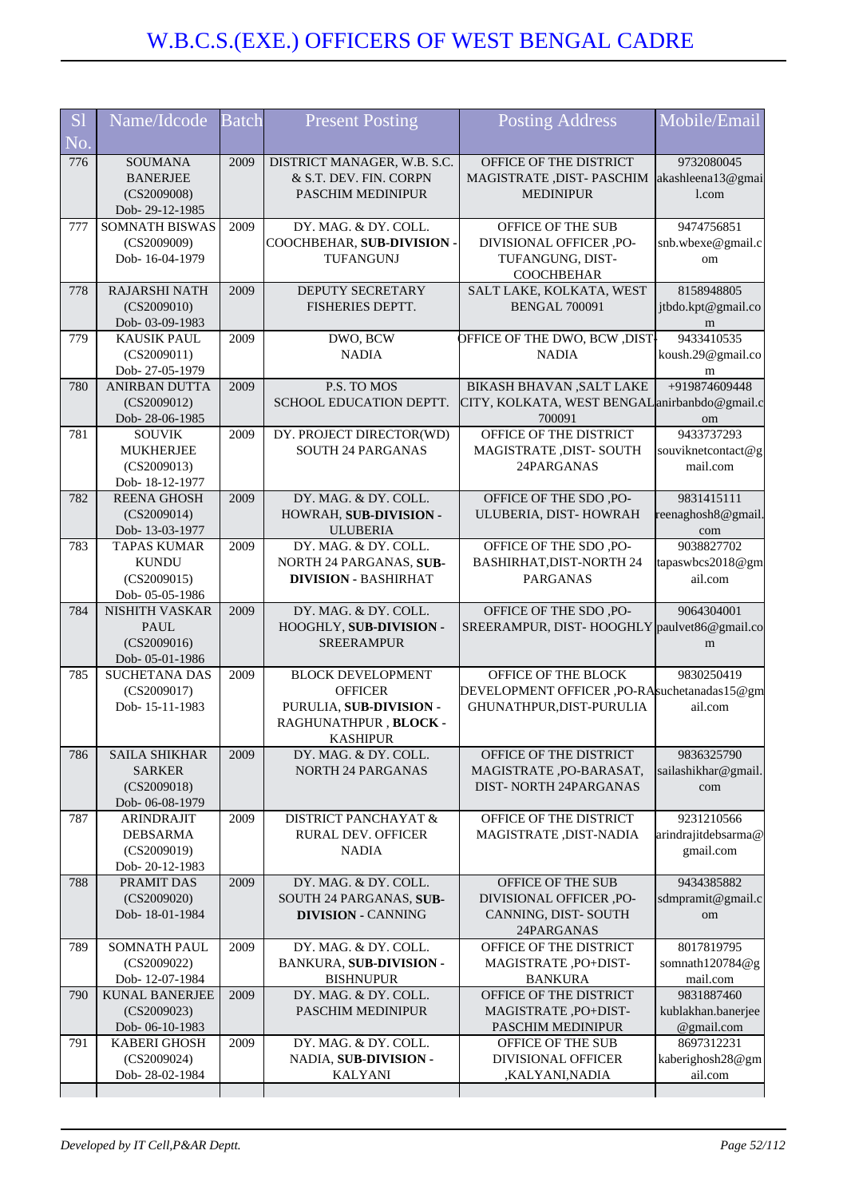# W.B.C.S.(EXE.) OFFICERS OF WEST BENGAL CADRE

| Sl No. | Name/Idcode | Batch | Present Posting | Posting Address | Mobile/Email |
|---|---|---|---|---|---|
| 776 | SOUMANA BANERJEE (CS2009008) Dob- 29-12-1985 | 2009 | DISTRICT MANAGER, W.B. S.C. & S.T. DEV. FIN. CORPN PASCHIM MEDINIPUR | OFFICE OF THE DISTRICT MAGISTRATE ,DIST- PASCHIM MEDINIPUR | 9732080045 akashleena13@gmail.com |
| 777 | SOMNATH BISWAS (CS2009009) Dob- 16-04-1979 | 2009 | DY. MAG. & DY. COLL. COOCHBEHAR, **SUB-DIVISION** - TUFANGUNJ | OFFICE OF THE SUB DIVISIONAL OFFICER ,PO-TUFANGUNG, DIST-COOCHBEHAR | 9474756851 snb.wbexe@gmail.com |
| 778 | RAJARSHI NATH (CS2009010) Dob- 03-09-1983 | 2009 | DEPUTY SECRETARY FISHERIES DEPTT. | SALT LAKE, KOLKATA, WEST BENGAL 700091 | 8158948805 jtbdo.kpt@gmail.com |
| 779 | KAUSIK PAUL (CS2009011) Dob- 27-05-1979 | 2009 | DWO, BCW NADIA | OFFICE OF THE DWO, BCW ,DIST-NADIA | 9433410535 koush.29@gmail.com |
| 780 | ANIRBAN DUTTA (CS2009012) Dob- 28-06-1985 | 2009 | P.S. TO MOS SCHOOL EDUCATION DEPTT. | BIKASH BHAVAN ,SALT LAKE CITY, KOLKATA, WEST BENGAL 700091 | +919874609448 anirbanbdo@gmail.com |
| 781 | SOUVIK MUKHERJEE (CS2009013) Dob- 18-12-1977 | 2009 | DY. PROJECT DIRECTOR(WD) SOUTH 24 PARGANAS | OFFICE OF THE DISTRICT MAGISTRATE ,DIST- SOUTH 24PARGANAS | 9433737293 souviknetcontact@gmail.com |
| 782 | REENA GHOSH (CS2009014) Dob- 13-03-1977 | 2009 | DY. MAG. & DY. COLL. HOWRAH, **SUB-DIVISION** - ULUBERIA | OFFICE OF THE SDO ,PO-ULUBERIA, DIST- HOWRAH | 9831415111 reenaghosh8@gmail.com |
| 783 | TAPAS KUMAR KUNDU (CS2009015) Dob- 05-05-1986 | 2009 | DY. MAG. & DY. COLL. NORTH 24 PARGANAS, **SUB-DIVISION** - BASHIRHAT | OFFICE OF THE SDO ,PO-BASHIRHAT,DIST-NORTH 24 PARGANAS | 9038827702 tapaswbcs2018@gmail.com |
| 784 | NISHITH VASKAR PAUL (CS2009016) Dob- 05-01-1986 | 2009 | DY. MAG. & DY. COLL. HOOGHLY, **SUB-DIVISION** - SREERAMPUR | OFFICE OF THE SDO ,PO-SREERAMPUR, DIST- HOOGHLY | 9064304001 paulvet86@gmail.com |
| 785 | SUCHETANA DAS (CS2009017) Dob- 15-11-1983 | 2009 | BLOCK DEVELOPMENT OFFICER PURULIA, **SUB-DIVISION** - RAGHUNATHPUR , **BLOCK** - KASHIPUR | OFFICE OF THE BLOCK DEVELOPMENT OFFICER ,PO-RAGHUNATHPUR,DIST-PURULIA | 9830250419 suchetanadas15@gmail.com |
| 786 | SAILA SHIKHAR SARKER (CS2009018) Dob- 06-08-1979 | 2009 | DY. MAG. & DY. COLL. NORTH 24 PARGANAS | OFFICE OF THE DISTRICT MAGISTRATE ,PO-BARASAT, DIST- NORTH 24PARGANAS | 9836325790 sailashikhar@gmail.com |
| 787 | ARINDRAJIT DEBSARMA (CS2009019) Dob- 20-12-1983 | 2009 | DISTRICT PANCHAYAT & RURAL DEV. OFFICER NADIA | OFFICE OF THE DISTRICT MAGISTRATE ,DIST-NADIA | 9231210566 arindrajitdebsarma@gmail.com |
| 788 | PRAMIT DAS (CS2009020) Dob- 18-01-1984 | 2009 | DY. MAG. & DY. COLL. SOUTH 24 PARGANAS, **SUB-DIVISION** - CANNING | OFFICE OF THE SUB DIVISIONAL OFFICER ,PO-CANNING, DIST- SOUTH 24PARGANAS | 9434385882 sdmpramit@gmail.com |
| 789 | SOMNATH PAUL (CS2009022) Dob- 12-07-1984 | 2009 | DY. MAG. & DY. COLL. BANKURA, **SUB-DIVISION** - BISHNUPUR | OFFICE OF THE DISTRICT MAGISTRATE ,PO+DIST-BANKURA | 8017819795 somnath120784@gmail.com |
| 790 | KUNAL BANERJEE (CS2009023) Dob- 06-10-1983 | 2009 | DY. MAG. & DY. COLL. PASCHIM MEDINIPUR | OFFICE OF THE DISTRICT MAGISTRATE ,PO+DIST-PASCHIM MEDINIPUR | 9831887460 kublakhan.banerjee@gmail.com |
| 791 | KABERI GHOSH (CS2009024) Dob- 28-02-1984 | 2009 | DY. MAG. & DY. COLL. NADIA, **SUB-DIVISION** - KALYANI | OFFICE OF THE SUB DIVISIONAL OFFICER ,KALYANI,NADIA | 8697312231 kaberighosh28@gmail.com |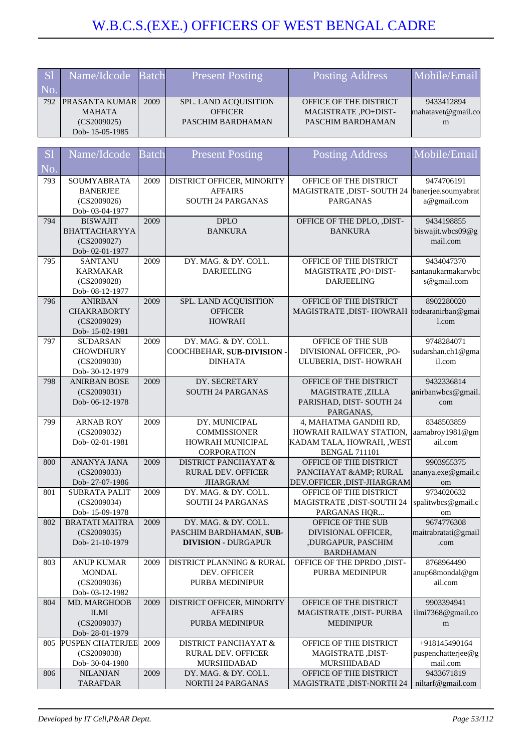# W.B.C.S.(EXE.) OFFICERS OF WEST BENGAL CADRE

| Sl No. | Name/Idcode | Batch | Present Posting | Posting Address | Mobile/Email |
|---|---|---|---|---|---|
| 792 | PRASANTA KUMAR MAHATA (CS2009025) Dob- 15-05-1985 | 2009 | SPL. LAND ACQUISITION OFFICER PASCHIM BARDHAMAN | OFFICE OF THE DISTRICT MAGISTRATE ,PO+DIST- PASCHIM BARDHAMAN | 9433412894 mahatavet@gmail.com |

| Sl No. | Name/Idcode | Batch | Present Posting | Posting Address | Mobile/Email |
|---|---|---|---|---|---|
| 793 | SOUMYABRATA BANERJEE (CS2009026) Dob- 03-04-1977 | 2009 | DISTRICT OFFICER, MINORITY AFFAIRS SOUTH 24 PARGANAS | OFFICE OF THE DISTRICT MAGISTRATE ,DIST- SOUTH 24 PARGANAS | 9474706191 banerjee.soumyabrata@gmail.com |
| 794 | BISWAJIT BHATTACHARYYA (CS2009027) Dob- 02-01-1977 | 2009 | DPLO BANKURA | OFFICE OF THE DPLO, ,DIST- BANKURA | 9434198855 biswajit.wbcs09@gmail.com |
| 795 | SANTANU KARMAKAR (CS2009028) Dob- 08-12-1977 | 2009 | DY. MAG. & DY. COLL. DARJEELING | OFFICE OF THE DISTRICT MAGISTRATE ,PO+DIST- DARJEELING | 9434047370 santanukarmakarwbcs@gmail.com |
| 796 | ANIRBAN CHAKRABORTY (CS2009029) Dob- 15-02-1981 | 2009 | SPL. LAND ACQUISITION OFFICER HOWRAH | OFFICE OF THE DISTRICT MAGISTRATE ,DIST- HOWRAH | 8902280020 todearanirban@gmail.com |
| 797 | SUDARSAN CHOWDHURY (CS2009030) Dob- 30-12-1979 | 2009 | DY. MAG. & DY. COLL. COOCHBEHAR, **SUB-DIVISION** - DINHATA | OFFICE OF THE SUB DIVISIONAL OFFICER, ,PO- ULUBERIA, DIST- HOWRAH | 9748284071 sudarshan.ch1@gmail.com |
| 798 | ANIRBAN BOSE (CS2009031) Dob- 06-12-1978 | 2009 | DY. SECRETARY SOUTH 24 PARGANAS | OFFICE OF THE DISTRICT MAGISTRATE ,ZILLA PARISHAD, DIST- SOUTH 24 PARGANAS, | 9432336814 anirbanwbcs@gmail.com |
| 799 | ARNAB ROY (CS2009032) Dob- 02-01-1981 | 2009 | DY. MUNICIPAL COMMISSIONER HOWRAH MUNICIPAL CORPORATION | 4, MAHATMA GANDHI RD, HOWRAH RAILWAY STATION, KADAM TALA, HOWRAH, ,WEST BENGAL 711101 | 8348503859 aarnabroy1981@gmail.com |
| 800 | ANANYA JANA (CS2009033) Dob- 27-07-1986 | 2009 | DISTRICT PANCHAYAT & RURAL DEV. OFFICER JHARGRAM | OFFICE OF THE DISTRICT PANCHAYAT &AMP; RURAL DEV.OFFICER ,DIST-JHARGRAM | 9903955375 ananya.exe@gmail.com |
| 801 | SUBRATA PALIT (CS2009034) Dob- 15-09-1978 | 2009 | DY. MAG. & DY. COLL. SOUTH 24 PARGANAS | OFFICE OF THE DISTRICT MAGISTRATE ,DIST-SOUTH 24 PARGANAS HQR... | 9734020632 spalitwbcs@gmail.com |
| 802 | BRATATI MAITRA (CS2009035) Dob- 21-10-1979 | 2009 | DY. MAG. & DY. COLL. PASCHIM BARDHAMAN, **SUB-DIVISION** - **DURGAPUR** | OFFICE OF THE SUB DIVISIONAL OFFICER, ,DURGAPUR, PASCHIM BARDHAMAN | 9674776308 maitrabratati@gmail.com |
| 803 | ANUP KUMAR MONDAL (CS2009036) Dob- 03-12-1982 | 2009 | DISTRICT PLANNING & RURAL DEV. OFFICER PURBA MEDINIPUR | OFFICE OF THE DPRDO ,DIST- PURBA MEDINIPUR | 8768964490 anup68mondal@gmail.com |
| 804 | MD. MARGHOOB ILMI (CS2009037) Dob- 28-01-1979 | 2009 | DISTRICT OFFICER, MINORITY AFFAIRS PURBA MEDINIPUR | OFFICE OF THE DISTRICT MAGISTRATE ,DIST- PURBA MEDINIPUR | 9903394941 ilmi7368@gmail.com |
| 805 | PUSPEN CHATERJEE (CS2009038) Dob- 30-04-1980 | 2009 | DISTRICT PANCHAYAT & RURAL DEV. OFFICER MURSHIDABAD | OFFICE OF THE DISTRICT MAGISTRATE ,DIST- MURSHIDABAD | +918145490164 puspenchatterjee@gmail.com |
| 806 | NILANJAN TARAFDAR | 2009 | DY. MAG. & DY. COLL. NORTH 24 PARGANAS | OFFICE OF THE DISTRICT MAGISTRATE ,DIST-NORTH 24 | 9433671819 niltarf@gmail.com |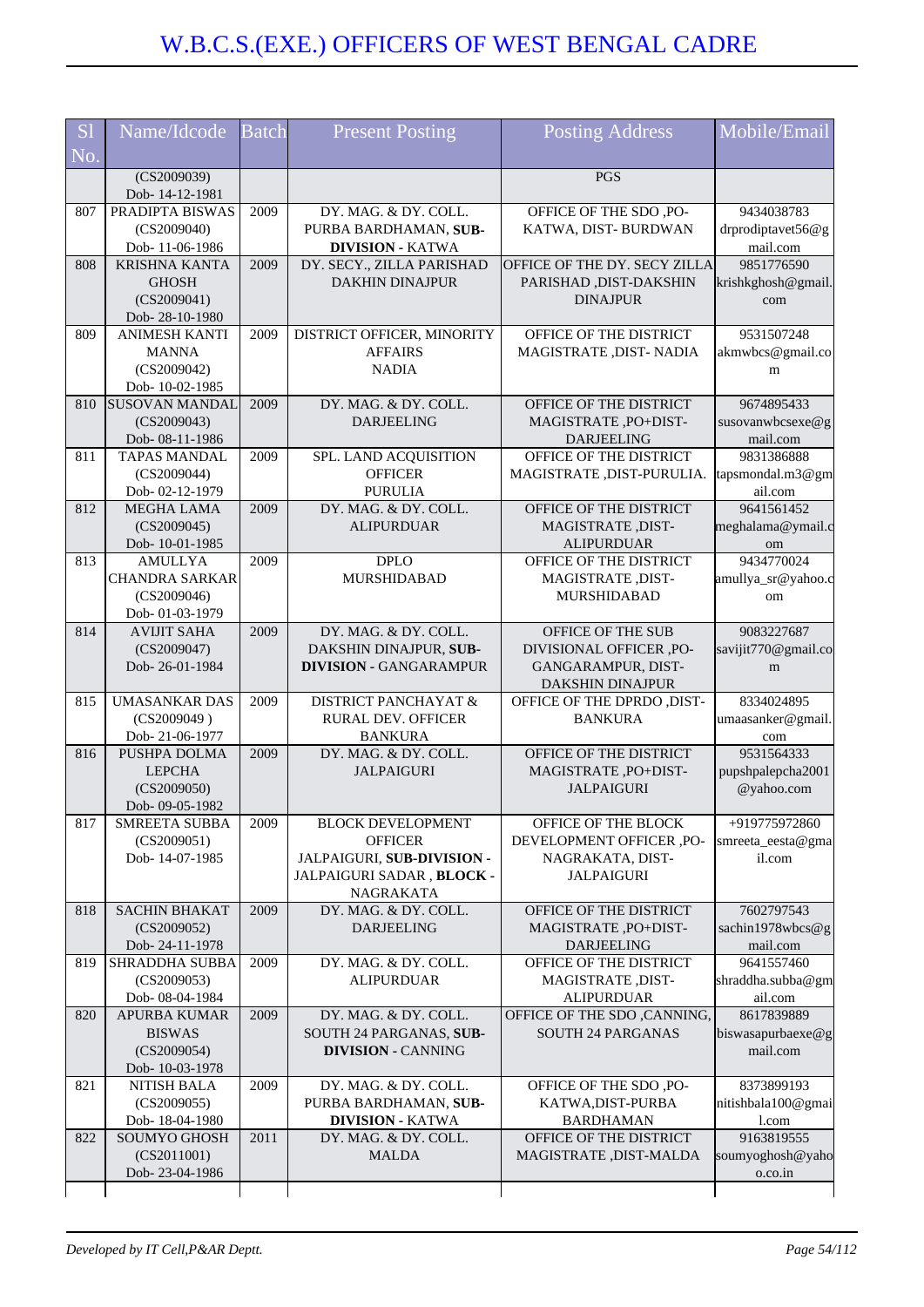# W.B.C.S.(EXE.) OFFICERS OF WEST BENGAL CADRE

| Sl No. | Name/Idcode | Batch | Present Posting | Posting Address | Mobile/Email |
|---|---|---|---|---|---|
| | (CS2009039) Dob- 14-12-1981 | | | PGS | |
| 807 | PRADIPTA BISWAS (CS2009040) Dob- 11-06-1986 | 2009 | DY. MAG. & DY. COLL. PURBA BARDHAMAN, **SUB-DIVISION** - KATWA | OFFICE OF THE SDO ,PO-KATWA, DIST- BURDWAN | 9434038783 drprodiptavet56@gmail.com |
| 808 | KRISHNA KANTA GHOSH (CS2009041) Dob- 28-10-1980 | 2009 | DY. SECY., ZILLA PARISHAD DAKHIN DINAJPUR | OFFICE OF THE DY. SECY ZILLA PARISHAD ,DIST-DAKSHIN DINAJPUR | 9851776590 krishkghosh@gmail.com |
| 809 | ANIMESH KANTI MANNA (CS2009042) Dob- 10-02-1985 | 2009 | DISTRICT OFFICER, MINORITY AFFAIRS NADIA | OFFICE OF THE DISTRICT MAGISTRATE ,DIST- NADIA | 9531507248 akmwbcs@gmail.com |
| 810 | SUSOVAN MANDAL (CS2009043) Dob- 08-11-1986 | 2009 | DY. MAG. & DY. COLL. DARJEELING | OFFICE OF THE DISTRICT MAGISTRATE ,PO+DIST-DARJEELING | 9674895433 susovanwbcsexe@gmail.com |
| 811 | TAPAS MANDAL (CS2009044) Dob- 02-12-1979 | 2009 | SPL. LAND ACQUISITION OFFICER PURULIA | OFFICE OF THE DISTRICT MAGISTRATE ,DIST-PURULIA. | 9831386888 tapsmondal.m3@gmail.com |
| 812 | MEGHA LAMA (CS2009045) Dob- 10-01-1985 | 2009 | DY. MAG. & DY. COLL. ALIPURDUAR | OFFICE OF THE DISTRICT MAGISTRATE ,DIST-ALIPURDUAR | 9641561452 meghalama@ymail.com |
| 813 | AMULLYA CHANDRA SARKAR (CS2009046) Dob- 01-03-1979 | 2009 | DPLO MURSHIDABAD | OFFICE OF THE DISTRICT MAGISTRATE ,DIST-MURSHIDABAD | 9434770024 amullya_sr@yahoo.com |
| 814 | AVIJIT SAHA (CS2009047) Dob- 26-01-1984 | 2009 | DY. MAG. & DY. COLL. DAKSHIN DINAJPUR, **SUB-DIVISION** - GANGARAMPUR | OFFICE OF THE SUB DIVISIONAL OFFICER ,PO-GANGARAMPUR, DIST-DAKSHIN DINAJPUR | 9083227687 savijit770@gmail.com |
| 815 | UMASANKAR DAS (CS2009049 ) Dob- 21-06-1977 | 2009 | DISTRICT PANCHAYAT & RURAL DEV. OFFICER BANKURA | OFFICE OF THE DPRDO ,DIST-BANKURA | 8334024895 umaasanker@gmail.com |
| 816 | PUSHPA DOLMA LEPCHA (CS2009050) Dob- 09-05-1982 | 2009 | DY. MAG. & DY. COLL. JALPAIGURI | OFFICE OF THE DISTRICT MAGISTRATE ,PO+DIST-JALPAIGURI | 9531564333 pupshpalepcha2001@yahoo.com |
| 817 | SMREETA SUBBA (CS2009051) Dob- 14-07-1985 | 2009 | BLOCK DEVELOPMENT OFFICER JALPAIGURI, **SUB-DIVISION** - JALPAIGURI SADAR , **BLOCK** - NAGRAKATA | OFFICE OF THE BLOCK DEVELOPMENT OFFICER ,PO-NAGRAKATA, DIST-JALPAIGURI | +919775972860 smreeta_eesta@gmail.com |
| 818 | SACHIN BHAKAT (CS2009052) Dob- 24-11-1978 | 2009 | DY. MAG. & DY. COLL. DARJEELING | OFFICE OF THE DISTRICT MAGISTRATE ,PO+DIST-DARJEELING | 7602797543 sachin1978wbcs@gmail.com |
| 819 | SHRADDHA SUBBA (CS2009053) Dob- 08-04-1984 | 2009 | DY. MAG. & DY. COLL. ALIPURDUAR | OFFICE OF THE DISTRICT MAGISTRATE ,DIST-ALIPURDUAR | 9641557460 shraddha.subba@gmail.com |
| 820 | APURBA KUMAR BISWAS (CS2009054) Dob- 10-03-1978 | 2009 | DY. MAG. & DY. COLL. SOUTH 24 PARGANAS, **SUB-DIVISION** - CANNING | OFFICE OF THE SDO ,CANNING, SOUTH 24 PARGANAS | 8617839889 biswasapurbaexe@gmail.com |
| 821 | NITISH BALA (CS2009055) Dob- 18-04-1980 | 2009 | DY. MAG. & DY. COLL. PURBA BARDHAMAN, **SUB-DIVISION** - KATWA | OFFICE OF THE SDO ,PO-KATWA,DIST-PURBA BARDHAMAN | 8373899193 nitishbala100@gmail.com |
| 822 | SOUMYO GHOSH (CS2011001) Dob- 23-04-1986 | 2011 | DY. MAG. & DY. COLL. MALDA | OFFICE OF THE DISTRICT MAGISTRATE ,DIST-MALDA | 9163819555 soumyoghosh@yahoo.co.in |

*Developed by IT Cell,P&AR Deptt.*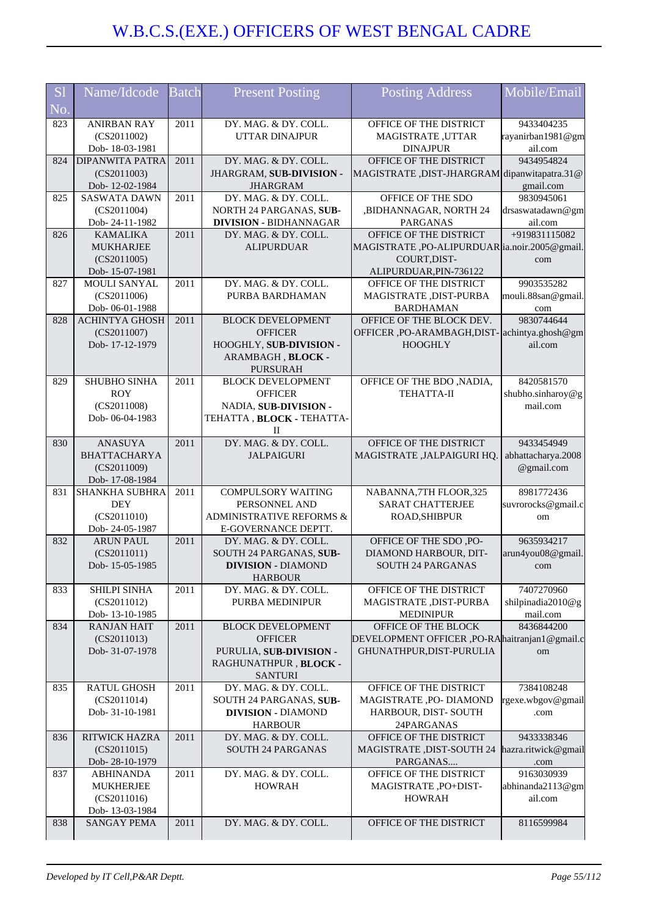# W.B.C.S.(EXE.) OFFICERS OF WEST BENGAL CADRE

| Sl No. | Name/Idcode | Batch | Present Posting | Posting Address | Mobile/Email |
|---|---|---|---|---|---|
| 823 | ANIRBAN RAY (CS2011002) Dob- 18-03-1981 | 2011 | DY. MAG. & DY. COLL. UTTAR DINAJPUR | OFFICE OF THE DISTRICT MAGISTRATE ,UTTAR DINAJPUR | 9433404235 rayanirban1981@gmail.com |
| 824 | DIPANWITA PATRA (CS2011003) Dob- 12-02-1984 | 2011 | DY. MAG. & DY. COLL. JHARGRAM, **SUB-DIVISION** - JHARGRAM | OFFICE OF THE DISTRICT MAGISTRATE ,DIST-JHARGRAM | 9434954824 dipanwitapatra.31@gmail.com |
| 825 | SASWATA DAWN (CS2011004) Dob- 24-11-1982 | 2011 | DY. MAG. & DY. COLL. NORTH 24 PARGANAS, **SUB-DIVISION** - BIDHANNAGAR | OFFICE OF THE SDO ,BIDHANNAGAR, NORTH 24 PARGANAS | 9830945061 drsaswatadawn@gmail.com |
| 826 | KAMALIKA MUKHARJEE (CS2011005) Dob- 15-07-1981 | 2011 | DY. MAG. & DY. COLL. ALIPURDUAR | OFFICE OF THE DISTRICT MAGISTRATE ,PO-ALIPURDUAR COURT,DIST-ALIPURDUAR,PIN-736122 | +919831115082 ia.noir.2005@gmail.com |
| 827 | MOULI SANYAL (CS2011006) Dob- 06-01-1988 | 2011 | DY. MAG. & DY. COLL. PURBA BARDHAMAN | OFFICE OF THE DISTRICT MAGISTRATE ,DIST-PURBA BARDHAMAN | 9903535282 mouli.88san@gmail.com |
| 828 | ACHINTYA GHOSH (CS2011007) Dob- 17-12-1979 | 2011 | BLOCK DEVELOPMENT OFFICER HOOGHLY, **SUB-DIVISION** - ARAMBAGH , **BLOCK** - PURSURAH | OFFICE OF THE BLOCK DEV. OFFICER ,PO-ARAMBAGH,DIST-HOOGHLY | 9830744644 achintya.ghosh@gmail.com |
| 829 | SHUBHO SINHA ROY (CS2011008) Dob- 06-04-1983 | 2011 | BLOCK DEVELOPMENT OFFICER NADIA, **SUB-DIVISION** - TEHATTA , **BLOCK** - TEHATTA-II | OFFICE OF THE BDO ,NADIA, TEHATTA-II | 8420581570 shubho.sinharoy@gmail.com |
| 830 | ANASUYA BHATTACHARYA (CS2011009) Dob- 17-08-1984 | 2011 | DY. MAG. & DY. COLL. JALPAIGURI | OFFICE OF THE DISTRICT MAGISTRATE ,JALPAIGURI HQ. | 9433454949 abhattacharya.2008@gmail.com |
| 831 | SHANKHA SUBHRA DEY (CS2011010) Dob- 24-05-1987 | 2011 | COMPULSORY WAITING PERSONNEL AND ADMINISTRATIVE REFORMS & E-GOVERNANCE DEPTT. | NABANNA,7TH FLOOR,325 SARAT CHATTERJEE ROAD,SHIBPUR | 8981772436 suvrorocks@gmail.com |
| 832 | ARUN PAUL (CS2011011) Dob- 15-05-1985 | 2011 | DY. MAG. & DY. COLL. SOUTH 24 PARGANAS, **SUB-DIVISION** - DIAMOND HARBOUR | OFFICE OF THE SDO ,PO-DIAMOND HARBOUR, DIT-SOUTH 24 PARGANAS | 9635934217 arun4you08@gmail.com |
| 833 | SHILPI SINHA (CS2011012) Dob- 13-10-1985 | 2011 | DY. MAG. & DY. COLL. PURBA MEDINIPUR | OFFICE OF THE DISTRICT MAGISTRATE ,DIST-PURBA MEDINIPUR | 7407270960 shilpinadia2010@gmail.com |
| 834 | RANJAN HAIT (CS2011013) Dob- 31-07-1978 | 2011 | BLOCK DEVELOPMENT OFFICER PURULIA, **SUB-DIVISION** - RAGHUNATHPUR , **BLOCK** - SANTURI | OFFICE OF THE BLOCK DEVELOPMENT OFFICER ,PO-RAGHUNATHPUR,DIST-PURULIA | 8436844200 haitranjan1@gmail.com |
| 835 | RATUL GHOSH (CS2011014) Dob- 31-10-1981 | 2011 | DY. MAG. & DY. COLL. SOUTH 24 PARGANAS, **SUB-DIVISION** - DIAMOND HARBOUR | OFFICE OF THE DISTRICT MAGISTRATE ,PO- DIAMOND HARBOUR, DIST- SOUTH 24PARGANAS | 7384108248 rgexe.wbgov@gmail.com |
| 836 | RITWICK HAZRA (CS2011015) Dob- 28-10-1979 | 2011 | DY. MAG. & DY. COLL. SOUTH 24 PARGANAS | OFFICE OF THE DISTRICT MAGISTRATE ,DIST-SOUTH 24 PARGANAS.... | 9433338346 hazra.ritwick@gmail.com |
| 837 | ABHINANDA MUKHERJEE (CS2011016) Dob- 13-03-1984 | 2011 | DY. MAG. & DY. COLL. HOWRAH | OFFICE OF THE DISTRICT MAGISTRATE ,PO+DIST-HOWRAH | 9163030939 abhinanda2113@gmail.com |
| 838 | SANGAY PEMA | 2011 | DY. MAG. & DY. COLL. | OFFICE OF THE DISTRICT | 8116599984 |

*Developed by IT Cell,P&AR Deptt.*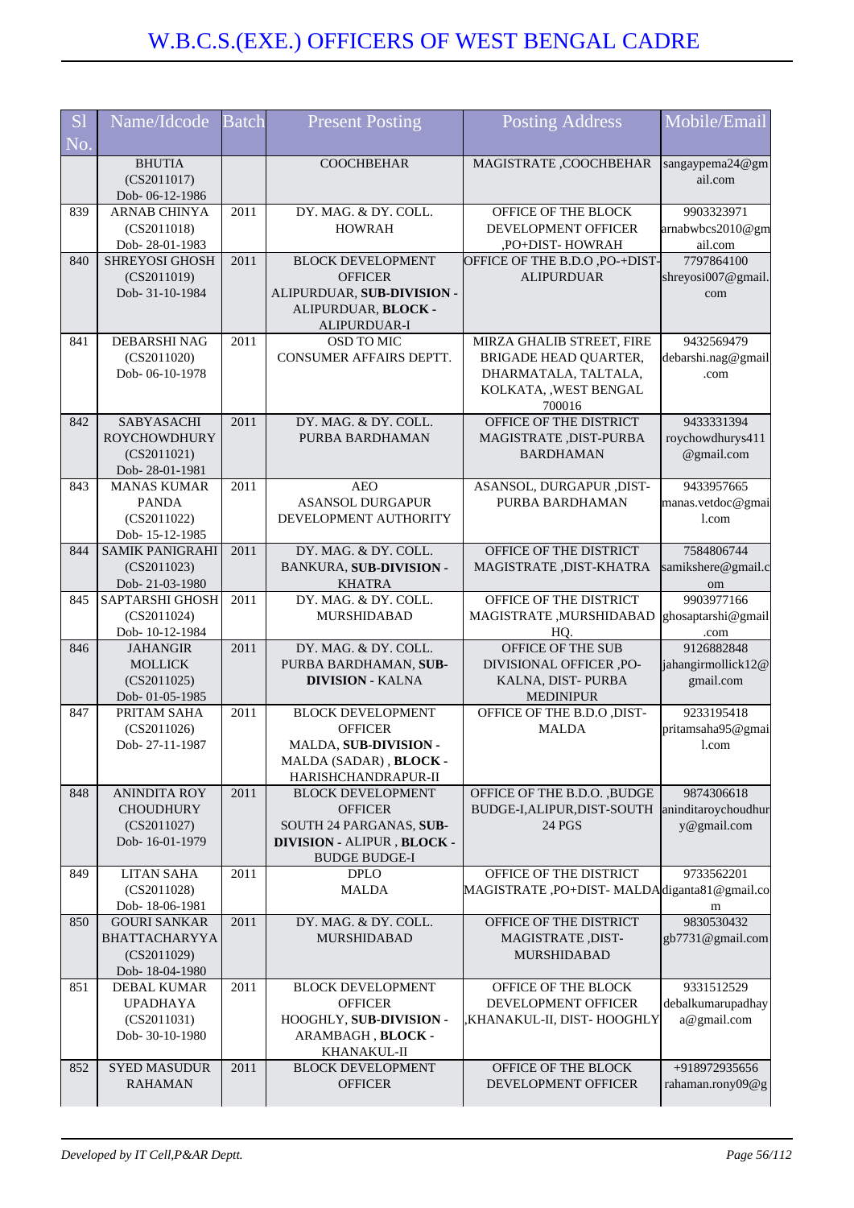# W.B.C.S.(EXE.) OFFICERS OF WEST BENGAL CADRE

| Sl No. | Name/Idcode | Batch | Present Posting | Posting Address | Mobile/Email |
|---|---|---|---|---|---|
| | BHUTIA (CS2011017) Dob- 06-12-1986 | | COOCHBEHAR | MAGISTRATE ,COOCHBEHAR | sangaypema24@gmail.com |
| 839 | ARNAB CHINYA (CS2011018) Dob- 28-01-1983 | 2011 | DY. MAG. & DY. COLL. HOWRAH | OFFICE OF THE BLOCK DEVELOPMENT OFFICER ,PO+DIST- HOWRAH | 9903323971 arnabwbcs2010@gmail.com |
| 840 | SHREYOSI GHOSH (CS2011019) Dob- 31-10-1984 | 2011 | BLOCK DEVELOPMENT OFFICER ALIPURDUAR, **SUB-DIVISION -** ALIPURDUAR, **BLOCK -** ALIPURDUAR-I | OFFICE OF THE B.D.O ,PO-+DIST-ALIPURDUAR | 7797864100 shreyosi007@gmail.com |
| 841 | DEBARSHI NAG (CS2011020) Dob- 06-10-1978 | 2011 | OSD TO MIC CONSUMER AFFAIRS DEPTT. | MIRZA GHALIB STREET, FIRE BRIGADE HEAD QUARTER, DHARMATALA, TALTALA, KOLKATA, ,WEST BENGAL 700016 | 9432569479 debarshi.nag@gmail.com |
| 842 | SABYASACHI ROYCHOWDHURY (CS2011021) Dob- 28-01-1981 | 2011 | DY. MAG. & DY. COLL. PURBA BARDHAMAN | OFFICE OF THE DISTRICT MAGISTRATE ,DIST-PURBA BARDHAMAN | 9433331394 roychowdhurys411@gmail.com |
| 843 | MANAS KUMAR PANDA (CS2011022) Dob- 15-12-1985 | 2011 | AEO ASANSOL DURGAPUR DEVELOPMENT AUTHORITY | ASANSOL, DURGAPUR ,DIST-PURBA BARDHAMAN | 9433957665 manas.vetdoc@gmail.com |
| 844 | SAMIK PANIGRAHI (CS2011023) Dob- 21-03-1980 | 2011 | DY. MAG. & DY. COLL. BANKURA, **SUB-DIVISION -** KHATRA | OFFICE OF THE DISTRICT MAGISTRATE ,DIST-KHATRA | 7584806744 samikshere@gmail.com |
| 845 | SAPTARSHI GHOSH (CS2011024) Dob- 10-12-1984 | 2011 | DY. MAG. & DY. COLL. MURSHIDABAD | OFFICE OF THE DISTRICT MAGISTRATE ,MURSHIDABAD HQ. | 9903977166 ghosaptarshi@gmail.com |
| 846 | JAHANGIR MOLLICK (CS2011025) Dob- 01-05-1985 | 2011 | DY. MAG. & DY. COLL. PURBA BARDHAMAN, **SUB-DIVISION -** KALNA | OFFICE OF THE SUB DIVISIONAL OFFICER ,PO-KALNA, DIST- PURBA MEDINIPUR | 9126882848 jahangirmollick12@gmail.com |
| 847 | PRITAM SAHA (CS2011026) Dob- 27-11-1987 | 2011 | BLOCK DEVELOPMENT OFFICER MALDA, **SUB-DIVISION -** MALDA (SADAR) , **BLOCK -** HARISHCHANDRAPUR-II | OFFICE OF THE B.D.O ,DIST-MALDA | 9233195418 pritamsaha95@gmail.com |
| 848 | ANINDITA ROY CHOUDHURY (CS2011027) Dob- 16-01-1979 | 2011 | BLOCK DEVELOPMENT OFFICER SOUTH 24 PARGANAS, **SUB-DIVISION -** ALIPUR , **BLOCK -** BUDGE BUDGE-I | OFFICE OF THE B.D.O. ,BUDGE BUDGE-I,ALIPUR,DIST-SOUTH 24 PGS | 9874306618 aninditaroychoudhury@gmail.com |
| 849 | LITAN SAHA (CS2011028) Dob- 18-06-1981 | 2011 | DPLO MALDA | OFFICE OF THE DISTRICT MAGISTRATE ,PO+DIST- MALDA | diganta81@gmail.com |
| 850 | GOURI SANKAR BHATTACHARYYA (CS2011029) Dob- 18-04-1980 | 2011 | DY. MAG. & DY. COLL. MURSHIDABAD | OFFICE OF THE DISTRICT MAGISTRATE ,DIST-MURSHIDABAD | 9830530432 gb7731@gmail.com |
| 851 | DEBAL KUMAR UPADHAYA (CS2011031) Dob- 30-10-1980 | 2011 | BLOCK DEVELOPMENT OFFICER HOOGHLY, **SUB-DIVISION -** ARAMBAGH , **BLOCK -** KHANAKUL-II | OFFICE OF THE BLOCK DEVELOPMENT OFFICER ,KHANAKUL-II, DIST- HOOGHLY | 9331512529 debalkumarupadhaya@gmail.com |
| 852 | SYED MASUDUR RAHAMAN | 2011 | BLOCK DEVELOPMENT OFFICER | OFFICE OF THE BLOCK DEVELOPMENT OFFICER | +918972935656 rahaman.rony09@g |

*Developed by IT Cell,P&AR Deptt.*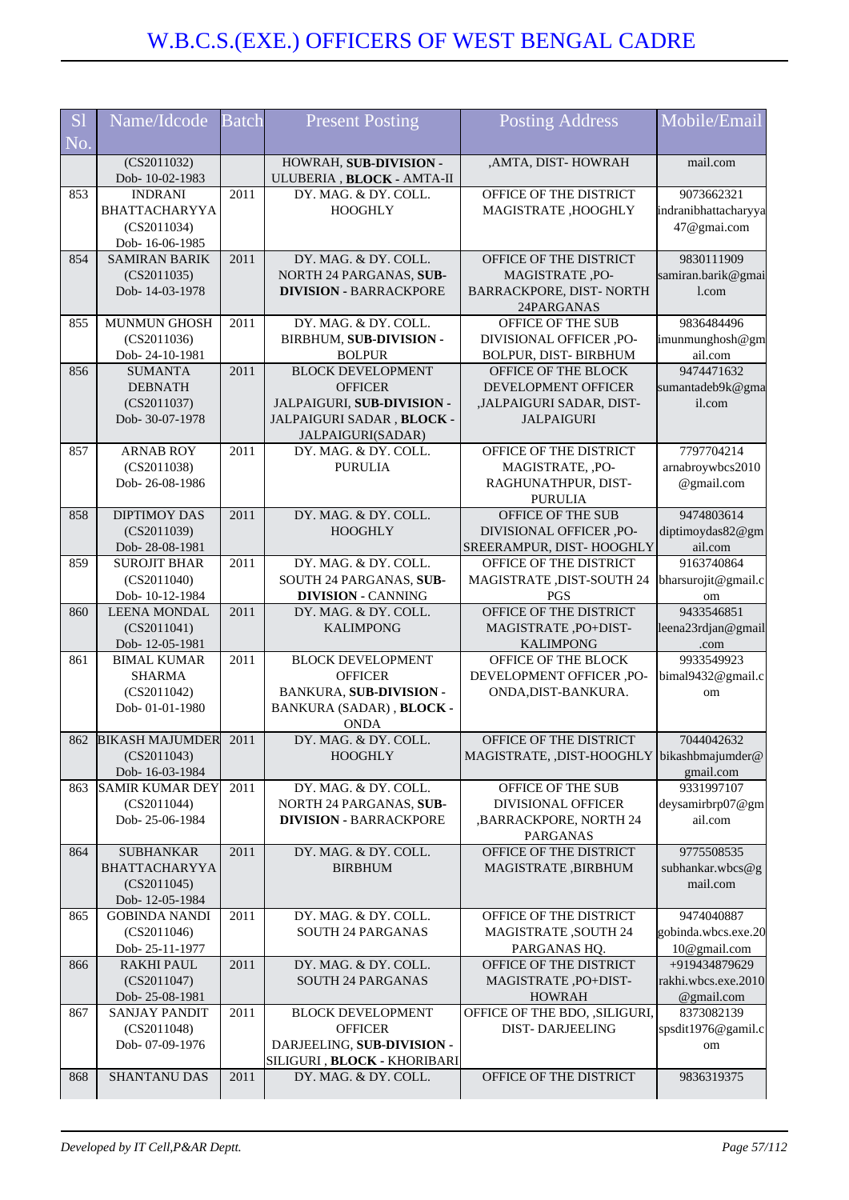# W.B.C.S.(EXE.) OFFICERS OF WEST BENGAL CADRE

| Sl No. | Name/Idcode | Batch | Present Posting | Posting Address | Mobile/Email |
|---|---|---|---|---|---|
| | (CS2011032) Dob- 10-02-1983 | | HOWRAH, **SUB-DIVISION -** ULUBERIA , **BLOCK -** AMTA-II | ,AMTA, DIST- HOWRAH | mail.com |
| 853 | INDRANI BHATTACHARYYA (CS2011034) Dob- 16-06-1985 | 2011 | DY. MAG. & DY. COLL. HOOGHLY | OFFICE OF THE DISTRICT MAGISTRATE ,HOOGHLY | 9073662321 indranibhattacharyya47@gmai.com |
| 854 | SAMIRAN BARIK (CS2011035) Dob- 14-03-1978 | 2011 | DY. MAG. & DY. COLL. NORTH 24 PARGANAS, **SUB-DIVISION -** BARRACKPORE | OFFICE OF THE DISTRICT MAGISTRATE ,PO-BARRACKPORE, DIST- NORTH 24PARGANAS | 9830111909 samiran.barik@gmail.com |
| 855 | MUNMUN GHOSH (CS2011036) Dob- 24-10-1981 | 2011 | DY. MAG. & DY. COLL. BIRBHUM, **SUB-DIVISION -** BOLPUR | OFFICE OF THE SUB DIVISIONAL OFFICER ,PO-BOLPUR, DIST- BIRBHUM | 9836484496 imunmunghosh@gmail.com |
| 856 | SUMANTA DEBNATH (CS2011037) Dob- 30-07-1978 | 2011 | BLOCK DEVELOPMENT OFFICER JALPAIGURI, **SUB-DIVISION -** JALPAIGURI SADAR , **BLOCK -** JALPAIGURI(SADAR) | OFFICE OF THE BLOCK DEVELOPMENT OFFICER ,JALPAIGURI SADAR, DIST- JALPAIGURI | 9474471632 sumantadeb9k@gmail.com |
| 857 | ARNAB ROY (CS2011038) Dob- 26-08-1986 | 2011 | DY. MAG. & DY. COLL. PURULIA | OFFICE OF THE DISTRICT MAGISTRATE, ,PO-RAGHUNATHPUR, DIST-PURULIA | 7797704214 arnabroywbcs2010@gmail.com |
| 858 | DIPTIMOY DAS (CS2011039) Dob- 28-08-1981 | 2011 | DY. MAG. & DY. COLL. HOOGHLY | OFFICE OF THE SUB DIVISIONAL OFFICER ,PO-SREERAMPUR, DIST- HOOGHLY | 9474803614 diptimoydas82@gmail.com |
| 859 | SUROJIT BHAR (CS2011040) Dob- 10-12-1984 | 2011 | DY. MAG. & DY. COLL. SOUTH 24 PARGANAS, **SUB-DIVISION -** CANNING | OFFICE OF THE DISTRICT MAGISTRATE ,DIST-SOUTH 24 PGS | 9163740864 bharsurojit@gmail.com |
| 860 | LEENA MONDAL (CS2011041) Dob- 12-05-1981 | 2011 | DY. MAG. & DY. COLL. KALIMPONG | OFFICE OF THE DISTRICT MAGISTRATE ,PO+DIST-KALIMPONG | 9433546851 leena23rdjan@gmail.com |
| 861 | BIMAL KUMAR SHARMA (CS2011042) Dob- 01-01-1980 | 2011 | BLOCK DEVELOPMENT OFFICER BANKURA, **SUB-DIVISION -** BANKURA (SADAR) , **BLOCK -** ONDA | OFFICE OF THE BLOCK DEVELOPMENT OFFICER ,PO-ONDA,DIST-BANKURA. | 9933549923 bimal9432@gmail.com |
| 862 | BIKASH MAJUMDER (CS2011043) Dob- 16-03-1984 | 2011 | DY. MAG. & DY. COLL. HOOGHLY | OFFICE OF THE DISTRICT MAGISTRATE, ,DIST-HOOGHLY | 7044042632 bikashbmajumder@gmail.com |
| 863 | SAMIR KUMAR DEY (CS2011044) Dob- 25-06-1984 | 2011 | DY. MAG. & DY. COLL. NORTH 24 PARGANAS, **SUB-DIVISION -** BARRACKPORE | OFFICE OF THE SUB DIVISIONAL OFFICER ,BARRACKPORE, NORTH 24 PARGANAS | 9331997107 deysamirbrp07@gmail.com |
| 864 | SUBHANKAR BHATTACHARYYA (CS2011045) Dob- 12-05-1984 | 2011 | DY. MAG. & DY. COLL. BIRBHUM | OFFICE OF THE DISTRICT MAGISTRATE ,BIRBHUM | 9775508535 subhankar.wbcs@gmail.com |
| 865 | GOBINDA NANDI (CS2011046) Dob- 25-11-1977 | 2011 | DY. MAG. & DY. COLL. SOUTH 24 PARGANAS | OFFICE OF THE DISTRICT MAGISTRATE ,SOUTH 24 PARGANAS HQ. | 9474040887 gobinda.wbcs.exe.2010@gmail.com |
| 866 | RAKHI PAUL (CS2011047) Dob- 25-08-1981 | 2011 | DY. MAG. & DY. COLL. SOUTH 24 PARGANAS | OFFICE OF THE DISTRICT MAGISTRATE ,PO+DIST-HOWRAH | +919434879629 rakhi.wbcs.exe.2010@gmail.com |
| 867 | SANJAY PANDIT (CS2011048) Dob- 07-09-1976 | 2011 | BLOCK DEVELOPMENT OFFICER DARJEELING, **SUB-DIVISION -** SILIGURI , **BLOCK -** KHORIBARI | OFFICE OF THE BDO, ,SILIGURI, DIST- DARJEELING | 8373082139 spsdit1976@gamil.com |
| 868 | SHANTANU DAS | 2011 | DY. MAG. & DY. COLL. | OFFICE OF THE DISTRICT | 9836319375 |

*Developed by IT Cell,P&AR Deptt.*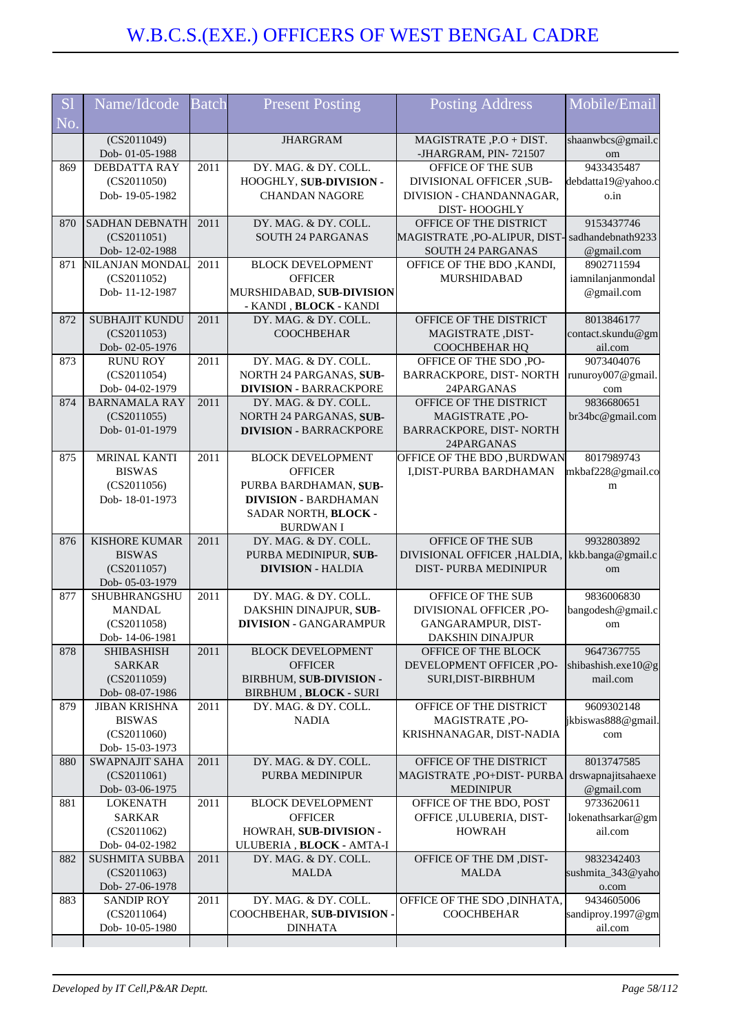# W.B.C.S.(EXE.) OFFICERS OF WEST BENGAL CADRE

| Sl No. | Name/Idcode | Batch | Present Posting | Posting Address | Mobile/Email |
|---|---|---|---|---|---|
| | (CS2011049) Dob- 01-05-1988 | | JHARGRAM | MAGISTRATE ,P.O + DIST. -JHARGRAM, PIN- 721507 | shaanwbcs@gmail.com |
| 869 | DEBDATTA RAY (CS2011050) Dob- 19-05-1982 | 2011 | DY. MAG. & DY. COLL. HOOGHLY, **SUB-DIVISION** - CHANDAN NAGORE | OFFICE OF THE SUB DIVISIONAL OFFICER ,SUB-DIVISION - CHANDANNAGAR, DIST- HOOGHLY | 9433435487 debdatta19@yahoo.co.in |
| 870 | SADHAN DEBNATH (CS2011051) Dob- 12-02-1988 | 2011 | DY. MAG. & DY. COLL. SOUTH 24 PARGANAS | OFFICE OF THE DISTRICT MAGISTRATE ,PO-ALIPUR, DIST- SOUTH 24 PARGANAS | 9153437746 sadhandebnath9233@gmail.com |
| 871 | NILANJAN MONDAL (CS2011052) Dob- 11-12-1987 | 2011 | BLOCK DEVELOPMENT OFFICER MURSHIDABAD, **SUB-DIVISION** - KANDI , **BLOCK** - KANDI | OFFICE OF THE BDO ,KANDI, MURSHIDABAD | 8902711594 iamnilanjanmondal@gmail.com |
| 872 | SUBHAJIT KUNDU (CS2011053) Dob- 02-05-1976 | 2011 | DY. MAG. & DY. COLL. COOCHBEHAR | OFFICE OF THE DISTRICT MAGISTRATE ,DIST- COOCHBEHAR HQ | 8013846177 contact.skundu@gmail.com |
| 873 | RUNU ROY (CS2011054) Dob- 04-02-1979 | 2011 | DY. MAG. & DY. COLL. NORTH 24 PARGANAS, **SUB-DIVISION** - BARRACKPORE | OFFICE OF THE SDO ,PO- BARRACKPORE, DIST- NORTH 24PARGANAS | 9073404076 runuroy007@gmail.com |
| 874 | BARNAMALA RAY (CS2011055) Dob- 01-01-1979 | 2011 | DY. MAG. & DY. COLL. NORTH 24 PARGANAS, **SUB-DIVISION** - BARRACKPORE | OFFICE OF THE DISTRICT MAGISTRATE ,PO- BARRACKPORE, DIST- NORTH 24PARGANAS | 9836680651 br34bc@gmail.com |
| 875 | MRINAL KANTI BISWAS (CS2011056) Dob- 18-01-1973 | 2011 | BLOCK DEVELOPMENT OFFICER PURBA BARDHAMAN, **SUB-DIVISION** - BARDHAMAN SADAR NORTH, **BLOCK** - BURDWAN I | OFFICE OF THE BDO ,BURDWAN I,DIST-PURBA BARDHAMAN | 8017989743 mkbaf228@gmail.com |
| 876 | KISHORE KUMAR BISWAS (CS2011057) Dob- 05-03-1979 | 2011 | DY. MAG. & DY. COLL. PURBA MEDINIPUR, **SUB-DIVISION** - HALDIA | OFFICE OF THE SUB DIVISIONAL OFFICER ,HALDIA, DIST- PURBA MEDINIPUR | 9932803892 kkb.banga@gmail.com |
| 877 | SHUBHRANGSHU MANDAL (CS2011058) Dob- 14-06-1981 | 2011 | DY. MAG. & DY. COLL. DAKSHIN DINAJPUR, **SUB-DIVISION** - GANGARAMPUR | OFFICE OF THE SUB DIVISIONAL OFFICER ,PO- GANGARAMPUR, DIST- DAKSHIN DINAJPUR | 9836006830 bangodesh@gmail.com |
| 878 | SHIBASHISH SARKAR (CS2011059) Dob- 08-07-1986 | 2011 | BLOCK DEVELOPMENT OFFICER BIRBHUM, **SUB-DIVISION** - BIRBHUM , **BLOCK** - SURI | OFFICE OF THE BLOCK DEVELOPMENT OFFICER ,PO- SURI,DIST-BIRBHUM | 9647367755 shibashish.exe10@gmail.com |
| 879 | JIBAN KRISHNA BISWAS (CS2011060) Dob- 15-03-1973 | 2011 | DY. MAG. & DY. COLL. NADIA | OFFICE OF THE DISTRICT MAGISTRATE ,PO- KRISHNANAGAR, DIST-NADIA | 9609302148 jkbiswas888@gmail.com |
| 880 | SWAPNAJIT SAHA (CS2011061) Dob- 03-06-1975 | 2011 | DY. MAG. & DY. COLL. PURBA MEDINIPUR | OFFICE OF THE DISTRICT MAGISTRATE ,PO+DIST- PURBA MEDINIPUR | 8013747585 drswapnajitsahaexe@gmail.com |
| 881 | LOKENATH SARKAR (CS2011062) Dob- 04-02-1982 | 2011 | BLOCK DEVELOPMENT OFFICER HOWRAH, **SUB-DIVISION** - ULUBERIA , **BLOCK** - AMTA-I | OFFICE OF THE BDO, POST OFFICE ,ULUBERIA, DIST- HOWRAH | 9733620611 lokenathsarkar@gmail.com |
| 882 | SUSHMITA SUBBA (CS2011063) Dob- 27-06-1978 | 2011 | DY. MAG. & DY. COLL. MALDA | OFFICE OF THE DM ,DIST- MALDA | 9832342403 sushmita_343@yahoo.com |
| 883 | SANDIP ROY (CS2011064) Dob- 10-05-1980 | 2011 | DY. MAG. & DY. COLL. COOCHBEHAR, **SUB-DIVISION** - DINHATA | OFFICE OF THE SDO ,DINHATA, COOCHBEHAR | 9434605006 sandiproy.1997@gmail.com |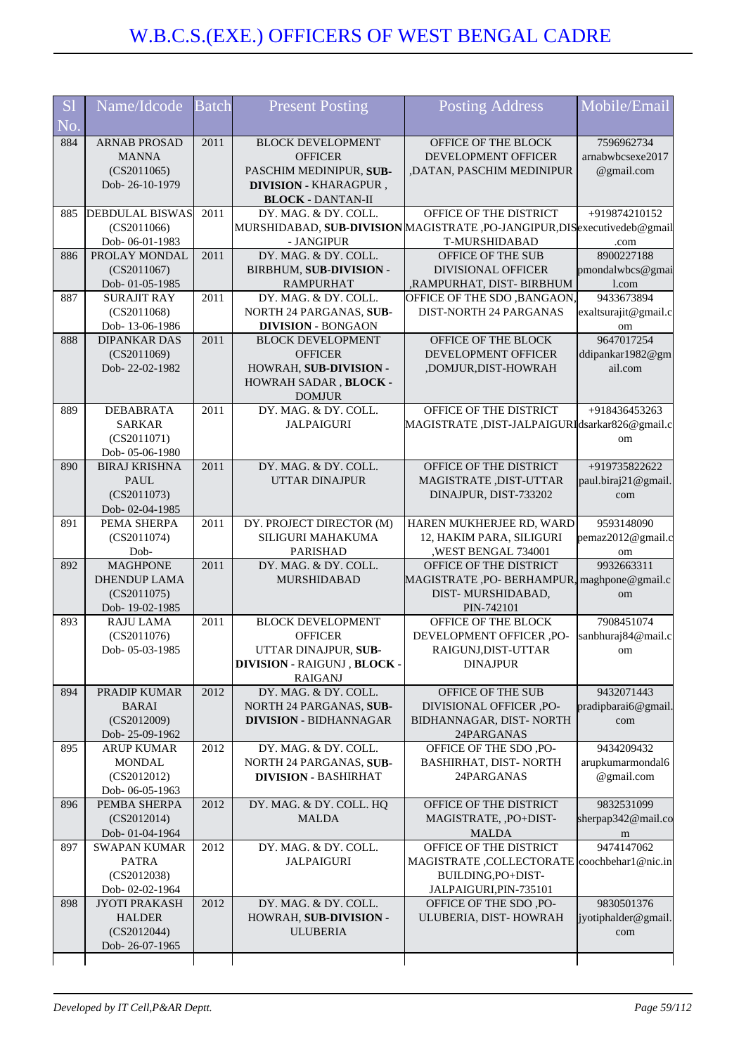# W.B.C.S.(EXE.) OFFICERS OF WEST BENGAL CADRE

| Sl No. | Name/Idcode | Batch | Present Posting | Posting Address | Mobile/Email |
|---|---|---|---|---|---|
| 884 | ARNAB PROSAD MANNA (CS2011065) Dob- 26-10-1979 | 2011 | BLOCK DEVELOPMENT OFFICER PASCHIM MEDINIPUR, **SUB-DIVISION** - KHARAGPUR , **BLOCK** - DANTAN-II | OFFICE OF THE BLOCK DEVELOPMENT OFFICER ,DATAN, PASCHIM MEDINIPUR | 7596962734 arnabwbcsexe2017@gmail.com |
| 885 | DEBDULAL BISWAS (CS2011066) Dob- 06-01-1983 | 2011 | DY. MAG. & DY. COLL. MURSHIDABAD, **SUB-DIVISION** - JANGIPUR | OFFICE OF THE DISTRICT MAGISTRATE ,PO-JANGIPUR,DIST-MURSHIDABAD | +919874210152 executivedeb@gmail.com |
| 886 | PROLAY MONDAL (CS2011067) Dob- 01-05-1985 | 2011 | DY. MAG. & DY. COLL. BIRBHUM, **SUB-DIVISION** - RAMPURHAT | OFFICE OF THE SUB DIVISIONAL OFFICER ,RAMPURHAT, DIST- BIRBHUM | 8900227188 pmondalwbcs@gmail.com |
| 887 | SURAJIT RAY (CS2011068) Dob- 13-06-1986 | 2011 | DY. MAG. & DY. COLL. NORTH 24 PARGANAS, **SUB-DIVISION** - BONGAON | OFFICE OF THE SDO ,BANGAON, DIST-NORTH 24 PARGANAS | 9433673894 exaltsurajit@gmail.com |
| 888 | DIPANKAR DAS (CS2011069) Dob- 22-02-1982 | 2011 | BLOCK DEVELOPMENT OFFICER HOWRAH, **SUB-DIVISION** - HOWRAH SADAR , **BLOCK** - DOMJUR | OFFICE OF THE BLOCK DEVELOPMENT OFFICER ,DOMJUR,DIST-HOWRAH | 9647017254 ddipankar1982@gmail.com |
| 889 | DEBABRATA SARKAR (CS2011071) Dob- 05-06-1980 | 2011 | DY. MAG. & DY. COLL. JALPAIGURI | OFFICE OF THE DISTRICT MAGISTRATE ,DIST-JALPAIGURI | +918436453263 dsarkar826@gmail.com |
| 890 | BIRAJ KRISHNA PAUL (CS2011073) Dob- 02-04-1985 | 2011 | DY. MAG. & DY. COLL. UTTAR DINAJPUR | OFFICE OF THE DISTRICT MAGISTRATE ,DIST-UTTAR DINAJPUR, DIST-733202 | +919735822622 paul.biraj21@gmail.com |
| 891 | PEMA SHERPA (CS2011074) Dob- | 2011 | DY. PROJECT DIRECTOR (M) SILIGURI MAHAKUMA PARISHAD | HAREN MUKHERJEE RD, WARD 12, HAKIM PARA, SILIGURI ,WEST BENGAL 734001 | 9593148090 pemaz2012@gmail.com |
| 892 | MAGHPONE DHENDUP LAMA (CS2011075) Dob- 19-02-1985 | 2011 | DY. MAG. & DY. COLL. MURSHIDABAD | OFFICE OF THE DISTRICT MAGISTRATE ,PO- BERHAMPUR, DIST- MURSHIDABAD, PIN-742101 | 9932663311 maghpone@gmail.com |
| 893 | RAJU LAMA (CS2011076) Dob- 05-03-1985 | 2011 | BLOCK DEVELOPMENT OFFICER UTTAR DINAJPUR, **SUB-DIVISION** - RAIGUNJ , **BLOCK** - RAIGANJ | OFFICE OF THE BLOCK DEVELOPMENT OFFICER ,PO-RAIGUNJ,DIST-UTTAR DINAJPUR | 7908451074 sanbhuraj84@mail.com |
| 894 | PRADIP KUMAR BARAI (CS2012009) Dob- 25-09-1962 | 2012 | DY. MAG. & DY. COLL. NORTH 24 PARGANAS, **SUB-DIVISION** - BIDHANNAGAR | OFFICE OF THE SUB DIVISIONAL OFFICER ,PO-BIDHANNAGAR, DIST- NORTH 24PARGANAS | 9432071443 pradipbarai6@gmail.com |
| 895 | ARUP KUMAR MONDAL (CS2012012) Dob- 06-05-1963 | 2012 | DY. MAG. & DY. COLL. NORTH 24 PARGANAS, **SUB-DIVISION** - BASHIRHAT | OFFICE OF THE SDO ,PO-BASHIRHAT, DIST- NORTH 24PARGANAS | 9434209432 arupkumarmondal6@gmail.com |
| 896 | PEMBA SHERPA (CS2012014) Dob- 01-04-1964 | 2012 | DY. MAG. & DY. COLL. HQ MALDA | OFFICE OF THE DISTRICT MAGISTRATE, ,PO+DIST-MALDA | 9832531099 sherpap342@mail.com |
| 897 | SWAPAN KUMAR PATRA (CS2012038) Dob- 02-02-1964 | 2012 | DY. MAG. & DY. COLL. JALPAIGURI | OFFICE OF THE DISTRICT MAGISTRATE ,COLLECTORATE BUILDING,PO+DIST-JALPAIGURI,PIN-735101 | 9474147062 coochbehar1@nic.in |
| 898 | JYOTI PRAKASH HALDER (CS2012044) Dob- 26-07-1965 | 2012 | DY. MAG. & DY. COLL. HOWRAH, **SUB-DIVISION** - ULUBERIA | OFFICE OF THE SDO ,PO-ULUBERIA, DIST- HOWRAH | 9830501376 jyotiphalder@gmail.com |

*Developed by IT Cell,P&AR Deptt.*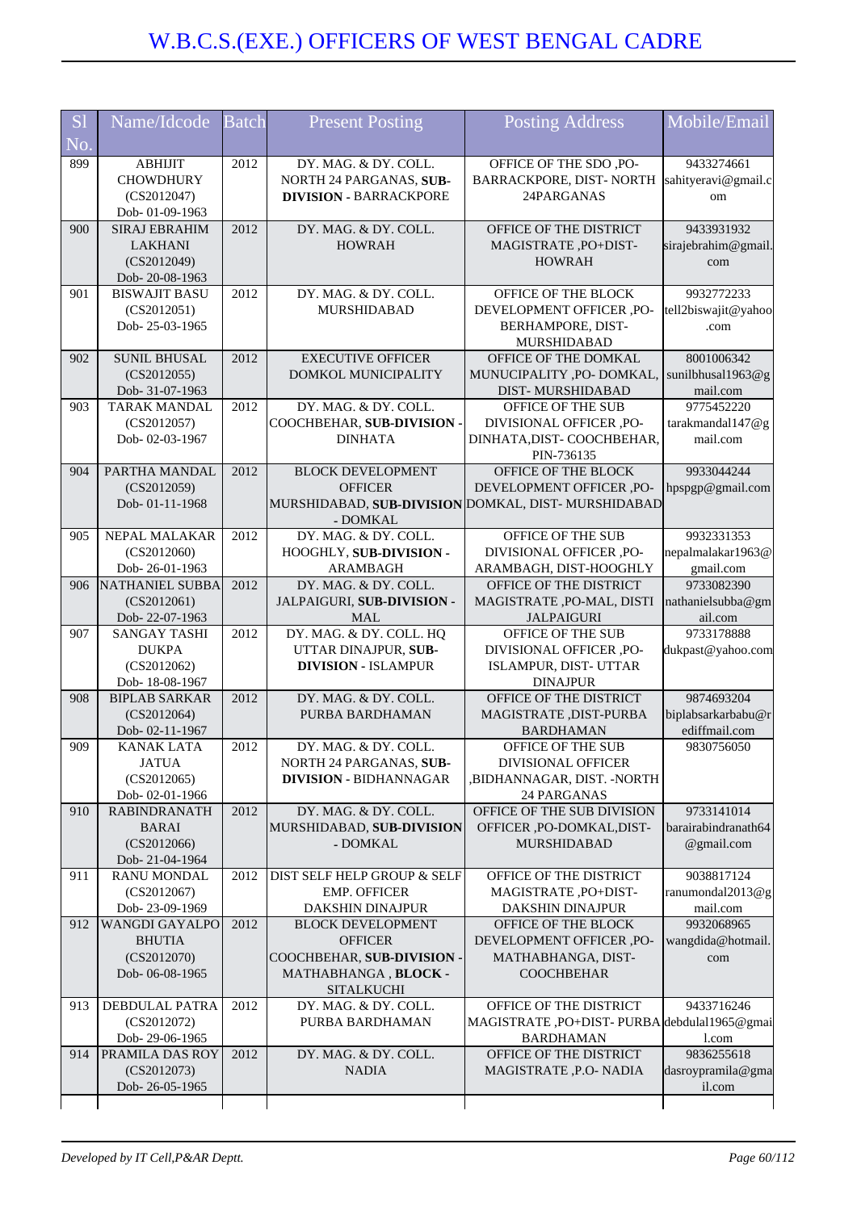# W.B.C.S.(EXE.) OFFICERS OF WEST BENGAL CADRE

| Sl No. | Name/Idcode | Batch | Present Posting | Posting Address | Mobile/Email |
|---|---|---|---|---|---|
| 899 | ABHIJIT CHOWDHURY (CS2012047) Dob- 01-09-1963 | 2012 | DY. MAG. & DY. COLL. NORTH 24 PARGANAS, **SUB-DIVISION** - BARRACKPORE | OFFICE OF THE SDO ,PO- BARRACKPORE, DIST- NORTH 24PARGANAS | 9433274661 sahityeravi@gmail.com |
| 900 | SIRAJ EBRAHIM LAKHANI (CS2012049) Dob- 20-08-1963 | 2012 | DY. MAG. & DY. COLL. HOWRAH | OFFICE OF THE DISTRICT MAGISTRATE ,PO+DIST- HOWRAH | 9433931932 sirajebrahim@gmail.com |
| 901 | BISWAJIT BASU (CS2012051) Dob- 25-03-1965 | 2012 | DY. MAG. & DY. COLL. MURSHIDABAD | OFFICE OF THE BLOCK DEVELOPMENT OFFICER ,PO- BERHAMPORE, DIST- MURSHIDABAD | 9932772233 tell2biswajit@yahoo.com |
| 902 | SUNIL BHUSAL (CS2012055) Dob- 31-07-1963 | 2012 | EXECUTIVE OFFICER DOMKOL MUNICIPALITY | OFFICE OF THE DOMKAL MUNUCIPALITY ,PO- DOMKAL, DIST- MURSHIDABAD | 8001006342 sunilbhusal1963@gmail.com |
| 903 | TARAK MANDAL (CS2012057) Dob- 02-03-1967 | 2012 | DY. MAG. & DY. COLL. COOCHBEHAR, **SUB-DIVISION** - DINHATA | OFFICE OF THE SUB DIVISIONAL OFFICER ,PO- DINHATA,DIST- COOCHBEHAR, PIN-736135 | 9775452220 tarakmandal147@gmail.com |
| 904 | PARTHA MANDAL (CS2012059) Dob- 01-11-1968 | 2012 | BLOCK DEVELOPMENT OFFICER MURSHIDABAD, **SUB-DIVISION** - DOMKAL | OFFICE OF THE BLOCK DEVELOPMENT OFFICER ,PO- DOMKAL, DIST- MURSHIDABAD | 9933044244 hpspgp@gmail.com |
| 905 | NEPAL MALAKAR (CS2012060) Dob- 26-01-1963 | 2012 | DY. MAG. & DY. COLL. HOOGHLY, **SUB-DIVISION** - ARAMBAGH | OFFICE OF THE SUB DIVISIONAL OFFICER ,PO- ARAMBAGH, DIST-HOOGHLY | 9932331353 nepalmalakar1963@gmail.com |
| 906 | NATHANIEL SUBBA (CS2012061) Dob- 22-07-1963 | 2012 | DY. MAG. & DY. COLL. JALPAIGURI, **SUB-DIVISION** - MAL | OFFICE OF THE DISTRICT MAGISTRATE ,PO-MAL, DISTI JALPAIGURI | 9733082390 nathanielsubba@gmail.com |
| 907 | SANGAY TASHI DUKPA (CS2012062) Dob- 18-08-1967 | 2012 | DY. MAG. & DY. COLL. HQ UTTAR DINAJPUR, **SUB-DIVISION** - ISLAMPUR | OFFICE OF THE SUB DIVISIONAL OFFICER ,PO- ISLAMPUR, DIST- UTTAR DINAJPUR | 9733178888 dukpast@yahoo.com |
| 908 | BIPLAB SARKAR (CS2012064) Dob- 02-11-1967 | 2012 | DY. MAG. & DY. COLL. PURBA BARDHAMAN | OFFICE OF THE DISTRICT MAGISTRATE ,DIST-PURBA BARDHAMAN | 9874693204 biplabsarkarbabu@rediffmail.com |
| 909 | KANAK LATA JATUA (CS2012065) Dob- 02-01-1966 | 2012 | DY. MAG. & DY. COLL. NORTH 24 PARGANAS, **SUB-DIVISION** - BIDHANNAGAR | OFFICE OF THE SUB DIVISIONAL OFFICER ,BIDHANNAGAR, DIST. -NORTH 24 PARGANAS | 9830756050 |
| 910 | RABINDRANATH BARAI (CS2012066) Dob- 21-04-1964 | 2012 | DY. MAG. & DY. COLL. MURSHIDABAD, **SUB-DIVISION** - DOMKAL | OFFICE OF THE SUB DIVISION OFFICER ,PO-DOMKAL,DIST- MURSHIDABAD | 9733141014 barairabindranath64@gmail.com |
| 911 | RANU MONDAL (CS2012067) Dob- 23-09-1969 | 2012 | DIST SELF HELP GROUP & SELF EMP. OFFICER DAKSHIN DINAJPUR | OFFICE OF THE DISTRICT MAGISTRATE ,PO+DIST- DAKSHIN DINAJPUR | 9038817124 ranumondal2013@gmail.com |
| 912 | WANGDI GAYALPO BHUTIA (CS2012070) Dob- 06-08-1965 | 2012 | BLOCK DEVELOPMENT OFFICER COOCHBEHAR, **SUB-DIVISION** - MATHABHANGA , **BLOCK** - SITALKUCHI | OFFICE OF THE BLOCK DEVELOPMENT OFFICER ,PO- MATHABHANGA, DIST- COOCHBEHAR | 9932068965 wangdida@hotmail.com |
| 913 | DEBDULAL PATRA (CS2012072) Dob- 29-06-1965 | 2012 | DY. MAG. & DY. COLL. PURBA BARDHAMAN | OFFICE OF THE DISTRICT MAGISTRATE ,PO+DIST- PURBA BARDHAMAN | 9433716246 debdulal1965@gmail.com |
| 914 | PRAMILA DAS ROY (CS2012073) Dob- 26-05-1965 | 2012 | DY. MAG. & DY. COLL. NADIA | OFFICE OF THE DISTRICT MAGISTRATE ,P.O- NADIA | 9836255618 dasroypramila@gmail.com |

*Developed by IT Cell,P&AR Deptt.*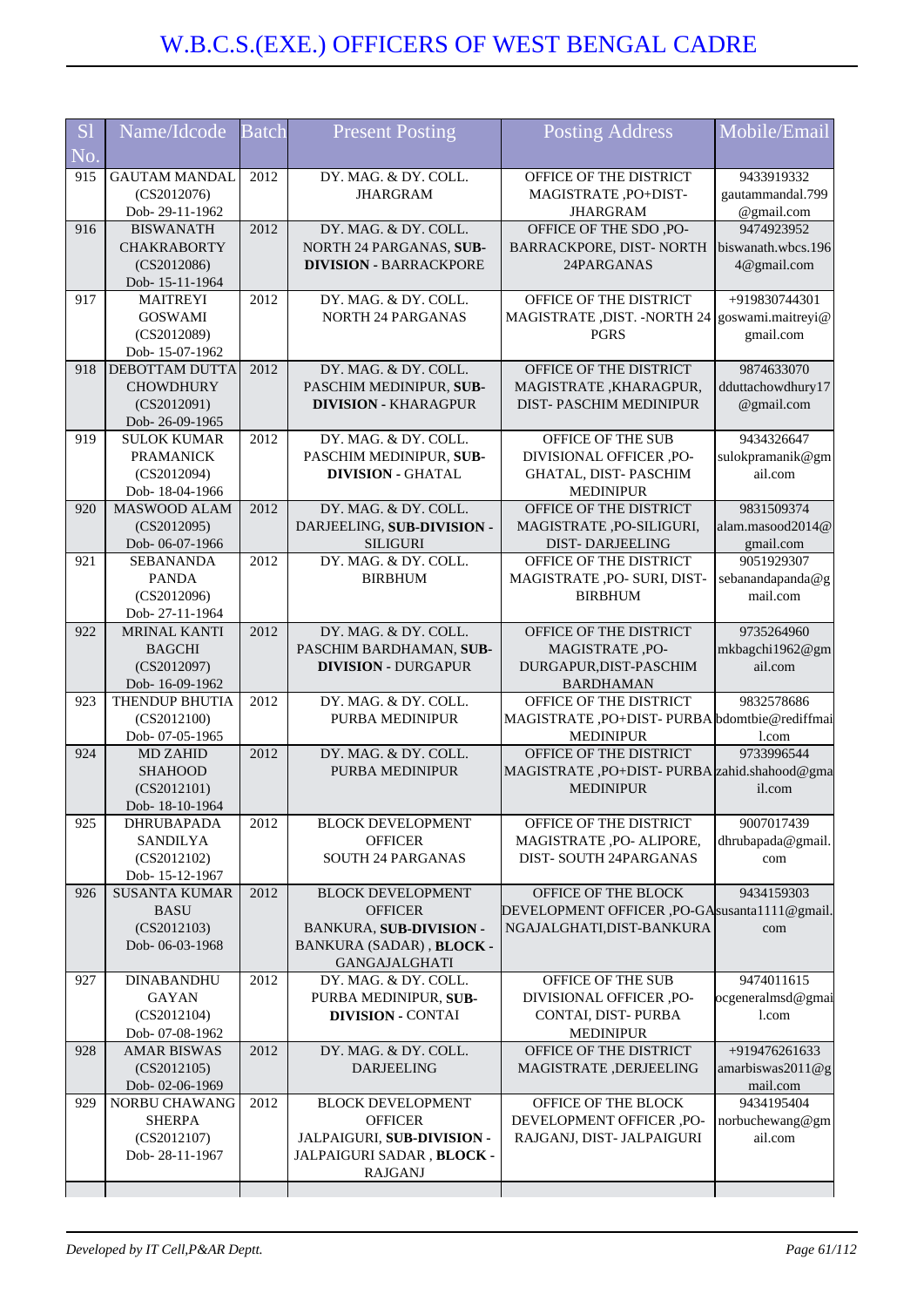# W.B.C.S.(EXE.) OFFICERS OF WEST BENGAL CADRE

| Sl No. | Name/Idcode | Batch | Present Posting | Posting Address | Mobile/Email |
|---|---|---|---|---|---|
| 915 | GAUTAM MANDAL (CS2012076) Dob- 29-11-1962 | 2012 | DY. MAG. & DY. COLL. JHARGRAM | OFFICE OF THE DISTRICT MAGISTRATE ,PO+DIST-JHARGRAM | 9433919332 gautammandal.799@gmail.com |
| 916 | BISWANATH CHAKRABORTY (CS2012086) Dob- 15-11-1964 | 2012 | DY. MAG. & DY. COLL. NORTH 24 PARGANAS, **SUB-DIVISION** - BARRACKPORE | OFFICE OF THE SDO ,PO-BARRACKPORE, DIST- NORTH 24PARGANAS | 9474923952 biswanath.wbcs.1964@gmail.com |
| 917 | MAITREYI GOSWAMI (CS2012089) Dob- 15-07-1962 | 2012 | DY. MAG. & DY. COLL. NORTH 24 PARGANAS | OFFICE OF THE DISTRICT MAGISTRATE ,DIST. -NORTH 24 PGRS | +919830744301 goswami.maitreyi@gmail.com |
| 918 | DEBOTTAM DUTTA CHOWDHURY (CS2012091) Dob- 26-09-1965 | 2012 | DY. MAG. & DY. COLL. PASCHIM MEDINIPUR, **SUB-DIVISION** - KHARAGPUR | OFFICE OF THE DISTRICT MAGISTRATE ,KHARAGPUR, DIST- PASCHIM MEDINIPUR | 9874633070 dduttachowdhury17@gmail.com |
| 919 | SULOK KUMAR PRAMANICK (CS2012094) Dob- 18-04-1966 | 2012 | DY. MAG. & DY. COLL. PASCHIM MEDINIPUR, **SUB-DIVISION** - GHATAL | OFFICE OF THE SUB DIVISIONAL OFFICER ,PO-GHATAL, DIST- PASCHIM MEDINIPUR | 9434326647 sulokpramanik@gmail.com |
| 920 | MASWOOD ALAM (CS2012095) Dob- 06-07-1966 | 2012 | DY. MAG. & DY. COLL. DARJEELING, **SUB-DIVISION** - SILIGURI | OFFICE OF THE DISTRICT MAGISTRATE ,PO-SILIGURI, DIST- DARJEELING | 9831509374 alam.masood2014@gmail.com |
| 921 | SEBANANDA PANDA (CS2012096) Dob- 27-11-1964 | 2012 | DY. MAG. & DY. COLL. BIRBHUM | OFFICE OF THE DISTRICT MAGISTRATE ,PO- SURI, DIST-BIRBHUM | 9051929307 sebanandapanda@gmail.com |
| 922 | MRINAL KANTI BAGCHI (CS2012097) Dob- 16-09-1962 | 2012 | DY. MAG. & DY. COLL. PASCHIM BARDHAMAN, **SUB-DIVISION** - DURGAPUR | OFFICE OF THE DISTRICT MAGISTRATE ,PO-DURGAPUR,DIST-PASCHIM BARDHAMAN | 9735264960 mkbagchi1962@gmail.com |
| 923 | THENDUP BHUTIA (CS2012100) Dob- 07-05-1965 | 2012 | DY. MAG. & DY. COLL. PURBA MEDINIPUR | OFFICE OF THE DISTRICT MAGISTRATE ,PO+DIST- PURBA MEDINIPUR | 9832578686 bdomtbie@rediffmail.com |
| 924 | MD ZAHID SHAHOOD (CS2012101) Dob- 18-10-1964 | 2012 | DY. MAG. & DY. COLL. PURBA MEDINIPUR | OFFICE OF THE DISTRICT MAGISTRATE ,PO+DIST- PURBA MEDINIPUR | 9733996544 zahid.shahood@gmail.com |
| 925 | DHRUBAPADA SANDILYA (CS2012102) Dob- 15-12-1967 | 2012 | BLOCK DEVELOPMENT OFFICER SOUTH 24 PARGANAS | OFFICE OF THE DISTRICT MAGISTRATE ,PO- ALIPORE, DIST- SOUTH 24PARGANAS | 9007017439 dhrubapada@gmail.com |
| 926 | SUSANTA KUMAR BASU (CS2012103) Dob- 06-03-1968 | 2012 | BLOCK DEVELOPMENT OFFICER BANKURA, **SUB-DIVISION** - BANKURA (SADAR) , **BLOCK** - GANGAJALGHATI | OFFICE OF THE BLOCK DEVELOPMENT OFFICER ,PO-GANGAJALGHATI,DIST-BANKURA | 9434159303 susanta1111@gmail.com |
| 927 | DINABANDHU GAYAN (CS2012104) Dob- 07-08-1962 | 2012 | DY. MAG. & DY. COLL. PURBA MEDINIPUR, **SUB-DIVISION** - CONTAI | OFFICE OF THE SUB DIVISIONAL OFFICER ,PO-CONTAI, DIST- PURBA MEDINIPUR | 9474011615 ocgeneralmsd@gmail.com |
| 928 | AMAR BISWAS (CS2012105) Dob- 02-06-1969 | 2012 | DY. MAG. & DY. COLL. DARJEELING | OFFICE OF THE DISTRICT MAGISTRATE ,DERJEELING | +919476261633 amarbiswas2011@gmail.com |
| 929 | NORBU CHAWANG SHERPA (CS2012107) Dob- 28-11-1967 | 2012 | BLOCK DEVELOPMENT OFFICER JALPAIGURI, **SUB-DIVISION** - JALPAIGURI SADAR , **BLOCK** - RAJGANJ | OFFICE OF THE BLOCK DEVELOPMENT OFFICER ,PO-RAJGANJ, DIST- JALPAIGURI | 9434195404 norbuchewang@gmail.com |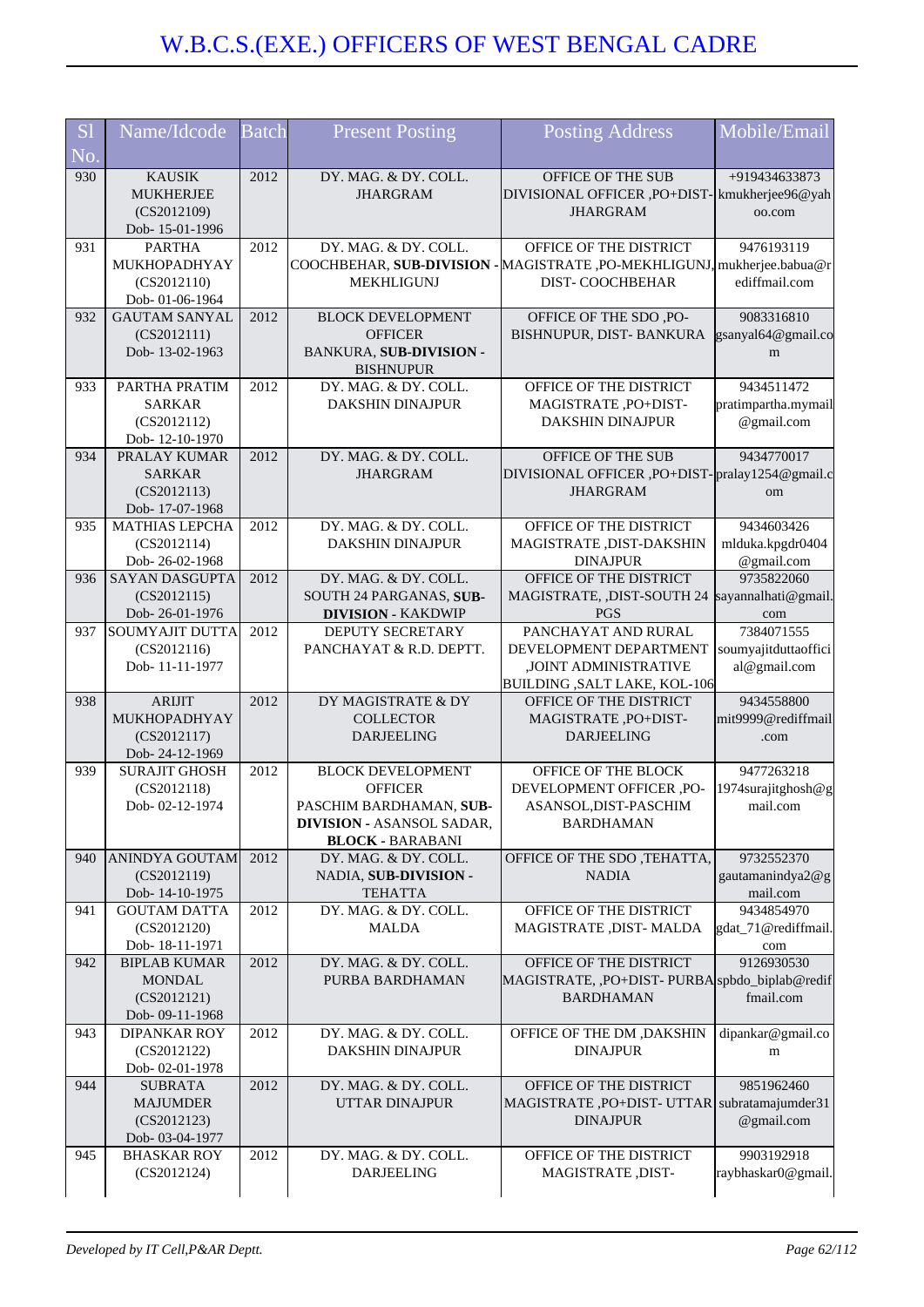# W.B.C.S.(EXE.) OFFICERS OF WEST BENGAL CADRE

| Sl No. | Name/Idcode | Batch | Present Posting | Posting Address | Mobile/Email |
|---|---|---|---|---|---|
| 930 | KAUSIK MUKHERJEE (CS2012109) Dob- 15-01-1996 | 2012 | DY. MAG. & DY. COLL. JHARGRAM | OFFICE OF THE SUB DIVISIONAL OFFICER ,PO+DIST- JHARGRAM | +919434633873 kmukherjee96@yahoo.com |
| 931 | PARTHA MUKHOPADHYAY (CS2012110) Dob- 01-06-1964 | 2012 | DY. MAG. & DY. COLL. COOCHBEHAR, **SUB-DIVISION** - MEKHLIGUNJ | OFFICE OF THE DISTRICT MAGISTRATE ,PO-MEKHLIGUNJ, DIST- COOCHBEHAR | 9476193119 mukherjee.babua@rediffmail.com |
| 932 | GAUTAM SANYAL (CS2012111) Dob- 13-02-1963 | 2012 | BLOCK DEVELOPMENT OFFICER BANKURA, **SUB-DIVISION** - BISHNUPUR | OFFICE OF THE SDO ,PO- BISHNUPUR, DIST- BANKURA | 9083316810 gsanyal64@gmail.com |
| 933 | PARTHA PRATIM SARKAR (CS2012112) Dob- 12-10-1970 | 2012 | DY. MAG. & DY. COLL. DAKSHIN DINAJPUR | OFFICE OF THE DISTRICT MAGISTRATE ,PO+DIST- DAKSHIN DINAJPUR | 9434511472 pratimpartha.mymail@gmail.com |
| 934 | PRALAY KUMAR SARKAR (CS2012113) Dob- 17-07-1968 | 2012 | DY. MAG. & DY. COLL. JHARGRAM | OFFICE OF THE SUB DIVISIONAL OFFICER ,PO+DIST- JHARGRAM | 9434770017 pralay1254@gmail.com |
| 935 | MATHIAS LEPCHA (CS2012114) Dob- 26-02-1968 | 2012 | DY. MAG. & DY. COLL. DAKSHIN DINAJPUR | OFFICE OF THE DISTRICT MAGISTRATE ,DIST-DAKSHIN DINAJPUR | 9434603426 mlduka.kpgdr0404@gmail.com |
| 936 | SAYAN DASGUPTA (CS2012115) Dob- 26-01-1976 | 2012 | DY. MAG. & DY. COLL. SOUTH 24 PARGANAS, **SUB-DIVISION** - KAKDWIP | OFFICE OF THE DISTRICT MAGISTRATE, ,DIST-SOUTH 24 PGS | 9735822060 sayannalhati@gmail.com |
| 937 | SOUMYAJIT DUTTA (CS2012116) Dob- 11-11-1977 | 2012 | DEPUTY SECRETARY PANCHAYAT & R.D. DEPTT. | PANCHAYAT AND RURAL DEVELOPMENT DEPARTMENT ,JOINT ADMINISTRATIVE BUILDING ,SALT LAKE, KOL-106 | 7384071555 soumyajitduttaofficial@gmail.com |
| 938 | ARIJIT MUKHOPADHYAY (CS2012117) Dob- 24-12-1969 | 2012 | DY MAGISTRATE & DY COLLECTOR DARJEELING | OFFICE OF THE DISTRICT MAGISTRATE ,PO+DIST- DARJEELING | 9434558800 mit9999@rediffmail.com |
| 939 | SURAJIT GHOSH (CS2012118) Dob- 02-12-1974 | 2012 | BLOCK DEVELOPMENT OFFICER PASCHIM BARDHAMAN, **SUB-DIVISION** - ASANSOL SADAR, **BLOCK** - BARABANI | OFFICE OF THE BLOCK DEVELOPMENT OFFICER ,PO- ASANSOL,DIST-PASCHIM BARDHAMAN | 9477263218 1974surajitghosh@gmail.com |
| 940 | ANINDYA GOUTAM (CS2012119) Dob- 14-10-1975 | 2012 | DY. MAG. & DY. COLL. NADIA, **SUB-DIVISION** - TEHATTA | OFFICE OF THE SDO ,TEHATTA, NADIA | 9732552370 gautamanindya2@gmail.com |
| 941 | GOUTAM DATTA (CS2012120) Dob- 18-11-1971 | 2012 | DY. MAG. & DY. COLL. MALDA | OFFICE OF THE DISTRICT MAGISTRATE ,DIST- MALDA | 9434854970 gdat_71@rediffmail.com |
| 942 | BIPLAB KUMAR MONDAL (CS2012121) Dob- 09-11-1968 | 2012 | DY. MAG. & DY. COLL. PURBA BARDHAMAN | OFFICE OF THE DISTRICT MAGISTRATE, ,PO+DIST- PURBA BARDHAMAN | 9126930530 spbdo_biplab@rediffmail.com |
| 943 | DIPANKAR ROY (CS2012122) Dob- 02-01-1978 | 2012 | DY. MAG. & DY. COLL. DAKSHIN DINAJPUR | OFFICE OF THE DM ,DAKSHIN DINAJPUR | dipankar@gmail.com |
| 944 | SUBRATA MAJUMDER (CS2012123) Dob- 03-04-1977 | 2012 | DY. MAG. & DY. COLL. UTTAR DINAJPUR | OFFICE OF THE DISTRICT MAGISTRATE ,PO+DIST- UTTAR DINAJPUR | 9851962460 subratamajumder31@gmail.com |
| 945 | BHASKAR ROY (CS2012124) | 2012 | DY. MAG. & DY. COLL. DARJEELING | OFFICE OF THE DISTRICT MAGISTRATE ,DIST- | 9903192918 raybhaskar0@gmail. |

*Developed by IT Cell,P&AR Deptt.*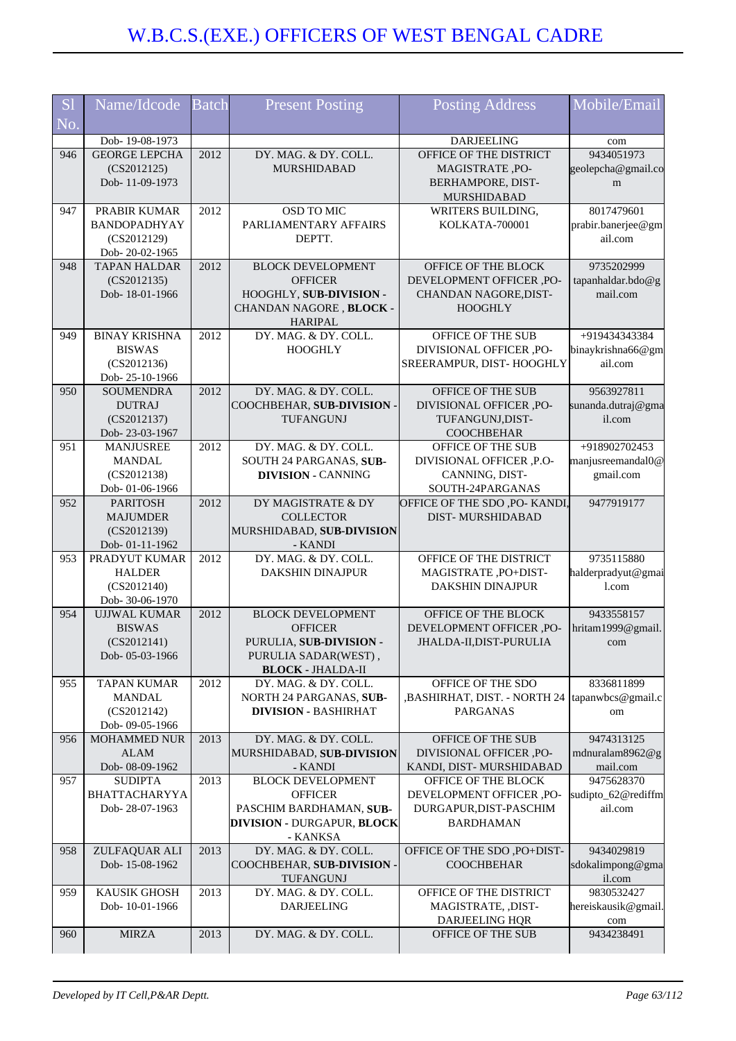# W.B.C.S.(EXE.) OFFICERS OF WEST BENGAL CADRE

| Sl No. | Name/Idcode | Batch | Present Posting | Posting Address | Mobile/Email |
|---|---|---|---|---|---|
| | Dob- 19-08-1973 | | | DARJEELING | com |
| 946 | GEORGE LEPCHA (CS2012125) Dob- 11-09-1973 | 2012 | DY. MAG. & DY. COLL. MURSHIDABAD | OFFICE OF THE DISTRICT MAGISTRATE ,PO-BERHAMPORE, DIST-MURSHIDABAD | 9434051973 geolepcha@gmail.com |
| 947 | PRABIR KUMAR BANDOPADHYAY (CS2012129) Dob- 20-02-1965 | 2012 | OSD TO MIC PARLIAMENTARY AFFAIRS DEPTT. | WRITERS BUILDING, KOLKATA-700001 | 8017479601 prabir.banerjee@gmail.com |
| 948 | TAPAN HALDAR (CS2012135) Dob- 18-01-1966 | 2012 | BLOCK DEVELOPMENT OFFICER HOOGHLY, **SUB-DIVISION** - CHANDAN NAGORE , **BLOCK** - HARIPAL | OFFICE OF THE BLOCK DEVELOPMENT OFFICER ,PO-CHANDAN NAGORE,DIST-HOOGHLY | 9735202999 tapanhaldar.bdo@gmail.com |
| 949 | BINAY KRISHNA BISWAS (CS2012136) Dob- 25-10-1966 | 2012 | DY. MAG. & DY. COLL. HOOGHLY | OFFICE OF THE SUB DIVISIONAL OFFICER ,PO-SREERAMPUR, DIST- HOOGHLY | +919434343384 binaykrishna66@gmail.com |
| 950 | SOUMENDRA DUTRAJ (CS2012137) Dob- 23-03-1967 | 2012 | DY. MAG. & DY. COLL. COOCHBEHAR, **SUB-DIVISION** - TUFANGUNJ | OFFICE OF THE SUB DIVISIONAL OFFICER ,PO-TUFANGUNJ,DIST-COOCHBEHAR | 9563927811 sunanda.dutraj@gmail.com |
| 951 | MANJUSREE MANDAL (CS2012138) Dob- 01-06-1966 | 2012 | DY. MAG. & DY. COLL. SOUTH 24 PARGANAS, **SUB-DIVISION** - CANNING | OFFICE OF THE SUB DIVISIONAL OFFICER ,P.O-CANNING, DIST-SOUTH-24PARGANAS | +918902702453 manjusreemandal0@gmail.com |
| 952 | PARITOSH MAJUMDER (CS2012139) Dob- 01-11-1962 | 2012 | DY MAGISTRATE & DY COLLECTOR MURSHIDABAD, **SUB-DIVISION** - KANDI | OFFICE OF THE SDO ,PO- KANDI, DIST- MURSHIDABAD | 9477919177 |
| 953 | PRADYUT KUMAR HALDER (CS2012140) Dob- 30-06-1970 | 2012 | DY. MAG. & DY. COLL. DAKSHIN DINAJPUR | OFFICE OF THE DISTRICT MAGISTRATE ,PO+DIST-DAKSHIN DINAJPUR | 9735115880 halderpradyut@gmail.com |
| 954 | UJJWAL KUMAR BISWAS (CS2012141) Dob- 05-03-1966 | 2012 | BLOCK DEVELOPMENT OFFICER PURULIA, **SUB-DIVISION** - PURULIA SADAR(WEST) , **BLOCK** - JHALDA-II | OFFICE OF THE BLOCK DEVELOPMENT OFFICER ,PO-JHALDA-II,DIST-PURULIA | 9433558157 hritam1999@gmail.com |
| 955 | TAPAN KUMAR MANDAL (CS2012142) Dob- 09-05-1966 | 2012 | DY. MAG. & DY. COLL. NORTH 24 PARGANAS, **SUB-DIVISION** - BASHIRHAT | OFFICE OF THE SDO ,BASHIRHAT, DIST. - NORTH 24 PARGANAS | 8336811899 tapanwbcs@gmail.com |
| 956 | MOHAMMED NUR ALAM Dob- 08-09-1962 | 2013 | DY. MAG. & DY. COLL. MURSHIDABAD, **SUB-DIVISION** - KANDI | OFFICE OF THE SUB DIVISIONAL OFFICER ,PO-KANDI, DIST- MURSHIDABAD | 9474313125 mdnuralam8962@gmail.com |
| 957 | SUDIPTA BHATTACHARYYA Dob- 28-07-1963 | 2013 | BLOCK DEVELOPMENT OFFICER PASCHIM BARDHAMAN, **SUB-DIVISION** - DURGAPUR, **BLOCK** - KANKSA | OFFICE OF THE BLOCK DEVELOPMENT OFFICER ,PO-DURGAPUR,DIST-PASCHIM BARDHAMAN | 9475628370 sudipto_62@rediffmail.com |
| 958 | ZULFAQUAR ALI Dob- 15-08-1962 | 2013 | DY. MAG. & DY. COLL. COOCHBEHAR, **SUB-DIVISION** - TUFANGUNJ | OFFICE OF THE SDO ,PO+DIST-COOCHBEHAR | 9434029819 sdokalimpong@gmail.com |
| 959 | KAUSIK GHOSH Dob- 10-01-1966 | 2013 | DY. MAG. & DY. COLL. DARJEELING | OFFICE OF THE DISTRICT MAGISTRATE, ,DIST-DARJEELING HQR | 9830532427 hereiskausik@gmail.com |
| 960 | MIRZA | 2013 | DY. MAG. & DY. COLL. | OFFICE OF THE SUB | 9434238491 |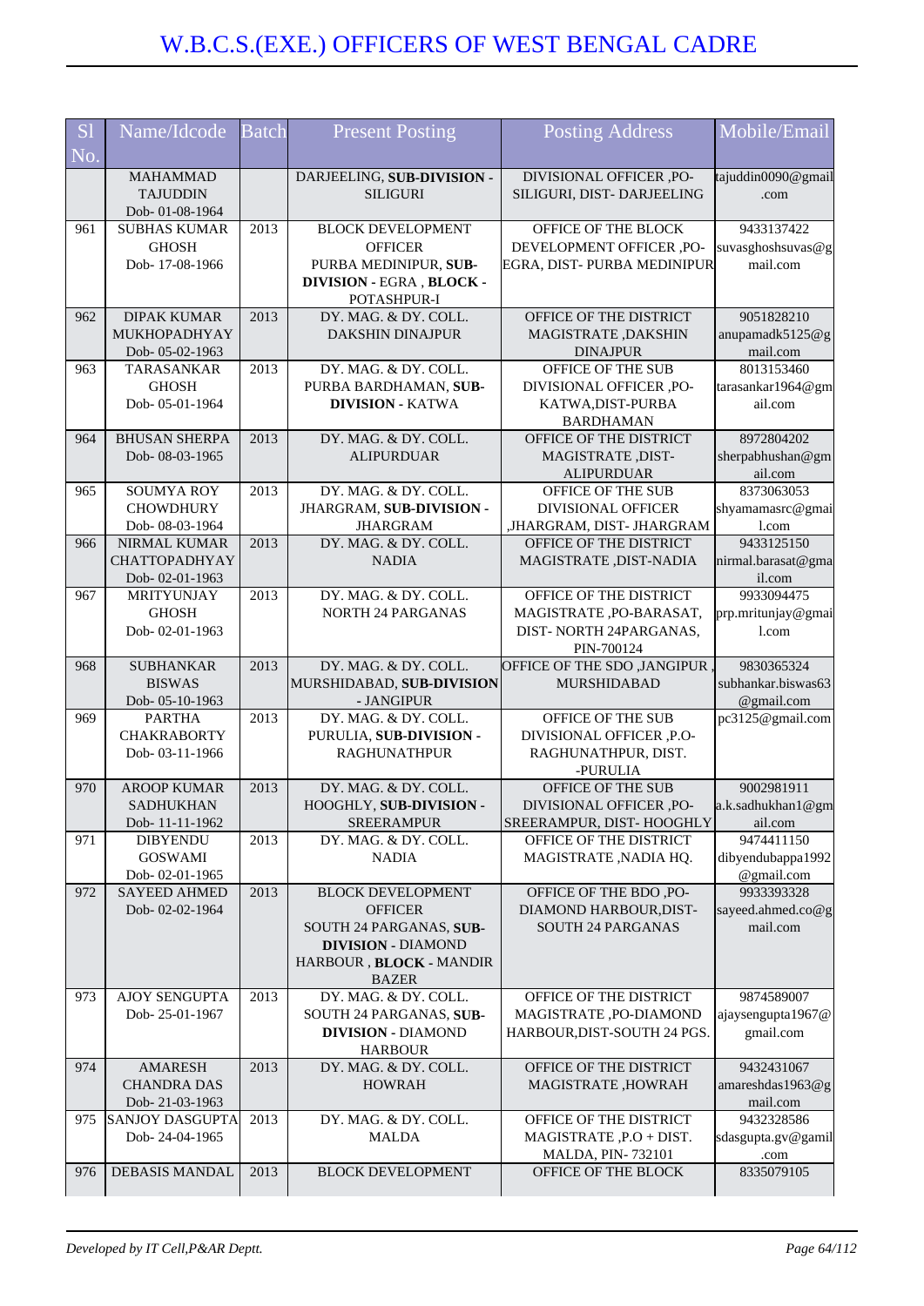# W.B.C.S.(EXE.) OFFICERS OF WEST BENGAL CADRE

| Sl No. | Name/Idcode | Batch | Present Posting | Posting Address | Mobile/Email |
|---|---|---|---|---|---|
| | MAHAMMAD TAJUDDIN Dob- 01-08-1964 | | DARJEELING, **SUB-DIVISION** - SILIGURI | DIVISIONAL OFFICER ,PO-SILIGURI, DIST- DARJEELING | tajuddin0090@gmail.com |
| 961 | SUBHAS KUMAR GHOSH Dob- 17-08-1966 | 2013 | BLOCK DEVELOPMENT OFFICER PURBA MEDINIPUR, **SUB-DIVISION** - EGRA , **BLOCK** - POTASHPUR-I | OFFICE OF THE BLOCK DEVELOPMENT OFFICER ,PO-EGRA, DIST- PURBA MEDINIPUR | 9433137422 suvasghoshsuvas@gmail.com |
| 962 | DIPAK KUMAR MUKHOPADHYAY Dob- 05-02-1963 | 2013 | DY. MAG. & DY. COLL. DAKSHIN DINAJPUR | OFFICE OF THE DISTRICT MAGISTRATE ,DAKSHIN DINAJPUR | 9051828210 anupamadk5125@gmail.com |
| 963 | TARASANKAR GHOSH Dob- 05-01-1964 | 2013 | DY. MAG. & DY. COLL. PURBA BARDHAMAN, **SUB-DIVISION** - KATWA | OFFICE OF THE SUB DIVISIONAL OFFICER ,PO-KATWA,DIST-PURBA BARDHAMAN | 8013153460 tarasankar1964@gmail.com |
| 964 | BHUSAN SHERPA Dob- 08-03-1965 | 2013 | DY. MAG. & DY. COLL. ALIPURDUAR | OFFICE OF THE DISTRICT MAGISTRATE ,DIST-ALIPURDUAR | 8972804202 sherpabhushan@gmail.com |
| 965 | SOUMYA ROY CHOWDHURY Dob- 08-03-1964 | 2013 | DY. MAG. & DY. COLL. JHARGRAM, **SUB-DIVISION** - JHARGRAM | OFFICE OF THE SUB DIVISIONAL OFFICER ,JHARGRAM, DIST- JHARGRAM | 8373063053 shyamamasrc@gmail.com |
| 966 | NIRMAL KUMAR CHATTOPADHYAY Dob- 02-01-1963 | 2013 | DY. MAG. & DY. COLL. NADIA | OFFICE OF THE DISTRICT MAGISTRATE ,DIST-NADIA | 9433125150 nirmal.barasat@gmail.com |
| 967 | MRITYUNJAY GHOSH Dob- 02-01-1963 | 2013 | DY. MAG. & DY. COLL. NORTH 24 PARGANAS | OFFICE OF THE DISTRICT MAGISTRATE ,PO-BARASAT, DIST- NORTH 24PARGANAS, PIN-700124 | 9933094475 prp.mritunjay@gmail.com |
| 968 | SUBHANKAR BISWAS Dob- 05-10-1963 | 2013 | DY. MAG. & DY. COLL. MURSHIDABAD, **SUB-DIVISION** - JANGIPUR | OFFICE OF THE SDO ,JANGIPUR , MURSHIDABAD | 9830365324 subhankar.biswas63@gmail.com |
| 969 | PARTHA CHAKRABORTY Dob- 03-11-1966 | 2013 | DY. MAG. & DY. COLL. PURULIA, **SUB-DIVISION** - RAGHUNATHPUR | OFFICE OF THE SUB DIVISIONAL OFFICER ,P.O-RAGHUNATHPUR, DIST. -PURULIA | pc3125@gmail.com |
| 970 | AROOP KUMAR SADHUKHAN Dob- 11-11-1962 | 2013 | DY. MAG. & DY. COLL. HOOGHLY, **SUB-DIVISION** - SREERAMPUR | OFFICE OF THE SUB DIVISIONAL OFFICER ,PO-SREERAMPUR, DIST- HOOGHLY | 9002981911 a.k.sadhukhan1@gmail.com |
| 971 | DIBYENDU GOSWAMI Dob- 02-01-1965 | 2013 | DY. MAG. & DY. COLL. NADIA | OFFICE OF THE DISTRICT MAGISTRATE ,NADIA HQ. | 9474411150 dibyendubappa1992@gmail.com |
| 972 | SAYEED AHMED Dob- 02-02-1964 | 2013 | BLOCK DEVELOPMENT OFFICER SOUTH 24 PARGANAS, **SUB-DIVISION** - DIAMOND HARBOUR , **BLOCK** - MANDIR BAZER | OFFICE OF THE BDO ,PO-DIAMOND HARBOUR,DIST-SOUTH 24 PARGANAS | 9933393328 sayeed.ahmed.co@gmail.com |
| 973 | AJOY SENGUPTA Dob- 25-01-1967 | 2013 | DY. MAG. & DY. COLL. SOUTH 24 PARGANAS, **SUB-DIVISION** - DIAMOND HARBOUR | OFFICE OF THE DISTRICT MAGISTRATE ,PO-DIAMOND HARBOUR,DIST-SOUTH 24 PGS. | 9874589007 ajaysengupta1967@gmail.com |
| 974 | AMARESH CHANDRA DAS Dob- 21-03-1963 | 2013 | DY. MAG. & DY. COLL. HOWRAH | OFFICE OF THE DISTRICT MAGISTRATE ,HOWRAH | 9432431067 amareshdas1963@gmail.com |
| 975 | SANJOY DASGUPTA Dob- 24-04-1965 | 2013 | DY. MAG. & DY. COLL. MALDA | OFFICE OF THE DISTRICT MAGISTRATE ,P.O + DIST. MALDA, PIN- 732101 | 9432328586 sdasgupta.gv@gamil.com |
| 976 | DEBASIS MANDAL | 2013 | BLOCK DEVELOPMENT | OFFICE OF THE BLOCK | 8335079105 |

*Developed by IT Cell,P&AR Deptt.*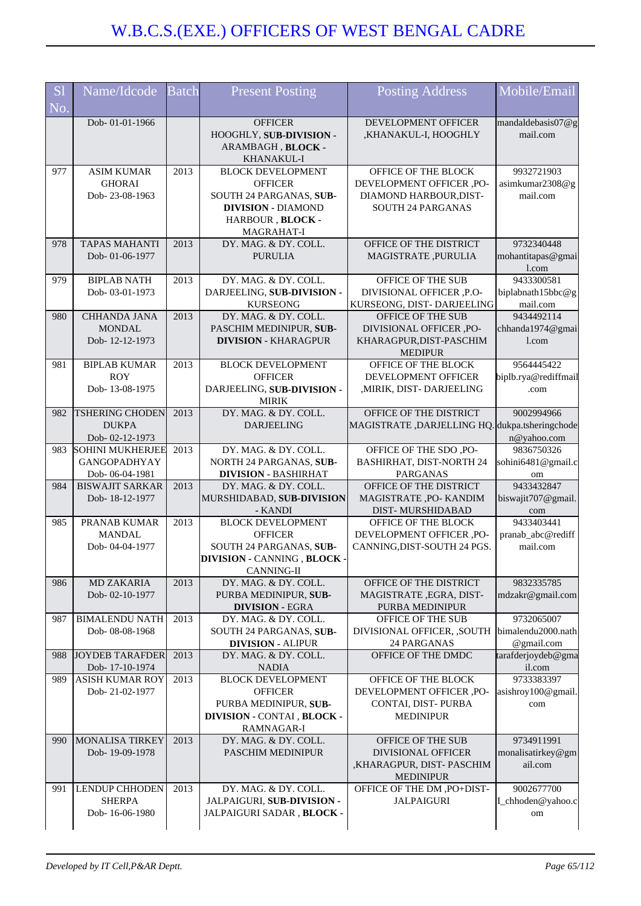# W.B.C.S.(EXE.) OFFICERS OF WEST BENGAL CADRE

| Sl No. | Name/Idcode | Batch | Present Posting | Posting Address | Mobile/Email |
|---|---|---|---|---|---|
| | Dob- 01-01-1966 | | OFFICER HOOGHLY, **SUB-DIVISION -** ARAMBAGH , **BLOCK -** KHANAKUL-I | DEVELOPMENT OFFICER ,KHANAKUL-I, HOOGHLY | mandaldebasis07@gmail.com |
| 977 | ASIM KUMAR GHORAI Dob- 23-08-1963 | 2013 | BLOCK DEVELOPMENT OFFICER SOUTH 24 PARGANAS, **SUB-DIVISION -** DIAMOND HARBOUR , **BLOCK -** MAGRAHAT-I | OFFICE OF THE BLOCK DEVELOPMENT OFFICER ,PO-DIAMOND HARBOUR,DIST-SOUTH 24 PARGANAS | 9932721903 asimkumar2308@gmail.com |
| 978 | TAPAS MAHANTI Dob- 01-06-1977 | 2013 | DY. MAG. & DY. COLL. PURULIA | OFFICE OF THE DISTRICT MAGISTRATE ,PURULIA | 9732340448 mohantitapas@gmail.com |
| 979 | BIPLAB NATH Dob- 03-01-1973 | 2013 | DY. MAG. & DY. COLL. DARJEELING, **SUB-DIVISION -** KURSEONG | OFFICE OF THE SUB DIVISIONAL OFFICER ,P.O-KURSEONG, DIST- DARJEELING | 9433300581 biplabnath15bbc@gmail.com |
| 980 | CHHANDA JANA MONDAL Dob- 12-12-1973 | 2013 | DY. MAG. & DY. COLL. PASCHIM MEDINIPUR, **SUB-DIVISION -** KHARAGPUR | OFFICE OF THE SUB DIVISIONAL OFFICER ,PO-KHARAGPUR,DIST-PASCHIM MEDIPUR | 9434492114 chhanda1974@gmail.com |
| 981 | BIPLAB KUMAR ROY Dob- 13-08-1975 | 2013 | BLOCK DEVELOPMENT OFFICER DARJEELING, **SUB-DIVISION -** MIRIK | OFFICE OF THE BLOCK DEVELOPMENT OFFICER ,MIRIK, DIST- DARJEELING | 9564445422 biplb.rya@rediffmail.com |
| 982 | TSHERING CHODEN DUKPA Dob- 02-12-1973 | 2013 | DY. MAG. & DY. COLL. DARJEELING | OFFICE OF THE DISTRICT MAGISTRATE ,DARJELLING HQ. | 9002994966 dukpa.tsheringchoden@yahoo.com |
| 983 | SOHINI MUKHERJEE GANGOPADHYAY Dob- 06-04-1981 | 2013 | DY. MAG. & DY. COLL. NORTH 24 PARGANAS, **SUB-DIVISION -** BASHIRHAT | OFFICE OF THE SDO ,PO-BASHIRHAT, DIST-NORTH 24 PARGANAS | 9836750326 sohini6481@gmail.com |
| 984 | BISWAJIT SARKAR Dob- 18-12-1977 | 2013 | DY. MAG. & DY. COLL. MURSHIDABAD, **SUB-DIVISION -** KANDI | OFFICE OF THE DISTRICT MAGISTRATE ,PO- KANDIM DIST- MURSHIDABAD | 9433432847 biswajit707@gmail.com |
| 985 | PRANAB KUMAR MANDAL Dob- 04-04-1977 | 2013 | BLOCK DEVELOPMENT OFFICER SOUTH 24 PARGANAS, **SUB-DIVISION -** CANNING , **BLOCK -** CANNING-II | OFFICE OF THE BLOCK DEVELOPMENT OFFICER ,PO-CANNING,DIST-SOUTH 24 PGS. | 9433403441 pranab_abc@rediffmail.com |
| 986 | MD ZAKARIA Dob- 02-10-1977 | 2013 | DY. MAG. & DY. COLL. PURBA MEDINIPUR, **SUB-DIVISION -** EGRA | OFFICE OF THE DISTRICT MAGISTRATE ,EGRA, DIST-PURBA MEDINIPUR | 9832335785 mdzakr@gmail.com |
| 987 | BIMALENDU NATH Dob- 08-08-1968 | 2013 | DY. MAG. & DY. COLL. SOUTH 24 PARGANAS, **SUB-DIVISION -** ALIPUR | OFFICE OF THE SUB DIVISIONAL OFFICER, ,SOUTH 24 PARGANAS | 9732065007 bimalendu2000.nath@gmail.com |
| 988 | JOYDEB TARAFDER Dob- 17-10-1974 | 2013 | DY. MAG. & DY. COLL. NADIA | OFFICE OF THE DMDC | tarafderjoydeb@gmail.com |
| 989 | ASISH KUMAR ROY Dob- 21-02-1977 | 2013 | BLOCK DEVELOPMENT OFFICER PURBA MEDINIPUR, **SUB-DIVISION -** CONTAI , **BLOCK -** RAMNAGAR-I | OFFICE OF THE BLOCK DEVELOPMENT OFFICER ,PO-CONTAI, DIST- PURBA MEDINIPUR | 9733383397 asishroy100@gmail.com |
| 990 | MONALISA TIRKEY Dob- 19-09-1978 | 2013 | DY. MAG. & DY. COLL. PASCHIM MEDINIPUR | OFFICE OF THE SUB DIVISIONAL OFFICER ,KHARAGPUR, DIST- PASCHIM MEDINIPUR | 9734911991 monalisatirkey@gmail.com |
| 991 | LENDUP CHHODEN SHERPA Dob- 16-06-1980 | 2013 | DY. MAG. & DY. COLL. JALPAIGURI, **SUB-DIVISION -** JALPAIGURI SADAR , **BLOCK -** | OFFICE OF THE DM ,PO+DIST-JALPAIGURI | 9002677700 l_chhoden@yahoo.com |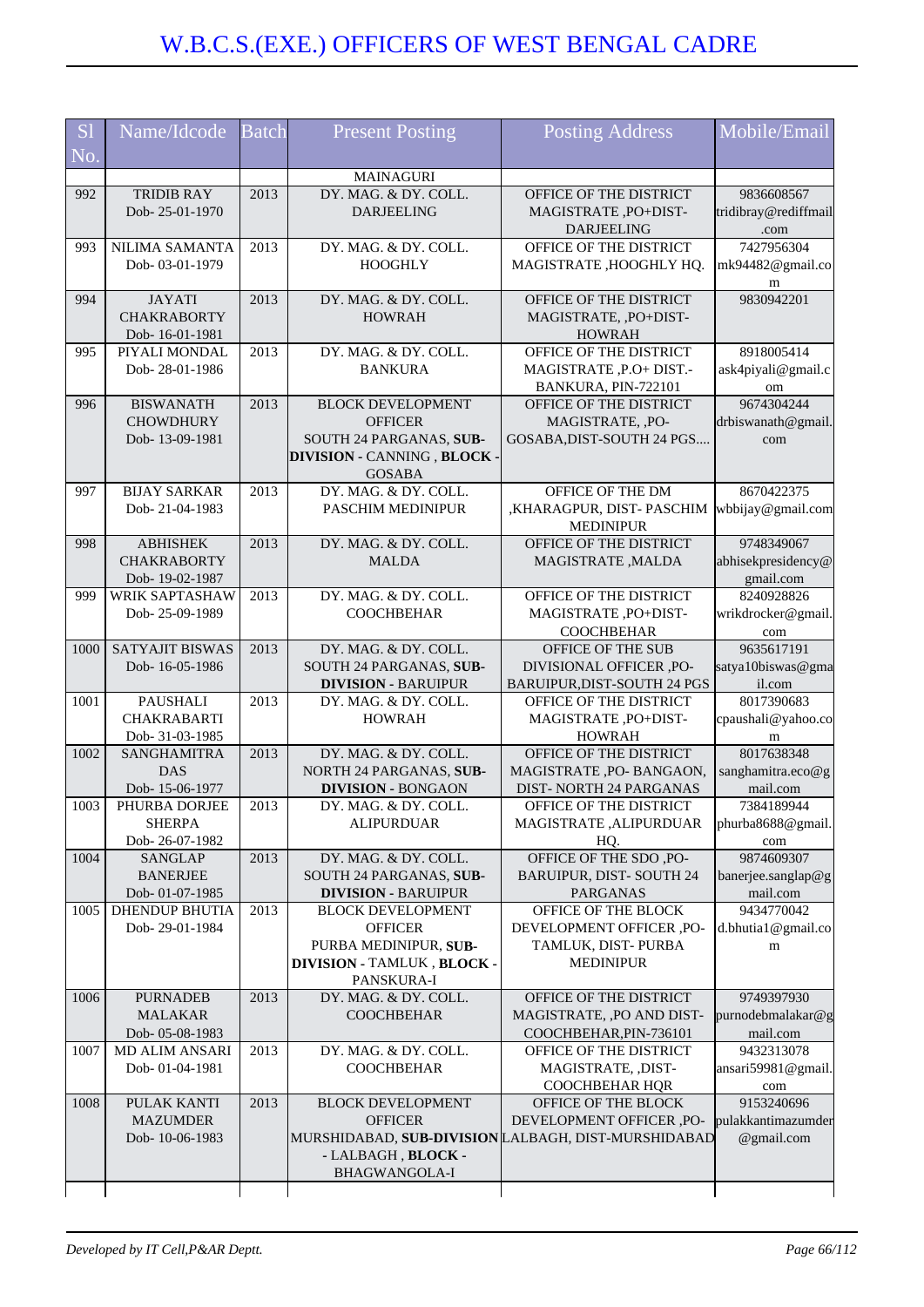# W.B.C.S.(EXE.) OFFICERS OF WEST BENGAL CADRE

| Sl No. | Name/Idcode | Batch | Present Posting | Posting Address | Mobile/Email |
|---|---|---|---|---|---|
| | | | MAINAGURI | | |
| 992 | TRIDIB RAY Dob- 25-01-1970 | 2013 | DY. MAG. & DY. COLL. DARJEELING | OFFICE OF THE DISTRICT MAGISTRATE ,PO+DIST-DARJEELING | 9836608567 tridibray@rediffmail.com |
| 993 | NILIMA SAMANTA Dob- 03-01-1979 | 2013 | DY. MAG. & DY. COLL. HOOGHLY | OFFICE OF THE DISTRICT MAGISTRATE ,HOOGHLY HQ. | 7427956304 mk94482@gmail.com |
| 994 | JAYATI CHAKRABORTY Dob- 16-01-1981 | 2013 | DY. MAG. & DY. COLL. HOWRAH | OFFICE OF THE DISTRICT MAGISTRATE, ,PO+DIST-HOWRAH | 9830942201 |
| 995 | PIYALI MONDAL Dob- 28-01-1986 | 2013 | DY. MAG. & DY. COLL. BANKURA | OFFICE OF THE DISTRICT MAGISTRATE ,P.O+ DIST.-BANKURA, PIN-722101 | 8918005414 ask4piyali@gmail.com |
| 996 | BISWANATH CHOWDHURY Dob- 13-09-1981 | 2013 | BLOCK DEVELOPMENT OFFICER SOUTH 24 PARGANAS, **SUB-DIVISION** - CANNING , **BLOCK** - GOSABA | OFFICE OF THE DISTRICT MAGISTRATE, ,PO-GOSABA,DIST-SOUTH 24 PGS.... | 9674304244 drbiswanath@gmail.com |
| 997 | BIJAY SARKAR Dob- 21-04-1983 | 2013 | DY. MAG. & DY. COLL. PASCHIM MEDINIPUR | OFFICE OF THE DM ,KHARAGPUR, DIST- PASCHIM MEDINIPUR | 8670422375 wbbijay@gmail.com |
| 998 | ABHISHEK CHAKRABORTY Dob- 19-02-1987 | 2013 | DY. MAG. & DY. COLL. MALDA | OFFICE OF THE DISTRICT MAGISTRATE ,MALDA | 9748349067 abhisekpresidency@gmail.com |
| 999 | WRIK SAPTASHAW Dob- 25-09-1989 | 2013 | DY. MAG. & DY. COLL. COOCHBEHAR | OFFICE OF THE DISTRICT MAGISTRATE ,PO+DIST-COOCHBEHAR | 8240928826 wrikdrocker@gmail.com |
| 1000 | SATYAJIT BISWAS Dob- 16-05-1986 | 2013 | DY. MAG. & DY. COLL. SOUTH 24 PARGANAS, **SUB-DIVISION** - BARUIPUR | OFFICE OF THE SUB DIVISIONAL OFFICER ,PO-BARUIPUR,DIST-SOUTH 24 PGS | 9635617191 satya10biswas@gmail.com |
| 1001 | PAUSHALI CHAKRABARTI Dob- 31-03-1985 | 2013 | DY. MAG. & DY. COLL. HOWRAH | OFFICE OF THE DISTRICT MAGISTRATE ,PO+DIST-HOWRAH | 8017390683 cpaushali@yahoo.com |
| 1002 | SANGHAMITRA DAS Dob- 15-06-1977 | 2013 | DY. MAG. & DY. COLL. NORTH 24 PARGANAS, **SUB-DIVISION** - BONGAON | OFFICE OF THE DISTRICT MAGISTRATE ,PO- BANGAON, DIST- NORTH 24 PARGANAS | 8017638348 sanghamitra.eco@gmail.com |
| 1003 | PHURBA DORJEE SHERPA Dob- 26-07-1982 | 2013 | DY. MAG. & DY. COLL. ALIPURDUAR | OFFICE OF THE DISTRICT MAGISTRATE ,ALIPURDUAR HQ. | 7384189944 phurba8688@gmail.com |
| 1004 | SANGLAP BANERJEE Dob- 01-07-1985 | 2013 | DY. MAG. & DY. COLL. SOUTH 24 PARGANAS, **SUB-DIVISION** - BARUIPUR | OFFICE OF THE SDO ,PO-BARUIPUR, DIST- SOUTH 24 PARGANAS | 9874609307 banerjee.sanglap@gmail.com |
| 1005 | DHENDUP BHUTIA Dob- 29-01-1984 | 2013 | BLOCK DEVELOPMENT OFFICER PURBA MEDINIPUR, **SUB-DIVISION** - TAMLUK , **BLOCK** - PANSKURA-I | OFFICE OF THE BLOCK DEVELOPMENT OFFICER ,PO-TAMLUK, DIST- PURBA MEDINIPUR | 9434770042 d.bhutia1@gmail.com |
| 1006 | PURNADEB MALAKAR Dob- 05-08-1983 | 2013 | DY. MAG. & DY. COLL. COOCHBEHAR | OFFICE OF THE DISTRICT MAGISTRATE, ,PO AND DIST-COOCHBEHAR,PIN-736101 | 9749397930 purnodebmalakar@gmail.com |
| 1007 | MD ALIM ANSARI Dob- 01-04-1981 | 2013 | DY. MAG. & DY. COLL. COOCHBEHAR | OFFICE OF THE DISTRICT MAGISTRATE, ,DIST-COOCHBEHAR HQR | 9432313078 ansari59981@gmail.com |
| 1008 | PULAK KANTI MAZUMDER Dob- 10-06-1983 | 2013 | BLOCK DEVELOPMENT OFFICER MURSHIDABAD, **SUB-DIVISION** - LALBAGH , **BLOCK** - BHAGWANGOLA-I | OFFICE OF THE BLOCK DEVELOPMENT OFFICER ,PO-LALBAGH, DIST-MURSHIDABAD | 9153240696 pulakkantimazumder@gmail.com |

*Developed by IT Cell,P&AR Deptt.*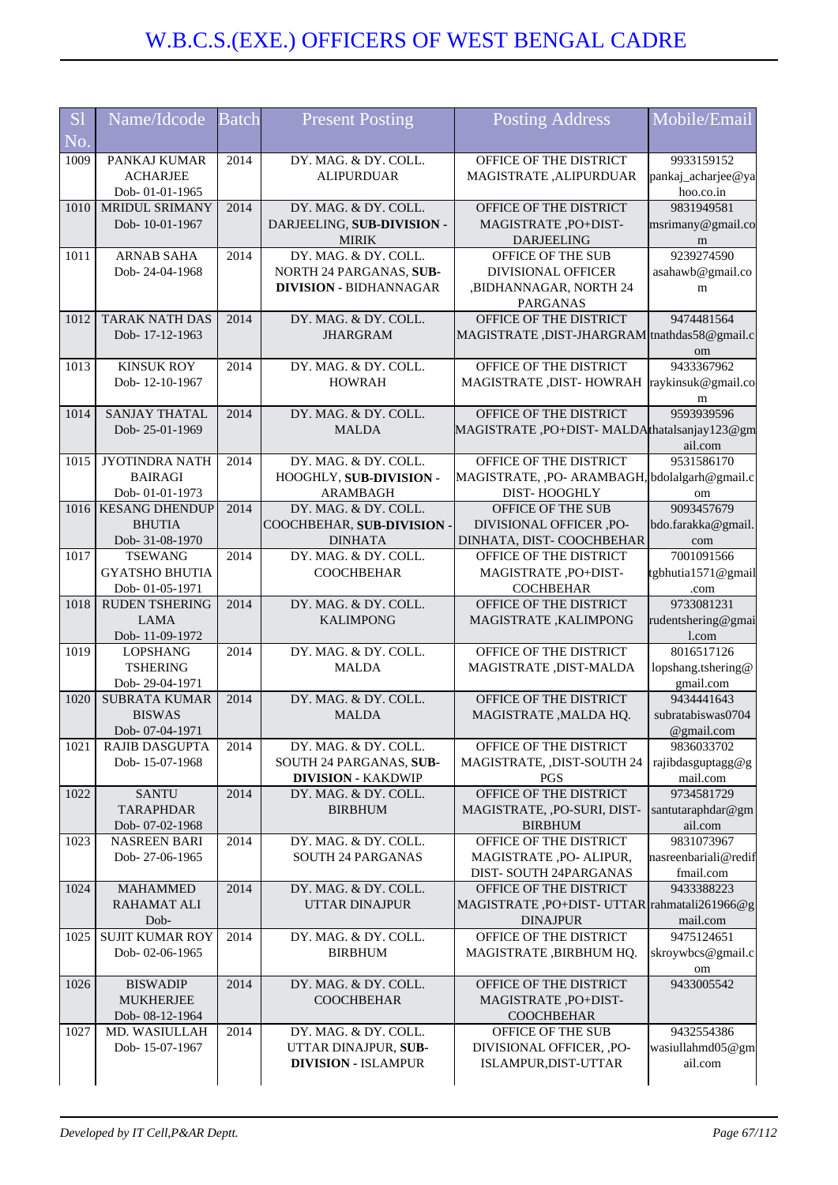# W.B.C.S.(EXE.) OFFICERS OF WEST BENGAL CADRE

| Sl No. | Name/Idcode | Batch | Present Posting | Posting Address | Mobile/Email |
|---|---|---|---|---|---|
| 1009 | PANKAJ KUMAR ACHARJEE Dob- 01-01-1965 | 2014 | DY. MAG. & DY. COLL. ALIPURDUAR | OFFICE OF THE DISTRICT MAGISTRATE ,ALIPURDUAR | 9933159152 pankaj_acharjee@yahoo.co.in |
| 1010 | MRIDUL SRIMANY Dob- 10-01-1967 | 2014 | DY. MAG. & DY. COLL. DARJEELING, **SUB-DIVISION** - MIRIK | OFFICE OF THE DISTRICT MAGISTRATE ,PO+DIST-DARJEELING | 9831949581 msrimany@gmail.com |
| 1011 | ARNAB SAHA Dob- 24-04-1968 | 2014 | DY. MAG. & DY. COLL. NORTH 24 PARGANAS, **SUB-DIVISION** - BIDHANNAGAR | OFFICE OF THE SUB DIVISIONAL OFFICER ,BIDHANNAGAR, NORTH 24 PARGANAS | 9239274590 asahawb@gmail.com |
| 1012 | TARAK NATH DAS Dob- 17-12-1963 | 2014 | DY. MAG. & DY. COLL. JHARGRAM | OFFICE OF THE DISTRICT MAGISTRATE ,DIST-JHARGRAM | 9474481564 tnathdas58@gmail.com |
| 1013 | KINSUK ROY Dob- 12-10-1967 | 2014 | DY. MAG. & DY. COLL. HOWRAH | OFFICE OF THE DISTRICT MAGISTRATE ,DIST- HOWRAH | 9433367962 raykinsuk@gmail.com |
| 1014 | SANJAY THATAL Dob- 25-01-1969 | 2014 | DY. MAG. & DY. COLL. MALDA | OFFICE OF THE DISTRICT MAGISTRATE ,PO+DIST- MALDA | 9593939596 thatalsanjay123@gmail.com |
| 1015 | JYOTINDRA NATH BAIRAGI Dob- 01-01-1973 | 2014 | DY. MAG. & DY. COLL. HOOGHLY, **SUB-DIVISION** - ARAMBAGH | OFFICE OF THE DISTRICT MAGISTRATE, ,PO- ARAMBAGH, DIST- HOOGHLY | 9531586170 bdolalgarh@gmail.com |
| 1016 | KESANG DHENDUP BHUTIA Dob- 31-08-1970 | 2014 | DY. MAG. & DY. COLL. COOCHBEHAR, **SUB-DIVISION** - DINHATA | OFFICE OF THE SUB DIVISIONAL OFFICER ,PO-DINHATA, DIST- COOCHBEHAR | 9093457679 bdo.farakka@gmail.com |
| 1017 | TSEWANG GYATSHO BHUTIA Dob- 01-05-1971 | 2014 | DY. MAG. & DY. COLL. COOCHBEHAR | OFFICE OF THE DISTRICT MAGISTRATE ,PO+DIST-COCHBEHAR | 7001091566 tgbhutia1571@gmail.com |
| 1018 | RUDEN TSHERING LAMA Dob- 11-09-1972 | 2014 | DY. MAG. & DY. COLL. KALIMPONG | OFFICE OF THE DISTRICT MAGISTRATE ,KALIMPONG | 9733081231 rudentshering@gmail.com |
| 1019 | LOPSHANG TSHERING Dob- 29-04-1971 | 2014 | DY. MAG. & DY. COLL. MALDA | OFFICE OF THE DISTRICT MAGISTRATE ,DIST-MALDA | 8016517126 lopshang.tshering@gmail.com |
| 1020 | SUBRATA KUMAR BISWAS Dob- 07-04-1971 | 2014 | DY. MAG. & DY. COLL. MALDA | OFFICE OF THE DISTRICT MAGISTRATE ,MALDA HQ. | 9434441643 subratabiswas0704@gmail.com |
| 1021 | RAJIB DASGUPTA Dob- 15-07-1968 | 2014 | DY. MAG. & DY. COLL. SOUTH 24 PARGANAS, **SUB-DIVISION** - KAKDWIP | OFFICE OF THE DISTRICT MAGISTRATE, ,DIST-SOUTH 24 PGS | 9836033702 rajibdasguptagg@gmail.com |
| 1022 | SANTU TARAPHDAR Dob- 07-02-1968 | 2014 | DY. MAG. & DY. COLL. BIRBHUM | OFFICE OF THE DISTRICT MAGISTRATE, ,PO-SURI, DIST-BIRBHUM | 9734581729 santutaraphdar@gmail.com |
| 1023 | NASREEN BARI Dob- 27-06-1965 | 2014 | DY. MAG. & DY. COLL. SOUTH 24 PARGANAS | OFFICE OF THE DISTRICT MAGISTRATE ,PO- ALIPUR, DIST- SOUTH 24PARGANAS | 9831073967 nasreenbariali@rediffmail.com |
| 1024 | MAHAMMED RAHAMAT ALI Dob- | 2014 | DY. MAG. & DY. COLL. UTTAR DINAJPUR | OFFICE OF THE DISTRICT MAGISTRATE ,PO+DIST- UTTAR DINAJPUR | 9433388223 rahmatali261966@gmail.com |
| 1025 | SUJIT KUMAR ROY Dob- 02-06-1965 | 2014 | DY. MAG. & DY. COLL. BIRBHUM | OFFICE OF THE DISTRICT MAGISTRATE ,BIRBHUM HQ. | 9475124651 skroywbcs@gmail.com |
| 1026 | BISWADIP MUKHERJEE Dob- 08-12-1964 | 2014 | DY. MAG. & DY. COLL. COOCHBEHAR | OFFICE OF THE DISTRICT MAGISTRATE ,PO+DIST-COOCHBEHAR | 9433005542 |
| 1027 | MD. WASIULLAH Dob- 15-07-1967 | 2014 | DY. MAG. & DY. COLL. UTTAR DINAJPUR, **SUB-DIVISION** - ISLAMPUR | OFFICE OF THE SUB DIVISIONAL OFFICER, ,PO-ISLAMPUR,DIST-UTTAR | 9432554386 wasiullahmd05@gmail.com |

*Developed by IT Cell,P&AR Deptt.*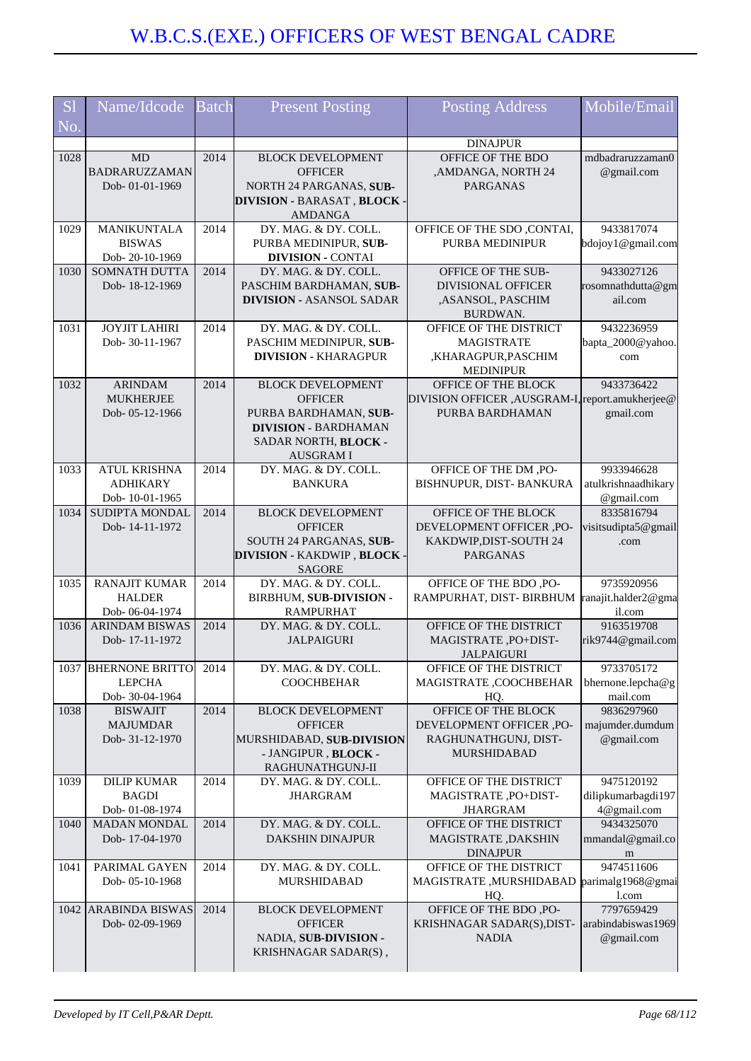# W.B.C.S.(EXE.) OFFICERS OF WEST BENGAL CADRE

| Sl No. | Name/Idcode | Batch | Present Posting | Posting Address | Mobile/Email |
|---|---|---|---|---|---|
| | | | | DINAJPUR | |
| 1028 | MD BADRARUZZAMAN Dob- 01-01-1969 | 2014 | BLOCK DEVELOPMENT OFFICER NORTH 24 PARGANAS, **SUB-DIVISION** - BARASAT , **BLOCK** - AMDANGA | OFFICE OF THE BDO ,AMDANGA, NORTH 24 PARGANAS | mdbadraruzzaman0@gmail.com |
| 1029 | MANIKUNTALA BISWAS Dob- 20-10-1969 | 2014 | DY. MAG. & DY. COLL. PURBA MEDINIPUR, **SUB-DIVISION** - CONTAI | OFFICE OF THE SDO ,CONTAI, PURBA MEDINIPUR | 9433817074 bdojoy1@gmail.com |
| 1030 | SOMNATH DUTTA Dob- 18-12-1969 | 2014 | DY. MAG. & DY. COLL. PASCHIM BARDHAMAN, **SUB-DIVISION** - ASANSOL SADAR | OFFICE OF THE SUB-DIVISIONAL OFFICER ,ASANSOL, PASCHIM BURDWAN. | 9433027126 rosomnathdutta@gmail.com |
| 1031 | JOYJIT LAHIRI Dob- 30-11-1967 | 2014 | DY. MAG. & DY. COLL. PASCHIM MEDINIPUR, **SUB-DIVISION** - KHARAGPUR | OFFICE OF THE DISTRICT MAGISTRATE ,KHARAGPUR,PASCHIM MEDINIPUR | 9432236959 bapta_2000@yahoo.com |
| 1032 | ARINDAM MUKHERJEE Dob- 05-12-1966 | 2014 | BLOCK DEVELOPMENT OFFICER PURBA BARDHAMAN, **SUB-DIVISION** - BARDHAMAN SADAR NORTH, **BLOCK** - AUSGRAM I | OFFICE OF THE BLOCK DIVISION OFFICER ,AUSGRAM-I, PURBA BARDHAMAN | 9433736422 report.amukherjee@gmail.com |
| 1033 | ATUL KRISHNA ADHIKARY Dob- 10-01-1965 | 2014 | DY. MAG. & DY. COLL. BANKURA | OFFICE OF THE DM ,PO-BISHNUPUR, DIST- BANKURA | 9933946628 atulkrishnaadhikary@gmail.com |
| 1034 | SUDIPTA MONDAL Dob- 14-11-1972 | 2014 | BLOCK DEVELOPMENT OFFICER SOUTH 24 PARGANAS, **SUB-DIVISION** - KAKDWIP , **BLOCK** - SAGORE | OFFICE OF THE BLOCK DEVELOPMENT OFFICER ,PO-KAKDWIP,DIST-SOUTH 24 PARGANAS | 8335816794 visitsudipta5@gmail.com |
| 1035 | RANAJIT KUMAR HALDER Dob- 06-04-1974 | 2014 | DY. MAG. & DY. COLL. BIRBHUM, **SUB-DIVISION** - RAMPURHAT | OFFICE OF THE BDO ,PO-RAMPURHAT, DIST- BIRBHUM | 9735920956 ranajit.halder2@gmail.com |
| 1036 | ARINDAM BISWAS Dob- 17-11-1972 | 2014 | DY. MAG. & DY. COLL. JALPAIGURI | OFFICE OF THE DISTRICT MAGISTRATE ,PO+DIST-JALPAIGURI | 9163519708 rik9744@gmail.com |
| 1037 | BHERNONE BRITTO LEPCHA Dob- 30-04-1964 | 2014 | DY. MAG. & DY. COLL. COOCHBEHAR | OFFICE OF THE DISTRICT MAGISTRATE ,COOCHBEHAR HQ. | 9733705172 bhernone.lepcha@gmail.com |
| 1038 | BISWAJIT MAJUMDAR Dob- 31-12-1970 | 2014 | BLOCK DEVELOPMENT OFFICER MURSHIDABAD, **SUB-DIVISION** - JANGIPUR , **BLOCK** - RAGHUNATHGUNJ-II | OFFICE OF THE BLOCK DEVELOPMENT OFFICER ,PO-RAGHUNATHGUNJ, DIST-MURSHIDABAD | 9836297960 majumder.dumdum@gmail.com |
| 1039 | DILIP KUMAR BAGDI Dob- 01-08-1974 | 2014 | DY. MAG. & DY. COLL. JHARGRAM | OFFICE OF THE DISTRICT MAGISTRATE ,PO+DIST-JHARGRAM | 9475120192 dilipkumarbagdi1974@gmail.com |
| 1040 | MADAN MONDAL Dob- 17-04-1970 | 2014 | DY. MAG. & DY. COLL. DAKSHIN DINAJPUR | OFFICE OF THE DISTRICT MAGISTRATE ,DAKSHIN DINAJPUR | 9434325070 mmandal@gmail.com |
| 1041 | PARIMAL GAYEN Dob- 05-10-1968 | 2014 | DY. MAG. & DY. COLL. MURSHIDABAD | OFFICE OF THE DISTRICT MAGISTRATE ,MURSHIDABAD HQ. | 9474511606 parimalg1968@gmail.com |
| 1042 | ARABINDA BISWAS Dob- 02-09-1969 | 2014 | BLOCK DEVELOPMENT OFFICER NADIA, **SUB-DIVISION** - KRISHNAGAR SADAR(S) , | OFFICE OF THE BDO ,PO-KRISHNAGAR SADAR(S),DIST-NADIA | 7797659429 arabindabiswas1969@gmail.com |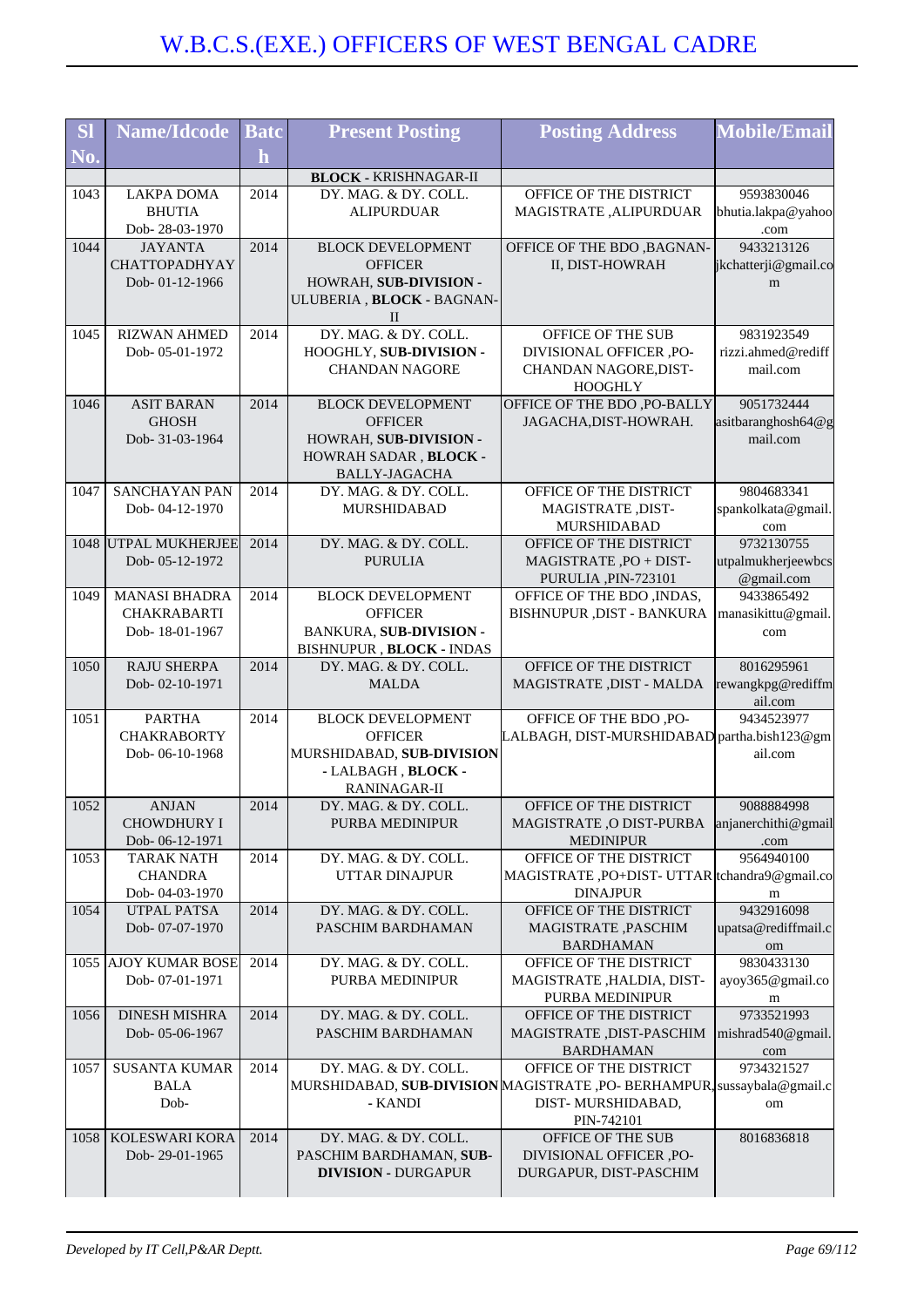# W.B.C.S.(EXE.) OFFICERS OF WEST BENGAL CADRE

| Sl No. | Name/Idcode | Batch | Present Posting | Posting Address | Mobile/Email |
|---|---|---|---|---|---|
| | | | **BLOCK** - KRISHNAGAR-II | | |
| 1043 | LAKPA DOMA BHUTIA Dob- 28-03-1970 | 2014 | DY. MAG. & DY. COLL. ALIPURDUAR | OFFICE OF THE DISTRICT MAGISTRATE ,ALIPURDUAR | 9593830046 bhutia.lakpa@yahoo.com |
| 1044 | JAYANTA CHATTOPADHYAY Dob- 01-12-1966 | 2014 | BLOCK DEVELOPMENT OFFICER HOWRAH, **SUB-DIVISION** - ULUBERIA , **BLOCK** - BAGNAN-II | OFFICE OF THE BDO ,BAGNAN-II, DIST-HOWRAH | 9433213126 jkchatterji@gmail.com |
| 1045 | RIZWAN AHMED Dob- 05-01-1972 | 2014 | DY. MAG. & DY. COLL. HOOGHLY, **SUB-DIVISION** - CHANDAN NAGORE | OFFICE OF THE SUB DIVISIONAL OFFICER ,PO-CHANDAN NAGORE,DIST-HOOGHLY | 9831923549 rizzi.ahmed@rediffmail.com |
| 1046 | ASIT BARAN GHOSH Dob- 31-03-1964 | 2014 | BLOCK DEVELOPMENT OFFICER HOWRAH, **SUB-DIVISION** - HOWRAH SADAR , **BLOCK** - BALLY-JAGACHA | OFFICE OF THE BDO ,PO-BALLY JAGACHA,DIST-HOWRAH. | 9051732444 asitbaranghosh64@gmail.com |
| 1047 | SANCHAYAN PAN Dob- 04-12-1970 | 2014 | DY. MAG. & DY. COLL. MURSHIDABAD | OFFICE OF THE DISTRICT MAGISTRATE ,DIST-MURSHIDABAD | 9804683341 spankolkata@gmail.com |
| 1048 | UTPAL MUKHERJEE Dob- 05-12-1972 | 2014 | DY. MAG. & DY. COLL. PURULIA | OFFICE OF THE DISTRICT MAGISTRATE ,PO + DIST-PURULIA ,PIN-723101 | 9732130755 utpalmukherjeewbcs@gmail.com |
| 1049 | MANASI BHADRA CHAKRABARTI Dob- 18-01-1967 | 2014 | BLOCK DEVELOPMENT OFFICER BANKURA, **SUB-DIVISION** - BISHNUPUR , **BLOCK** - INDAS | OFFICE OF THE BDO ,INDAS, BISHNUPUR ,DIST - BANKURA | 9433865492 manasikittu@gmail.com |
| 1050 | RAJU SHERPA Dob- 02-10-1971 | 2014 | DY. MAG. & DY. COLL. MALDA | OFFICE OF THE DISTRICT MAGISTRATE ,DIST - MALDA | 8016295961 rewangkpg@rediffmail.com |
| 1051 | PARTHA CHAKRABORTY Dob- 06-10-1968 | 2014 | BLOCK DEVELOPMENT OFFICER MURSHIDABAD, **SUB-DIVISION** - LALBAGH , **BLOCK** - RANINAGAR-II | OFFICE OF THE BDO ,PO-LALBAGH, DIST-MURSHIDABAD | 9434523977 partha.bish123@gmail.com |
| 1052 | ANJAN CHOWDHURY I Dob- 06-12-1971 | 2014 | DY. MAG. & DY. COLL. PURBA MEDINIPUR | OFFICE OF THE DISTRICT MAGISTRATE ,O DIST-PURBA MEDINIPUR | 9088884998 anjanerchithi@gmail.com |
| 1053 | TARAK NATH CHANDRA Dob- 04-03-1970 | 2014 | DY. MAG. & DY. COLL. UTTAR DINAJPUR | OFFICE OF THE DISTRICT MAGISTRATE ,PO+DIST- UTTAR DINAJPUR | 9564940100 tchandra9@gmail.com |
| 1054 | UTPAL PATSA Dob- 07-07-1970 | 2014 | DY. MAG. & DY. COLL. PASCHIM BARDHAMAN | OFFICE OF THE DISTRICT MAGISTRATE ,PASCHIM BARDHAMAN | 9432916098 upatsa@rediffmail.com |
| 1055 | AJOY KUMAR BOSE Dob- 07-01-1971 | 2014 | DY. MAG. & DY. COLL. PURBA MEDINIPUR | OFFICE OF THE DISTRICT MAGISTRATE ,HALDIA, DIST-PURBA MEDINIPUR | 9830433130 ayoy365@gmail.com |
| 1056 | DINESH MISHRA Dob- 05-06-1967 | 2014 | DY. MAG. & DY. COLL. PASCHIM BARDHAMAN | OFFICE OF THE DISTRICT MAGISTRATE ,DIST-PASCHIM BARDHAMAN | 9733521993 mishrad540@gmail.com |
| 1057 | SUSANTA KUMAR BALA Dob- | 2014 | DY. MAG. & DY. COLL. MURSHIDABAD, **SUB-DIVISION** - KANDI | OFFICE OF THE DISTRICT MAGISTRATE ,PO- BERHAMPUR, DIST- MURSHIDABAD, PIN-742101 | 9734321527 sussaybala@gmail.com |
| 1058 | KOLESWARI KORA Dob- 29-01-1965 | 2014 | DY. MAG. & DY. COLL. PASCHIM BARDHAMAN, **SUB-DIVISION** - DURGAPUR | OFFICE OF THE SUB DIVISIONAL OFFICER ,PO-DURGAPUR, DIST-PASCHIM | 8016836818 |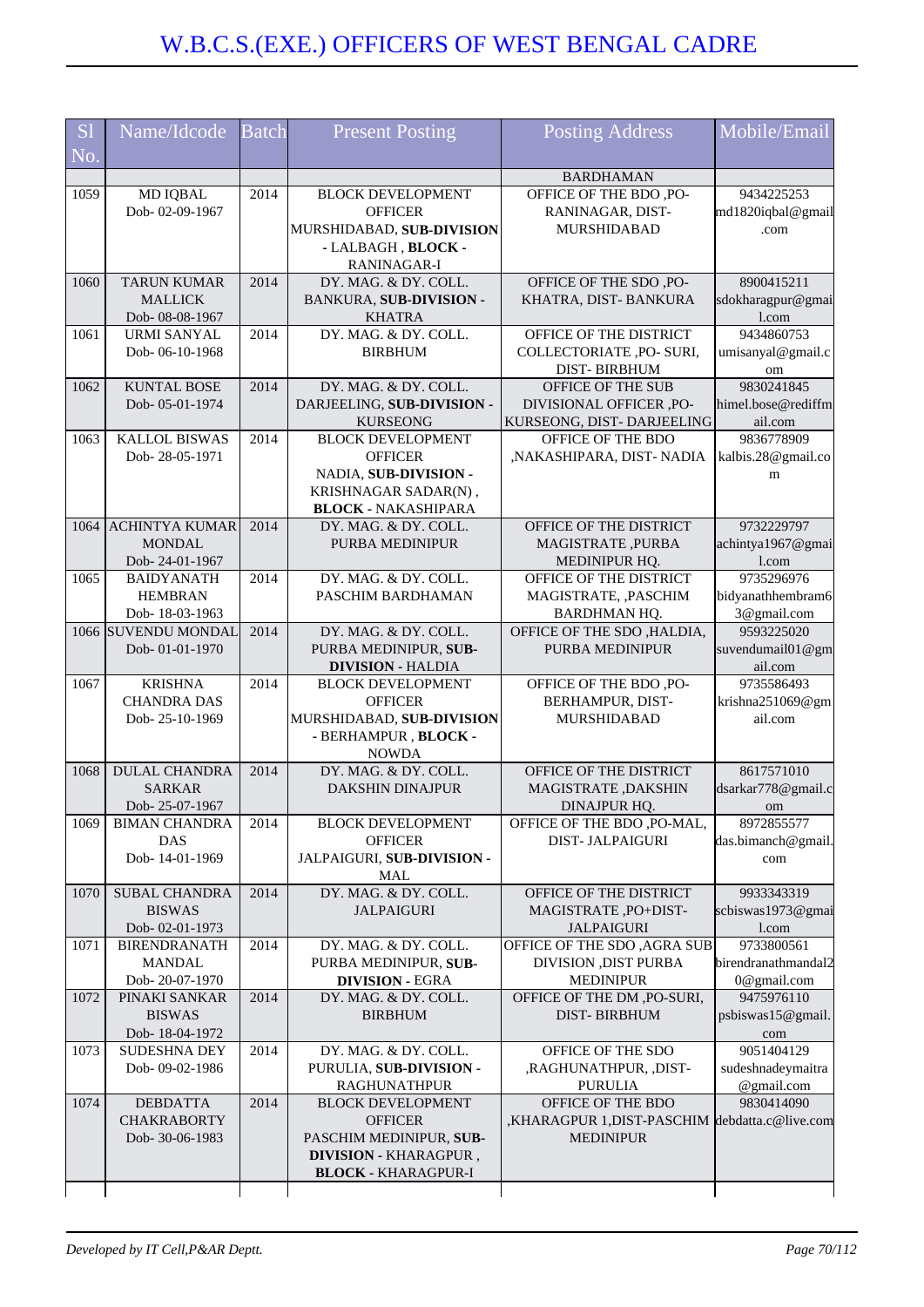# W.B.C.S.(EXE.) OFFICERS OF WEST BENGAL CADRE

| Sl No. | Name/Idcode | Batch | Present Posting | Posting Address | Mobile/Email |
|---|---|---|---|---|---|
| | | | | BARDHAMAN | |
| 1059 | MD IQBAL Dob- 02-09-1967 | 2014 | BLOCK DEVELOPMENT OFFICER MURSHIDABAD, **SUB-DIVISION** - LALBAGH , **BLOCK** - RANINAGAR-I | OFFICE OF THE BDO ,PO-RANINAGAR, DIST-MURSHIDABAD | 9434225253 md1820iqbal@gmail.com |
| 1060 | TARUN KUMAR MALLICK Dob- 08-08-1967 | 2014 | DY. MAG. & DY. COLL. BANKURA, **SUB-DIVISION** - KHATRA | OFFICE OF THE SDO ,PO-KHATRA, DIST- BANKURA | 8900415211 sdokharagpur@gmail.com |
| 1061 | URMI SANYAL Dob- 06-10-1968 | 2014 | DY. MAG. & DY. COLL. BIRBHUM | OFFICE OF THE DISTRICT COLLECTORIATE ,PO- SURI, DIST- BIRBHUM | 9434860753 umisanyal@gmail.com |
| 1062 | KUNTAL BOSE Dob- 05-01-1974 | 2014 | DY. MAG. & DY. COLL. DARJEELING, **SUB-DIVISION** - KURSEONG | OFFICE OF THE SUB DIVISIONAL OFFICER ,PO-KURSEONG, DIST- DARJEELING | 9830241845 himel.bose@rediffmail.com |
| 1063 | KALLOL BISWAS Dob- 28-05-1971 | 2014 | BLOCK DEVELOPMENT OFFICER NADIA, **SUB-DIVISION** - KRISHNAGAR SADAR(N) , **BLOCK** - NAKASHIPARA | OFFICE OF THE BDO ,NAKASHIPARA, DIST- NADIA | 9836778909 kalbis.28@gmail.com |
| 1064 | ACHINTYA KUMAR MONDAL Dob- 24-01-1967 | 2014 | DY. MAG. & DY. COLL. PURBA MEDINIPUR | OFFICE OF THE DISTRICT MAGISTRATE ,PURBA MEDINIPUR HQ. | 9732229797 achintya1967@gmail.com |
| 1065 | BAIDYANATH HEMBRAN Dob- 18-03-1963 | 2014 | DY. MAG. & DY. COLL. PASCHIM BARDHAMAN | OFFICE OF THE DISTRICT MAGISTRATE, ,PASCHIM BARDHMAN HQ. | 9735296976 bidyanathhembram63@gmail.com |
| 1066 | SUVENDU MONDAL Dob- 01-01-1970 | 2014 | DY. MAG. & DY. COLL. PURBA MEDINIPUR, **SUB-DIVISION** - HALDIA | OFFICE OF THE SDO ,HALDIA, PURBA MEDINIPUR | 9593225020 suvendumail01@gmail.com |
| 1067 | KRISHNA CHANDRA DAS Dob- 25-10-1969 | 2014 | BLOCK DEVELOPMENT OFFICER MURSHIDABAD, **SUB-DIVISION** - BERHAMPUR , **BLOCK** - NOWDA | OFFICE OF THE BDO ,PO-BERHAMPUR, DIST-MURSHIDABAD | 9735586493 krishna251069@gmail.com |
| 1068 | DULAL CHANDRA SARKAR Dob- 25-07-1967 | 2014 | DY. MAG. & DY. COLL. DAKSHIN DINAJPUR | OFFICE OF THE DISTRICT MAGISTRATE ,DAKSHIN DINAJPUR HQ. | 8617571010 dsarkar778@gmail.com |
| 1069 | BIMAN CHANDRA DAS Dob- 14-01-1969 | 2014 | BLOCK DEVELOPMENT OFFICER JALPAIGURI, **SUB-DIVISION** - MAL | OFFICE OF THE BDO ,PO-MAL, DIST- JALPAIGURI | 8972855577 das.bimanch@gmail.com |
| 1070 | SUBAL CHANDRA BISWAS Dob- 02-01-1973 | 2014 | DY. MAG. & DY. COLL. JALPAIGURI | OFFICE OF THE DISTRICT MAGISTRATE ,PO+DIST-JALPAIGURI | 9933343319 scbiswas1973@gmail.com |
| 1071 | BIRENDRANATH MANDAL Dob- 20-07-1970 | 2014 | DY. MAG. & DY. COLL. PURBA MEDINIPUR, **SUB-DIVISION** - EGRA | OFFICE OF THE SDO ,AGRA SUB DIVISION ,DIST PURBA MEDINIPUR | 9733800561 birendranathmandal20@gmail.com |
| 1072 | PINAKI SANKAR BISWAS Dob- 18-04-1972 | 2014 | DY. MAG. & DY. COLL. BIRBHUM | OFFICE OF THE DM ,PO-SURI, DIST- BIRBHUM | 9475976110 psbiswas15@gmail.com |
| 1073 | SUDESHNA DEY Dob- 09-02-1986 | 2014 | DY. MAG. & DY. COLL. PURULIA, **SUB-DIVISION** - RAGHUNATHPUR | OFFICE OF THE SDO ,RAGHUNATHPUR, ,DIST-PURULIA | 9051404129 sudeshnadeymaitra@gmail.com |
| 1074 | DEBDATTA CHAKRABORTY Dob- 30-06-1983 | 2014 | BLOCK DEVELOPMENT OFFICER PASCHIM MEDINIPUR, **SUB-DIVISION** - KHARAGPUR , **BLOCK** - KHARAGPUR-I | OFFICE OF THE BDO ,KHARAGPUR 1,DIST-PASCHIM MEDINIPUR | 9830414090 debdatta.c@live.com |

*Developed by IT Cell,P&AR Deptt.*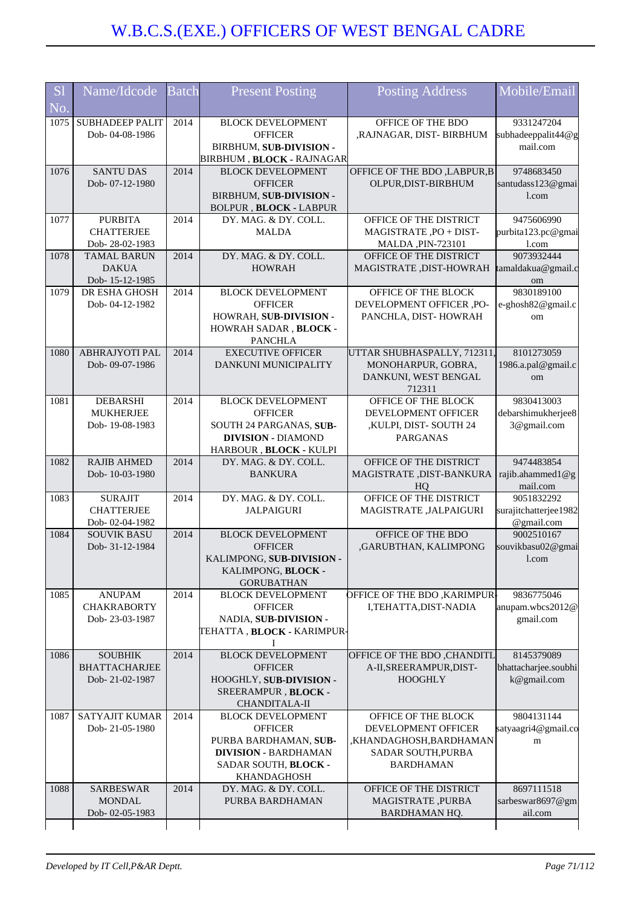# W.B.C.S.(EXE.) OFFICERS OF WEST BENGAL CADRE

| Sl No. | Name/Idcode | Batch | Present Posting | Posting Address | Mobile/Email |
|---|---|---|---|---|---|
| 1075 | SUBHADEEP PALIT Dob- 04-08-1986 | 2014 | BLOCK DEVELOPMENT OFFICER BIRBHUM, **SUB-DIVISION -** BIRBHUM , **BLOCK -** RAJNAGAR | OFFICE OF THE BDO ,RAJNAGAR, DIST- BIRBHUM | 9331247204 subhadeeppalit44@gmail.com |
| 1076 | SANTU DAS Dob- 07-12-1980 | 2014 | BLOCK DEVELOPMENT OFFICER BIRBHUM, **SUB-DIVISION -** BOLPUR , **BLOCK -** LABPUR | OFFICE OF THE BDO ,LABPUR,BOLPUR,DIST-BIRBHUM | 9748683450 santudass123@gmail.com |
| 1077 | PURBITA CHATTERJEE Dob- 28-02-1983 | 2014 | DY. MAG. & DY. COLL. MALDA | OFFICE OF THE DISTRICT MAGISTRATE ,PO + DIST- MALDA ,PIN-723101 | 9475606990 purbita123.pc@gmail.com |
| 1078 | TAMAL BARUN DAKUA Dob- 15-12-1985 | 2014 | DY. MAG. & DY. COLL. HOWRAH | OFFICE OF THE DISTRICT MAGISTRATE ,DIST-HOWRAH | 9073932444 tamaldakua@gmail.com |
| 1079 | DR ESHA GHOSH Dob- 04-12-1982 | 2014 | BLOCK DEVELOPMENT OFFICER HOWRAH, **SUB-DIVISION -** HOWRAH SADAR , **BLOCK -** PANCHLA | OFFICE OF THE BLOCK DEVELOPMENT OFFICER ,PO- PANCHLA, DIST- HOWRAH | 9830189100 e-ghosh82@gmail.com |
| 1080 | ABHRAJYOTI PAL Dob- 09-07-1986 | 2014 | EXECUTIVE OFFICER DANKUNI MUNICIPALITY | UTTAR SHUBHASPALLY, 712311, MONOHARPUR, GOBRA, DANKUNI, WEST BENGAL 712311 | 8101273059 1986.a.pal@gmail.com |
| 1081 | DEBARSHI MUKHERJEE Dob- 19-08-1983 | 2014 | BLOCK DEVELOPMENT OFFICER SOUTH 24 PARGANAS, **SUB-DIVISION -** DIAMOND HARBOUR , **BLOCK -** KULPI | OFFICE OF THE BLOCK DEVELOPMENT OFFICER ,KULPI, DIST- SOUTH 24 PARGANAS | 9830413003 debarshimukherjee83@gmail.com |
| 1082 | RAJIB AHMED Dob- 10-03-1980 | 2014 | DY. MAG. & DY. COLL. BANKURA | OFFICE OF THE DISTRICT MAGISTRATE ,DIST-BANKURA HQ | 9474483854 rajib.ahammed1@gmail.com |
| 1083 | SURAJIT CHATTERJEE Dob- 02-04-1982 | 2014 | DY. MAG. & DY. COLL. JALPAIGURI | OFFICE OF THE DISTRICT MAGISTRATE ,JALPAIGURI | 9051832292 surajitchatterjee1982@gmail.com |
| 1084 | SOUVIK BASU Dob- 31-12-1984 | 2014 | BLOCK DEVELOPMENT OFFICER KALIMPONG, **SUB-DIVISION -** KALIMPONG, **BLOCK -** GORUBATHAN | OFFICE OF THE BDO ,GARUBTHAN, KALIMPONG | 9002510167 souvikbasu02@gmail.com |
| 1085 | ANUPAM CHAKRABORTY Dob- 23-03-1987 | 2014 | BLOCK DEVELOPMENT OFFICER NADIA, **SUB-DIVISION -** TEHATTA , **BLOCK -** KARIMPUR-I | OFFICE OF THE BDO ,KARIMPUR-I,TEHATTA,DIST-NADIA | 9836775046 anupam.wbcs2012@gmail.com |
| 1086 | SOUBHIK BHATTACHARJEE Dob- 21-02-1987 | 2014 | BLOCK DEVELOPMENT OFFICER HOOGHLY, **SUB-DIVISION -** SREERAMPUR , **BLOCK -** CHANDITALA-II | OFFICE OF THE BDO ,CHANDITLA-II,SREERAMPUR,DIST-HOOGHLY | 8145379089 bhattacharjee.soubhik@gmail.com |
| 1087 | SATYAJIT KUMAR Dob- 21-05-1980 | 2014 | BLOCK DEVELOPMENT OFFICER PURBA BARDHAMAN, **SUB-DIVISION -** BARDHAMAN SADAR SOUTH, **BLOCK -** KHANDAGHOSH | OFFICE OF THE BLOCK DEVELOPMENT OFFICER ,KHANDAGHOSH,BARDHAMAN SADAR SOUTH,PURBA BARDHAMAN | 9804131144 satyaagri4@gmail.com |
| 1088 | SARBESWAR MONDAL Dob- 02-05-1983 | 2014 | DY. MAG. & DY. COLL. PURBA BARDHAMAN | OFFICE OF THE DISTRICT MAGISTRATE ,PURBA BARDHAMAN HQ. | 8697111518 sarbeswar8697@gmail.com |

*Developed by IT Cell,P&AR Deptt.*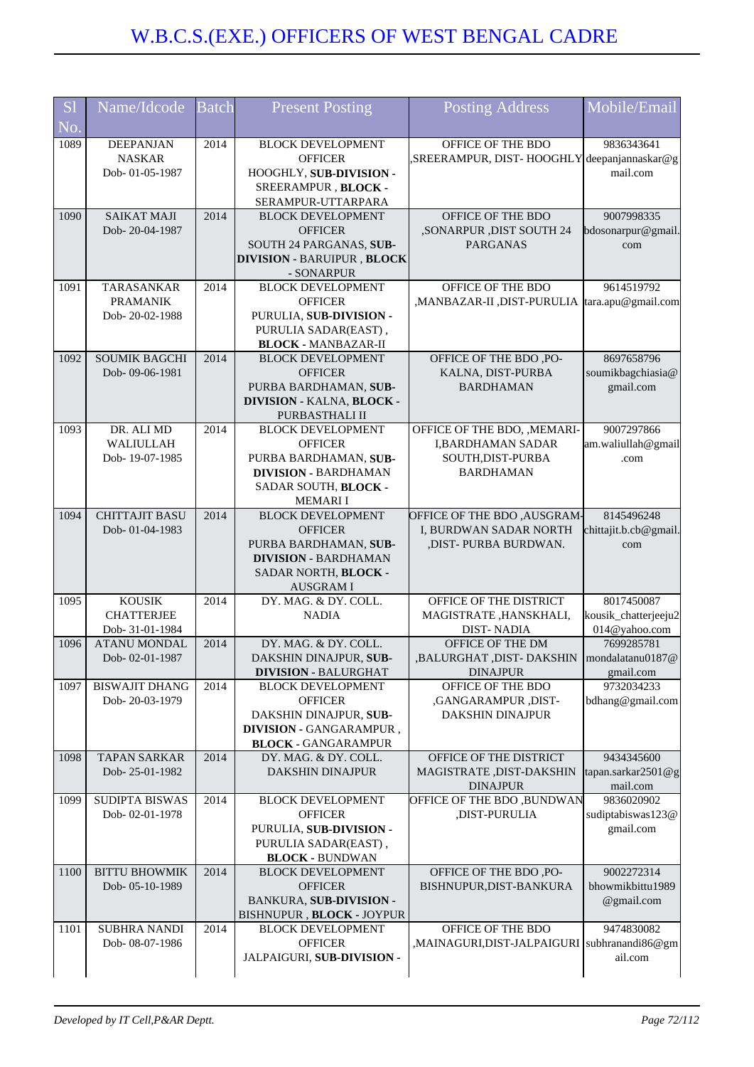# W.B.C.S.(EXE.) OFFICERS OF WEST BENGAL CADRE

| Sl No. | Name/Idcode | Batch | Present Posting | Posting Address | Mobile/Email |
|---|---|---|---|---|---|
| 1089 | DEEPANJAN NASKAR Dob- 01-05-1987 | 2014 | BLOCK DEVELOPMENT OFFICER HOOGHLY, **SUB-DIVISION** - SREERAMPUR , **BLOCK** - SERAMPUR-UTTARPARA | OFFICE OF THE BDO ,SREERAMPUR, DIST- HOOGHLY | 9836343641 deepanjannaskar@gmail.com |
| 1090 | SAIKAT MAJI Dob- 20-04-1987 | 2014 | BLOCK DEVELOPMENT OFFICER SOUTH 24 PARGANAS, **SUB-DIVISION** - BARUIPUR , **BLOCK** - SONARPUR | OFFICE OF THE BDO ,SONARPUR ,DIST SOUTH 24 PARGANAS | 9007998335 bdosonarpur@gmail.com |
| 1091 | TARASANKAR PRAMANIK Dob- 20-02-1988 | 2014 | BLOCK DEVELOPMENT OFFICER PURULIA, **SUB-DIVISION** - PURULIA SADAR(EAST) , **BLOCK** - MANBAZAR-II | OFFICE OF THE BDO ,MANBAZAR-II ,DIST-PURULIA | 9614519792 tara.apu@gmail.com |
| 1092 | SOUMIK BAGCHI Dob- 09-06-1981 | 2014 | BLOCK DEVELOPMENT OFFICER PURBA BARDHAMAN, **SUB-DIVISION** - KALNA, **BLOCK** - PURBASTHALI II | OFFICE OF THE BDO ,PO- KALNA, DIST-PURBA BARDHAMAN | 8697658796 soumikbagchiasia@gmail.com |
| 1093 | DR. ALI MD WALIULLAH Dob- 19-07-1985 | 2014 | BLOCK DEVELOPMENT OFFICER PURBA BARDHAMAN, **SUB-DIVISION** - BARDHAMAN SADAR SOUTH, **BLOCK** - MEMARI I | OFFICE OF THE BDO, ,MEMARI-I,BARDHAMAN SADAR SOUTH,DIST-PURBA BARDHAMAN | 9007297866 am.waliullah@gmail.com |
| 1094 | CHITTAJIT BASU Dob- 01-04-1983 | 2014 | BLOCK DEVELOPMENT OFFICER PURBA BARDHAMAN, **SUB-DIVISION** - BARDHAMAN SADAR NORTH, **BLOCK** - AUSGRAM I | OFFICE OF THE BDO ,AUSGRAM-I, BURDWAN SADAR NORTH ,DIST- PURBA BURDWAN. | 8145496248 chittajit.b.cb@gmail.com |
| 1095 | KOUSIK CHATTERJEE Dob- 31-01-1984 | 2014 | DY. MAG. & DY. COLL. NADIA | OFFICE OF THE DISTRICT MAGISTRATE ,HANSKHALI, DIST- NADIA | 8017450087 kousik_chatterjeeju2014@yahoo.com |
| 1096 | ATANU MONDAL Dob- 02-01-1987 | 2014 | DY. MAG. & DY. COLL. DAKSHIN DINAJPUR, **SUB-DIVISION** - BALURGHAT | OFFICE OF THE DM ,BALURGHAT ,DIST- DAKSHIN DINAJPUR | 7699285781 mondalatanu0187@gmail.com |
| 1097 | BISWAJIT DHANG Dob- 20-03-1979 | 2014 | BLOCK DEVELOPMENT OFFICER DAKSHIN DINAJPUR, **SUB-DIVISION** - GANGARAMPUR , **BLOCK** - GANGARAMPUR | OFFICE OF THE BDO ,GANGARAMPUR ,DIST- DAKSHIN DINAJPUR | 9732034233 bdhang@gmail.com |
| 1098 | TAPAN SARKAR Dob- 25-01-1982 | 2014 | DY. MAG. & DY. COLL. DAKSHIN DINAJPUR | OFFICE OF THE DISTRICT MAGISTRATE ,DIST-DAKSHIN DINAJPUR | 9434345600 tapan.sarkar2501@gmail.com |
| 1099 | SUDIPTA BISWAS Dob- 02-01-1978 | 2014 | BLOCK DEVELOPMENT OFFICER PURULIA, **SUB-DIVISION** - PURULIA SADAR(EAST) , **BLOCK** - BUNDWAN | OFFICE OF THE BDO ,BUNDWAN ,DIST-PURULIA | 9836020902 sudiptabiswas123@gmail.com |
| 1100 | BITTU BHOWMIK Dob- 05-10-1989 | 2014 | BLOCK DEVELOPMENT OFFICER BANKURA, **SUB-DIVISION** - BISHNUPUR , **BLOCK** - JOYPUR | OFFICE OF THE BDO ,PO- BISHNUPUR,DIST-BANKURA | 9002272314 bhowmikbittu1989@gmail.com |
| 1101 | SUBHRA NANDI Dob- 08-07-1986 | 2014 | BLOCK DEVELOPMENT OFFICER JALPAIGURI, **SUB-DIVISION** - | OFFICE OF THE BDO ,MAINAGURI,DIST-JALPAIGURI | 9474830082 subhranandi86@gmail.com |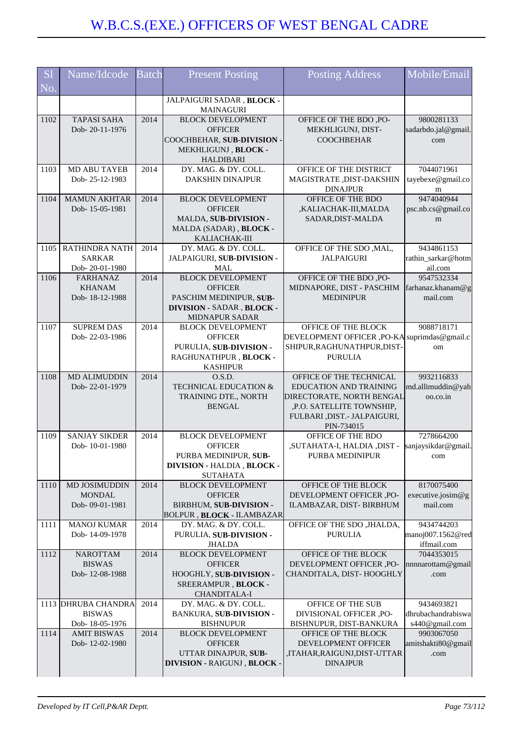# W.B.C.S.(EXE.) OFFICERS OF WEST BENGAL CADRE

| Sl No. | Name/Idcode | Batch | Present Posting | Posting Address | Mobile/Email |
|---|---|---|---|---|---|
| | | | JALPAIGURI SADAR , **BLOCK -** MAINAGURI | | |
| 1102 | TAPASI SAHA Dob- 20-11-1976 | 2014 | BLOCK DEVELOPMENT OFFICER COOCHBEHAR, **SUB-DIVISION -** MEKHLIGUNJ , **BLOCK -** HALDIBARI | OFFICE OF THE BDO ,PO-MEKHLIGUNJ, DIST-COOCHBEHAR | 9800281133 sadarbdo.jal@gmail.com |
| 1103 | MD ABU TAYEB Dob- 25-12-1983 | 2014 | DY. MAG. & DY. COLL. DAKSHIN DINAJPUR | OFFICE OF THE DISTRICT MAGISTRATE ,DIST-DAKSHIN DINAJPUR | 7044071961 tayebexe@gmail.com |
| 1104 | MAMUN AKHTAR Dob- 15-05-1981 | 2014 | BLOCK DEVELOPMENT OFFICER MALDA, **SUB-DIVISION -** MALDA (SADAR) , **BLOCK -** KALIACHAK-III | OFFICE OF THE BDO ,KALIACHAK-III,MALDA SADAR,DIST-MALDA | 9474040944 psc.nb.cs@gmail.com |
| 1105 | RATHINDRA NATH SARKAR Dob- 20-01-1980 | 2014 | DY. MAG. & DY. COLL. JALPAIGURI, **SUB-DIVISION -** MAL | OFFICE OF THE SDO ,MAL, JALPAIGURI | 9434861153 rathin_sarkar@hotmail.com |
| 1106 | FARHANAZ KHANAM Dob- 18-12-1988 | 2014 | BLOCK DEVELOPMENT OFFICER PASCHIM MEDINIPUR, **SUB-DIVISION -** SADAR , **BLOCK -** MIDNAPUR SADAR | OFFICE OF THE BDO ,PO-MIDNAPORE, DIST - PASCHIM MEDINIPUR | 9547532334 farhanaz.khanam@gmail.com |
| 1107 | SUPREM DAS Dob- 22-03-1986 | 2014 | BLOCK DEVELOPMENT OFFICER PURULIA, **SUB-DIVISION -** RAGHUNATHPUR , **BLOCK -** KASHIPUR | OFFICE OF THE BLOCK DEVELOPMENT OFFICER ,PO-KASHIPUR,RAGHUNATHPUR,DIST-PURULIA | 9088718171 suprimdas@gmail.com |
| 1108 | MD ALIMUDDIN Dob- 22-01-1979 | 2014 | O.S.D. TECHNICAL EDUCATION & TRAINING DTE., NORTH BENGAL | OFFICE OF THE TECHNICAL EDUCATION AND TRAINING DIRECTORATE, NORTH BENGAL ,P.O. SATELLITE TOWNSHIP, FULBARI ,DIST.- JALPAIGURI, PIN-734015 | 9932116833 md.allimuddin@yahoo.co.in |
| 1109 | SANJAY SIKDER Dob- 10-01-1980 | 2014 | BLOCK DEVELOPMENT OFFICER PURBA MEDINIPUR, **SUB-DIVISION -** HALDIA , **BLOCK -** SUTAHATA | OFFICE OF THE BDO ,SUTAHATA-I, HALDIA ,DIST - PURBA MEDINIPUR | 7278664200 sanjaysikdar@gmail.com |
| 1110 | MD JOSIMUDDIN MONDAL Dob- 09-01-1981 | 2014 | BLOCK DEVELOPMENT OFFICER BIRBHUM, **SUB-DIVISION -** BOLPUR , **BLOCK -** ILAMBAZAR | OFFICE OF THE BLOCK DEVELOPMENT OFFICER ,PO-ILAMBAZAR, DIST- BIRBHUM | 8170075400 executive.josim@gmail.com |
| 1111 | MANOJ KUMAR Dob- 14-09-1978 | 2014 | DY. MAG. & DY. COLL. PURULIA, **SUB-DIVISION -** JHALDA | OFFICE OF THE SDO ,JHALDA, PURULIA | 9434744203 manoj007.1562@rediffmail.com |
| 1112 | NAROTTAM BISWAS Dob- 12-08-1988 | 2014 | BLOCK DEVELOPMENT OFFICER HOOGHLY, **SUB-DIVISION -** SREERAMPUR , **BLOCK -** CHANDITALA-I | OFFICE OF THE BLOCK DEVELOPMENT OFFICER ,PO-CHANDITALA, DIST- HOOGHLY | 7044353015 nnnnarottam@gmail.com |
| 1113 | DHRUBA CHANDRA BISWAS Dob- 18-05-1976 | 2014 | DY. MAG. & DY. COLL. BANKURA, **SUB-DIVISION -** BISHNUPUR | OFFICE OF THE SUB DIVISIONAL OFFICER ,PO-BISHNUPUR, DIST-BANKURA | 9434693821 dhrubachandrabiswas440@gmail.com |
| 1114 | AMIT BISWAS Dob- 12-02-1980 | 2014 | BLOCK DEVELOPMENT OFFICER UTTAR DINAJPUR, **SUB-DIVISION -** RAIGUNJ , **BLOCK -** | OFFICE OF THE BLOCK DEVELOPMENT OFFICER ,ITAHAR,RAIGUNJ,DIST-UTTAR DINAJPUR | 9903067050 amitshakti80@gmail.com |

*Developed by IT Cell,P&AR Deptt.*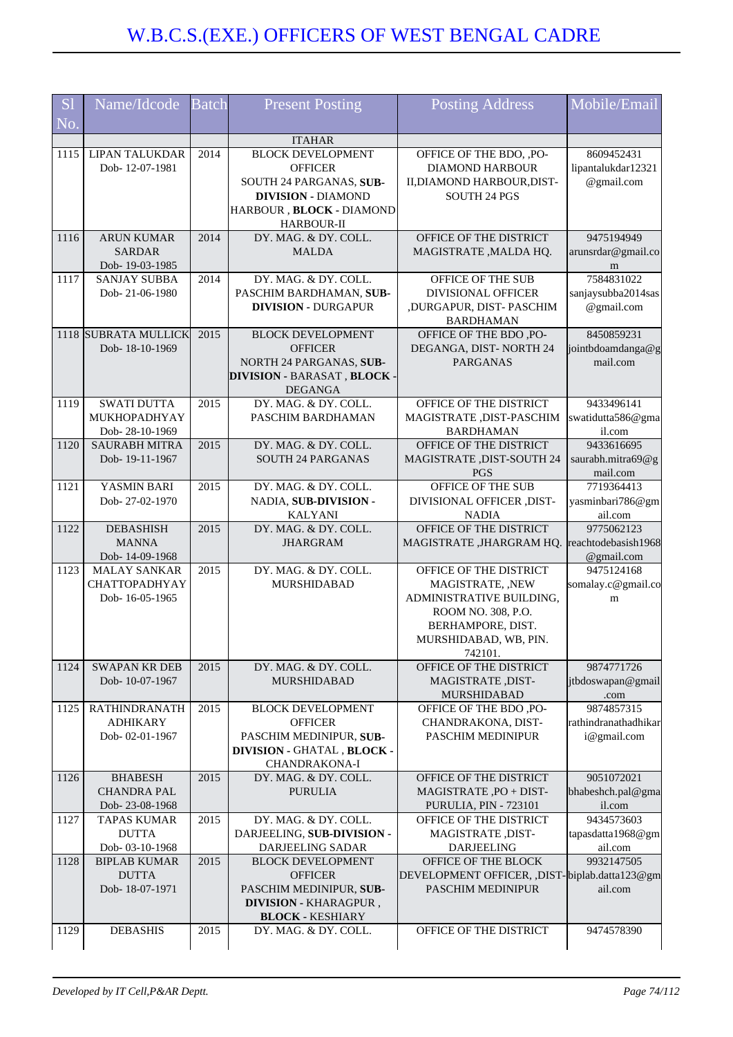# W.B.C.S.(EXE.) OFFICERS OF WEST BENGAL CADRE

| Sl No. | Name/Idcode | Batch | Present Posting | Posting Address | Mobile/Email |
|---|---|---|---|---|---|
| | | | ITAHAR | | |
| 1115 | LIPAN TALUKDAR Dob- 12-07-1981 | 2014 | BLOCK DEVELOPMENT OFFICER SOUTH 24 PARGANAS, **SUB-DIVISION** - DIAMOND HARBOUR , **BLOCK** - DIAMOND HARBOUR-II | OFFICE OF THE BDO, ,PO-DIAMOND HARBOUR II,DIAMOND HARBOUR,DIST-SOUTH 24 PGS | 8609452431 lipantalukdar12321@gmail.com |
| 1116 | ARUN KUMAR SARDAR Dob- 19-03-1985 | 2014 | DY. MAG. & DY. COLL. MALDA | OFFICE OF THE DISTRICT MAGISTRATE ,MALDA HQ. | 9475194949 arunsrdar@gmail.com |
| 1117 | SANJAY SUBBA Dob- 21-06-1980 | 2014 | DY. MAG. & DY. COLL. PASCHIM BARDHAMAN, **SUB-DIVISION** - DURGAPUR | OFFICE OF THE SUB DIVISIONAL OFFICER ,DURGAPUR, DIST- PASCHIM BARDHAMAN | 7584831022 sanjaysubba2014sas@gmail.com |
| 1118 | SUBRATA MULLICK Dob- 18-10-1969 | 2015 | BLOCK DEVELOPMENT OFFICER NORTH 24 PARGANAS, **SUB-DIVISION** - BARASAT , **BLOCK** - DEGANGA | OFFICE OF THE BDO ,PO-DEGANGA, DIST- NORTH 24 PARGANAS | 8450859231 jointbdoamdanga@gmail.com |
| 1119 | SWATI DUTTA MUKHOPADHYAY Dob- 28-10-1969 | 2015 | DY. MAG. & DY. COLL. PASCHIM BARDHAMAN | OFFICE OF THE DISTRICT MAGISTRATE ,DIST-PASCHIM BARDHAMAN | 9433496141 swatidutta586@gmail.com |
| 1120 | SAURABH MITRA Dob- 19-11-1967 | 2015 | DY. MAG. & DY. COLL. SOUTH 24 PARGANAS | OFFICE OF THE DISTRICT MAGISTRATE ,DIST-SOUTH 24 PGS | 9433616695 saurabh.mitra69@gmail.com |
| 1121 | YASMIN BARI Dob- 27-02-1970 | 2015 | DY. MAG. & DY. COLL. NADIA, **SUB-DIVISION** - KALYANI | OFFICE OF THE SUB DIVISIONAL OFFICER ,DIST-NADIA | 7719364413 yasminbari786@gmail.com |
| 1122 | DEBASHISH MANNA Dob- 14-09-1968 | 2015 | DY. MAG. & DY. COLL. JHARGRAM | OFFICE OF THE DISTRICT MAGISTRATE ,JHARGRAM HQ. | 9775062123 reachtodebasish1968@gmail.com |
| 1123 | MALAY SANKAR CHATTOPADHYAY Dob- 16-05-1965 | 2015 | DY. MAG. & DY. COLL. MURSHIDABAD | OFFICE OF THE DISTRICT MAGISTRATE, ,NEW ADMINISTRATIVE BUILDING, ROOM NO. 308, P.O. BERHAMPORE, DIST. MURSHIDABAD, WB, PIN. 742101. | 9475124168 somalay.c@gmail.com |
| 1124 | SWAPAN KR DEB Dob- 10-07-1967 | 2015 | DY. MAG. & DY. COLL. MURSHIDABAD | OFFICE OF THE DISTRICT MAGISTRATE ,DIST-MURSHIDABAD | 9874771726 jtbdoswapan@gmail.com |
| 1125 | RATHINDRANATH ADHIKARY Dob- 02-01-1967 | 2015 | BLOCK DEVELOPMENT OFFICER PASCHIM MEDINIPUR, **SUB-DIVISION** - GHATAL , **BLOCK** - CHANDRAKONA-I | OFFICE OF THE BDO ,PO-CHANDRAKONA, DIST-PASCHIM MEDINIPUR | 9874857315 rathindranathadhikari@gmail.com |
| 1126 | BHABESH CHANDRA PAL Dob- 23-08-1968 | 2015 | DY. MAG. & DY. COLL. PURULIA | OFFICE OF THE DISTRICT MAGISTRATE ,PO + DIST-PURULIA, PIN - 723101 | 9051072021 bhabeshch.pal@gmail.com |
| 1127 | TAPAS KUMAR DUTTA Dob- 03-10-1968 | 2015 | DY. MAG. & DY. COLL. DARJEELING, **SUB-DIVISION** - DARJEELING SADAR | OFFICE OF THE DISTRICT MAGISTRATE ,DIST-DARJEELING | 9434573603 tapasdatta1968@gmail.com |
| 1128 | BIPLAB KUMAR DUTTA Dob- 18-07-1971 | 2015 | BLOCK DEVELOPMENT OFFICER PASCHIM MEDINIPUR, **SUB-DIVISION** - KHARAGPUR , **BLOCK** - KESHIARY | OFFICE OF THE BLOCK DEVELOPMENT OFFICER, ,DIST-PASCHIM MEDINIPUR | 9932147505 biplab.datta123@gmail.com |
| 1129 | DEBASHIS | 2015 | DY. MAG. & DY. COLL. | OFFICE OF THE DISTRICT | 9474578390 |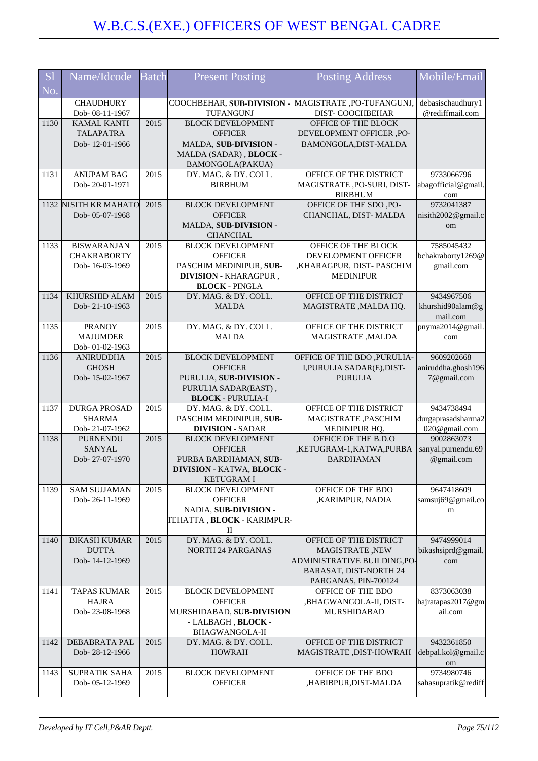# W.B.C.S.(EXE.) OFFICERS OF WEST BENGAL CADRE

| Sl No. | Name/Idcode | Batch | Present Posting | Posting Address | Mobile/Email |
|---|---|---|---|---|---|
| | CHAUDHURY Dob- 08-11-1967 | | COOCHBEHAR, **SUB-DIVISION** - TUFANGUNJ | MAGISTRATE ,PO-TUFANGUNJ, DIST- COOCHBEHAR | debasischaudhury1@rediffmail.com |
| 1130 | KAMAL KANTI TALAPATRA Dob- 12-01-1966 | 2015 | BLOCK DEVELOPMENT OFFICER MALDA, **SUB-DIVISION** - MALDA (SADAR) , **BLOCK** - BAMONGOLA(PAKUA) | OFFICE OF THE BLOCK DEVELOPMENT OFFICER ,PO-BAMONGOLA,DIST-MALDA | |
| 1131 | ANUPAM BAG Dob- 20-01-1971 | 2015 | DY. MAG. & DY. COLL. BIRBHUM | OFFICE OF THE DISTRICT MAGISTRATE ,PO-SURI, DIST-BIRBHUM | 9733066796 abagofficial@gmail.com |
| 1132 | NISITH KR MAHATO Dob- 05-07-1968 | 2015 | BLOCK DEVELOPMENT OFFICER MALDA, **SUB-DIVISION** - CHANCHAL | OFFICE OF THE SDO ,PO-CHANCHAL, DIST- MALDA | 9732041387 nisith2002@gmail.com |
| 1133 | BISWARANJAN CHAKRABORTY Dob- 16-03-1969 | 2015 | BLOCK DEVELOPMENT OFFICER PASCHIM MEDINIPUR, **SUB-DIVISION** - KHARAGPUR , **BLOCK** - PINGLA | OFFICE OF THE BLOCK DEVELOPMENT OFFICER ,KHARAGPUR, DIST- PASCHIM MEDINIPUR | 7585045432 bchakraborty1269@gmail.com |
| 1134 | KHURSHID ALAM Dob- 21-10-1963 | 2015 | DY. MAG. & DY. COLL. MALDA | OFFICE OF THE DISTRICT MAGISTRATE ,MALDA HQ. | 9434967506 khurshid90alam@gmail.com |
| 1135 | PRANOY MAJUMDER Dob- 01-02-1963 | 2015 | DY. MAG. & DY. COLL. MALDA | OFFICE OF THE DISTRICT MAGISTRATE ,MALDA | pnyma2014@gmail.com |
| 1136 | ANIRUDDHA GHOSH Dob- 15-02-1967 | 2015 | BLOCK DEVELOPMENT OFFICER PURULIA, **SUB-DIVISION** - PURULIA SADAR(EAST) , **BLOCK** - PURULIA-I | OFFICE OF THE BDO ,PURULIA-I,PURULIA SADAR(E),DIST-PURULIA | 9609202668 aniruddha.ghosh1967@gmail.com |
| 1137 | DURGA PROSAD SHARMA Dob- 21-07-1962 | 2015 | DY. MAG. & DY. COLL. PASCHIM MEDINIPUR, **SUB-DIVISION** - SADAR | OFFICE OF THE DISTRICT MAGISTRATE ,PASCHIM MEDINIPUR HQ. | 9434738494 durgaprasadsharma2020@gmail.com |
| 1138 | PURNENDU SANYAL Dob- 27-07-1970 | 2015 | BLOCK DEVELOPMENT OFFICER PURBA BARDHAMAN, **SUB-DIVISION** - KATWA, **BLOCK** - KETUGRAM I | OFFICE OF THE B.D.O ,KETUGRAM-1,KATWA,PURBA BARDHAMAN | 9002863073 sanyal.purnendu.69@gmail.com |
| 1139 | SAM SUJJAMAN Dob- 26-11-1969 | 2015 | BLOCK DEVELOPMENT OFFICER NADIA, **SUB-DIVISION** - TEHATTA , **BLOCK** - KARIMPUR-II | OFFICE OF THE BDO ,KARIMPUR, NADIA | 9647418609 samsuj69@gmail.com |
| 1140 | BIKASH KUMAR DUTTA Dob- 14-12-1969 | 2015 | DY. MAG. & DY. COLL. NORTH 24 PARGANAS | OFFICE OF THE DISTRICT MAGISTRATE ,NEW ADMINISTRATIVE BUILDING,PO-BARASAT, DIST-NORTH 24 PARGANAS, PIN-700124 | 9474999014 bikashsiprd@gmail.com |
| 1141 | TAPAS KUMAR HAJRA Dob- 23-08-1968 | 2015 | BLOCK DEVELOPMENT OFFICER MURSHIDABAD, **SUB-DIVISION** - LALBAGH , **BLOCK** - BHAGWANGOLA-II | OFFICE OF THE BDO ,BHAGWANGOLA-II, DIST-MURSHIDABAD | 8373063038 hajratapas2017@gmail.com |
| 1142 | DEBABRATA PAL Dob- 28-12-1966 | 2015 | DY. MAG. & DY. COLL. HOWRAH | OFFICE OF THE DISTRICT MAGISTRATE ,DIST-HOWRAH | 9432361850 debpal.kol@gmail.com |
| 1143 | SUPRATIK SAHA Dob- 05-12-1969 | 2015 | BLOCK DEVELOPMENT OFFICER | OFFICE OF THE BDO ,HABIBPUR,DIST-MALDA | 9734980746 sahasupratik@rediff |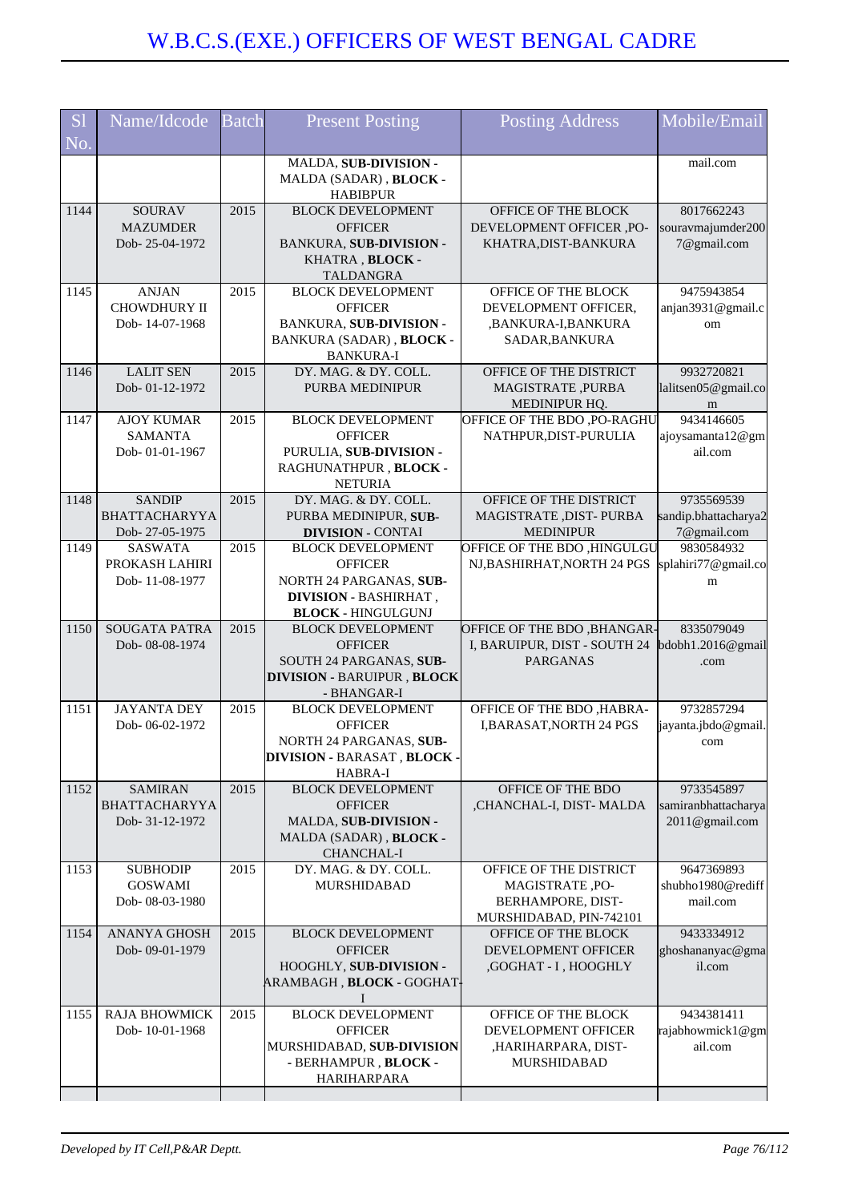# W.B.C.S.(EXE.) OFFICERS OF WEST BENGAL CADRE

| Sl No. | Name/Idcode | Batch | Present Posting | Posting Address | Mobile/Email |
|---|---|---|---|---|---|
| | | | MALDA, **SUB-DIVISION** - MALDA (SADAR) , **BLOCK** - HABIBPUR | | mail.com |
| 1144 | SOURAV MAZUMDER Dob- 25-04-1972 | 2015 | BLOCK DEVELOPMENT OFFICER BANKURA, **SUB-DIVISION** - KHATRA , **BLOCK** - TALDANGRA | OFFICE OF THE BLOCK DEVELOPMENT OFFICER ,PO-KHATRA,DIST-BANKURA | 8017662243 souravmajumder2007@gmail.com |
| 1145 | ANJAN CHOWDHURY II Dob- 14-07-1968 | 2015 | BLOCK DEVELOPMENT OFFICER BANKURA, **SUB-DIVISION** - BANKURA (SADAR) , **BLOCK** - BANKURA-I | OFFICE OF THE BLOCK DEVELOPMENT OFFICER, ,BANKURA-I,BANKURA SADAR,BANKURA | 9475943854 anjan3931@gmail.com |
| 1146 | LALIT SEN Dob- 01-12-1972 | 2015 | DY. MAG. & DY. COLL. PURBA MEDINIPUR | OFFICE OF THE DISTRICT MAGISTRATE ,PURBA MEDINIPUR HQ. | 9932720821 lalitsen05@gmail.com |
| 1147 | AJOY KUMAR SAMANTA Dob- 01-01-1967 | 2015 | BLOCK DEVELOPMENT OFFICER PURULIA, **SUB-DIVISION** - RAGHUNATHPUR , **BLOCK** - NETURIA | OFFICE OF THE BDO ,PO-RAGHUNATHPUR,DIST-PURULIA | 9434146605 ajoysamanta12@gmail.com |
| 1148 | SANDIP BHATTACHARYYA Dob- 27-05-1975 | 2015 | DY. MAG. & DY. COLL. PURBA MEDINIPUR, **SUB-DIVISION** - CONTAI | OFFICE OF THE DISTRICT MAGISTRATE ,DIST- PURBA MEDINIPUR | 9735569539 sandip.bhattacharya27@gmail.com |
| 1149 | SASWATA PROKASH LAHIRI Dob- 11-08-1977 | 2015 | BLOCK DEVELOPMENT OFFICER NORTH 24 PARGANAS, **SUB-DIVISION** - BASHIRHAT , **BLOCK** - HINGULGUNJ | OFFICE OF THE BDO ,HINGULGUNJ,BASHIRHAT,NORTH 24 PGS | 9830584932 splahiri77@gmail.com |
| 1150 | SOUGATA PATRA Dob- 08-08-1974 | 2015 | BLOCK DEVELOPMENT OFFICER SOUTH 24 PARGANAS, **SUB-DIVISION** - BARUIPUR , **BLOCK** - BHANGAR-I | OFFICE OF THE BDO ,BHANGAR-I, BARUIPUR, DIST - SOUTH 24 PARGANAS | 8335079049 bdobh1.2016@gmail.com |
| 1151 | JAYANTA DEY Dob- 06-02-1972 | 2015 | BLOCK DEVELOPMENT OFFICER NORTH 24 PARGANAS, **SUB-DIVISION** - BARASAT , **BLOCK** - HABRA-I | OFFICE OF THE BDO ,HABRA-I,BARASAT,NORTH 24 PGS | 9732857294 jayanta.jbdo@gmail.com |
| 1152 | SAMIRAN BHATTACHARYYA Dob- 31-12-1972 | 2015 | BLOCK DEVELOPMENT OFFICER MALDA, **SUB-DIVISION** - MALDA (SADAR) , **BLOCK** - CHANCHAL-I | OFFICE OF THE BDO ,CHANCHAL-I, DIST- MALDA | 9733545897 samiranbhattacharya2011@gmail.com |
| 1153 | SUBHODIP GOSWAMI Dob- 08-03-1980 | 2015 | DY. MAG. & DY. COLL. MURSHIDABAD | OFFICE OF THE DISTRICT MAGISTRATE ,PO-BERHAMPORE, DIST-MURSHIDABAD, PIN-742101 | 9647369893 shubho1980@rediffmail.com |
| 1154 | ANANYA GHOSH Dob- 09-01-1979 | 2015 | BLOCK DEVELOPMENT OFFICER HOOGHLY, **SUB-DIVISION** - ARAMBAGH , **BLOCK** - GOGHAT-I | OFFICE OF THE BLOCK DEVELOPMENT OFFICER ,GOGHAT - I , HOOGHLY | 9433334912 ghoshananyac@gmail.com |
| 1155 | RAJA BHOWMICK Dob- 10-01-1968 | 2015 | BLOCK DEVELOPMENT OFFICER MURSHIDABAD, **SUB-DIVISION** - BERHAMPUR , **BLOCK** - HARIHARPARA | OFFICE OF THE BLOCK DEVELOPMENT OFFICER ,HARIHARPARA, DIST-MURSHIDABAD | 9434381411 rajabhowmick1@gmail.com |

*Developed by IT Cell,P&AR Deptt.*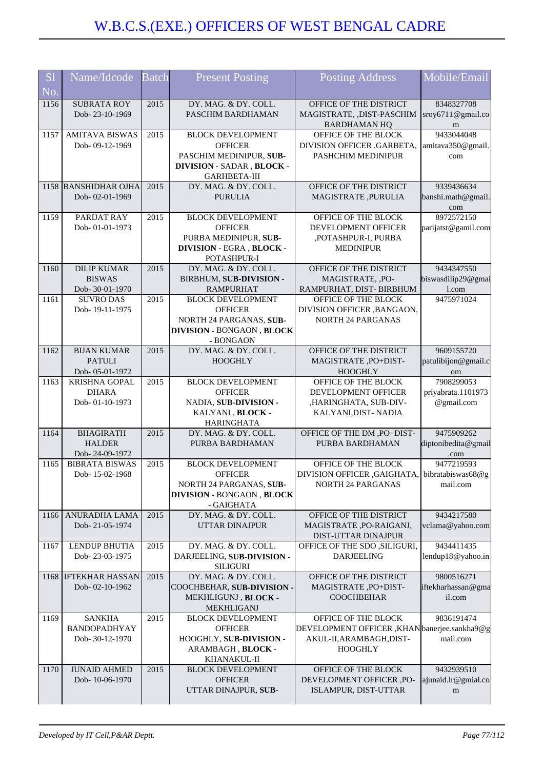# W.B.C.S.(EXE.) OFFICERS OF WEST BENGAL CADRE

| Sl No. | Name/Idcode | Batch | Present Posting | Posting Address | Mobile/Email |
|---|---|---|---|---|---|
| 1156 | SUBRATA ROY Dob- 23-10-1969 | 2015 | DY. MAG. & DY. COLL. PASCHIM BARDHAMAN | OFFICE OF THE DISTRICT MAGISTRATE, ,DIST-PASCHIM BARDHAMAN HQ | 8348327708 sroy6711@gmail.com |
| 1157 | AMITAVA BISWAS Dob- 09-12-1969 | 2015 | BLOCK DEVELOPMENT OFFICER PASCHIM MEDINIPUR, **SUB-DIVISION** - SADAR , **BLOCK** - GARHBETA-III | OFFICE OF THE BLOCK DIVISION OFFICER ,GARBETA, PASHCHIM MEDINIPUR | 9433044048 amitava350@gmail.com |
| 1158 | BANSHIDHAR OJHA Dob- 02-01-1969 | 2015 | DY. MAG. & DY. COLL. PURULIA | OFFICE OF THE DISTRICT MAGISTRATE ,PURULIA | 9339436634 banshi.math@gmail.com |
| 1159 | PARIJAT RAY Dob- 01-01-1973 | 2015 | BLOCK DEVELOPMENT OFFICER PURBA MEDINIPUR, **SUB-DIVISION** - EGRA , **BLOCK** - POTASHPUR-I | OFFICE OF THE BLOCK DEVELOPMENT OFFICER ,POTASHPUR-I, PURBA MEDINIPUR | 8972572150 parijatst@gamil.com |
| 1160 | DILIP KUMAR BISWAS Dob- 30-01-1970 | 2015 | DY. MAG. & DY. COLL. BIRBHUM, **SUB-DIVISION** - RAMPURHAT | OFFICE OF THE DISTRICT MAGISTRATE, ,PO-RAMPURHAT, DIST- BIRBHUM | 9434347550 biswasdilip29@gmail.com |
| 1161 | SUVRO DAS Dob- 19-11-1975 | 2015 | BLOCK DEVELOPMENT OFFICER NORTH 24 PARGANAS, **SUB-DIVISION** - BONGAON , **BLOCK** - BONGAON | OFFICE OF THE BLOCK DIVISION OFFICER ,BANGAON, NORTH 24 PARGANAS | 9475971024 |
| 1162 | BIJAN KUMAR PATULI Dob- 05-01-1972 | 2015 | DY. MAG. & DY. COLL. HOOGHLY | OFFICE OF THE DISTRICT MAGISTRATE ,PO+DIST-HOOGHLY | 9609155720 patulibijon@gmail.com |
| 1163 | KRISHNA GOPAL DHARA Dob- 01-10-1973 | 2015 | BLOCK DEVELOPMENT OFFICER NADIA, **SUB-DIVISION** - KALYANI , **BLOCK** - HARINGHATA | OFFICE OF THE BLOCK DEVELOPMENT OFFICER ,HARINGHATA, SUB-DIV-KALYANI,DIST- NADIA | 7908299053 priyabrata.1101973@gmail.com |
| 1164 | BHAGIRATH HALDER Dob- 24-09-1972 | 2015 | DY. MAG. & DY. COLL. PURBA BARDHAMAN | OFFICE OF THE DM ,PO+DIST-PURBA BARDHAMAN | 9475909262 diptonibedita@gmail.com |
| 1165 | BIBRATA BISWAS Dob- 15-02-1968 | 2015 | BLOCK DEVELOPMENT OFFICER NORTH 24 PARGANAS, **SUB-DIVISION** - BONGAON , **BLOCK** - GAIGHATA | OFFICE OF THE BLOCK DIVISION OFFICER ,GAIGHATA, NORTH 24 PARGANAS | 9477219593 bibratabiswas68@gmail.com |
| 1166 | ANURADHA LAMA Dob- 21-05-1974 | 2015 | DY. MAG. & DY. COLL. UTTAR DINAJPUR | OFFICE OF THE DISTRICT MAGISTRATE ,PO-RAIGANJ, DIST-UTTAR DINAJPUR | 9434217580 vclama@yahoo.com |
| 1167 | LENDUP BHUTIA Dob- 23-03-1975 | 2015 | DY. MAG. & DY. COLL. DARJEELING, **SUB-DIVISION** - SILIGURI | OFFICE OF THE SDO ,SILIGURI, DARJEELING | 9434411435 lendup18@yahoo.in |
| 1168 | IFTEKHAR HASSAN Dob- 02-10-1962 | 2015 | DY. MAG. & DY. COLL. COOCHBEHAR, **SUB-DIVISION** - MEKHLIGUNJ , **BLOCK** - MEKHLIGANJ | OFFICE OF THE DISTRICT MAGISTRATE ,PO+DIST-COOCHBEHAR | 9800516271 iftekharhassan@gmail.com |
| 1169 | SANKHA BANDOPADHYAY Dob- 30-12-1970 | 2015 | BLOCK DEVELOPMENT OFFICER HOOGHLY, **SUB-DIVISION** - ARAMBAGH , **BLOCK** - KHANAKUL-II | OFFICE OF THE BLOCK DEVELOPMENT OFFICER ,KHANAKUL-II,ARAMBAGH,DIST-HOOGHLY | 9836191474 banerjee.sankha9@gmail.com |
| 1170 | JUNAID AHMED Dob- 10-06-1970 | 2015 | BLOCK DEVELOPMENT OFFICER UTTAR DINAJPUR, **SUB-** | OFFICE OF THE BLOCK DEVELOPMENT OFFICER ,PO-ISLAMPUR, DIST-UTTAR | 9432939510 ajunaid.lr@gmial.com |

*Developed by IT Cell,P&AR Deptt.*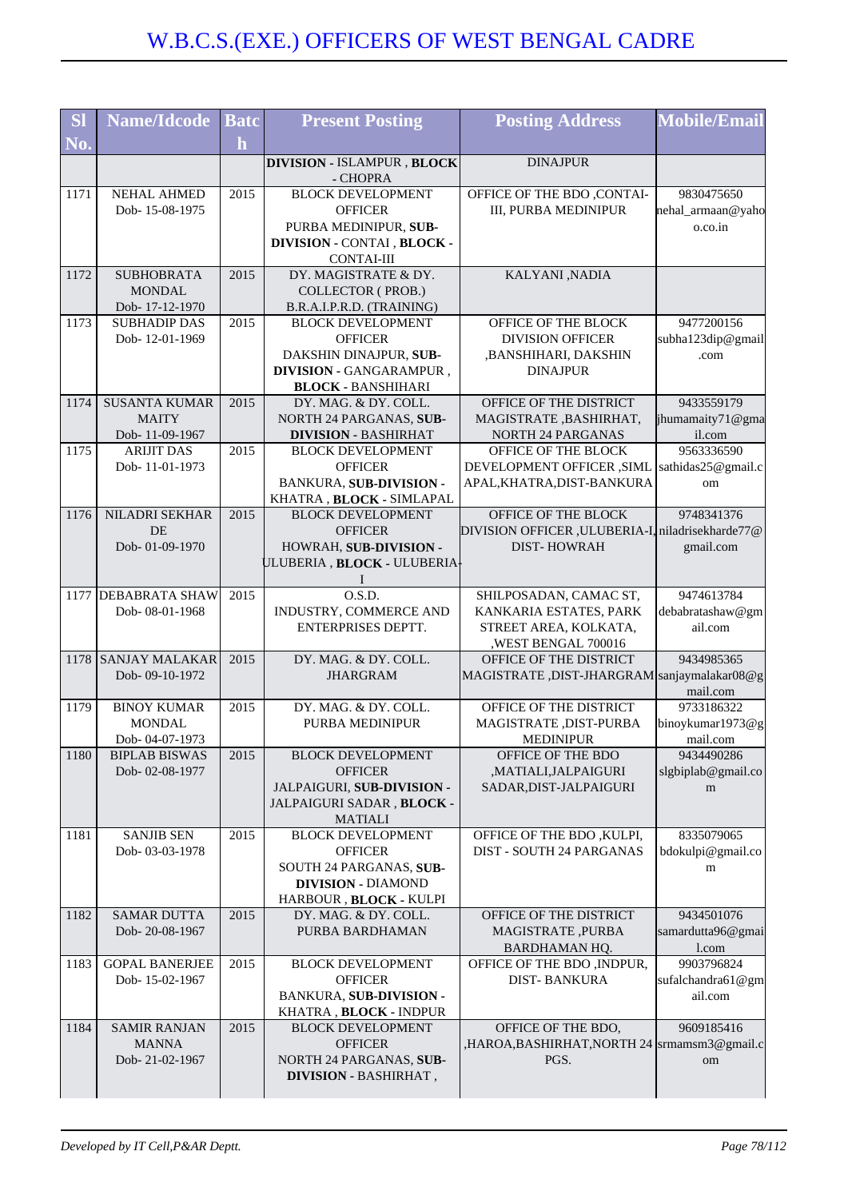# W.B.C.S.(EXE.) OFFICERS OF WEST BENGAL CADRE

| Sl No. | Name/Idcode | Batch | Present Posting | Posting Address | Mobile/Email |
|---|---|---|---|---|---|
| | | | **DIVISION** - ISLAMPUR , **BLOCK** - CHOPRA | DINAJPUR | |
| 1171 | NEHAL AHMED Dob- 15-08-1975 | 2015 | BLOCK DEVELOPMENT OFFICER PURBA MEDINIPUR, **SUB-DIVISION** - CONTAI , **BLOCK** - CONTAI-III | OFFICE OF THE BDO ,CONTAI-III, PURBA MEDINIPUR | 9830475650 nehal_armaan@yahoo.co.in |
| 1172 | SUBHOBRATA MONDAL Dob- 17-12-1970 | 2015 | DY. MAGISTRATE & DY. COLLECTOR ( PROB.) B.R.A.I.P.R.D. (TRAINING) | KALYANI ,NADIA | |
| 1173 | SUBHADIP DAS Dob- 12-01-1969 | 2015 | BLOCK DEVELOPMENT OFFICER DAKSHIN DINAJPUR, **SUB-DIVISION** - GANGARAMPUR , **BLOCK** - BANSHIHARI | OFFICE OF THE BLOCK DIVISION OFFICER ,BANSHIHARI, DAKSHIN DINAJPUR | 9477200156 subha123dip@gmail.com |
| 1174 | SUSANTA KUMAR MAITY Dob- 11-09-1967 | 2015 | DY. MAG. & DY. COLL. NORTH 24 PARGANAS, **SUB-DIVISION** - BASHIRHAT | OFFICE OF THE DISTRICT MAGISTRATE ,BASHIRHAT, NORTH 24 PARGANAS | 9433559179 jhumamaity71@gmail.com |
| 1175 | ARIJIT DAS Dob- 11-01-1973 | 2015 | BLOCK DEVELOPMENT OFFICER BANKURA, **SUB-DIVISION** - KHATRA , **BLOCK** - SIMLAPAL | OFFICE OF THE BLOCK DEVELOPMENT OFFICER ,SIMLAPAL,KHATRA,DIST-BANKURA | 9563336590 sathidas25@gmail.com |
| 1176 | NILADRI SEKHAR DE Dob- 01-09-1970 | 2015 | BLOCK DEVELOPMENT OFFICER HOWRAH, **SUB-DIVISION** - ULUBERIA , **BLOCK** - ULUBERIA-I | OFFICE OF THE BLOCK DIVISION OFFICER ,ULUBERIA-I, DIST- HOWRAH | 9748341376 niladrisekharde77@gmail.com |
| 1177 | DEBABRATA SHAW Dob- 08-01-1968 | 2015 | O.S.D. INDUSTRY, COMMERCE AND ENTERPRISES DEPTT. | SHILPOSADAN, CAMAC ST, KANKARIA ESTATES, PARK STREET AREA, KOLKATA, ,WEST BENGAL 700016 | 9474613784 debabratashaw@gmail.com |
| 1178 | SANJAY MALAKAR Dob- 09-10-1972 | 2015 | DY. MAG. & DY. COLL. JHARGRAM | OFFICE OF THE DISTRICT MAGISTRATE ,DIST-JHARGRAM | 9434985365 sanjaymalakar08@gmail.com |
| 1179 | BINOY KUMAR MONDAL Dob- 04-07-1973 | 2015 | DY. MAG. & DY. COLL. PURBA MEDINIPUR | OFFICE OF THE DISTRICT MAGISTRATE ,DIST-PURBA MEDINIPUR | 9733186322 binoykumar1973@gmail.com |
| 1180 | BIPLAB BISWAS Dob- 02-08-1977 | 2015 | BLOCK DEVELOPMENT OFFICER JALPAIGURI, **SUB-DIVISION** - JALPAIGURI SADAR , **BLOCK** - MATIALI | OFFICE OF THE BDO ,MATIALI,JALPAIGURI SADAR,DIST-JALPAIGURI | 9434490286 slgbiplab@gmail.com |
| 1181 | SANJIB SEN Dob- 03-03-1978 | 2015 | BLOCK DEVELOPMENT OFFICER SOUTH 24 PARGANAS, **SUB-DIVISION** - DIAMOND HARBOUR , **BLOCK** - KULPI | OFFICE OF THE BDO ,KULPI, DIST - SOUTH 24 PARGANAS | 8335079065 bdokulpi@gmail.com |
| 1182 | SAMAR DUTTA Dob- 20-08-1967 | 2015 | DY. MAG. & DY. COLL. PURBA BARDHAMAN | OFFICE OF THE DISTRICT MAGISTRATE ,PURBA BARDHAMAN HQ. | 9434501076 samardutta96@gmail.com |
| 1183 | GOPAL BANERJEE Dob- 15-02-1967 | 2015 | BLOCK DEVELOPMENT OFFICER BANKURA, **SUB-DIVISION** - KHATRA , **BLOCK** - INDPUR | OFFICE OF THE BDO ,INDPUR, DIST- BANKURA | 9903796824 sufalchandra61@gmail.com |
| 1184 | SAMIR RANJAN MANNA Dob- 21-02-1967 | 2015 | BLOCK DEVELOPMENT OFFICER NORTH 24 PARGANAS, **SUB-DIVISION** - BASHIRHAT , | OFFICE OF THE BDO, ,HAROA,BASHIRHAT,NORTH 24 PGS. | 9609185416 srmamsm3@gmail.com |

*Developed by IT Cell,P&AR Deptt.*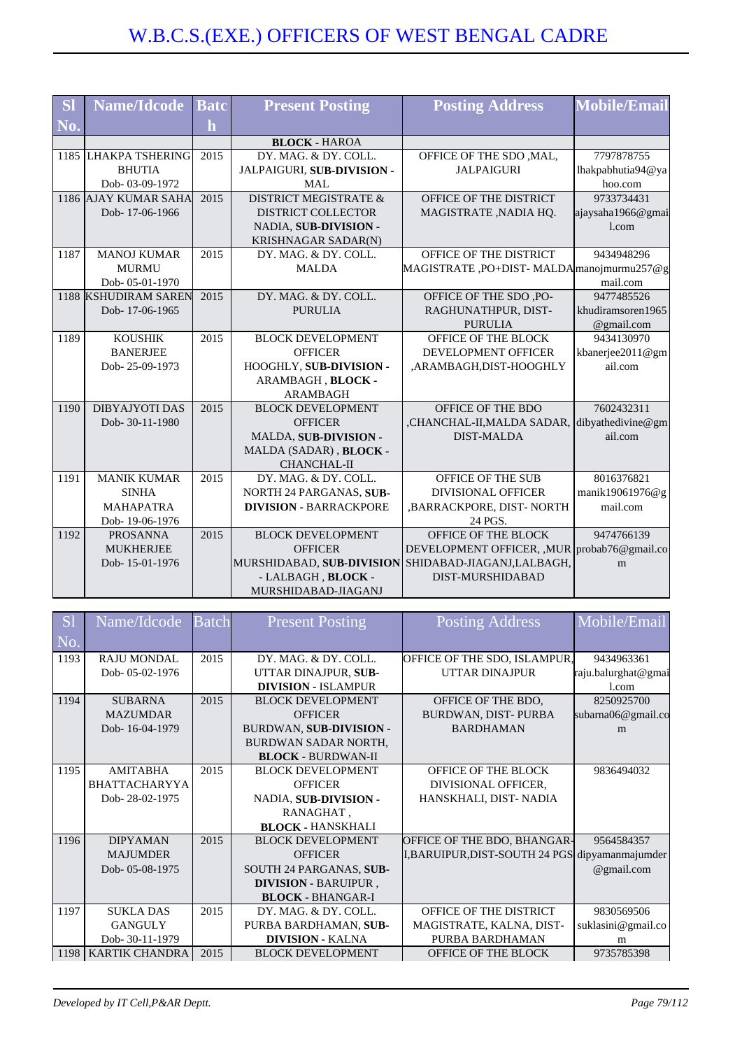# W.B.C.S.(EXE.) OFFICERS OF WEST BENGAL CADRE

| Sl No. | Name/Idcode | Batch | Present Posting | Posting Address | Mobile/Email |
|---|---|---|---|---|---|
| | | | **BLOCK** - HAROA | | |
| 1185 | LHAKPA TSHERING BHUTIA Dob- 03-09-1972 | 2015 | DY. MAG. & DY. COLL. JALPAIGURI, **SUB-DIVISION** - MAL | OFFICE OF THE SDO ,MAL, JALPAIGURI | 7797878755 lhakpabhutia94@yahoo.com |
| 1186 | AJAY KUMAR SAHA Dob- 17-06-1966 | 2015 | DISTRICT MEGISTRATE & DISTRICT COLLECTOR NADIA, **SUB-DIVISION** - KRISHNAGAR SADAR(N) | OFFICE OF THE DISTRICT MAGISTRATE ,NADIA HQ. | 9733734431 ajaysaha1966@gmail.com |
| 1187 | MANOJ KUMAR MURMU Dob- 05-01-1970 | 2015 | DY. MAG. & DY. COLL. MALDA | OFFICE OF THE DISTRICT MAGISTRATE ,PO+DIST- MALDA | 9434948296 manojmurmu257@gmail.com |
| 1188 | KSHUDIRAM SAREN Dob- 17-06-1965 | 2015 | DY. MAG. & DY. COLL. PURULIA | OFFICE OF THE SDO ,PO- RAGHUNATHPUR, DIST- PURULIA | 9477485526 khudiramsoren1965@gmail.com |
| 1189 | KOUSHIK BANERJEE Dob- 25-09-1973 | 2015 | BLOCK DEVELOPMENT OFFICER HOOGHLY, **SUB-DIVISION** - ARAMBAGH , **BLOCK** - ARAMBAGH | OFFICE OF THE BLOCK DEVELOPMENT OFFICER ,ARAMBAGH,DIST-HOOGHLY | 9434130970 kbanerjee2011@gmail.com |
| 1190 | DIBYAJYOTI DAS Dob- 30-11-1980 | 2015 | BLOCK DEVELOPMENT OFFICER MALDA, **SUB-DIVISION** - MALDA (SADAR) , **BLOCK** - CHANCHAL-II | OFFICE OF THE BDO ,CHANCHAL-II,MALDA SADAR, DIST-MALDA | 7602432311 dibyathedivine@gmail.com |
| 1191 | MANIK KUMAR SINHA MAHAPATRA Dob- 19-06-1976 | 2015 | DY. MAG. & DY. COLL. NORTH 24 PARGANAS, **SUB-DIVISION** - BARRACKPORE | OFFICE OF THE SUB DIVISIONAL OFFICER ,BARRACKPORE, DIST- NORTH 24 PGS. | 8016376821 manik19061976@gmail.com |
| 1192 | PROSANNA MUKHERJEE Dob- 15-01-1976 | 2015 | BLOCK DEVELOPMENT OFFICER MURSHIDABAD, **SUB-DIVISION** - LALBAGH , **BLOCK** - MURSHIDABAD-JIAGANJ | OFFICE OF THE BLOCK DEVELOPMENT OFFICER, ,MURSHIDABAD-JIAGANJ,LALBAGH, DIST-MURSHIDABAD | 9474766139 probab76@gmail.com |
| 1193 | RAJU MONDAL Dob- 05-02-1976 | 2015 | DY. MAG. & DY. COLL. UTTAR DINAJPUR, **SUB-DIVISION** - ISLAMPUR | OFFICE OF THE SDO, ISLAMPUR, UTTAR DINAJPUR | 9434963361 raju.balurghat@gmail.com |
| 1194 | SUBARNA MAZUMDAR Dob- 16-04-1979 | 2015 | BLOCK DEVELOPMENT OFFICER BURDWAN, **SUB-DIVISION** - BURDWAN SADAR NORTH, **BLOCK** - BURDWAN-II | OFFICE OF THE BDO, BURDWAN, DIST- PURBA BARDHAMAN | 8250925700 subarna06@gmail.com |
| 1195 | AMITABHA BHATTACHARYYA Dob- 28-02-1975 | 2015 | BLOCK DEVELOPMENT OFFICER NADIA, **SUB-DIVISION** - RANAGHAT , **BLOCK** - HANSKHALI | OFFICE OF THE BLOCK DIVISIONAL OFFICER, HANSKHALI, DIST- NADIA | 9836494032 |
| 1196 | DIPYAMAN MAJUMDER Dob- 05-08-1975 | 2015 | BLOCK DEVELOPMENT OFFICER SOUTH 24 PARGANAS, **SUB-DIVISION** - BARUIPUR , **BLOCK** - BHANGAR-I | OFFICE OF THE BDO, BHANGAR-I,BARUIPUR,DIST-SOUTH 24 PGS | 9564584357 dipyamanmajumder@gmail.com |
| 1197 | SUKLA DAS GANGULY Dob- 30-11-1979 | 2015 | DY. MAG. & DY. COLL. PURBA BARDHAMAN, **SUB-DIVISION** - KALNA | OFFICE OF THE DISTRICT MAGISTRATE, KALNA, DIST- PURBA BARDHAMAN | 9830569506 suklasini@gmail.com |
| 1198 | KARTIK CHANDRA | 2015 | BLOCK DEVELOPMENT | OFFICE OF THE BLOCK | 9735785398 |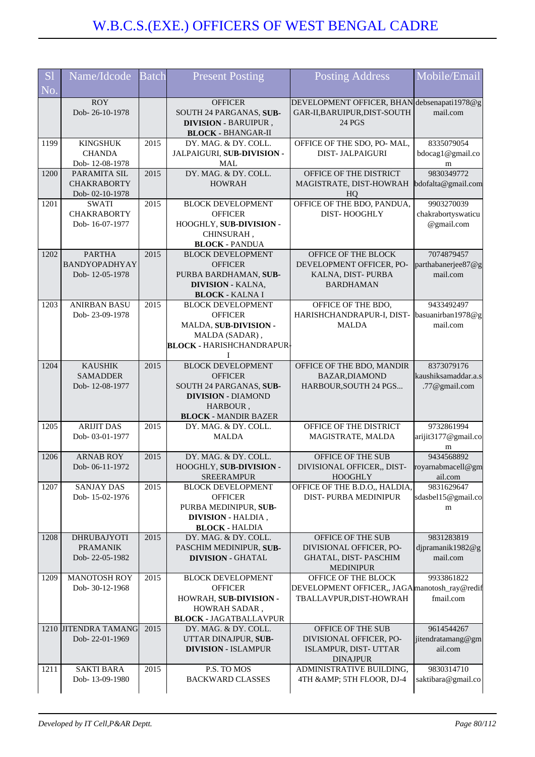# W.B.C.S.(EXE.) OFFICERS OF WEST BENGAL CADRE

| Sl No. | Name/Idcode | Batch | Present Posting | Posting Address | Mobile/Email |
|---|---|---|---|---|---|
| | ROY Dob- 26-10-1978 | | OFFICER SOUTH 24 PARGANAS, **SUB-DIVISION** - BARUIPUR , **BLOCK** - BHANGAR-II | DEVELOPMENT OFFICER, BHANGAR-II,BARUIPUR,DIST-SOUTH 24 PGS | debsenapati1978@gmail.com |
| 1199 | KINGSHUK CHANDA Dob- 12-08-1978 | 2015 | DY. MAG. & DY. COLL. JALPAIGURI, **SUB-DIVISION** - MAL | OFFICE OF THE SDO, PO- MAL, DIST- JALPAIGURI | 8335079054 bdocag1@gmail.com |
| 1200 | PARAMITA SIL CHAKRABORTY Dob- 02-10-1978 | 2015 | DY. MAG. & DY. COLL. HOWRAH | OFFICE OF THE DISTRICT MAGISTRATE, DIST-HOWRAH HQ | 9830349772 bdofalta@gmail.com |
| 1201 | SWATI CHAKRABORTY Dob- 16-07-1977 | 2015 | BLOCK DEVELOPMENT OFFICER HOOGHLY, **SUB-DIVISION** - CHINSURAH , **BLOCK** - PANDUA | OFFICE OF THE BDO, PANDUA, DIST- HOOGHLY | 9903270039 chakrabortyswaticu@gmail.com |
| 1202 | PARTHA BANDYOPADHYAY Dob- 12-05-1978 | 2015 | BLOCK DEVELOPMENT OFFICER PURBA BARDHAMAN, **SUB-DIVISION** - KALNA, **BLOCK** - KALNA I | OFFICE OF THE BLOCK DEVELOPMENT OFFICER, PO- KALNA, DIST- PURBA BARDHAMAN | 7074879457 parthabanerjee87@gmail.com |
| 1203 | ANIRBAN BASU Dob- 23-09-1978 | 2015 | BLOCK DEVELOPMENT OFFICER MALDA, **SUB-DIVISION** - MALDA (SADAR) , **BLOCK** - HARISHCHANDRAPUR-I | OFFICE OF THE BDO, HARISHCHANDRAPUR-I, DIST- MALDA | 9433492497 basuanirban1978@gmail.com |
| 1204 | KAUSHIK SAMADDER Dob- 12-08-1977 | 2015 | BLOCK DEVELOPMENT OFFICER SOUTH 24 PARGANAS, **SUB-DIVISION** - DIAMOND HARBOUR , **BLOCK** - MANDIR BAZER | OFFICE OF THE BDO, MANDIR BAZAR,DIAMOND HARBOUR,SOUTH 24 PGS... | 8373079176 kaushiksamaddar.a.s.77@gmail.com |
| 1205 | ARIJIT DAS Dob- 03-01-1977 | 2015 | DY. MAG. & DY. COLL. MALDA | OFFICE OF THE DISTRICT MAGISTRATE, MALDA | 9732861994 arijit3177@gmail.com |
| 1206 | ARNAB ROY Dob- 06-11-1972 | 2015 | DY. MAG. & DY. COLL. HOOGHLY, **SUB-DIVISION** - SREERAMPUR | OFFICE OF THE SUB DIVISIONAL OFFICER,, DIST- HOOGHLY | 9434568892 royarnabmacell@gmail.com |
| 1207 | SANJAY DAS Dob- 15-02-1976 | 2015 | BLOCK DEVELOPMENT OFFICER PURBA MEDINIPUR, **SUB-DIVISION** - HALDIA , **BLOCK** - HALDIA | OFFICE OF THE B.D.O,, HALDIA, DIST- PURBA MEDINIPUR | 9831629647 sdasbel15@gmail.com |
| 1208 | DHRUBAJYOTI PRAMANIK Dob- 22-05-1982 | 2015 | DY. MAG. & DY. COLL. PASCHIM MEDINIPUR, **SUB-DIVISION** - GHATAL | OFFICE OF THE SUB DIVISIONAL OFFICER, PO- GHATAL, DIST- PASCHIM MEDINIPUR | 9831283819 djpramanik1982@gmail.com |
| 1209 | MANOTOSH ROY Dob- 30-12-1968 | 2015 | BLOCK DEVELOPMENT OFFICER HOWRAH, **SUB-DIVISION** - HOWRAH SADAR , **BLOCK** - JAGATBALLAVPUR | OFFICE OF THE BLOCK DEVELOPMENT OFFICER,, JAGATBALLAVPUR,DIST-HOWRAH | 9933861822 manotosh_ray@rediffmail.com |
| 1210 | JITENDRA TAMANG Dob- 22-01-1969 | 2015 | DY. MAG. & DY. COLL. UTTAR DINAJPUR, **SUB-DIVISION** - ISLAMPUR | OFFICE OF THE SUB DIVISIONAL OFFICER, PO- ISLAMPUR, DIST- UTTAR DINAJPUR | 9614544267 jitendratamang@gmail.com |
| 1211 | SAKTI BARA Dob- 13-09-1980 | 2015 | P.S. TO MOS BACKWARD CLASSES | ADMINISTRATIVE BUILDING, 4TH &AMP; 5TH FLOOR, DJ-4 | 9830314710 saktibara@gmail.co |

*Developed by IT Cell,P&AR Deptt.*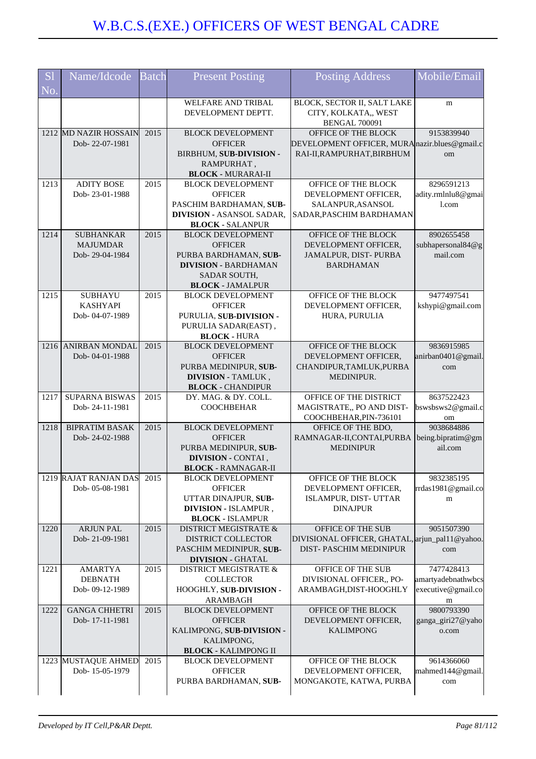# W.B.C.S.(EXE.) OFFICERS OF WEST BENGAL CADRE

| Sl No. | Name/Idcode | Batch | Present Posting | Posting Address | Mobile/Email |
|---|---|---|---|---|---|
| | | | WELFARE AND TRIBAL DEVELOPMENT DEPTT. | BLOCK, SECTOR II, SALT LAKE CITY, KOLKATA,, WEST BENGAL 700091 | m |
| 1212 | MD NAZIR HOSSAIN Dob- 22-07-1981 | 2015 | BLOCK DEVELOPMENT OFFICER BIRBHUM, **SUB-DIVISION -** RAMPURHAT , **BLOCK -** MURARAI-II | OFFICE OF THE BLOCK DEVELOPMENT OFFICER, MURARAI-II,RAMPURHAT,BIRBHUM | 9153839940 nazir.blues@gmail.com |
| 1213 | ADITY BOSE Dob- 23-01-1988 | 2015 | BLOCK DEVELOPMENT OFFICER PASCHIM BARDHAMAN, **SUB-DIVISION -** ASANSOL SADAR, **BLOCK -** SALANPUR | OFFICE OF THE BLOCK DEVELOPMENT OFFICER, SALANPUR,ASANSOL SADAR,PASCHIM BARDHAMAN | 8296591213 adity.rmlnlu8@gmail.com |
| 1214 | SUBHANKAR MAJUMDAR Dob- 29-04-1984 | 2015 | BLOCK DEVELOPMENT OFFICER PURBA BARDHAMAN, **SUB-DIVISION -** BARDHAMAN SADAR SOUTH, **BLOCK -** JAMALPUR | OFFICE OF THE BLOCK DEVELOPMENT OFFICER, JAMALPUR, DIST- PURBA BARDHAMAN | 8902655458 subhapersonal84@gmail.com |
| 1215 | SUBHAYU KASHYAPI Dob- 04-07-1989 | 2015 | BLOCK DEVELOPMENT OFFICER PURULIA, **SUB-DIVISION -** PURULIA SADAR(EAST) , **BLOCK -** HURA | OFFICE OF THE BLOCK DEVELOPMENT OFFICER, HURA, PURULIA | 9477497541 kshypi@gmail.com |
| 1216 | ANIRBAN MONDAL Dob- 04-01-1988 | 2015 | BLOCK DEVELOPMENT OFFICER PURBA MEDINIPUR, **SUB-DIVISION -** TAMLUK , **BLOCK -** CHANDIPUR | OFFICE OF THE BLOCK DEVELOPMENT OFFICER, CHANDIPUR,TAMLUK,PURBA MEDINIPUR. | 9836915985 anirban0401@gmail.com |
| 1217 | SUPARNA BISWAS Dob- 24-11-1981 | 2015 | DY. MAG. & DY. COLL. COOCHBEHAR | OFFICE OF THE DISTRICT MAGISTRATE,, PO AND DIST-COOCHBEHAR,PIN-736101 | 8637522423 bswsbsws2@gmail.com |
| 1218 | BIPRATIM BASAK Dob- 24-02-1988 | 2015 | BLOCK DEVELOPMENT OFFICER PURBA MEDINIPUR, **SUB-DIVISION -** CONTAI , **BLOCK -** RAMNAGAR-II | OFFICE OF THE BDO, RAMNAGAR-II,CONTAI,PURBA MEDINIPUR | 9038684886 being.bipratim@gmail.com |
| 1219 | RAJAT RANJAN DAS Dob- 05-08-1981 | 2015 | BLOCK DEVELOPMENT OFFICER UTTAR DINAJPUR, **SUB-DIVISION -** ISLAMPUR , **BLOCK -** ISLAMPUR | OFFICE OF THE BLOCK DEVELOPMENT OFFICER, ISLAMPUR, DIST- UTTAR DINAJPUR | 9832385195 rrdas1981@gmail.com |
| 1220 | ARJUN PAL Dob- 21-09-1981 | 2015 | DISTRICT MEGISTRATE & DISTRICT COLLECTOR PASCHIM MEDINIPUR, **SUB-DIVISION -** GHATAL | OFFICE OF THE SUB DIVISIONAL OFFICER, GHATAL, DIST- PASCHIM MEDINIPUR | 9051507390 arjun_pal11@yahoo.com |
| 1221 | AMARTYA DEBNATH Dob- 09-12-1989 | 2015 | DISTRICT MEGISTRATE & COLLECTOR HOOGHLY, **SUB-DIVISION -** ARAMBAGH | OFFICE OF THE SUB DIVISIONAL OFFICER,, PO-ARAMBAGH,DIST-HOOGHLY | 7477428413 amartyadebnathwbcsexecutive@gmail.com |
| 1222 | GANGA CHHETRI Dob- 17-11-1981 | 2015 | BLOCK DEVELOPMENT OFFICER KALIMPONG, **SUB-DIVISION -** KALIMPONG, **BLOCK -** KALIMPONG II | OFFICE OF THE BLOCK DEVELOPMENT OFFICER, KALIMPONG | 9800793390 ganga_giri27@yahoo.com |
| 1223 | MUSTAQUE AHMED Dob- 15-05-1979 | 2015 | BLOCK DEVELOPMENT OFFICER PURBA BARDHAMAN, **SUB-** | OFFICE OF THE BLOCK DEVELOPMENT OFFICER, MONGAKOTE, KATWA, PURBA | 9614366060 mahmed144@gmail.com |

*Developed by IT Cell,P&AR Deptt.*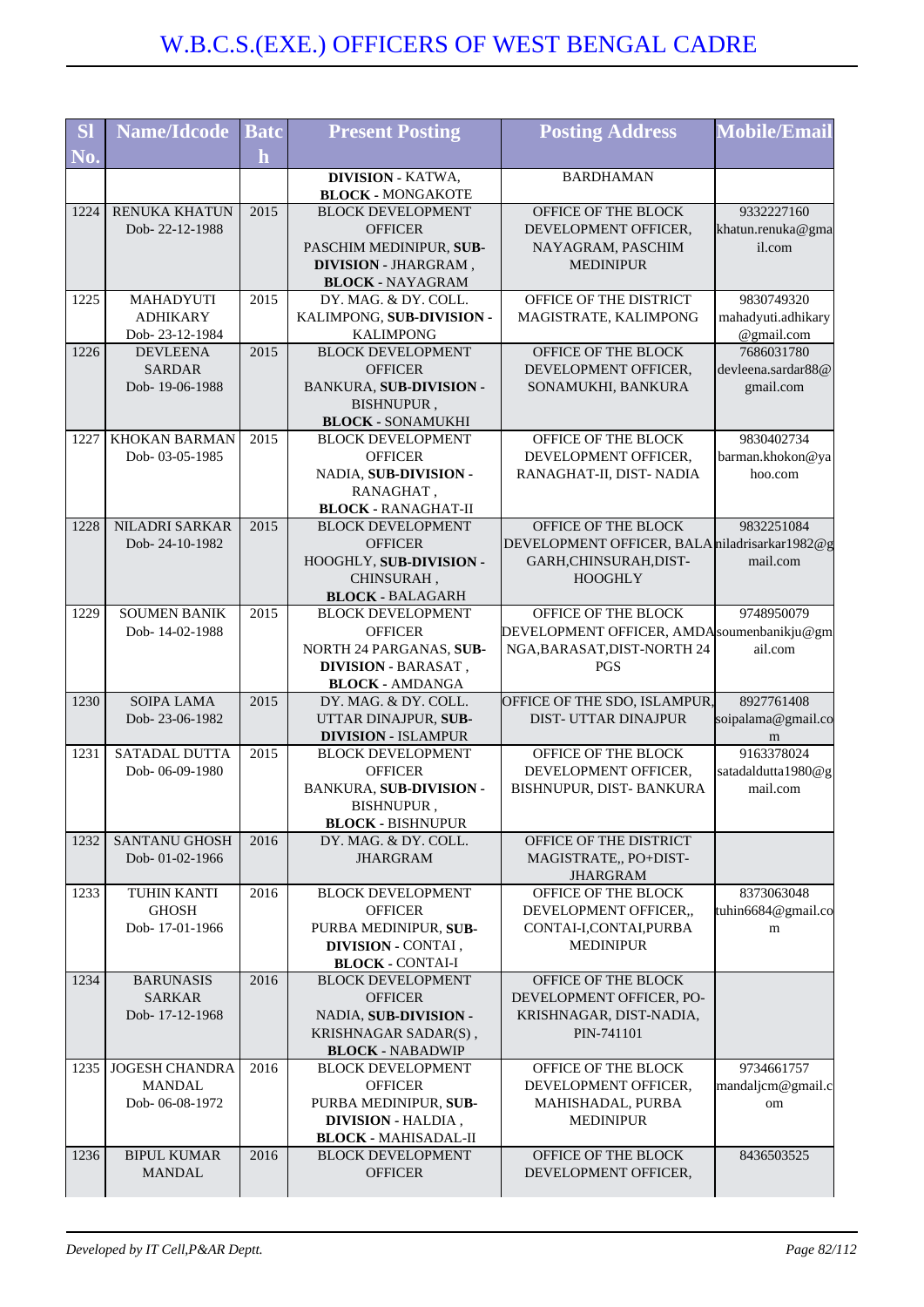# W.B.C.S.(EXE.) OFFICERS OF WEST BENGAL CADRE

| Sl No. | Name/Idcode | Batch | Present Posting | Posting Address | Mobile/Email |
|---|---|---|---|---|---|
| | | | **DIVISION** - KATWA, **BLOCK** - MONGAKOTE | BARDHAMAN | |
| 1224 | RENUKA KHATUN Dob- 22-12-1988 | 2015 | BLOCK DEVELOPMENT OFFICER PASCHIM MEDINIPUR, **SUB-DIVISION** - JHARGRAM , **BLOCK** - NAYAGRAM | OFFICE OF THE BLOCK DEVELOPMENT OFFICER, NAYAGRAM, PASCHIM MEDINIPUR | 9332227160 khatun.renuka@gmail.com |
| 1225 | MAHADYUTI ADHIKARY Dob- 23-12-1984 | 2015 | DY. MAG. & DY. COLL. KALIMPONG, **SUB-DIVISION** - KALIMPONG | OFFICE OF THE DISTRICT MAGISTRATE, KALIMPONG | 9830749320 mahadyuti.adhikary@gmail.com |
| 1226 | DEVLEENA SARDAR Dob- 19-06-1988 | 2015 | BLOCK DEVELOPMENT OFFICER BANKURA, **SUB-DIVISION** - BISHNUPUR , **BLOCK** - SONAMUKHI | OFFICE OF THE BLOCK DEVELOPMENT OFFICER, SONAMUKHI, BANKURA | 7686031780 devleena.sardar88@gmail.com |
| 1227 | KHOKAN BARMAN Dob- 03-05-1985 | 2015 | BLOCK DEVELOPMENT OFFICER NADIA, **SUB-DIVISION** - RANAGHAT , **BLOCK** - RANAGHAT-II | OFFICE OF THE BLOCK DEVELOPMENT OFFICER, RANAGHAT-II, DIST- NADIA | 9830402734 barman.khokon@yahoo.com |
| 1228 | NILADRI SARKAR Dob- 24-10-1982 | 2015 | BLOCK DEVELOPMENT OFFICER HOOGHLY, **SUB-DIVISION** - CHINSURAH , **BLOCK** - BALAGARH | OFFICE OF THE BLOCK DEVELOPMENT OFFICER, BALAGARH,CHINSURAH,DIST-HOOGHLY | 9832251084 niladrisarkar1982@gmail.com |
| 1229 | SOUMEN BANIK Dob- 14-02-1988 | 2015 | BLOCK DEVELOPMENT OFFICER NORTH 24 PARGANAS, **SUB-DIVISION** - BARASAT , **BLOCK** - AMDANGA | OFFICE OF THE BLOCK DEVELOPMENT OFFICER, AMDANGA,BARASAT,DIST-NORTH 24 PGS | 9748950079 soumenbanikju@gmail.com |
| 1230 | SOIPA LAMA Dob- 23-06-1982 | 2015 | DY. MAG. & DY. COLL. UTTAR DINAJPUR, **SUB-DIVISION** - ISLAMPUR | OFFICE OF THE SDO, ISLAMPUR, DIST- UTTAR DINAJPUR | 8927761408 soipalama@gmail.com |
| 1231 | SATADAL DUTTA Dob- 06-09-1980 | 2015 | BLOCK DEVELOPMENT OFFICER BANKURA, **SUB-DIVISION** - BISHNUPUR , **BLOCK** - BISHNUPUR | OFFICE OF THE BLOCK DEVELOPMENT OFFICER, BISHNUPUR, DIST- BANKURA | 9163378024 satadaldutta1980@gmail.com |
| 1232 | SANTANU GHOSH Dob- 01-02-1966 | 2016 | DY. MAG. & DY. COLL. JHARGRAM | OFFICE OF THE DISTRICT MAGISTRATE,, PO+DIST-JHARGRAM | |
| 1233 | TUHIN KANTI GHOSH Dob- 17-01-1966 | 2016 | BLOCK DEVELOPMENT OFFICER PURBA MEDINIPUR, **SUB-DIVISION** - CONTAI , **BLOCK** - CONTAI-I | OFFICE OF THE BLOCK DEVELOPMENT OFFICER,, CONTAI-I,CONTAI,PURBA MEDINIPUR | 8373063048 tuhin6684@gmail.com |
| 1234 | BARUNASIS SARKAR Dob- 17-12-1968 | 2016 | BLOCK DEVELOPMENT OFFICER NADIA, **SUB-DIVISION** - KRISHNAGAR SADAR(S) , **BLOCK** - NABADWIP | OFFICE OF THE BLOCK DEVELOPMENT OFFICER, PO-KRISHNAGAR, DIST-NADIA, PIN-741101 | |
| 1235 | JOGESH CHANDRA MANDAL Dob- 06-08-1972 | 2016 | BLOCK DEVELOPMENT OFFICER PURBA MEDINIPUR, **SUB-DIVISION** - HALDIA , **BLOCK** - MAHISADAL-II | OFFICE OF THE BLOCK DEVELOPMENT OFFICER, MAHISHADAL, PURBA MEDINIPUR | 9734661757 mandaljcm@gmail.com |
| 1236 | BIPUL KUMAR MANDAL | 2016 | BLOCK DEVELOPMENT OFFICER | OFFICE OF THE BLOCK DEVELOPMENT OFFICER, | 8436503525 |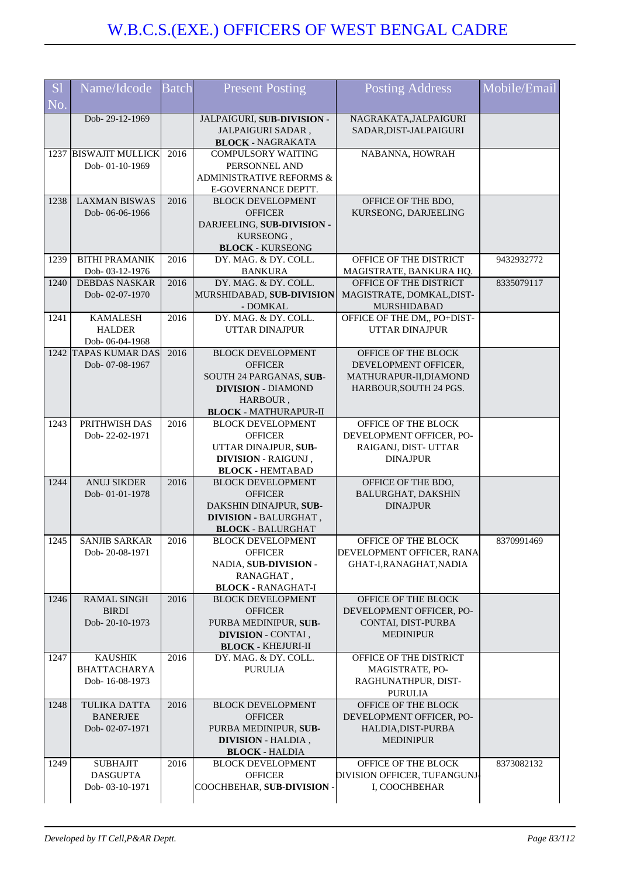# W.B.C.S.(EXE.) OFFICERS OF WEST BENGAL CADRE

| Sl No. | Name/Idcode | Batch | Present Posting | Posting Address | Mobile/Email |
|---|---|---|---|---|---|
| | Dob- 29-12-1969 | | JALPAIGURI, **SUB-DIVISION -** JALPAIGURI SADAR , **BLOCK -** NAGRAKATA | NAGRAKATA,JALPAIGURI SADAR,DIST-JALPAIGURI | |
| 1237 | BISWAJIT MULLICK Dob- 01-10-1969 | 2016 | COMPULSORY WAITING PERSONNEL AND ADMINISTRATIVE REFORMS & E-GOVERNANCE DEPTT. | NABANNA, HOWRAH | |
| 1238 | LAXMAN BISWAS Dob- 06-06-1966 | 2016 | BLOCK DEVELOPMENT OFFICER DARJEELING, **SUB-DIVISION -** KURSEONG , **BLOCK -** KURSEONG | OFFICE OF THE BDO, KURSEONG, DARJEELING | |
| 1239 | BITHI PRAMANIK Dob- 03-12-1976 | 2016 | DY. MAG. & DY. COLL. BANKURA | OFFICE OF THE DISTRICT MAGISTRATE, BANKURA HQ. | 9432932772 |
| 1240 | DEBDAS NASKAR Dob- 02-07-1970 | 2016 | DY. MAG. & DY. COLL. MURSHIDABAD, **SUB-DIVISION -** DOMKAL | OFFICE OF THE DISTRICT MAGISTRATE, DOMKAL,DIST-MURSHIDABAD | 8335079117 |
| 1241 | KAMALESH HALDER Dob- 06-04-1968 | 2016 | DY. MAG. & DY. COLL. UTTAR DINAJPUR | OFFICE OF THE DM,, PO+DIST-UTTAR DINAJPUR | |
| 1242 | TAPAS KUMAR DAS Dob- 07-08-1967 | 2016 | BLOCK DEVELOPMENT OFFICER SOUTH 24 PARGANAS, **SUB-DIVISION -** DIAMOND HARBOUR , **BLOCK -** MATHURAPUR-II | OFFICE OF THE BLOCK DEVELOPMENT OFFICER, MATHURAPUR-II,DIAMOND HARBOUR,SOUTH 24 PGS. | |
| 1243 | PRITHWISH DAS Dob- 22-02-1971 | 2016 | BLOCK DEVELOPMENT OFFICER UTTAR DINAJPUR, **SUB-DIVISION -** RAIGUNJ , **BLOCK -** HEMTABAD | OFFICE OF THE BLOCK DEVELOPMENT OFFICER, PO-RAIGANJ, DIST- UTTAR DINAJPUR | |
| 1244 | ANUJ SIKDER Dob- 01-01-1978 | 2016 | BLOCK DEVELOPMENT OFFICER DAKSHIN DINAJPUR, **SUB-DIVISION -** BALURGHAT , **BLOCK -** BALURGHAT | OFFICE OF THE BDO, BALURGHAT, DAKSHIN DINAJPUR | |
| 1245 | SANJIB SARKAR Dob- 20-08-1971 | 2016 | BLOCK DEVELOPMENT OFFICER NADIA, **SUB-DIVISION -** RANAGHAT , **BLOCK -** RANAGHAT-I | OFFICE OF THE BLOCK DEVELOPMENT OFFICER, RANAGHAT-I,RANAGHAT,NADIA | 8370991469 |
| 1246 | RAMAL SINGH BIRDI Dob- 20-10-1973 | 2016 | BLOCK DEVELOPMENT OFFICER PURBA MEDINIPUR, **SUB-DIVISION -** CONTAI , **BLOCK -** KHEJURI-II | OFFICE OF THE BLOCK DEVELOPMENT OFFICER, PO-CONTAI, DIST-PURBA MEDINIPUR | |
| 1247 | KAUSHIK BHATTACHARYA Dob- 16-08-1973 | 2016 | DY. MAG. & DY. COLL. PURULIA | OFFICE OF THE DISTRICT MAGISTRATE, PO-RAGHUNATHPUR, DIST-PURULIA | |
| 1248 | TULIKA DATTA BANERJEE Dob- 02-07-1971 | 2016 | BLOCK DEVELOPMENT OFFICER PURBA MEDINIPUR, **SUB-DIVISION -** HALDIA , **BLOCK -** HALDIA | OFFICE OF THE BLOCK DEVELOPMENT OFFICER, PO-HALDIA,DIST-PURBA MEDINIPUR | |
| 1249 | SUBHAJIT DASGUPTA Dob- 03-10-1971 | 2016 | BLOCK DEVELOPMENT OFFICER COOCHBEHAR, **SUB-DIVISION -** | OFFICE OF THE BLOCK DIVISION OFFICER, TUFANGUNJ-I, COOCHBEHAR | 8373082132 |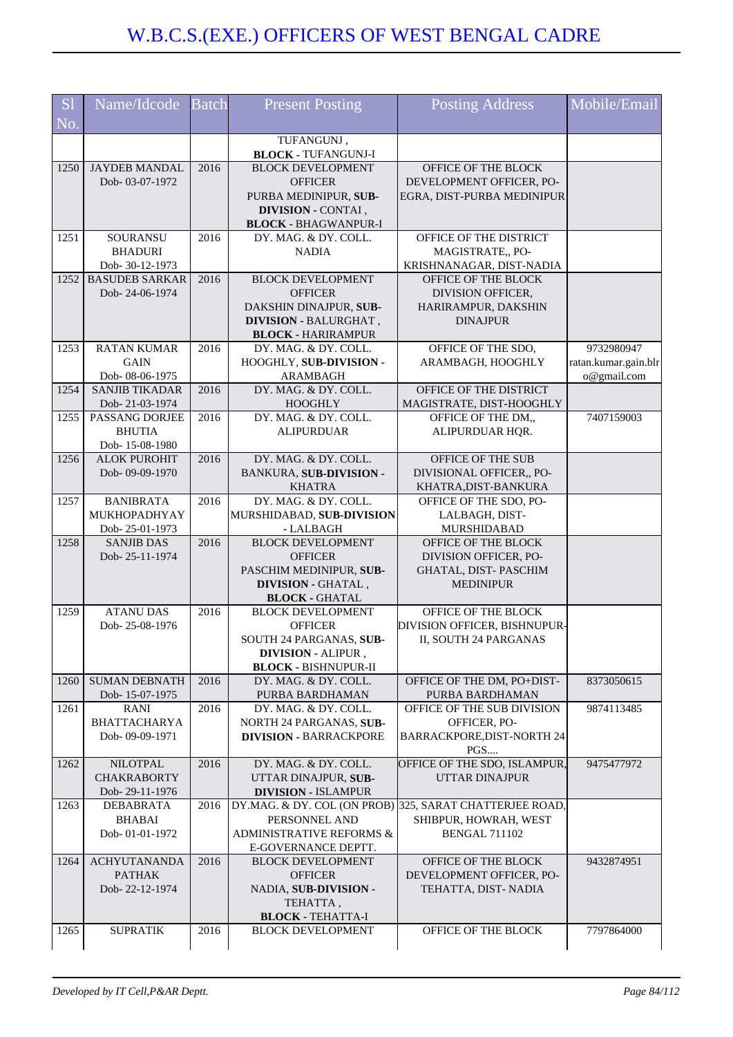# W.B.C.S.(EXE.) OFFICERS OF WEST BENGAL CADRE

| Sl No. | Name/Idcode | Batch | Present Posting | Posting Address | Mobile/Email |
|---|---|---|---|---|---|
| | | | TUFANGUNJ , **BLOCK** - TUFANGUNJ-I | | |
| 1250 | JAYDEB MANDAL Dob- 03-07-1972 | 2016 | BLOCK DEVELOPMENT OFFICER PURBA MEDINIPUR, **SUB-DIVISION** - CONTAI , **BLOCK** - BHAGWANPUR-I | OFFICE OF THE BLOCK DEVELOPMENT OFFICER, PO-EGRA, DIST-PURBA MEDINIPUR | |
| 1251 | SOURANSU BHADURI Dob- 30-12-1973 | 2016 | DY. MAG. & DY. COLL. NADIA | OFFICE OF THE DISTRICT MAGISTRATE,, PO-KRISHNANAGAR, DIST-NADIA | |
| 1252 | BASUDEB SARKAR Dob- 24-06-1974 | 2016 | BLOCK DEVELOPMENT OFFICER DAKSHIN DINAJPUR, **SUB-DIVISION** - BALURGHAT , **BLOCK** - HARIRAMPUR | OFFICE OF THE BLOCK DIVISION OFFICER, HARIRAMPUR, DAKSHIN DINAJPUR | |
| 1253 | RATAN KUMAR GAIN Dob- 08-06-1975 | 2016 | DY. MAG. & DY. COLL. HOOGHLY, **SUB-DIVISION** - ARAMBAGH | OFFICE OF THE SDO, ARAMBAGH, HOOGHLY | 9732980947 ratan.kumar.gain.blro@gmail.com |
| 1254 | SANJIB TIKADAR Dob- 21-03-1974 | 2016 | DY. MAG. & DY. COLL. HOOGHLY | OFFICE OF THE DISTRICT MAGISTRATE, DIST-HOOGHLY | |
| 1255 | PASSANG DORJEE BHUTIA Dob- 15-08-1980 | 2016 | DY. MAG. & DY. COLL. ALIPURDUAR | OFFICE OF THE DM,, ALIPURDUAR HQR. | 7407159003 |
| 1256 | ALOK PUROHIT Dob- 09-09-1970 | 2016 | DY. MAG. & DY. COLL. BANKURA, **SUB-DIVISION** - KHATRA | OFFICE OF THE SUB DIVISIONAL OFFICER,, PO-KHATRA,DIST-BANKURA | |
| 1257 | BANIBRATA MUKHOPADHYAY Dob- 25-01-1973 | 2016 | DY. MAG. & DY. COLL. MURSHIDABAD, **SUB-DIVISION** - LALBAGH | OFFICE OF THE SDO, PO-LALBAGH, DIST-MURSHIDABAD | |
| 1258 | SANJIB DAS Dob- 25-11-1974 | 2016 | BLOCK DEVELOPMENT OFFICER PASCHIM MEDINIPUR, **SUB-DIVISION** - GHATAL , **BLOCK** - GHATAL | OFFICE OF THE BLOCK DIVISION OFFICER, PO-GHATAL, DIST- PASCHIM MEDINIPUR | |
| 1259 | ATANU DAS Dob- 25-08-1976 | 2016 | BLOCK DEVELOPMENT OFFICER SOUTH 24 PARGANAS, **SUB-DIVISION** - ALIPUR , **BLOCK** - BISHNUPUR-II | OFFICE OF THE BLOCK DIVISION OFFICER, BISHNUPUR-II, SOUTH 24 PARGANAS | |
| 1260 | SUMAN DEBNATH Dob- 15-07-1975 | 2016 | DY. MAG. & DY. COLL. PURBA BARDHAMAN | OFFICE OF THE DM, PO+DIST-PURBA BARDHAMAN | 8373050615 |
| 1261 | RANI BHATTACHARYA Dob- 09-09-1971 | 2016 | DY. MAG. & DY. COLL. NORTH 24 PARGANAS, **SUB-DIVISION** - BARRACKPORE | OFFICE OF THE SUB DIVISION OFFICER, PO-BARRACKPORE,DIST-NORTH 24 PGS.... | 9874113485 |
| 1262 | NILOTPAL CHAKRABORTY Dob- 29-11-1976 | 2016 | DY. MAG. & DY. COLL. UTTAR DINAJPUR, **SUB-DIVISION** - ISLAMPUR | OFFICE OF THE SDO, ISLAMPUR, UTTAR DINAJPUR | 9475477972 |
| 1263 | DEBABRATA BHABAI Dob- 01-01-1972 | 2016 | DY.MAG. & DY. COL (ON PROB) PERSONNEL AND ADMINISTRATIVE REFORMS & E-GOVERNANCE DEPTT. | 325, SARAT CHATTERJEE ROAD, SHIBPUR, HOWRAH, WEST BENGAL 711102 | |
| 1264 | ACHYUTANANDA PATHAK Dob- 22-12-1974 | 2016 | BLOCK DEVELOPMENT OFFICER NADIA, **SUB-DIVISION** - TEHATTA , **BLOCK** - TEHATTA-I | OFFICE OF THE BLOCK DEVELOPMENT OFFICER, PO-TEHATTA, DIST- NADIA | 9432874951 |
| 1265 | SUPRATIK | 2016 | BLOCK DEVELOPMENT | OFFICE OF THE BLOCK | 7797864000 |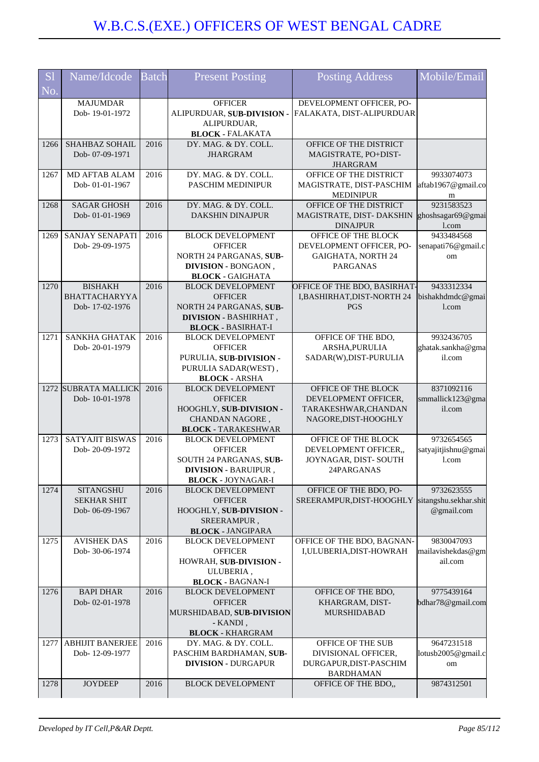# W.B.C.S.(EXE.) OFFICERS OF WEST BENGAL CADRE

| Sl No. | Name/Idcode | Batch | Present Posting | Posting Address | Mobile/Email |
|---|---|---|---|---|---|
| | MAJUMDAR Dob- 19-01-1972 | | OFFICER ALIPURDUAR, **SUB-DIVISION** - ALIPURDUAR, **BLOCK** - FALAKATA | DEVELOPMENT OFFICER, PO-FALAKATA, DIST-ALIPURDUAR | |
| 1266 | SHAHBAZ SOHAIL Dob- 07-09-1971 | 2016 | DY. MAG. & DY. COLL. JHARGRAM | OFFICE OF THE DISTRICT MAGISTRATE, PO+DIST-JHARGRAM | |
| 1267 | MD AFTAB ALAM Dob- 01-01-1967 | 2016 | DY. MAG. & DY. COLL. PASCHIM MEDINIPUR | OFFICE OF THE DISTRICT MAGISTRATE, DIST-PASCHIM MEDINIPUR | 9933074073 aftab1967@gmail.com |
| 1268 | SAGAR GHOSH Dob- 01-01-1969 | 2016 | DY. MAG. & DY. COLL. DAKSHIN DINAJPUR | OFFICE OF THE DISTRICT MAGISTRATE, DIST- DAKSHIN DINAJPUR | 9231583523 ghoshsagar69@gmail.com |
| 1269 | SANJAY SENAPATI Dob- 29-09-1975 | 2016 | BLOCK DEVELOPMENT OFFICER NORTH 24 PARGANAS, **SUB-DIVISION** - BONGAON , **BLOCK** - GAIGHATA | OFFICE OF THE BLOCK DEVELOPMENT OFFICER, PO-GAIGHATA, NORTH 24 PARGANAS | 9433484568 senapati76@gmail.com |
| 1270 | BISHAKH BHATTACHARYYA Dob- 17-02-1976 | 2016 | BLOCK DEVELOPMENT OFFICER NORTH 24 PARGANAS, **SUB-DIVISION** - BASHIRHAT , **BLOCK** - BASIRHAT-I | OFFICE OF THE BDO, BASIRHAT-I,BASHIRHAT,DIST-NORTH 24 PGS | 9433312334 bishakhdmdc@gmail.com |
| 1271 | SANKHA GHATAK Dob- 20-01-1979 | 2016 | BLOCK DEVELOPMENT OFFICER PURULIA, **SUB-DIVISION** - PURULIA SADAR(WEST) , **BLOCK** - ARSHA | OFFICE OF THE BDO, ARSHA,PURULIA SADAR(W),DIST-PURULIA | 9932436705 ghatak.sankha@gmail.com |
| 1272 | SUBRATA MALLICK Dob- 10-01-1978 | 2016 | BLOCK DEVELOPMENT OFFICER HOOGHLY, **SUB-DIVISION** - CHANDAN NAGORE , **BLOCK** - TARAKESHWAR | OFFICE OF THE BLOCK DEVELOPMENT OFFICER, TARAKESHWAR,CHANDAN NAGORE,DIST-HOOGHLY | 8371092116 smmallick123@gmail.com |
| 1273 | SATYAJIT BISWAS Dob- 20-09-1972 | 2016 | BLOCK DEVELOPMENT OFFICER SOUTH 24 PARGANAS, **SUB-DIVISION** - BARUIPUR , **BLOCK** - JOYNAGAR-I | OFFICE OF THE BLOCK DEVELOPMENT OFFICER,, JOYNAGAR, DIST- SOUTH 24PARGANAS | 9732654565 satyajitjishnu@gmail.com |
| 1274 | SITANGSHU SEKHAR SHIT Dob- 06-09-1967 | 2016 | BLOCK DEVELOPMENT OFFICER HOOGHLY, **SUB-DIVISION** - SREERAMPUR , **BLOCK** - JANGIPARA | OFFICE OF THE BDO, PO-SREERAMPUR,DIST-HOOGHLY | 9732623555 sitangshu.sekhar.shit@gmail.com |
| 1275 | AVISHEK DAS Dob- 30-06-1974 | 2016 | BLOCK DEVELOPMENT OFFICER HOWRAH, **SUB-DIVISION** - ULUBERIA , **BLOCK** - BAGNAN-I | OFFICE OF THE BDO, BAGNAN-I,ULUBERIA,DIST-HOWRAH | 9830047093 mailavishekdas@gmail.com |
| 1276 | BAPI DHAR Dob- 02-01-1978 | 2016 | BLOCK DEVELOPMENT OFFICER MURSHIDABAD, **SUB-DIVISION** - KANDI , **BLOCK** - KHARGRAM | OFFICE OF THE BDO, KHARGRAM, DIST-MURSHIDABAD | 9775439164 bdhar78@gmail.com |
| 1277 | ABHIJIT BANERJEE Dob- 12-09-1977 | 2016 | DY. MAG. & DY. COLL. PASCHIM BARDHAMAN, **SUB-DIVISION** - DURGAPUR | OFFICE OF THE SUB DIVISIONAL OFFICER, DURGAPUR,DIST-PASCHIM BARDHAMAN | 9647231518 lotusb2005@gmail.com |
| 1278 | JOYDEEP | 2016 | BLOCK DEVELOPMENT | OFFICE OF THE BDO,, | 9874312501 |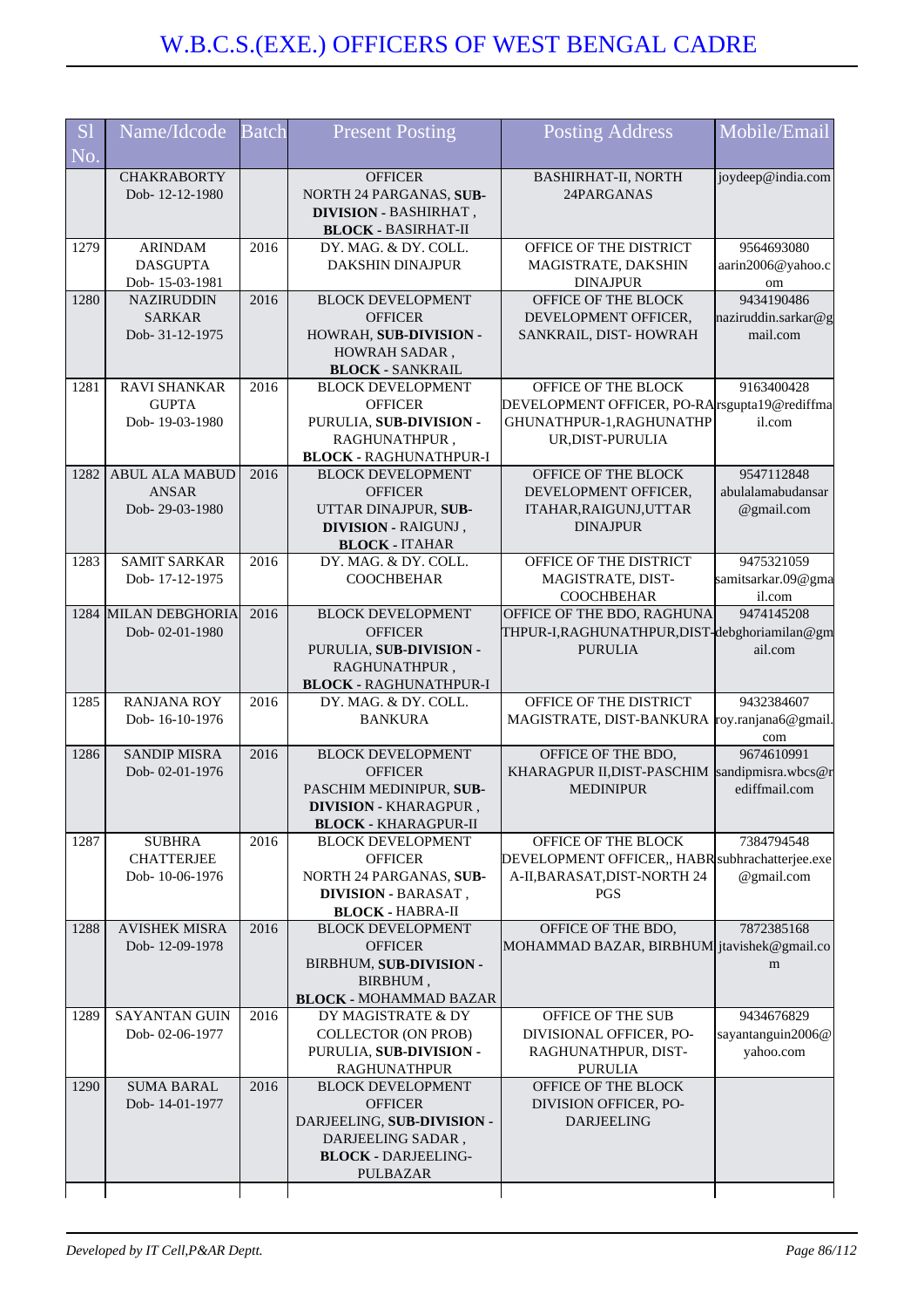# W.B.C.S.(EXE.) OFFICERS OF WEST BENGAL CADRE

| Sl No. | Name/Idcode | Batch | Present Posting | Posting Address | Mobile/Email |
|---|---|---|---|---|---|
| | CHAKRABORTY Dob- 12-12-1980 | | OFFICER NORTH 24 PARGANAS, **SUB-DIVISION** - BASHIRHAT , **BLOCK** - BASIRHAT-II | BASHIRHAT-II, NORTH 24PARGANAS | joydeep@india.com |
| 1279 | ARINDAM DASGUPTA Dob- 15-03-1981 | 2016 | DY. MAG. & DY. COLL. DAKSHIN DINAJPUR | OFFICE OF THE DISTRICT MAGISTRATE, DAKSHIN DINAJPUR | 9564693080 aarin2006@yahoo.com |
| 1280 | NAZIRUDDIN SARKAR Dob- 31-12-1975 | 2016 | BLOCK DEVELOPMENT OFFICER HOWRAH, **SUB-DIVISION** - HOWRAH SADAR , **BLOCK** - SANKRAIL | OFFICE OF THE BLOCK DEVELOPMENT OFFICER, SANKRAIL, DIST- HOWRAH | 9434190486 naziruddin.sarkar@gmail.com |
| 1281 | RAVI SHANKAR GUPTA Dob- 19-03-1980 | 2016 | BLOCK DEVELOPMENT OFFICER PURULIA, **SUB-DIVISION** - RAGHUNATHPUR , **BLOCK** - RAGHUNATHPUR-I | OFFICE OF THE BLOCK DEVELOPMENT OFFICER, PO-RAGHUNATHPUR-1,RAGHUNATHPUR,DIST-PURULIA | 9163400428 rsgupta19@rediffmail.com |
| 1282 | ABUL ALA MABUD ANSAR Dob- 29-03-1980 | 2016 | BLOCK DEVELOPMENT OFFICER UTTAR DINAJPUR, **SUB-DIVISION** - RAIGUNJ , **BLOCK** - ITAHAR | OFFICE OF THE BLOCK DEVELOPMENT OFFICER, ITAHAR,RAIGUNJ,UTTAR DINAJPUR | 9547112848 abulalamabudansar@gmail.com |
| 1283 | SAMIT SARKAR Dob- 17-12-1975 | 2016 | DY. MAG. & DY. COLL. COOCHBEHAR | OFFICE OF THE DISTRICT MAGISTRATE, DIST-COOCHBEHAR | 9475321059 samitsarkar.09@gmail.com |
| 1284 | MILAN DEBGHORIA Dob- 02-01-1980 | 2016 | BLOCK DEVELOPMENT OFFICER PURULIA, **SUB-DIVISION** - RAGHUNATHPUR , **BLOCK** - RAGHUNATHPUR-I | OFFICE OF THE BDO, RAGHUNATHPUR-I,RAGHUNATHPUR,DIST-PURULIA | 9474145208 debghoriamilan@gmail.com |
| 1285 | RANJANA ROY Dob- 16-10-1976 | 2016 | DY. MAG. & DY. COLL. BANKURA | OFFICE OF THE DISTRICT MAGISTRATE, DIST-BANKURA | 9432384607 roy.ranjana6@gmail.com |
| 1286 | SANDIP MISRA Dob- 02-01-1976 | 2016 | BLOCK DEVELOPMENT OFFICER PASCHIM MEDINIPUR, **SUB-DIVISION** - KHARAGPUR , **BLOCK** - KHARAGPUR-II | OFFICE OF THE BDO, KHARAGPUR II,DIST-PASCHIM MEDINIPUR | 9674610991 sandipmisra.wbcs@rediffmail.com |
| 1287 | SUBHRA CHATTERJEE Dob- 10-06-1976 | 2016 | BLOCK DEVELOPMENT OFFICER NORTH 24 PARGANAS, **SUB-DIVISION** - BARASAT , **BLOCK** - HABRA-II | OFFICE OF THE BLOCK DEVELOPMENT OFFICER,, HABRA-II,BARASAT,DIST-NORTH 24 PGS | 7384794548 subhrachatterjee.exe@gmail.com |
| 1288 | AVISHEK MISRA Dob- 12-09-1978 | 2016 | BLOCK DEVELOPMENT OFFICER BIRBHUM, **SUB-DIVISION** - BIRBHUM , **BLOCK** - MOHAMMAD BAZAR | OFFICE OF THE BDO, MOHAMMAD BAZAR, BIRBHUM | 7872385168 jtavishek@gmail.com |
| 1289 | SAYANTAN GUIN Dob- 02-06-1977 | 2016 | DY MAGISTRATE & DY COLLECTOR (ON PROB) PURULIA, **SUB-DIVISION** - RAGHUNATHPUR | OFFICE OF THE SUB DIVISIONAL OFFICER, PO-RAGHUNATHPUR, DIST-PURULIA | 9434676829 sayantanguin2006@yahoo.com |
| 1290 | SUMA BARAL Dob- 14-01-1977 | 2016 | BLOCK DEVELOPMENT OFFICER DARJEELING, **SUB-DIVISION** - DARJEELING SADAR , **BLOCK** - DARJEELING-PULBAZAR | OFFICE OF THE BLOCK DIVISION OFFICER, PO-DARJEELING | |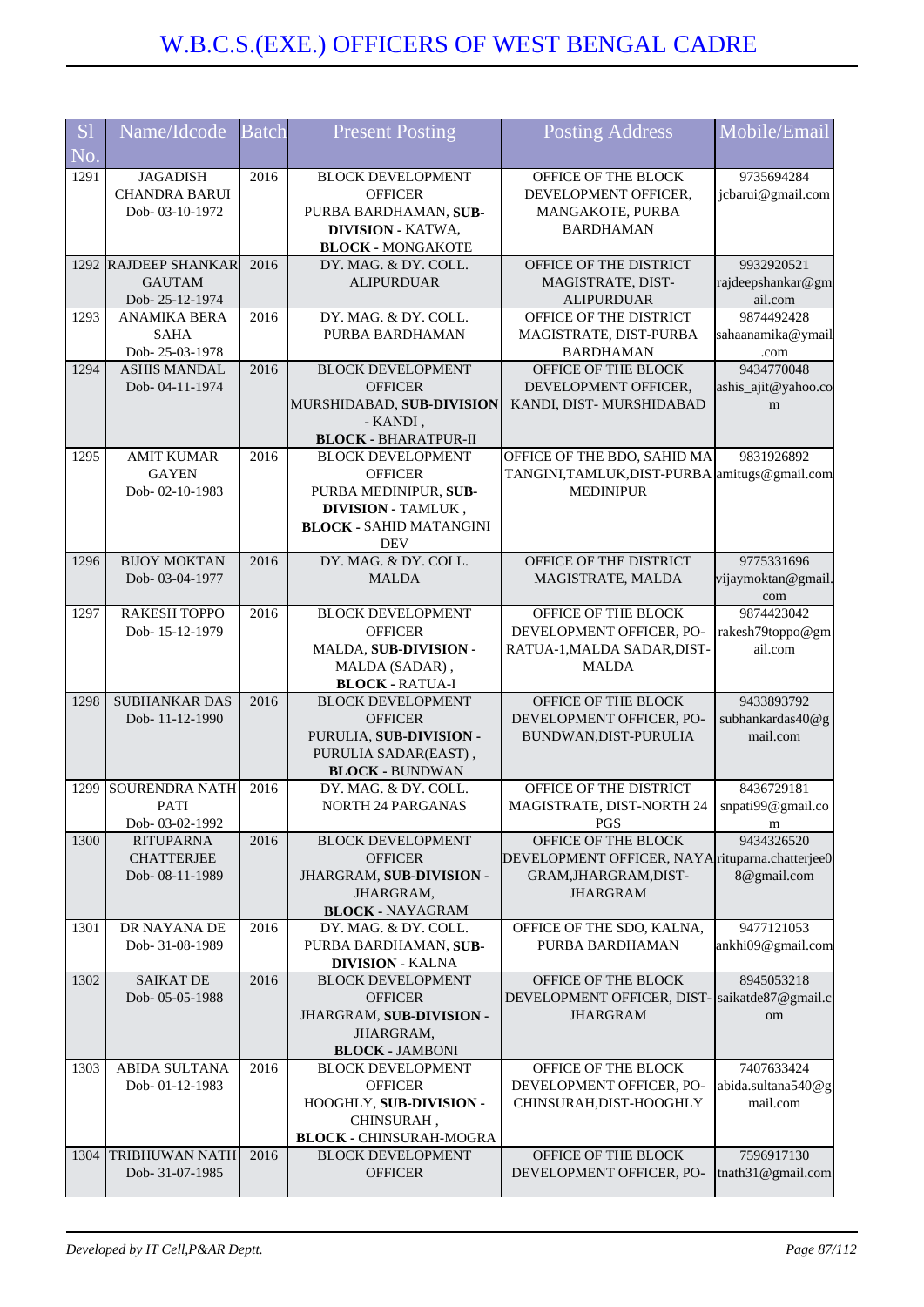# W.B.C.S.(EXE.) OFFICERS OF WEST BENGAL CADRE

| Sl No. | Name/Idcode | Batch | Present Posting | Posting Address | Mobile/Email |
|---|---|---|---|---|---|
| 1291 | JAGADISH CHANDRA BARUI Dob- 03-10-1972 | 2016 | BLOCK DEVELOPMENT OFFICER PURBA BARDHAMAN, **SUB-DIVISION** - KATWA, **BLOCK** - MONGAKOTE | OFFICE OF THE BLOCK DEVELOPMENT OFFICER, MANGAKOTE, PURBA BARDHAMAN | 9735694284 jcbarui@gmail.com |
| 1292 | RAJDEEP SHANKAR GAUTAM Dob- 25-12-1974 | 2016 | DY. MAG. & DY. COLL. ALIPURDUAR | OFFICE OF THE DISTRICT MAGISTRATE, DIST-ALIPURDUAR | 9932920521 rajdeepshankar@gmail.com |
| 1293 | ANAMIKA BERA SAHA Dob- 25-03-1978 | 2016 | DY. MAG. & DY. COLL. PURBA BARDHAMAN | OFFICE OF THE DISTRICT MAGISTRATE, DIST-PURBA BARDHAMAN | 9874492428 sahaanamika@ymail.com |
| 1294 | ASHIS MANDAL Dob- 04-11-1974 | 2016 | BLOCK DEVELOPMENT OFFICER MURSHIDABAD, **SUB-DIVISION** - KANDI , **BLOCK** - BHARATPUR-II | OFFICE OF THE BLOCK DEVELOPMENT OFFICER, KANDI, DIST- MURSHIDABAD | 9434770048 ashis_ajit@yahoo.com |
| 1295 | AMIT KUMAR GAYEN Dob- 02-10-1983 | 2016 | BLOCK DEVELOPMENT OFFICER PURBA MEDINIPUR, **SUB-DIVISION** - TAMLUK , **BLOCK** - SAHID MATANGINI DEV | OFFICE OF THE BDO, SAHID MATANGINI,TAMLUK,DIST-PURBA MEDINIPUR | 9831926892 amitugs@gmail.com |
| 1296 | BIJOY MOKTAN Dob- 03-04-1977 | 2016 | DY. MAG. & DY. COLL. MALDA | OFFICE OF THE DISTRICT MAGISTRATE, MALDA | 9775331696 vijaymoktan@gmail.com |
| 1297 | RAKESH TOPPO Dob- 15-12-1979 | 2016 | BLOCK DEVELOPMENT OFFICER MALDA, **SUB-DIVISION** - MALDA (SADAR) , **BLOCK** - RATUA-I | OFFICE OF THE BLOCK DEVELOPMENT OFFICER, PO-RATUA-1,MALDA SADAR,DIST-MALDA | 9874423042 rakesh79toppo@gmail.com |
| 1298 | SUBHANKAR DAS Dob- 11-12-1990 | 2016 | BLOCK DEVELOPMENT OFFICER PURULIA, **SUB-DIVISION** - PURULIA SADAR(EAST) , **BLOCK** - BUNDWAN | OFFICE OF THE BLOCK DEVELOPMENT OFFICER, PO-BUNDWAN,DIST-PURULIA | 9433893792 subhankardas40@gmail.com |
| 1299 | SOURENDRA NATH PATI Dob- 03-02-1992 | 2016 | DY. MAG. & DY. COLL. NORTH 24 PARGANAS | OFFICE OF THE DISTRICT MAGISTRATE, DIST-NORTH 24 PGS | 8436729181 snpati99@gmail.com |
| 1300 | RITUPARNA CHATTERJEE Dob- 08-11-1989 | 2016 | BLOCK DEVELOPMENT OFFICER JHARGRAM, **SUB-DIVISION** - JHARGRAM, **BLOCK** - NAYAGRAM | OFFICE OF THE BLOCK DEVELOPMENT OFFICER, NAYAGRAM,JHARGRAM,DIST-JHARGRAM | 9434326520 rituparna.chatterjee08@gmail.com |
| 1301 | DR NAYANA DE Dob- 31-08-1989 | 2016 | DY. MAG. & DY. COLL. PURBA BARDHAMAN, **SUB-DIVISION** - KALNA | OFFICE OF THE SDO, KALNA, PURBA BARDHAMAN | 9477121053 ankhi09@gmail.com |
| 1302 | SAIKAT DE Dob- 05-05-1988 | 2016 | BLOCK DEVELOPMENT OFFICER JHARGRAM, **SUB-DIVISION** - JHARGRAM, **BLOCK** - JAMBONI | OFFICE OF THE BLOCK DEVELOPMENT OFFICER, DIST-JHARGRAM | 8945053218 saikatde87@gmail.com |
| 1303 | ABIDA SULTANA Dob- 01-12-1983 | 2016 | BLOCK DEVELOPMENT OFFICER HOOGHLY, **SUB-DIVISION** - CHINSURAH , **BLOCK** - CHINSURAH-MOGRA | OFFICE OF THE BLOCK DEVELOPMENT OFFICER, PO-CHINSURAH,DIST-HOOGHLY | 7407633424 abida.sultana540@gmail.com |
| 1304 | TRIBHUWAN NATH Dob- 31-07-1985 | 2016 | BLOCK DEVELOPMENT OFFICER | OFFICE OF THE BLOCK DEVELOPMENT OFFICER, PO- | 7596917130 tnath31@gmail.com |

*Developed by IT Cell,P&AR Deptt.*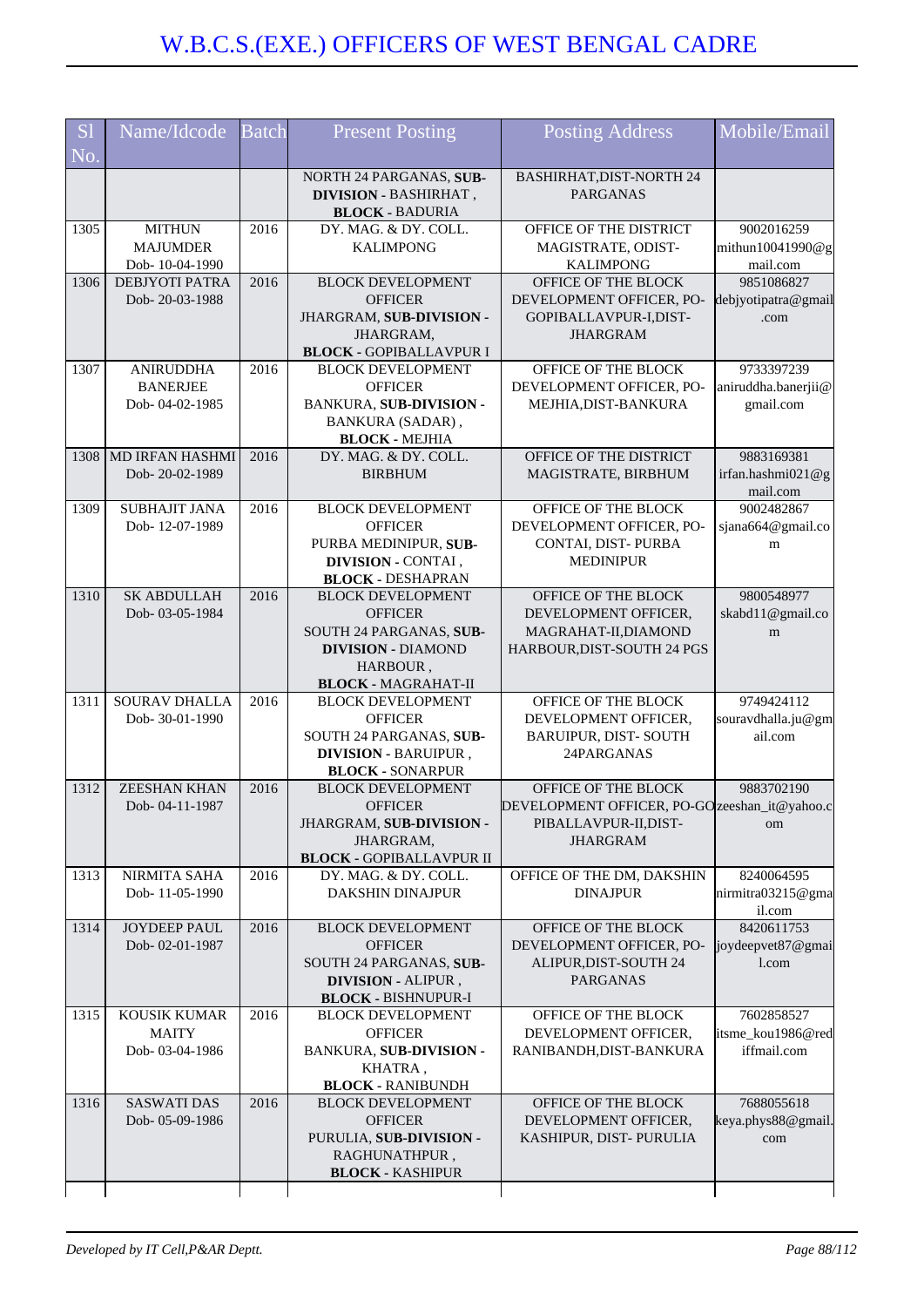# W.B.C.S.(EXE.) OFFICERS OF WEST BENGAL CADRE

| Sl No. | Name/Idcode | Batch | Present Posting | Posting Address | Mobile/Email |
|---|---|---|---|---|---|
| | | | NORTH 24 PARGANAS, **SUB-DIVISION** - BASHIRHAT , **BLOCK** - BADURIA | BASHIRHAT,DIST-NORTH 24 PARGANAS | |
| 1305 | MITHUN MAJUMDER Dob- 10-04-1990 | 2016 | DY. MAG. & DY. COLL. KALIMPONG | OFFICE OF THE DISTRICT MAGISTRATE, ODIST-KALIMPONG | 9002016259 mithun10041990@gmail.com |
| 1306 | DEBJYOTI PATRA Dob- 20-03-1988 | 2016 | BLOCK DEVELOPMENT OFFICER JHARGRAM, **SUB-DIVISION** - JHARGRAM, **BLOCK** - GOPIBALLAVPUR I | OFFICE OF THE BLOCK DEVELOPMENT OFFICER, PO-GOPIBALLAVPUR-I,DIST-JHARGRAM | 9851086827 debjyotipatra@gmail.com |
| 1307 | ANIRUDDHA BANERJEE Dob- 04-02-1985 | 2016 | BLOCK DEVELOPMENT OFFICER BANKURA, **SUB-DIVISION** - BANKURA (SADAR) , **BLOCK** - MEJHIA | OFFICE OF THE BLOCK DEVELOPMENT OFFICER, PO-MEJHIA,DIST-BANKURA | 9733397239 aniruddha.banerjii@gmail.com |
| 1308 | MD IRFAN HASHMI Dob- 20-02-1989 | 2016 | DY. MAG. & DY. COLL. BIRBHUM | OFFICE OF THE DISTRICT MAGISTRATE, BIRBHUM | 9883169381 irfan.hashmi021@gmail.com |
| 1309 | SUBHAJIT JANA Dob- 12-07-1989 | 2016 | BLOCK DEVELOPMENT OFFICER PURBA MEDINIPUR, **SUB-DIVISION** - CONTAI , **BLOCK** - DESHAPRAN | OFFICE OF THE BLOCK DEVELOPMENT OFFICER, PO-CONTAI, DIST- PURBA MEDINIPUR | 9002482867 sjana664@gmail.com |
| 1310 | SK ABDULLAH Dob- 03-05-1984 | 2016 | BLOCK DEVELOPMENT OFFICER SOUTH 24 PARGANAS, **SUB-DIVISION** - DIAMOND HARBOUR , **BLOCK** - MAGRAHAT-II | OFFICE OF THE BLOCK DEVELOPMENT OFFICER, MAGRAHAT-II,DIAMOND HARBOUR,DIST-SOUTH 24 PGS | 9800548977 skabd11@gmail.com |
| 1311 | SOURAV DHALLA Dob- 30-01-1990 | 2016 | BLOCK DEVELOPMENT OFFICER SOUTH 24 PARGANAS, **SUB-DIVISION** - BARUIPUR , **BLOCK** - SONARPUR | OFFICE OF THE BLOCK DEVELOPMENT OFFICER, BARUIPUR, DIST- SOUTH 24PARGANAS | 9749424112 souravdhalla.ju@gmail.com |
| 1312 | ZEESHAN KHAN Dob- 04-11-1987 | 2016 | BLOCK DEVELOPMENT OFFICER JHARGRAM, **SUB-DIVISION** - JHARGRAM, **BLOCK** - GOPIBALLAVPUR II | OFFICE OF THE BLOCK DEVELOPMENT OFFICER, PO-GOPIBALLAVPUR-II,DIST-JHARGRAM | 9883702190 zeeshan_it@yahoo.com |
| 1313 | NIRMITA SAHA Dob- 11-05-1990 | 2016 | DY. MAG. & DY. COLL. DAKSHIN DINAJPUR | OFFICE OF THE DM, DAKSHIN DINAJPUR | 8240064595 nirmitra03215@gmail.com |
| 1314 | JOYDEEP PAUL Dob- 02-01-1987 | 2016 | BLOCK DEVELOPMENT OFFICER SOUTH 24 PARGANAS, **SUB-DIVISION** - ALIPUR , **BLOCK** - BISHNUPUR-I | OFFICE OF THE BLOCK DEVELOPMENT OFFICER, PO-ALIPUR,DIST-SOUTH 24 PARGANAS | 8420611753 joydeepvet87@gmail.com |
| 1315 | KOUSIK KUMAR MAITY Dob- 03-04-1986 | 2016 | BLOCK DEVELOPMENT OFFICER BANKURA, **SUB-DIVISION** - KHATRA , **BLOCK** - RANIBUNDH | OFFICE OF THE BLOCK DEVELOPMENT OFFICER, RANIBANDH,DIST-BANKURA | 7602858527 itsme_kou1986@rediffmail.com |
| 1316 | SASWATI DAS Dob- 05-09-1986 | 2016 | BLOCK DEVELOPMENT OFFICER PURULIA, **SUB-DIVISION** - RAGHUNATHPUR , **BLOCK** - KASHIPUR | OFFICE OF THE BLOCK DEVELOPMENT OFFICER, KASHIPUR, DIST- PURULIA | 7688055618 keya.phys88@gmail.com |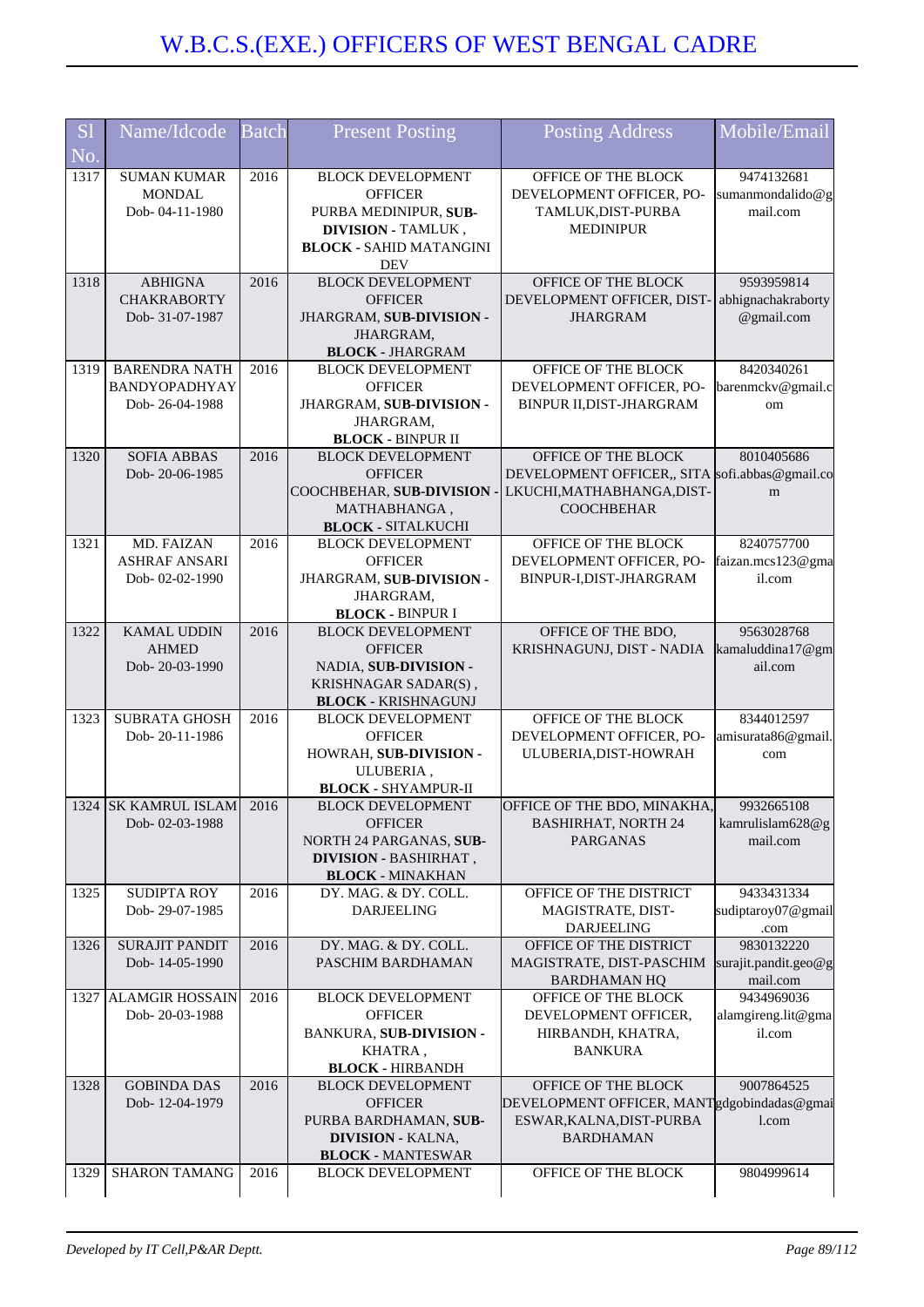# W.B.C.S.(EXE.) OFFICERS OF WEST BENGAL CADRE

| Sl No. | Name/Idcode | Batch | Present Posting | Posting Address | Mobile/Email |
|---|---|---|---|---|---|
| 1317 | SUMAN KUMAR MONDAL Dob- 04-11-1980 | 2016 | BLOCK DEVELOPMENT OFFICER PURBA MEDINIPUR, **SUB-DIVISION** - TAMLUK , **BLOCK** - SAHID MATANGINI DEV | OFFICE OF THE BLOCK DEVELOPMENT OFFICER, PO-TAMLUK,DIST-PURBA MEDINIPUR | 9474132681 sumanmondalido@gmail.com |
| 1318 | ABHIGNA CHAKRABORTY Dob- 31-07-1987 | 2016 | BLOCK DEVELOPMENT OFFICER JHARGRAM, **SUB-DIVISION** - JHARGRAM, **BLOCK** - JHARGRAM | OFFICE OF THE BLOCK DEVELOPMENT OFFICER, DIST-JHARGRAM | 9593959814 abhignachakraborty@gmail.com |
| 1319 | BARENDRA NATH BANDYOPADHYAY Dob- 26-04-1988 | 2016 | BLOCK DEVELOPMENT OFFICER JHARGRAM, **SUB-DIVISION** - JHARGRAM, **BLOCK** - BINPUR II | OFFICE OF THE BLOCK DEVELOPMENT OFFICER, PO-BINPUR II,DIST-JHARGRAM | 8420340261 barenmckv@gmail.com |
| 1320 | SOFIA ABBAS Dob- 20-06-1985 | 2016 | BLOCK DEVELOPMENT OFFICER COOCHBEHAR, **SUB-DIVISION** - MATHABHANGA , **BLOCK** - SITALKUCHI | OFFICE OF THE BLOCK DEVELOPMENT OFFICER,, SITALKUCHI,MATHABHANGA,DIST-COOCHBEHAR | 8010405686 sofi.abbas@gmail.com |
| 1321 | MD. FAIZAN ASHRAF ANSARI Dob- 02-02-1990 | 2016 | BLOCK DEVELOPMENT OFFICER JHARGRAM, **SUB-DIVISION** - JHARGRAM, **BLOCK** - BINPUR I | OFFICE OF THE BLOCK DEVELOPMENT OFFICER, PO-BINPUR-I,DIST-JHARGRAM | 8240757700 faizan.mcs123@gmail.com |
| 1322 | KAMAL UDDIN AHMED Dob- 20-03-1990 | 2016 | BLOCK DEVELOPMENT OFFICER NADIA, **SUB-DIVISION** - KRISHNAGAR SADAR(S) , **BLOCK** - KRISHNAGUNJ | OFFICE OF THE BDO, KRISHNAGUNJ, DIST - NADIA | 9563028768 kamaluddina17@gmail.com |
| 1323 | SUBRATA GHOSH Dob- 20-11-1986 | 2016 | BLOCK DEVELOPMENT OFFICER HOWRAH, **SUB-DIVISION** - ULUBERIA , **BLOCK** - SHYAMPUR-II | OFFICE OF THE BLOCK DEVELOPMENT OFFICER, PO-ULUBERIA,DIST-HOWRAH | 8344012597 amisurata86@gmail.com |
| 1324 | SK KAMRUL ISLAM Dob- 02-03-1988 | 2016 | BLOCK DEVELOPMENT OFFICER NORTH 24 PARGANAS, **SUB-DIVISION** - BASHIRHAT , **BLOCK** - MINAKHAN | OFFICE OF THE BDO, MINAKHA, BASHIRHAT, NORTH 24 PARGANAS | 9932665108 kamrulislam628@gmail.com |
| 1325 | SUDIPTA ROY Dob- 29-07-1985 | 2016 | DY. MAG. & DY. COLL. DARJEELING | OFFICE OF THE DISTRICT MAGISTRATE, DIST-DARJEELING | 9433431334 sudiptaroy07@gmail.com |
| 1326 | SURAJIT PANDIT Dob- 14-05-1990 | 2016 | DY. MAG. & DY. COLL. PASCHIM BARDHAMAN | OFFICE OF THE DISTRICT MAGISTRATE, DIST-PASCHIM BARDHAMAN HQ | 9830132220 surajit.pandit.geo@gmail.com |
| 1327 | ALAMGIR HOSSAIN Dob- 20-03-1988 | 2016 | BLOCK DEVELOPMENT OFFICER BANKURA, **SUB-DIVISION** - KHATRA , **BLOCK** - HIRBANDH | OFFICE OF THE BLOCK DEVELOPMENT OFFICER, HIRBANDH, KHATRA, BANKURA | 9434969036 alamgireng.lit@gmail.com |
| 1328 | GOBINDA DAS Dob- 12-04-1979 | 2016 | BLOCK DEVELOPMENT OFFICER PURBA BARDHAMAN, **SUB-DIVISION** - KALNA, **BLOCK** - MANTESWAR | OFFICE OF THE BLOCK DEVELOPMENT OFFICER, MANTESWAR,KALNA,DIST-PURBA BARDHAMAN | 9007864525 gdgobindadas@gmail.com |
| 1329 | SHARON TAMANG | 2016 | BLOCK DEVELOPMENT | OFFICE OF THE BLOCK | 9804999614 |

*Developed by IT Cell,P&AR Deptt.*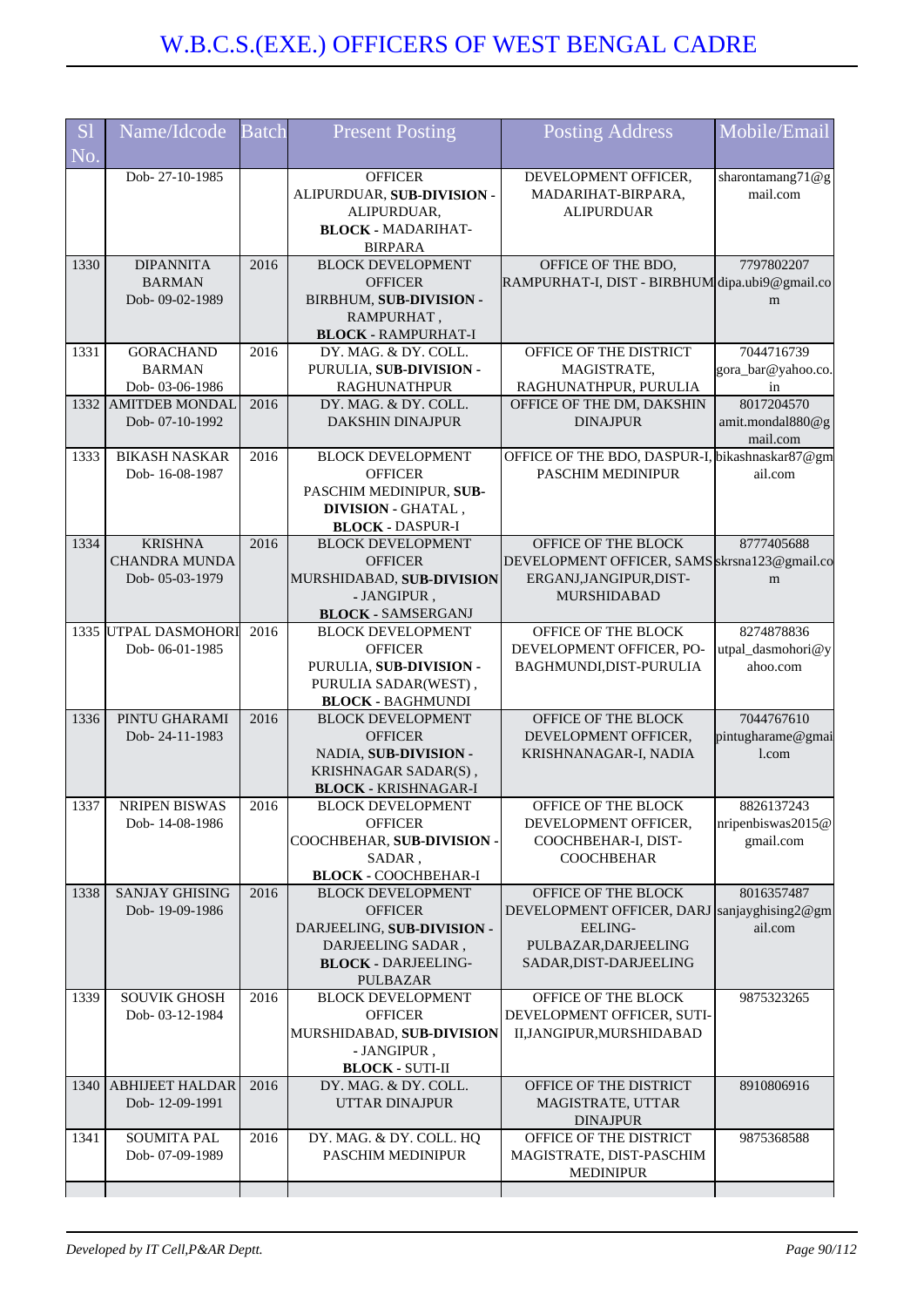# W.B.C.S.(EXE.) OFFICERS OF WEST BENGAL CADRE

| Sl No. | Name/Idcode | Batch | Present Posting | Posting Address | Mobile/Email |
|---|---|---|---|---|---|
| | Dob- 27-10-1985 | | OFFICER ALIPURDUAR, **SUB-DIVISION** - ALIPURDUAR, **BLOCK** - MADARIHAT-BIRPARA | DEVELOPMENT OFFICER, MADARIHAT-BIRPARA, ALIPURDUAR | sharontamang71@gmail.com |
| 1330 | DIPANNITA BARMAN Dob- 09-02-1989 | 2016 | BLOCK DEVELOPMENT OFFICER BIRBHUM, **SUB-DIVISION** - RAMPURHAT , **BLOCK** - RAMPURHAT-I | OFFICE OF THE BDO, RAMPURHAT-I, DIST - BIRBHUM | 7797802207 dipa.ubi9@gmail.com |
| 1331 | GORACHAND BARMAN Dob- 03-06-1986 | 2016 | DY. MAG. & DY. COLL. PURULIA, **SUB-DIVISION** - RAGHUNATHPUR | OFFICE OF THE DISTRICT MAGISTRATE, RAGHUNATHPUR, PURULIA | 7044716739 gora_bar@yahoo.co.in |
| 1332 | AMITDEB MONDAL Dob- 07-10-1992 | 2016 | DY. MAG. & DY. COLL. DAKSHIN DINAJPUR | OFFICE OF THE DM, DAKSHIN DINAJPUR | 8017204570 amit.mondal880@gmail.com |
| 1333 | BIKASH NASKAR Dob- 16-08-1987 | 2016 | BLOCK DEVELOPMENT OFFICER PASCHIM MEDINIPUR, **SUB-DIVISION** - GHATAL , **BLOCK** - DASPUR-I | OFFICE OF THE BDO, DASPUR-I, PASCHIM MEDINIPUR | bikashnaskar87@gmail.com |
| 1334 | KRISHNA CHANDRA MUNDA Dob- 05-03-1979 | 2016 | BLOCK DEVELOPMENT OFFICER MURSHIDABAD, **SUB-DIVISION** - JANGIPUR , **BLOCK** - SAMSERGANJ | OFFICE OF THE BLOCK DEVELOPMENT OFFICER, SAMSERGANJ,JANGIPUR,DIST-MURSHIDABAD | 8777405688 skrsna123@gmail.com |
| 1335 | UTPAL DASMOHORI Dob- 06-01-1985 | 2016 | BLOCK DEVELOPMENT OFFICER PURULIA, **SUB-DIVISION** - PURULIA SADAR(WEST) , **BLOCK** - BAGHMUNDI | OFFICE OF THE BLOCK DEVELOPMENT OFFICER, PO-BAGHMUNDI,DIST-PURULIA | 8274878836 utpal_dasmohori@yahoo.com |
| 1336 | PINTU GHARAMI Dob- 24-11-1983 | 2016 | BLOCK DEVELOPMENT OFFICER NADIA, **SUB-DIVISION** - KRISHNAGAR SADAR(S) , **BLOCK** - KRISHNAGAR-I | OFFICE OF THE BLOCK DEVELOPMENT OFFICER, KRISHNANAGAR-I, NADIA | 7044767610 pintugharame@gmail.com |
| 1337 | NRIPEN BISWAS Dob- 14-08-1986 | 2016 | BLOCK DEVELOPMENT OFFICER COOCHBEHAR, **SUB-DIVISION** - SADAR , **BLOCK** - COOCHBEHAR-I | OFFICE OF THE BLOCK DEVELOPMENT OFFICER, COOCHBEHAR-I, DIST-COOCHBEHAR | 8826137243 nripenbiswas2015@gmail.com |
| 1338 | SANJAY GHISING Dob- 19-09-1986 | 2016 | BLOCK DEVELOPMENT OFFICER DARJEELING, **SUB-DIVISION** - DARJEELING SADAR , **BLOCK** - DARJEELING-PULBAZAR | OFFICE OF THE BLOCK DEVELOPMENT OFFICER, DARJEELING-PULBAZAR,DARJEELING SADAR,DIST-DARJEELING | 8016357487 sanjayghising2@gmail.com |
| 1339 | SOUVIK GHOSH Dob- 03-12-1984 | 2016 | BLOCK DEVELOPMENT OFFICER MURSHIDABAD, **SUB-DIVISION** - JANGIPUR , **BLOCK** - SUTI-II | OFFICE OF THE BLOCK DEVELOPMENT OFFICER, SUTI-II,JANGIPUR,MURSHIDABAD | 9875323265 |
| 1340 | ABHIJEET HALDAR Dob- 12-09-1991 | 2016 | DY. MAG. & DY. COLL. UTTAR DINAJPUR | OFFICE OF THE DISTRICT MAGISTRATE, UTTAR DINAJPUR | 8910806916 |
| 1341 | SOUMITA PAL Dob- 07-09-1989 | 2016 | DY. MAG. & DY. COLL. HQ PASCHIM MEDINIPUR | OFFICE OF THE DISTRICT MAGISTRATE, DIST-PASCHIM MEDINIPUR | 9875368588 |

*Developed by IT Cell,P&AR Deptt.*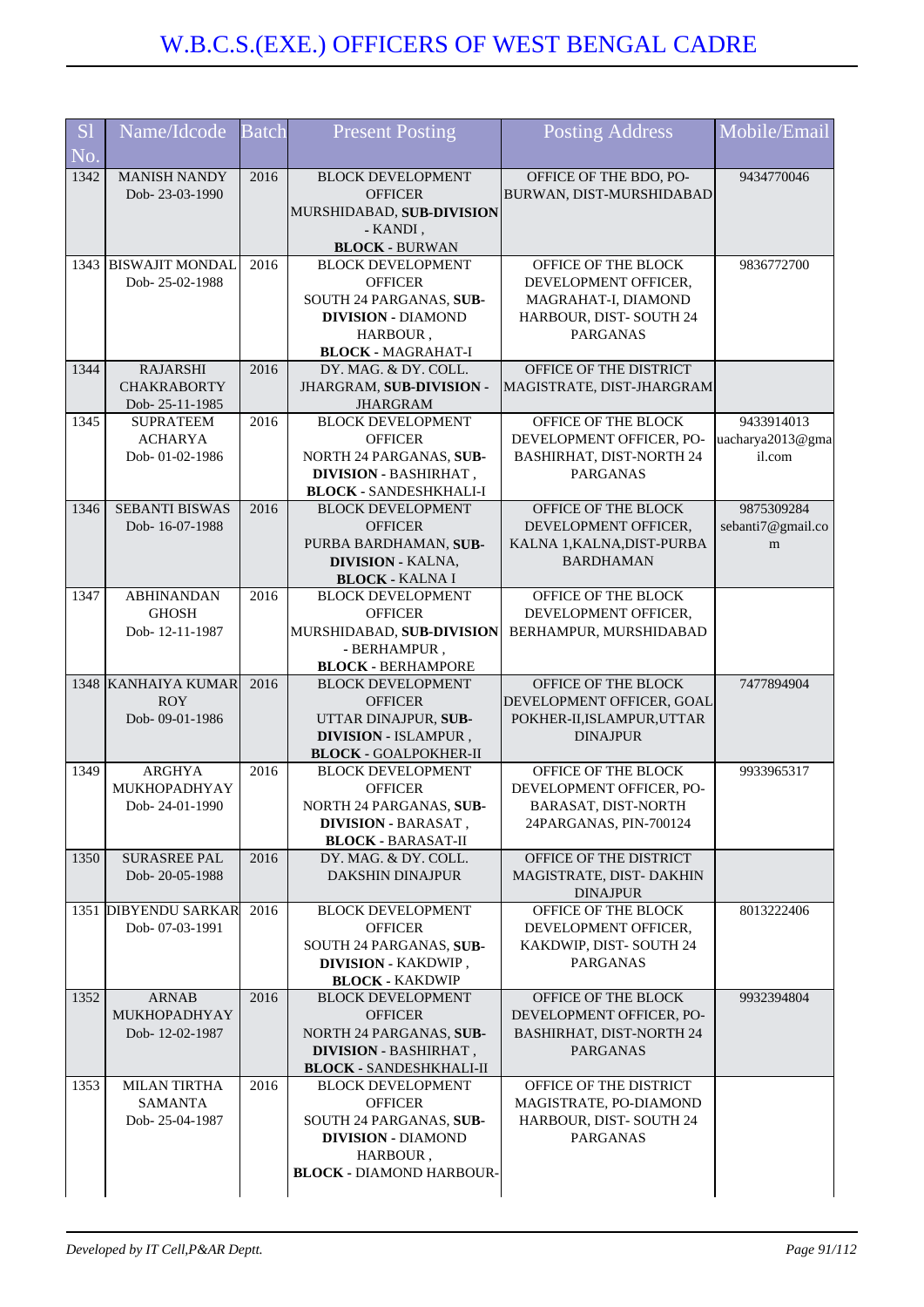# W.B.C.S.(EXE.) OFFICERS OF WEST BENGAL CADRE

| Sl No. | Name/Idcode | Batch | Present Posting | Posting Address | Mobile/Email |
|---|---|---|---|---|---|
| 1342 | MANISH NANDY Dob- 23-03-1990 | 2016 | BLOCK DEVELOPMENT OFFICER MURSHIDABAD, **SUB-DIVISION** - KANDI , **BLOCK** - BURWAN | OFFICE OF THE BDO, PO-BURWAN, DIST-MURSHIDABAD | 9434770046 |
| 1343 | BISWAJIT MONDAL Dob- 25-02-1988 | 2016 | BLOCK DEVELOPMENT OFFICER SOUTH 24 PARGANAS, **SUB-DIVISION** - DIAMOND HARBOUR , **BLOCK** - MAGRAHAT-I | OFFICE OF THE BLOCK DEVELOPMENT OFFICER, MAGRAHAT-I, DIAMOND HARBOUR, DIST- SOUTH 24 PARGANAS | 9836772700 |
| 1344 | RAJARSHI CHAKRABORTY Dob- 25-11-1985 | 2016 | DY. MAG. & DY. COLL. JHARGRAM, **SUB-DIVISION** - JHARGRAM | OFFICE OF THE DISTRICT MAGISTRATE, DIST-JHARGRAM | |
| 1345 | SUPRATEEM ACHARYA Dob- 01-02-1986 | 2016 | BLOCK DEVELOPMENT OFFICER NORTH 24 PARGANAS, **SUB-DIVISION** - BASHIRHAT , **BLOCK** - SANDESHKHALI-I | OFFICE OF THE BLOCK DEVELOPMENT OFFICER, PO-BASHIRHAT, DIST-NORTH 24 PARGANAS | 9433914013 uacharya2013@gmail.com |
| 1346 | SEBANTI BISWAS Dob- 16-07-1988 | 2016 | BLOCK DEVELOPMENT OFFICER PURBA BARDHAMAN, **SUB-DIVISION** - KALNA, **BLOCK** - KALNA I | OFFICE OF THE BLOCK DEVELOPMENT OFFICER, KALNA 1,KALNA,DIST-PURBA BARDHAMAN | 9875309284 sebanti7@gmail.com |
| 1347 | ABHINANDAN GHOSH Dob- 12-11-1987 | 2016 | BLOCK DEVELOPMENT OFFICER MURSHIDABAD, **SUB-DIVISION** - BERHAMPUR , **BLOCK** - BERHAMPORE | OFFICE OF THE BLOCK DEVELOPMENT OFFICER, BERHAMPUR, MURSHIDABAD | |
| 1348 | KANHAIYA KUMAR ROY Dob- 09-01-1986 | 2016 | BLOCK DEVELOPMENT OFFICER UTTAR DINAJPUR, **SUB-DIVISION** - ISLAMPUR , **BLOCK** - GOALPOKHER-II | OFFICE OF THE BLOCK DEVELOPMENT OFFICER, GOAL POKHER-II,ISLAMPUR,UTTAR DINAJPUR | 7477894904 |
| 1349 | ARGHYA MUKHOPADHYAY Dob- 24-01-1990 | 2016 | BLOCK DEVELOPMENT OFFICER NORTH 24 PARGANAS, **SUB-DIVISION** - BARASAT , **BLOCK** - BARASAT-II | OFFICE OF THE BLOCK DEVELOPMENT OFFICER, PO-BARASAT, DIST-NORTH 24PARGANAS, PIN-700124 | 9933965317 |
| 1350 | SURASREE PAL Dob- 20-05-1988 | 2016 | DY. MAG. & DY. COLL. DAKSHIN DINAJPUR | OFFICE OF THE DISTRICT MAGISTRATE, DIST- DAKHIN DINAJPUR | |
| 1351 | DIBYENDU SARKAR Dob- 07-03-1991 | 2016 | BLOCK DEVELOPMENT OFFICER SOUTH 24 PARGANAS, **SUB-DIVISION** - KAKDWIP , **BLOCK** - KAKDWIP | OFFICE OF THE BLOCK DEVELOPMENT OFFICER, KAKDWIP, DIST- SOUTH 24 PARGANAS | 8013222406 |
| 1352 | ARNAB MUKHOPADHYAY Dob- 12-02-1987 | 2016 | BLOCK DEVELOPMENT OFFICER NORTH 24 PARGANAS, **SUB-DIVISION** - BASHIRHAT , **BLOCK** - SANDESHKHALI-II | OFFICE OF THE BLOCK DEVELOPMENT OFFICER, PO-BASHIRHAT, DIST-NORTH 24 PARGANAS | 9932394804 |
| 1353 | MILAN TIRTHA SAMANTA Dob- 25-04-1987 | 2016 | BLOCK DEVELOPMENT OFFICER SOUTH 24 PARGANAS, **SUB-DIVISION** - DIAMOND HARBOUR , **BLOCK** - DIAMOND HARBOUR- | OFFICE OF THE DISTRICT MAGISTRATE, PO-DIAMOND HARBOUR, DIST- SOUTH 24 PARGANAS | |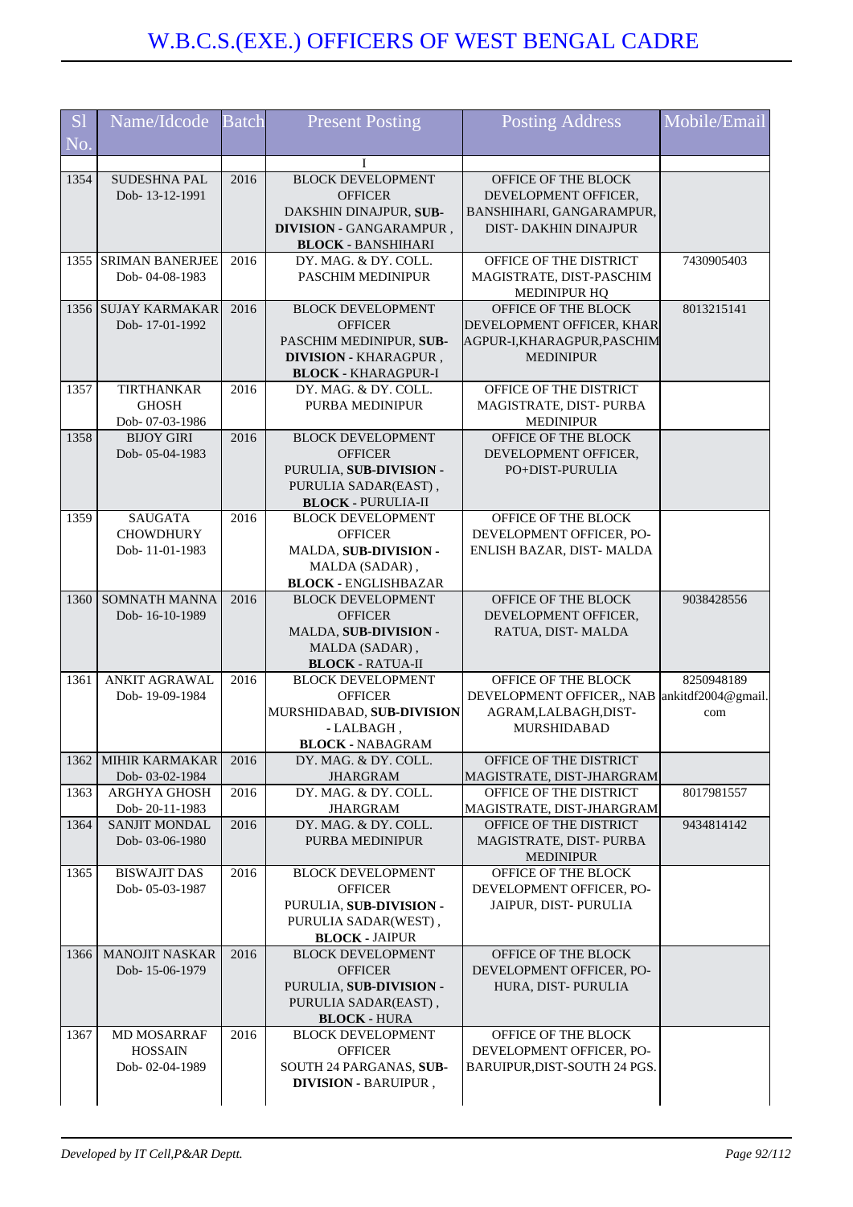# W.B.C.S.(EXE.) OFFICERS OF WEST BENGAL CADRE

| Sl No. | Name/Idcode | Batch | Present Posting | Posting Address | Mobile/Email |
|---|---|---|---|---|---|
| | | | I | | |
| 1354 | SUDESHNA PAL Dob- 13-12-1991 | 2016 | BLOCK DEVELOPMENT OFFICER DAKSHIN DINAJPUR, **SUB-DIVISION** - GANGARAMPUR , **BLOCK** - BANSHIHARI | OFFICE OF THE BLOCK DEVELOPMENT OFFICER, BANSHIHARI, GANGARAMPUR, DIST- DAKHIN DINAJPUR | |
| 1355 | SRIMAN BANERJEE Dob- 04-08-1983 | 2016 | DY. MAG. & DY. COLL. PASCHIM MEDINIPUR | OFFICE OF THE DISTRICT MAGISTRATE, DIST-PASCHIM MEDINIPUR HQ | 7430905403 |
| 1356 | SUJAY KARMAKAR Dob- 17-01-1992 | 2016 | BLOCK DEVELOPMENT OFFICER PASCHIM MEDINIPUR, **SUB-DIVISION** - KHARAGPUR , **BLOCK** - KHARAGPUR-I | OFFICE OF THE BLOCK DEVELOPMENT OFFICER, KHARAGPUR-I,KHARAGPUR,PASCHIM MEDINIPUR | 8013215141 |
| 1357 | TIRTHANKAR GHOSH Dob- 07-03-1986 | 2016 | DY. MAG. & DY. COLL. PURBA MEDINIPUR | OFFICE OF THE DISTRICT MAGISTRATE, DIST- PURBA MEDINIPUR | |
| 1358 | BIJOY GIRI Dob- 05-04-1983 | 2016 | BLOCK DEVELOPMENT OFFICER PURULIA, **SUB-DIVISION** - PURULIA SADAR(EAST) , **BLOCK** - PURULIA-II | OFFICE OF THE BLOCK DEVELOPMENT OFFICER, PO+DIST-PURULIA | |
| 1359 | SAUGATA CHOWDHURY Dob- 11-01-1983 | 2016 | BLOCK DEVELOPMENT OFFICER MALDA, **SUB-DIVISION** - MALDA (SADAR) , **BLOCK** - ENGLISHBAZAR | OFFICE OF THE BLOCK DEVELOPMENT OFFICER, PO- ENLISH BAZAR, DIST- MALDA | |
| 1360 | SOMNATH MANNA Dob- 16-10-1989 | 2016 | BLOCK DEVELOPMENT OFFICER MALDA, **SUB-DIVISION** - MALDA (SADAR) , **BLOCK** - RATUA-II | OFFICE OF THE BLOCK DEVELOPMENT OFFICER, RATUA, DIST- MALDA | 9038428556 |
| 1361 | ANKIT AGRAWAL Dob- 19-09-1984 | 2016 | BLOCK DEVELOPMENT OFFICER MURSHIDABAD, **SUB-DIVISION** - LALBAGH , **BLOCK** - NABAGRAM | OFFICE OF THE BLOCK DEVELOPMENT OFFICER,, NABAGRAM,LALBAGH,DIST-MURSHIDABAD | 8250948189 ankitdf2004@gmail.com |
| 1362 | MIHIR KARMAKAR Dob- 03-02-1984 | 2016 | DY. MAG. & DY. COLL. JHARGRAM | OFFICE OF THE DISTRICT MAGISTRATE, DIST-JHARGRAM | |
| 1363 | ARGHYA GHOSH Dob- 20-11-1983 | 2016 | DY. MAG. & DY. COLL. JHARGRAM | OFFICE OF THE DISTRICT MAGISTRATE, DIST-JHARGRAM | 8017981557 |
| 1364 | SANJIT MONDAL Dob- 03-06-1980 | 2016 | DY. MAG. & DY. COLL. PURBA MEDINIPUR | OFFICE OF THE DISTRICT MAGISTRATE, DIST- PURBA MEDINIPUR | 9434814142 |
| 1365 | BISWAJIT DAS Dob- 05-03-1987 | 2016 | BLOCK DEVELOPMENT OFFICER PURULIA, **SUB-DIVISION** - PURULIA SADAR(WEST) , **BLOCK** - JAIPUR | OFFICE OF THE BLOCK DEVELOPMENT OFFICER, PO- JAIPUR, DIST- PURULIA | |
| 1366 | MANOJIT NASKAR Dob- 15-06-1979 | 2016 | BLOCK DEVELOPMENT OFFICER PURULIA, **SUB-DIVISION** - PURULIA SADAR(EAST) , **BLOCK** - HURA | OFFICE OF THE BLOCK DEVELOPMENT OFFICER, PO- HURA, DIST- PURULIA | |
| 1367 | MD MOSARRAF HOSSAIN Dob- 02-04-1989 | 2016 | BLOCK DEVELOPMENT OFFICER SOUTH 24 PARGANAS, **SUB-DIVISION** - BARUIPUR , | OFFICE OF THE BLOCK DEVELOPMENT OFFICER, PO- BARUIPUR,DIST-SOUTH 24 PGS. | |

*Developed by IT Cell,P&AR Deptt.*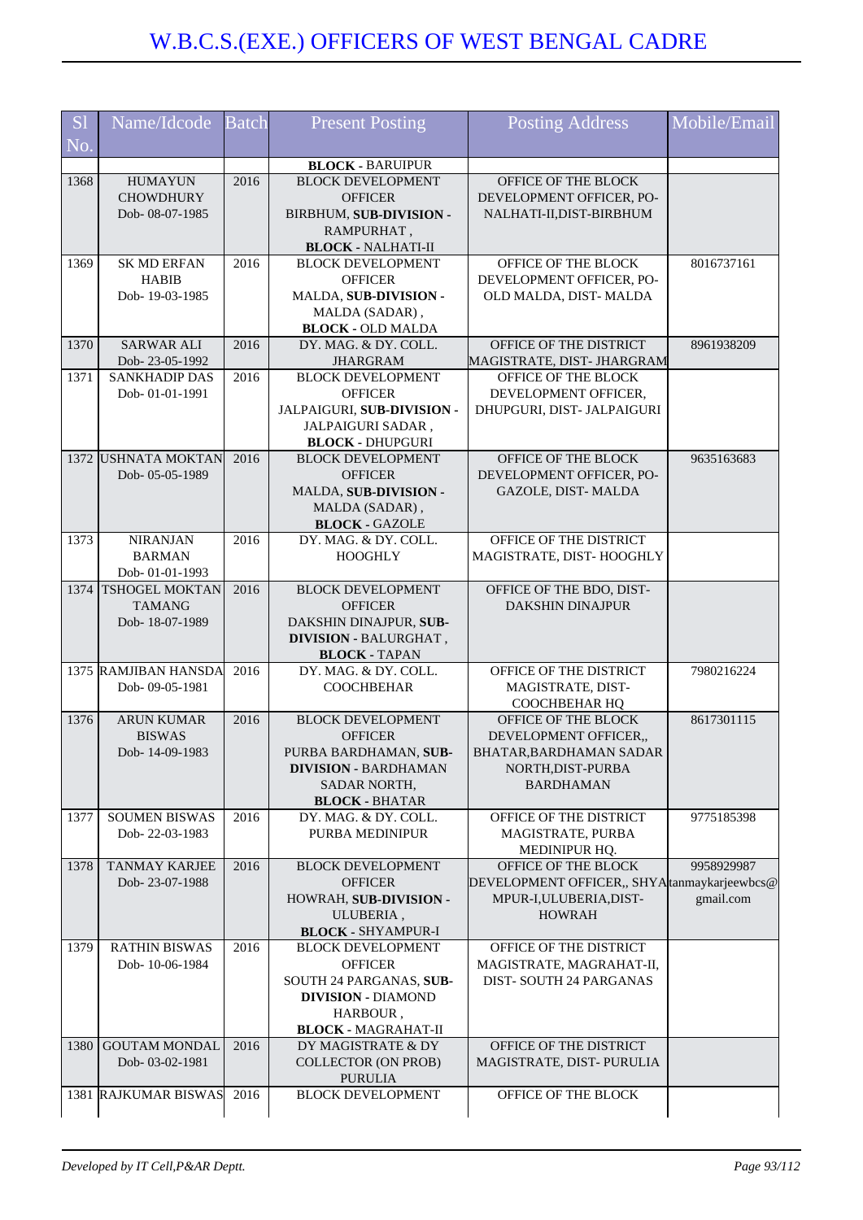# W.B.C.S.(EXE.) OFFICERS OF WEST BENGAL CADRE

| Sl No. | Name/Idcode | Batch | Present Posting | Posting Address | Mobile/Email |
|---|---|---|---|---|---|
| | | | **BLOCK** - BARUIPUR | | |
| 1368 | HUMAYUN CHOWDHURY Dob- 08-07-1985 | 2016 | BLOCK DEVELOPMENT OFFICER BIRBHUM, **SUB-DIVISION** - RAMPURHAT , **BLOCK** - NALHATI-II | OFFICE OF THE BLOCK DEVELOPMENT OFFICER, PO-NALHATI-II,DIST-BIRBHUM | |
| 1369 | SK MD ERFAN HABIB Dob- 19-03-1985 | 2016 | BLOCK DEVELOPMENT OFFICER MALDA, **SUB-DIVISION** - MALDA (SADAR) , **BLOCK** - OLD MALDA | OFFICE OF THE BLOCK DEVELOPMENT OFFICER, PO-OLD MALDA, DIST- MALDA | 8016737161 |
| 1370 | SARWAR ALI Dob- 23-05-1992 | 2016 | DY. MAG. & DY. COLL. JHARGRAM | OFFICE OF THE DISTRICT MAGISTRATE, DIST- JHARGRAM | 8961938209 |
| 1371 | SANKHADIP DAS Dob- 01-01-1991 | 2016 | BLOCK DEVELOPMENT OFFICER JALPAIGURI, **SUB-DIVISION** - JALPAIGURI SADAR , **BLOCK** - DHUPGURI | OFFICE OF THE BLOCK DEVELOPMENT OFFICER, DHUPGURI, DIST- JALPAIGURI | |
| 1372 | USHNATA MOKTAN Dob- 05-05-1989 | 2016 | BLOCK DEVELOPMENT OFFICER MALDA, **SUB-DIVISION** - MALDA (SADAR) , **BLOCK** - GAZOLE | OFFICE OF THE BLOCK DEVELOPMENT OFFICER, PO-GAZOLE, DIST- MALDA | 9635163683 |
| 1373 | NIRANJAN BARMAN Dob- 01-01-1993 | 2016 | DY. MAG. & DY. COLL. HOOGHLY | OFFICE OF THE DISTRICT MAGISTRATE, DIST- HOOGHLY | |
| 1374 | TSHOGEL MOKTAN TAMANG Dob- 18-07-1989 | 2016 | BLOCK DEVELOPMENT OFFICER DAKSHIN DINAJPUR, **SUB-DIVISION** - BALURGHAT , **BLOCK** - TAPAN | OFFICE OF THE BDO, DIST-DAKSHIN DINAJPUR | |
| 1375 | RAMJIBAN HANSDA Dob- 09-05-1981 | 2016 | DY. MAG. & DY. COLL. COOCHBEHAR | OFFICE OF THE DISTRICT MAGISTRATE, DIST-COOCHBEHAR HQ | 7980216224 |
| 1376 | ARUN KUMAR BISWAS Dob- 14-09-1983 | 2016 | BLOCK DEVELOPMENT OFFICER PURBA BARDHAMAN, **SUB-DIVISION** - BARDHAMAN SADAR NORTH, **BLOCK** - BHATAR | OFFICE OF THE BLOCK DEVELOPMENT OFFICER,, BHATAR,BARDHAMAN SADAR NORTH,DIST-PURBA BARDHAMAN | 8617301115 |
| 1377 | SOUMEN BISWAS Dob- 22-03-1983 | 2016 | DY. MAG. & DY. COLL. PURBA MEDINIPUR | OFFICE OF THE DISTRICT MAGISTRATE, PURBA MEDINIPUR HQ. | 9775185398 |
| 1378 | TANMAY KARJEE Dob- 23-07-1988 | 2016 | BLOCK DEVELOPMENT OFFICER HOWRAH, **SUB-DIVISION** - ULUBERIA , **BLOCK** - SHYAMPUR-I | OFFICE OF THE BLOCK DEVELOPMENT OFFICER,, SHYAMPUR-I,ULUBERIA,DIST-HOWRAH | 9958929987 tanmaykarjeewbcs@gmail.com |
| 1379 | RATHIN BISWAS Dob- 10-06-1984 | 2016 | BLOCK DEVELOPMENT OFFICER SOUTH 24 PARGANAS, **SUB-DIVISION** - DIAMOND HARBOUR , **BLOCK** - MAGRAHAT-II | OFFICE OF THE DISTRICT MAGISTRATE, MAGRAHAT-II, DIST- SOUTH 24 PARGANAS | |
| 1380 | GOUTAM MONDAL Dob- 03-02-1981 | 2016 | DY MAGISTRATE & DY COLLECTOR (ON PROB) PURULIA | OFFICE OF THE DISTRICT MAGISTRATE, DIST- PURULIA | |
| 1381 | RAJKUMAR BISWAS | 2016 | BLOCK DEVELOPMENT | OFFICE OF THE BLOCK | |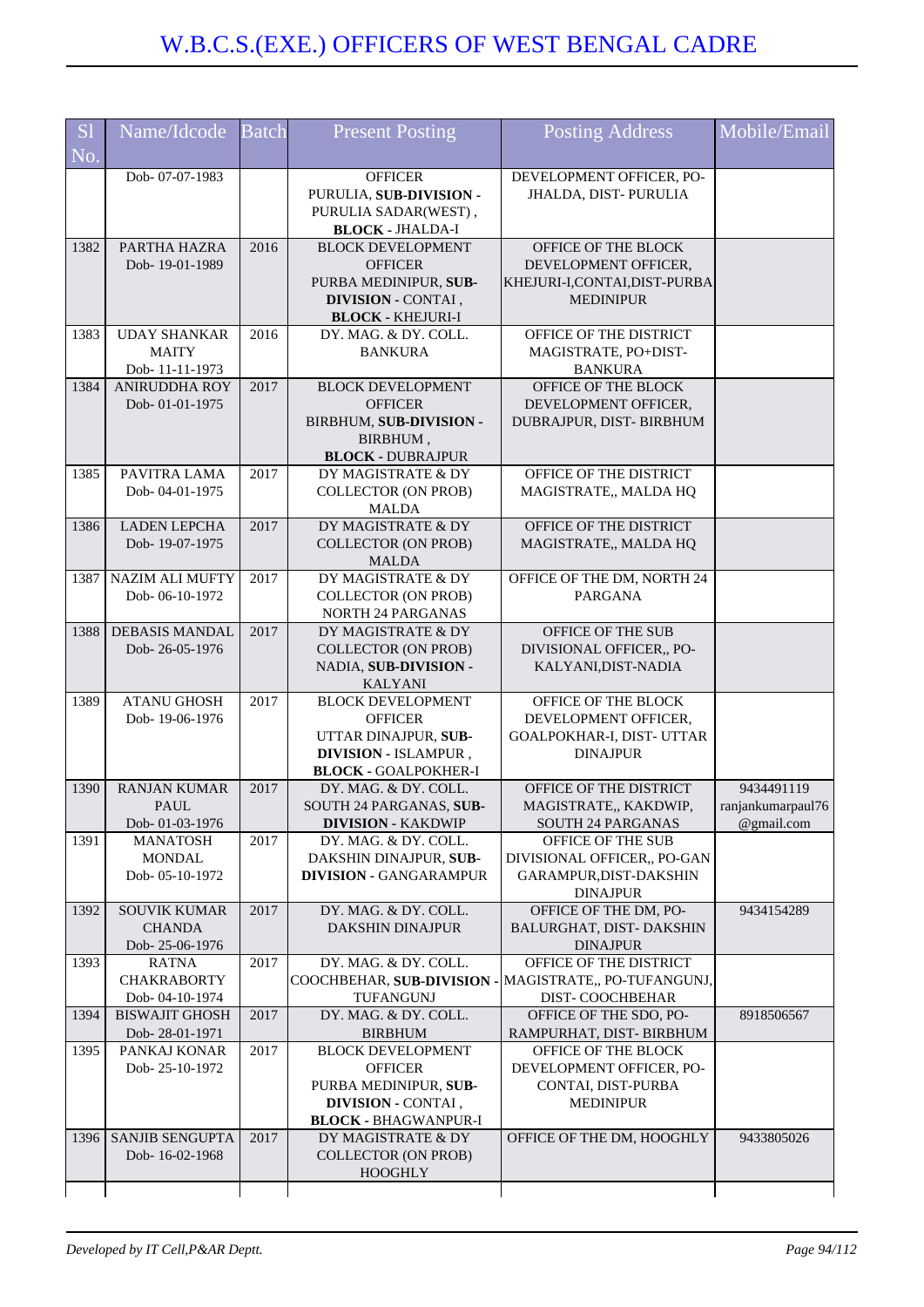# W.B.C.S.(EXE.) OFFICERS OF WEST BENGAL CADRE

| Sl No. | Name/Idcode | Batch | Present Posting | Posting Address | Mobile/Email |
|---|---|---|---|---|---|
| | Dob- 07-07-1983 | | OFFICER PURULIA, **SUB-DIVISION** - PURULIA SADAR(WEST) , **BLOCK** - JHALDA-I | DEVELOPMENT OFFICER, PO-JHALDA, DIST- PURULIA | |
| 1382 | PARTHA HAZRA Dob- 19-01-1989 | 2016 | BLOCK DEVELOPMENT OFFICER PURBA MEDINIPUR, **SUB-DIVISION** - CONTAI , **BLOCK** - KHEJURI-I | OFFICE OF THE BLOCK DEVELOPMENT OFFICER, KHEJURI-I,CONTAI,DIST-PURBA MEDINIPUR | |
| 1383 | UDAY SHANKAR MAITY Dob- 11-11-1973 | 2016 | DY. MAG. & DY. COLL. BANKURA | OFFICE OF THE DISTRICT MAGISTRATE, PO+DIST-BANKURA | |
| 1384 | ANIRUDDHA ROY Dob- 01-01-1975 | 2017 | BLOCK DEVELOPMENT OFFICER BIRBHUM, **SUB-DIVISION** - BIRBHUM , **BLOCK** - DUBRAJPUR | OFFICE OF THE BLOCK DEVELOPMENT OFFICER, DUBRAJPUR, DIST- BIRBHUM | |
| 1385 | PAVITRA LAMA Dob- 04-01-1975 | 2017 | DY MAGISTRATE & DY COLLECTOR (ON PROB) MALDA | OFFICE OF THE DISTRICT MAGISTRATE,, MALDA HQ | |
| 1386 | LADEN LEPCHA Dob- 19-07-1975 | 2017 | DY MAGISTRATE & DY COLLECTOR (ON PROB) MALDA | OFFICE OF THE DISTRICT MAGISTRATE,, MALDA HQ | |
| 1387 | NAZIM ALI MUFTY Dob- 06-10-1972 | 2017 | DY MAGISTRATE & DY COLLECTOR (ON PROB) NORTH 24 PARGANAS | OFFICE OF THE DM, NORTH 24 PARGANA | |
| 1388 | DEBASIS MANDAL Dob- 26-05-1976 | 2017 | DY MAGISTRATE & DY COLLECTOR (ON PROB) NADIA, **SUB-DIVISION** - KALYANI | OFFICE OF THE SUB DIVISIONAL OFFICER,, PO-KALYANI,DIST-NADIA | |
| 1389 | ATANU GHOSH Dob- 19-06-1976 | 2017 | BLOCK DEVELOPMENT OFFICER UTTAR DINAJPUR, **SUB-DIVISION** - ISLAMPUR , **BLOCK** - GOALPOKHER-I | OFFICE OF THE BLOCK DEVELOPMENT OFFICER, GOALPOKHAR-I, DIST- UTTAR DINAJPUR | |
| 1390 | RANJAN KUMAR PAUL Dob- 01-03-1976 | 2017 | DY. MAG. & DY. COLL. SOUTH 24 PARGANAS, **SUB-DIVISION** - KAKDWIP | OFFICE OF THE DISTRICT MAGISTRATE,, KAKDWIP, SOUTH 24 PARGANAS | 9434491119 ranjankumarpaul76@gmail.com |
| 1391 | MANATOSH MONDAL Dob- 05-10-1972 | 2017 | DY. MAG. & DY. COLL. DAKSHIN DINAJPUR, **SUB-DIVISION** - GANGARAMPUR | OFFICE OF THE SUB DIVISIONAL OFFICER,, PO-GANGARAMPUR,DIST-DAKSHIN DINAJPUR | |
| 1392 | SOUVIK KUMAR CHANDA Dob- 25-06-1976 | 2017 | DY. MAG. & DY. COLL. DAKSHIN DINAJPUR | OFFICE OF THE DM, PO-BALURGHAT, DIST- DAKSHIN DINAJPUR | 9434154289 |
| 1393 | RATNA CHAKRABORTY Dob- 04-10-1974 | 2017 | DY. MAG. & DY. COLL. COOCHBEHAR, **SUB-DIVISION** - TUFANGUNJ | OFFICE OF THE DISTRICT MAGISTRATE,, PO-TUFANGUNJ, DIST- COOCHBEHAR | |
| 1394 | BISWAJIT GHOSH Dob- 28-01-1971 | 2017 | DY. MAG. & DY. COLL. BIRBHUM | OFFICE OF THE SDO, PO-RAMPURHAT, DIST- BIRBHUM | 8918506567 |
| 1395 | PANKAJ KONAR Dob- 25-10-1972 | 2017 | BLOCK DEVELOPMENT OFFICER PURBA MEDINIPUR, **SUB-DIVISION** - CONTAI , **BLOCK** - BHAGWANPUR-I | OFFICE OF THE BLOCK DEVELOPMENT OFFICER, PO-CONTAI, DIST-PURBA MEDINIPUR | |
| 1396 | SANJIB SENGUPTA Dob- 16-02-1968 | 2017 | DY MAGISTRATE & DY COLLECTOR (ON PROB) HOOGHLY | OFFICE OF THE DM, HOOGHLY | 9433805026 |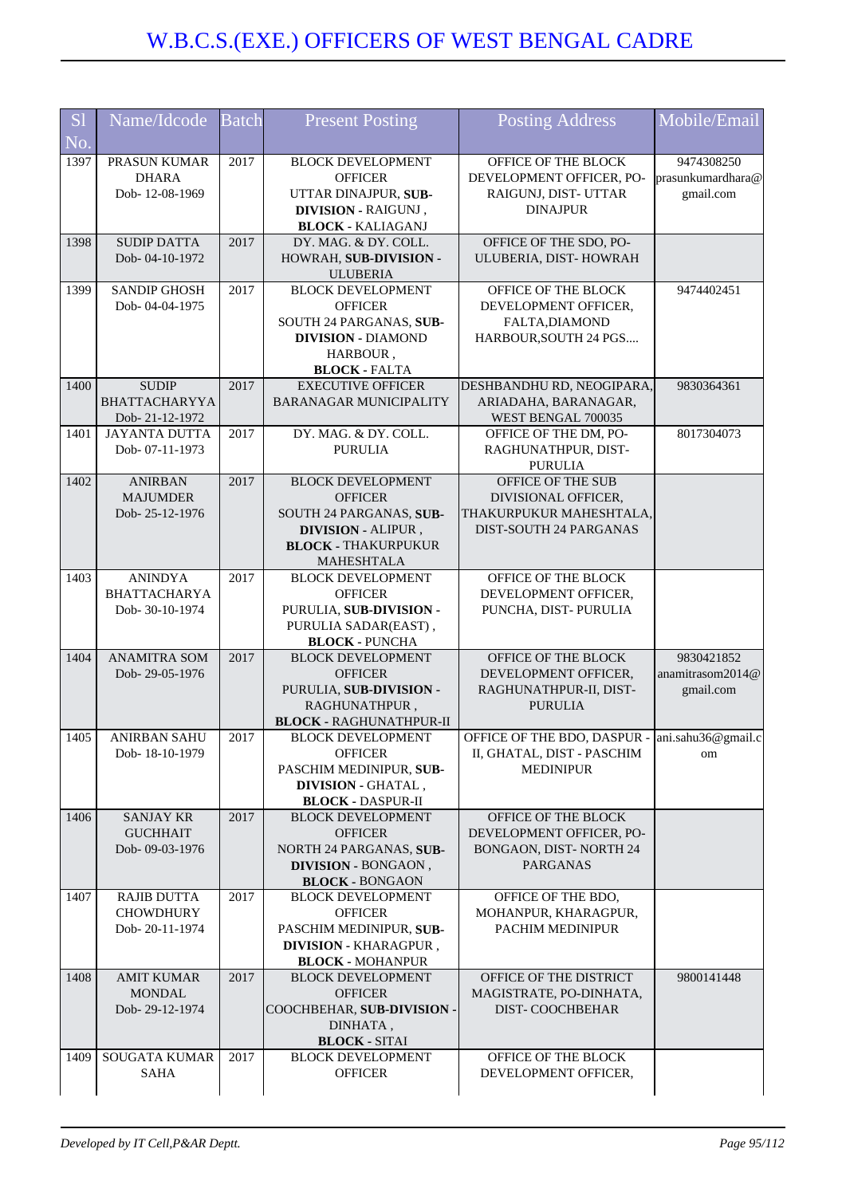# W.B.C.S.(EXE.) OFFICERS OF WEST BENGAL CADRE

| Sl No. | Name/Idcode | Batch | Present Posting | Posting Address | Mobile/Email |
|---|---|---|---|---|---|
| 1397 | PRASUN KUMAR DHARA Dob- 12-08-1969 | 2017 | BLOCK DEVELOPMENT OFFICER UTTAR DINAJPUR, **SUB-DIVISION** - RAIGUNJ , **BLOCK** - KALIAGANJ | OFFICE OF THE BLOCK DEVELOPMENT OFFICER, PO- RAIGUNJ, DIST- UTTAR DINAJPUR | 9474308250 prasunkumardhara@gmail.com |
| 1398 | SUDIP DATTA Dob- 04-10-1972 | 2017 | DY. MAG. & DY. COLL. HOWRAH, **SUB-DIVISION** - ULUBERIA | OFFICE OF THE SDO, PO- ULUBERIA, DIST- HOWRAH | |
| 1399 | SANDIP GHOSH Dob- 04-04-1975 | 2017 | BLOCK DEVELOPMENT OFFICER SOUTH 24 PARGANAS, **SUB-DIVISION** - DIAMOND HARBOUR , **BLOCK** - FALTA | OFFICE OF THE BLOCK DEVELOPMENT OFFICER, FALTA,DIAMOND HARBOUR,SOUTH 24 PGS.... | 9474402451 |
| 1400 | SUDIP BHATTACHARYYA Dob- 21-12-1972 | 2017 | EXECUTIVE OFFICER BARANAGAR MUNICIPALITY | DESHBANDHU RD, NEOGIPARA, ARIADAHA, BARANAGAR, WEST BENGAL 700035 | 9830364361 |
| 1401 | JAYANTA DUTTA Dob- 07-11-1973 | 2017 | DY. MAG. & DY. COLL. PURULIA | OFFICE OF THE DM, PO- RAGHUNATHPUR, DIST- PURULIA | 8017304073 |
| 1402 | ANIRBAN MAJUMDER Dob- 25-12-1976 | 2017 | BLOCK DEVELOPMENT OFFICER SOUTH 24 PARGANAS, **SUB-DIVISION** - ALIPUR , **BLOCK** - THAKURPUKUR MAHESHTALA | OFFICE OF THE SUB DIVISIONAL OFFICER, THAKURPUKUR MAHESHTALA, DIST-SOUTH 24 PARGANAS | |
| 1403 | ANINDYA BHATTACHARYA Dob- 30-10-1974 | 2017 | BLOCK DEVELOPMENT OFFICER PURULIA, **SUB-DIVISION** - PURULIA SADAR(EAST) , **BLOCK** - PUNCHA | OFFICE OF THE BLOCK DEVELOPMENT OFFICER, PUNCHA, DIST- PURULIA | |
| 1404 | ANAMITRA SOM Dob- 29-05-1976 | 2017 | BLOCK DEVELOPMENT OFFICER PURULIA, **SUB-DIVISION** - RAGHUNATHPUR , **BLOCK** - RAGHUNATHPUR-II | OFFICE OF THE BLOCK DEVELOPMENT OFFICER, RAGHUNATHPUR-II, DIST- PURULIA | 9830421852 anamitrasom2014@gmail.com |
| 1405 | ANIRBAN SAHU Dob- 18-10-1979 | 2017 | BLOCK DEVELOPMENT OFFICER PASCHIM MEDINIPUR, **SUB-DIVISION** - GHATAL , **BLOCK** - DASPUR-II | OFFICE OF THE BDO, DASPUR - II, GHATAL, DIST - PASCHIM MEDINIPUR | ani.sahu36@gmail.com |
| 1406 | SANJAY KR GUCHHAIT Dob- 09-03-1976 | 2017 | BLOCK DEVELOPMENT OFFICER NORTH 24 PARGANAS, **SUB-DIVISION** - BONGAON , **BLOCK** - BONGAON | OFFICE OF THE BLOCK DEVELOPMENT OFFICER, PO- BONGAON, DIST- NORTH 24 PARGANAS | |
| 1407 | RAJIB DUTTA CHOWDHURY Dob- 20-11-1974 | 2017 | BLOCK DEVELOPMENT OFFICER PASCHIM MEDINIPUR, **SUB-DIVISION** - KHARAGPUR , **BLOCK** - MOHANPUR | OFFICE OF THE BDO, MOHANPUR, KHARAGPUR, PACHIM MEDINIPUR | |
| 1408 | AMIT KUMAR MONDAL Dob- 29-12-1974 | 2017 | BLOCK DEVELOPMENT OFFICER COOCHBEHAR, **SUB-DIVISION** - DINHATA , **BLOCK** - SITAI | OFFICE OF THE DISTRICT MAGISTRATE, PO-DINHATA, DIST- COOCHBEHAR | 9800141448 |
| 1409 | SOUGATA KUMAR SAHA | 2017 | BLOCK DEVELOPMENT OFFICER | OFFICE OF THE BLOCK DEVELOPMENT OFFICER, | |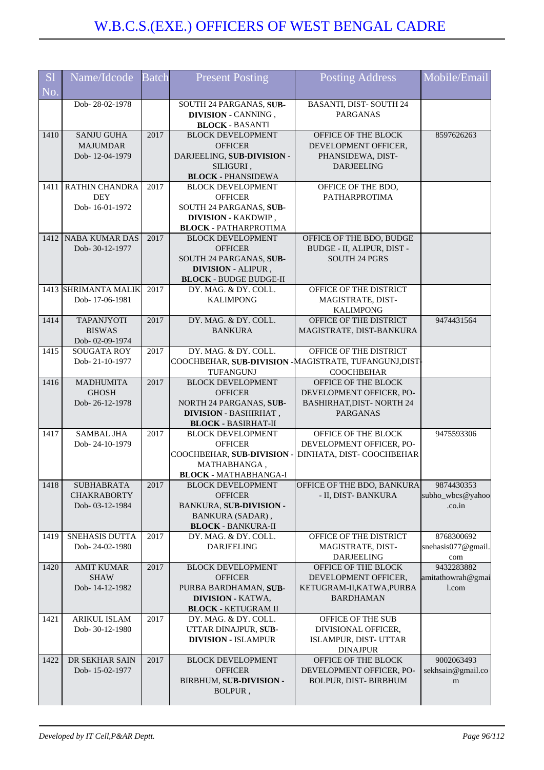| Sl No. | Name/Idcode | Batch | Present Posting | Posting Address | Mobile/Email |
|---|---|---|---|---|---|
| | Dob- 28-02-1978 | | SOUTH 24 PARGANAS, **SUB-DIVISION** - CANNING , **BLOCK** - BASANTI | BASANTI, DIST- SOUTH 24 PARGANAS | |
| 1410 | SANJU GUHA MAJUMDAR Dob- 12-04-1979 | 2017 | BLOCK DEVELOPMENT OFFICER DARJEELING, **SUB-DIVISION** - SILIGURI , **BLOCK** - PHANSIDEWA | OFFICE OF THE BLOCK DEVELOPMENT OFFICER, PHANSIDEWA, DIST- DARJEELING | 8597626263 |
| 1411 | RATHIN CHANDRA DEY Dob- 16-01-1972 | 2017 | BLOCK DEVELOPMENT OFFICER SOUTH 24 PARGANAS, **SUB-DIVISION** - KAKDWIP , **BLOCK** - PATHARPROTIMA | OFFICE OF THE BDO, PATHARPROTIMA | |
| 1412 | NABA KUMAR DAS Dob- 30-12-1977 | 2017 | BLOCK DEVELOPMENT OFFICER SOUTH 24 PARGANAS, **SUB-DIVISION** - ALIPUR , **BLOCK** - BUDGE BUDGE-II | OFFICE OF THE BDO, BUDGE BUDGE - II, ALIPUR, DIST - SOUTH 24 PGRS | |
| 1413 | SHRIMANTA MALIK Dob- 17-06-1981 | 2017 | DY. MAG. & DY. COLL. KALIMPONG | OFFICE OF THE DISTRICT MAGISTRATE, DIST- KALIMPONG | |
| 1414 | TAPANJYOTI BISWAS Dob- 02-09-1974 | 2017 | DY. MAG. & DY. COLL. BANKURA | OFFICE OF THE DISTRICT MAGISTRATE, DIST-BANKURA | 9474431564 |
| 1415 | SOUGATA ROY Dob- 21-10-1977 | 2017 | DY. MAG. & DY. COLL. COOCHBEHAR, **SUB-DIVISION** - TUFANGUNJ | OFFICE OF THE DISTRICT MAGISTRATE, TUFANGUNJ,DIST-COOCHBEHAR | |
| 1416 | MADHUMITA GHOSH Dob- 26-12-1978 | 2017 | BLOCK DEVELOPMENT OFFICER NORTH 24 PARGANAS, **SUB-DIVISION** - BASHIRHAT , **BLOCK** - BASIRHAT-II | OFFICE OF THE BLOCK DEVELOPMENT OFFICER, PO-BASHIRHAT,DIST- NORTH 24 PARGANAS | |
| 1417 | SAMBAL JHA Dob- 24-10-1979 | 2017 | BLOCK DEVELOPMENT OFFICER COOCHBEHAR, **SUB-DIVISION** - MATHABHANGA , **BLOCK** - MATHABHANGA-I | OFFICE OF THE BLOCK DEVELOPMENT OFFICER, PO-DINHATA, DIST- COOCHBEHAR | 9475593306 |
| 1418 | SUBHABRATA CHAKRABORTY Dob- 03-12-1984 | 2017 | BLOCK DEVELOPMENT OFFICER BANKURA, **SUB-DIVISION** - BANKURA (SADAR) , **BLOCK** - BANKURA-II | OFFICE OF THE BDO, BANKURA - II, DIST- BANKURA | 9874430353 subho_wbcs@yahoo.co.in |
| 1419 | SNEHASIS DUTTA Dob- 24-02-1980 | 2017 | DY. MAG. & DY. COLL. DARJEELING | OFFICE OF THE DISTRICT MAGISTRATE, DIST- DARJEELING | 8768300692 snehasis077@gmail.com |
| 1420 | AMIT KUMAR SHAW Dob- 14-12-1982 | 2017 | BLOCK DEVELOPMENT OFFICER PURBA BARDHAMAN, **SUB-DIVISION** - KATWA, **BLOCK** - KETUGRAM II | OFFICE OF THE BLOCK DEVELOPMENT OFFICER, KETUGRAM-II,KATWA,PURBA BARDHAMAN | 9432283882 amitathowrah@gmail.com |
| 1421 | ARIKUL ISLAM Dob- 30-12-1980 | 2017 | DY. MAG. & DY. COLL. UTTAR DINAJPUR, **SUB-DIVISION** - ISLAMPUR | OFFICE OF THE SUB DIVISIONAL OFFICER, ISLAMPUR, DIST- UTTAR DINAJPUR | |
| 1422 | DR SEKHAR SAIN Dob- 15-02-1977 | 2017 | BLOCK DEVELOPMENT OFFICER BIRBHUM, **SUB-DIVISION** - BOLPUR , | OFFICE OF THE BLOCK DEVELOPMENT OFFICER, PO-BOLPUR, DIST- BIRBHUM | 9002063493 sekhsain@gmail.com |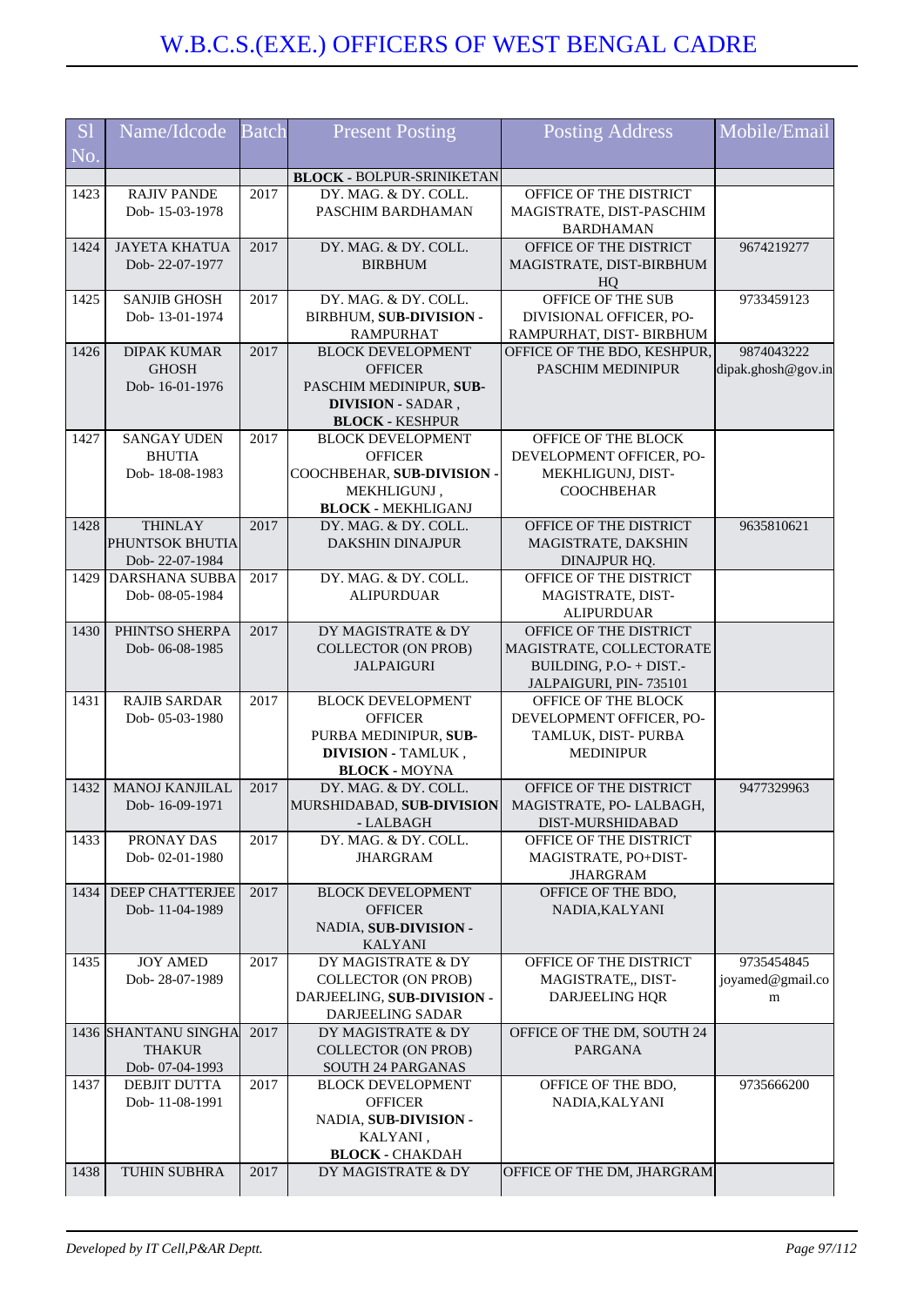# W.B.C.S.(EXE.) OFFICERS OF WEST BENGAL CADRE

| Sl No. | Name/Idcode | Batch | Present Posting | Posting Address | Mobile/Email |
|---|---|---|---|---|---|
| | | | **BLOCK** - BOLPUR-SRINIKETAN | | |
| 1423 | RAJIV PANDE Dob- 15-03-1978 | 2017 | DY. MAG. & DY. COLL. PASCHIM BARDHAMAN | OFFICE OF THE DISTRICT MAGISTRATE, DIST-PASCHIM BARDHAMAN | |
| 1424 | JAYETA KHATUA Dob- 22-07-1977 | 2017 | DY. MAG. & DY. COLL. BIRBHUM | OFFICE OF THE DISTRICT MAGISTRATE, DIST-BIRBHUM HQ | 9674219277 |
| 1425 | SANJIB GHOSH Dob- 13-01-1974 | 2017 | DY. MAG. & DY. COLL. BIRBHUM, **SUB-DIVISION** - RAMPURHAT | OFFICE OF THE SUB DIVISIONAL OFFICER, PO-RAMPURHAT, DIST- BIRBHUM | 9733459123 |
| 1426 | DIPAK KUMAR GHOSH Dob- 16-01-1976 | 2017 | BLOCK DEVELOPMENT OFFICER PASCHIM MEDINIPUR, **SUB-DIVISION** - SADAR , **BLOCK** - KESHPUR | OFFICE OF THE BDO, KESHPUR, PASCHIM MEDINIPUR | 9874043222 dipak.ghosh@gov.in |
| 1427 | SANGAY UDEN BHUTIA Dob- 18-08-1983 | 2017 | BLOCK DEVELOPMENT OFFICER COOCHBEHAR, **SUB-DIVISION** - MEKHLIGUNJ , **BLOCK** - MEKHLIGANJ | OFFICE OF THE BLOCK DEVELOPMENT OFFICER, PO-MEKHLIGUNJ, DIST-COOCHBEHAR | |
| 1428 | THINLAY PHUNTSOK BHUTIA Dob- 22-07-1984 | 2017 | DY. MAG. & DY. COLL. DAKSHIN DINAJPUR | OFFICE OF THE DISTRICT MAGISTRATE, DAKSHIN DINAJPUR HQ. | 9635810621 |
| 1429 | DARSHANA SUBBA Dob- 08-05-1984 | 2017 | DY. MAG. & DY. COLL. ALIPURDUAR | OFFICE OF THE DISTRICT MAGISTRATE, DIST-ALIPURDUAR | |
| 1430 | PHINTSO SHERPA Dob- 06-08-1985 | 2017 | DY MAGISTRATE & DY COLLECTOR (ON PROB) JALPAIGURI | OFFICE OF THE DISTRICT MAGISTRATE, COLLECTORATE BUILDING, P.O- + DIST.-JALPAIGURI, PIN- 735101 | |
| 1431 | RAJIB SARDAR Dob- 05-03-1980 | 2017 | BLOCK DEVELOPMENT OFFICER PURBA MEDINIPUR, **SUB-DIVISION** - TAMLUK , **BLOCK** - MOYNA | OFFICE OF THE BLOCK DEVELOPMENT OFFICER, PO-TAMLUK, DIST- PURBA MEDINIPUR | |
| 1432 | MANOJ KANJILAL Dob- 16-09-1971 | 2017 | DY. MAG. & DY. COLL. MURSHIDABAD, **SUB-DIVISION** - LALBAGH | OFFICE OF THE DISTRICT MAGISTRATE, PO- LALBAGH, DIST-MURSHIDABAD | 9477329963 |
| 1433 | PRONAY DAS Dob- 02-01-1980 | 2017 | DY. MAG. & DY. COLL. JHARGRAM | OFFICE OF THE DISTRICT MAGISTRATE, PO+DIST-JHARGRAM | |
| 1434 | DEEP CHATTERJEE Dob- 11-04-1989 | 2017 | BLOCK DEVELOPMENT OFFICER NADIA, **SUB-DIVISION** - KALYANI | OFFICE OF THE BDO, NADIA,KALYANI | |
| 1435 | JOY AMED Dob- 28-07-1989 | 2017 | DY MAGISTRATE & DY COLLECTOR (ON PROB) DARJEELING, **SUB-DIVISION** - DARJEELING SADAR | OFFICE OF THE DISTRICT MAGISTRATE,, DIST-DARJEELING HQR | 9735454845 joyamed@gmail.com |
| 1436 | SHANTANU SINGHA THAKUR Dob- 07-04-1993 | 2017 | DY MAGISTRATE & DY COLLECTOR (ON PROB) SOUTH 24 PARGANAS | OFFICE OF THE DM, SOUTH 24 PARGANA | |
| 1437 | DEBJIT DUTTA Dob- 11-08-1991 | 2017 | BLOCK DEVELOPMENT OFFICER NADIA, **SUB-DIVISION** - KALYANI , **BLOCK** - CHAKDAH | OFFICE OF THE BDO, NADIA,KALYANI | 9735666200 |
| 1438 | TUHIN SUBHRA | 2017 | DY MAGISTRATE & DY | OFFICE OF THE DM, JHARGRAM | |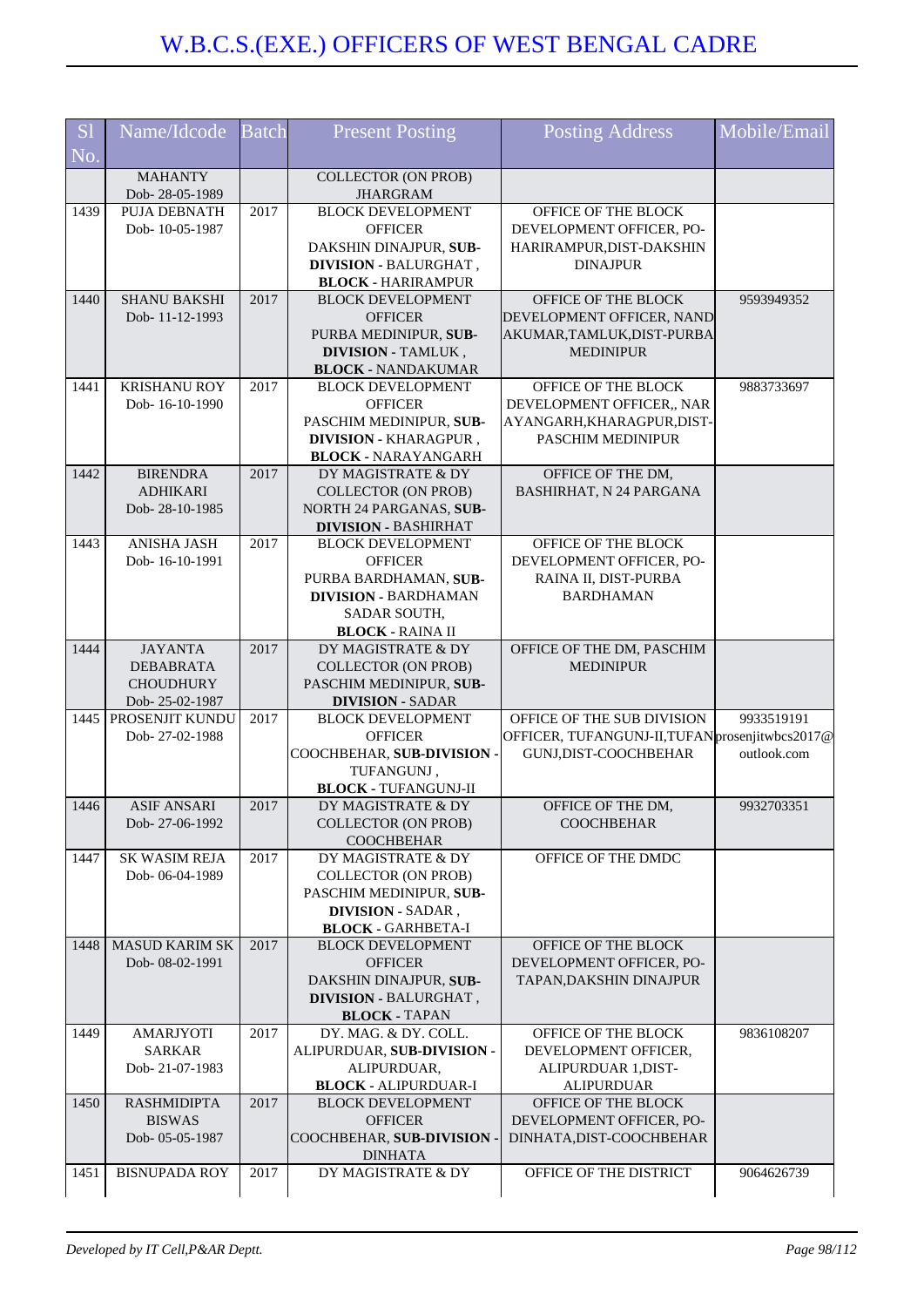# W.B.C.S.(EXE.) OFFICERS OF WEST BENGAL CADRE

| Sl No. | Name/Idcode | Batch | Present Posting | Posting Address | Mobile/Email |
|---|---|---|---|---|---|
| | MAHANTY<br>Dob- 28-05-1989 | | COLLECTOR (ON PROB)<br>JHARGRAM | | |
| 1439 | PUJA DEBNATH<br>Dob- 10-05-1987 | 2017 | BLOCK DEVELOPMENT OFFICER<br>DAKSHIN DINAJPUR, **SUB-DIVISION** - BALURGHAT , **BLOCK** - HARIRAMPUR | OFFICE OF THE BLOCK DEVELOPMENT OFFICER, PO-HARIRAMPUR,DIST-DAKSHIN DINAJPUR | |
| 1440 | SHANU BAKSHI<br>Dob- 11-12-1993 | 2017 | BLOCK DEVELOPMENT OFFICER<br>PURBA MEDINIPUR, **SUB-DIVISION** - TAMLUK , **BLOCK** - NANDAKUMAR | OFFICE OF THE BLOCK DEVELOPMENT OFFICER, NANDAKUMAR,TAMLUK,DIST-PURBA MEDINIPUR | 9593949352 |
| 1441 | KRISHANU ROY<br>Dob- 16-10-1990 | 2017 | BLOCK DEVELOPMENT OFFICER<br>PASCHIM MEDINIPUR, **SUB-DIVISION** - KHARAGPUR , **BLOCK** - NARAYANGARH | OFFICE OF THE BLOCK DEVELOPMENT OFFICER,, NARAYANGARH,KHARAGPUR,DIST-PASCHIM MEDINIPUR | 9883733697 |
| 1442 | BIRENDRA ADHIKARI<br>Dob- 28-10-1985 | 2017 | DY MAGISTRATE & DY COLLECTOR (ON PROB)<br>NORTH 24 PARGANAS, **SUB-DIVISION** - BASHIRHAT | OFFICE OF THE DM, BASHIRHAT, N 24 PARGANA | |
| 1443 | ANISHA JASH<br>Dob- 16-10-1991 | 2017 | BLOCK DEVELOPMENT OFFICER<br>PURBA BARDHAMAN, **SUB-DIVISION** - BARDHAMAN SADAR SOUTH, **BLOCK** - RAINA II | OFFICE OF THE BLOCK DEVELOPMENT OFFICER, PO-RAINA II, DIST-PURBA BARDHAMAN | |
| 1444 | JAYANTA DEBABRATA CHOUDHURY<br>Dob- 25-02-1987 | 2017 | DY MAGISTRATE & DY COLLECTOR (ON PROB)<br>PASCHIM MEDINIPUR, **SUB-DIVISION** - SADAR | OFFICE OF THE DM, PASCHIM MEDINIPUR | |
| 1445 | PROSENJIT KUNDU<br>Dob- 27-02-1988 | 2017 | BLOCK DEVELOPMENT OFFICER<br>COOCHBEHAR, **SUB-DIVISION** - TUFANGUNJ , **BLOCK** - TUFANGUNJ-II | OFFICE OF THE SUB DIVISION OFFICER, TUFANGUNJ-II,TUFANGUNJ,DIST-COOCHBEHAR | 9933519191<br>prosenjitwbcs2017@outlook.com |
| 1446 | ASIF ANSARI<br>Dob- 27-06-1992 | 2017 | DY MAGISTRATE & DY COLLECTOR (ON PROB)<br>COOCHBEHAR | OFFICE OF THE DM, COOCHBEHAR | 9932703351 |
| 1447 | SK WASIM REJA<br>Dob- 06-04-1989 | 2017 | DY MAGISTRATE & DY COLLECTOR (ON PROB)<br>PASCHIM MEDINIPUR, **SUB-DIVISION** - SADAR , **BLOCK** - GARHBETA-I | OFFICE OF THE DMDC | |
| 1448 | MASUD KARIM SK<br>Dob- 08-02-1991 | 2017 | BLOCK DEVELOPMENT OFFICER<br>DAKSHIN DINAJPUR, **SUB-DIVISION** - BALURGHAT , **BLOCK** - TAPAN | OFFICE OF THE BLOCK DEVELOPMENT OFFICER, PO-TAPAN,DAKSHIN DINAJPUR | |
| 1449 | AMARJYOTI SARKAR<br>Dob- 21-07-1983 | 2017 | DY. MAG. & DY. COLL.<br>ALIPURDUAR, **SUB-DIVISION** - ALIPURDUAR, **BLOCK** - ALIPURDUAR-I | OFFICE OF THE BLOCK DEVELOPMENT OFFICER, ALIPURDUAR 1,DIST-ALIPURDUAR | 9836108207 |
| 1450 | RASHMIDIPTA BISWAS<br>Dob- 05-05-1987 | 2017 | BLOCK DEVELOPMENT OFFICER<br>COOCHBEHAR, **SUB-DIVISION** - DINHATA | OFFICE OF THE BLOCK DEVELOPMENT OFFICER, PO-DINHATA,DIST-COOCHBEHAR | |
| 1451 | BISNUPADA ROY | 2017 | DY MAGISTRATE & DY | OFFICE OF THE DISTRICT | 9064626739 |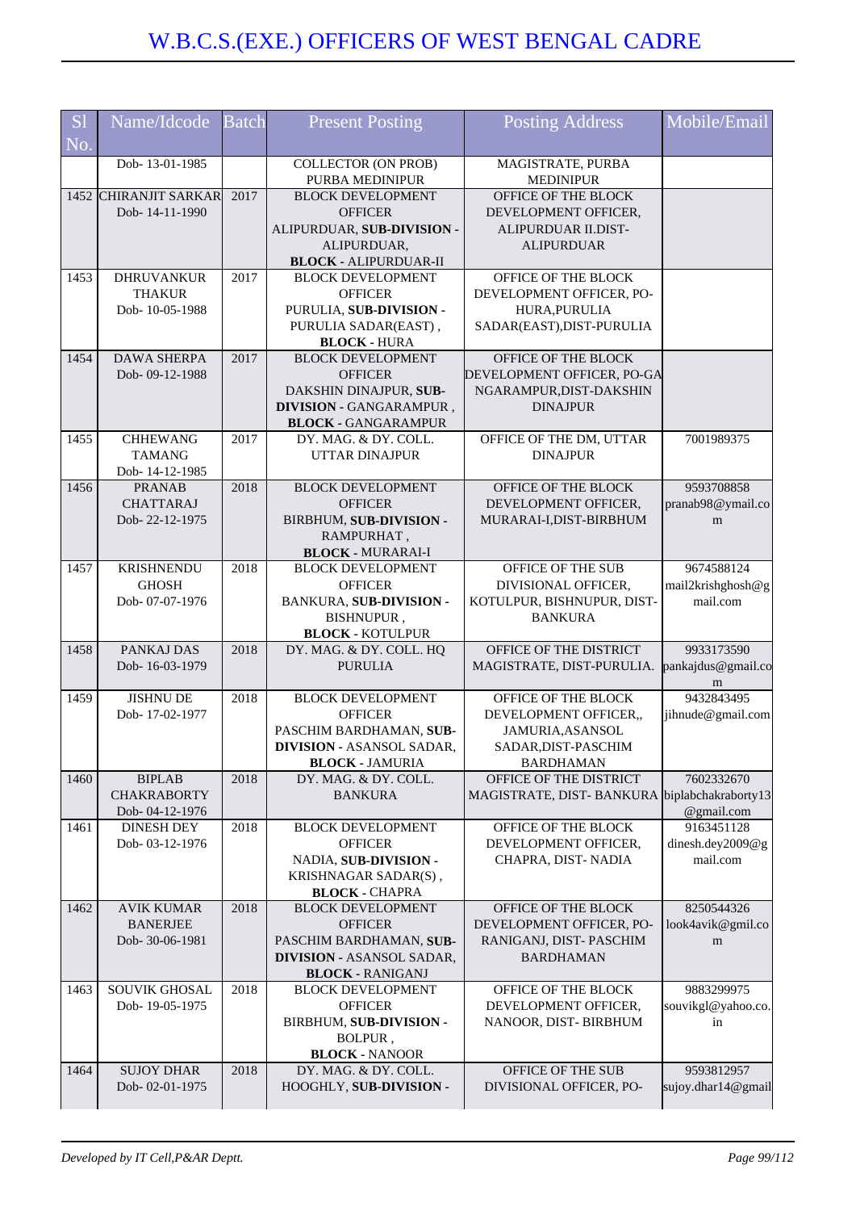# W.B.C.S.(EXE.) OFFICERS OF WEST BENGAL CADRE

| Sl No. | Name/Idcode | Batch | Present Posting | Posting Address | Mobile/Email |
|---|---|---|---|---|---|
| | Dob- 13-01-1985 | | COLLECTOR (ON PROB) PURBA MEDINIPUR | MAGISTRATE, PURBA MEDINIPUR | |
| 1452 | CHIRANJIT SARKAR Dob- 14-11-1990 | 2017 | BLOCK DEVELOPMENT OFFICER ALIPURDUAR, **SUB-DIVISION -** ALIPURDUAR, **BLOCK -** ALIPURDUAR-II | OFFICE OF THE BLOCK DEVELOPMENT OFFICER, ALIPURDUAR II.DIST-ALIPURDUAR | |
| 1453 | DHRUVANKUR THAKUR Dob- 10-05-1988 | 2017 | BLOCK DEVELOPMENT OFFICER PURULIA, **SUB-DIVISION -** PURULIA SADAR(EAST) , **BLOCK -** HURA | OFFICE OF THE BLOCK DEVELOPMENT OFFICER, PO-HURA,PURULIA SADAR(EAST),DIST-PURULIA | |
| 1454 | DAWA SHERPA Dob- 09-12-1988 | 2017 | BLOCK DEVELOPMENT OFFICER DAKSHIN DINAJPUR, **SUB-DIVISION -** GANGARAMPUR , **BLOCK -** GANGARAMPUR | OFFICE OF THE BLOCK DEVELOPMENT OFFICER, PO-GANGARAMPUR,DIST-DAKSHIN DINAJPUR | |
| 1455 | CHHEWANG TAMANG Dob- 14-12-1985 | 2017 | DY. MAG. & DY. COLL. UTTAR DINAJPUR | OFFICE OF THE DM, UTTAR DINAJPUR | 7001989375 |
| 1456 | PRANAB CHATTARAJ Dob- 22-12-1975 | 2018 | BLOCK DEVELOPMENT OFFICER BIRBHUM, **SUB-DIVISION -** RAMPURHAT , **BLOCK -** MURARAI-I | OFFICE OF THE BLOCK DEVELOPMENT OFFICER, MURARAI-I,DIST-BIRBHUM | 9593708858 pranab98@ymail.com |
| 1457 | KRISHNENDU GHOSH Dob- 07-07-1976 | 2018 | BLOCK DEVELOPMENT OFFICER BANKURA, **SUB-DIVISION -** BISHNUPUR , **BLOCK -** KOTULPUR | OFFICE OF THE SUB DIVISIONAL OFFICER, KOTULPUR, BISHNUPUR, DIST-BANKURA | 9674588124 mail2krishghosh@gmail.com |
| 1458 | PANKAJ DAS Dob- 16-03-1979 | 2018 | DY. MAG. & DY. COLL. HQ PURULIA | OFFICE OF THE DISTRICT MAGISTRATE, DIST-PURULIA. | 9933173590 pankajdus@gmail.com |
| 1459 | JISHNU DE Dob- 17-02-1977 | 2018 | BLOCK DEVELOPMENT OFFICER PASCHIM BARDHAMAN, **SUB-DIVISION -** ASANSOL SADAR, **BLOCK -** JAMURIA | OFFICE OF THE BLOCK DEVELOPMENT OFFICER,, JAMURIA,ASANSOL SADAR,DIST-PASCHIM BARDHAMAN | 9432843495 jihnude@gmail.com |
| 1460 | BIPLAB CHAKRABORTY Dob- 04-12-1976 | 2018 | DY. MAG. & DY. COLL. BANKURA | OFFICE OF THE DISTRICT MAGISTRATE, DIST- BANKURA | 7602332670 biplabchakraborty13@gmail.com |
| 1461 | DINESH DEY Dob- 03-12-1976 | 2018 | BLOCK DEVELOPMENT OFFICER NADIA, **SUB-DIVISION -** KRISHNAGAR SADAR(S) , **BLOCK -** CHAPRA | OFFICE OF THE BLOCK DEVELOPMENT OFFICER, CHAPRA, DIST- NADIA | 9163451128 dinesh.dey2009@gmail.com |
| 1462 | AVIK KUMAR BANERJEE Dob- 30-06-1981 | 2018 | BLOCK DEVELOPMENT OFFICER PASCHIM BARDHAMAN, **SUB-DIVISION -** ASANSOL SADAR, **BLOCK -** RANIGANJ | OFFICE OF THE BLOCK DEVELOPMENT OFFICER, PO-RANIGANJ, DIST- PASCHIM BARDHAMAN | 8250544326 look4avik@gmil.com |
| 1463 | SOUVIK GHOSAL Dob- 19-05-1975 | 2018 | BLOCK DEVELOPMENT OFFICER BIRBHUM, **SUB-DIVISION -** BOLPUR , **BLOCK -** NANOOR | OFFICE OF THE BLOCK DEVELOPMENT OFFICER, NANOOR, DIST- BIRBHUM | 9883299975 souvikgl@yahoo.co.in |
| 1464 | SUJOY DHAR Dob- 02-01-1975 | 2018 | DY. MAG. & DY. COLL. HOOGHLY, **SUB-DIVISION -** | OFFICE OF THE SUB DIVISIONAL OFFICER, PO- | 9593812957 sujoy.dhar14@gmail |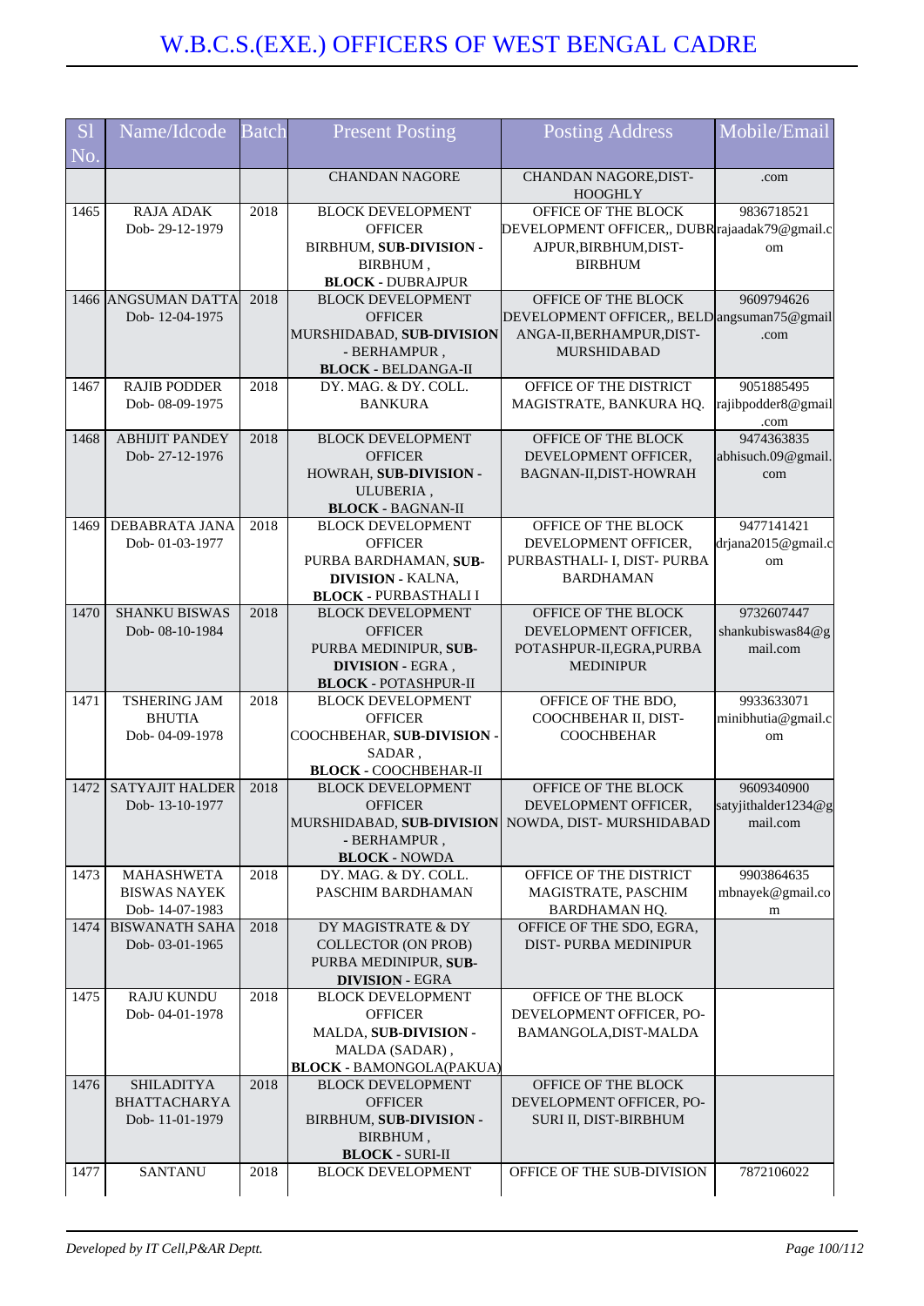# W.B.C.S.(EXE.) OFFICERS OF WEST BENGAL CADRE

| Sl No. | Name/Idcode | Batch | Present Posting | Posting Address | Mobile/Email |
|---|---|---|---|---|---|
| | | | CHANDAN NAGORE | CHANDAN NAGORE,DIST-HOOGHLY | .com |
| 1465 | RAJA ADAK Dob- 29-12-1979 | 2018 | BLOCK DEVELOPMENT OFFICER BIRBHUM, **SUB-DIVISION -** BIRBHUM , **BLOCK -** DUBRAJPUR | OFFICE OF THE BLOCK DEVELOPMENT OFFICER,, DUBRAJPUR,BIRBHUM,DIST-BIRBHUM | 9836718521 rajaadak79@gmail.com |
| 1466 | ANGSUMAN DATTA Dob- 12-04-1975 | 2018 | BLOCK DEVELOPMENT OFFICER MURSHIDABAD, **SUB-DIVISION -** BERHAMPUR , **BLOCK -** BELDANGA-II | OFFICE OF THE BLOCK DEVELOPMENT OFFICER,, BELDANGA-II,BERHAMPUR,DIST-MURSHIDABAD | 9609794626 angsuman75@gmail.com |
| 1467 | RAJIB PODDER Dob- 08-09-1975 | 2018 | DY. MAG. & DY. COLL. BANKURA | OFFICE OF THE DISTRICT MAGISTRATE, BANKURA HQ. | 9051885495 rajibpodder8@gmail.com |
| 1468 | ABHIJIT PANDEY Dob- 27-12-1976 | 2018 | BLOCK DEVELOPMENT OFFICER HOWRAH, **SUB-DIVISION -** ULUBERIA , **BLOCK -** BAGNAN-II | OFFICE OF THE BLOCK DEVELOPMENT OFFICER, BAGNAN-II,DIST-HOWRAH | 9474363835 abhisuch.09@gmail.com |
| 1469 | DEBABRATA JANA Dob- 01-03-1977 | 2018 | BLOCK DEVELOPMENT OFFICER PURBA BARDHAMAN, **SUB-DIVISION -** KALNA, **BLOCK -** PURBASTHALI I | OFFICE OF THE BLOCK DEVELOPMENT OFFICER, PURBASTHALI- I, DIST- PURBA BARDHAMAN | 9477141421 drjana2015@gmail.com |
| 1470 | SHANKU BISWAS Dob- 08-10-1984 | 2018 | BLOCK DEVELOPMENT OFFICER PURBA MEDINIPUR, **SUB-DIVISION -** EGRA , **BLOCK -** POTASHPUR-II | OFFICE OF THE BLOCK DEVELOPMENT OFFICER, POTASHPUR-II,EGRA,PURBA MEDINIPUR | 9732607447 shankubiswas84@gmail.com |
| 1471 | TSHERING JAM BHUTIA Dob- 04-09-1978 | 2018 | BLOCK DEVELOPMENT OFFICER COOCHBEHAR, **SUB-DIVISION -** SADAR , **BLOCK -** COOCHBEHAR-II | OFFICE OF THE BDO, COOCHBEHAR II, DIST-COOCHBEHAR | 9933633071 minibhutia@gmail.com |
| 1472 | SATYAJIT HALDER Dob- 13-10-1977 | 2018 | BLOCK DEVELOPMENT OFFICER MURSHIDABAD, **SUB-DIVISION -** BERHAMPUR , **BLOCK -** NOWDA | OFFICE OF THE BLOCK DEVELOPMENT OFFICER, NOWDA, DIST- MURSHIDABAD | 9609340900 satyjithalder1234@gmail.com |
| 1473 | MAHASHWETA BISWAS NAYEK Dob- 14-07-1983 | 2018 | DY. MAG. & DY. COLL. PASCHIM BARDHAMAN | OFFICE OF THE DISTRICT MAGISTRATE, PASCHIM BARDHAMAN HQ. | 9903864635 mbnayek@gmail.com |
| 1474 | BISWANATH SAHA Dob- 03-01-1965 | 2018 | DY MAGISTRATE & DY COLLECTOR (ON PROB) PURBA MEDINIPUR, **SUB-DIVISION -** EGRA | OFFICE OF THE SDO, EGRA, DIST- PURBA MEDINIPUR | |
| 1475 | RAJU KUNDU Dob- 04-01-1978 | 2018 | BLOCK DEVELOPMENT OFFICER MALDA, **SUB-DIVISION -** MALDA (SADAR) , **BLOCK -** BAMONGOLA(PAKUA) | OFFICE OF THE BLOCK DEVELOPMENT OFFICER, PO-BAMANGOLA,DIST-MALDA | |
| 1476 | SHILADITYA BHATTACHARYA Dob- 11-01-1979 | 2018 | BLOCK DEVELOPMENT OFFICER BIRBHUM, **SUB-DIVISION -** BIRBHUM , **BLOCK -** SURI-II | OFFICE OF THE BLOCK DEVELOPMENT OFFICER, PO-SURI II, DIST-BIRBHUM | |
| 1477 | SANTANU | 2018 | BLOCK DEVELOPMENT | OFFICE OF THE SUB-DIVISION | 7872106022 |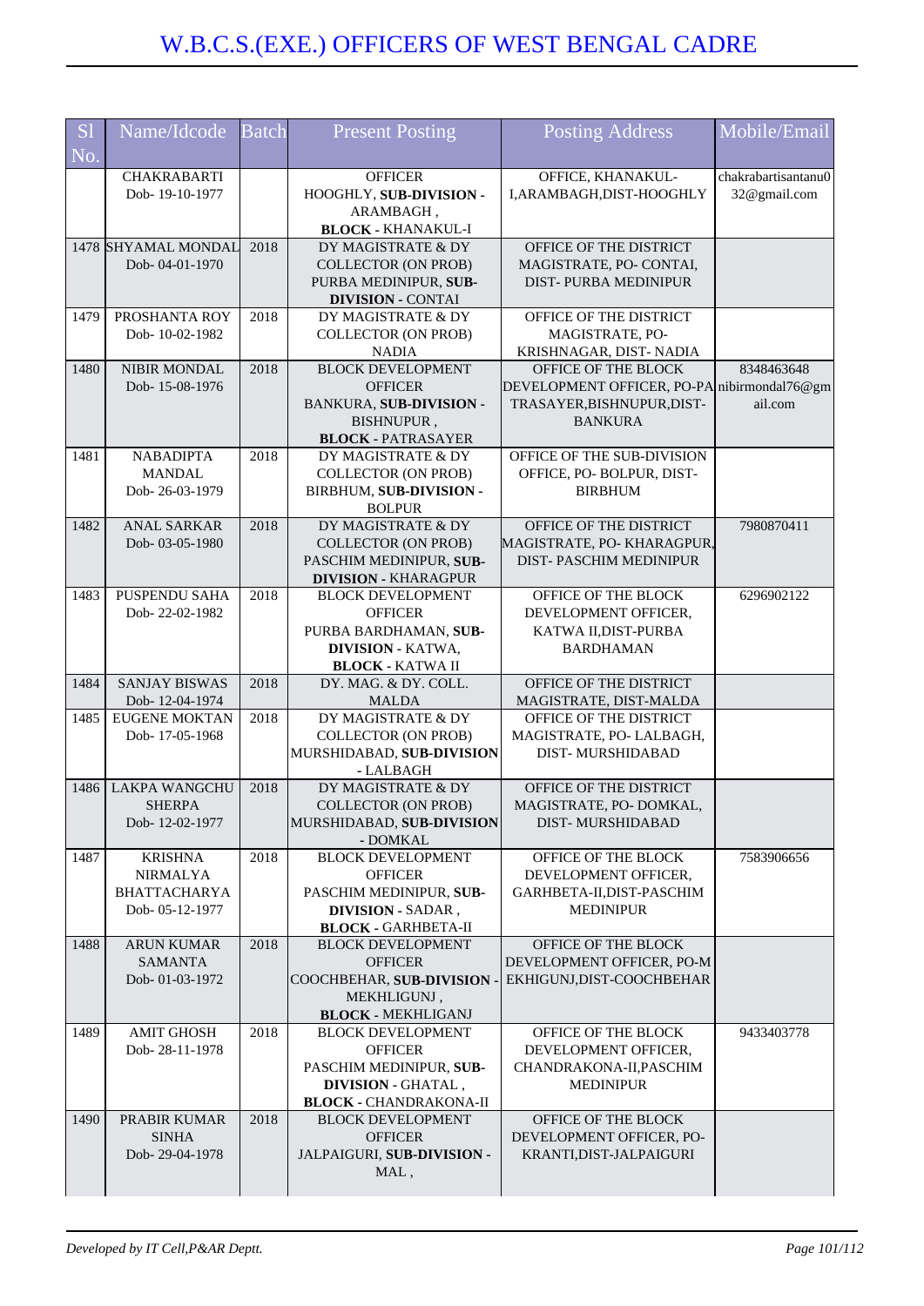# W.B.C.S.(EXE.) OFFICERS OF WEST BENGAL CADRE

| Sl No. | Name/Idcode | Batch | Present Posting | Posting Address | Mobile/Email |
|---|---|---|---|---|---|
| | CHAKRABARTI Dob- 19-10-1977 | | OFFICER HOOGHLY, **SUB-DIVISION** - ARAMBAGH , **BLOCK** - KHANAKUL-I | OFFICE, KHANAKUL-I,ARAMBAGH,DIST-HOOGHLY | chakrabartisantanu032@gmail.com |
| 1478 | SHYAMAL MONDAL Dob- 04-01-1970 | 2018 | DY MAGISTRATE & DY COLLECTOR (ON PROB) PURBA MEDINIPUR, **SUB-DIVISION** - CONTAI | OFFICE OF THE DISTRICT MAGISTRATE, PO- CONTAI, DIST- PURBA MEDINIPUR | |
| 1479 | PROSHANTA ROY Dob- 10-02-1982 | 2018 | DY MAGISTRATE & DY COLLECTOR (ON PROB) NADIA | OFFICE OF THE DISTRICT MAGISTRATE, PO- KRISHNAGAR, DIST- NADIA | |
| 1480 | NIBIR MONDAL Dob- 15-08-1976 | 2018 | BLOCK DEVELOPMENT OFFICER BANKURA, **SUB-DIVISION** - BISHNUPUR , **BLOCK** - PATRASAYER | OFFICE OF THE BLOCK DEVELOPMENT OFFICER, PO-PATRASAYER,BISHNUPUR,DIST-BANKURA | 8348463648 nibirmondal76@gmail.com |
| 1481 | NABADIPTA MANDAL Dob- 26-03-1979 | 2018 | DY MAGISTRATE & DY COLLECTOR (ON PROB) BIRBHUM, **SUB-DIVISION** - BOLPUR | OFFICE OF THE SUB-DIVISION OFFICE, PO- BOLPUR, DIST-BIRBHUM | |
| 1482 | ANAL SARKAR Dob- 03-05-1980 | 2018 | DY MAGISTRATE & DY COLLECTOR (ON PROB) PASCHIM MEDINIPUR, **SUB-DIVISION** - KHARAGPUR | OFFICE OF THE DISTRICT MAGISTRATE, PO- KHARAGPUR, DIST- PASCHIM MEDINIPUR | 7980870411 |
| 1483 | PUSPENDU SAHA Dob- 22-02-1982 | 2018 | BLOCK DEVELOPMENT OFFICER PURBA BARDHAMAN, **SUB-DIVISION** - KATWA, **BLOCK** - KATWA II | OFFICE OF THE BLOCK DEVELOPMENT OFFICER, KATWA II,DIST-PURBA BARDHAMAN | 6296902122 |
| 1484 | SANJAY BISWAS Dob- 12-04-1974 | 2018 | DY. MAG. & DY. COLL. MALDA | OFFICE OF THE DISTRICT MAGISTRATE, DIST-MALDA | |
| 1485 | EUGENE MOKTAN Dob- 17-05-1968 | 2018 | DY MAGISTRATE & DY COLLECTOR (ON PROB) MURSHIDABAD, **SUB-DIVISION** - LALBAGH | OFFICE OF THE DISTRICT MAGISTRATE, PO- LALBAGH, DIST- MURSHIDABAD | |
| 1486 | LAKPA WANGCHU SHERPA Dob- 12-02-1977 | 2018 | DY MAGISTRATE & DY COLLECTOR (ON PROB) MURSHIDABAD, **SUB-DIVISION** - DOMKAL | OFFICE OF THE DISTRICT MAGISTRATE, PO- DOMKAL, DIST- MURSHIDABAD | |
| 1487 | KRISHNA NIRMALYA BHATTACHARYA Dob- 05-12-1977 | 2018 | BLOCK DEVELOPMENT OFFICER PASCHIM MEDINIPUR, **SUB-DIVISION** - SADAR , **BLOCK** - GARHBETA-II | OFFICE OF THE BLOCK DEVELOPMENT OFFICER, GARHBETA-II,DIST-PASCHIM MEDINIPUR | 7583906656 |
| 1488 | ARUN KUMAR SAMANTA Dob- 01-03-1972 | 2018 | BLOCK DEVELOPMENT OFFICER COOCHBEHAR, **SUB-DIVISION** - MEKHLIGUNJ , **BLOCK** - MEKHLIGANJ | OFFICE OF THE BLOCK DEVELOPMENT OFFICER, PO-MEKHIGUNJ,DIST-COOCHBEHAR | |
| 1489 | AMIT GHOSH Dob- 28-11-1978 | 2018 | BLOCK DEVELOPMENT OFFICER PASCHIM MEDINIPUR, **SUB-DIVISION** - GHATAL , **BLOCK** - CHANDRAKONA-II | OFFICE OF THE BLOCK DEVELOPMENT OFFICER, CHANDRAKONA-II,PASCHIM MEDINIPUR | 9433403778 |
| 1490 | PRABIR KUMAR SINHA Dob- 29-04-1978 | 2018 | BLOCK DEVELOPMENT OFFICER JALPAIGURI, **SUB-DIVISION** - MAL , | OFFICE OF THE BLOCK DEVELOPMENT OFFICER, PO-KRANTI,DIST-JALPAIGURI | |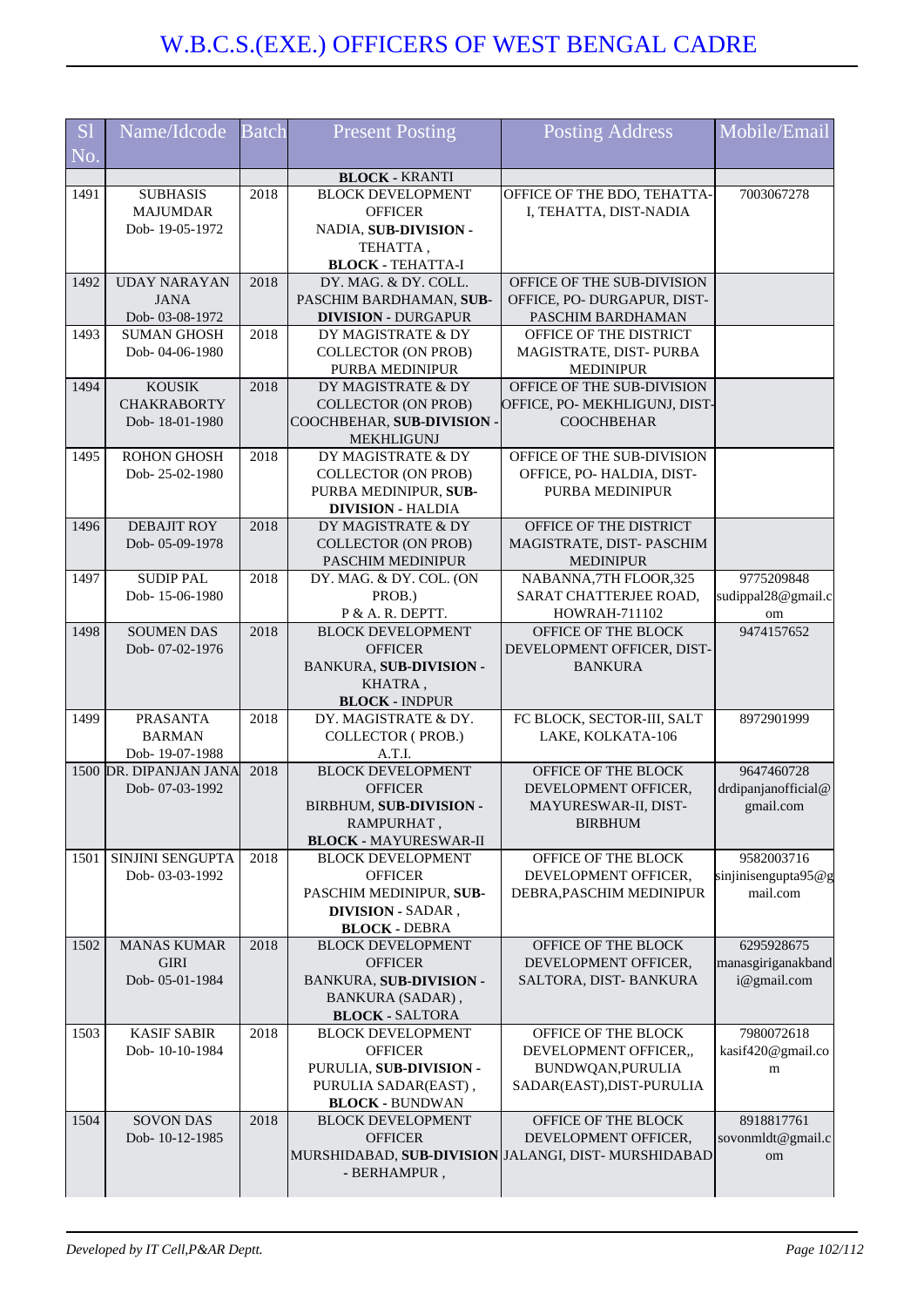# W.B.C.S.(EXE.) OFFICERS OF WEST BENGAL CADRE

| Sl No. | Name/Idcode | Batch | Present Posting | Posting Address | Mobile/Email |
|---|---|---|---|---|---|
| | | | **BLOCK** - KRANTI | | |
| 1491 | SUBHASIS MAJUMDAR Dob- 19-05-1972 | 2018 | BLOCK DEVELOPMENT OFFICER NADIA, **SUB-DIVISION** - TEHATTA , **BLOCK** - TEHATTA-I | OFFICE OF THE BDO, TEHATTA-I, TEHATTA, DIST-NADIA | 7003067278 |
| 1492 | UDAY NARAYAN JANA Dob- 03-08-1972 | 2018 | DY. MAG. & DY. COLL. PASCHIM BARDHAMAN, **SUB-DIVISION** - DURGAPUR | OFFICE OF THE SUB-DIVISION OFFICE, PO- DURGAPUR, DIST-PASCHIM BARDHAMAN | |
| 1493 | SUMAN GHOSH Dob- 04-06-1980 | 2018 | DY MAGISTRATE & DY COLLECTOR (ON PROB) PURBA MEDINIPUR | OFFICE OF THE DISTRICT MAGISTRATE, DIST- PURBA MEDINIPUR | |
| 1494 | KOUSIK CHAKRABORTY Dob- 18-01-1980 | 2018 | DY MAGISTRATE & DY COLLECTOR (ON PROB) COOCHBEHAR, **SUB-DIVISION** - MEKHLIGUNJ | OFFICE OF THE SUB-DIVISION OFFICE, PO- MEKHLIGUNJ, DIST-COOCHBEHAR | |
| 1495 | ROHON GHOSH Dob- 25-02-1980 | 2018 | DY MAGISTRATE & DY COLLECTOR (ON PROB) PURBA MEDINIPUR, **SUB-DIVISION** - HALDIA | OFFICE OF THE SUB-DIVISION OFFICE, PO- HALDIA, DIST-PURBA MEDINIPUR | |
| 1496 | DEBAJIT ROY Dob- 05-09-1978 | 2018 | DY MAGISTRATE & DY COLLECTOR (ON PROB) PASCHIM MEDINIPUR | OFFICE OF THE DISTRICT MAGISTRATE, DIST- PASCHIM MEDINIPUR | |
| 1497 | SUDIP PAL Dob- 15-06-1980 | 2018 | DY. MAG. & DY. COL. (ON PROB.) P & A. R. DEPTT. | NABANNA,7TH FLOOR,325 SARAT CHATTERJEE ROAD, HOWRAH-711102 | 9775209848 sudippal28@gmail.com |
| 1498 | SOUMEN DAS Dob- 07-02-1976 | 2018 | BLOCK DEVELOPMENT OFFICER BANKURA, **SUB-DIVISION** - KHATRA , **BLOCK** - INDPUR | OFFICE OF THE BLOCK DEVELOPMENT OFFICER, DIST-BANKURA | 9474157652 |
| 1499 | PRASANTA BARMAN Dob- 19-07-1988 | 2018 | DY. MAGISTRATE & DY. COLLECTOR ( PROB.) A.T.I. | FC BLOCK, SECTOR-III, SALT LAKE, KOLKATA-106 | 8972901999 |
| 1500 | DR. DIPANJAN JANA Dob- 07-03-1992 | 2018 | BLOCK DEVELOPMENT OFFICER BIRBHUM, **SUB-DIVISION** - RAMPURHAT , **BLOCK** - MAYURESWAR-II | OFFICE OF THE BLOCK DEVELOPMENT OFFICER, MAYURESWAR-II, DIST-BIRBHUM | 9647460728 drdipanjanofficial@gmail.com |
| 1501 | SINJINI SENGUPTA Dob- 03-03-1992 | 2018 | BLOCK DEVELOPMENT OFFICER PASCHIM MEDINIPUR, **SUB-DIVISION** - SADAR , **BLOCK** - DEBRA | OFFICE OF THE BLOCK DEVELOPMENT OFFICER, DEBRA,PASCHIM MEDINIPUR | 9582003716 sinjinisengupta95@gmail.com |
| 1502 | MANAS KUMAR GIRI Dob- 05-01-1984 | 2018 | BLOCK DEVELOPMENT OFFICER BANKURA, **SUB-DIVISION** - BANKURA (SADAR) , **BLOCK** - SALTORA | OFFICE OF THE BLOCK DEVELOPMENT OFFICER, SALTORA, DIST- BANKURA | 6295928675 manasgiriganakbandi@gmail.com |
| 1503 | KASIF SABIR Dob- 10-10-1984 | 2018 | BLOCK DEVELOPMENT OFFICER PURULIA, **SUB-DIVISION** - PURULIA SADAR(EAST) , **BLOCK** - BUNDWAN | OFFICE OF THE BLOCK DEVELOPMENT OFFICER,, BUNDWQAN,PURULIA SADAR(EAST),DIST-PURULIA | 7980072618 kasif420@gmail.com |
| 1504 | SOVON DAS Dob- 10-12-1985 | 2018 | BLOCK DEVELOPMENT OFFICER MURSHIDABAD, **SUB-DIVISION** - BERHAMPUR , | OFFICE OF THE BLOCK DEVELOPMENT OFFICER, JALANGI, DIST- MURSHIDABAD | 8918817761 sovonmldt@gmail.com |

*Developed by IT Cell,P&AR Deptt.*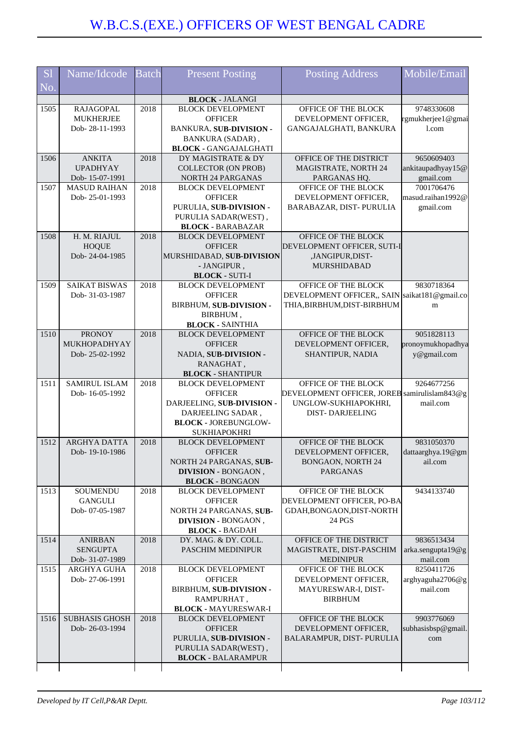# W.B.C.S.(EXE.) OFFICERS OF WEST BENGAL CADRE

| Sl No. | Name/Idcode | Batch | Present Posting | Posting Address | Mobile/Email |
|---|---|---|---|---|---|
| | | | **BLOCK** - JALANGI | | |
| 1505 | RAJAGOPAL MUKHERJEE Dob- 28-11-1993 | 2018 | BLOCK DEVELOPMENT OFFICER BANKURA, **SUB-DIVISION** - BANKURA (SADAR) , **BLOCK** - GANGAJALGHATI | OFFICE OF THE BLOCK DEVELOPMENT OFFICER, GANGAJALGHATI, BANKURA | 9748330608 rgmukherjee1@gmail.com |
| 1506 | ANKITA UPADHYAY Dob- 15-07-1991 | 2018 | DY MAGISTRATE & DY COLLECTOR (ON PROB) NORTH 24 PARGANAS | OFFICE OF THE DISTRICT MAGISTRATE, NORTH 24 PARGANAS HQ. | 9650609403 ankitaupadhyay15@gmail.com |
| 1507 | MASUD RAIHAN Dob- 25-01-1993 | 2018 | BLOCK DEVELOPMENT OFFICER PURULIA, **SUB-DIVISION** - PURULIA SADAR(WEST) , **BLOCK** - BARABAZAR | OFFICE OF THE BLOCK DEVELOPMENT OFFICER, BARABAZAR, DIST- PURULIA | 7001706476 masud.raihan1992@gmail.com |
| 1508 | H. M. RIAJUL HOQUE Dob- 24-04-1985 | 2018 | BLOCK DEVELOPMENT OFFICER MURSHIDABAD, **SUB-DIVISION** - JANGIPUR , **BLOCK** - SUTI-I | OFFICE OF THE BLOCK DEVELOPMENT OFFICER, SUTI-I ,JANGIPUR,DIST- MURSHIDABAD | |
| 1509 | SAIKAT BISWAS Dob- 31-03-1987 | 2018 | BLOCK DEVELOPMENT OFFICER BIRBHUM, **SUB-DIVISION** - BIRBHUM , **BLOCK** - SAINTHIA | OFFICE OF THE BLOCK DEVELOPMENT OFFICER,, SAINTHIA,BIRBHUM,DIST-BIRBHUM | 9830718364 saikat181@gmail.com |
| 1510 | PRONOY MUKHOPADHYAY Dob- 25-02-1992 | 2018 | BLOCK DEVELOPMENT OFFICER NADIA, **SUB-DIVISION** - RANAGHAT , **BLOCK** - SHANTIPUR | OFFICE OF THE BLOCK DEVELOPMENT OFFICER, SHANTIPUR, NADIA | 9051828113 pronoymukhopadhyay@gmail.com |
| 1511 | SAMIRUL ISLAM Dob- 16-05-1992 | 2018 | BLOCK DEVELOPMENT OFFICER DARJEELING, **SUB-DIVISION** - DARJEELING SADAR , **BLOCK** - JOREBUNGLOW-SUKHIAPOKHRI | OFFICE OF THE BLOCK DEVELOPMENT OFFICER, JOREBUNGLOW-SUKHIAPOKHRI, DIST- DARJEELING | 9264677256 samirulislam843@gmail.com |
| 1512 | ARGHYA DATTA Dob- 19-10-1986 | 2018 | BLOCK DEVELOPMENT OFFICER NORTH 24 PARGANAS, **SUB-DIVISION** - BONGAON , **BLOCK** - BONGAON | OFFICE OF THE BLOCK DEVELOPMENT OFFICER, BONGAON, NORTH 24 PARGANAS | 9831050370 dattaarghya.19@gmail.com |
| 1513 | SOUMENDU GANGULI Dob- 07-05-1987 | 2018 | BLOCK DEVELOPMENT OFFICER NORTH 24 PARGANAS, **SUB-DIVISION** - BONGAON , **BLOCK** - BAGDAH | OFFICE OF THE BLOCK DEVELOPMENT OFFICER, PO-BAGDAH,BONGAON,DIST-NORTH 24 PGS | 9434133740 |
| 1514 | ANIRBAN SENGUPTA Dob- 31-07-1989 | 2018 | DY. MAG. & DY. COLL. PASCHIM MEDINIPUR | OFFICE OF THE DISTRICT MAGISTRATE, DIST-PASCHIM MEDINIPUR | 9836513434 arka.sengupta19@gmail.com |
| 1515 | ARGHYA GUHA Dob- 27-06-1991 | 2018 | BLOCK DEVELOPMENT OFFICER BIRBHUM, **SUB-DIVISION** - RAMPURHAT , **BLOCK** - MAYURESWAR-I | OFFICE OF THE BLOCK DEVELOPMENT OFFICER, MAYURESWAR-I, DIST- BIRBHUM | 8250411726 arghyaguha2706@gmail.com |
| 1516 | SUBHASIS GHOSH Dob- 26-03-1994 | 2018 | BLOCK DEVELOPMENT OFFICER PURULIA, **SUB-DIVISION** - PURULIA SADAR(WEST) , **BLOCK** - BALARAMPUR | OFFICE OF THE BLOCK DEVELOPMENT OFFICER, BALARAMPUR, DIST- PURULIA | 9903776069 subhasisbsp@gmail.com |

*Developed by IT Cell,P&AR Deptt.*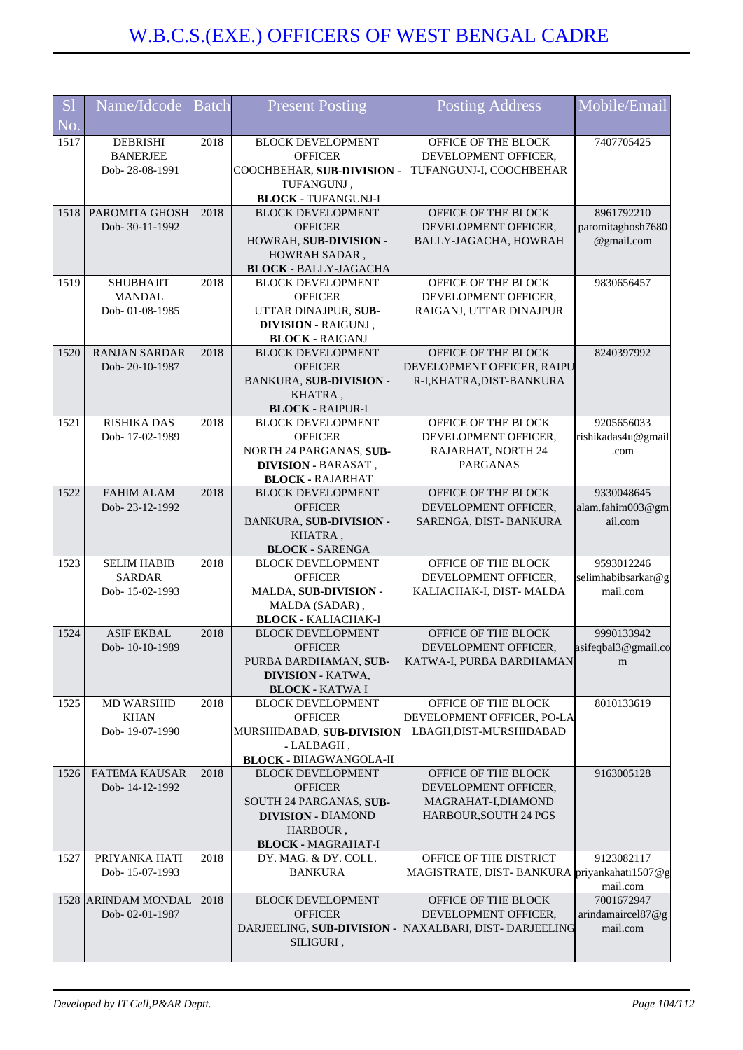# W.B.C.S.(EXE.) OFFICERS OF WEST BENGAL CADRE

| Sl No. | Name/Idcode | Batch | Present Posting | Posting Address | Mobile/Email |
|---|---|---|---|---|---|
| 1517 | DEBRISHI BANERJEE Dob- 28-08-1991 | 2018 | BLOCK DEVELOPMENT OFFICER COOCHBEHAR, **SUB-DIVISION** - TUFANGUNJ , **BLOCK** - TUFANGUNJ-I | OFFICE OF THE BLOCK DEVELOPMENT OFFICER, TUFANGUNJ-I, COOCHBEHAR | 7407705425 |
| 1518 | PAROMITA GHOSH Dob- 30-11-1992 | 2018 | BLOCK DEVELOPMENT OFFICER HOWRAH, **SUB-DIVISION** - HOWRAH SADAR , **BLOCK** - BALLY-JAGACHA | OFFICE OF THE BLOCK DEVELOPMENT OFFICER, BALLY-JAGACHA, HOWRAH | 8961792210 paromitaghosh7680@gmail.com |
| 1519 | SHUBHAJIT MANDAL Dob- 01-08-1985 | 2018 | BLOCK DEVELOPMENT OFFICER UTTAR DINAJPUR, **SUB-DIVISION** - RAIGUNJ , **BLOCK** - RAIGANJ | OFFICE OF THE BLOCK DEVELOPMENT OFFICER, RAIGANJ, UTTAR DINAJPUR | 9830656457 |
| 1520 | RANJAN SARDAR Dob- 20-10-1987 | 2018 | BLOCK DEVELOPMENT OFFICER BANKURA, **SUB-DIVISION** - KHATRA , **BLOCK** - RAIPUR-I | OFFICE OF THE BLOCK DEVELOPMENT OFFICER, RAIPUR-I,KHATRA,DIST-BANKURA | 8240397992 |
| 1521 | RISHIKA DAS Dob- 17-02-1989 | 2018 | BLOCK DEVELOPMENT OFFICER NORTH 24 PARGANAS, **SUB-DIVISION** - BARASAT , **BLOCK** - RAJARHAT | OFFICE OF THE BLOCK DEVELOPMENT OFFICER, RAJARHAT, NORTH 24 PARGANAS | 9205656033 rishikadas4u@gmail.com |
| 1522 | FAHIM ALAM Dob- 23-12-1992 | 2018 | BLOCK DEVELOPMENT OFFICER BANKURA, **SUB-DIVISION** - KHATRA , **BLOCK** - SARENGA | OFFICE OF THE BLOCK DEVELOPMENT OFFICER, SARENGA, DIST- BANKURA | 9330048645 alam.fahim003@gmail.com |
| 1523 | SELIM HABIB SARDAR Dob- 15-02-1993 | 2018 | BLOCK DEVELOPMENT OFFICER MALDA, **SUB-DIVISION** - MALDA (SADAR) , **BLOCK** - KALIACHAK-I | OFFICE OF THE BLOCK DEVELOPMENT OFFICER, KALIACHAK-I, DIST- MALDA | 9593012246 selimhabibsarkar@gmail.com |
| 1524 | ASIF EKBAL Dob- 10-10-1989 | 2018 | BLOCK DEVELOPMENT OFFICER PURBA BARDHAMAN, **SUB-DIVISION** - KATWA, **BLOCK** - KATWA I | OFFICE OF THE BLOCK DEVELOPMENT OFFICER, KATWA-I, PURBA BARDHAMAN | 9990133942 asifeqbal3@gmail.com |
| 1525 | MD WARSHID KHAN Dob- 19-07-1990 | 2018 | BLOCK DEVELOPMENT OFFICER MURSHIDABAD, **SUB-DIVISION** - LALBAGH , **BLOCK** - BHAGWANGOLA-II | OFFICE OF THE BLOCK DEVELOPMENT OFFICER, PO-LALBAGH,DIST-MURSHIDABAD | 8010133619 |
| 1526 | FATEMA KAUSAR Dob- 14-12-1992 | 2018 | BLOCK DEVELOPMENT OFFICER SOUTH 24 PARGANAS, **SUB-DIVISION** - DIAMOND HARBOUR , **BLOCK** - MAGRAHAT-I | OFFICE OF THE BLOCK DEVELOPMENT OFFICER, MAGRAHAT-I,DIAMOND HARBOUR,SOUTH 24 PGS | 9163005128 |
| 1527 | PRIYANKA HATI Dob- 15-07-1993 | 2018 | DY. MAG. & DY. COLL. BANKURA | OFFICE OF THE DISTRICT MAGISTRATE, DIST- BANKURA | 9123082117 priyankahati1507@gmail.com |
| 1528 | ARINDAM MONDAL Dob- 02-01-1987 | 2018 | BLOCK DEVELOPMENT OFFICER DARJEELING, **SUB-DIVISION** - SILIGURI , | OFFICE OF THE BLOCK DEVELOPMENT OFFICER, NAXALBARI, DIST- DARJEELING | 7001672947 arindamaircel87@gmail.com |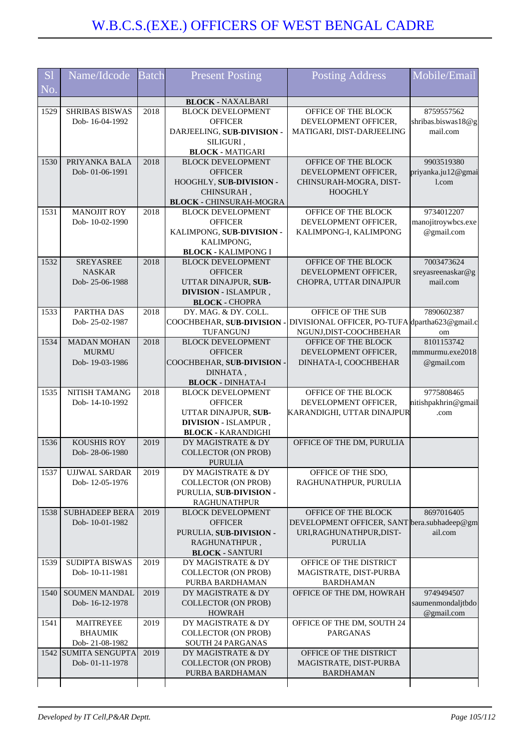# W.B.C.S.(EXE.) OFFICERS OF WEST BENGAL CADRE

| Sl No. | Name/Idcode | Batch | Present Posting | Posting Address | Mobile/Email |
|---|---|---|---|---|---|
| | | | **BLOCK** - NAXALBARI | | |
| 1529 | SHRIBAS BISWAS Dob- 16-04-1992 | 2018 | BLOCK DEVELOPMENT OFFICER DARJEELING, **SUB-DIVISION** - SILIGURI , **BLOCK** - MATIGARI | OFFICE OF THE BLOCK DEVELOPMENT OFFICER, MATIGARI, DIST-DARJEELING | 8759557562 shribas.biswas18@gmail.com |
| 1530 | PRIYANKA BALA Dob- 01-06-1991 | 2018 | BLOCK DEVELOPMENT OFFICER HOOGHLY, **SUB-DIVISION** - CHINSURAH , **BLOCK** - CHINSURAH-MOGRA | OFFICE OF THE BLOCK DEVELOPMENT OFFICER, CHINSURAH-MOGRA, DIST-HOOGHLY | 9903519380 priyanka.ju12@gmail.com |
| 1531 | MANOJIT ROY Dob- 10-02-1990 | 2018 | BLOCK DEVELOPMENT OFFICER KALIMPONG, **SUB-DIVISION** - KALIMPONG, **BLOCK** - KALIMPONG I | OFFICE OF THE BLOCK DEVELOPMENT OFFICER, KALIMPONG-I, KALIMPONG | 9734012207 manojitroywbcs.exe@gmail.com |
| 1532 | SREYASREE NASKAR Dob- 25-06-1988 | 2018 | BLOCK DEVELOPMENT OFFICER UTTAR DINAJPUR, **SUB-DIVISION** - ISLAMPUR , **BLOCK** - CHOPRA | OFFICE OF THE BLOCK DEVELOPMENT OFFICER, CHOPRA, UTTAR DINAJPUR | 7003473624 sreyasreenaskar@gmail.com |
| 1533 | PARTHA DAS Dob- 25-02-1987 | 2018 | DY. MAG. & DY. COLL. COOCHBEHAR, **SUB-DIVISION** - TUFANGUNJ | OFFICE OF THE SUB DIVISIONAL OFFICER, PO-TUFANGUNJ,DIST-COOCHBEHAR | 7890602387 dpartha623@gmail.com |
| 1534 | MADAN MOHAN MURMU Dob- 19-03-1986 | 2018 | BLOCK DEVELOPMENT OFFICER COOCHBEHAR, **SUB-DIVISION** - DINHATA , **BLOCK** - DINHATA-I | OFFICE OF THE BLOCK DEVELOPMENT OFFICER, DINHATA-I, COOCHBEHAR | 8101153742 mmmurmu.exe2018@gmail.com |
| 1535 | NITISH TAMANG Dob- 14-10-1992 | 2018 | BLOCK DEVELOPMENT OFFICER UTTAR DINAJPUR, **SUB-DIVISION** - ISLAMPUR , **BLOCK** - KARANDIGHI | OFFICE OF THE BLOCK DEVELOPMENT OFFICER, KARANDIGHI, UTTAR DINAJPUR | 9775808465 nitishpakhrin@gmail.com |
| 1536 | KOUSHIS ROY Dob- 28-06-1980 | 2019 | DY MAGISTRATE & DY COLLECTOR (ON PROB) PURULIA | OFFICE OF THE DM, PURULIA | |
| 1537 | UJJWAL SARDAR Dob- 12-05-1976 | 2019 | DY MAGISTRATE & DY COLLECTOR (ON PROB) PURULIA, **SUB-DIVISION** - RAGHUNATHPUR | OFFICE OF THE SDO, RAGHUNATHPUR, PURULIA | |
| 1538 | SUBHADEEP BERA Dob- 10-01-1982 | 2019 | BLOCK DEVELOPMENT OFFICER PURULIA, **SUB-DIVISION** - RAGHUNATHPUR , **BLOCK** - SANTURI | OFFICE OF THE BLOCK DEVELOPMENT OFFICER, SANTURI,RAGHUNATHPUR,DIST-PURULIA | 8697016405 bera.subhadeep@gmail.com |
| 1539 | SUDIPTA BISWAS Dob- 10-11-1981 | 2019 | DY MAGISTRATE & DY COLLECTOR (ON PROB) PURBA BARDHAMAN | OFFICE OF THE DISTRICT MAGISTRATE, DIST-PURBA BARDHAMAN | |
| 1540 | SOUMEN MANDAL Dob- 16-12-1978 | 2019 | DY MAGISTRATE & DY COLLECTOR (ON PROB) HOWRAH | OFFICE OF THE DM, HOWRAH | 9749494507 saumenmondaljtbdo@gmail.com |
| 1541 | MAITREYEE BHAUMIK Dob- 21-08-1982 | 2019 | DY MAGISTRATE & DY COLLECTOR (ON PROB) SOUTH 24 PARGANAS | OFFICE OF THE DM, SOUTH 24 PARGANAS | |
| 1542 | SUMITA SENGUPTA Dob- 01-11-1978 | 2019 | DY MAGISTRATE & DY COLLECTOR (ON PROB) PURBA BARDHAMAN | OFFICE OF THE DISTRICT MAGISTRATE, DIST-PURBA BARDHAMAN | |

*Developed by IT Cell,P&AR Deptt.*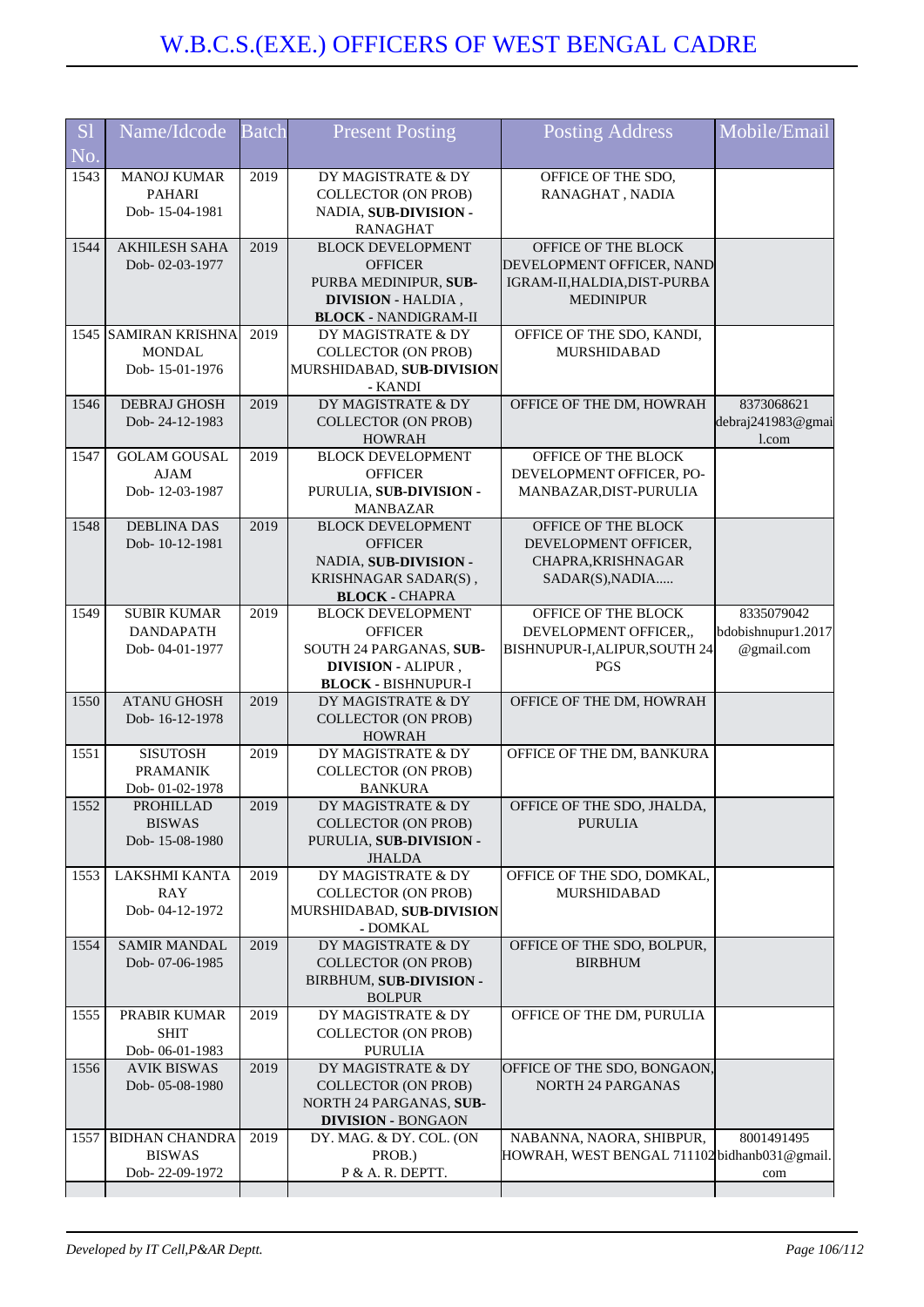# W.B.C.S.(EXE.) OFFICERS OF WEST BENGAL CADRE

| Sl No. | Name/Idcode | Batch | Present Posting | Posting Address | Mobile/Email |
|---|---|---|---|---|---|
| 1543 | MANOJ KUMAR PAHARI Dob- 15-04-1981 | 2019 | DY MAGISTRATE & DY COLLECTOR (ON PROB) NADIA, **SUB-DIVISION** - RANAGHAT | OFFICE OF THE SDO, RANAGHAT , NADIA | |
| 1544 | AKHILESH SAHA Dob- 02-03-1977 | 2019 | BLOCK DEVELOPMENT OFFICER PURBA MEDINIPUR, **SUB-DIVISION** - HALDIA , **BLOCK** - NANDIGRAM-II | OFFICE OF THE BLOCK DEVELOPMENT OFFICER, NANDIGRAM-II,HALDIA,DIST-PURBA MEDINIPUR | |
| 1545 | SAMIRAN KRISHNA MONDAL Dob- 15-01-1976 | 2019 | DY MAGISTRATE & DY COLLECTOR (ON PROB) MURSHIDABAD, **SUB-DIVISION** - KANDI | OFFICE OF THE SDO, KANDI, MURSHIDABAD | |
| 1546 | DEBRAJ GHOSH Dob- 24-12-1983 | 2019 | DY MAGISTRATE & DY COLLECTOR (ON PROB) HOWRAH | OFFICE OF THE DM, HOWRAH | 8373068621 debraj241983@gmail.com |
| 1547 | GOLAM GOUSAL AJAM Dob- 12-03-1987 | 2019 | BLOCK DEVELOPMENT OFFICER PURULIA, **SUB-DIVISION** - MANBAZAR | OFFICE OF THE BLOCK DEVELOPMENT OFFICER, PO-MANBAZAR,DIST-PURULIA | |
| 1548 | DEBLINA DAS Dob- 10-12-1981 | 2019 | BLOCK DEVELOPMENT OFFICER NADIA, **SUB-DIVISION** - KRISHNAGAR SADAR(S) , **BLOCK** - CHAPRA | OFFICE OF THE BLOCK DEVELOPMENT OFFICER, CHAPRA,KRISHNAGAR SADAR(S),NADIA..... | |
| 1549 | SUBIR KUMAR DANDAPATH Dob- 04-01-1977 | 2019 | BLOCK DEVELOPMENT OFFICER SOUTH 24 PARGANAS, **SUB-DIVISION** - ALIPUR , **BLOCK** - BISHNUPUR-I | OFFICE OF THE BLOCK DEVELOPMENT OFFICER,, BISHNUPUR-I,ALIPUR,SOUTH 24 PGS | 8335079042 bdobishnupur1.2017@gmail.com |
| 1550 | ATANU GHOSH Dob- 16-12-1978 | 2019 | DY MAGISTRATE & DY COLLECTOR (ON PROB) HOWRAH | OFFICE OF THE DM, HOWRAH | |
| 1551 | SISUTOSH PRAMANIK Dob- 01-02-1978 | 2019 | DY MAGISTRATE & DY COLLECTOR (ON PROB) BANKURA | OFFICE OF THE DM, BANKURA | |
| 1552 | PROHILLAD BISWAS Dob- 15-08-1980 | 2019 | DY MAGISTRATE & DY COLLECTOR (ON PROB) PURULIA, **SUB-DIVISION** - JHALDA | OFFICE OF THE SDO, JHALDA, PURULIA | |
| 1553 | LAKSHMI KANTA RAY Dob- 04-12-1972 | 2019 | DY MAGISTRATE & DY COLLECTOR (ON PROB) MURSHIDABAD, **SUB-DIVISION** - DOMKAL | OFFICE OF THE SDO, DOMKAL, MURSHIDABAD | |
| 1554 | SAMIR MANDAL Dob- 07-06-1985 | 2019 | DY MAGISTRATE & DY COLLECTOR (ON PROB) BIRBHUM, **SUB-DIVISION** - BOLPUR | OFFICE OF THE SDO, BOLPUR, BIRBHUM | |
| 1555 | PRABIR KUMAR SHIT Dob- 06-01-1983 | 2019 | DY MAGISTRATE & DY COLLECTOR (ON PROB) PURULIA | OFFICE OF THE DM, PURULIA | |
| 1556 | AVIK BISWAS Dob- 05-08-1980 | 2019 | DY MAGISTRATE & DY COLLECTOR (ON PROB) NORTH 24 PARGANAS, **SUB-DIVISION** - BONGAON | OFFICE OF THE SDO, BONGAON, NORTH 24 PARGANAS | |
| 1557 | BIDHAN CHANDRA BISWAS Dob- 22-09-1972 | 2019 | DY. MAG. & DY. COL. (ON PROB.) P & A. R. DEPTT. | NABANNA, NAORA, SHIBPUR, HOWRAH, WEST BENGAL 711102 | 8001491495 bidhanb031@gmail.com |

*Developed by IT Cell,P&AR Deptt.*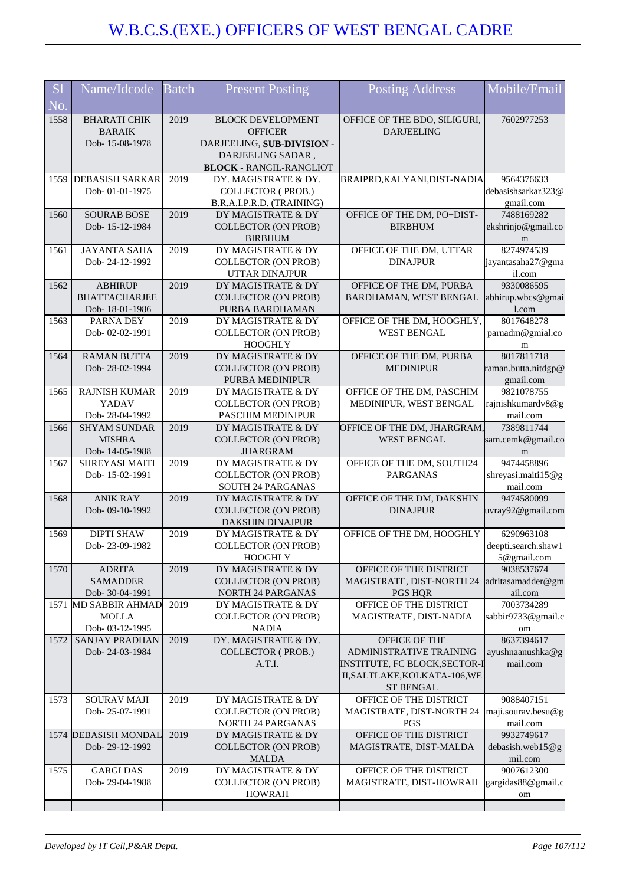# W.B.C.S.(EXE.) OFFICERS OF WEST BENGAL CADRE

| Sl No. | Name/Idcode | Batch | Present Posting | Posting Address | Mobile/Email |
|---|---|---|---|---|---|
| 1558 | BHARATI CHIK BARAIK Dob- 15-08-1978 | 2019 | BLOCK DEVELOPMENT OFFICER DARJEELING, **SUB-DIVISION -** DARJEELING SADAR , **BLOCK -** RANGIL-RANGLIOT | OFFICE OF THE BDO, SILIGURI, DARJEELING | 7602977253 |
| 1559 | DEBASISH SARKAR Dob- 01-01-1975 | 2019 | DY. MAGISTRATE & DY. COLLECTOR ( PROB.) B.R.A.I.P.R.D. (TRAINING) | BRAIPRD,KALYANI,DIST-NADIA | 9564376633 debasishsarkar323@gmail.com |
| 1560 | SOURAB BOSE Dob- 15-12-1984 | 2019 | DY MAGISTRATE & DY COLLECTOR (ON PROB) BIRBHUM | OFFICE OF THE DM, PO+DIST-BIRBHUM | 7488169282 ekshrinjo@gmail.com |
| 1561 | JAYANTA SAHA Dob- 24-12-1992 | 2019 | DY MAGISTRATE & DY COLLECTOR (ON PROB) UTTAR DINAJPUR | OFFICE OF THE DM, UTTAR DINAJPUR | 8274974539 jayantasaha27@gmail.com |
| 1562 | ABHIRUP BHATTACHARJEE Dob- 18-01-1986 | 2019 | DY MAGISTRATE & DY COLLECTOR (ON PROB) PURBA BARDHAMAN | OFFICE OF THE DM, PURBA BARDHAMAN, WEST BENGAL | 9330086595 abhirup.wbcs@gmail.com |
| 1563 | PARNA DEY Dob- 02-02-1991 | 2019 | DY MAGISTRATE & DY COLLECTOR (ON PROB) HOOGHLY | OFFICE OF THE DM, HOOGHLY, WEST BENGAL | 8017648278 parnadm@gmial.com |
| 1564 | RAMAN BUTTA Dob- 28-02-1994 | 2019 | DY MAGISTRATE & DY COLLECTOR (ON PROB) PURBA MEDINIPUR | OFFICE OF THE DM, PURBA MEDINIPUR | 8017811718 raman.butta.nitdgp@gmail.com |
| 1565 | RAJNISH KUMAR YADAV Dob- 28-04-1992 | 2019 | DY MAGISTRATE & DY COLLECTOR (ON PROB) PASCHIM MEDINIPUR | OFFICE OF THE DM, PASCHIM MEDINIPUR, WEST BENGAL | 9821078755 rajnishkumardv8@gmail.com |
| 1566 | SHYAM SUNDAR MISHRA Dob- 14-05-1988 | 2019 | DY MAGISTRATE & DY COLLECTOR (ON PROB) JHARGRAM | OFFICE OF THE DM, JHARGRAM, WEST BENGAL | 7389811744 sam.cemk@gmail.com |
| 1567 | SHREYASI MAITI Dob- 15-02-1991 | 2019 | DY MAGISTRATE & DY COLLECTOR (ON PROB) SOUTH 24 PARGANAS | OFFICE OF THE DM, SOUTH24 PARGANAS | 9474458896 shreyasi.maiti15@gmail.com |
| 1568 | ANIK RAY Dob- 09-10-1992 | 2019 | DY MAGISTRATE & DY COLLECTOR (ON PROB) DAKSHIN DINAJPUR | OFFICE OF THE DM, DAKSHIN DINAJPUR | 9474580099 uvray92@gmail.com |
| 1569 | DIPTI SHAW Dob- 23-09-1982 | 2019 | DY MAGISTRATE & DY COLLECTOR (ON PROB) HOOGHLY | OFFICE OF THE DM, HOOGHLY | 6290963108 deepti.search.shaw15@gmail.com |
| 1570 | ADRITA SAMADDER Dob- 30-04-1991 | 2019 | DY MAGISTRATE & DY COLLECTOR (ON PROB) NORTH 24 PARGANAS | OFFICE OF THE DISTRICT MAGISTRATE, DIST-NORTH 24 PGS HQR | 9038537674 adritasamadder@gmail.com |
| 1571 | MD SABBIR AHMAD MOLLA Dob- 03-12-1995 | 2019 | DY MAGISTRATE & DY COLLECTOR (ON PROB) NADIA | OFFICE OF THE DISTRICT MAGISTRATE, DIST-NADIA | 7003734289 sabbir9733@gmail.com |
| 1572 | SANJAY PRADHAN Dob- 24-03-1984 | 2019 | DY. MAGISTRATE & DY. COLLECTOR ( PROB.) A.T.I. | OFFICE OF THE ADMINISTRATIVE TRAINING INSTITUTE, FC BLOCK,SECTOR-III,SALTLAKE,KOLKATA-106,WEST BENGAL | 8637394617 ayushnaanushka@gmail.com |
| 1573 | SOURAV MAJI Dob- 25-07-1991 | 2019 | DY MAGISTRATE & DY COLLECTOR (ON PROB) NORTH 24 PARGANAS | OFFICE OF THE DISTRICT MAGISTRATE, DIST-NORTH 24 PGS | 9088407151 maji.sourav.besu@gmail.com |
| 1574 | DEBASISH MONDAL Dob- 29-12-1992 | 2019 | DY MAGISTRATE & DY COLLECTOR (ON PROB) MALDA | OFFICE OF THE DISTRICT MAGISTRATE, DIST-MALDA | 9932749617 debasish.web15@gmil.com |
| 1575 | GARGI DAS Dob- 29-04-1988 | 2019 | DY MAGISTRATE & DY COLLECTOR (ON PROB) HOWRAH | OFFICE OF THE DISTRICT MAGISTRATE, DIST-HOWRAH | 9007612300 gargidas88@gmail.com |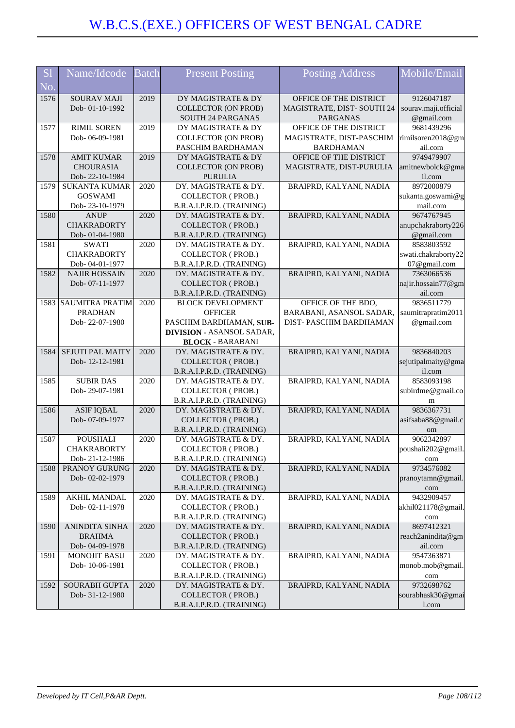# W.B.C.S.(EXE.) OFFICERS OF WEST BENGAL CADRE

| Sl No. | Name/Idcode | Batch | Present Posting | Posting Address | Mobile/Email |
|---|---|---|---|---|---|
| 1576 | SOURAV MAJI Dob- 01-10-1992 | 2019 | DY MAGISTRATE & DY COLLECTOR (ON PROB) SOUTH 24 PARGANAS | OFFICE OF THE DISTRICT MAGISTRATE, DIST- SOUTH 24 PARGANAS | 9126047187 sourav.maji.official@gmail.com |
| 1577 | RIMIL SOREN Dob- 06-09-1981 | 2019 | DY MAGISTRATE & DY COLLECTOR (ON PROB) PASCHIM BARDHAMAN | OFFICE OF THE DISTRICT MAGISTRATE, DIST-PASCHIM BARDHAMAN | 9681439296 rimilsoren2018@gmail.com |
| 1578 | AMIT KUMAR CHOURASIA Dob- 22-10-1984 | 2019 | DY MAGISTRATE & DY COLLECTOR (ON PROB) PURULIA | OFFICE OF THE DISTRICT MAGISTRATE, DIST-PURULIA | 9749479907 amitnewbolck@gmail.com |
| 1579 | SUKANTA KUMAR GOSWAMI Dob- 23-10-1979 | 2020 | DY. MAGISTRATE & DY. COLLECTOR ( PROB.) B.R.A.I.P.R.D. (TRAINING) | BRAIPRD, KALYANI, NADIA | 8972000879 sukanta.goswami@gmail.com |
| 1580 | ANUP CHAKRABORTY Dob- 01-04-1980 | 2020 | DY. MAGISTRATE & DY. COLLECTOR ( PROB.) B.R.A.I.P.R.D. (TRAINING) | BRAIPRD, KALYANI, NADIA | 9674767945 anupchakraborty226@gmail.com |
| 1581 | SWATI CHAKRABORTY Dob- 04-01-1977 | 2020 | DY. MAGISTRATE & DY. COLLECTOR ( PROB.) B.R.A.I.P.R.D. (TRAINING) | BRAIPRD, KALYANI, NADIA | 8583803592 swati.chakraborty2207@gmail.com |
| 1582 | NAJIR HOSSAIN Dob- 07-11-1977 | 2020 | DY. MAGISTRATE & DY. COLLECTOR ( PROB.) B.R.A.I.P.R.D. (TRAINING) | BRAIPRD, KALYANI, NADIA | 7363066536 najir.hossain77@gmail.com |
| 1583 | SAUMITRA PRATIM PRADHAN Dob- 22-07-1980 | 2020 | BLOCK DEVELOPMENT OFFICER PASCHIM BARDHAMAN, **SUB-DIVISION** - ASANSOL SADAR, **BLOCK** - BARABANI | OFFICE OF THE BDO, BARABANI, ASANSOL SADAR, DIST- PASCHIM BARDHAMAN | 9836511779 saumitrapratim2011@gmail.com |
| 1584 | SEJUTI PAL MAITY Dob- 12-12-1981 | 2020 | DY. MAGISTRATE & DY. COLLECTOR ( PROB.) B.R.A.I.P.R.D. (TRAINING) | BRAIPRD, KALYANI, NADIA | 9836840203 sejutipalmaity@gmail.com |
| 1585 | SUBIR DAS Dob- 29-07-1981 | 2020 | DY. MAGISTRATE & DY. COLLECTOR ( PROB.) B.R.A.I.P.R.D. (TRAINING) | BRAIPRD, KALYANI, NADIA | 8583093198 subirdme@gmail.com |
| 1586 | ASIF IQBAL Dob- 07-09-1977 | 2020 | DY. MAGISTRATE & DY. COLLECTOR ( PROB.) B.R.A.I.P.R.D. (TRAINING) | BRAIPRD, KALYANI, NADIA | 9836367731 asifsaba88@gmail.com |
| 1587 | POUSHALI CHAKRABORTY Dob- 21-12-1986 | 2020 | DY. MAGISTRATE & DY. COLLECTOR ( PROB.) B.R.A.I.P.R.D. (TRAINING) | BRAIPRD, KALYANI, NADIA | 9062342897 poushali202@gmail.com |
| 1588 | PRANOY GURUNG Dob- 02-02-1979 | 2020 | DY. MAGISTRATE & DY. COLLECTOR ( PROB.) B.R.A.I.P.R.D. (TRAINING) | BRAIPRD, KALYANI, NADIA | 9734576082 pranoytamn@gmail.com |
| 1589 | AKHIL MANDAL Dob- 02-11-1978 | 2020 | DY. MAGISTRATE & DY. COLLECTOR ( PROB.) B.R.A.I.P.R.D. (TRAINING) | BRAIPRD, KALYANI, NADIA | 9432909457 akhil021178@gmail.com |
| 1590 | ANINDITA SINHA BRAHMA Dob- 04-09-1978 | 2020 | DY. MAGISTRATE & DY. COLLECTOR ( PROB.) B.R.A.I.P.R.D. (TRAINING) | BRAIPRD, KALYANI, NADIA | 8697412321 reach2anindita@gmail.com |
| 1591 | MONOJIT BASU Dob- 10-06-1981 | 2020 | DY. MAGISTRATE & DY. COLLECTOR ( PROB.) B.R.A.I.P.R.D. (TRAINING) | BRAIPRD, KALYANI, NADIA | 9547363871 monob.mob@gmail.com |
| 1592 | SOURABH GUPTA Dob- 31-12-1980 | 2020 | DY. MAGISTRATE & DY. COLLECTOR ( PROB.) B.R.A.I.P.R.D. (TRAINING) | BRAIPRD, KALYANI, NADIA | 9732698762 sourabhask30@gmail.com |

*Developed by IT Cell,P&AR Deptt.*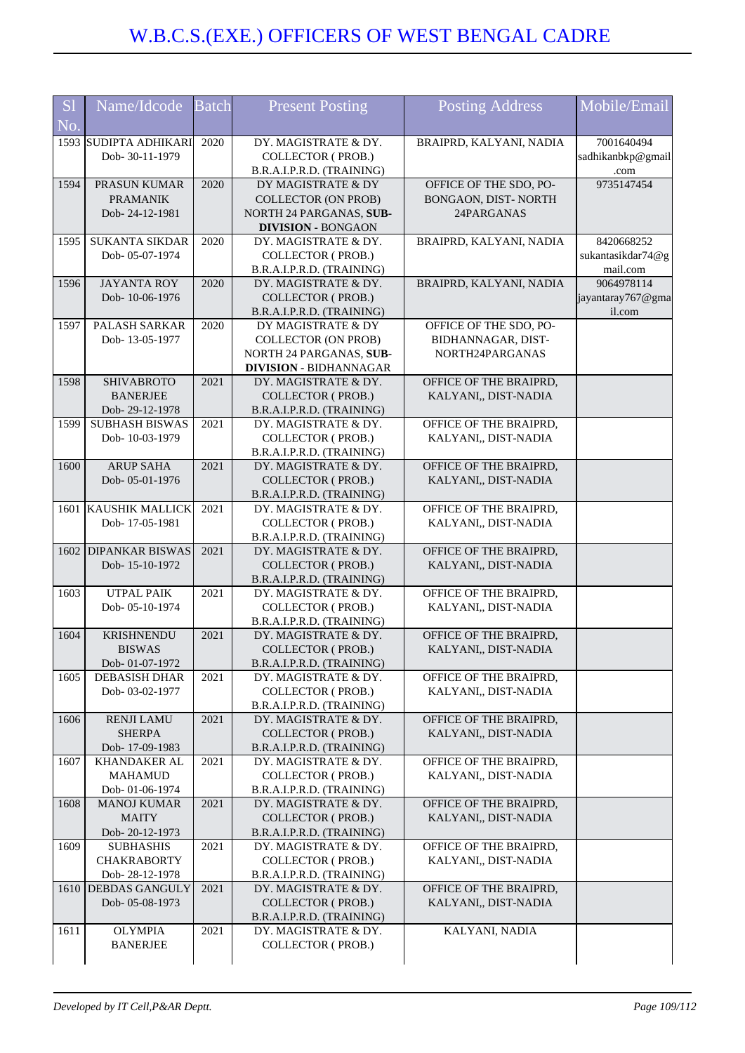# W.B.C.S.(EXE.) OFFICERS OF WEST BENGAL CADRE

| Sl No. | Name/Idcode | Batch | Present Posting | Posting Address | Mobile/Email |
|---|---|---|---|---|---|
| 1593 | SUDIPTA ADHIKARI Dob- 30-11-1979 | 2020 | DY. MAGISTRATE & DY. COLLECTOR ( PROB.) B.R.A.I.P.R.D. (TRAINING) | BRAIPRD, KALYANI, NADIA | 7001640494 sadhikanbkp@gmail.com |
| 1594 | PRASUN KUMAR PRAMANIK Dob- 24-12-1981 | 2020 | DY MAGISTRATE & DY COLLECTOR (ON PROB) NORTH 24 PARGANAS, **SUB-DIVISION** - BONGAON | OFFICE OF THE SDO, PO- BONGAON, DIST- NORTH 24PARGANAS | 9735147454 |
| 1595 | SUKANTA SIKDAR Dob- 05-07-1974 | 2020 | DY. MAGISTRATE & DY. COLLECTOR ( PROB.) B.R.A.I.P.R.D. (TRAINING) | BRAIPRD, KALYANI, NADIA | 8420668252 sukantasikdar74@gmail.com |
| 1596 | JAYANTA ROY Dob- 10-06-1976 | 2020 | DY. MAGISTRATE & DY. COLLECTOR ( PROB.) B.R.A.I.P.R.D. (TRAINING) | BRAIPRD, KALYANI, NADIA | 9064978114 jayantaray767@gmail.com |
| 1597 | PALASH SARKAR Dob- 13-05-1977 | 2020 | DY MAGISTRATE & DY COLLECTOR (ON PROB) NORTH 24 PARGANAS, **SUB-DIVISION** - BIDHANNAGAR | OFFICE OF THE SDO, PO- BIDHANNAGAR, DIST- NORTH24PARGANAS | |
| 1598 | SHIVABROTO BANERJEE Dob- 29-12-1978 | 2021 | DY. MAGISTRATE & DY. COLLECTOR ( PROB.) B.R.A.I.P.R.D. (TRAINING) | OFFICE OF THE BRAIPRD, KALYANI,, DIST-NADIA | |
| 1599 | SUBHASH BISWAS Dob- 10-03-1979 | 2021 | DY. MAGISTRATE & DY. COLLECTOR ( PROB.) B.R.A.I.P.R.D. (TRAINING) | OFFICE OF THE BRAIPRD, KALYANI,, DIST-NADIA | |
| 1600 | ARUP SAHA Dob- 05-01-1976 | 2021 | DY. MAGISTRATE & DY. COLLECTOR ( PROB.) B.R.A.I.P.R.D. (TRAINING) | OFFICE OF THE BRAIPRD, KALYANI,, DIST-NADIA | |
| 1601 | KAUSHIK MALLICK Dob- 17-05-1981 | 2021 | DY. MAGISTRATE & DY. COLLECTOR ( PROB.) B.R.A.I.P.R.D. (TRAINING) | OFFICE OF THE BRAIPRD, KALYANI,, DIST-NADIA | |
| 1602 | DIPANKAR BISWAS Dob- 15-10-1972 | 2021 | DY. MAGISTRATE & DY. COLLECTOR ( PROB.) B.R.A.I.P.R.D. (TRAINING) | OFFICE OF THE BRAIPRD, KALYANI,, DIST-NADIA | |
| 1603 | UTPAL PAIK Dob- 05-10-1974 | 2021 | DY. MAGISTRATE & DY. COLLECTOR ( PROB.) B.R.A.I.P.R.D. (TRAINING) | OFFICE OF THE BRAIPRD, KALYANI,, DIST-NADIA | |
| 1604 | KRISHNENDU BISWAS Dob- 01-07-1972 | 2021 | DY. MAGISTRATE & DY. COLLECTOR ( PROB.) B.R.A.I.P.R.D. (TRAINING) | OFFICE OF THE BRAIPRD, KALYANI,, DIST-NADIA | |
| 1605 | DEBASISH DHAR Dob- 03-02-1977 | 2021 | DY. MAGISTRATE & DY. COLLECTOR ( PROB.) B.R.A.I.P.R.D. (TRAINING) | OFFICE OF THE BRAIPRD, KALYANI,, DIST-NADIA | |
| 1606 | RENJI LAMU SHERPA Dob- 17-09-1983 | 2021 | DY. MAGISTRATE & DY. COLLECTOR ( PROB.) B.R.A.I.P.R.D. (TRAINING) | OFFICE OF THE BRAIPRD, KALYANI,, DIST-NADIA | |
| 1607 | KHANDAKER AL MAHAMUD Dob- 01-06-1974 | 2021 | DY. MAGISTRATE & DY. COLLECTOR ( PROB.) B.R.A.I.P.R.D. (TRAINING) | OFFICE OF THE BRAIPRD, KALYANI,, DIST-NADIA | |
| 1608 | MANOJ KUMAR MAITY Dob- 20-12-1973 | 2021 | DY. MAGISTRATE & DY. COLLECTOR ( PROB.) B.R.A.I.P.R.D. (TRAINING) | OFFICE OF THE BRAIPRD, KALYANI,, DIST-NADIA | |
| 1609 | SUBHASHIS CHAKRABORTY Dob- 28-12-1978 | 2021 | DY. MAGISTRATE & DY. COLLECTOR ( PROB.) B.R.A.I.P.R.D. (TRAINING) | OFFICE OF THE BRAIPRD, KALYANI,, DIST-NADIA | |
| 1610 | DEBDAS GANGULY Dob- 05-08-1973 | 2021 | DY. MAGISTRATE & DY. COLLECTOR ( PROB.) B.R.A.I.P.R.D. (TRAINING) | OFFICE OF THE BRAIPRD, KALYANI,, DIST-NADIA | |
| 1611 | OLYMPIA BANERJEE | 2021 | DY. MAGISTRATE & DY. COLLECTOR ( PROB.) | KALYANI, NADIA | |

*Developed by IT Cell,P&AR Deptt.*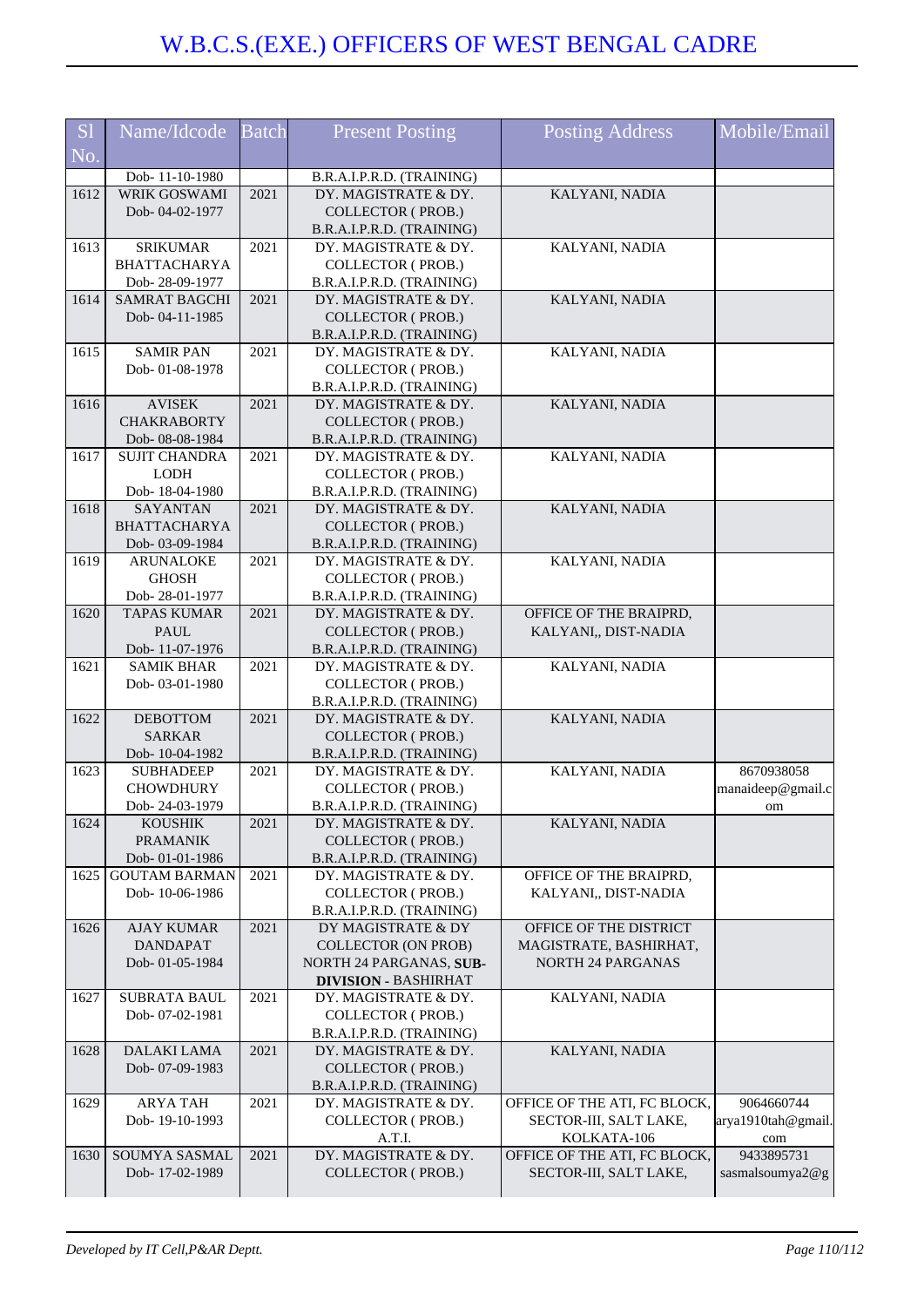# W.B.C.S.(EXE.) OFFICERS OF WEST BENGAL CADRE

| Sl No. | Name/Idcode | Batch | Present Posting | Posting Address | Mobile/Email |
|---|---|---|---|---|---|
| | Dob- 11-10-1980 | | B.R.A.I.P.R.D. (TRAINING) | | |
| 1612 | WRIK GOSWAMI Dob- 04-02-1977 | 2021 | DY. MAGISTRATE & DY. COLLECTOR ( PROB.) B.R.A.I.P.R.D. (TRAINING) | KALYANI, NADIA | |
| 1613 | SRIKUMAR BHATTACHARYA Dob- 28-09-1977 | 2021 | DY. MAGISTRATE & DY. COLLECTOR ( PROB.) B.R.A.I.P.R.D. (TRAINING) | KALYANI, NADIA | |
| 1614 | SAMRAT BAGCHI Dob- 04-11-1985 | 2021 | DY. MAGISTRATE & DY. COLLECTOR ( PROB.) B.R.A.I.P.R.D. (TRAINING) | KALYANI, NADIA | |
| 1615 | SAMIR PAN Dob- 01-08-1978 | 2021 | DY. MAGISTRATE & DY. COLLECTOR ( PROB.) B.R.A.I.P.R.D. (TRAINING) | KALYANI, NADIA | |
| 1616 | AVISEK CHAKRABORTY Dob- 08-08-1984 | 2021 | DY. MAGISTRATE & DY. COLLECTOR ( PROB.) B.R.A.I.P.R.D. (TRAINING) | KALYANI, NADIA | |
| 1617 | SUJIT CHANDRA LODH Dob- 18-04-1980 | 2021 | DY. MAGISTRATE & DY. COLLECTOR ( PROB.) B.R.A.I.P.R.D. (TRAINING) | KALYANI, NADIA | |
| 1618 | SAYANTAN BHATTACHARYA Dob- 03-09-1984 | 2021 | DY. MAGISTRATE & DY. COLLECTOR ( PROB.) B.R.A.I.P.R.D. (TRAINING) | KALYANI, NADIA | |
| 1619 | ARUNALOKE GHOSH Dob- 28-01-1977 | 2021 | DY. MAGISTRATE & DY. COLLECTOR ( PROB.) B.R.A.I.P.R.D. (TRAINING) | KALYANI, NADIA | |
| 1620 | TAPAS KUMAR PAUL Dob- 11-07-1976 | 2021 | DY. MAGISTRATE & DY. COLLECTOR ( PROB.) B.R.A.I.P.R.D. (TRAINING) | OFFICE OF THE BRAIPRD, KALYANI,, DIST-NADIA | |
| 1621 | SAMIK BHAR Dob- 03-01-1980 | 2021 | DY. MAGISTRATE & DY. COLLECTOR ( PROB.) B.R.A.I.P.R.D. (TRAINING) | KALYANI, NADIA | |
| 1622 | DEBOTTOM SARKAR Dob- 10-04-1982 | 2021 | DY. MAGISTRATE & DY. COLLECTOR ( PROB.) B.R.A.I.P.R.D. (TRAINING) | KALYANI, NADIA | |
| 1623 | SUBHADEEP CHOWDHURY Dob- 24-03-1979 | 2021 | DY. MAGISTRATE & DY. COLLECTOR ( PROB.) B.R.A.I.P.R.D. (TRAINING) | KALYANI, NADIA | 8670938058 manaideep@gmail.com |
| 1624 | KOUSHIK PRAMANIK Dob- 01-01-1986 | 2021 | DY. MAGISTRATE & DY. COLLECTOR ( PROB.) B.R.A.I.P.R.D. (TRAINING) | KALYANI, NADIA | |
| 1625 | GOUTAM BARMAN Dob- 10-06-1986 | 2021 | DY. MAGISTRATE & DY. COLLECTOR ( PROB.) B.R.A.I.P.R.D. (TRAINING) | OFFICE OF THE BRAIPRD, KALYANI,, DIST-NADIA | |
| 1626 | AJAY KUMAR DANDAPAT Dob- 01-05-1984 | 2021 | DY MAGISTRATE & DY COLLECTOR (ON PROB) NORTH 24 PARGANAS, **SUB-DIVISION** - BASHIRHAT | OFFICE OF THE DISTRICT MAGISTRATE, BASHIRHAT, NORTH 24 PARGANAS | |
| 1627 | SUBRATA BAUL Dob- 07-02-1981 | 2021 | DY. MAGISTRATE & DY. COLLECTOR ( PROB.) B.R.A.I.P.R.D. (TRAINING) | KALYANI, NADIA | |
| 1628 | DALAKI LAMA Dob- 07-09-1983 | 2021 | DY. MAGISTRATE & DY. COLLECTOR ( PROB.) B.R.A.I.P.R.D. (TRAINING) | KALYANI, NADIA | |
| 1629 | ARYA TAH Dob- 19-10-1993 | 2021 | DY. MAGISTRATE & DY. COLLECTOR ( PROB.) A.T.I. | OFFICE OF THE ATI, FC BLOCK, SECTOR-III, SALT LAKE, KOLKATA-106 | 9064660744 arya1910tah@gmail.com |
| 1630 | SOUMYA SASMAL Dob- 17-02-1989 | 2021 | DY. MAGISTRATE & DY. COLLECTOR ( PROB.) | OFFICE OF THE ATI, FC BLOCK, SECTOR-III, SALT LAKE, | 9433895731 sasmalsoumya2@g |

*Developed by IT Cell,P&AR Deptt.*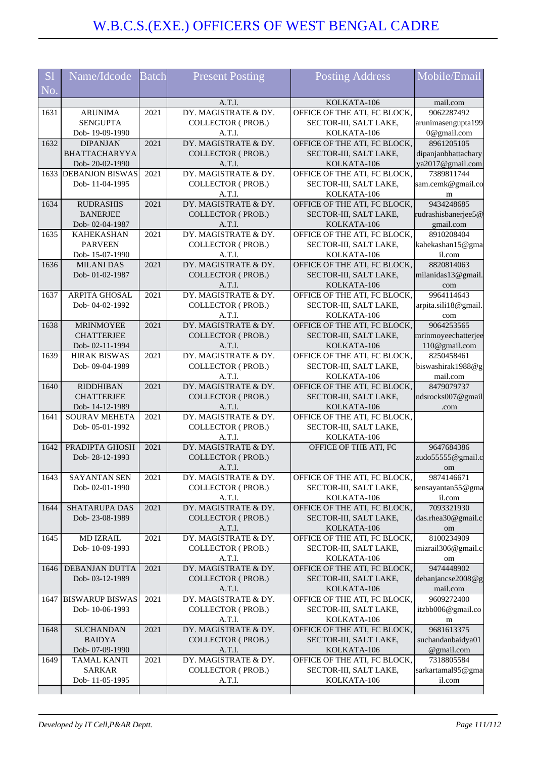# W.B.C.S.(EXE.) OFFICERS OF WEST BENGAL CADRE

| Sl No. | Name/Idcode | Batch | Present Posting | Posting Address | Mobile/Email |
|---|---|---|---|---|---|
| | | | A.T.I. | KOLKATA-106 | mail.com |
| 1631 | ARUNIMA SENGUPTA Dob- 19-09-1990 | 2021 | DY. MAGISTRATE & DY. COLLECTOR ( PROB.) A.T.I. | OFFICE OF THE ATI, FC BLOCK, SECTOR-III, SALT LAKE, KOLKATA-106 | 9062287492 arunimasengupta1990@gmail.com |
| 1632 | DIPANJAN BHATTACHARYYA Dob- 20-02-1990 | 2021 | DY. MAGISTRATE & DY. COLLECTOR ( PROB.) A.T.I. | OFFICE OF THE ATI, FC BLOCK, SECTOR-III, SALT LAKE, KOLKATA-106 | 8961205105 dipanjanbhattacharya2017@gmail.com |
| 1633 | DEBANJON BISWAS Dob- 11-04-1995 | 2021 | DY. MAGISTRATE & DY. COLLECTOR ( PROB.) A.T.I. | OFFICE OF THE ATI, FC BLOCK, SECTOR-III, SALT LAKE, KOLKATA-106 | 7389811744 sam.cemk@gmail.com |
| 1634 | RUDRASHIS BANERJEE Dob- 02-04-1987 | 2021 | DY. MAGISTRATE & DY. COLLECTOR ( PROB.) A.T.I. | OFFICE OF THE ATI, FC BLOCK, SECTOR-III, SALT LAKE, KOLKATA-106 | 9434248685 rudrashisbanerjee5@gmail.com |
| 1635 | KAHEKASHAN PARVEEN Dob- 15-07-1990 | 2021 | DY. MAGISTRATE & DY. COLLECTOR ( PROB.) A.T.I. | OFFICE OF THE ATI, FC BLOCK, SECTOR-III, SALT LAKE, KOLKATA-106 | 8910208404 kahekashan15@gmail.com |
| 1636 | MILANI DAS Dob- 01-02-1987 | 2021 | DY. MAGISTRATE & DY. COLLECTOR ( PROB.) A.T.I. | OFFICE OF THE ATI, FC BLOCK, SECTOR-III, SALT LAKE, KOLKATA-106 | 8820814063 milanidas13@gmail.com |
| 1637 | ARPITA GHOSAL Dob- 04-02-1992 | 2021 | DY. MAGISTRATE & DY. COLLECTOR ( PROB.) A.T.I. | OFFICE OF THE ATI, FC BLOCK, SECTOR-III, SALT LAKE, KOLKATA-106 | 9964114643 arpita.sili18@gmail.com |
| 1638 | MRINMOYEE CHATTERJEE Dob- 02-11-1994 | 2021 | DY. MAGISTRATE & DY. COLLECTOR ( PROB.) A.T.I. | OFFICE OF THE ATI, FC BLOCK, SECTOR-III, SALT LAKE, KOLKATA-106 | 9064253565 mrinmoyeechatterjee110@gmail.com |
| 1639 | HIRAK BISWAS Dob- 09-04-1989 | 2021 | DY. MAGISTRATE & DY. COLLECTOR ( PROB.) A.T.I. | OFFICE OF THE ATI, FC BLOCK, SECTOR-III, SALT LAKE, KOLKATA-106 | 8250458461 biswashirak1988@gmail.com |
| 1640 | RIDDHIBAN CHATTERJEE Dob- 14-12-1989 | 2021 | DY. MAGISTRATE & DY. COLLECTOR ( PROB.) A.T.I. | OFFICE OF THE ATI, FC BLOCK, SECTOR-III, SALT LAKE, KOLKATA-106 | 8479079737 ndsrocks007@gmail.com |
| 1641 | SOURAV MEHETA Dob- 05-01-1992 | 2021 | DY. MAGISTRATE & DY. COLLECTOR ( PROB.) A.T.I. | OFFICE OF THE ATI, FC BLOCK, SECTOR-III, SALT LAKE, KOLKATA-106 | |
| 1642 | PRADIPTA GHOSH Dob- 28-12-1993 | 2021 | DY. MAGISTRATE & DY. COLLECTOR ( PROB.) A.T.I. | OFFICE OF THE ATI, FC | 9647684386 zudo55555@gmail.com |
| 1643 | SAYANTAN SEN Dob- 02-01-1990 | 2021 | DY. MAGISTRATE & DY. COLLECTOR ( PROB.) A.T.I. | OFFICE OF THE ATI, FC BLOCK, SECTOR-III, SALT LAKE, KOLKATA-106 | 9874146671 sensayantan55@gmail.com |
| 1644 | SHATARUPA DAS Dob- 23-08-1989 | 2021 | DY. MAGISTRATE & DY. COLLECTOR ( PROB.) A.T.I. | OFFICE OF THE ATI, FC BLOCK, SECTOR-III, SALT LAKE, KOLKATA-106 | 7093321930 das.rhea30@gmail.com |
| 1645 | MD IZRAIL Dob- 10-09-1993 | 2021 | DY. MAGISTRATE & DY. COLLECTOR ( PROB.) A.T.I. | OFFICE OF THE ATI, FC BLOCK, SECTOR-III, SALT LAKE, KOLKATA-106 | 8100234909 mizrail306@gmail.com |
| 1646 | DEBANJAN DUTTA Dob- 03-12-1989 | 2021 | DY. MAGISTRATE & DY. COLLECTOR ( PROB.) A.T.I. | OFFICE OF THE ATI, FC BLOCK, SECTOR-III, SALT LAKE, KOLKATA-106 | 9474448902 debanjancse2008@gmail.com |
| 1647 | BISWARUP BISWAS Dob- 10-06-1993 | 2021 | DY. MAGISTRATE & DY. COLLECTOR ( PROB.) A.T.I. | OFFICE OF THE ATI, FC BLOCK, SECTOR-III, SALT LAKE, KOLKATA-106 | 9609272400 itzbb006@gmail.com |
| 1648 | SUCHANDAN BAIDYA Dob- 07-09-1990 | 2021 | DY. MAGISTRATE & DY. COLLECTOR ( PROB.) A.T.I. | OFFICE OF THE ATI, FC BLOCK, SECTOR-III, SALT LAKE, KOLKATA-106 | 9681613375 suchandanbaidya01@gmail.com |
| 1649 | TAMAL KANTI SARKAR Dob- 11-05-1995 | 2021 | DY. MAGISTRATE & DY. COLLECTOR ( PROB.) A.T.I. | OFFICE OF THE ATI, FC BLOCK, SECTOR-III, SALT LAKE, KOLKATA-106 | 7318805584 sarkartamal95@gmail.com |

*Developed by IT Cell,P&AR Deptt.*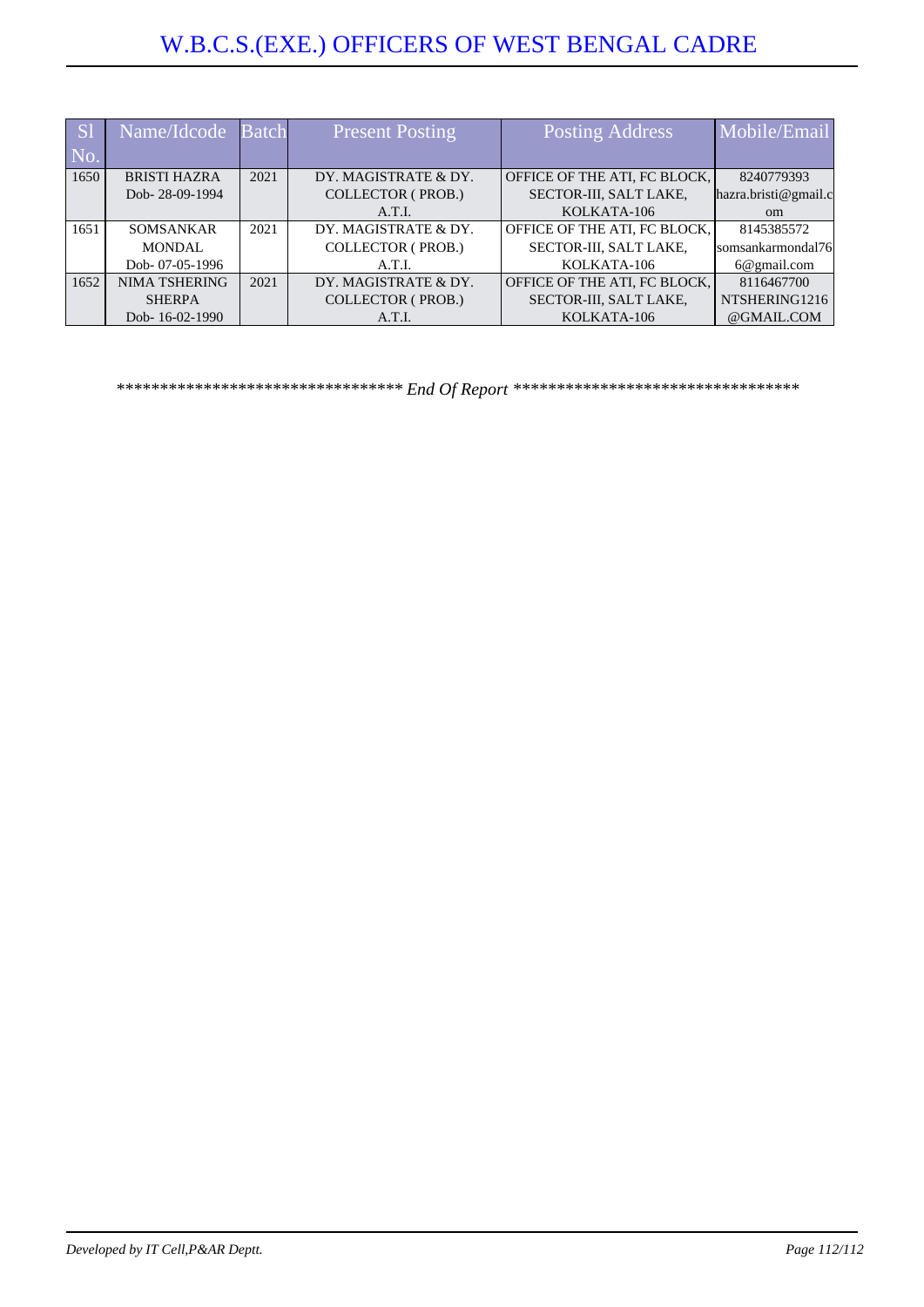# W.B.C.S.(EXE.) OFFICERS OF WEST BENGAL CADRE

| Sl No. | Name/Idcode | Batch | Present Posting | Posting Address | Mobile/Email |
|---|---|---|---|---|---|
| 1650 | BRISTI HAZRA Dob- 28-09-1994 | 2021 | DY. MAGISTRATE & DY. COLLECTOR ( PROB.) A.T.I. | OFFICE OF THE ATI, FC BLOCK, SECTOR-III, SALT LAKE, KOLKATA-106 | 8240779393 hazra.bristi@gmail.com |
| 1651 | SOMSANKAR MONDAL Dob- 07-05-1996 | 2021 | DY. MAGISTRATE & DY. COLLECTOR ( PROB.) A.T.I. | OFFICE OF THE ATI, FC BLOCK, SECTOR-III, SALT LAKE, KOLKATA-106 | 8145385572 somsankarmondal766@gmail.com |
| 1652 | NIMA TSHERING SHERPA Dob- 16-02-1990 | 2021 | DY. MAGISTRATE & DY. COLLECTOR ( PROB.) A.T.I. | OFFICE OF THE ATI, FC BLOCK, SECTOR-III, SALT LAKE, KOLKATA-106 | 8116467700 NTSHERING1216@GMAIL.COM |

********************************* *End Of Report* *********************************

*Developed by IT Cell,P&AR Deptt.*